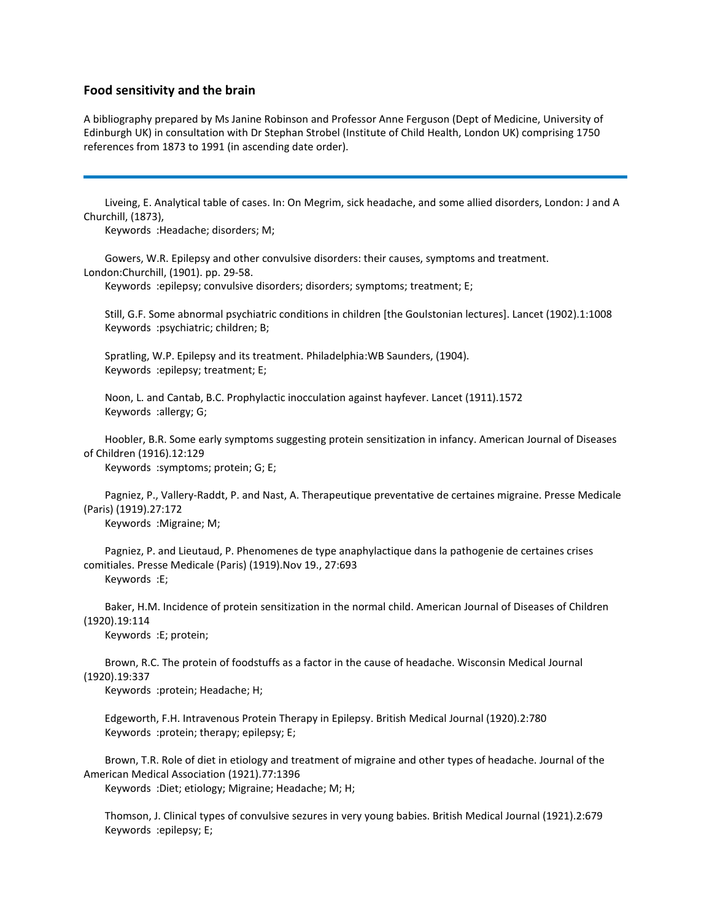## Food sensitivity and the brain

A bibliography prepared by Ms Janine Robinson and Professor Anne Ferguson (Dept of Medicine, University of Edinburgh UK) in consultation with Dr Stephan Strobel (Institute of Child Health, London UK) comprising 1750 references from 1873 to 1991 (in ascending date order).

---

Liveing, E. Analytical table of cases. In: On Megrim, sick headache, and some allied disorders, London: J and A Churchill, (1873),
Keywords :Headache; disorders; M;

Gowers, W.R. Epilepsy and other convulsive disorders: their causes, symptoms and treatment. London:Churchill, (1901). pp. 29-58.
Keywords :epilepsy; convulsive disorders; disorders; symptoms; treatment; E;

Still, G.F. Some abnormal psychiatric conditions in children [the Goulstonian lectures]. Lancet (1902).1:1008
Keywords :psychiatric; children; B;

Spratling, W.P. Epilepsy and its treatment. Philadelphia:WB Saunders, (1904).
Keywords :epilepsy; treatment; E;

Noon, L. and Cantab, B.C. Prophylactic inocculation against hayfever. Lancet (1911).1572
Keywords :allergy; G;

Hoobler, B.R. Some early symptoms suggesting protein sensitization in infancy. American Journal of Diseases of Children (1916).12:129
Keywords :symptoms; protein; G; E;

Pagniez, P., Vallery-Raddt, P. and Nast, A. Therapeutique preventative de certaines migraine. Presse Medicale (Paris) (1919).27:172
Keywords :Migraine; M;

Pagniez, P. and Lieutaud, P. Phenomenes de type anaphylactique dans la pathogenie de certaines crises comitiales. Presse Medicale (Paris) (1919).Nov 19., 27:693
Keywords :E;

Baker, H.M. Incidence of protein sensitization in the normal child. American Journal of Diseases of Children (1920).19:114
Keywords :E; protein;

Brown, R.C. The protein of foodstuffs as a factor in the cause of headache. Wisconsin Medical Journal (1920).19:337
Keywords :protein; Headache; H;

Edgeworth, F.H. Intravenous Protein Therapy in Epilepsy. British Medical Journal (1920).2:780
Keywords :protein; therapy; epilepsy; E;

Brown, T.R. Role of diet in etiology and treatment of migraine and other types of headache. Journal of the American Medical Association (1921).77:1396
Keywords :Diet; etiology; Migraine; Headache; M; H;

Thomson, J. Clinical types of convulsive sezures in very young babies. British Medical Journal (1921).2:679
Keywords :epilepsy; E;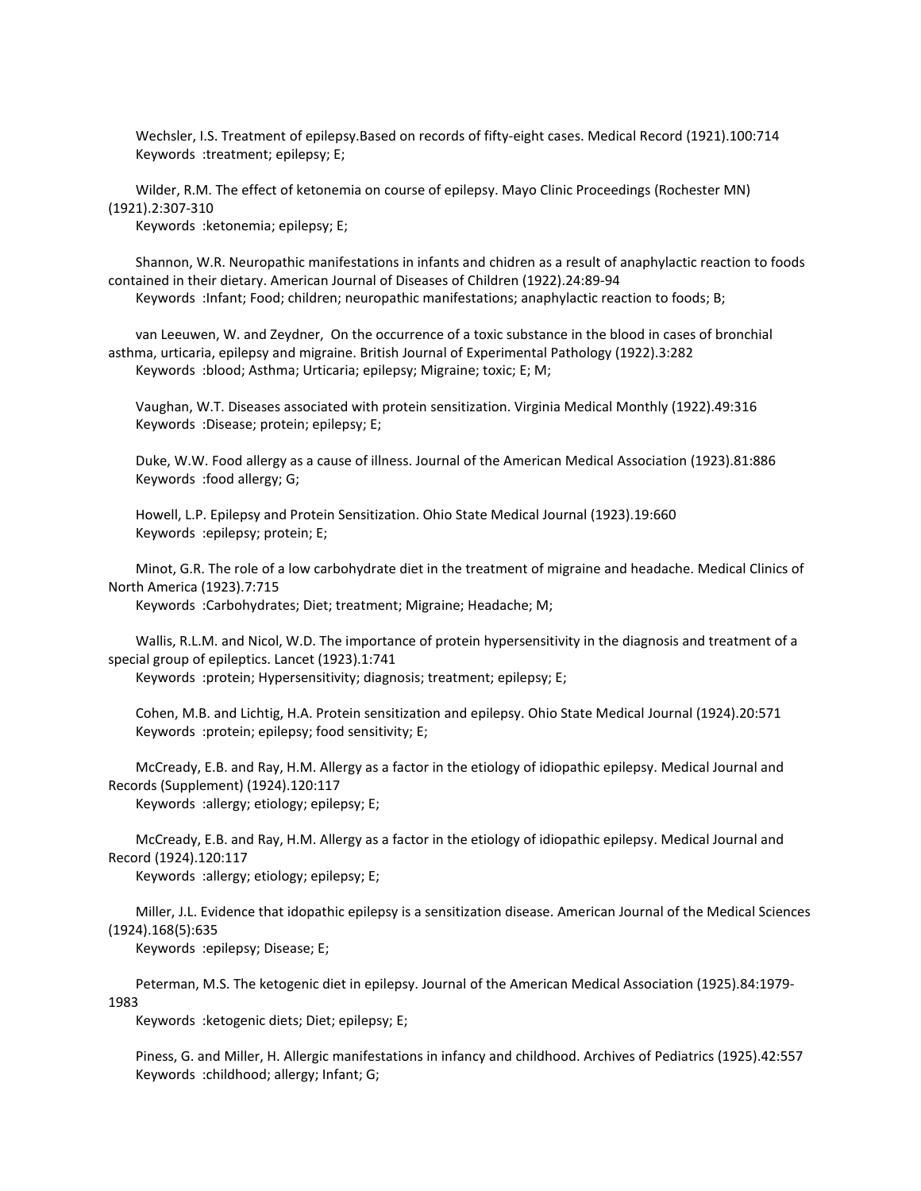Wechsler, I.S. Treatment of epilepsy.Based on records of fifty-eight cases. Medical Record (1921).100:714
Keywords :treatment; epilepsy; E;

Wilder, R.M. The effect of ketonemia on course of epilepsy. Mayo Clinic Proceedings (Rochester MN) (1921).2:307-310
Keywords :ketonemia; epilepsy; E;

Shannon, W.R. Neuropathic manifestations in infants and chidren as a result of anaphylactic reaction to foods contained in their dietary. American Journal of Diseases of Children (1922).24:89-94
Keywords :Infant; Food; children; neuropathic manifestations; anaphylactic reaction to foods; B;

van Leeuwen, W. and Zeydner, On the occurrence of a toxic substance in the blood in cases of bronchial asthma, urticaria, epilepsy and migraine. British Journal of Experimental Pathology (1922).3:282
Keywords :blood; Asthma; Urticaria; epilepsy; Migraine; toxic; E; M;

Vaughan, W.T. Diseases associated with protein sensitization. Virginia Medical Monthly (1922).49:316
Keywords :Disease; protein; epilepsy; E;

Duke, W.W. Food allergy as a cause of illness. Journal of the American Medical Association (1923).81:886
Keywords :food allergy; G;

Howell, L.P. Epilepsy and Protein Sensitization. Ohio State Medical Journal (1923).19:660
Keywords :epilepsy; protein; E;

Minot, G.R. The role of a low carbohydrate diet in the treatment of migraine and headache. Medical Clinics of North America (1923).7:715
Keywords :Carbohydrates; Diet; treatment; Migraine; Headache; M;

Wallis, R.L.M. and Nicol, W.D. The importance of protein hypersensitivity in the diagnosis and treatment of a special group of epileptics. Lancet (1923).1:741
Keywords :protein; Hypersensitivity; diagnosis; treatment; epilepsy; E;

Cohen, M.B. and Lichtig, H.A. Protein sensitization and epilepsy. Ohio State Medical Journal (1924).20:571
Keywords :protein; epilepsy; food sensitivity; E;

McCready, E.B. and Ray, H.M. Allergy as a factor in the etiology of idiopathic epilepsy. Medical Journal and Records (Supplement) (1924).120:117
Keywords :allergy; etiology; epilepsy; E;

McCready, E.B. and Ray, H.M. Allergy as a factor in the etiology of idiopathic epilepsy. Medical Journal and Record (1924).120:117
Keywords :allergy; etiology; epilepsy; E;

Miller, J.L. Evidence that idopathic epilepsy is a sensitization disease. American Journal of the Medical Sciences (1924).168(5):635
Keywords :epilepsy; Disease; E;

Peterman, M.S. The ketogenic diet in epilepsy. Journal of the American Medical Association (1925).84:1979-1983
Keywords :ketogenic diets; Diet; epilepsy; E;

Piness, G. and Miller, H. Allergic manifestations in infancy and childhood. Archives of Pediatrics (1925).42:557
Keywords :childhood; allergy; Infant; G;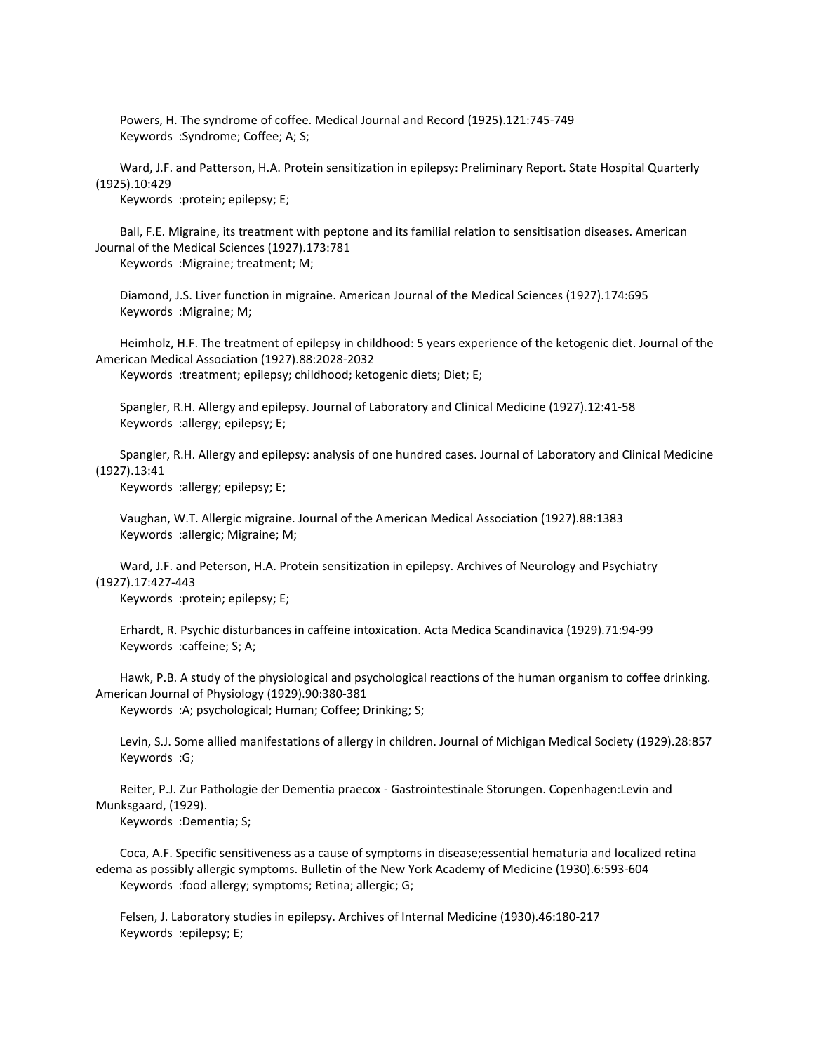Powers, H. The syndrome of coffee. Medical Journal and Record (1925).121:745-749
Keywords :Syndrome; Coffee; A; S;

Ward, J.F. and Patterson, H.A. Protein sensitization in epilepsy: Preliminary Report. State Hospital Quarterly (1925).10:429
Keywords :protein; epilepsy; E;

Ball, F.E. Migraine, its treatment with peptone and its familial relation to sensitisation diseases. American Journal of the Medical Sciences (1927).173:781
Keywords :Migraine; treatment; M;

Diamond, J.S. Liver function in migraine. American Journal of the Medical Sciences (1927).174:695
Keywords :Migraine; M;

Heimholz, H.F. The treatment of epilepsy in childhood: 5 years experience of the ketogenic diet. Journal of the American Medical Association (1927).88:2028-2032
Keywords :treatment; epilepsy; childhood; ketogenic diets; Diet; E;

Spangler, R.H. Allergy and epilepsy. Journal of Laboratory and Clinical Medicine (1927).12:41-58
Keywords :allergy; epilepsy; E;

Spangler, R.H. Allergy and epilepsy: analysis of one hundred cases. Journal of Laboratory and Clinical Medicine (1927).13:41
Keywords :allergy; epilepsy; E;

Vaughan, W.T. Allergic migraine. Journal of the American Medical Association (1927).88:1383
Keywords :allergic; Migraine; M;

Ward, J.F. and Peterson, H.A. Protein sensitization in epilepsy. Archives of Neurology and Psychiatry (1927).17:427-443
Keywords :protein; epilepsy; E;

Erhardt, R. Psychic disturbances in caffeine intoxication. Acta Medica Scandinavica (1929).71:94-99
Keywords :caffeine; S; A;

Hawk, P.B. A study of the physiological and psychological reactions of the human organism to coffee drinking. American Journal of Physiology (1929).90:380-381
Keywords :A; psychological; Human; Coffee; Drinking; S;

Levin, S.J. Some allied manifestations of allergy in children. Journal of Michigan Medical Society (1929).28:857
Keywords :G;

Reiter, P.J. Zur Pathologie der Dementia praecox - Gastrointestinale Storungen. Copenhagen:Levin and Munksgaard, (1929).
Keywords :Dementia; S;

Coca, A.F. Specific sensitiveness as a cause of symptoms in disease;essential hematuria and localized retina edema as possibly allergic symptoms. Bulletin of the New York Academy of Medicine (1930).6:593-604
Keywords :food allergy; symptoms; Retina; allergic; G;

Felsen, J. Laboratory studies in epilepsy. Archives of Internal Medicine (1930).46:180-217
Keywords :epilepsy; E;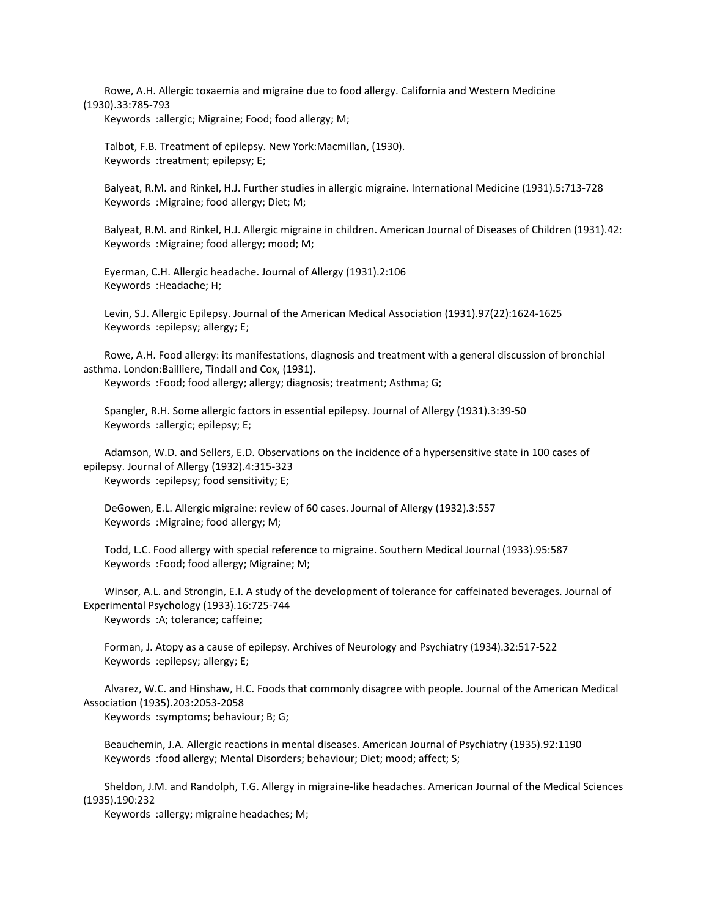Rowe, A.H. Allergic toxaemia and migraine due to food allergy. California and Western Medicine (1930).33:785-793
Keywords :allergic; Migraine; Food; food allergy; M;

Talbot, F.B. Treatment of epilepsy. New York:Macmillan, (1930).
Keywords :treatment; epilepsy; E;

Balyeat, R.M. and Rinkel, H.J. Further studies in allergic migraine. International Medicine (1931).5:713-728
Keywords :Migraine; food allergy; Diet; M;

Balyeat, R.M. and Rinkel, H.J. Allergic migraine in children. American Journal of Diseases of Children (1931).42:
Keywords :Migraine; food allergy; mood; M;

Eyerman, C.H. Allergic headache. Journal of Allergy (1931).2:106
Keywords :Headache; H;

Levin, S.J. Allergic Epilepsy. Journal of the American Medical Association (1931).97(22):1624-1625
Keywords :epilepsy; allergy; E;

Rowe, A.H. Food allergy: its manifestations, diagnosis and treatment with a general discussion of bronchial asthma. London:Bailliere, Tindall and Cox, (1931).
Keywords :Food; food allergy; allergy; diagnosis; treatment; Asthma; G;

Spangler, R.H. Some allergic factors in essential epilepsy. Journal of Allergy (1931).3:39-50
Keywords :allergic; epilepsy; E;

Adamson, W.D. and Sellers, E.D. Observations on the incidence of a hypersensitive state in 100 cases of epilepsy. Journal of Allergy (1932).4:315-323
Keywords :epilepsy; food sensitivity; E;

DeGowen, E.L. Allergic migraine: review of 60 cases. Journal of Allergy (1932).3:557
Keywords :Migraine; food allergy; M;

Todd, L.C. Food allergy with special reference to migraine. Southern Medical Journal (1933).95:587
Keywords :Food; food allergy; Migraine; M;

Winsor, A.L. and Strongin, E.I. A study of the development of tolerance for caffeinated beverages. Journal of Experimental Psychology (1933).16:725-744
Keywords :A; tolerance; caffeine;

Forman, J. Atopy as a cause of epilepsy. Archives of Neurology and Psychiatry (1934).32:517-522
Keywords :epilepsy; allergy; E;

Alvarez, W.C. and Hinshaw, H.C. Foods that commonly disagree with people. Journal of the American Medical Association (1935).203:2053-2058
Keywords :symptoms; behaviour; B; G;

Beauchemin, J.A. Allergic reactions in mental diseases. American Journal of Psychiatry (1935).92:1190
Keywords :food allergy; Mental Disorders; behaviour; Diet; mood; affect; S;

Sheldon, J.M. and Randolph, T.G. Allergy in migraine-like headaches. American Journal of the Medical Sciences (1935).190:232
Keywords :allergy; migraine headaches; M;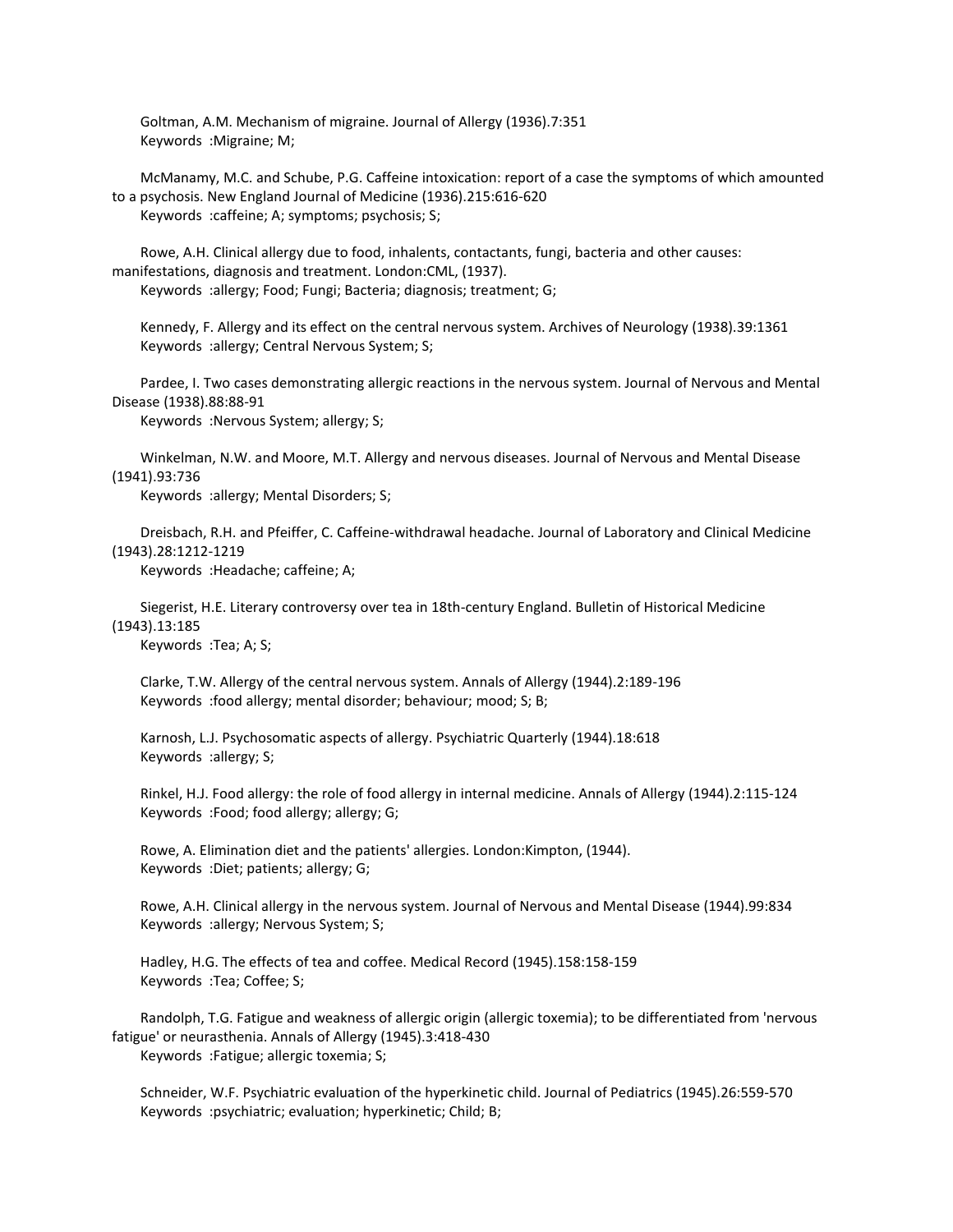Goltman, A.M. Mechanism of migraine. Journal of Allergy (1936).7:351
Keywords :Migraine; M;

McManamy, M.C. and Schube, P.G. Caffeine intoxication: report of a case the symptoms of which amounted to a psychosis. New England Journal of Medicine (1936).215:616-620
Keywords :caffeine; A; symptoms; psychosis; S;

Rowe, A.H. Clinical allergy due to food, inhalents, contactants, fungi, bacteria and other causes: manifestations, diagnosis and treatment. London:CML, (1937).
Keywords :allergy; Food; Fungi; Bacteria; diagnosis; treatment; G;

Kennedy, F. Allergy and its effect on the central nervous system. Archives of Neurology (1938).39:1361
Keywords :allergy; Central Nervous System; S;

Pardee, I. Two cases demonstrating allergic reactions in the nervous system. Journal of Nervous and Mental Disease (1938).88:88-91
Keywords :Nervous System; allergy; S;

Winkelman, N.W. and Moore, M.T. Allergy and nervous diseases. Journal of Nervous and Mental Disease (1941).93:736
Keywords :allergy; Mental Disorders; S;

Dreisbach, R.H. and Pfeiffer, C. Caffeine-withdrawal headache. Journal of Laboratory and Clinical Medicine (1943).28:1212-1219
Keywords :Headache; caffeine; A;

Siegerist, H.E. Literary controversy over tea in 18th-century England. Bulletin of Historical Medicine (1943).13:185
Keywords :Tea; A; S;

Clarke, T.W. Allergy of the central nervous system. Annals of Allergy (1944).2:189-196
Keywords :food allergy; mental disorder; behaviour; mood; S; B;

Karnosh, L.J. Psychosomatic aspects of allergy. Psychiatric Quarterly (1944).18:618
Keywords :allergy; S;

Rinkel, H.J. Food allergy: the role of food allergy in internal medicine. Annals of Allergy (1944).2:115-124
Keywords :Food; food allergy; allergy; G;

Rowe, A. Elimination diet and the patients' allergies. London:Kimpton, (1944).
Keywords :Diet; patients; allergy; G;

Rowe, A.H. Clinical allergy in the nervous system. Journal of Nervous and Mental Disease (1944).99:834
Keywords :allergy; Nervous System; S;

Hadley, H.G. The effects of tea and coffee. Medical Record (1945).158:158-159
Keywords :Tea; Coffee; S;

Randolph, T.G. Fatigue and weakness of allergic origin (allergic toxemia); to be differentiated from 'nervous fatigue' or neurasthenia. Annals of Allergy (1945).3:418-430
Keywords :Fatigue; allergic toxemia; S;

Schneider, W.F. Psychiatric evaluation of the hyperkinetic child. Journal of Pediatrics (1945).26:559-570
Keywords :psychiatric; evaluation; hyperkinetic; Child; B;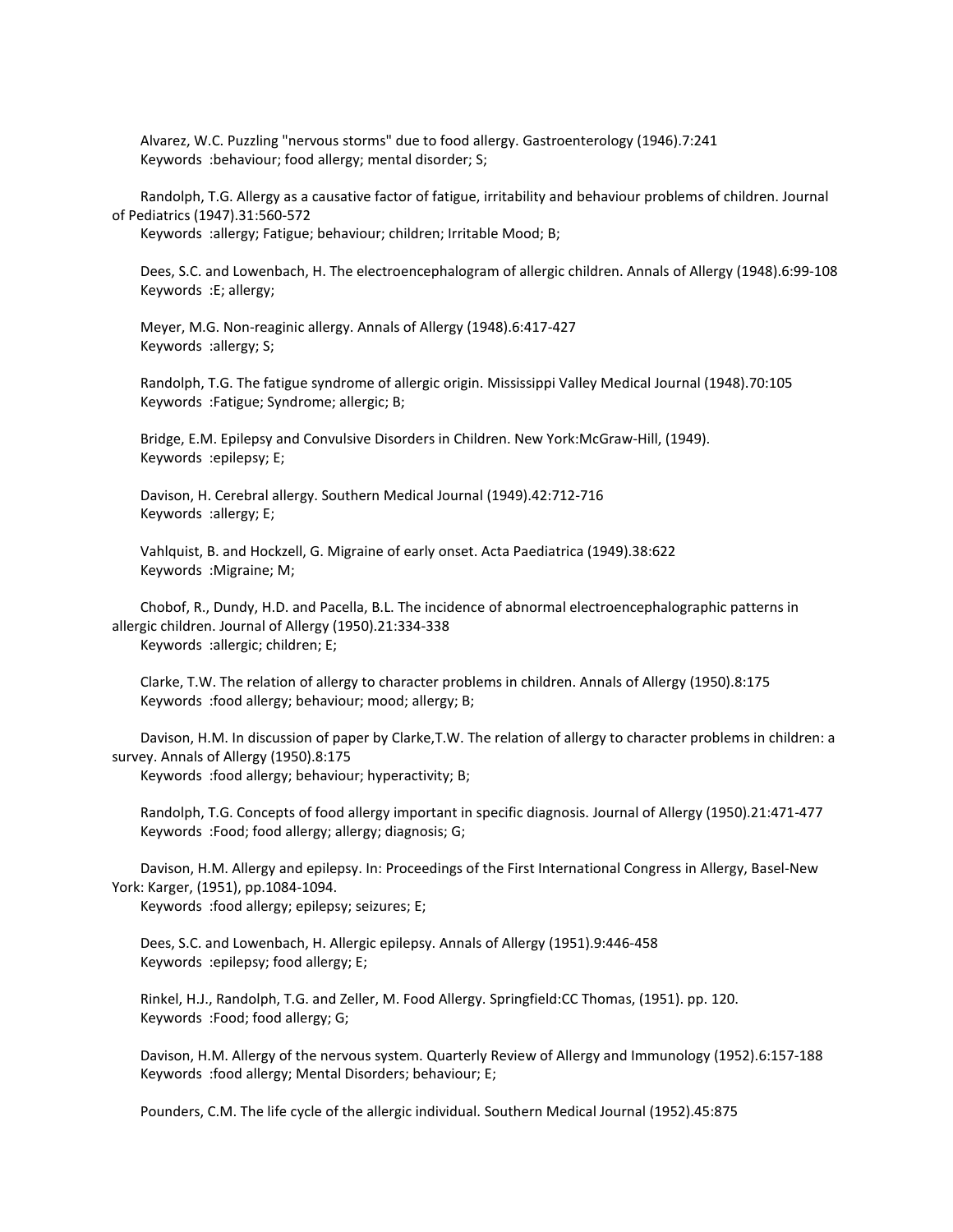Alvarez, W.C. Puzzling "nervous storms" due to food allergy. Gastroenterology (1946).7:241
Keywords :behaviour; food allergy; mental disorder; S;

Randolph, T.G. Allergy as a causative factor of fatigue, irritability and behaviour problems of children. Journal of Pediatrics (1947).31:560-572
Keywords :allergy; Fatigue; behaviour; children; Irritable Mood; B;

Dees, S.C. and Lowenbach, H. The electroencephalogram of allergic children. Annals of Allergy (1948).6:99-108
Keywords :E; allergy;

Meyer, M.G. Non-reaginic allergy. Annals of Allergy (1948).6:417-427
Keywords :allergy; S;

Randolph, T.G. The fatigue syndrome of allergic origin. Mississippi Valley Medical Journal (1948).70:105
Keywords :Fatigue; Syndrome; allergic; B;

Bridge, E.M. Epilepsy and Convulsive Disorders in Children. New York:McGraw-Hill, (1949).
Keywords :epilepsy; E;

Davison, H. Cerebral allergy. Southern Medical Journal (1949).42:712-716
Keywords :allergy; E;

Vahlquist, B. and Hockzell, G. Migraine of early onset. Acta Paediatrica (1949).38:622
Keywords :Migraine; M;

Chobof, R., Dundy, H.D. and Pacella, B.L. The incidence of abnormal electroencephalographic patterns in allergic children. Journal of Allergy (1950).21:334-338
Keywords :allergic; children; E;

Clarke, T.W. The relation of allergy to character problems in children. Annals of Allergy (1950).8:175
Keywords :food allergy; behaviour; mood; allergy; B;

Davison, H.M. In discussion of paper by Clarke,T.W. The relation of allergy to character problems in children: a survey. Annals of Allergy (1950).8:175
Keywords :food allergy; behaviour; hyperactivity; B;

Randolph, T.G. Concepts of food allergy important in specific diagnosis. Journal of Allergy (1950).21:471-477
Keywords :Food; food allergy; allergy; diagnosis; G;

Davison, H.M. Allergy and epilepsy. In: Proceedings of the First International Congress in Allergy, Basel-New York: Karger, (1951), pp.1084-1094.
Keywords :food allergy; epilepsy; seizures; E;

Dees, S.C. and Lowenbach, H. Allergic epilepsy. Annals of Allergy (1951).9:446-458
Keywords :epilepsy; food allergy; E;

Rinkel, H.J., Randolph, T.G. and Zeller, M. Food Allergy. Springfield:CC Thomas, (1951). pp. 120.
Keywords :Food; food allergy; G;

Davison, H.M. Allergy of the nervous system. Quarterly Review of Allergy and Immunology (1952).6:157-188
Keywords :food allergy; Mental Disorders; behaviour; E;

Pounders, C.M. The life cycle of the allergic individual. Southern Medical Journal (1952).45:875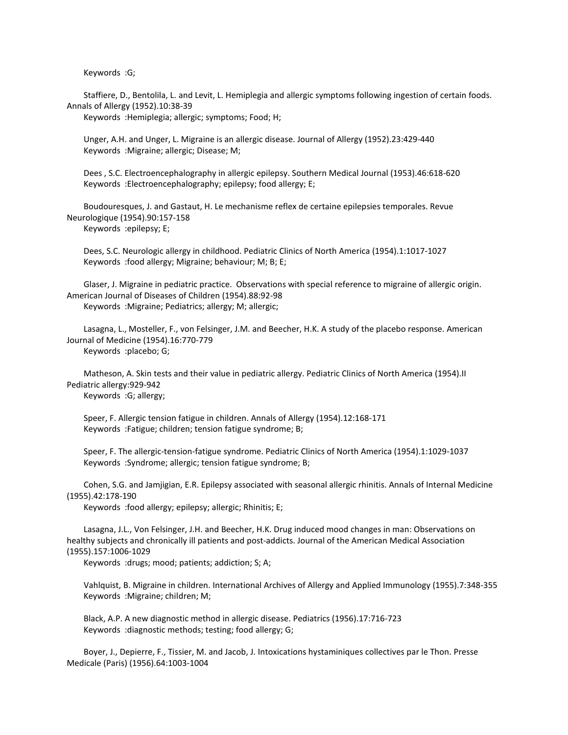Keywords :G;

Staffiere, D., Bentolila, L. and Levit, L. Hemiplegia and allergic symptoms following ingestion of certain foods. Annals of Allergy (1952).10:38-39
Keywords :Hemiplegia; allergic; symptoms; Food; H;

Unger, A.H. and Unger, L. Migraine is an allergic disease. Journal of Allergy (1952).23:429-440
Keywords :Migraine; allergic; Disease; M;

Dees , S.C. Electroencephalography in allergic epilepsy. Southern Medical Journal (1953).46:618-620
Keywords :Electroencephalography; epilepsy; food allergy; E;

Boudouresques, J. and Gastaut, H. Le mechanisme reflex de certaine epilepsies temporales. Revue Neurologique (1954).90:157-158
Keywords :epilepsy; E;

Dees, S.C. Neurologic allergy in childhood. Pediatric Clinics of North America (1954).1:1017-1027
Keywords :food allergy; Migraine; behaviour; M; B; E;

Glaser, J. Migraine in pediatric practice. Observations with special reference to migraine of allergic origin. American Journal of Diseases of Children (1954).88:92-98
Keywords :Migraine; Pediatrics; allergy; M; allergic;

Lasagna, L., Mosteller, F., von Felsinger, J.M. and Beecher, H.K. A study of the placebo response. American Journal of Medicine (1954).16:770-779
Keywords :placebo; G;

Matheson, A. Skin tests and their value in pediatric allergy. Pediatric Clinics of North America (1954).II Pediatric allergy:929-942
Keywords :G; allergy;

Speer, F. Allergic tension fatigue in children. Annals of Allergy (1954).12:168-171
Keywords :Fatigue; children; tension fatigue syndrome; B;

Speer, F. The allergic-tension-fatigue syndrome. Pediatric Clinics of North America (1954).1:1029-1037
Keywords :Syndrome; allergic; tension fatigue syndrome; B;

Cohen, S.G. and Jamjigian, E.R. Epilepsy associated with seasonal allergic rhinitis. Annals of Internal Medicine (1955).42:178-190
Keywords :food allergy; epilepsy; allergic; Rhinitis; E;

Lasagna, J.L., Von Felsinger, J.H. and Beecher, H.K. Drug induced mood changes in man: Observations on healthy subjects and chronically ill patients and post-addicts. Journal of the American Medical Association (1955).157:1006-1029
Keywords :drugs; mood; patients; addiction; S; A;

Vahlquist, B. Migraine in children. International Archives of Allergy and Applied Immunology (1955).7:348-355
Keywords :Migraine; children; M;

Black, A.P. A new diagnostic method in allergic disease. Pediatrics (1956).17:716-723
Keywords :diagnostic methods; testing; food allergy; G;

Boyer, J., Depierre, F., Tissier, M. and Jacob, J. Intoxications hystaminiques collectives par le Thon. Presse Medicale (Paris) (1956).64:1003-1004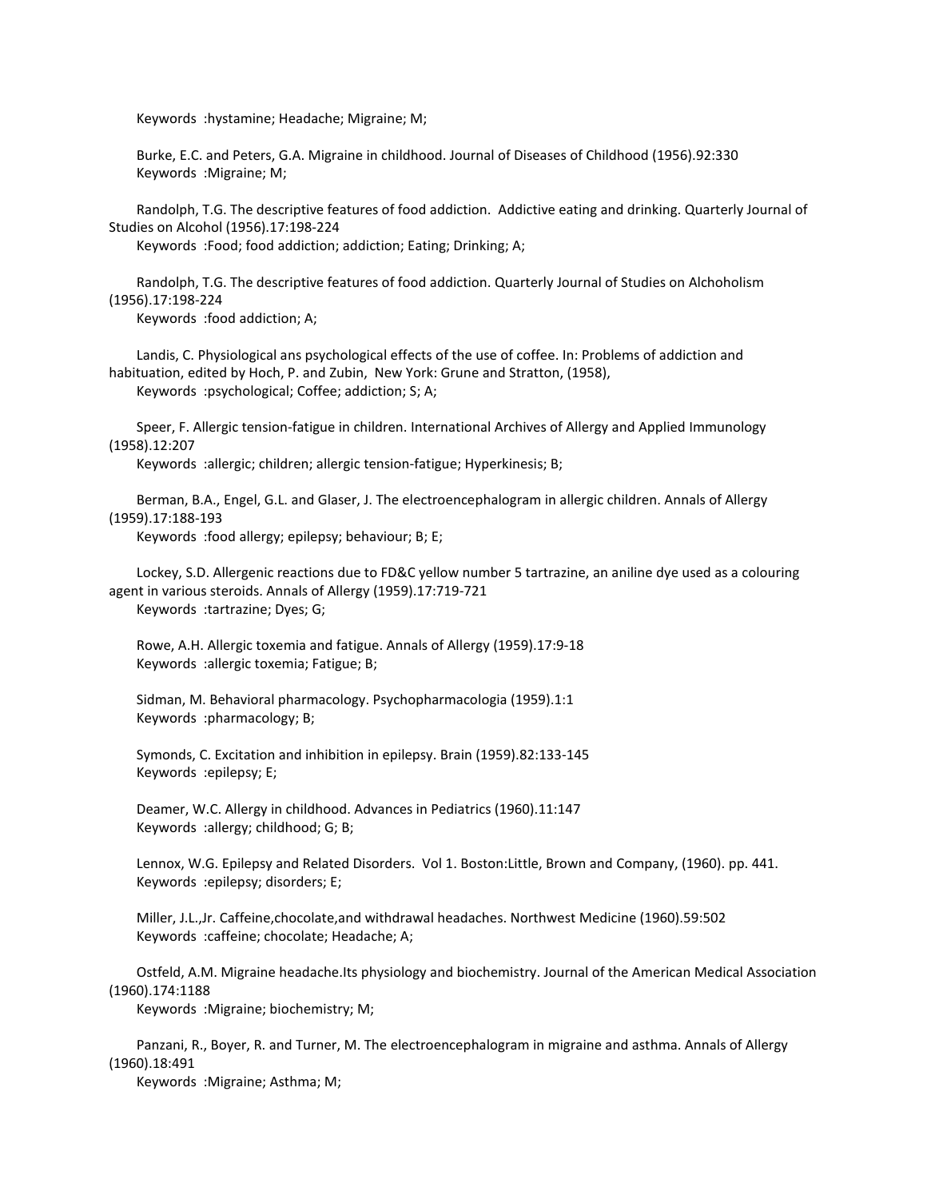Keywords :hystamine; Headache; Migraine; M;

Burke, E.C. and Peters, G.A. Migraine in childhood. Journal of Diseases of Childhood (1956).92:330
Keywords :Migraine; M;

Randolph, T.G. The descriptive features of food addiction. Addictive eating and drinking. Quarterly Journal of Studies on Alcohol (1956).17:198-224
Keywords :Food; food addiction; addiction; Eating; Drinking; A;

Randolph, T.G. The descriptive features of food addiction. Quarterly Journal of Studies on Alchoholism (1956).17:198-224
Keywords :food addiction; A;

Landis, C. Physiological ans psychological effects of the use of coffee. In: Problems of addiction and habituation, edited by Hoch, P. and Zubin, New York: Grune and Stratton, (1958),
Keywords :psychological; Coffee; addiction; S; A;

Speer, F. Allergic tension-fatigue in children. International Archives of Allergy and Applied Immunology (1958).12:207
Keywords :allergic; children; allergic tension-fatigue; Hyperkinesis; B;

Berman, B.A., Engel, G.L. and Glaser, J. The electroencephalogram in allergic children. Annals of Allergy (1959).17:188-193
Keywords :food allergy; epilepsy; behaviour; B; E;

Lockey, S.D. Allergenic reactions due to FD&C yellow number 5 tartrazine, an aniline dye used as a colouring agent in various steroids. Annals of Allergy (1959).17:719-721
Keywords :tartrazine; Dyes; G;

Rowe, A.H. Allergic toxemia and fatigue. Annals of Allergy (1959).17:9-18
Keywords :allergic toxemia; Fatigue; B;

Sidman, M. Behavioral pharmacology. Psychopharmacologia (1959).1:1
Keywords :pharmacology; B;

Symonds, C. Excitation and inhibition in epilepsy. Brain (1959).82:133-145
Keywords :epilepsy; E;

Deamer, W.C. Allergy in childhood. Advances in Pediatrics (1960).11:147
Keywords :allergy; childhood; G; B;

Lennox, W.G. Epilepsy and Related Disorders. Vol 1. Boston:Little, Brown and Company, (1960). pp. 441.
Keywords :epilepsy; disorders; E;

Miller, J.L.,Jr. Caffeine,chocolate,and withdrawal headaches. Northwest Medicine (1960).59:502
Keywords :caffeine; chocolate; Headache; A;

Ostfeld, A.M. Migraine headache.Its physiology and biochemistry. Journal of the American Medical Association (1960).174:1188
Keywords :Migraine; biochemistry; M;

Panzani, R., Boyer, R. and Turner, M. The electroencephalogram in migraine and asthma. Annals of Allergy (1960).18:491
Keywords :Migraine; Asthma; M;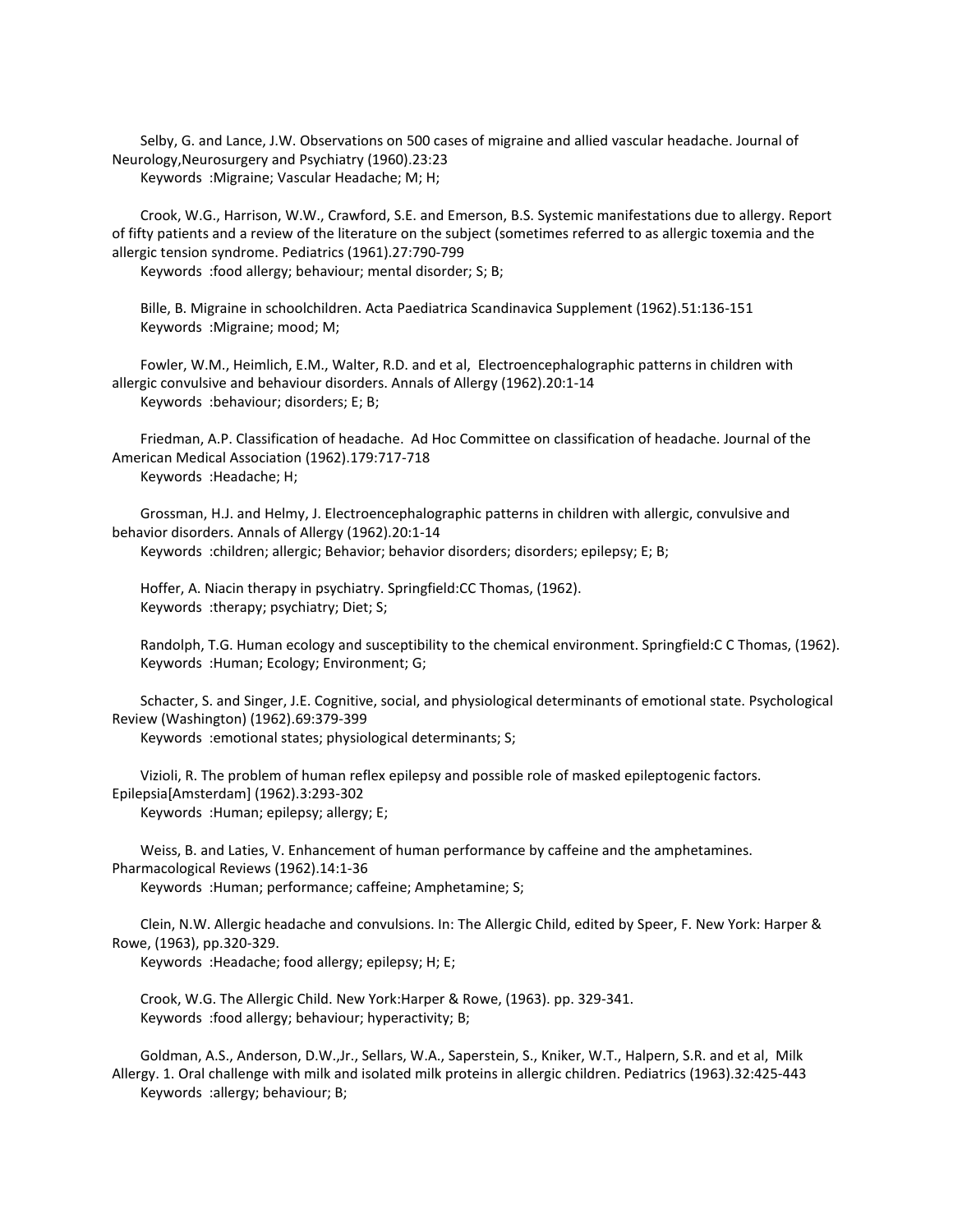Selby, G. and Lance, J.W. Observations on 500 cases of migraine and allied vascular headache. Journal of Neurology,Neurosurgery and Psychiatry (1960).23:23
Keywords :Migraine; Vascular Headache; M; H;

Crook, W.G., Harrison, W.W., Crawford, S.E. and Emerson, B.S. Systemic manifestations due to allergy. Report of fifty patients and a review of the literature on the subject (sometimes referred to as allergic toxemia and the allergic tension syndrome. Pediatrics (1961).27:790-799
Keywords :food allergy; behaviour; mental disorder; S; B;

Bille, B. Migraine in schoolchildren. Acta Paediatrica Scandinavica Supplement (1962).51:136-151
Keywords :Migraine; mood; M;

Fowler, W.M., Heimlich, E.M., Walter, R.D. and et al, Electroencephalographic patterns in children with allergic convulsive and behaviour disorders. Annals of Allergy (1962).20:1-14
Keywords :behaviour; disorders; E; B;

Friedman, A.P. Classification of headache. Ad Hoc Committee on classification of headache. Journal of the American Medical Association (1962).179:717-718
Keywords :Headache; H;

Grossman, H.J. and Helmy, J. Electroencephalographic patterns in children with allergic, convulsive and behavior disorders. Annals of Allergy (1962).20:1-14
Keywords :children; allergic; Behavior; behavior disorders; disorders; epilepsy; E; B;

Hoffer, A. Niacin therapy in psychiatry. Springfield:CC Thomas, (1962).
Keywords :therapy; psychiatry; Diet; S;

Randolph, T.G. Human ecology and susceptibility to the chemical environment. Springfield:C C Thomas, (1962).
Keywords :Human; Ecology; Environment; G;

Schacter, S. and Singer, J.E. Cognitive, social, and physiological determinants of emotional state. Psychological Review (Washington) (1962).69:379-399
Keywords :emotional states; physiological determinants; S;

Vizioli, R. The problem of human reflex epilepsy and possible role of masked epileptogenic factors. Epilepsia[Amsterdam] (1962).3:293-302
Keywords :Human; epilepsy; allergy; E;

Weiss, B. and Laties, V. Enhancement of human performance by caffeine and the amphetamines. Pharmacological Reviews (1962).14:1-36
Keywords :Human; performance; caffeine; Amphetamine; S;

Clein, N.W. Allergic headache and convulsions. In: The Allergic Child, edited by Speer, F. New York: Harper & Rowe, (1963), pp.320-329.
Keywords :Headache; food allergy; epilepsy; H; E;

Crook, W.G. The Allergic Child. New York:Harper & Rowe, (1963). pp. 329-341.
Keywords :food allergy; behaviour; hyperactivity; B;

Goldman, A.S., Anderson, D.W.,Jr., Sellars, W.A., Saperstein, S., Kniker, W.T., Halpern, S.R. and et al, Milk Allergy. 1. Oral challenge with milk and isolated milk proteins in allergic children. Pediatrics (1963).32:425-443
Keywords :allergy; behaviour; B;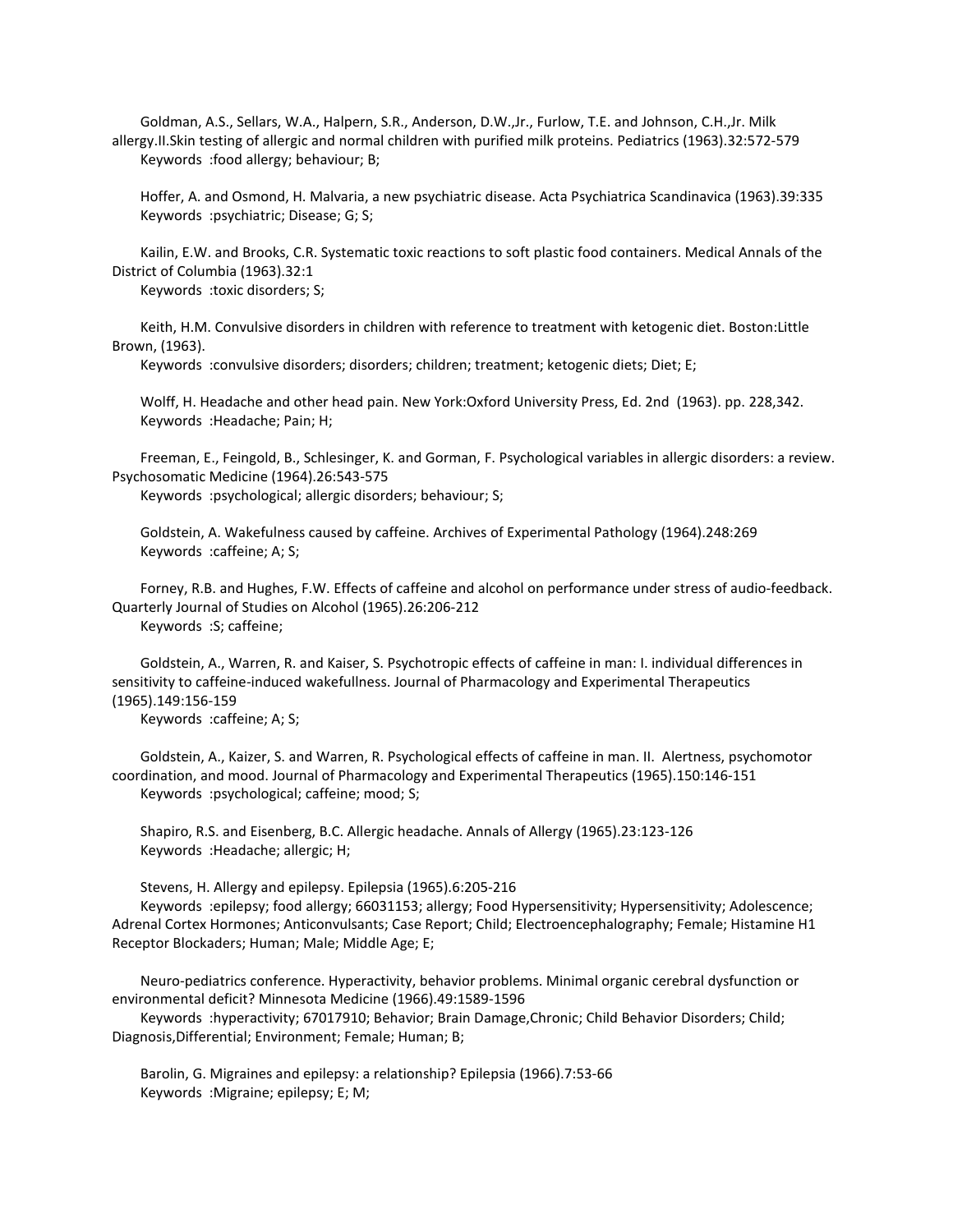Goldman, A.S., Sellars, W.A., Halpern, S.R., Anderson, D.W.,Jr., Furlow, T.E. and Johnson, C.H.,Jr. Milk allergy.II.Skin testing of allergic and normal children with purified milk proteins. Pediatrics (1963).32:572-579
Keywords :food allergy; behaviour; B;

Hoffer, A. and Osmond, H. Malvaria, a new psychiatric disease. Acta Psychiatrica Scandinavica (1963).39:335
Keywords :psychiatric; Disease; G; S;

Kailin, E.W. and Brooks, C.R. Systematic toxic reactions to soft plastic food containers. Medical Annals of the District of Columbia (1963).32:1
Keywords :toxic disorders; S;

Keith, H.M. Convulsive disorders in children with reference to treatment with ketogenic diet. Boston:Little Brown, (1963).
Keywords :convulsive disorders; disorders; children; treatment; ketogenic diets; Diet; E;

Wolff, H. Headache and other head pain. New York:Oxford University Press, Ed. 2nd (1963). pp. 228,342.
Keywords :Headache; Pain; H;

Freeman, E., Feingold, B., Schlesinger, K. and Gorman, F. Psychological variables in allergic disorders: a review. Psychosomatic Medicine (1964).26:543-575
Keywords :psychological; allergic disorders; behaviour; S;

Goldstein, A. Wakefulness caused by caffeine. Archives of Experimental Pathology (1964).248:269
Keywords :caffeine; A; S;

Forney, R.B. and Hughes, F.W. Effects of caffeine and alcohol on performance under stress of audio-feedback. Quarterly Journal of Studies on Alcohol (1965).26:206-212
Keywords :S; caffeine;

Goldstein, A., Warren, R. and Kaiser, S. Psychotropic effects of caffeine in man: I. individual differences in sensitivity to caffeine-induced wakefullness. Journal of Pharmacology and Experimental Therapeutics (1965).149:156-159
Keywords :caffeine; A; S;

Goldstein, A., Kaizer, S. and Warren, R. Psychological effects of caffeine in man. II. Alertness, psychomotor coordination, and mood. Journal of Pharmacology and Experimental Therapeutics (1965).150:146-151
Keywords :psychological; caffeine; mood; S;

Shapiro, R.S. and Eisenberg, B.C. Allergic headache. Annals of Allergy (1965).23:123-126
Keywords :Headache; allergic; H;

Stevens, H. Allergy and epilepsy. Epilepsia (1965).6:205-216
Keywords :epilepsy; food allergy; 66031153; allergy; Food Hypersensitivity; Hypersensitivity; Adolescence; Adrenal Cortex Hormones; Anticonvulsants; Case Report; Child; Electroencephalography; Female; Histamine H1 Receptor Blockaders; Human; Male; Middle Age; E;

Neuro-pediatrics conference. Hyperactivity, behavior problems. Minimal organic cerebral dysfunction or environmental deficit? Minnesota Medicine (1966).49:1589-1596
Keywords :hyperactivity; 67017910; Behavior; Brain Damage,Chronic; Child Behavior Disorders; Child; Diagnosis,Differential; Environment; Female; Human; B;

Barolin, G. Migraines and epilepsy: a relationship? Epilepsia (1966).7:53-66
Keywords :Migraine; epilepsy; E; M;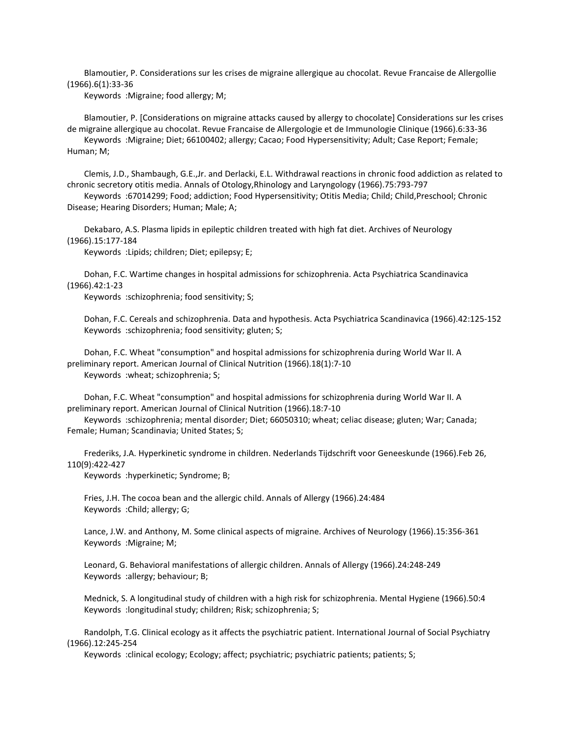Blamoutier, P. Considerations sur les crises de migraine allergique au chocolat. Revue Francaise de Allergollie (1966).6(1):33-36
Keywords :Migraine; food allergy; M;

Blamoutier, P. [Considerations on migraine attacks caused by allergy to chocolate] Considerations sur les crises de migraine allergique au chocolat. Revue Francaise de Allergologie et de Immunologie Clinique (1966).6:33-36
Keywords :Migraine; Diet; 66100402; allergy; Cacao; Food Hypersensitivity; Adult; Case Report; Female; Human; M;

Clemis, J.D., Shambaugh, G.E.,Jr. and Derlacki, E.L. Withdrawal reactions in chronic food addiction as related to chronic secretory otitis media. Annals of Otology,Rhinology and Laryngology (1966).75:793-797
Keywords :67014299; Food; addiction; Food Hypersensitivity; Otitis Media; Child; Child,Preschool; Chronic Disease; Hearing Disorders; Human; Male; A;

Dekabaro, A.S. Plasma lipids in epileptic children treated with high fat diet. Archives of Neurology (1966).15:177-184
Keywords :Lipids; children; Diet; epilepsy; E;

Dohan, F.C. Wartime changes in hospital admissions for schizophrenia. Acta Psychiatrica Scandinavica (1966).42:1-23
Keywords :schizophrenia; food sensitivity; S;

Dohan, F.C. Cereals and schizophrenia. Data and hypothesis. Acta Psychiatrica Scandinavica (1966).42:125-152
Keywords :schizophrenia; food sensitivity; gluten; S;

Dohan, F.C. Wheat "consumption" and hospital admissions for schizophrenia during World War II. A preliminary report. American Journal of Clinical Nutrition (1966).18(1):7-10
Keywords :wheat; schizophrenia; S;

Dohan, F.C. Wheat "consumption" and hospital admissions for schizophrenia during World War II. A preliminary report. American Journal of Clinical Nutrition (1966).18:7-10
Keywords :schizophrenia; mental disorder; Diet; 66050310; wheat; celiac disease; gluten; War; Canada; Female; Human; Scandinavia; United States; S;

Frederiks, J.A. Hyperkinetic syndrome in children. Nederlands Tijdschrift voor Geneeskunde (1966).Feb 26, 110(9):422-427
Keywords :hyperkinetic; Syndrome; B;

Fries, J.H. The cocoa bean and the allergic child. Annals of Allergy (1966).24:484
Keywords :Child; allergy; G;

Lance, J.W. and Anthony, M. Some clinical aspects of migraine. Archives of Neurology (1966).15:356-361
Keywords :Migraine; M;

Leonard, G. Behavioral manifestations of allergic children. Annals of Allergy (1966).24:248-249
Keywords :allergy; behaviour; B;

Mednick, S. A longitudinal study of children with a high risk for schizophrenia. Mental Hygiene (1966).50:4
Keywords :longitudinal study; children; Risk; schizophrenia; S;

Randolph, T.G. Clinical ecology as it affects the psychiatric patient. International Journal of Social Psychiatry (1966).12:245-254
Keywords :clinical ecology; Ecology; affect; psychiatric; psychiatric patients; patients; S;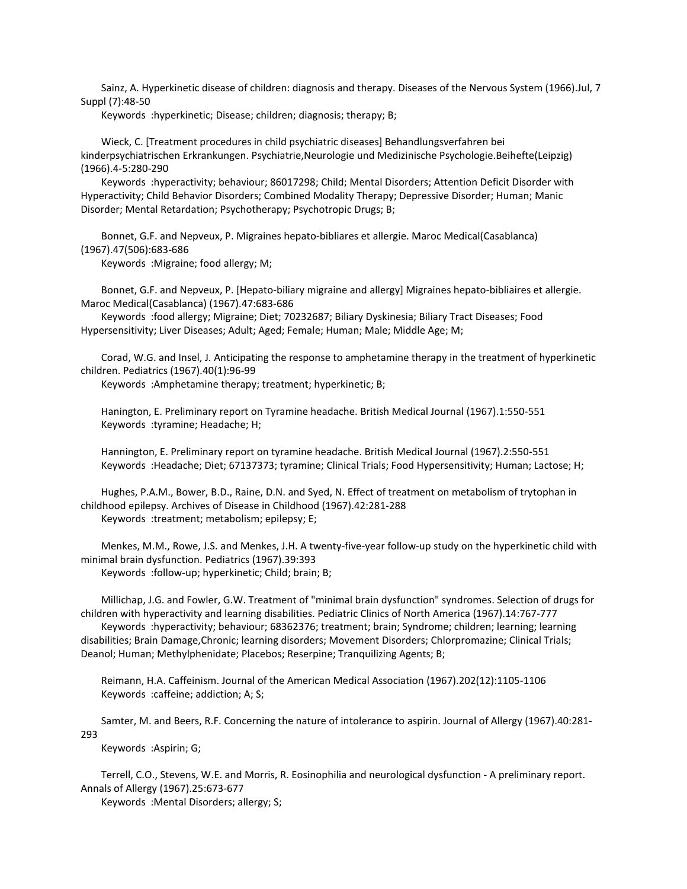Sainz, A. Hyperkinetic disease of children: diagnosis and therapy. Diseases of the Nervous System (1966).Jul, 7 Suppl (7):48-50

Keywords :hyperkinetic; Disease; children; diagnosis; therapy; B;

Wieck, C. [Treatment procedures in child psychiatric diseases] Behandlungsverfahren bei kinderpsychiatrischen Erkrankungen. Psychiatrie,Neurologie und Medizinische Psychologie.Beihefte(Leipzig) (1966).4-5:280-290

Keywords :hyperactivity; behaviour; 86017298; Child; Mental Disorders; Attention Deficit Disorder with Hyperactivity; Child Behavior Disorders; Combined Modality Therapy; Depressive Disorder; Human; Manic Disorder; Mental Retardation; Psychotherapy; Psychotropic Drugs; B;

Bonnet, G.F. and Nepveux, P. Migraines hepato-bibliares et allergie. Maroc Medical(Casablanca) (1967).47(506):683-686

Keywords :Migraine; food allergy; M;

Bonnet, G.F. and Nepveux, P. [Hepato-biliary migraine and allergy] Migraines hepato-bibliaires et allergie. Maroc Medical(Casablanca) (1967).47:683-686

Keywords :food allergy; Migraine; Diet; 70232687; Biliary Dyskinesia; Biliary Tract Diseases; Food Hypersensitivity; Liver Diseases; Adult; Aged; Female; Human; Male; Middle Age; M;

Corad, W.G. and Insel, J. Anticipating the response to amphetamine therapy in the treatment of hyperkinetic children. Pediatrics (1967).40(1):96-99

Keywords :Amphetamine therapy; treatment; hyperkinetic; B;

Hanington, E. Preliminary report on Tyramine headache. British Medical Journal (1967).1:550-551

Keywords :tyramine; Headache; H;

Hannington, E. Preliminary report on tyramine headache. British Medical Journal (1967).2:550-551

Keywords :Headache; Diet; 67137373; tyramine; Clinical Trials; Food Hypersensitivity; Human; Lactose; H;

Hughes, P.A.M., Bower, B.D., Raine, D.N. and Syed, N. Effect of treatment on metabolism of trytophan in childhood epilepsy. Archives of Disease in Childhood (1967).42:281-288

Keywords :treatment; metabolism; epilepsy; E;

Menkes, M.M., Rowe, J.S. and Menkes, J.H. A twenty-five-year follow-up study on the hyperkinetic child with minimal brain dysfunction. Pediatrics (1967).39:393

Keywords :follow-up; hyperkinetic; Child; brain; B;

Millichap, J.G. and Fowler, G.W. Treatment of "minimal brain dysfunction" syndromes. Selection of drugs for children with hyperactivity and learning disabilities. Pediatric Clinics of North America (1967).14:767-777

Keywords :hyperactivity; behaviour; 68362376; treatment; brain; Syndrome; children; learning; learning disabilities; Brain Damage,Chronic; learning disorders; Movement Disorders; Chlorpromazine; Clinical Trials; Deanol; Human; Methylphenidate; Placebos; Reserpine; Tranquilizing Agents; B;

Reimann, H.A. Caffeinism. Journal of the American Medical Association (1967).202(12):1105-1106

Keywords :caffeine; addiction; A; S;

Samter, M. and Beers, R.F. Concerning the nature of intolerance to aspirin. Journal of Allergy (1967).40:281-293

Keywords :Aspirin; G;

Terrell, C.O., Stevens, W.E. and Morris, R. Eosinophilia and neurological dysfunction - A preliminary report. Annals of Allergy (1967).25:673-677

Keywords :Mental Disorders; allergy; S;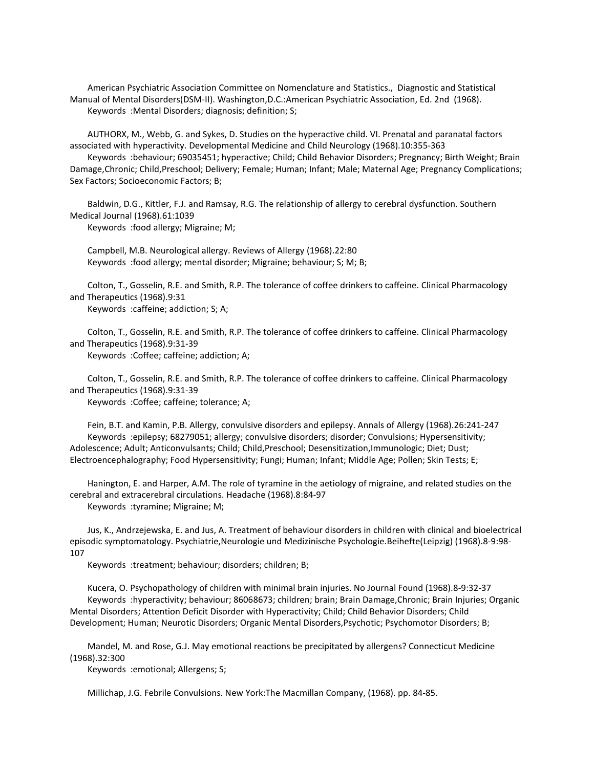American Psychiatric Association Committee on Nomenclature and Statistics., Diagnostic and Statistical Manual of Mental Disorders(DSM-II). Washington,D.C.:American Psychiatric Association, Ed. 2nd (1968).
Keywords :Mental Disorders; diagnosis; definition; S;

AUTHORX, M., Webb, G. and Sykes, D. Studies on the hyperactive child. VI. Prenatal and paranatal factors associated with hyperactivity. Developmental Medicine and Child Neurology (1968).10:355-363
Keywords :behaviour; 69035451; hyperactive; Child; Child Behavior Disorders; Pregnancy; Birth Weight; Brain Damage,Chronic; Child,Preschool; Delivery; Female; Human; Infant; Male; Maternal Age; Pregnancy Complications; Sex Factors; Socioeconomic Factors; B;

Baldwin, D.G., Kittler, F.J. and Ramsay, R.G. The relationship of allergy to cerebral dysfunction. Southern Medical Journal (1968).61:1039
Keywords :food allergy; Migraine; M;

Campbell, M.B. Neurological allergy. Reviews of Allergy (1968).22:80
Keywords :food allergy; mental disorder; Migraine; behaviour; S; M; B;

Colton, T., Gosselin, R.E. and Smith, R.P. The tolerance of coffee drinkers to caffeine. Clinical Pharmacology and Therapeutics (1968).9:31
Keywords :caffeine; addiction; S; A;

Colton, T., Gosselin, R.E. and Smith, R.P. The tolerance of coffee drinkers to caffeine. Clinical Pharmacology and Therapeutics (1968).9:31-39
Keywords :Coffee; caffeine; addiction; A;

Colton, T., Gosselin, R.E. and Smith, R.P. The tolerance of coffee drinkers to caffeine. Clinical Pharmacology and Therapeutics (1968).9:31-39
Keywords :Coffee; caffeine; tolerance; A;

Fein, B.T. and Kamin, P.B. Allergy, convulsive disorders and epilepsy. Annals of Allergy (1968).26:241-247
Keywords :epilepsy; 68279051; allergy; convulsive disorders; disorder; Convulsions; Hypersensitivity; Adolescence; Adult; Anticonvulsants; Child; Child,Preschool; Desensitization,Immunologic; Diet; Dust; Electroencephalography; Food Hypersensitivity; Fungi; Human; Infant; Middle Age; Pollen; Skin Tests; E;

Hanington, E. and Harper, A.M. The role of tyramine in the aetiology of migraine, and related studies on the cerebral and extracerebral circulations. Headache (1968).8:84-97
Keywords :tyramine; Migraine; M;

Jus, K., Andrzejewska, E. and Jus, A. Treatment of behaviour disorders in children with clinical and bioelectrical episodic symptomatology. Psychiatrie,Neurologie und Medizinische Psychologie.Beihefte(Leipzig) (1968).8-9:98-107
Keywords :treatment; behaviour; disorders; children; B;

Kucera, O. Psychopathology of children with minimal brain injuries. No Journal Found (1968).8-9:32-37
Keywords :hyperactivity; behaviour; 86068673; children; brain; Brain Damage,Chronic; Brain Injuries; Organic Mental Disorders; Attention Deficit Disorder with Hyperactivity; Child; Child Behavior Disorders; Child Development; Human; Neurotic Disorders; Organic Mental Disorders,Psychotic; Psychomotor Disorders; B;

Mandel, M. and Rose, G.J. May emotional reactions be precipitated by allergens? Connecticut Medicine (1968).32:300
Keywords :emotional; Allergens; S;

Millichap, J.G. Febrile Convulsions. New York:The Macmillan Company, (1968). pp. 84-85.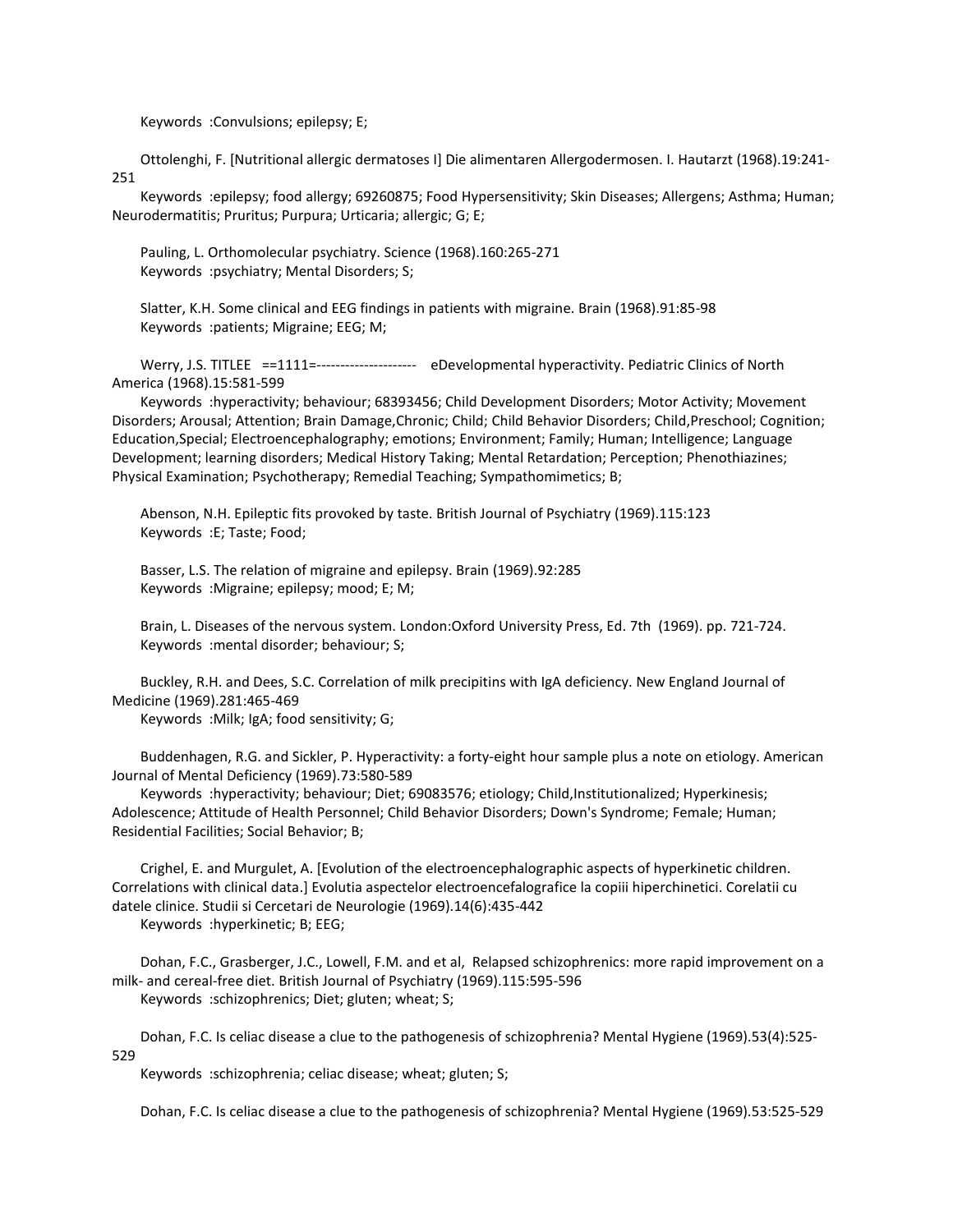Keywords :Convulsions; epilepsy; E;

Ottolenghi, F. [Nutritional allergic dermatoses I] Die alimentaren Allergodermosen. I. Hautarzt (1968).19:241-251

Keywords :epilepsy; food allergy; 69260875; Food Hypersensitivity; Skin Diseases; Allergens; Asthma; Human; Neurodermatitis; Pruritus; Purpura; Urticaria; allergic; G; E;

Pauling, L. Orthomolecular psychiatry. Science (1968).160:265-271

Keywords :psychiatry; Mental Disorders; S;

Slatter, K.H. Some clinical and EEG findings in patients with migraine. Brain (1968).91:85-98

Keywords :patients; Migraine; EEG; M;

Werry, J.S. TITLEE ==1111=--------------------- eDevelopmental hyperactivity. Pediatric Clinics of North America (1968).15:581-599

Keywords :hyperactivity; behaviour; 68393456; Child Development Disorders; Motor Activity; Movement Disorders; Arousal; Attention; Brain Damage,Chronic; Child; Child Behavior Disorders; Child,Preschool; Cognition; Education,Special; Electroencephalography; emotions; Environment; Family; Human; Intelligence; Language Development; learning disorders; Medical History Taking; Mental Retardation; Perception; Phenothiazines; Physical Examination; Psychotherapy; Remedial Teaching; Sympathomimetics; B;

Abenson, N.H. Epileptic fits provoked by taste. British Journal of Psychiatry (1969).115:123

Keywords :E; Taste; Food;

Basser, L.S. The relation of migraine and epilepsy. Brain (1969).92:285

Keywords :Migraine; epilepsy; mood; E; M;

Brain, L. Diseases of the nervous system. London:Oxford University Press, Ed. 7th (1969). pp. 721-724.

Keywords :mental disorder; behaviour; S;

Buckley, R.H. and Dees, S.C. Correlation of milk precipitins with IgA deficiency. New England Journal of Medicine (1969).281:465-469

Keywords :Milk; IgA; food sensitivity; G;

Buddenhagen, R.G. and Sickler, P. Hyperactivity: a forty-eight hour sample plus a note on etiology. American Journal of Mental Deficiency (1969).73:580-589

Keywords :hyperactivity; behaviour; Diet; 69083576; etiology; Child,Institutionalized; Hyperkinesis; Adolescence; Attitude of Health Personnel; Child Behavior Disorders; Down's Syndrome; Female; Human; Residential Facilities; Social Behavior; B;

Crighel, E. and Murgulet, A. [Evolution of the electroencephalographic aspects of hyperkinetic children. Correlations with clinical data.] Evolutia aspectelor electroencefalografice la copiii hiperchinetici. Corelatii cu datele clinice. Studii si Cercetari de Neurologie (1969).14(6):435-442

Keywords :hyperkinetic; B; EEG;

Dohan, F.C., Grasberger, J.C., Lowell, F.M. and et al, Relapsed schizophrenics: more rapid improvement on a milk- and cereal-free diet. British Journal of Psychiatry (1969).115:595-596

Keywords :schizophrenics; Diet; gluten; wheat; S;

Dohan, F.C. Is celiac disease a clue to the pathogenesis of schizophrenia? Mental Hygiene (1969).53(4):525-529

Keywords :schizophrenia; celiac disease; wheat; gluten; S;

Dohan, F.C. Is celiac disease a clue to the pathogenesis of schizophrenia? Mental Hygiene (1969).53:525-529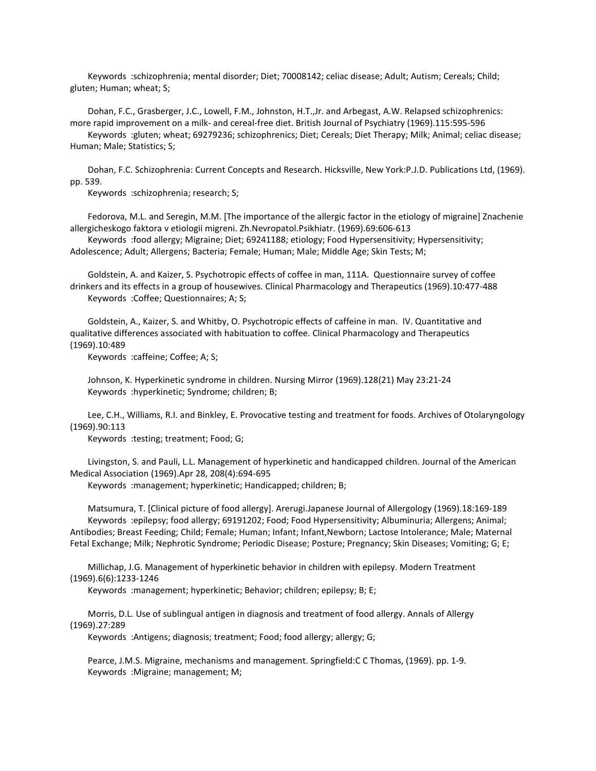Keywords :schizophrenia; mental disorder; Diet; 70008142; celiac disease; Adult; Autism; Cereals; Child; gluten; Human; wheat; S;

Dohan, F.C., Grasberger, J.C., Lowell, F.M., Johnston, H.T.,Jr. and Arbegast, A.W. Relapsed schizophrenics: more rapid improvement on a milk- and cereal-free diet. British Journal of Psychiatry (1969).115:595-596

Keywords :gluten; wheat; 69279236; schizophrenics; Diet; Cereals; Diet Therapy; Milk; Animal; celiac disease; Human; Male; Statistics; S;

Dohan, F.C. Schizophrenia: Current Concepts and Research. Hicksville, New York:P.J.D. Publications Ltd, (1969). pp. 539.

Keywords :schizophrenia; research; S;

Fedorova, M.L. and Seregin, M.M. [The importance of the allergic factor in the etiology of migraine] Znachenie allergicheskogo faktora v etiologii migreni. Zh.Nevropatol.Psikhiatr. (1969).69:606-613

Keywords :food allergy; Migraine; Diet; 69241188; etiology; Food Hypersensitivity; Hypersensitivity; Adolescence; Adult; Allergens; Bacteria; Female; Human; Male; Middle Age; Skin Tests; M;

Goldstein, A. and Kaizer, S. Psychotropic effects of coffee in man, 111A. Questionnaire survey of coffee drinkers and its effects in a group of housewives. Clinical Pharmacology and Therapeutics (1969).10:477-488

Keywords :Coffee; Questionnaires; A; S;

Goldstein, A., Kaizer, S. and Whitby, O. Psychotropic effects of caffeine in man. IV. Quantitative and qualitative differences associated with habituation to coffee. Clinical Pharmacology and Therapeutics (1969).10:489

Keywords :caffeine; Coffee; A; S;

Johnson, K. Hyperkinetic syndrome in children. Nursing Mirror (1969).128(21) May 23:21-24

Keywords :hyperkinetic; Syndrome; children; B;

Lee, C.H., Williams, R.I. and Binkley, E. Provocative testing and treatment for foods. Archives of Otolaryngology (1969).90:113

Keywords :testing; treatment; Food; G;

Livingston, S. and Pauli, L.L. Management of hyperkinetic and handicapped children. Journal of the American Medical Association (1969).Apr 28, 208(4):694-695

Keywords :management; hyperkinetic; Handicapped; children; B;

Matsumura, T. [Clinical picture of food allergy]. Arerugi.Japanese Journal of Allergology (1969).18:169-189

Keywords :epilepsy; food allergy; 69191202; Food; Food Hypersensitivity; Albuminuria; Allergens; Animal; Antibodies; Breast Feeding; Child; Female; Human; Infant; Infant,Newborn; Lactose Intolerance; Male; Maternal Fetal Exchange; Milk; Nephrotic Syndrome; Periodic Disease; Posture; Pregnancy; Skin Diseases; Vomiting; G; E;

Millichap, J.G. Management of hyperkinetic behavior in children with epilepsy. Modern Treatment (1969).6(6):1233-1246

Keywords :management; hyperkinetic; Behavior; children; epilepsy; B; E;

Morris, D.L. Use of sublingual antigen in diagnosis and treatment of food allergy. Annals of Allergy (1969).27:289

Keywords :Antigens; diagnosis; treatment; Food; food allergy; allergy; G;

Pearce, J.M.S. Migraine, mechanisms and management. Springfield:C C Thomas, (1969). pp. 1-9.

Keywords :Migraine; management; M;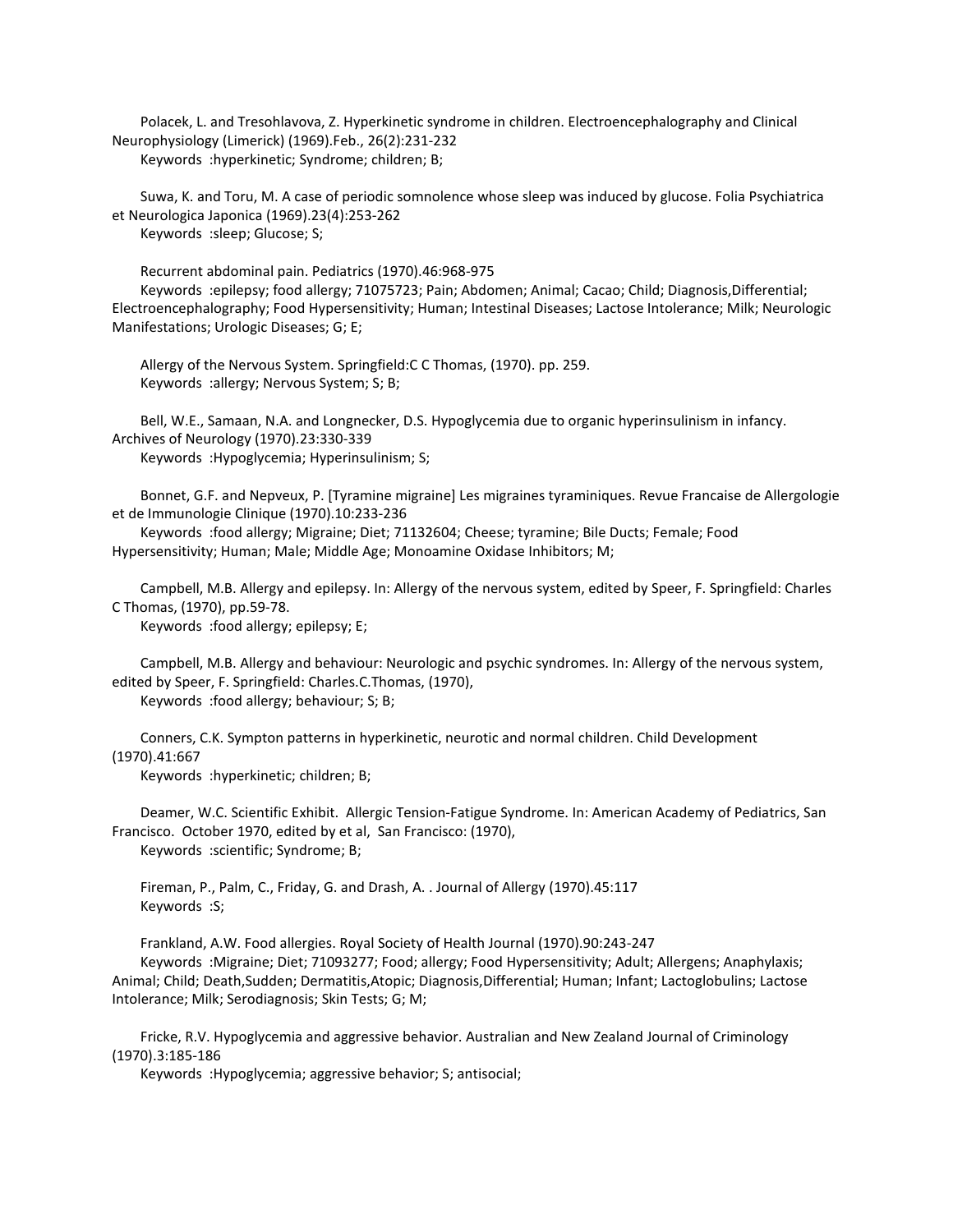Polacek, L. and Tresohlavova, Z. Hyperkinetic syndrome in children. Electroencephalography and Clinical Neurophysiology (Limerick) (1969).Feb., 26(2):231-232

Keywords :hyperkinetic; Syndrome; children; B;

Suwa, K. and Toru, M. A case of periodic somnolence whose sleep was induced by glucose. Folia Psychiatrica et Neurologica Japonica (1969).23(4):253-262

Keywords :sleep; Glucose; S;

Recurrent abdominal pain. Pediatrics (1970).46:968-975

Keywords :epilepsy; food allergy; 71075723; Pain; Abdomen; Animal; Cacao; Child; Diagnosis,Differential; Electroencephalography; Food Hypersensitivity; Human; Intestinal Diseases; Lactose Intolerance; Milk; Neurologic Manifestations; Urologic Diseases; G; E;

Allergy of the Nervous System. Springfield:C C Thomas, (1970). pp. 259.

Keywords :allergy; Nervous System; S; B;

Bell, W.E., Samaan, N.A. and Longnecker, D.S. Hypoglycemia due to organic hyperinsulinism in infancy. Archives of Neurology (1970).23:330-339

Keywords :Hypoglycemia; Hyperinsulinism; S;

Bonnet, G.F. and Nepveux, P. [Tyramine migraine] Les migraines tyraminiques. Revue Francaise de Allergologie et de Immunologie Clinique (1970).10:233-236

Keywords :food allergy; Migraine; Diet; 71132604; Cheese; tyramine; Bile Ducts; Female; Food Hypersensitivity; Human; Male; Middle Age; Monoamine Oxidase Inhibitors; M;

Campbell, M.B. Allergy and epilepsy. In: Allergy of the nervous system, edited by Speer, F. Springfield: Charles C Thomas, (1970), pp.59-78.

Keywords :food allergy; epilepsy; E;

Campbell, M.B. Allergy and behaviour: Neurologic and psychic syndromes. In: Allergy of the nervous system, edited by Speer, F. Springfield: Charles.C.Thomas, (1970),

Keywords :food allergy; behaviour; S; B;

Conners, C.K. Sympton patterns in hyperkinetic, neurotic and normal children. Child Development (1970).41:667

Keywords :hyperkinetic; children; B;

Deamer, W.C. Scientific Exhibit. Allergic Tension-Fatigue Syndrome. In: American Academy of Pediatrics, San Francisco. October 1970, edited by et al, San Francisco: (1970),

Keywords :scientific; Syndrome; B;

Fireman, P., Palm, C., Friday, G. and Drash, A. . Journal of Allergy (1970).45:117

Keywords :S;

Frankland, A.W. Food allergies. Royal Society of Health Journal (1970).90:243-247

Keywords :Migraine; Diet; 71093277; Food; allergy; Food Hypersensitivity; Adult; Allergens; Anaphylaxis; Animal; Child; Death,Sudden; Dermatitis,Atopic; Diagnosis,Differential; Human; Infant; Lactoglobulins; Lactose Intolerance; Milk; Serodiagnosis; Skin Tests; G; M;

Fricke, R.V. Hypoglycemia and aggressive behavior. Australian and New Zealand Journal of Criminology (1970).3:185-186

Keywords :Hypoglycemia; aggressive behavior; S; antisocial;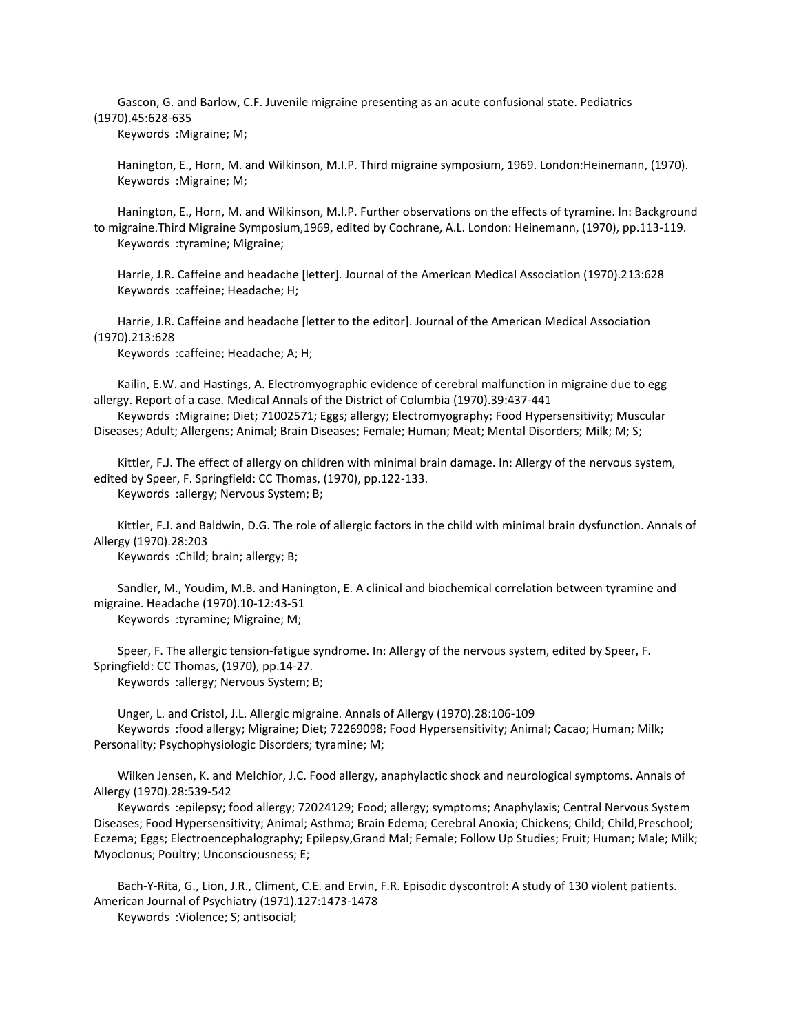Gascon, G. and Barlow, C.F. Juvenile migraine presenting as an acute confusional state. Pediatrics (1970).45:628-635
Keywords :Migraine; M;

Hanington, E., Horn, M. and Wilkinson, M.I.P. Third migraine symposium, 1969. London:Heinemann, (1970).
Keywords :Migraine; M;

Hanington, E., Horn, M. and Wilkinson, M.I.P. Further observations on the effects of tyramine. In: Background to migraine.Third Migraine Symposium,1969, edited by Cochrane, A.L. London: Heinemann, (1970), pp.113-119.
Keywords :tyramine; Migraine;

Harrie, J.R. Caffeine and headache [letter]. Journal of the American Medical Association (1970).213:628
Keywords :caffeine; Headache; H;

Harrie, J.R. Caffeine and headache [letter to the editor]. Journal of the American Medical Association (1970).213:628
Keywords :caffeine; Headache; A; H;

Kailin, E.W. and Hastings, A. Electromyographic evidence of cerebral malfunction in migraine due to egg allergy. Report of a case. Medical Annals of the District of Columbia (1970).39:437-441
Keywords :Migraine; Diet; 71002571; Eggs; allergy; Electromyography; Food Hypersensitivity; Muscular Diseases; Adult; Allergens; Animal; Brain Diseases; Female; Human; Meat; Mental Disorders; Milk; M; S;

Kittler, F.J. The effect of allergy on children with minimal brain damage. In: Allergy of the nervous system, edited by Speer, F. Springfield: CC Thomas, (1970), pp.122-133.
Keywords :allergy; Nervous System; B;

Kittler, F.J. and Baldwin, D.G. The role of allergic factors in the child with minimal brain dysfunction. Annals of Allergy (1970).28:203
Keywords :Child; brain; allergy; B;

Sandler, M., Youdim, M.B. and Hanington, E. A clinical and biochemical correlation between tyramine and migraine. Headache (1970).10-12:43-51
Keywords :tyramine; Migraine; M;

Speer, F. The allergic tension-fatigue syndrome. In: Allergy of the nervous system, edited by Speer, F. Springfield: CC Thomas, (1970), pp.14-27.
Keywords :allergy; Nervous System; B;

Unger, L. and Cristol, J.L. Allergic migraine. Annals of Allergy (1970).28:106-109
Keywords :food allergy; Migraine; Diet; 72269098; Food Hypersensitivity; Animal; Cacao; Human; Milk; Personality; Psychophysiologic Disorders; tyramine; M;

Wilken Jensen, K. and Melchior, J.C. Food allergy, anaphylactic shock and neurological symptoms. Annals of Allergy (1970).28:539-542
Keywords :epilepsy; food allergy; 72024129; Food; allergy; symptoms; Anaphylaxis; Central Nervous System Diseases; Food Hypersensitivity; Animal; Asthma; Brain Edema; Cerebral Anoxia; Chickens; Child; Child,Preschool; Eczema; Eggs; Electroencephalography; Epilepsy,Grand Mal; Female; Follow Up Studies; Fruit; Human; Male; Milk; Myoclonus; Poultry; Unconsciousness; E;

Bach-Y-Rita, G., Lion, J.R., Climent, C.E. and Ervin, F.R. Episodic dyscontrol: A study of 130 violent patients. American Journal of Psychiatry (1971).127:1473-1478
Keywords :Violence; S; antisocial;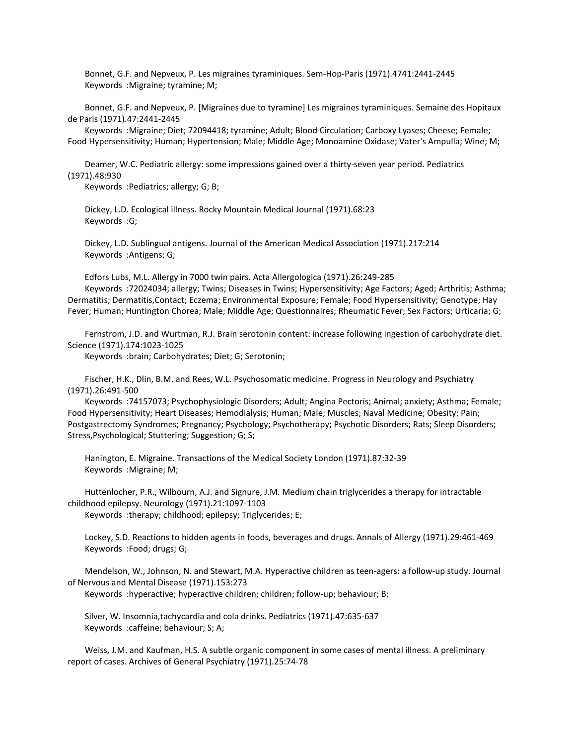Bonnet, G.F. and Nepveux, P. Les migraines tyraminiques. Sem-Hop-Paris (1971).4741:2441-2445
Keywords :Migraine; tyramine; M;

Bonnet, G.F. and Nepveux, P. [Migraines due to tyramine] Les migraines tyraminiques. Semaine des Hopitaux de Paris (1971).47:2441-2445
Keywords :Migraine; Diet; 72094418; tyramine; Adult; Blood Circulation; Carboxy Lyases; Cheese; Female; Food Hypersensitivity; Human; Hypertension; Male; Middle Age; Monoamine Oxidase; Vater's Ampulla; Wine; M;

Deamer, W.C. Pediatric allergy: some impressions gained over a thirty-seven year period. Pediatrics (1971).48:930
Keywords :Pediatrics; allergy; G; B;

Dickey, L.D. Ecological illness. Rocky Mountain Medical Journal (1971).68:23
Keywords :G;

Dickey, L.D. Sublingual antigens. Journal of the American Medical Association (1971).217:214
Keywords :Antigens; G;

Edfors Lubs, M.L. Allergy in 7000 twin pairs. Acta Allergologica (1971).26:249-285
Keywords :72024034; allergy; Twins; Diseases in Twins; Hypersensitivity; Age Factors; Aged; Arthritis; Asthma; Dermatitis; Dermatitis,Contact; Eczema; Environmental Exposure; Female; Food Hypersensitivity; Genotype; Hay Fever; Human; Huntington Chorea; Male; Middle Age; Questionnaires; Rheumatic Fever; Sex Factors; Urticaria; G;

Fernstrom, J.D. and Wurtman, R.J. Brain serotonin content: increase following ingestion of carbohydrate diet. Science (1971).174:1023-1025
Keywords :brain; Carbohydrates; Diet; G; Serotonin;

Fischer, H.K., Dlin, B.M. and Rees, W.L. Psychosomatic medicine. Progress in Neurology and Psychiatry (1971).26:491-500
Keywords :74157073; Psychophysiologic Disorders; Adult; Angina Pectoris; Animal; anxiety; Asthma; Female; Food Hypersensitivity; Heart Diseases; Hemodialysis; Human; Male; Muscles; Naval Medicine; Obesity; Pain; Postgastrectomy Syndromes; Pregnancy; Psychology; Psychotherapy; Psychotic Disorders; Rats; Sleep Disorders; Stress,Psychological; Stuttering; Suggestion; G; S;

Hanington, E. Migraine. Transactions of the Medical Society London (1971).87:32-39
Keywords :Migraine; M;

Huttenlocher, P.R., Wilbourn, A.J. and Signure, J.M. Medium chain triglycerides a therapy for intractable childhood epilepsy. Neurology (1971).21:1097-1103
Keywords :therapy; childhood; epilepsy; Triglycerides; E;

Lockey, S.D. Reactions to hidden agents in foods, beverages and drugs. Annals of Allergy (1971).29:461-469
Keywords :Food; drugs; G;

Mendelson, W., Johnson, N. and Stewart, M.A. Hyperactive children as teen-agers: a follow-up study. Journal of Nervous and Mental Disease (1971).153:273
Keywords :hyperactive; hyperactive children; children; follow-up; behaviour; B;

Silver, W. Insomnia,tachycardia and cola drinks. Pediatrics (1971).47:635-637
Keywords :caffeine; behaviour; S; A;

Weiss, J.M. and Kaufman, H.S. A subtle organic component in some cases of mental illness. A preliminary report of cases. Archives of General Psychiatry (1971).25:74-78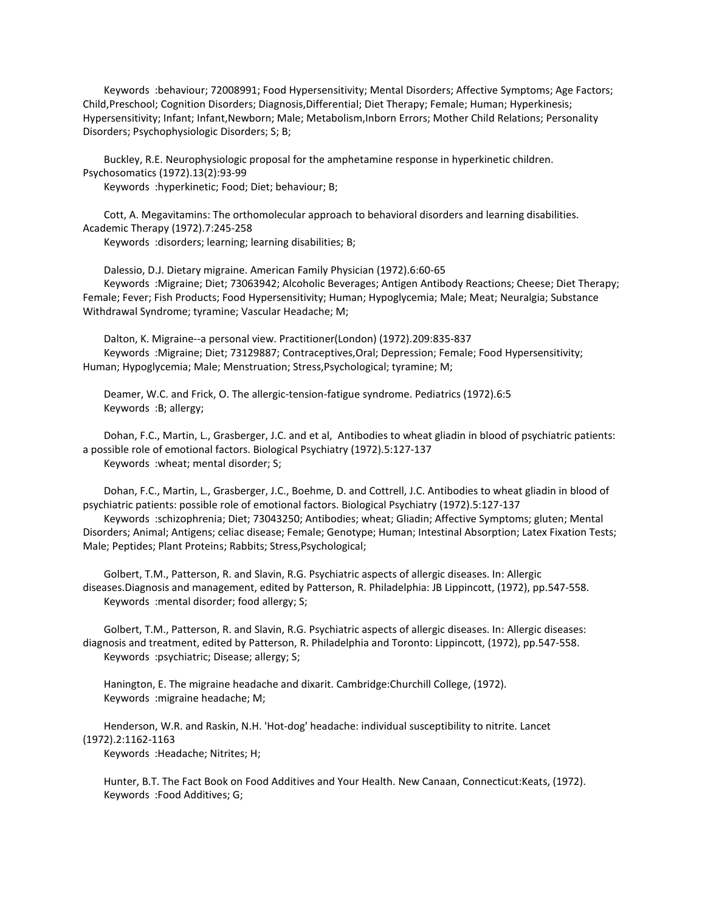Keywords :behaviour; 72008991; Food Hypersensitivity; Mental Disorders; Affective Symptoms; Age Factors; Child,Preschool; Cognition Disorders; Diagnosis,Differential; Diet Therapy; Female; Human; Hyperkinesis; Hypersensitivity; Infant; Infant,Newborn; Male; Metabolism,Inborn Errors; Mother Child Relations; Personality Disorders; Psychophysiologic Disorders; S; B;

Buckley, R.E. Neurophysiologic proposal for the amphetamine response in hyperkinetic children. Psychosomatics (1972).13(2):93-99

Keywords :hyperkinetic; Food; Diet; behaviour; B;

Cott, A. Megavitamins: The orthomolecular approach to behavioral disorders and learning disabilities. Academic Therapy (1972).7:245-258

Keywords :disorders; learning; learning disabilities; B;

Dalessio, D.J. Dietary migraine. American Family Physician (1972).6:60-65

Keywords :Migraine; Diet; 73063942; Alcoholic Beverages; Antigen Antibody Reactions; Cheese; Diet Therapy; Female; Fever; Fish Products; Food Hypersensitivity; Human; Hypoglycemia; Male; Meat; Neuralgia; Substance Withdrawal Syndrome; tyramine; Vascular Headache; M;

Dalton, K. Migraine--a personal view. Practitioner(London) (1972).209:835-837

Keywords :Migraine; Diet; 73129887; Contraceptives,Oral; Depression; Female; Food Hypersensitivity; Human; Hypoglycemia; Male; Menstruation; Stress,Psychological; tyramine; M;

Deamer, W.C. and Frick, O. The allergic-tension-fatigue syndrome. Pediatrics (1972).6:5

Keywords :B; allergy;

Dohan, F.C., Martin, L., Grasberger, J.C. and et al, Antibodies to wheat gliadin in blood of psychiatric patients: a possible role of emotional factors. Biological Psychiatry (1972).5:127-137

Keywords :wheat; mental disorder; S;

Dohan, F.C., Martin, L., Grasberger, J.C., Boehme, D. and Cottrell, J.C. Antibodies to wheat gliadin in blood of psychiatric patients: possible role of emotional factors. Biological Psychiatry (1972).5:127-137

Keywords :schizophrenia; Diet; 73043250; Antibodies; wheat; Gliadin; Affective Symptoms; gluten; Mental Disorders; Animal; Antigens; celiac disease; Female; Genotype; Human; Intestinal Absorption; Latex Fixation Tests; Male; Peptides; Plant Proteins; Rabbits; Stress,Psychological;

Golbert, T.M., Patterson, R. and Slavin, R.G. Psychiatric aspects of allergic diseases. In: Allergic diseases.Diagnosis and management, edited by Patterson, R. Philadelphia: JB Lippincott, (1972), pp.547-558.

Keywords :mental disorder; food allergy; S;

Golbert, T.M., Patterson, R. and Slavin, R.G. Psychiatric aspects of allergic diseases. In: Allergic diseases: diagnosis and treatment, edited by Patterson, R. Philadelphia and Toronto: Lippincott, (1972), pp.547-558.

Keywords :psychiatric; Disease; allergy; S;

Hanington, E. The migraine headache and dixarit. Cambridge:Churchill College, (1972).

Keywords :migraine headache; M;

Henderson, W.R. and Raskin, N.H. 'Hot-dog' headache: individual susceptibility to nitrite. Lancet (1972).2:1162-1163

Keywords :Headache; Nitrites; H;

Hunter, B.T. The Fact Book on Food Additives and Your Health. New Canaan, Connecticut:Keats, (1972).

Keywords :Food Additives; G;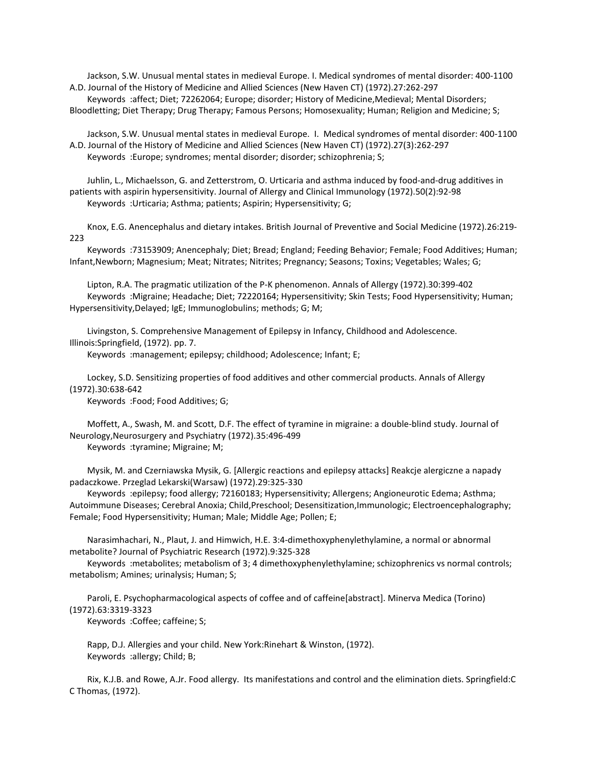Jackson, S.W. Unusual mental states in medieval Europe. I. Medical syndromes of mental disorder: 400-1100 A.D. Journal of the History of Medicine and Allied Sciences (New Haven CT) (1972).27:262-297

Keywords :affect; Diet; 72262064; Europe; disorder; History of Medicine,Medieval; Mental Disorders; Bloodletting; Diet Therapy; Drug Therapy; Famous Persons; Homosexuality; Human; Religion and Medicine; S;

Jackson, S.W. Unusual mental states in medieval Europe. I. Medical syndromes of mental disorder: 400-1100 A.D. Journal of the History of Medicine and Allied Sciences (New Haven CT) (1972).27(3):262-297

Keywords :Europe; syndromes; mental disorder; disorder; schizophrenia; S;

Juhlin, L., Michaelsson, G. and Zetterstrom, O. Urticaria and asthma induced by food-and-drug additives in patients with aspirin hypersensitivity. Journal of Allergy and Clinical Immunology (1972).50(2):92-98

Keywords :Urticaria; Asthma; patients; Aspirin; Hypersensitivity; G;

Knox, E.G. Anencephalus and dietary intakes. British Journal of Preventive and Social Medicine (1972).26:219-223

Keywords :73153909; Anencephaly; Diet; Bread; England; Feeding Behavior; Female; Food Additives; Human; Infant,Newborn; Magnesium; Meat; Nitrates; Nitrites; Pregnancy; Seasons; Toxins; Vegetables; Wales; G;

Lipton, R.A. The pragmatic utilization of the P-K phenomenon. Annals of Allergy (1972).30:399-402

Keywords :Migraine; Headache; Diet; 72220164; Hypersensitivity; Skin Tests; Food Hypersensitivity; Human; Hypersensitivity,Delayed; IgE; Immunoglobulins; methods; G; M;

Livingston, S. Comprehensive Management of Epilepsy in Infancy, Childhood and Adolescence. Illinois:Springfield, (1972). pp. 7.

Keywords :management; epilepsy; childhood; Adolescence; Infant; E;

Lockey, S.D. Sensitizing properties of food additives and other commercial products. Annals of Allergy (1972).30:638-642

Keywords :Food; Food Additives; G;

Moffett, A., Swash, M. and Scott, D.F. The effect of tyramine in migraine: a double-blind study. Journal of Neurology,Neurosurgery and Psychiatry (1972).35:496-499

Keywords :tyramine; Migraine; M;

Mysik, M. and Czerniawska Mysik, G. [Allergic reactions and epilepsy attacks] Reakcje alergiczne a napady padaczkowe. Przeglad Lekarski(Warsaw) (1972).29:325-330

Keywords :epilepsy; food allergy; 72160183; Hypersensitivity; Allergens; Angioneurotic Edema; Asthma; Autoimmune Diseases; Cerebral Anoxia; Child,Preschool; Desensitization,Immunologic; Electroencephalography; Female; Food Hypersensitivity; Human; Male; Middle Age; Pollen; E;

Narasimhachari, N., Plaut, J. and Himwich, H.E. 3:4-dimethoxyphenylethylamine, a normal or abnormal metabolite? Journal of Psychiatric Research (1972).9:325-328

Keywords :metabolites; metabolism of 3; 4 dimethoxyphenylethylamine; schizophrenics vs normal controls; metabolism; Amines; urinalysis; Human; S;

Paroli, E. Psychopharmacological aspects of coffee and of caffeine[abstract]. Minerva Medica (Torino) (1972).63:3319-3323

Keywords :Coffee; caffeine; S;

Rapp, D.J. Allergies and your child. New York:Rinehart & Winston, (1972).

Keywords :allergy; Child; B;

Rix, K.J.B. and Rowe, A.Jr. Food allergy. Its manifestations and control and the elimination diets. Springfield:C C Thomas, (1972).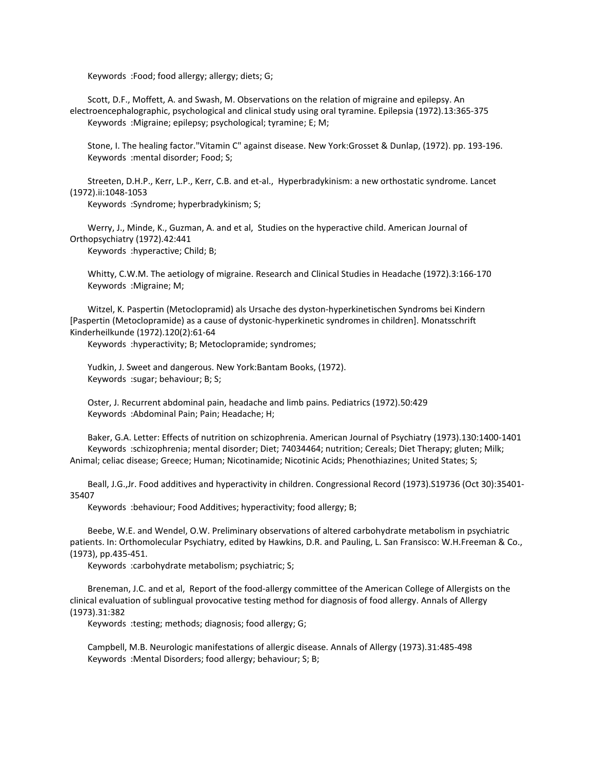Keywords :Food; food allergy; allergy; diets; G;

Scott, D.F., Moffett, A. and Swash, M. Observations on the relation of migraine and epilepsy. An electroencephalographic, psychological and clinical study using oral tyramine. Epilepsia (1972).13:365-375
Keywords :Migraine; epilepsy; psychological; tyramine; E; M;

Stone, I. The healing factor."Vitamin C" against disease. New York:Grosset & Dunlap, (1972). pp. 193-196.
Keywords :mental disorder; Food; S;

Streeten, D.H.P., Kerr, L.P., Kerr, C.B. and et-al., Hyperbradykinism: a new orthostatic syndrome. Lancet (1972).ii:1048-1053
Keywords :Syndrome; hyperbradykinism; S;

Werry, J., Minde, K., Guzman, A. and et al, Studies on the hyperactive child. American Journal of Orthopsychiatry (1972).42:441
Keywords :hyperactive; Child; B;

Whitty, C.W.M. The aetiology of migraine. Research and Clinical Studies in Headache (1972).3:166-170
Keywords :Migraine; M;

Witzel, K. Paspertin (Metoclopramid) als Ursache des dyston-hyperkinetischen Syndroms bei Kindern [Paspertin (Metoclopramide) as a cause of dystonic-hyperkinetic syndromes in children]. Monatsschrift Kinderheilkunde (1972).120(2):61-64
Keywords :hyperactivity; B; Metoclopramide; syndromes;

Yudkin, J. Sweet and dangerous. New York:Bantam Books, (1972).
Keywords :sugar; behaviour; B; S;

Oster, J. Recurrent abdominal pain, headache and limb pains. Pediatrics (1972).50:429
Keywords :Abdominal Pain; Pain; Headache; H;

Baker, G.A. Letter: Effects of nutrition on schizophrenia. American Journal of Psychiatry (1973).130:1400-1401
Keywords :schizophrenia; mental disorder; Diet; 74034464; nutrition; Cereals; Diet Therapy; gluten; Milk; Animal; celiac disease; Greece; Human; Nicotinamide; Nicotinic Acids; Phenothiazines; United States; S;

Beall, J.G.,Jr. Food additives and hyperactivity in children. Congressional Record (1973).S19736 (Oct 30):35401-35407
Keywords :behaviour; Food Additives; hyperactivity; food allergy; B;

Beebe, W.E. and Wendel, O.W. Preliminary observations of altered carbohydrate metabolism in psychiatric patients. In: Orthomolecular Psychiatry, edited by Hawkins, D.R. and Pauling, L. San Fransisco: W.H.Freeman & Co., (1973), pp.435-451.
Keywords :carbohydrate metabolism; psychiatric; S;

Breneman, J.C. and et al, Report of the food-allergy committee of the American College of Allergists on the clinical evaluation of sublingual provocative testing method for diagnosis of food allergy. Annals of Allergy (1973).31:382
Keywords :testing; methods; diagnosis; food allergy; G;

Campbell, M.B. Neurologic manifestations of allergic disease. Annals of Allergy (1973).31:485-498
Keywords :Mental Disorders; food allergy; behaviour; S; B;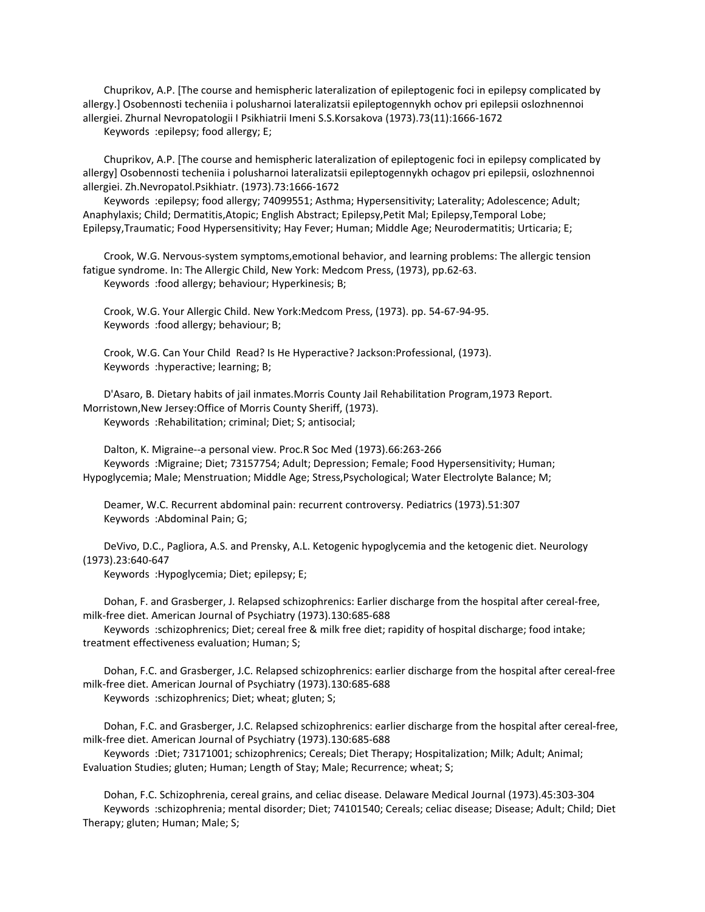Chuprikov, A.P. [The course and hemispheric lateralization of epileptogenic foci in epilepsy complicated by allergy.] Osobennosti techeniia i polusharnoi lateralizatsii epileptogennykh ochov pri epilepsii oslozhnennoi allergiei. Zhurnal Nevropatologii I Psikhiatrii Imeni S.S.Korsakova (1973).73(11):1666-1672
Keywords :epilepsy; food allergy; E;

Chuprikov, A.P. [The course and hemispheric lateralization of epileptogenic foci in epilepsy complicated by allergy] Osobennosti techeniia i polusharnoi lateralizatsii epileptogennykh ochagov pri epilepsii, oslozhnennoi allergiei. Zh.Nevropatol.Psikhiatr. (1973).73:1666-1672
Keywords :epilepsy; food allergy; 74099551; Asthma; Hypersensitivity; Laterality; Adolescence; Adult; Anaphylaxis; Child; Dermatitis,Atopic; English Abstract; Epilepsy,Petit Mal; Epilepsy,Temporal Lobe; Epilepsy,Traumatic; Food Hypersensitivity; Hay Fever; Human; Middle Age; Neurodermatitis; Urticaria; E;

Crook, W.G. Nervous-system symptoms,emotional behavior, and learning problems: The allergic tension fatigue syndrome. In: The Allergic Child, New York: Medcom Press, (1973), pp.62-63.
Keywords :food allergy; behaviour; Hyperkinesis; B;

Crook, W.G. Your Allergic Child. New York:Medcom Press, (1973). pp. 54-67-94-95.
Keywords :food allergy; behaviour; B;

Crook, W.G. Can Your Child Read? Is He Hyperactive? Jackson:Professional, (1973).
Keywords :hyperactive; learning; B;

D'Asaro, B. Dietary habits of jail inmates.Morris County Jail Rehabilitation Program,1973 Report. Morristown,New Jersey:Office of Morris County Sheriff, (1973).
Keywords :Rehabilitation; criminal; Diet; S; antisocial;

Dalton, K. Migraine--a personal view. Proc.R Soc Med (1973).66:263-266
Keywords :Migraine; Diet; 73157754; Adult; Depression; Female; Food Hypersensitivity; Human; Hypoglycemia; Male; Menstruation; Middle Age; Stress,Psychological; Water Electrolyte Balance; M;

Deamer, W.C. Recurrent abdominal pain: recurrent controversy. Pediatrics (1973).51:307
Keywords :Abdominal Pain; G;

DeVivo, D.C., Pagliora, A.S. and Prensky, A.L. Ketogenic hypoglycemia and the ketogenic diet. Neurology (1973).23:640-647
Keywords :Hypoglycemia; Diet; epilepsy; E;

Dohan, F. and Grasberger, J. Relapsed schizophrenics: Earlier discharge from the hospital after cereal-free, milk-free diet. American Journal of Psychiatry (1973).130:685-688
Keywords :schizophrenics; Diet; cereal free & milk free diet; rapidity of hospital discharge; food intake; treatment effectiveness evaluation; Human; S;

Dohan, F.C. and Grasberger, J.C. Relapsed schizophrenics: earlier discharge from the hospital after cereal-free milk-free diet. American Journal of Psychiatry (1973).130:685-688
Keywords :schizophrenics; Diet; wheat; gluten; S;

Dohan, F.C. and Grasberger, J.C. Relapsed schizophrenics: earlier discharge from the hospital after cereal-free, milk-free diet. American Journal of Psychiatry (1973).130:685-688
Keywords :Diet; 73171001; schizophrenics; Cereals; Diet Therapy; Hospitalization; Milk; Adult; Animal; Evaluation Studies; gluten; Human; Length of Stay; Male; Recurrence; wheat; S;

Dohan, F.C. Schizophrenia, cereal grains, and celiac disease. Delaware Medical Journal (1973).45:303-304
Keywords :schizophrenia; mental disorder; Diet; 74101540; Cereals; celiac disease; Disease; Adult; Child; Diet Therapy; gluten; Human; Male; S;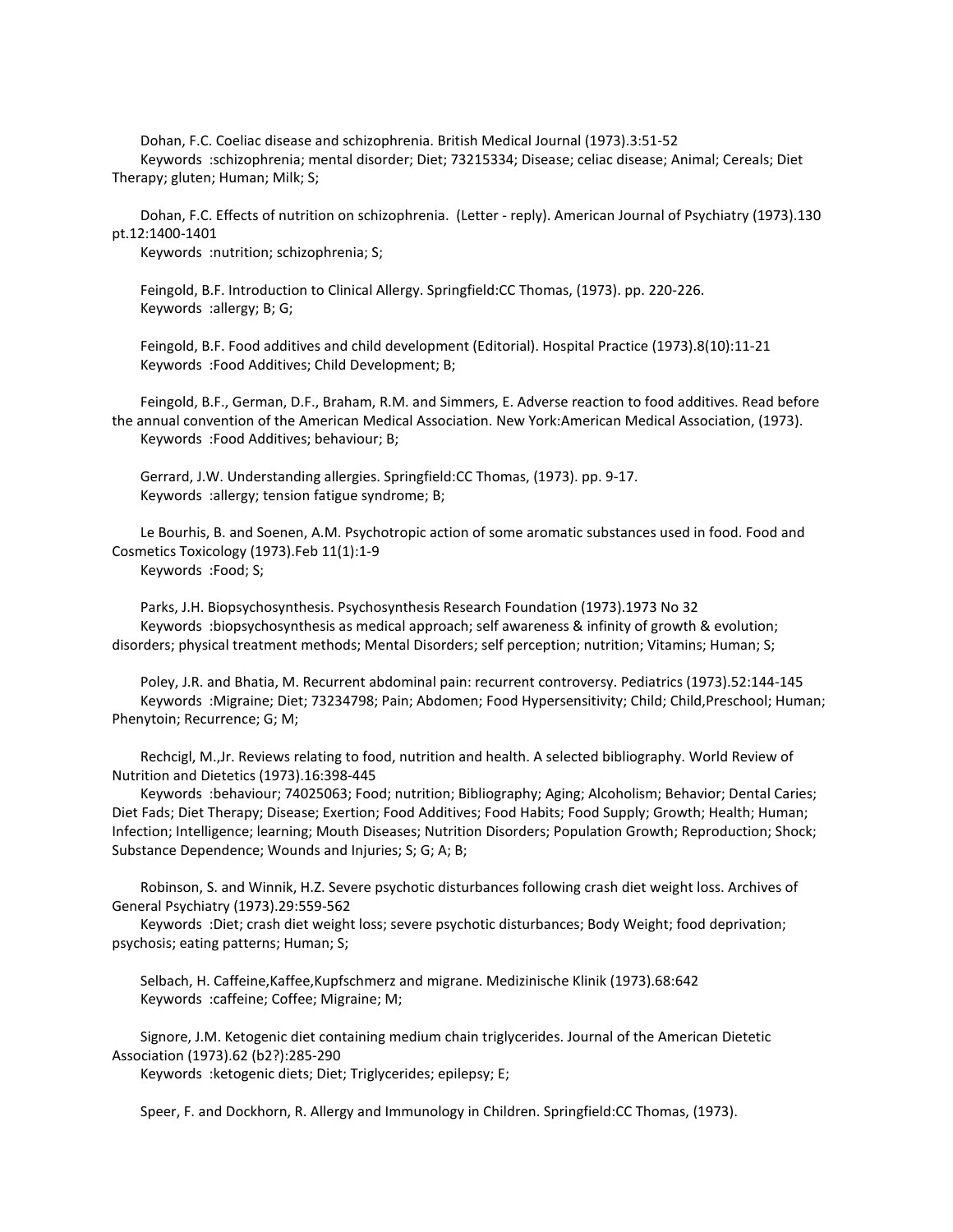Dohan, F.C. Coeliac disease and schizophrenia. British Medical Journal (1973).3:51-52

Keywords :schizophrenia; mental disorder; Diet; 73215334; Disease; celiac disease; Animal; Cereals; Diet Therapy; gluten; Human; Milk; S;

Dohan, F.C. Effects of nutrition on schizophrenia. (Letter - reply). American Journal of Psychiatry (1973).130 pt.12:1400-1401

Keywords :nutrition; schizophrenia; S;

Feingold, B.F. Introduction to Clinical Allergy. Springfield:CC Thomas, (1973). pp. 220-226.

Keywords :allergy; B; G;

Feingold, B.F. Food additives and child development (Editorial). Hospital Practice (1973).8(10):11-21

Keywords :Food Additives; Child Development; B;

Feingold, B.F., German, D.F., Braham, R.M. and Simmers, E. Adverse reaction to food additives. Read before the annual convention of the American Medical Association. New York:American Medical Association, (1973).

Keywords :Food Additives; behaviour; B;

Gerrard, J.W. Understanding allergies. Springfield:CC Thomas, (1973). pp. 9-17.

Keywords :allergy; tension fatigue syndrome; B;

Le Bourhis, B. and Soenen, A.M. Psychotropic action of some aromatic substances used in food. Food and Cosmetics Toxicology (1973).Feb 11(1):1-9

Keywords :Food; S;

Parks, J.H. Biopsychosynthesis. Psychosynthesis Research Foundation (1973).1973 No 32

Keywords :biopsychosynthesis as medical approach; self awareness & infinity of growth & evolution; disorders; physical treatment methods; Mental Disorders; self perception; nutrition; Vitamins; Human; S;

Poley, J.R. and Bhatia, M. Recurrent abdominal pain: recurrent controversy. Pediatrics (1973).52:144-145

Keywords :Migraine; Diet; 73234798; Pain; Abdomen; Food Hypersensitivity; Child; Child,Preschool; Human; Phenytoin; Recurrence; G; M;

Rechcigl, M.,Jr. Reviews relating to food, nutrition and health. A selected bibliography. World Review of Nutrition and Dietetics (1973).16:398-445

Keywords :behaviour; 74025063; Food; nutrition; Bibliography; Aging; Alcoholism; Behavior; Dental Caries; Diet Fads; Diet Therapy; Disease; Exertion; Food Additives; Food Habits; Food Supply; Growth; Health; Human; Infection; Intelligence; learning; Mouth Diseases; Nutrition Disorders; Population Growth; Reproduction; Shock; Substance Dependence; Wounds and Injuries; S; G; A; B;

Robinson, S. and Winnik, H.Z. Severe psychotic disturbances following crash diet weight loss. Archives of General Psychiatry (1973).29:559-562

Keywords :Diet; crash diet weight loss; severe psychotic disturbances; Body Weight; food deprivation; psychosis; eating patterns; Human; S;

Selbach, H. Caffeine,Kaffee,Kupfschmerz and migrane. Medizinische Klinik (1973).68:642

Keywords :caffeine; Coffee; Migraine; M;

Signore, J.M. Ketogenic diet containing medium chain triglycerides. Journal of the American Dietetic Association (1973).62 (b2?):285-290

Keywords :ketogenic diets; Diet; Triglycerides; epilepsy; E;

Speer, F. and Dockhorn, R. Allergy and Immunology in Children. Springfield:CC Thomas, (1973).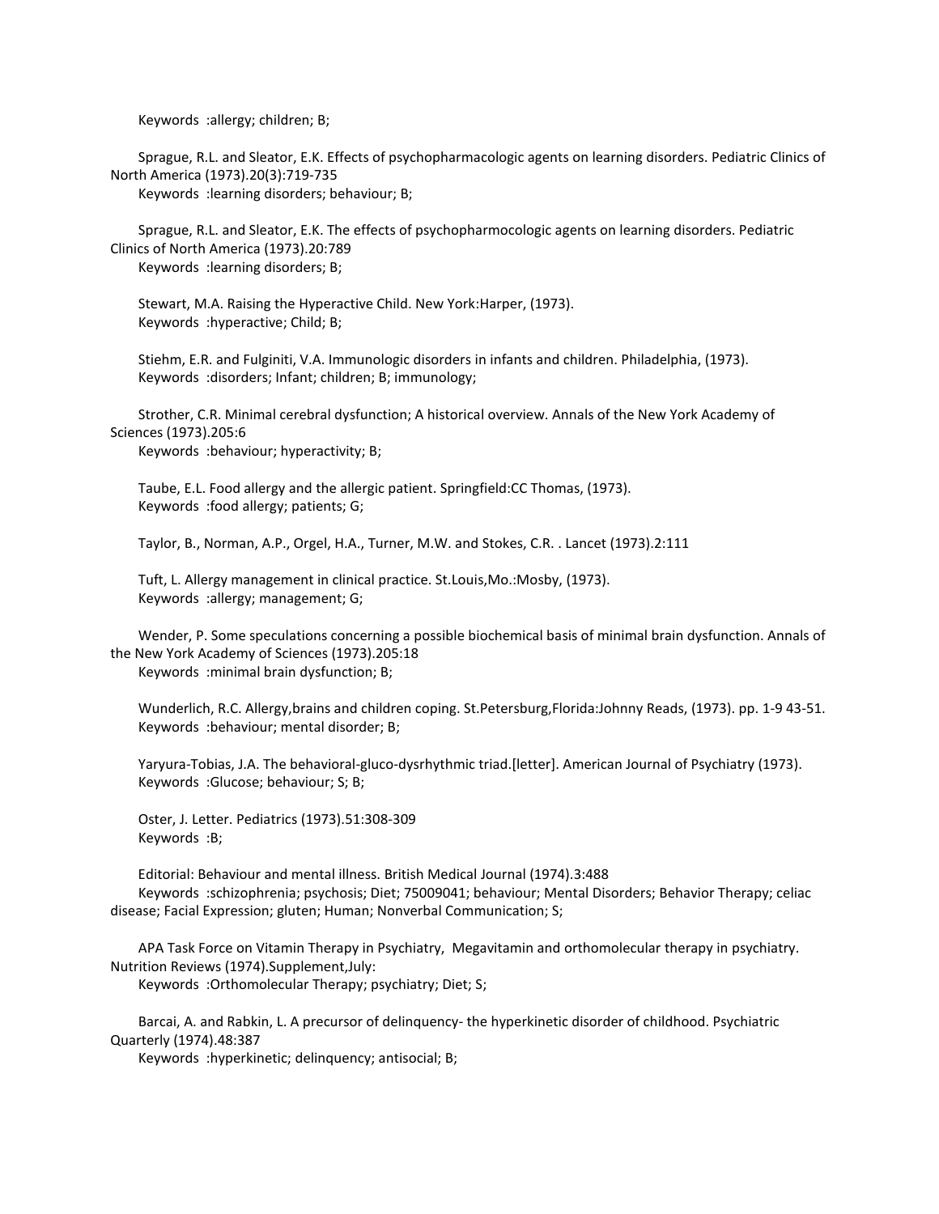Keywords :allergy; children; B;

Sprague, R.L. and Sleator, E.K. Effects of psychopharmocologic agents on learning disorders. Pediatric Clinics of North America (1973).20(3):719-735
Keywords :learning disorders; behaviour; B;

Sprague, R.L. and Sleator, E.K. The effects of psychopharmocologic agents on learning disorders. Pediatric Clinics of North America (1973).20:789
Keywords :learning disorders; B;

Stewart, M.A. Raising the Hyperactive Child. New York:Harper, (1973).
Keywords :hyperactive; Child; B;

Stiehm, E.R. and Fulginiti, V.A. Immunologic disorders in infants and children. Philadelphia, (1973).
Keywords :disorders; Infant; children; B; immunology;

Strother, C.R. Minimal cerebral dysfunction; A historical overview. Annals of the New York Academy of Sciences (1973).205:6
Keywords :behaviour; hyperactivity; B;

Taube, E.L. Food allergy and the allergic patient. Springfield:CC Thomas, (1973).
Keywords :food allergy; patients; G;

Taylor, B., Norman, A.P., Orgel, H.A., Turner, M.W. and Stokes, C.R. . Lancet (1973).2:111

Tuft, L. Allergy management in clinical practice. St.Louis,Mo.:Mosby, (1973).
Keywords :allergy; management; G;

Wender, P. Some speculations concerning a possible biochemical basis of minimal brain dysfunction. Annals of the New York Academy of Sciences (1973).205:18
Keywords :minimal brain dysfunction; B;

Wunderlich, R.C. Allergy,brains and children coping. St.Petersburg,Florida:Johnny Reads, (1973). pp. 1-9 43-51.
Keywords :behaviour; mental disorder; B;

Yaryura-Tobias, J.A. The behavioral-gluco-dysrhythmic triad.[letter]. American Journal of Psychiatry (1973).
Keywords :Glucose; behaviour; S; B;

Oster, J. Letter. Pediatrics (1973).51:308-309
Keywords :B;

Editorial: Behaviour and mental illness. British Medical Journal (1974).3:488
Keywords :schizophrenia; psychosis; Diet; 75009041; behaviour; Mental Disorders; Behavior Therapy; celiac disease; Facial Expression; gluten; Human; Nonverbal Communication; S;

APA Task Force on Vitamin Therapy in Psychiatry, Megavitamin and orthomolecular therapy in psychiatry. Nutrition Reviews (1974).Supplement,July:
Keywords :Orthomolecular Therapy; psychiatry; Diet; S;

Barcai, A. and Rabkin, L. A precursor of delinquency- the hyperkinetic disorder of childhood. Psychiatric Quarterly (1974).48:387
Keywords :hyperkinetic; delinquency; antisocial; B;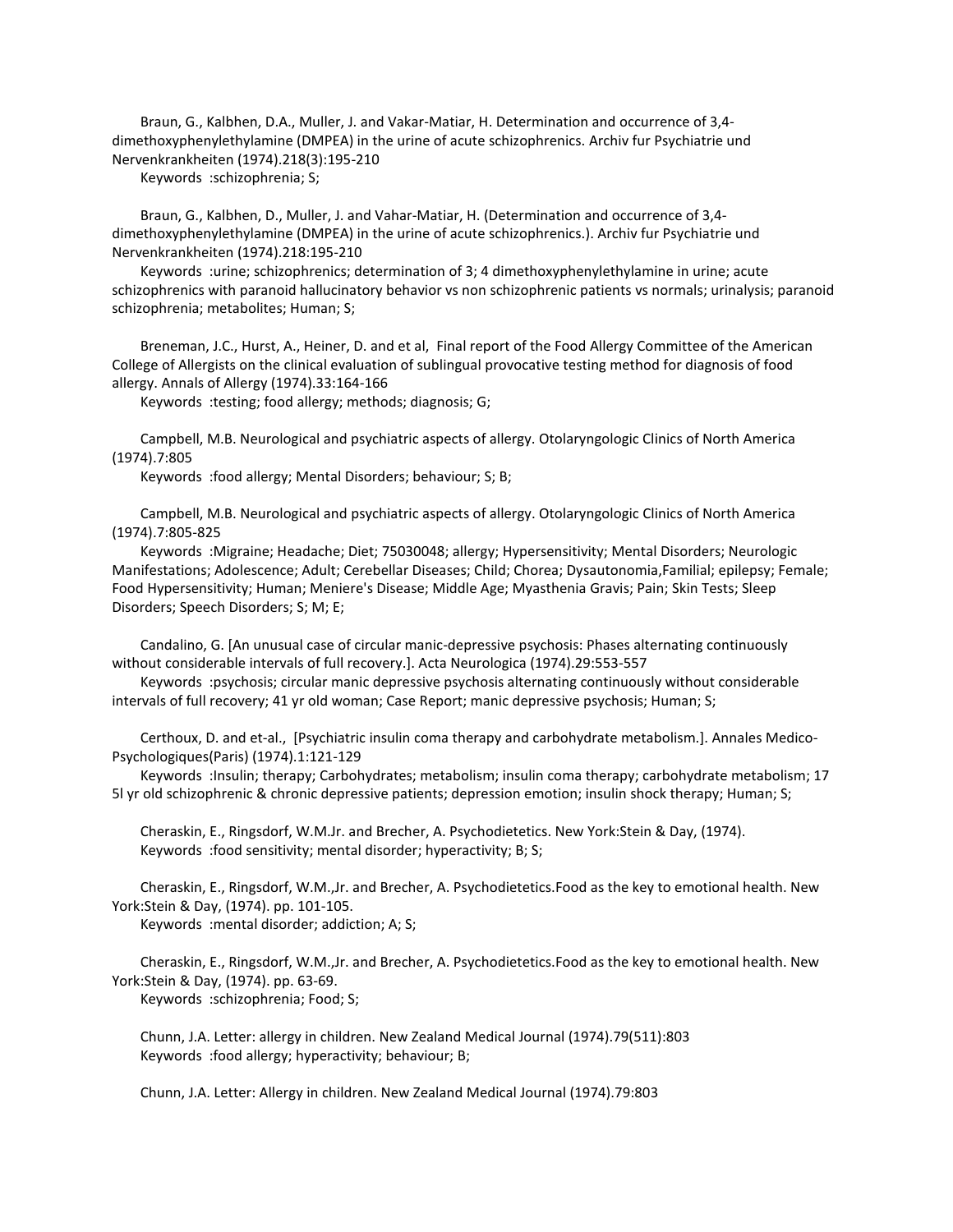Braun, G., Kalbhen, D.A., Muller, J. and Vakar-Matiar, H. Determination and occurrence of 3,4-dimethoxyphenylethylamine (DMPEA) in the urine of acute schizophrenics. Archiv fur Psychiatrie und Nervenkrankheiten (1974).218(3):195-210

Keywords :schizophrenia; S;

Braun, G., Kalbhen, D., Muller, J. and Vahar-Matiar, H. (Determination and occurrence of 3,4-dimethoxyphenylethylamine (DMPEA) in the urine of acute schizophrenics.). Archiv fur Psychiatrie und Nervenkrankheiten (1974).218:195-210

Keywords :urine; schizophrenics; determination of 3; 4 dimethoxyphenylethylamine in urine; acute schizophrenics with paranoid hallucinatory behavior vs non schizophrenic patients vs normals; urinalysis; paranoid schizophrenia; metabolites; Human; S;

Breneman, J.C., Hurst, A., Heiner, D. and et al, Final report of the Food Allergy Committee of the American College of Allergists on the clinical evaluation of sublingual provocative testing method for diagnosis of food allergy. Annals of Allergy (1974).33:164-166

Keywords :testing; food allergy; methods; diagnosis; G;

Campbell, M.B. Neurological and psychiatric aspects of allergy. Otolaryngologic Clinics of North America (1974).7:805

Keywords :food allergy; Mental Disorders; behaviour; S; B;

Campbell, M.B. Neurological and psychiatric aspects of allergy. Otolaryngologic Clinics of North America (1974).7:805-825

Keywords :Migraine; Headache; Diet; 75030048; allergy; Hypersensitivity; Mental Disorders; Neurologic Manifestations; Adolescence; Adult; Cerebellar Diseases; Child; Chorea; Dysautonomia,Familial; epilepsy; Female; Food Hypersensitivity; Human; Meniere's Disease; Middle Age; Myasthenia Gravis; Pain; Skin Tests; Sleep Disorders; Speech Disorders; S; M; E;

Candalino, G. [An unusual case of circular manic-depressive psychosis: Phases alternating continuously without considerable intervals of full recovery.]. Acta Neurologica (1974).29:553-557

Keywords :psychosis; circular manic depressive psychosis alternating continuously without considerable intervals of full recovery; 41 yr old woman; Case Report; manic depressive psychosis; Human; S;

Certhoux, D. and et-al., [Psychiatric insulin coma therapy and carbohydrate metabolism.]. Annales Medico-Psychologiques(Paris) (1974).1:121-129

Keywords :Insulin; therapy; Carbohydrates; metabolism; insulin coma therapy; carbohydrate metabolism; 17 5l yr old schizophrenic & chronic depressive patients; depression emotion; insulin shock therapy; Human; S;

Cheraskin, E., Ringsdorf, W.M.Jr. and Brecher, A. Psychodietetics. New York:Stein & Day, (1974).

Keywords :food sensitivity; mental disorder; hyperactivity; B; S;

Cheraskin, E., Ringsdorf, W.M.,Jr. and Brecher, A. Psychodietetics.Food as the key to emotional health. New York:Stein & Day, (1974). pp. 101-105.

Keywords :mental disorder; addiction; A; S;

Cheraskin, E., Ringsdorf, W.M.,Jr. and Brecher, A. Psychodietetics.Food as the key to emotional health. New York:Stein & Day, (1974). pp. 63-69.

Keywords :schizophrenia; Food; S;

Chunn, J.A. Letter: allergy in children. New Zealand Medical Journal (1974).79(511):803

Keywords :food allergy; hyperactivity; behaviour; B;

Chunn, J.A. Letter: Allergy in children. New Zealand Medical Journal (1974).79:803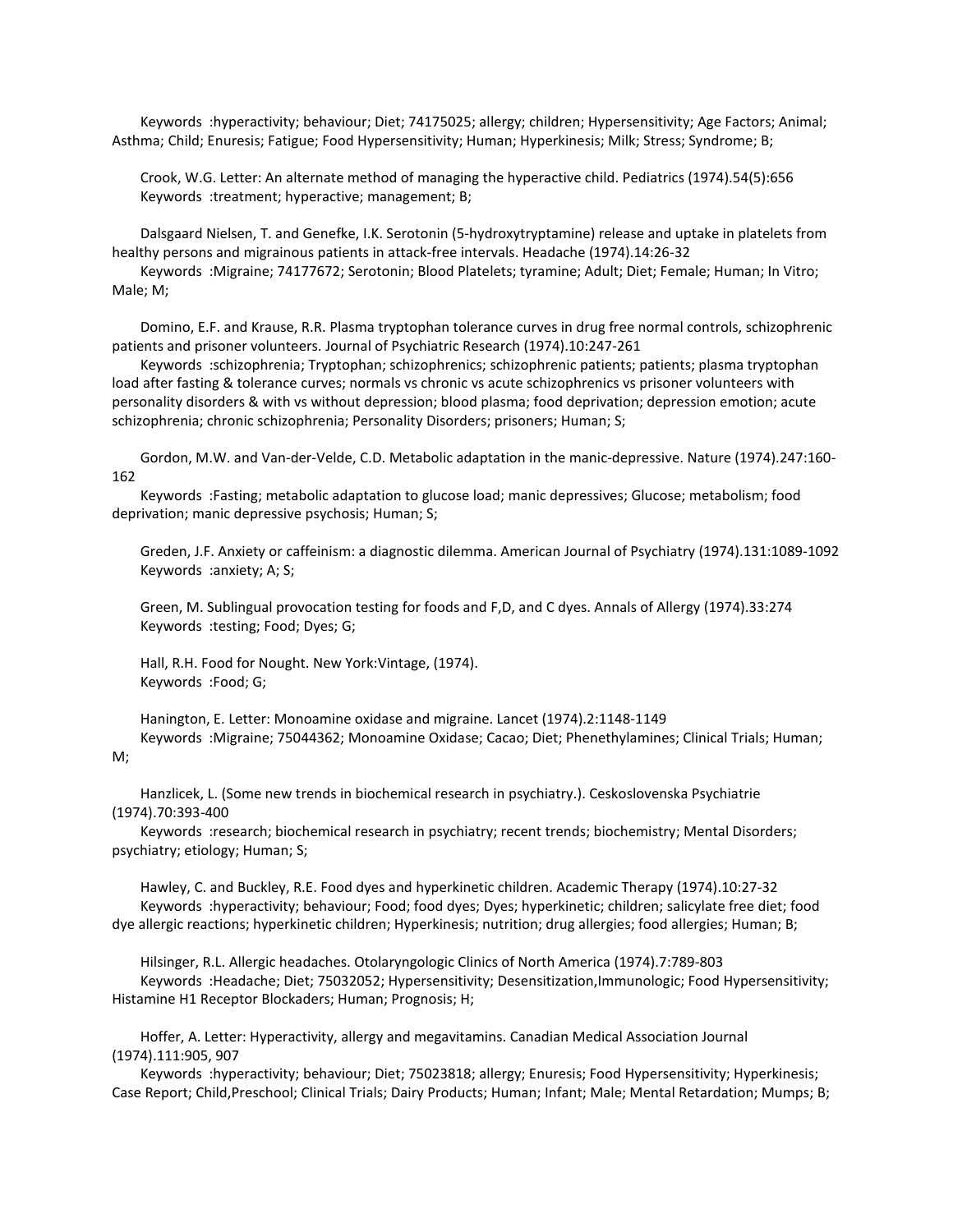Keywords :hyperactivity; behaviour; Diet; 74175025; allergy; children; Hypersensitivity; Age Factors; Animal; Asthma; Child; Enuresis; Fatigue; Food Hypersensitivity; Human; Hyperkinesis; Milk; Stress; Syndrome; B;

Crook, W.G. Letter: An alternate method of managing the hyperactive child. Pediatrics (1974).54(5):656
Keywords :treatment; hyperactive; management; B;

Dalsgaard Nielsen, T. and Genefke, I.K. Serotonin (5-hydroxytryptamine) release and uptake in platelets from healthy persons and migrainous patients in attack-free intervals. Headache (1974).14:26-32
Keywords :Migraine; 74177672; Serotonin; Blood Platelets; tyramine; Adult; Diet; Female; Human; In Vitro; Male; M;

Domino, E.F. and Krause, R.R. Plasma tryptophan tolerance curves in drug free normal controls, schizophrenic patients and prisoner volunteers. Journal of Psychiatric Research (1974).10:247-261
Keywords :schizophrenia; Tryptophan; schizophrenics; schizophrenic patients; patients; plasma tryptophan load after fasting & tolerance curves; normals vs chronic vs acute schizophrenics vs prisoner volunteers with personality disorders & with vs without depression; blood plasma; food deprivation; depression emotion; acute schizophrenia; chronic schizophrenia; Personality Disorders; prisoners; Human; S;

Gordon, M.W. and Van-der-Velde, C.D. Metabolic adaptation in the manic-depressive. Nature (1974).247:160-162
Keywords :Fasting; metabolic adaptation to glucose load; manic depressives; Glucose; metabolism; food deprivation; manic depressive psychosis; Human; S;

Greden, J.F. Anxiety or caffeinism: a diagnostic dilemma. American Journal of Psychiatry (1974).131:1089-1092
Keywords :anxiety; A; S;

Green, M. Sublingual provocation testing for foods and F,D, and C dyes. Annals of Allergy (1974).33:274
Keywords :testing; Food; Dyes; G;

Hall, R.H. Food for Nought. New York:Vintage, (1974).
Keywords :Food; G;

Hanington, E. Letter: Monoamine oxidase and migraine. Lancet (1974).2:1148-1149
Keywords :Migraine; 75044362; Monoamine Oxidase; Cacao; Diet; Phenethylamines; Clinical Trials; Human; M;

Hanzlicek, L. (Some new trends in biochemical research in psychiatry.). Ceskoslovenska Psychiatrie (1974).70:393-400
Keywords :research; biochemical research in psychiatry; recent trends; biochemistry; Mental Disorders; psychiatry; etiology; Human; S;

Hawley, C. and Buckley, R.E. Food dyes and hyperkinetic children. Academic Therapy (1974).10:27-32
Keywords :hyperactivity; behaviour; Food; food dyes; Dyes; hyperkinetic; children; salicylate free diet; food dye allergic reactions; hyperkinetic children; Hyperkinesis; nutrition; drug allergies; food allergies; Human; B;

Hilsinger, R.L. Allergic headaches. Otolaryngologic Clinics of North America (1974).7:789-803
Keywords :Headache; Diet; 75032052; Hypersensitivity; Desensitization,Immunologic; Food Hypersensitivity; Histamine H1 Receptor Blockaders; Human; Prognosis; H;

Hoffer, A. Letter: Hyperactivity, allergy and megavitamins. Canadian Medical Association Journal (1974).111:905, 907
Keywords :hyperactivity; behaviour; Diet; 75023818; allergy; Enuresis; Food Hypersensitivity; Hyperkinesis; Case Report; Child,Preschool; Clinical Trials; Dairy Products; Human; Infant; Male; Mental Retardation; Mumps; B;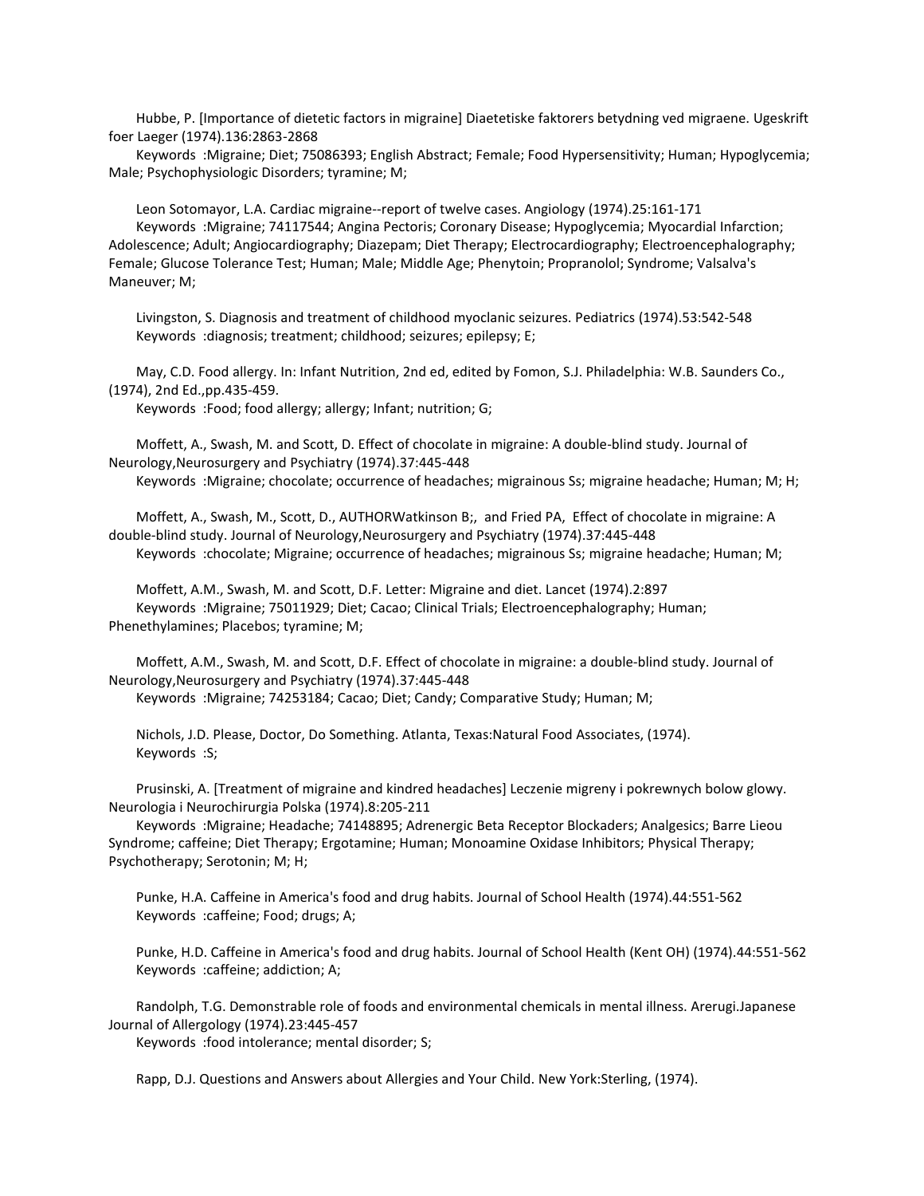Hubbe, P. [Importance of dietetic factors in migraine] Diaetetiske faktorers betydning ved migraene. Ugeskrift foer Laeger (1974).136:2863-2868

Keywords :Migraine; Diet; 75086393; English Abstract; Female; Food Hypersensitivity; Human; Hypoglycemia; Male; Psychophysiologic Disorders; tyramine; M;

Leon Sotomayor, L.A. Cardiac migraine--report of twelve cases. Angiology (1974).25:161-171

Keywords :Migraine; 74117544; Angina Pectoris; Coronary Disease; Hypoglycemia; Myocardial Infarction; Adolescence; Adult; Angiocardiography; Diazepam; Diet Therapy; Electrocardiography; Electroencephalography; Female; Glucose Tolerance Test; Human; Male; Middle Age; Phenytoin; Propranolol; Syndrome; Valsalva's Maneuver; M;

Livingston, S. Diagnosis and treatment of childhood myoclanic seizures. Pediatrics (1974).53:542-548

Keywords :diagnosis; treatment; childhood; seizures; epilepsy; E;

May, C.D. Food allergy. In: Infant Nutrition, 2nd ed, edited by Fomon, S.J. Philadelphia: W.B. Saunders Co., (1974), 2nd Ed.,pp.435-459.

Keywords :Food; food allergy; allergy; Infant; nutrition; G;

Moffett, A., Swash, M. and Scott, D. Effect of chocolate in migraine: A double-blind study. Journal of Neurology,Neurosurgery and Psychiatry (1974).37:445-448

Keywords :Migraine; chocolate; occurrence of headaches; migrainous Ss; migraine headache; Human; M; H;

Moffett, A., Swash, M., Scott, D., AUTHORWatkinson B;, and Fried PA, Effect of chocolate in migraine: A double-blind study. Journal of Neurology,Neurosurgery and Psychiatry (1974).37:445-448

Keywords :chocolate; Migraine; occurrence of headaches; migrainous Ss; migraine headache; Human; M;

Moffett, A.M., Swash, M. and Scott, D.F. Letter: Migraine and diet. Lancet (1974).2:897

Keywords :Migraine; 75011929; Diet; Cacao; Clinical Trials; Electroencephalography; Human; Phenethylamines; Placebos; tyramine; M;

Moffett, A.M., Swash, M. and Scott, D.F. Effect of chocolate in migraine: a double-blind study. Journal of Neurology,Neurosurgery and Psychiatry (1974).37:445-448

Keywords :Migraine; 74253184; Cacao; Diet; Candy; Comparative Study; Human; M;

Nichols, J.D. Please, Doctor, Do Something. Atlanta, Texas:Natural Food Associates, (1974).

Keywords :S;

Prusinski, A. [Treatment of migraine and kindred headaches] Leczenie migreny i pokrewnych bolow glowy. Neurologia i Neurochirurgia Polska (1974).8:205-211

Keywords :Migraine; Headache; 74148895; Adrenergic Beta Receptor Blockaders; Analgesics; Barre Lieou Syndrome; caffeine; Diet Therapy; Ergotamine; Human; Monoamine Oxidase Inhibitors; Physical Therapy; Psychotherapy; Serotonin; M; H;

Punke, H.A. Caffeine in America's food and drug habits. Journal of School Health (1974).44:551-562

Keywords :caffeine; Food; drugs; A;

Punke, H.D. Caffeine in America's food and drug habits. Journal of School Health (Kent OH) (1974).44:551-562

Keywords :caffeine; addiction; A;

Randolph, T.G. Demonstrable role of foods and environmental chemicals in mental illness. Arerugi.Japanese Journal of Allergology (1974).23:445-457

Keywords :food intolerance; mental disorder; S;

Rapp, D.J. Questions and Answers about Allergies and Your Child. New York:Sterling, (1974).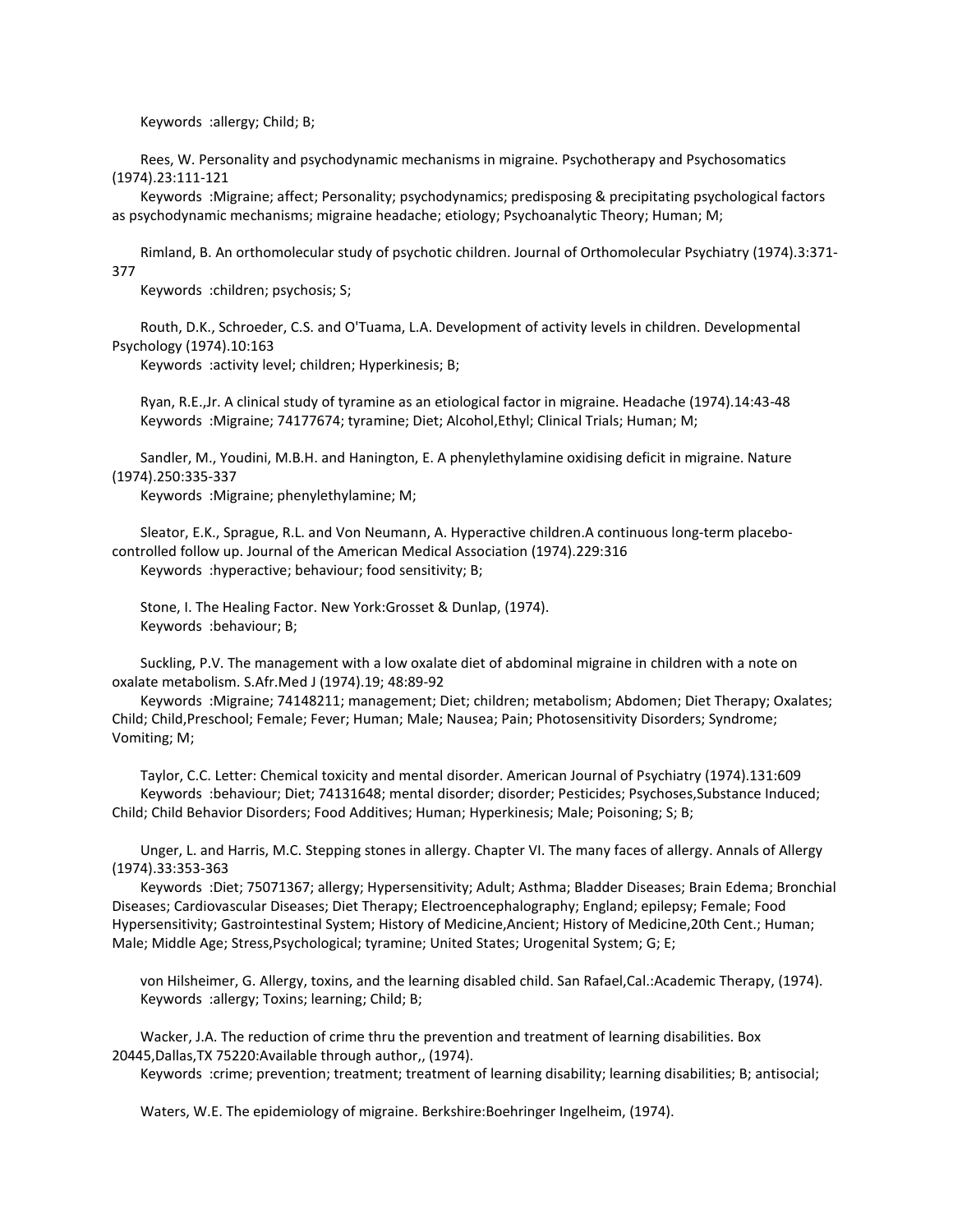Keywords :allergy; Child; B;

Rees, W. Personality and psychodynamic mechanisms in migraine. Psychotherapy and Psychosomatics (1974).23:111-121

Keywords :Migraine; affect; Personality; psychodynamics; predisposing & precipitating psychological factors as psychodynamic mechanisms; migraine headache; etiology; Psychoanalytic Theory; Human; M;

Rimland, B. An orthomolecular study of psychotic children. Journal of Orthomolecular Psychiatry (1974).3:371-377

Keywords :children; psychosis; S;

Routh, D.K., Schroeder, C.S. and O'Tuama, L.A. Development of activity levels in children. Developmental Psychology (1974).10:163

Keywords :activity level; children; Hyperkinesis; B;

Ryan, R.E.,Jr. A clinical study of tyramine as an etiological factor in migraine. Headache (1974).14:43-48

Keywords :Migraine; 74177674; tyramine; Diet; Alcohol,Ethyl; Clinical Trials; Human; M;

Sandler, M., Youdini, M.B.H. and Hanington, E. A phenylethylamine oxidising deficit in migraine. Nature (1974).250:335-337

Keywords :Migraine; phenylethylamine; M;

Sleator, E.K., Sprague, R.L. and Von Neumann, A. Hyperactive children.A continuous long-term placebo-controlled follow up. Journal of the American Medical Association (1974).229:316

Keywords :hyperactive; behaviour; food sensitivity; B;

Stone, I. The Healing Factor. New York:Grosset & Dunlap, (1974).

Keywords :behaviour; B;

Suckling, P.V. The management with a low oxalate diet of abdominal migraine in children with a note on oxalate metabolism. S.Afr.Med J (1974).19; 48:89-92

Keywords :Migraine; 74148211; management; Diet; children; metabolism; Abdomen; Diet Therapy; Oxalates; Child; Child,Preschool; Female; Fever; Human; Male; Nausea; Pain; Photosensitivity Disorders; Syndrome; Vomiting; M;

Taylor, C.C. Letter: Chemical toxicity and mental disorder. American Journal of Psychiatry (1974).131:609

Keywords :behaviour; Diet; 74131648; mental disorder; disorder; Pesticides; Psychoses,Substance Induced; Child; Child Behavior Disorders; Food Additives; Human; Hyperkinesis; Male; Poisoning; S; B;

Unger, L. and Harris, M.C. Stepping stones in allergy. Chapter VI. The many faces of allergy. Annals of Allergy (1974).33:353-363

Keywords :Diet; 75071367; allergy; Hypersensitivity; Adult; Asthma; Bladder Diseases; Brain Edema; Bronchial Diseases; Cardiovascular Diseases; Diet Therapy; Electroencephalography; England; epilepsy; Female; Food Hypersensitivity; Gastrointestinal System; History of Medicine,Ancient; History of Medicine,20th Cent.; Human; Male; Middle Age; Stress,Psychological; tyramine; United States; Urogenital System; G; E;

von Hilsheimer, G. Allergy, toxins, and the learning disabled child. San Rafael,Cal.:Academic Therapy, (1974).

Keywords :allergy; Toxins; learning; Child; B;

Wacker, J.A. The reduction of crime thru the prevention and treatment of learning disabilities. Box 20445,Dallas,TX 75220:Available through author,, (1974).

Keywords :crime; prevention; treatment; treatment of learning disability; learning disabilities; B; antisocial;

Waters, W.E. The epidemiology of migraine. Berkshire:Boehringer Ingelheim, (1974).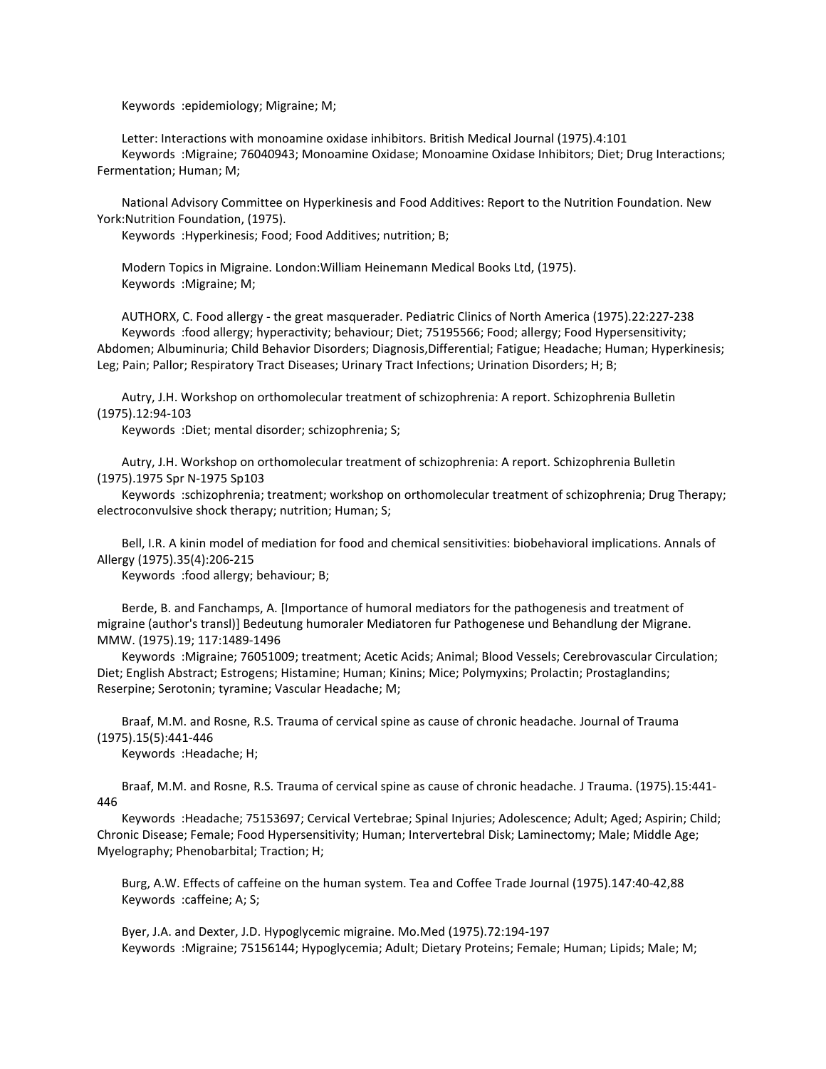Keywords :epidemiology; Migraine; M;

Letter: Interactions with monoamine oxidase inhibitors. British Medical Journal (1975).4:101
Keywords :Migraine; 76040943; Monoamine Oxidase; Monoamine Oxidase Inhibitors; Diet; Drug Interactions; Fermentation; Human; M;

National Advisory Committee on Hyperkinesis and Food Additives: Report to the Nutrition Foundation. New York:Nutrition Foundation, (1975).
Keywords :Hyperkinesis; Food; Food Additives; nutrition; B;

Modern Topics in Migraine. London:William Heinemann Medical Books Ltd, (1975).
Keywords :Migraine; M;

AUTHORX, C. Food allergy - the great masquerader. Pediatric Clinics of North America (1975).22:227-238
Keywords :food allergy; hyperactivity; behaviour; Diet; 75195566; Food; allergy; Food Hypersensitivity; Abdomen; Albuminuria; Child Behavior Disorders; Diagnosis,Differential; Fatigue; Headache; Human; Hyperkinesis; Leg; Pain; Pallor; Respiratory Tract Diseases; Urinary Tract Infections; Urination Disorders; H; B;

Autry, J.H. Workshop on orthomolecular treatment of schizophrenia: A report. Schizophrenia Bulletin (1975).12:94-103
Keywords :Diet; mental disorder; schizophrenia; S;

Autry, J.H. Workshop on orthomolecular treatment of schizophrenia: A report. Schizophrenia Bulletin (1975).1975 Spr N-1975 Sp103
Keywords :schizophrenia; treatment; workshop on orthomolecular treatment of schizophrenia; Drug Therapy; electroconvulsive shock therapy; nutrition; Human; S;

Bell, I.R. A kinin model of mediation for food and chemical sensitivities: biobehavioral implications. Annals of Allergy (1975).35(4):206-215
Keywords :food allergy; behaviour; B;

Berde, B. and Fanchamps, A. [Importance of humoral mediators for the pathogenesis and treatment of migraine (author's transl)] Bedeutung humoraler Mediatoren fur Pathogenese und Behandlung der Migrane. MMW. (1975).19; 117:1489-1496
Keywords :Migraine; 76051009; treatment; Acetic Acids; Animal; Blood Vessels; Cerebrovascular Circulation; Diet; English Abstract; Estrogens; Histamine; Human; Kinins; Mice; Polymyxins; Prolactin; Prostaglandins; Reserpine; Serotonin; tyramine; Vascular Headache; M;

Braaf, M.M. and Rosne, R.S. Trauma of cervical spine as cause of chronic headache. Journal of Trauma (1975).15(5):441-446
Keywords :Headache; H;

Braaf, M.M. and Rosne, R.S. Trauma of cervical spine as cause of chronic headache. J Trauma. (1975).15:441-446
Keywords :Headache; 75153697; Cervical Vertebrae; Spinal Injuries; Adolescence; Adult; Aged; Aspirin; Child; Chronic Disease; Female; Food Hypersensitivity; Human; Intervertebral Disk; Laminectomy; Male; Middle Age; Myelography; Phenobarbital; Traction; H;

Burg, A.W. Effects of caffeine on the human system. Tea and Coffee Trade Journal (1975).147:40-42,88
Keywords :caffeine; A; S;

Byer, J.A. and Dexter, J.D. Hypoglycemic migraine. Mo.Med (1975).72:194-197
Keywords :Migraine; 75156144; Hypoglycemia; Adult; Dietary Proteins; Female; Human; Lipids; Male; M;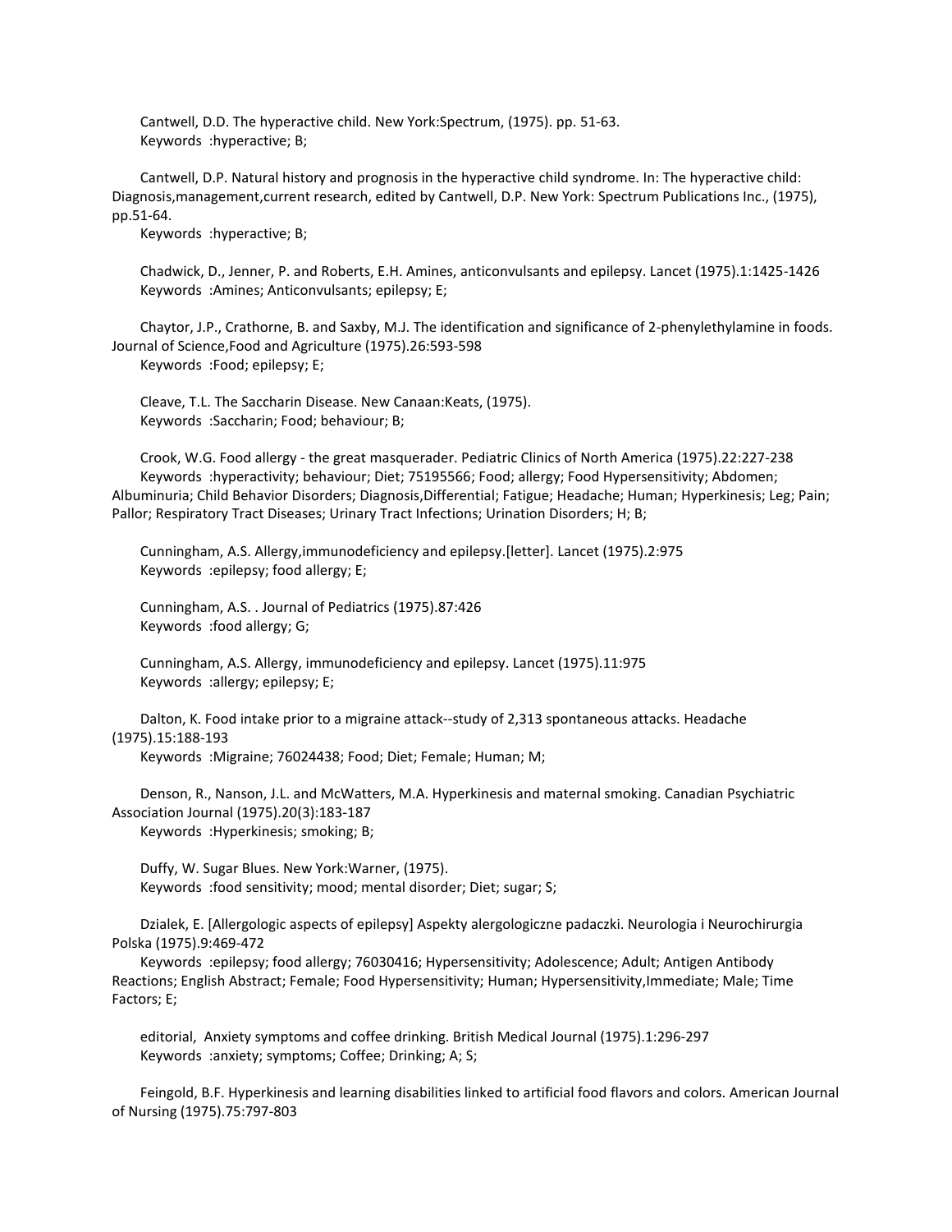Cantwell, D.D. The hyperactive child. New York:Spectrum, (1975). pp. 51-63.
Keywords :hyperactive; B;

Cantwell, D.P. Natural history and prognosis in the hyperactive child syndrome. In: The hyperactive child: Diagnosis,management,current research, edited by Cantwell, D.P. New York: Spectrum Publications Inc., (1975), pp.51-64.
Keywords :hyperactive; B;

Chadwick, D., Jenner, P. and Roberts, E.H. Amines, anticonvulsants and epilepsy. Lancet (1975).1:1425-1426
Keywords :Amines; Anticonvulsants; epilepsy; E;

Chaytor, J.P., Crathorne, B. and Saxby, M.J. The identification and significance of 2-phenylethylamine in foods. Journal of Science,Food and Agriculture (1975).26:593-598
Keywords :Food; epilepsy; E;

Cleave, T.L. The Saccharin Disease. New Canaan:Keats, (1975).
Keywords :Saccharin; Food; behaviour; B;

Crook, W.G. Food allergy - the great masquerader. Pediatric Clinics of North America (1975).22:227-238
Keywords :hyperactivity; behaviour; Diet; 75195566; Food; allergy; Food Hypersensitivity; Abdomen; Albuminuria; Child Behavior Disorders; Diagnosis,Differential; Fatigue; Headache; Human; Hyperkinesis; Leg; Pain; Pallor; Respiratory Tract Diseases; Urinary Tract Infections; Urination Disorders; H; B;

Cunningham, A.S. Allergy,immunodeficiency and epilepsy.[letter]. Lancet (1975).2:975
Keywords :epilepsy; food allergy; E;

Cunningham, A.S. . Journal of Pediatrics (1975).87:426
Keywords :food allergy; G;

Cunningham, A.S. Allergy, immunodeficiency and epilepsy. Lancet (1975).11:975
Keywords :allergy; epilepsy; E;

Dalton, K. Food intake prior to a migraine attack--study of 2,313 spontaneous attacks. Headache (1975).15:188-193
Keywords :Migraine; 76024438; Food; Diet; Female; Human; M;

Denson, R., Nanson, J.L. and McWatters, M.A. Hyperkinesis and maternal smoking. Canadian Psychiatric Association Journal (1975).20(3):183-187
Keywords :Hyperkinesis; smoking; B;

Duffy, W. Sugar Blues. New York:Warner, (1975).
Keywords :food sensitivity; mood; mental disorder; Diet; sugar; S;

Dzialek, E. [Allergologic aspects of epilepsy] Aspekty alergologiczne padaczki. Neurologia i Neurochirurgia Polska (1975).9:469-472
Keywords :epilepsy; food allergy; 76030416; Hypersensitivity; Adolescence; Adult; Antigen Antibody Reactions; English Abstract; Female; Food Hypersensitivity; Human; Hypersensitivity,Immediate; Male; Time Factors; E;

editorial, Anxiety symptoms and coffee drinking. British Medical Journal (1975).1:296-297
Keywords :anxiety; symptoms; Coffee; Drinking; A; S;

Feingold, B.F. Hyperkinesis and learning disabilities linked to artificial food flavors and colors. American Journal of Nursing (1975).75:797-803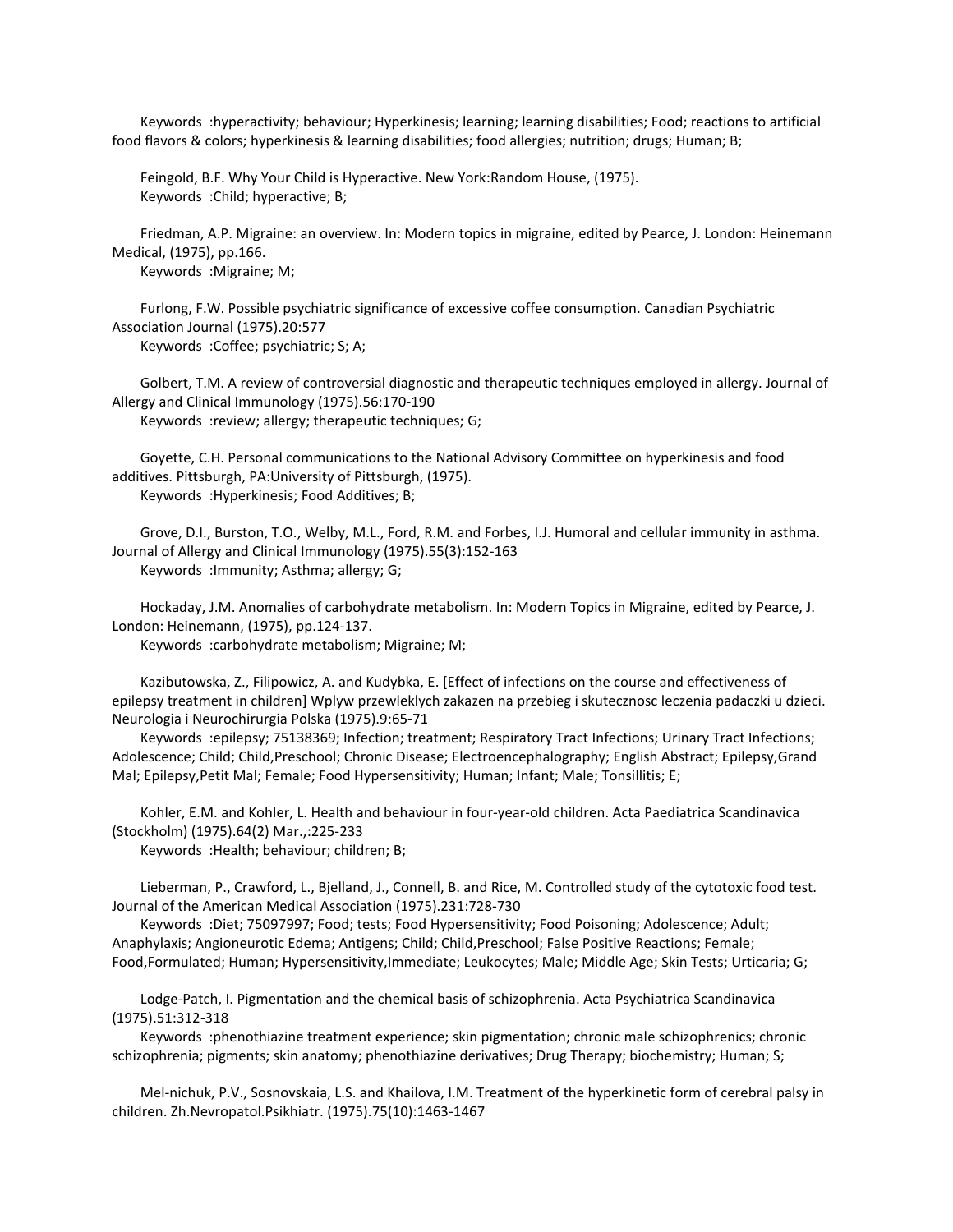Keywords :hyperactivity; behaviour; Hyperkinesis; learning; learning disabilities; Food; reactions to artificial food flavors & colors; hyperkinesis & learning disabilities; food allergies; nutrition; drugs; Human; B;

Feingold, B.F. Why Your Child is Hyperactive. New York:Random House, (1975).
Keywords :Child; hyperactive; B;

Friedman, A.P. Migraine: an overview. In: Modern topics in migraine, edited by Pearce, J. London: Heinemann Medical, (1975), pp.166.
Keywords :Migraine; M;

Furlong, F.W. Possible psychiatric significance of excessive coffee consumption. Canadian Psychiatric Association Journal (1975).20:577
Keywords :Coffee; psychiatric; S; A;

Golbert, T.M. A review of controversial diagnostic and therapeutic techniques employed in allergy. Journal of Allergy and Clinical Immunology (1975).56:170-190
Keywords :review; allergy; therapeutic techniques; G;

Goyette, C.H. Personal communications to the National Advisory Committee on hyperkinesis and food additives. Pittsburgh, PA:University of Pittsburgh, (1975).
Keywords :Hyperkinesis; Food Additives; B;

Grove, D.I., Burston, T.O., Welby, M.L., Ford, R.M. and Forbes, I.J. Humoral and cellular immunity in asthma. Journal of Allergy and Clinical Immunology (1975).55(3):152-163
Keywords :Immunity; Asthma; allergy; G;

Hockaday, J.M. Anomalies of carbohydrate metabolism. In: Modern Topics in Migraine, edited by Pearce, J. London: Heinemann, (1975), pp.124-137.
Keywords :carbohydrate metabolism; Migraine; M;

Kazibutowska, Z., Filipowicz, A. and Kudybka, E. [Effect of infections on the course and effectiveness of epilepsy treatment in children] Wplyw przewleklych zakazen na przebieg i skutecznosc leczenia padaczki u dzieci. Neurologia i Neurochirurgia Polska (1975).9:65-71
Keywords :epilepsy; 75138369; Infection; treatment; Respiratory Tract Infections; Urinary Tract Infections; Adolescence; Child; Child,Preschool; Chronic Disease; Electroencephalography; English Abstract; Epilepsy,Grand Mal; Epilepsy,Petit Mal; Female; Food Hypersensitivity; Human; Infant; Male; Tonsillitis; E;

Kohler, E.M. and Kohler, L. Health and behaviour in four-year-old children. Acta Paediatrica Scandinavica (Stockholm) (1975).64(2) Mar.,:225-233
Keywords :Health; behaviour; children; B;

Lieberman, P., Crawford, L., Bjelland, J., Connell, B. and Rice, M. Controlled study of the cytotoxic food test. Journal of the American Medical Association (1975).231:728-730
Keywords :Diet; 75097997; Food; tests; Food Hypersensitivity; Food Poisoning; Adolescence; Adult; Anaphylaxis; Angioneurotic Edema; Antigens; Child; Child,Preschool; False Positive Reactions; Female; Food,Formulated; Human; Hypersensitivity,Immediate; Leukocytes; Male; Middle Age; Skin Tests; Urticaria; G;

Lodge-Patch, I. Pigmentation and the chemical basis of schizophrenia. Acta Psychiatrica Scandinavica (1975).51:312-318
Keywords :phenothiazine treatment experience; skin pigmentation; chronic male schizophrenics; chronic schizophrenia; pigments; skin anatomy; phenothiazine derivatives; Drug Therapy; biochemistry; Human; S;

Mel-nichuk, P.V., Sosnovskaia, L.S. and Khailova, I.M. Treatment of the hyperkinetic form of cerebral palsy in children. Zh.Nevropatol.Psikhiatr. (1975).75(10):1463-1467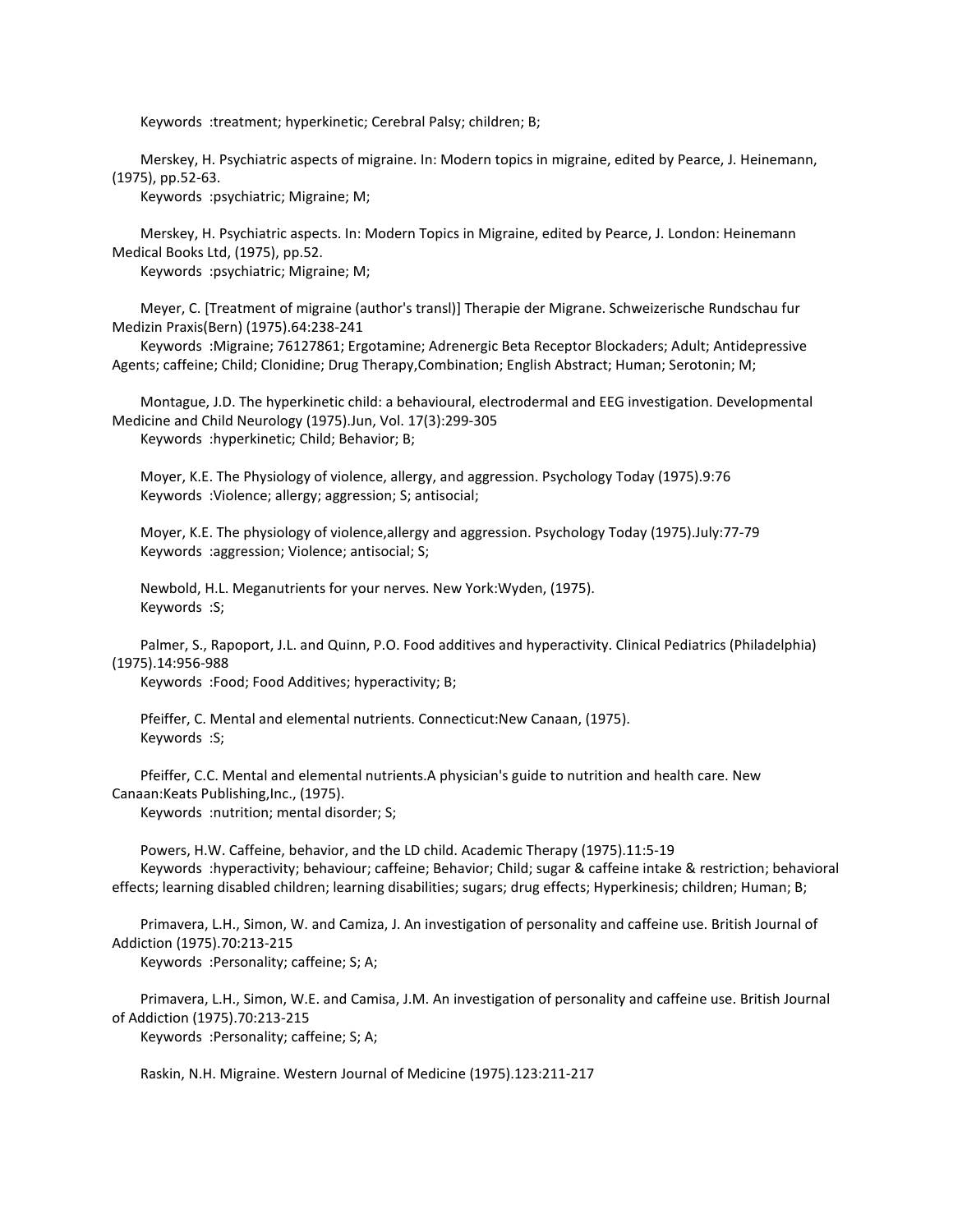Keywords :treatment; hyperkinetic; Cerebral Palsy; children; B;

Merskey, H. Psychiatric aspects of migraine. In: Modern topics in migraine, edited by Pearce, J. Heinemann, (1975), pp.52-63.
Keywords :psychiatric; Migraine; M;

Merskey, H. Psychiatric aspects. In: Modern Topics in Migraine, edited by Pearce, J. London: Heinemann Medical Books Ltd, (1975), pp.52.
Keywords :psychiatric; Migraine; M;

Meyer, C. [Treatment of migraine (author's transl)] Therapie der Migrane. Schweizerische Rundschau fur Medizin Praxis(Bern) (1975).64:238-241
Keywords :Migraine; 76127861; Ergotamine; Adrenergic Beta Receptor Blockaders; Adult; Antidepressive Agents; caffeine; Child; Clonidine; Drug Therapy,Combination; English Abstract; Human; Serotonin; M;

Montague, J.D. The hyperkinetic child: a behavioural, electrodermal and EEG investigation. Developmental Medicine and Child Neurology (1975).Jun, Vol. 17(3):299-305
Keywords :hyperkinetic; Child; Behavior; B;

Moyer, K.E. The Physiology of violence, allergy, and aggression. Psychology Today (1975).9:76
Keywords :Violence; allergy; aggression; S; antisocial;

Moyer, K.E. The physiology of violence,allergy and aggression. Psychology Today (1975).July:77-79
Keywords :aggression; Violence; antisocial; S;

Newbold, H.L. Meganutrients for your nerves. New York:Wyden, (1975).
Keywords :S;

Palmer, S., Rapoport, J.L. and Quinn, P.O. Food additives and hyperactivity. Clinical Pediatrics (Philadelphia) (1975).14:956-988
Keywords :Food; Food Additives; hyperactivity; B;

Pfeiffer, C. Mental and elemental nutrients. Connecticut:New Canaan, (1975).
Keywords :S;

Pfeiffer, C.C. Mental and elemental nutrients.A physician's guide to nutrition and health care. New Canaan:Keats Publishing,Inc., (1975).
Keywords :nutrition; mental disorder; S;

Powers, H.W. Caffeine, behavior, and the LD child. Academic Therapy (1975).11:5-19
Keywords :hyperactivity; behaviour; caffeine; Behavior; Child; sugar & caffeine intake & restriction; behavioral effects; learning disabled children; learning disabilities; sugars; drug effects; Hyperkinesis; children; Human; B;

Primavera, L.H., Simon, W. and Camiza, J. An investigation of personality and caffeine use. British Journal of Addiction (1975).70:213-215
Keywords :Personality; caffeine; S; A;

Primavera, L.H., Simon, W.E. and Camisa, J.M. An investigation of personality and caffeine use. British Journal of Addiction (1975).70:213-215
Keywords :Personality; caffeine; S; A;

Raskin, N.H. Migraine. Western Journal of Medicine (1975).123:211-217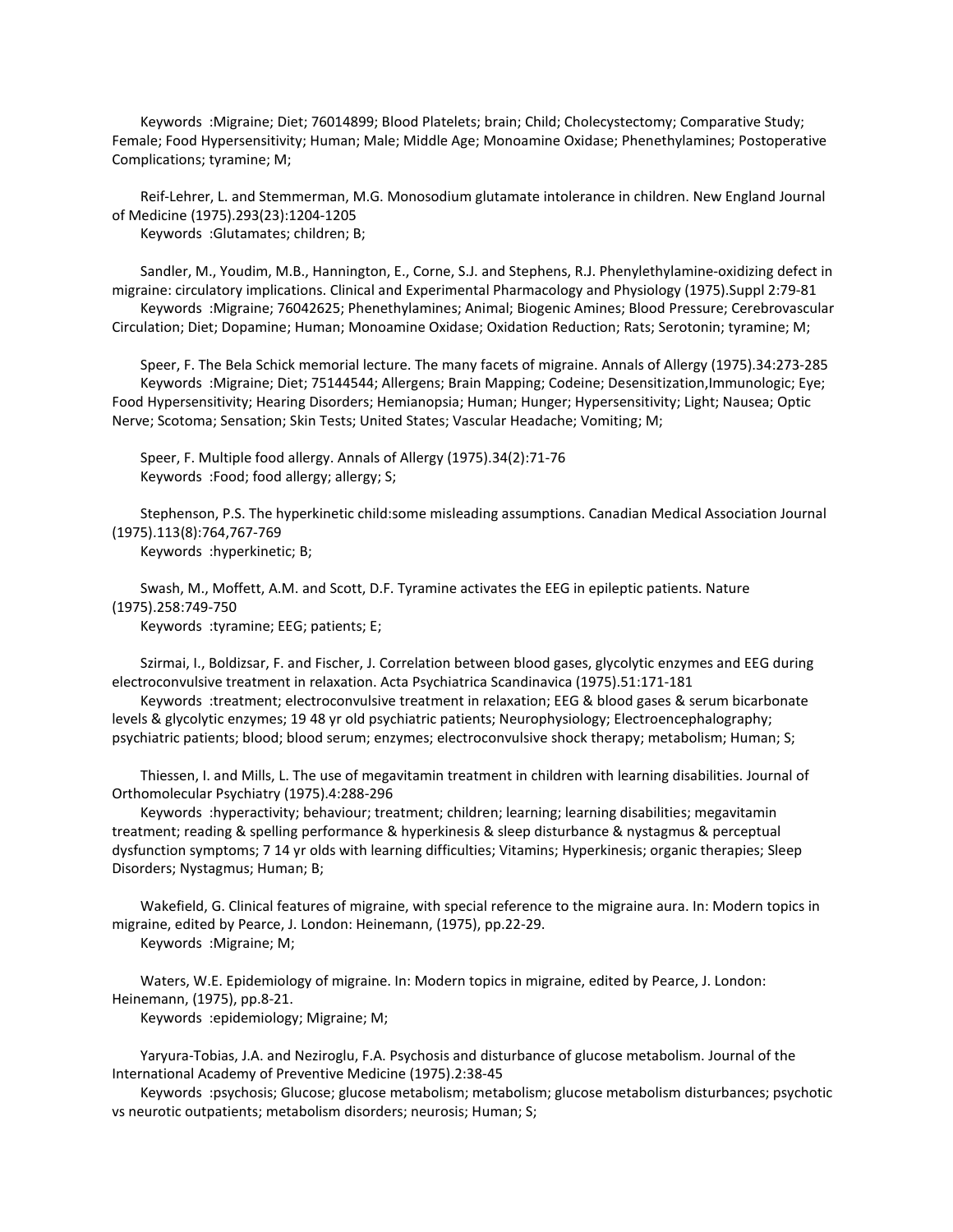Keywords :Migraine; Diet; 76014899; Blood Platelets; brain; Child; Cholecystectomy; Comparative Study; Female; Food Hypersensitivity; Human; Male; Middle Age; Monoamine Oxidase; Phenethylamines; Postoperative Complications; tyramine; M;

Reif-Lehrer, L. and Stemmerman, M.G. Monosodium glutamate intolerance in children. New England Journal of Medicine (1975).293(23):1204-1205
Keywords :Glutamates; children; B;

Sandler, M., Youdim, M.B., Hannington, E., Corne, S.J. and Stephens, R.J. Phenylethylamine-oxidizing defect in migraine: circulatory implications. Clinical and Experimental Pharmacology and Physiology (1975).Suppl 2:79-81
Keywords :Migraine; 76042625; Phenethylamines; Animal; Biogenic Amines; Blood Pressure; Cerebrovascular Circulation; Diet; Dopamine; Human; Monoamine Oxidase; Oxidation Reduction; Rats; Serotonin; tyramine; M;

Speer, F. The Bela Schick memorial lecture. The many facets of migraine. Annals of Allergy (1975).34:273-285
Keywords :Migraine; Diet; 75144544; Allergens; Brain Mapping; Codeine; Desensitization,Immunologic; Eye; Food Hypersensitivity; Hearing Disorders; Hemianopsia; Human; Hunger; Hypersensitivity; Light; Nausea; Optic Nerve; Scotoma; Sensation; Skin Tests; United States; Vascular Headache; Vomiting; M;

Speer, F. Multiple food allergy. Annals of Allergy (1975).34(2):71-76
Keywords :Food; food allergy; allergy; S;

Stephenson, P.S. The hyperkinetic child:some misleading assumptions. Canadian Medical Association Journal (1975).113(8):764,767-769
Keywords :hyperkinetic; B;

Swash, M., Moffett, A.M. and Scott, D.F. Tyramine activates the EEG in epileptic patients. Nature (1975).258:749-750
Keywords :tyramine; EEG; patients; E;

Szirmai, I., Boldizsar, F. and Fischer, J. Correlation between blood gases, glycolytic enzymes and EEG during electroconvulsive treatment in relaxation. Acta Psychiatrica Scandinavica (1975).51:171-181
Keywords :treatment; electroconvulsive treatment in relaxation; EEG & blood gases & serum bicarbonate levels & glycolytic enzymes; 19 48 yr old psychiatric patients; Neurophysiology; Electroencephalography; psychiatric patients; blood; blood serum; enzymes; electroconvulsive shock therapy; metabolism; Human; S;

Thiessen, I. and Mills, L. The use of megavitamin treatment in children with learning disabilities. Journal of Orthomolecular Psychiatry (1975).4:288-296
Keywords :hyperactivity; behaviour; treatment; children; learning; learning disabilities; megavitamin treatment; reading & spelling performance & hyperkinesis & sleep disturbance & nystagmus & perceptual dysfunction symptoms; 7 14 yr olds with learning difficulties; Vitamins; Hyperkinesis; organic therapies; Sleep Disorders; Nystagmus; Human; B;

Wakefield, G. Clinical features of migraine, with special reference to the migraine aura. In: Modern topics in migraine, edited by Pearce, J. London: Heinemann, (1975), pp.22-29.
Keywords :Migraine; M;

Waters, W.E. Epidemiology of migraine. In: Modern topics in migraine, edited by Pearce, J. London: Heinemann, (1975), pp.8-21.
Keywords :epidemiology; Migraine; M;

Yaryura-Tobias, J.A. and Neziroglu, F.A. Psychosis and disturbance of glucose metabolism. Journal of the International Academy of Preventive Medicine (1975).2:38-45
Keywords :psychosis; Glucose; glucose metabolism; metabolism; glucose metabolism disturbances; psychotic vs neurotic outpatients; metabolism disorders; neurosis; Human; S;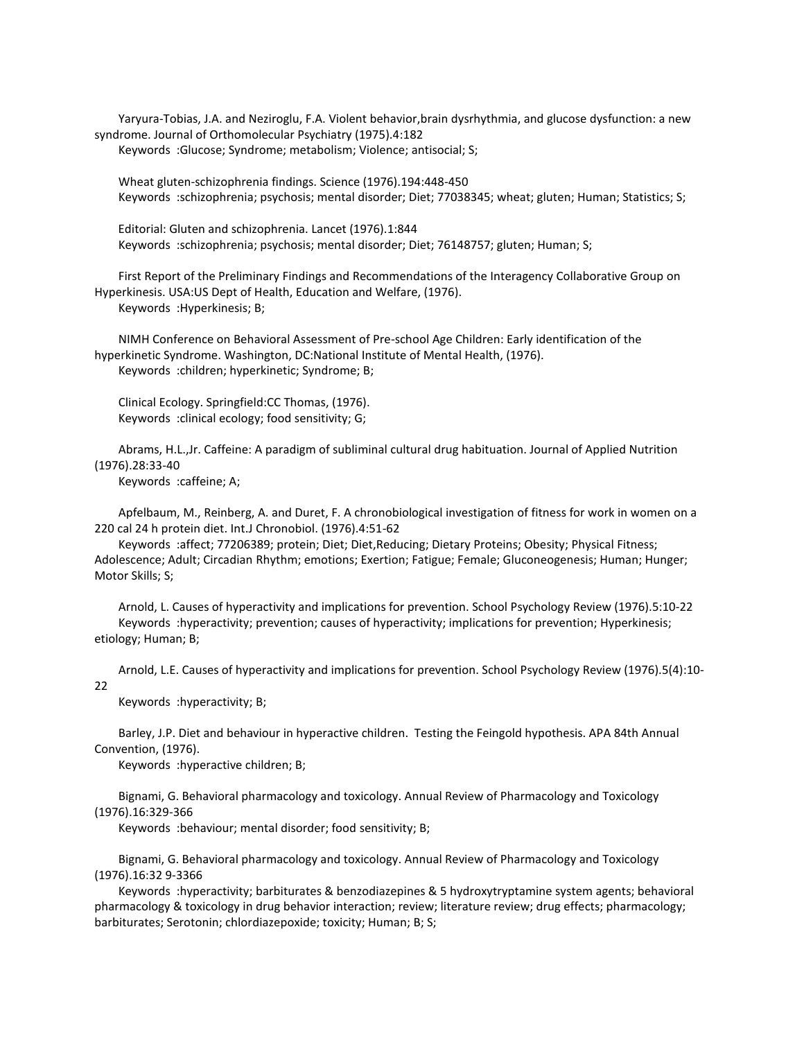Yaryura-Tobias, J.A. and Neziroglu, F.A. Violent behavior,brain dysrhythmia, and glucose dysfunction: a new syndrome. Journal of Orthomolecular Psychiatry (1975).4:182

Keywords :Glucose; Syndrome; metabolism; Violence; antisocial; S;

Wheat gluten-schizophrenia findings. Science (1976).194:448-450

Keywords :schizophrenia; psychosis; mental disorder; Diet; 77038345; wheat; gluten; Human; Statistics; S;

Editorial: Gluten and schizophrenia. Lancet (1976).1:844

Keywords :schizophrenia; psychosis; mental disorder; Diet; 76148757; gluten; Human; S;

First Report of the Preliminary Findings and Recommendations of the Interagency Collaborative Group on Hyperkinesis. USA:US Dept of Health, Education and Welfare, (1976).

Keywords :Hyperkinesis; B;

NIMH Conference on Behavioral Assessment of Pre-school Age Children: Early identification of the hyperkinetic Syndrome. Washington, DC:National Institute of Mental Health, (1976).

Keywords :children; hyperkinetic; Syndrome; B;

Clinical Ecology. Springfield:CC Thomas, (1976).

Keywords :clinical ecology; food sensitivity; G;

Abrams, H.L.,Jr. Caffeine: A paradigm of subliminal cultural drug habituation. Journal of Applied Nutrition (1976).28:33-40

Keywords :caffeine; A;

Apfelbaum, M., Reinberg, A. and Duret, F. A chronobiological investigation of fitness for work in women on a 220 cal 24 h protein diet. Int.J Chronobiol. (1976).4:51-62

Keywords :affect; 77206389; protein; Diet; Diet,Reducing; Dietary Proteins; Obesity; Physical Fitness; Adolescence; Adult; Circadian Rhythm; emotions; Exertion; Fatigue; Female; Gluconeogenesis; Human; Hunger; Motor Skills; S;

Arnold, L. Causes of hyperactivity and implications for prevention. School Psychology Review (1976).5:10-22

Keywords :hyperactivity; prevention; causes of hyperactivity; implications for prevention; Hyperkinesis; etiology; Human; B;

Arnold, L.E. Causes of hyperactivity and implications for prevention. School Psychology Review (1976).5(4):10-22

Keywords :hyperactivity; B;

Barley, J.P. Diet and behaviour in hyperactive children. Testing the Feingold hypothesis. APA 84th Annual Convention, (1976).

Keywords :hyperactive children; B;

Bignami, G. Behavioral pharmacology and toxicology. Annual Review of Pharmacology and Toxicology (1976).16:329-366

Keywords :behaviour; mental disorder; food sensitivity; B;

Bignami, G. Behavioral pharmacology and toxicology. Annual Review of Pharmacology and Toxicology (1976).16:32 9-3366

Keywords :hyperactivity; barbiturates & benzodiazepines & 5 hydroxytryptamine system agents; behavioral pharmacology & toxicology in drug behavior interaction; review; literature review; drug effects; pharmacology; barbiturates; Serotonin; chlordiazepoxide; toxicity; Human; B; S;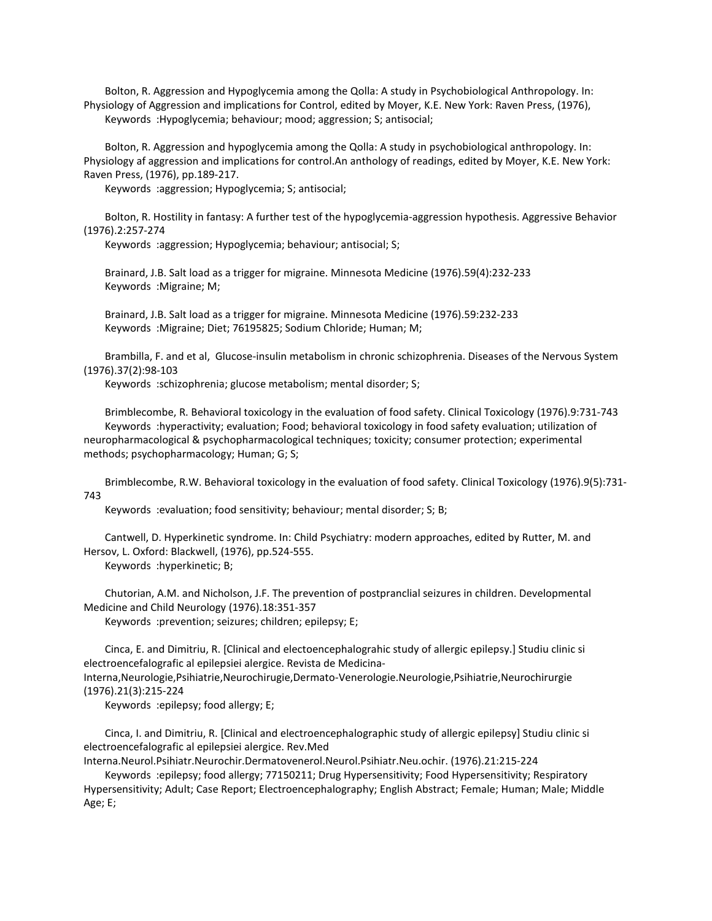Bolton, R. Aggression and Hypoglycemia among the Qolla: A study in Psychobiological Anthropology. In: Physiology of Aggression and implications for Control, edited by Moyer, K.E. New York: Raven Press, (1976),
Keywords :Hypoglycemia; behaviour; mood; aggression; S; antisocial;

Bolton, R. Aggression and hypoglycemia among the Qolla: A study in psychobiological anthropology. In: Physiology af aggression and implications for control.An anthology of readings, edited by Moyer, K.E. New York: Raven Press, (1976), pp.189-217.
Keywords :aggression; Hypoglycemia; S; antisocial;

Bolton, R. Hostility in fantasy: A further test of the hypoglycemia-aggression hypothesis. Aggressive Behavior (1976).2:257-274
Keywords :aggression; Hypoglycemia; behaviour; antisocial; S;

Brainard, J.B. Salt load as a trigger for migraine. Minnesota Medicine (1976).59(4):232-233
Keywords :Migraine; M;

Brainard, J.B. Salt load as a trigger for migraine. Minnesota Medicine (1976).59:232-233
Keywords :Migraine; Diet; 76195825; Sodium Chloride; Human; M;

Brambilla, F. and et al, Glucose-insulin metabolism in chronic schizophrenia. Diseases of the Nervous System (1976).37(2):98-103
Keywords :schizophrenia; glucose metabolism; mental disorder; S;

Brimblecombe, R. Behavioral toxicology in the evaluation of food safety. Clinical Toxicology (1976).9:731-743
Keywords :hyperactivity; evaluation; Food; behavioral toxicology in food safety evaluation; utilization of neuropharmacological & psychopharmacological techniques; toxicity; consumer protection; experimental methods; psychopharmacology; Human; G; S;

Brimblecombe, R.W. Behavioral toxicology in the evaluation of food safety. Clinical Toxicology (1976).9(5):731-743
Keywords :evaluation; food sensitivity; behaviour; mental disorder; S; B;

Cantwell, D. Hyperkinetic syndrome. In: Child Psychiatry: modern approaches, edited by Rutter, M. and Hersov, L. Oxford: Blackwell, (1976), pp.524-555.
Keywords :hyperkinetic; B;

Chutorian, A.M. and Nicholson, J.F. The prevention of postpranclial seizures in children. Developmental Medicine and Child Neurology (1976).18:351-357
Keywords :prevention; seizures; children; epilepsy; E;

Cinca, E. and Dimitriu, R. [Clinical and electoencephalograhic study of allergic epilepsy.] Studiu clinic si electroencefalografic al epilepsiei alergice. Revista de Medicina-Interna,Neurologie,Psihiatrie,Neurochirugie,Dermato-Venerologie.Neurologie,Psihiatrie,Neurochirurgie (1976).21(3):215-224
Keywords :epilepsy; food allergy; E;

Cinca, I. and Dimitriu, R. [Clinical and electroencephalographic study of allergic epilepsy] Studiu clinic si electroencefalografic al epilepsiei alergice. Rev.Med Interna.Neurol.Psihiatr.Neurochir.Dermatovenerol.Neurol.Psihiatr.Neu.ochir. (1976).21:215-224
Keywords :epilepsy; food allergy; 77150211; Drug Hypersensitivity; Food Hypersensitivity; Respiratory Hypersensitivity; Adult; Case Report; Electroencephalography; English Abstract; Female; Human; Male; Middle Age; E;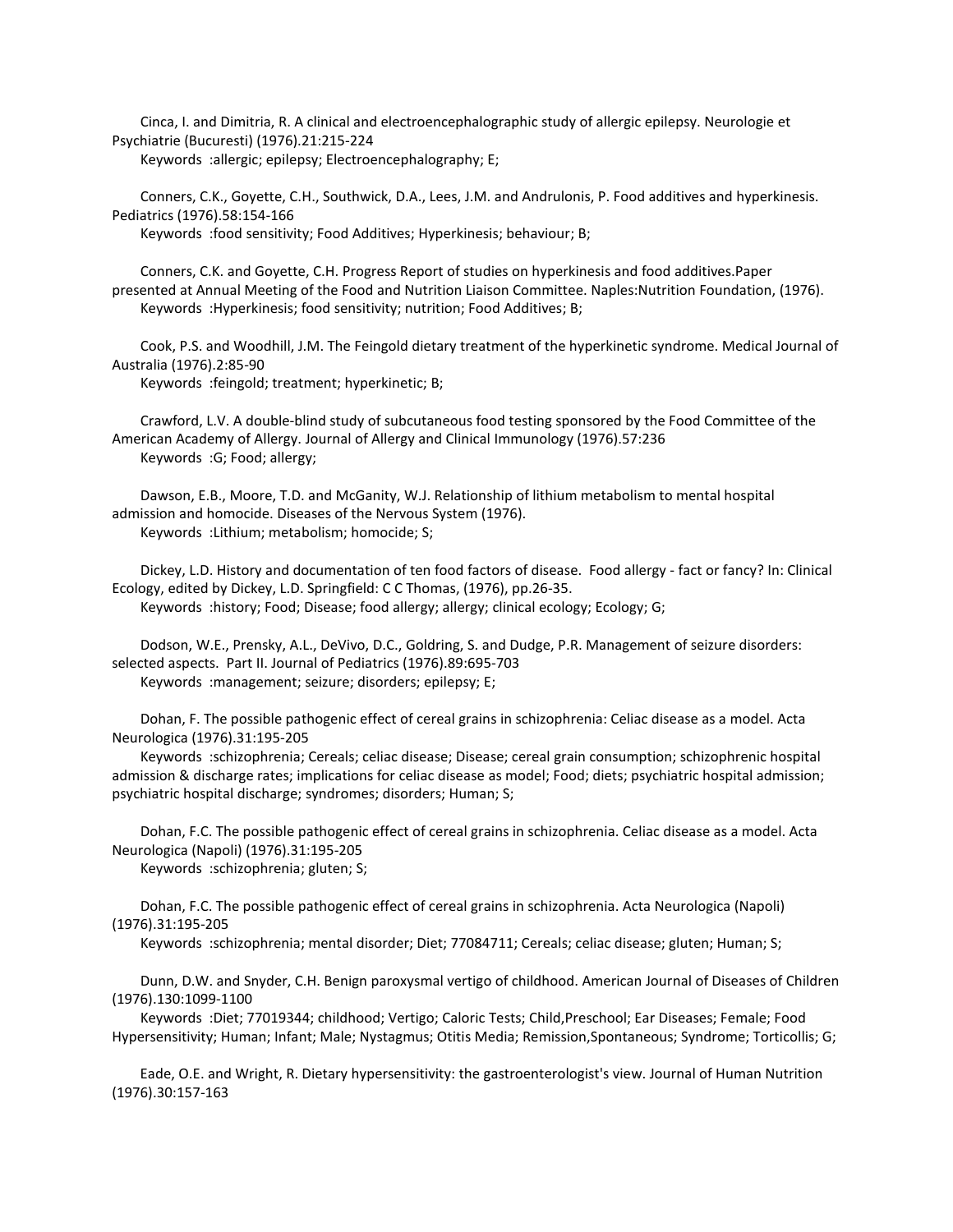Cinca, I. and Dimitria, R. A clinical and electroencephalographic study of allergic epilepsy. Neurologie et Psychiatrie (Bucuresti) (1976).21:215-224

Keywords :allergic; epilepsy; Electroencephalography; E;

Conners, C.K., Goyette, C.H., Southwick, D.A., Lees, J.M. and Andrulonis, P. Food additives and hyperkinesis. Pediatrics (1976).58:154-166

Keywords :food sensitivity; Food Additives; Hyperkinesis; behaviour; B;

Conners, C.K. and Goyette, C.H. Progress Report of studies on hyperkinesis and food additives.Paper presented at Annual Meeting of the Food and Nutrition Liaison Committee. Naples:Nutrition Foundation, (1976).

Keywords :Hyperkinesis; food sensitivity; nutrition; Food Additives; B;

Cook, P.S. and Woodhill, J.M. The Feingold dietary treatment of the hyperkinetic syndrome. Medical Journal of Australia (1976).2:85-90

Keywords :feingold; treatment; hyperkinetic; B;

Crawford, L.V. A double-blind study of subcutaneous food testing sponsored by the Food Committee of the American Academy of Allergy. Journal of Allergy and Clinical Immunology (1976).57:236

Keywords :G; Food; allergy;

Dawson, E.B., Moore, T.D. and McGanity, W.J. Relationship of lithium metabolism to mental hospital admission and homocide. Diseases of the Nervous System (1976).

Keywords :Lithium; metabolism; homocide; S;

Dickey, L.D. History and documentation of ten food factors of disease. Food allergy - fact or fancy? In: Clinical Ecology, edited by Dickey, L.D. Springfield: C C Thomas, (1976), pp.26-35.

Keywords :history; Food; Disease; food allergy; allergy; clinical ecology; Ecology; G;

Dodson, W.E., Prensky, A.L., DeVivo, D.C., Goldring, S. and Dudge, P.R. Management of seizure disorders: selected aspects. Part II. Journal of Pediatrics (1976).89:695-703

Keywords :management; seizure; disorders; epilepsy; E;

Dohan, F. The possible pathogenic effect of cereal grains in schizophrenia: Celiac disease as a model. Acta Neurologica (1976).31:195-205

Keywords :schizophrenia; Cereals; celiac disease; Disease; cereal grain consumption; schizophrenic hospital admission & discharge rates; implications for celiac disease as model; Food; diets; psychiatric hospital admission; psychiatric hospital discharge; syndromes; disorders; Human; S;

Dohan, F.C. The possible pathogenic effect of cereal grains in schizophrenia. Celiac disease as a model. Acta Neurologica (Napoli) (1976).31:195-205

Keywords :schizophrenia; gluten; S;

Dohan, F.C. The possible pathogenic effect of cereal grains in schizophrenia. Acta Neurologica (Napoli) (1976).31:195-205

Keywords :schizophrenia; mental disorder; Diet; 77084711; Cereals; celiac disease; gluten; Human; S;

Dunn, D.W. and Snyder, C.H. Benign paroxysmal vertigo of childhood. American Journal of Diseases of Children (1976).130:1099-1100

Keywords :Diet; 77019344; childhood; Vertigo; Caloric Tests; Child,Preschool; Ear Diseases; Female; Food Hypersensitivity; Human; Infant; Male; Nystagmus; Otitis Media; Remission,Spontaneous; Syndrome; Torticollis; G;

Eade, O.E. and Wright, R. Dietary hypersensitivity: the gastroenterologist's view. Journal of Human Nutrition (1976).30:157-163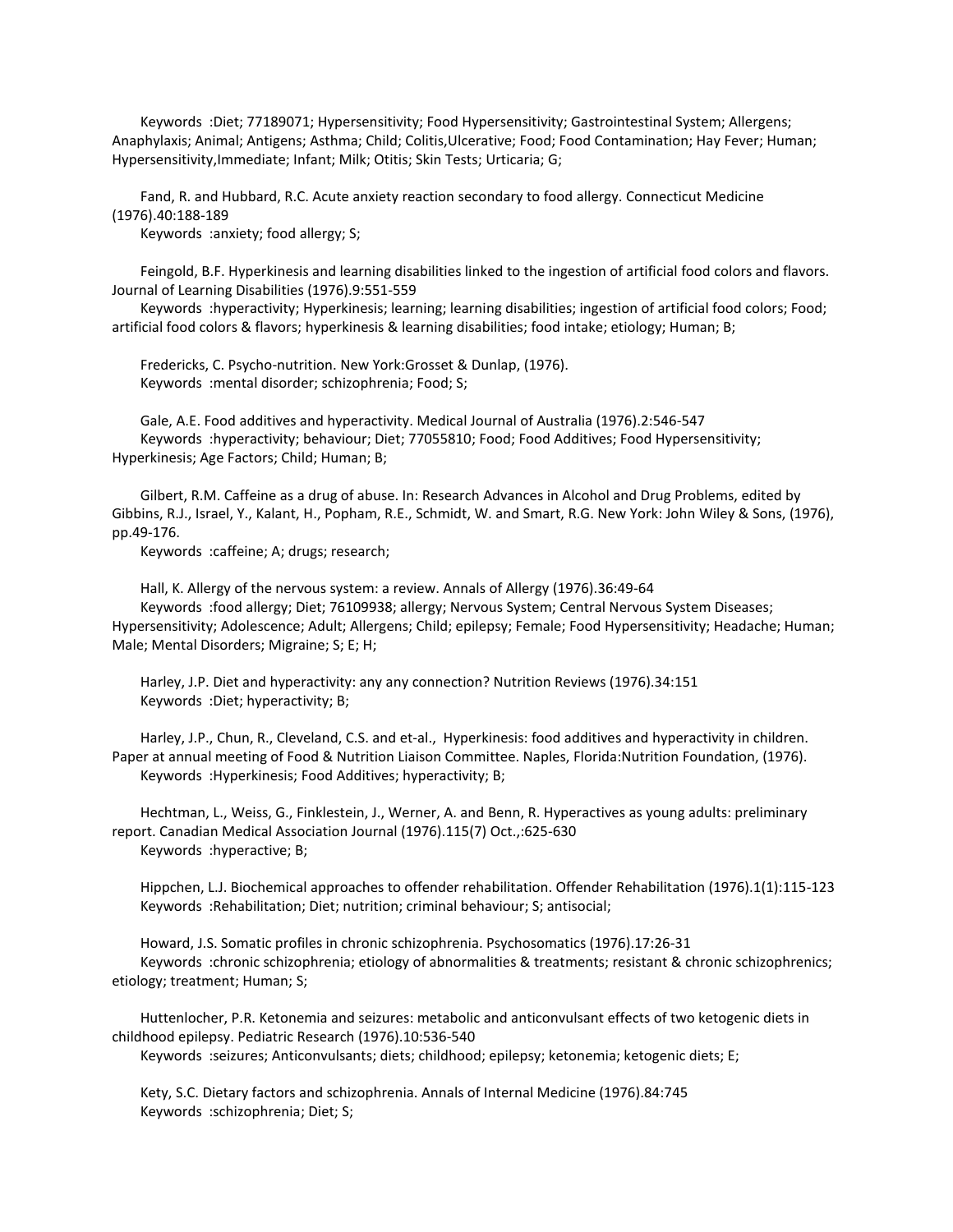Keywords :Diet; 77189071; Hypersensitivity; Food Hypersensitivity; Gastrointestinal System; Allergens; Anaphylaxis; Animal; Antigens; Asthma; Child; Colitis,Ulcerative; Food; Food Contamination; Hay Fever; Human; Hypersensitivity,Immediate; Infant; Milk; Otitis; Skin Tests; Urticaria; G;

Fand, R. and Hubbard, R.C. Acute anxiety reaction secondary to food allergy. Connecticut Medicine (1976).40:188-189

Keywords :anxiety; food allergy; S;

Feingold, B.F. Hyperkinesis and learning disabilities linked to the ingestion of artificial food colors and flavors. Journal of Learning Disabilities (1976).9:551-559

Keywords :hyperactivity; Hyperkinesis; learning; learning disabilities; ingestion of artificial food colors; Food; artificial food colors & flavors; hyperkinesis & learning disabilities; food intake; etiology; Human; B;

Fredericks, C. Psycho-nutrition. New York:Grosset & Dunlap, (1976).

Keywords :mental disorder; schizophrenia; Food; S;

Gale, A.E. Food additives and hyperactivity. Medical Journal of Australia (1976).2:546-547

Keywords :hyperactivity; behaviour; Diet; 77055810; Food; Food Additives; Food Hypersensitivity; Hyperkinesis; Age Factors; Child; Human; B;

Gilbert, R.M. Caffeine as a drug of abuse. In: Research Advances in Alcohol and Drug Problems, edited by Gibbins, R.J., Israel, Y., Kalant, H., Popham, R.E., Schmidt, W. and Smart, R.G. New York: John Wiley & Sons, (1976), pp.49-176.

Keywords :caffeine; A; drugs; research;

Hall, K. Allergy of the nervous system: a review. Annals of Allergy (1976).36:49-64

Keywords :food allergy; Diet; 76109938; allergy; Nervous System; Central Nervous System Diseases; Hypersensitivity; Adolescence; Adult; Allergens; Child; epilepsy; Female; Food Hypersensitivity; Headache; Human; Male; Mental Disorders; Migraine; S; E; H;

Harley, J.P. Diet and hyperactivity: any any connection? Nutrition Reviews (1976).34:151

Keywords :Diet; hyperactivity; B;

Harley, J.P., Chun, R., Cleveland, C.S. and et-al., Hyperkinesis: food additives and hyperactivity in children. Paper at annual meeting of Food & Nutrition Liaison Committee. Naples, Florida:Nutrition Foundation, (1976).

Keywords :Hyperkinesis; Food Additives; hyperactivity; B;

Hechtman, L., Weiss, G., Finklestein, J., Werner, A. and Benn, R. Hyperactives as young adults: preliminary report. Canadian Medical Association Journal (1976).115(7) Oct.,:625-630

Keywords :hyperactive; B;

Hippchen, L.J. Biochemical approaches to offender rehabilitation. Offender Rehabilitation (1976).1(1):115-123

Keywords :Rehabilitation; Diet; nutrition; criminal behaviour; S; antisocial;

Howard, J.S. Somatic profiles in chronic schizophrenia. Psychosomatics (1976).17:26-31

Keywords :chronic schizophrenia; etiology of abnormalities & treatments; resistant & chronic schizophrenics; etiology; treatment; Human; S;

Huttenlocher, P.R. Ketonemia and seizures: metabolic and anticonvulsant effects of two ketogenic diets in childhood epilepsy. Pediatric Research (1976).10:536-540

Keywords :seizures; Anticonvulsants; diets; childhood; epilepsy; ketonemia; ketogenic diets; E;

Kety, S.C. Dietary factors and schizophrenia. Annals of Internal Medicine (1976).84:745

Keywords :schizophrenia; Diet; S;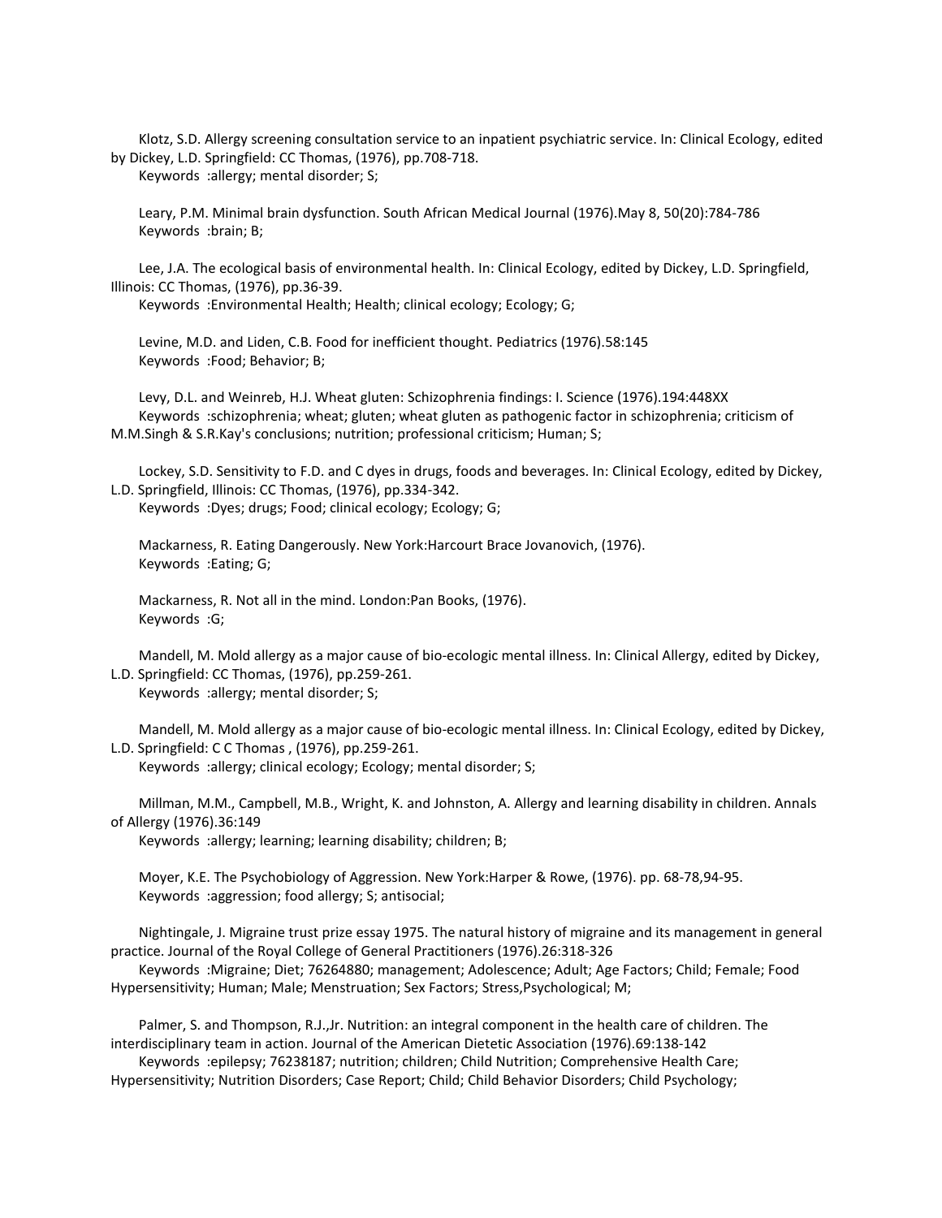Klotz, S.D. Allergy screening consultation service to an inpatient psychiatric service. In: Clinical Ecology, edited by Dickey, L.D. Springfield: CC Thomas, (1976), pp.708-718.
Keywords :allergy; mental disorder; S;

Leary, P.M. Minimal brain dysfunction. South African Medical Journal (1976).May 8, 50(20):784-786
Keywords :brain; B;

Lee, J.A. The ecological basis of environmental health. In: Clinical Ecology, edited by Dickey, L.D. Springfield, Illinois: CC Thomas, (1976), pp.36-39.
Keywords :Environmental Health; Health; clinical ecology; Ecology; G;

Levine, M.D. and Liden, C.B. Food for inefficient thought. Pediatrics (1976).58:145
Keywords :Food; Behavior; B;

Levy, D.L. and Weinreb, H.J. Wheat gluten: Schizophrenia findings: I. Science (1976).194:448XX
Keywords :schizophrenia; wheat; gluten; wheat gluten as pathogenic factor in schizophrenia; criticism of M.M.Singh & S.R.Kay's conclusions; nutrition; professional criticism; Human; S;

Lockey, S.D. Sensitivity to F.D. and C dyes in drugs, foods and beverages. In: Clinical Ecology, edited by Dickey, L.D. Springfield, Illinois: CC Thomas, (1976), pp.334-342.
Keywords :Dyes; drugs; Food; clinical ecology; Ecology; G;

Mackarness, R. Eating Dangerously. New York:Harcourt Brace Jovanovich, (1976).
Keywords :Eating; G;

Mackarness, R. Not all in the mind. London:Pan Books, (1976).
Keywords :G;

Mandell, M. Mold allergy as a major cause of bio-ecologic mental illness. In: Clinical Allergy, edited by Dickey, L.D. Springfield: CC Thomas, (1976), pp.259-261.
Keywords :allergy; mental disorder; S;

Mandell, M. Mold allergy as a major cause of bio-ecologic mental illness. In: Clinical Ecology, edited by Dickey, L.D. Springfield: C C Thomas , (1976), pp.259-261.
Keywords :allergy; clinical ecology; Ecology; mental disorder; S;

Millman, M.M., Campbell, M.B., Wright, K. and Johnston, A. Allergy and learning disability in children. Annals of Allergy (1976).36:149
Keywords :allergy; learning; learning disability; children; B;

Moyer, K.E. The Psychobiology of Aggression. New York:Harper & Rowe, (1976). pp. 68-78,94-95.
Keywords :aggression; food allergy; S; antisocial;

Nightingale, J. Migraine trust prize essay 1975. The natural history of migraine and its management in general practice. Journal of the Royal College of General Practitioners (1976).26:318-326
Keywords :Migraine; Diet; 76264880; management; Adolescence; Adult; Age Factors; Child; Female; Food Hypersensitivity; Human; Male; Menstruation; Sex Factors; Stress,Psychological; M;

Palmer, S. and Thompson, R.J.,Jr. Nutrition: an integral component in the health care of children. The interdisciplinary team in action. Journal of the American Dietetic Association (1976).69:138-142
Keywords :epilepsy; 76238187; nutrition; children; Child Nutrition; Comprehensive Health Care; Hypersensitivity; Nutrition Disorders; Case Report; Child; Child Behavior Disorders; Child Psychology;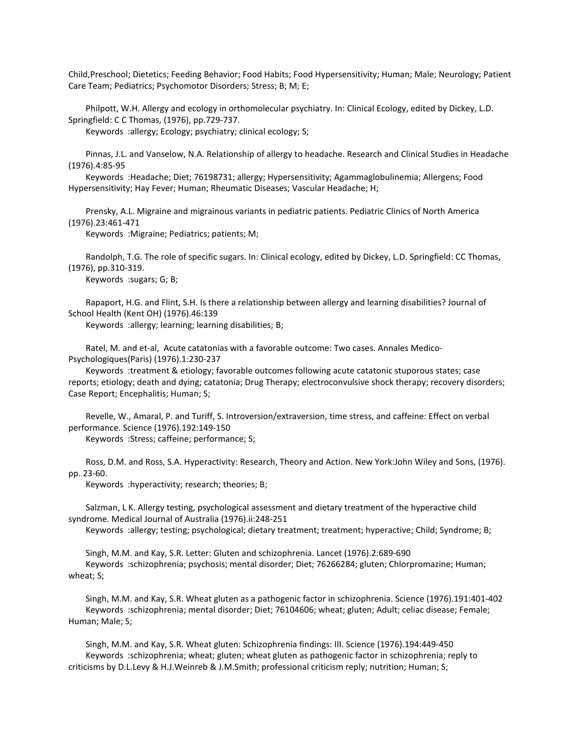Child,Preschool; Dietetics; Feeding Behavior; Food Habits; Food Hypersensitivity; Human; Male; Neurology; Patient Care Team; Pediatrics; Psychomotor Disorders; Stress; B; M; E;

Philpott, W.H. Allergy and ecology in orthomolecular psychiatry. In: Clinical Ecology, edited by Dickey, L.D. Springfield: C C Thomas, (1976), pp.729-737.
Keywords :allergy; Ecology; psychiatry; clinical ecology; S;

Pinnas, J.L. and Vanselow, N.A. Relationship of allergy to headache. Research and Clinical Studies in Headache (1976).4:85-95
Keywords :Headache; Diet; 76198731; allergy; Hypersensitivity; Agammaglobulinemia; Allergens; Food Hypersensitivity; Hay Fever; Human; Rheumatic Diseases; Vascular Headache; H;

Prensky, A.L. Migraine and migrainous variants in pediatric patients. Pediatric Clinics of North America (1976).23:461-471
Keywords :Migraine; Pediatrics; patients; M;

Randolph, T.G. The role of specific sugars. In: Clinical ecology, edited by Dickey, L.D. Springfield: CC Thomas, (1976), pp.310-319.
Keywords :sugars; G; B;

Rapaport, H.G. and Flint, S.H. Is there a relationship between allergy and learning disabilities? Journal of School Health (Kent OH) (1976).46:139
Keywords :allergy; learning; learning disabilities; B;

Ratel, M. and et-al, Acute catatonias with a favorable outcome: Two cases. Annales Medico-Psychologiques(Paris) (1976).1:230-237
Keywords :treatment & etiology; favorable outcomes following acute catatonic stuporous states; case reports; etiology; death and dying; catatonia; Drug Therapy; electroconvulsive shock therapy; recovery disorders; Case Report; Encephalitis; Human; S;

Revelle, W., Amaral, P. and Turiff, S. Introversion/extraversion, time stress, and caffeine: Effect on verbal performance. Science (1976).192:149-150
Keywords :Stress; caffeine; performance; S;

Ross, D.M. and Ross, S.A. Hyperactivity: Research, Theory and Action. New York:John Wiley and Sons, (1976). pp. 23-60.
Keywords :hyperactivity; research; theories; B;

Salzman, L K. Allergy testing, psychological assessment and dietary treatment of the hyperactive child syndrome. Medical Journal of Australia (1976).ii:248-251
Keywords :allergy; testing; psychological; dietary treatment; treatment; hyperactive; Child; Syndrome; B;

Singh, M.M. and Kay, S.R. Letter: Gluten and schizophrenia. Lancet (1976).2:689-690
Keywords :schizophrenia; psychosis; mental disorder; Diet; 76266284; gluten; Chlorpromazine; Human; wheat; S;

Singh, M.M. and Kay, S.R. Wheat gluten as a pathogenic factor in schizophrenia. Science (1976).191:401-402
Keywords :schizophrenia; mental disorder; Diet; 76104606; wheat; gluten; Adult; celiac disease; Female; Human; Male; S;

Singh, M.M. and Kay, S.R. Wheat gluten: Schizophrenia findings: III. Science (1976).194:449-450
Keywords :schizophrenia; wheat; gluten; wheat gluten as pathogenic factor in schizophrenia; reply to criticisms by D.L.Levy & H.J.Weinreb & J.M.Smith; professional criticism reply; nutrition; Human; S;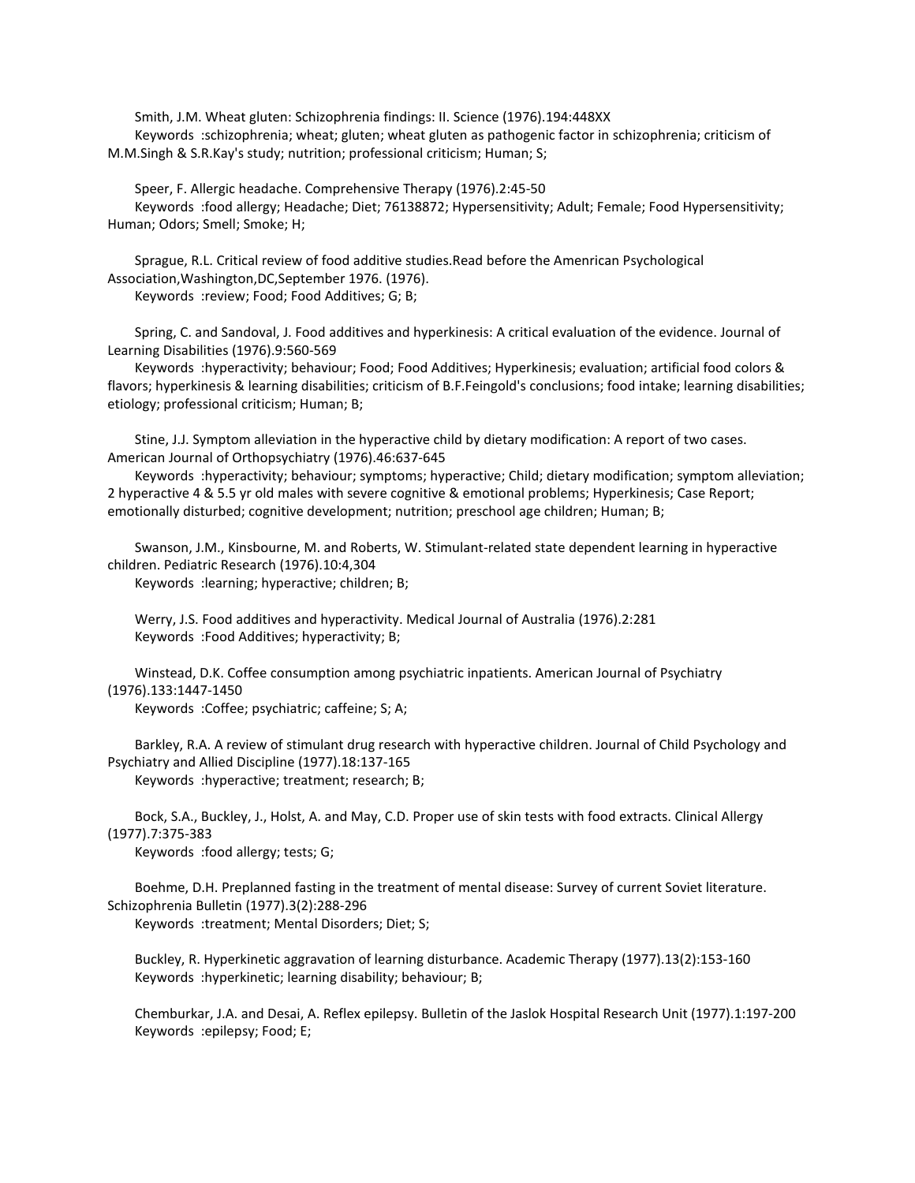Smith, J.M. Wheat gluten: Schizophrenia findings: II. Science (1976).194:448XX
Keywords :schizophrenia; wheat; gluten; wheat gluten as pathogenic factor in schizophrenia; criticism of M.M.Singh & S.R.Kay's study; nutrition; professional criticism; Human; S;

Speer, F. Allergic headache. Comprehensive Therapy (1976).2:45-50
Keywords :food allergy; Headache; Diet; 76138872; Hypersensitivity; Adult; Female; Food Hypersensitivity; Human; Odors; Smell; Smoke; H;

Sprague, R.L. Critical review of food additive studies.Read before the Amenrican Psychological Association,Washington,DC,September 1976. (1976).
Keywords :review; Food; Food Additives; G; B;

Spring, C. and Sandoval, J. Food additives and hyperkinesis: A critical evaluation of the evidence. Journal of Learning Disabilities (1976).9:560-569
Keywords :hyperactivity; behaviour; Food; Food Additives; Hyperkinesis; evaluation; artificial food colors & flavors; hyperkinesis & learning disabilities; criticism of B.F.Feingold's conclusions; food intake; learning disabilities; etiology; professional criticism; Human; B;

Stine, J.J. Symptom alleviation in the hyperactive child by dietary modification: A report of two cases. American Journal of Orthopsychiatry (1976).46:637-645
Keywords :hyperactivity; behaviour; symptoms; hyperactive; Child; dietary modification; symptom alleviation; 2 hyperactive 4 & 5.5 yr old males with severe cognitive & emotional problems; Hyperkinesis; Case Report; emotionally disturbed; cognitive development; nutrition; preschool age children; Human; B;

Swanson, J.M., Kinsbourne, M. and Roberts, W. Stimulant-related state dependent learning in hyperactive children. Pediatric Research (1976).10:4,304
Keywords :learning; hyperactive; children; B;

Werry, J.S. Food additives and hyperactivity. Medical Journal of Australia (1976).2:281
Keywords :Food Additives; hyperactivity; B;

Winstead, D.K. Coffee consumption among psychiatric inpatients. American Journal of Psychiatry (1976).133:1447-1450
Keywords :Coffee; psychiatric; caffeine; S; A;

Barkley, R.A. A review of stimulant drug research with hyperactive children. Journal of Child Psychology and Psychiatry and Allied Discipline (1977).18:137-165
Keywords :hyperactive; treatment; research; B;

Bock, S.A., Buckley, J., Holst, A. and May, C.D. Proper use of skin tests with food extracts. Clinical Allergy (1977).7:375-383
Keywords :food allergy; tests; G;

Boehme, D.H. Preplanned fasting in the treatment of mental disease: Survey of current Soviet literature. Schizophrenia Bulletin (1977).3(2):288-296
Keywords :treatment; Mental Disorders; Diet; S;

Buckley, R. Hyperkinetic aggravation of learning disturbance. Academic Therapy (1977).13(2):153-160
Keywords :hyperkinetic; learning disability; behaviour; B;

Chemburkar, J.A. and Desai, A. Reflex epilepsy. Bulletin of the Jaslok Hospital Research Unit (1977).1:197-200
Keywords :epilepsy; Food; E;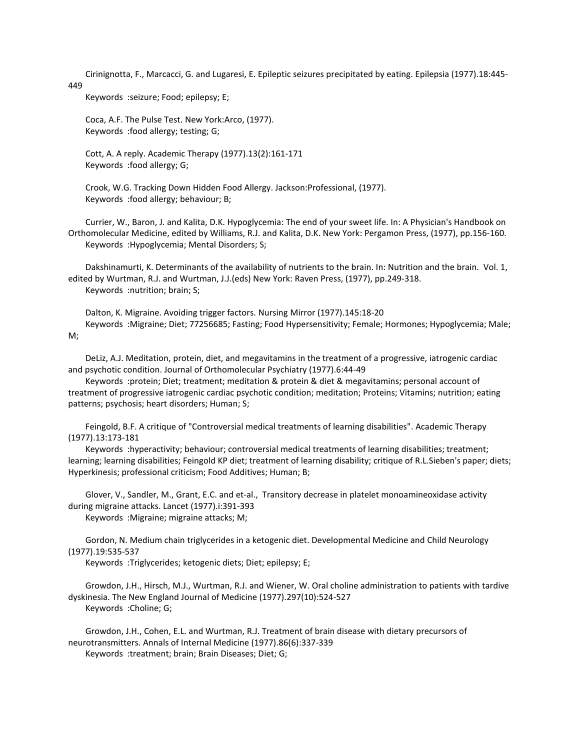Cirignotta, F., Marcacci, G. and Lugaresi, E. Epileptic seizures precipitated by eating. Epilepsia (1977).18:445-449

Keywords :seizure; Food; epilepsy; E;

Coca, A.F. The Pulse Test. New York:Arco, (1977).

Keywords :food allergy; testing; G;

Cott, A. A reply. Academic Therapy (1977).13(2):161-171

Keywords :food allergy; G;

Crook, W.G. Tracking Down Hidden Food Allergy. Jackson:Professional, (1977).

Keywords :food allergy; behaviour; B;

Currier, W., Baron, J. and Kalita, D.K. Hypoglycemia: The end of your sweet life. In: A Physician's Handbook on Orthomolecular Medicine, edited by Williams, R.J. and Kalita, D.K. New York: Pergamon Press, (1977), pp.156-160.

Keywords :Hypoglycemia; Mental Disorders; S;

Dakshinamurti, K. Determinants of the availability of nutrients to the brain. In: Nutrition and the brain. Vol. 1, edited by Wurtman, R.J. and Wurtman, J.J.(eds) New York: Raven Press, (1977), pp.249-318.

Keywords :nutrition; brain; S;

Dalton, K. Migraine. Avoiding trigger factors. Nursing Mirror (1977).145:18-20

Keywords :Migraine; Diet; 77256685; Fasting; Food Hypersensitivity; Female; Hormones; Hypoglycemia; Male; M;

DeLiz, A.J. Meditation, protein, diet, and megavitamins in the treatment of a progressive, iatrogenic cardiac and psychotic condition. Journal of Orthomolecular Psychiatry (1977).6:44-49

Keywords :protein; Diet; treatment; meditation & protein & diet & megavitamins; personal account of treatment of progressive iatrogenic cardiac psychotic condition; meditation; Proteins; Vitamins; nutrition; eating patterns; psychosis; heart disorders; Human; S;

Feingold, B.F. A critique of "Controversial medical treatments of learning disabilities". Academic Therapy (1977).13:173-181

Keywords :hyperactivity; behaviour; controversial medical treatments of learning disabilities; treatment; learning; learning disabilities; Feingold KP diet; treatment of learning disability; critique of R.L.Sieben's paper; diets; Hyperkinesis; professional criticism; Food Additives; Human; B;

Glover, V., Sandler, M., Grant, E.C. and et-al., Transitory decrease in platelet monoamineoxidase activity during migraine attacks. Lancet (1977).i:391-393

Keywords :Migraine; migraine attacks; M;

Gordon, N. Medium chain triglycerides in a ketogenic diet. Developmental Medicine and Child Neurology (1977).19:535-537

Keywords :Triglycerides; ketogenic diets; Diet; epilepsy; E;

Growdon, J.H., Hirsch, M.J., Wurtman, R.J. and Wiener, W. Oral choline administration to patients with tardive dyskinesia. The New England Journal of Medicine (1977).297(10):524-527

Keywords :Choline; G;

Growdon, J.H., Cohen, E.L. and Wurtman, R.J. Treatment of brain disease with dietary precursors of neurotransmitters. Annals of Internal Medicine (1977).86(6):337-339

Keywords :treatment; brain; Brain Diseases; Diet; G;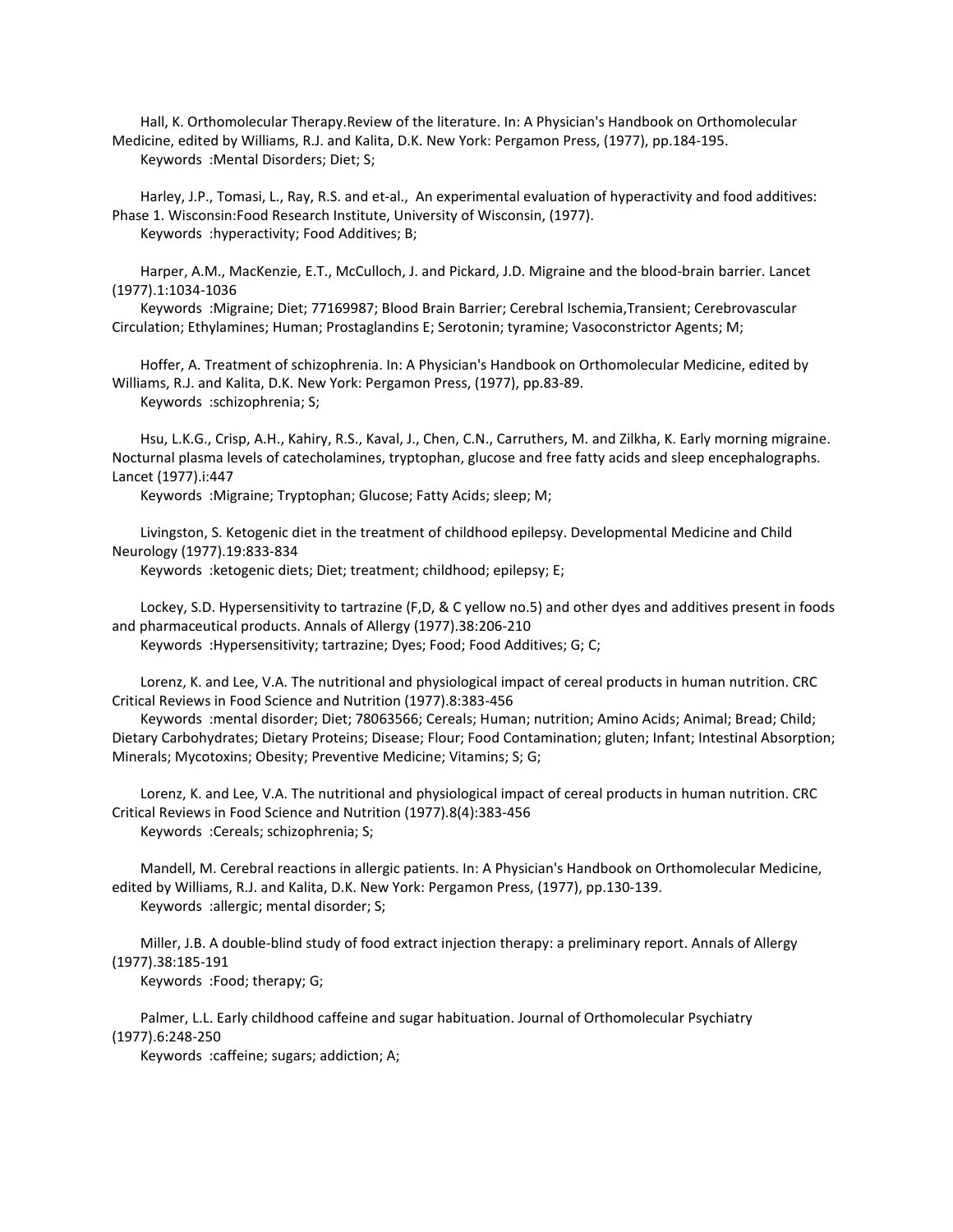Hall, K. Orthomolecular Therapy.Review of the literature. In: A Physician's Handbook on Orthomolecular Medicine, edited by Williams, R.J. and Kalita, D.K. New York: Pergamon Press, (1977), pp.184-195.
Keywords :Mental Disorders; Diet; S;

Harley, J.P., Tomasi, L., Ray, R.S. and et-al., An experimental evaluation of hyperactivity and food additives: Phase 1. Wisconsin:Food Research Institute, University of Wisconsin, (1977).
Keywords :hyperactivity; Food Additives; B;

Harper, A.M., MacKenzie, E.T., McCulloch, J. and Pickard, J.D. Migraine and the blood-brain barrier. Lancet (1977).1:1034-1036
Keywords :Migraine; Diet; 77169987; Blood Brain Barrier; Cerebral Ischemia,Transient; Cerebrovascular Circulation; Ethylamines; Human; Prostaglandins E; Serotonin; tyramine; Vasoconstrictor Agents; M;

Hoffer, A. Treatment of schizophrenia. In: A Physician's Handbook on Orthomolecular Medicine, edited by Williams, R.J. and Kalita, D.K. New York: Pergamon Press, (1977), pp.83-89.
Keywords :schizophrenia; S;

Hsu, L.K.G., Crisp, A.H., Kahiry, R.S., Kaval, J., Chen, C.N., Carruthers, M. and Zilkha, K. Early morning migraine. Nocturnal plasma levels of catecholamines, tryptophan, glucose and free fatty acids and sleep encephalographs. Lancet (1977).i:447
Keywords :Migraine; Tryptophan; Glucose; Fatty Acids; sleep; M;

Livingston, S. Ketogenic diet in the treatment of childhood epilepsy. Developmental Medicine and Child Neurology (1977).19:833-834
Keywords :ketogenic diets; Diet; treatment; childhood; epilepsy; E;

Lockey, S.D. Hypersensitivity to tartrazine (F,D, & C yellow no.5) and other dyes and additives present in foods and pharmaceutical products. Annals of Allergy (1977).38:206-210
Keywords :Hypersensitivity; tartrazine; Dyes; Food; Food Additives; G; C;

Lorenz, K. and Lee, V.A. The nutritional and physiological impact of cereal products in human nutrition. CRC Critical Reviews in Food Science and Nutrition (1977).8:383-456
Keywords :mental disorder; Diet; 78063566; Cereals; Human; nutrition; Amino Acids; Animal; Bread; Child; Dietary Carbohydrates; Dietary Proteins; Disease; Flour; Food Contamination; gluten; Infant; Intestinal Absorption; Minerals; Mycotoxins; Obesity; Preventive Medicine; Vitamins; S; G;

Lorenz, K. and Lee, V.A. The nutritional and physiological impact of cereal products in human nutrition. CRC Critical Reviews in Food Science and Nutrition (1977).8(4):383-456
Keywords :Cereals; schizophrenia; S;

Mandell, M. Cerebral reactions in allergic patients. In: A Physician's Handbook on Orthomolecular Medicine, edited by Williams, R.J. and Kalita, D.K. New York: Pergamon Press, (1977), pp.130-139.
Keywords :allergic; mental disorder; S;

Miller, J.B. A double-blind study of food extract injection therapy: a preliminary report. Annals of Allergy (1977).38:185-191
Keywords :Food; therapy; G;

Palmer, L.L. Early childhood caffeine and sugar habituation. Journal of Orthomolecular Psychiatry (1977).6:248-250
Keywords :caffeine; sugars; addiction; A;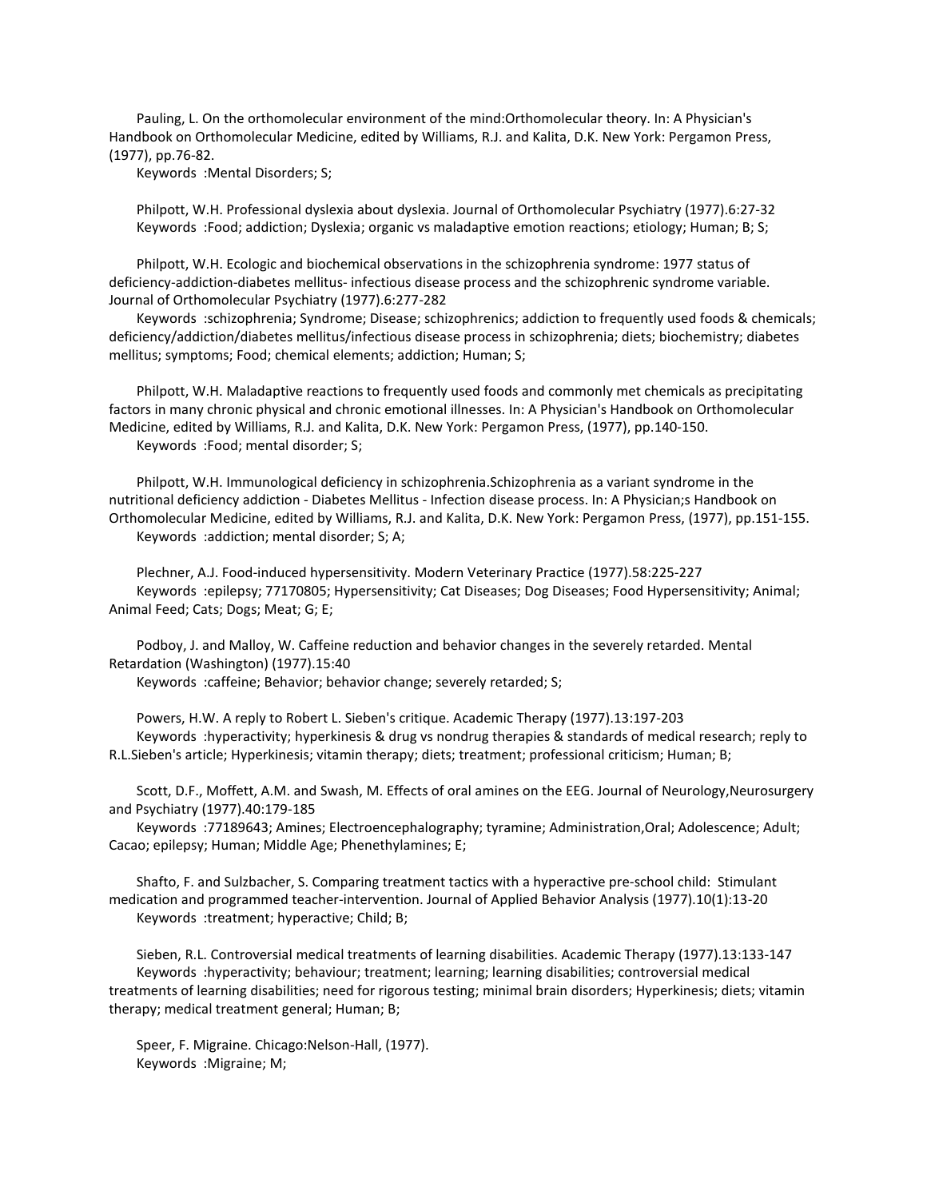Pauling, L. On the orthomolecular environment of the mind:Orthomolecular theory. In: A Physician's Handbook on Orthomolecular Medicine, edited by Williams, R.J. and Kalita, D.K. New York: Pergamon Press, (1977), pp.76-82.

Keywords :Mental Disorders; S;

Philpott, W.H. Professional dyslexia about dyslexia. Journal of Orthomolecular Psychiatry (1977).6:27-32

Keywords :Food; addiction; Dyslexia; organic vs maladaptive emotion reactions; etiology; Human; B; S;

Philpott, W.H. Ecologic and biochemical observations in the schizophrenia syndrome: 1977 status of deficiency-addiction-diabetes mellitus- infectious disease process and the schizophrenic syndrome variable. Journal of Orthomolecular Psychiatry (1977).6:277-282

Keywords :schizophrenia; Syndrome; Disease; schizophrenics; addiction to frequently used foods & chemicals; deficiency/addiction/diabetes mellitus/infectious disease process in schizophrenia; diets; biochemistry; diabetes mellitus; symptoms; Food; chemical elements; addiction; Human; S;

Philpott, W.H. Maladaptive reactions to frequently used foods and commonly met chemicals as precipitating factors in many chronic physical and chronic emotional illnesses. In: A Physician's Handbook on Orthomolecular Medicine, edited by Williams, R.J. and Kalita, D.K. New York: Pergamon Press, (1977), pp.140-150.

Keywords :Food; mental disorder; S;

Philpott, W.H. Immunological deficiency in schizophrenia.Schizophrenia as a variant syndrome in the nutritional deficiency addiction - Diabetes Mellitus - Infection disease process. In: A Physician;s Handbook on Orthomolecular Medicine, edited by Williams, R.J. and Kalita, D.K. New York: Pergamon Press, (1977), pp.151-155.

Keywords :addiction; mental disorder; S; A;

Plechner, A.J. Food-induced hypersensitivity. Modern Veterinary Practice (1977).58:225-227

Keywords :epilepsy; 77170805; Hypersensitivity; Cat Diseases; Dog Diseases; Food Hypersensitivity; Animal; Animal Feed; Cats; Dogs; Meat; G; E;

Podboy, J. and Malloy, W. Caffeine reduction and behavior changes in the severely retarded. Mental Retardation (Washington) (1977).15:40

Keywords :caffeine; Behavior; behavior change; severely retarded; S;

Powers, H.W. A reply to Robert L. Sieben's critique. Academic Therapy (1977).13:197-203

Keywords :hyperactivity; hyperkinesis & drug vs nondrug therapies & standards of medical research; reply to R.L.Sieben's article; Hyperkinesis; vitamin therapy; diets; treatment; professional criticism; Human; B;

Scott, D.F., Moffett, A.M. and Swash, M. Effects of oral amines on the EEG. Journal of Neurology,Neurosurgery and Psychiatry (1977).40:179-185

Keywords :77189643; Amines; Electroencephalography; tyramine; Administration,Oral; Adolescence; Adult; Cacao; epilepsy; Human; Middle Age; Phenethylamines; E;

Shafto, F. and Sulzbacher, S. Comparing treatment tactics with a hyperactive pre-school child: Stimulant medication and programmed teacher-intervention. Journal of Applied Behavior Analysis (1977).10(1):13-20

Keywords :treatment; hyperactive; Child; B;

Sieben, R.L. Controversial medical treatments of learning disabilities. Academic Therapy (1977).13:133-147

Keywords :hyperactivity; behaviour; treatment; learning; learning disabilities; controversial medical treatments of learning disabilities; need for rigorous testing; minimal brain disorders; Hyperkinesis; diets; vitamin therapy; medical treatment general; Human; B;

Speer, F. Migraine. Chicago:Nelson-Hall, (1977).

Keywords :Migraine; M;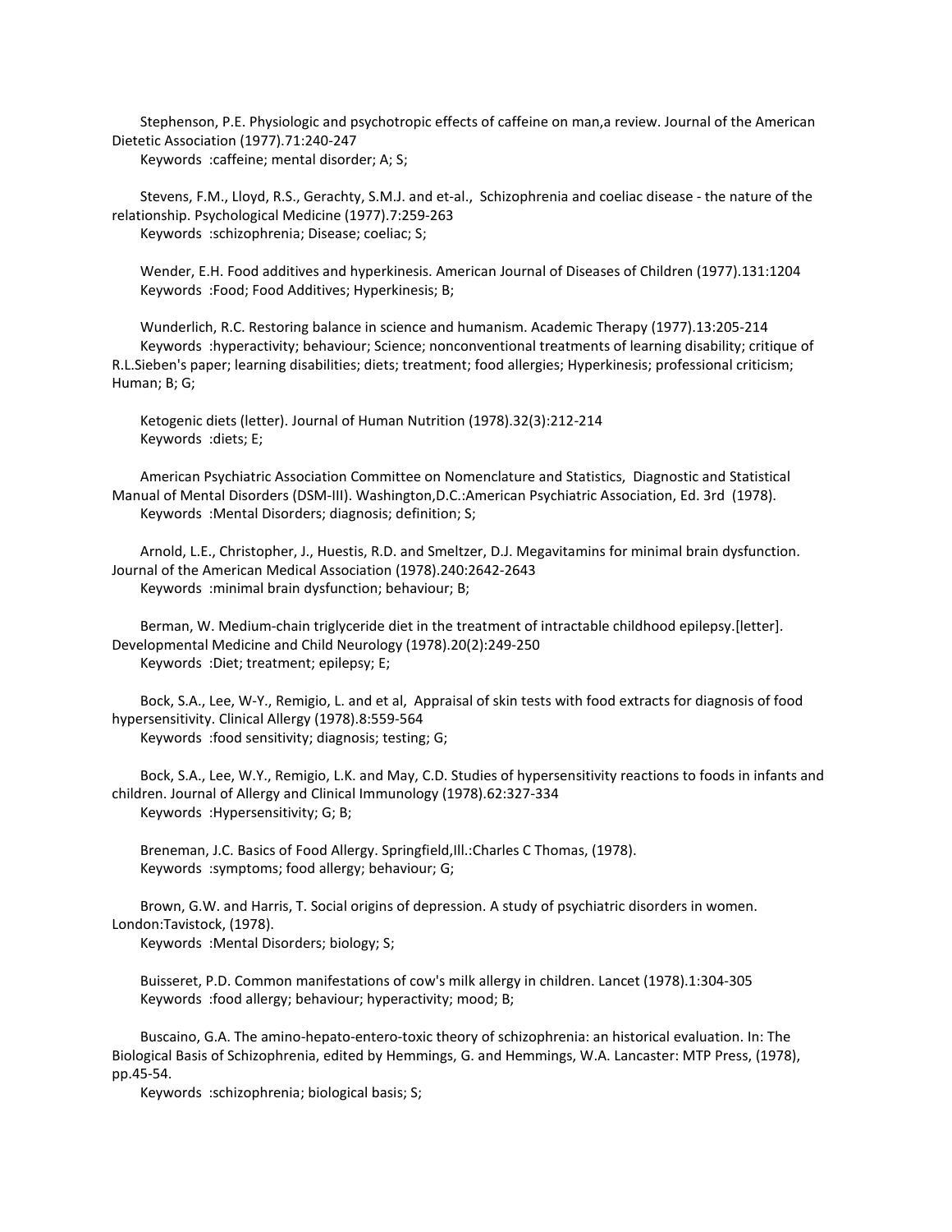Stephenson, P.E. Physiologic and psychotropic effects of caffeine on man,a review. Journal of the American Dietetic Association (1977).71:240-247
Keywords :caffeine; mental disorder; A; S;

Stevens, F.M., Lloyd, R.S., Gerachty, S.M.J. and et-al., Schizophrenia and coeliac disease - the nature of the relationship. Psychological Medicine (1977).7:259-263
Keywords :schizophrenia; Disease; coeliac; S;

Wender, E.H. Food additives and hyperkinesis. American Journal of Diseases of Children (1977).131:1204
Keywords :Food; Food Additives; Hyperkinesis; B;

Wunderlich, R.C. Restoring balance in science and humanism. Academic Therapy (1977).13:205-214
Keywords :hyperactivity; behaviour; Science; nonconventional treatments of learning disability; critique of R.L.Sieben's paper; learning disabilities; diets; treatment; food allergies; Hyperkinesis; professional criticism; Human; B; G;

Ketogenic diets (letter). Journal of Human Nutrition (1978).32(3):212-214
Keywords :diets; E;

American Psychiatric Association Committee on Nomenclature and Statistics, Diagnostic and Statistical Manual of Mental Disorders (DSM-III). Washington,D.C.:American Psychiatric Association, Ed. 3rd (1978).
Keywords :Mental Disorders; diagnosis; definition; S;

Arnold, L.E., Christopher, J., Huestis, R.D. and Smeltzer, D.J. Megavitamins for minimal brain dysfunction. Journal of the American Medical Association (1978).240:2642-2643
Keywords :minimal brain dysfunction; behaviour; B;

Berman, W. Medium-chain triglyceride diet in the treatment of intractable childhood epilepsy.[letter]. Developmental Medicine and Child Neurology (1978).20(2):249-250
Keywords :Diet; treatment; epilepsy; E;

Bock, S.A., Lee, W-Y., Remigio, L. and et al, Appraisal of skin tests with food extracts for diagnosis of food hypersensitivity. Clinical Allergy (1978).8:559-564
Keywords :food sensitivity; diagnosis; testing; G;

Bock, S.A., Lee, W.Y., Remigio, L.K. and May, C.D. Studies of hypersensitivity reactions to foods in infants and children. Journal of Allergy and Clinical Immunology (1978).62:327-334
Keywords :Hypersensitivity; G; B;

Breneman, J.C. Basics of Food Allergy. Springfield,Ill.:Charles C Thomas, (1978).
Keywords :symptoms; food allergy; behaviour; G;

Brown, G.W. and Harris, T. Social origins of depression. A study of psychiatric disorders in women. London:Tavistock, (1978).
Keywords :Mental Disorders; biology; S;

Buisseret, P.D. Common manifestations of cow's milk allergy in children. Lancet (1978).1:304-305
Keywords :food allergy; behaviour; hyperactivity; mood; B;

Buscaino, G.A. The amino-hepato-entero-toxic theory of schizophrenia: an historical evaluation. In: The Biological Basis of Schizophrenia, edited by Hemmings, G. and Hemmings, W.A. Lancaster: MTP Press, (1978), pp.45-54.
Keywords :schizophrenia; biological basis; S;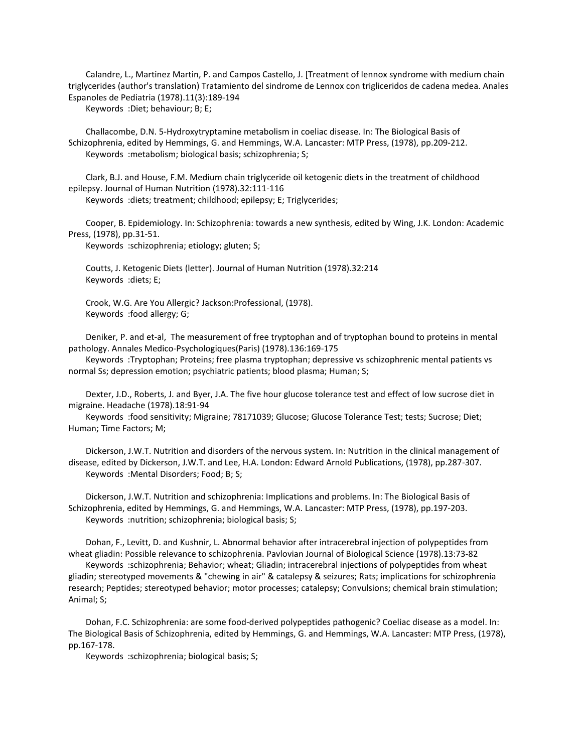Calandre, L., Martinez Martin, P. and Campos Castello, J. [Treatment of lennox syndrome with medium chain triglycerides (author's translation) Tratamiento del sindrome de Lennox con trigliceridos de cadena medea. Anales Espanoles de Pediatria (1978).11(3):189-194

Keywords :Diet; behaviour; B; E;

Challacombe, D.N. 5-Hydroxytryptamine metabolism in coeliac disease. In: The Biological Basis of Schizophrenia, edited by Hemmings, G. and Hemmings, W.A. Lancaster: MTP Press, (1978), pp.209-212.

Keywords :metabolism; biological basis; schizophrenia; S;

Clark, B.J. and House, F.M. Medium chain triglyceride oil ketogenic diets in the treatment of childhood epilepsy. Journal of Human Nutrition (1978).32:111-116

Keywords :diets; treatment; childhood; epilepsy; E; Triglycerides;

Cooper, B. Epidemiology. In: Schizophrenia: towards a new synthesis, edited by Wing, J.K. London: Academic Press, (1978), pp.31-51.

Keywords :schizophrenia; etiology; gluten; S;

Coutts, J. Ketogenic Diets (letter). Journal of Human Nutrition (1978).32:214

Keywords :diets; E;

Crook, W.G. Are You Allergic? Jackson:Professional, (1978).

Keywords :food allergy; G;

Deniker, P. and et-al, The measurement of free tryptophan and of tryptophan bound to proteins in mental pathology. Annales Medico-Psychologiques(Paris) (1978).136:169-175

Keywords :Tryptophan; Proteins; free plasma tryptophan; depressive vs schizophrenic mental patients vs normal Ss; depression emotion; psychiatric patients; blood plasma; Human; S;

Dexter, J.D., Roberts, J. and Byer, J.A. The five hour glucose tolerance test and effect of low sucrose diet in migraine. Headache (1978).18:91-94

Keywords :food sensitivity; Migraine; 78171039; Glucose; Glucose Tolerance Test; tests; Sucrose; Diet; Human; Time Factors; M;

Dickerson, J.W.T. Nutrition and disorders of the nervous system. In: Nutrition in the clinical management of disease, edited by Dickerson, J.W.T. and Lee, H.A. London: Edward Arnold Publications, (1978), pp.287-307.

Keywords :Mental Disorders; Food; B; S;

Dickerson, J.W.T. Nutrition and schizophrenia: Implications and problems. In: The Biological Basis of Schizophrenia, edited by Hemmings, G. and Hemmings, W.A. Lancaster: MTP Press, (1978), pp.197-203.

Keywords :nutrition; schizophrenia; biological basis; S;

Dohan, F., Levitt, D. and Kushnir, L. Abnormal behavior after intracerebral injection of polypeptides from wheat gliadin: Possible relevance to schizophrenia. Pavlovian Journal of Biological Science (1978).13:73-82

Keywords :schizophrenia; Behavior; wheat; Gliadin; intracerebral injections of polypeptides from wheat gliadin; stereotyped movements & "chewing in air" & catalepsy & seizures; Rats; implications for schizophrenia research; Peptides; stereotyped behavior; motor processes; catalepsy; Convulsions; chemical brain stimulation; Animal; S;

Dohan, F.C. Schizophrenia: are some food-derived polypeptides pathogenic? Coeliac disease as a model. In: The Biological Basis of Schizophrenia, edited by Hemmings, G. and Hemmings, W.A. Lancaster: MTP Press, (1978), pp.167-178.

Keywords :schizophrenia; biological basis; S;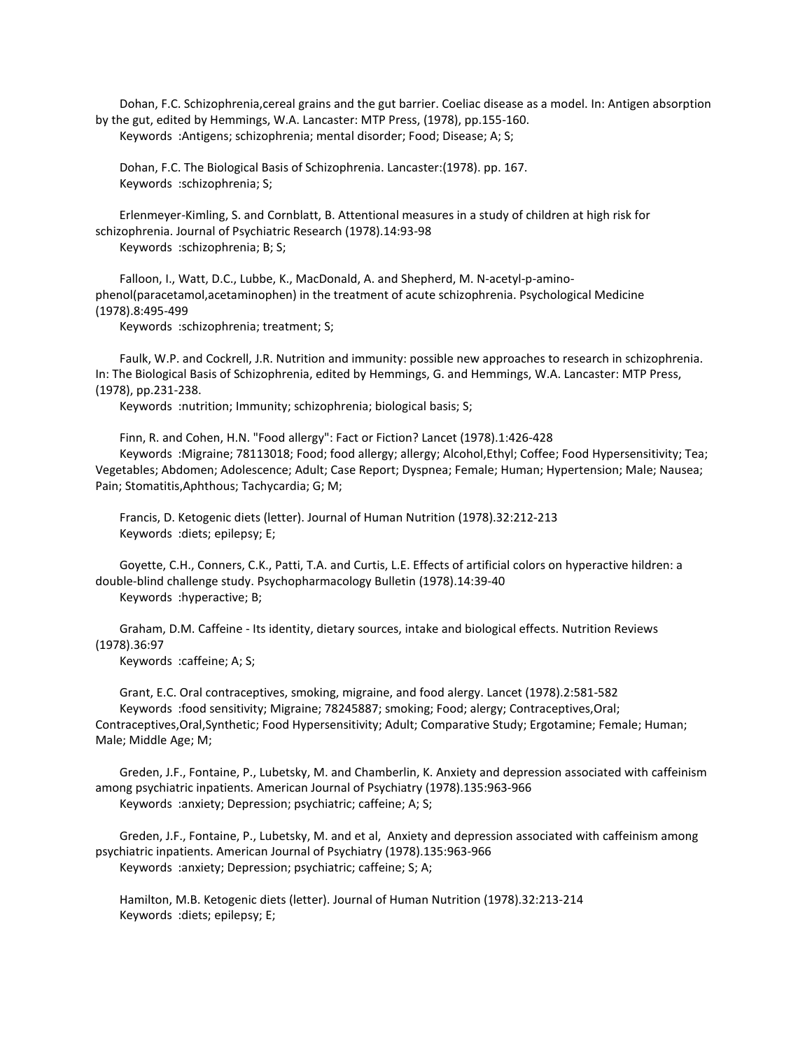Dohan, F.C. Schizophrenia,cereal grains and the gut barrier. Coeliac disease as a model. In: Antigen absorption by the gut, edited by Hemmings, W.A. Lancaster: MTP Press, (1978), pp.155-160.
Keywords :Antigens; schizophrenia; mental disorder; Food; Disease; A; S;

Dohan, F.C. The Biological Basis of Schizophrenia. Lancaster:(1978). pp. 167.
Keywords :schizophrenia; S;

Erlenmeyer-Kimling, S. and Cornblatt, B. Attentional measures in a study of children at high risk for schizophrenia. Journal of Psychiatric Research (1978).14:93-98
Keywords :schizophrenia; B; S;

Falloon, I., Watt, D.C., Lubbe, K., MacDonald, A. and Shepherd, M. N-acetyl-p-amino-phenol(paracetamol,acetaminophen) in the treatment of acute schizophrenia. Psychological Medicine (1978).8:495-499
Keywords :schizophrenia; treatment; S;

Faulk, W.P. and Cockrell, J.R. Nutrition and immunity: possible new approaches to research in schizophrenia. In: The Biological Basis of Schizophrenia, edited by Hemmings, G. and Hemmings, W.A. Lancaster: MTP Press, (1978), pp.231-238.
Keywords :nutrition; Immunity; schizophrenia; biological basis; S;

Finn, R. and Cohen, H.N. "Food allergy": Fact or Fiction? Lancet (1978).1:426-428
Keywords :Migraine; 78113018; Food; food allergy; allergy; Alcohol,Ethyl; Coffee; Food Hypersensitivity; Tea; Vegetables; Abdomen; Adolescence; Adult; Case Report; Dyspnea; Female; Human; Hypertension; Male; Nausea; Pain; Stomatitis,Aphthous; Tachycardia; G; M;

Francis, D. Ketogenic diets (letter). Journal of Human Nutrition (1978).32:212-213
Keywords :diets; epilepsy; E;

Goyette, C.H., Conners, C.K., Patti, T.A. and Curtis, L.E. Effects of artificial colors on hyperactive hildren: a double-blind challenge study. Psychopharmacology Bulletin (1978).14:39-40
Keywords :hyperactive; B;

Graham, D.M. Caffeine - Its identity, dietary sources, intake and biological effects. Nutrition Reviews (1978).36:97
Keywords :caffeine; A; S;

Grant, E.C. Oral contraceptives, smoking, migraine, and food alergy. Lancet (1978).2:581-582
Keywords :food sensitivity; Migraine; 78245887; smoking; Food; alergy; Contraceptives,Oral; Contraceptives,Oral,Synthetic; Food Hypersensitivity; Adult; Comparative Study; Ergotamine; Female; Human; Male; Middle Age; M;

Greden, J.F., Fontaine, P., Lubetsky, M. and Chamberlin, K. Anxiety and depression associated with caffeinism among psychiatric inpatients. American Journal of Psychiatry (1978).135:963-966
Keywords :anxiety; Depression; psychiatric; caffeine; A; S;

Greden, J.F., Fontaine, P., Lubetsky, M. and et al, Anxiety and depression associated with caffeinism among psychiatric inpatients. American Journal of Psychiatry (1978).135:963-966
Keywords :anxiety; Depression; psychiatric; caffeine; S; A;

Hamilton, M.B. Ketogenic diets (letter). Journal of Human Nutrition (1978).32:213-214
Keywords :diets; epilepsy; E;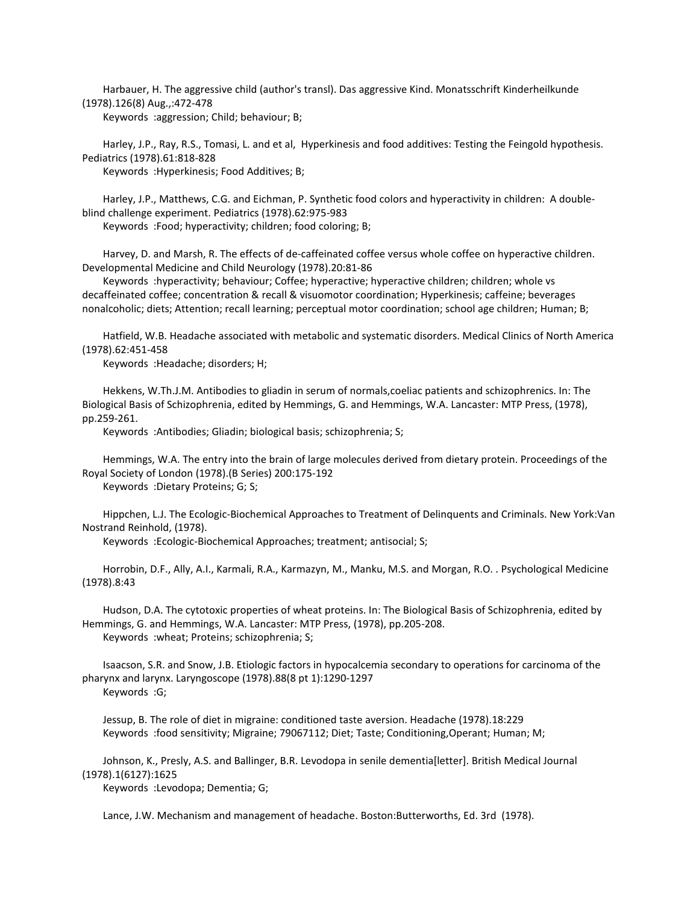Harbauer, H. The aggressive child (author's transl). Das aggressive Kind. Monatsschrift Kinderheilkunde (1978).126(8) Aug.,:472-478
Keywords :aggression; Child; behaviour; B;

Harley, J.P., Ray, R.S., Tomasi, L. and et al, Hyperkinesis and food additives: Testing the Feingold hypothesis. Pediatrics (1978).61:818-828
Keywords :Hyperkinesis; Food Additives; B;

Harley, J.P., Matthews, C.G. and Eichman, P. Synthetic food colors and hyperactivity in children: A double-blind challenge experiment. Pediatrics (1978).62:975-983
Keywords :Food; hyperactivity; children; food coloring; B;

Harvey, D. and Marsh, R. The effects of de-caffeinated coffee versus whole coffee on hyperactive children. Developmental Medicine and Child Neurology (1978).20:81-86
Keywords :hyperactivity; behaviour; Coffee; hyperactive; hyperactive children; children; whole vs decaffeinated coffee; concentration & recall & visuomotor coordination; Hyperkinesis; caffeine; beverages nonalcoholic; diets; Attention; recall learning; perceptual motor coordination; school age children; Human; B;

Hatfield, W.B. Headache associated with metabolic and systematic disorders. Medical Clinics of North America (1978).62:451-458
Keywords :Headache; disorders; H;

Hekkens, W.Th.J.M. Antibodies to gliadin in serum of normals,coeliac patients and schizophrenics. In: The Biological Basis of Schizophrenia, edited by Hemmings, G. and Hemmings, W.A. Lancaster: MTP Press, (1978), pp.259-261.
Keywords :Antibodies; Gliadin; biological basis; schizophrenia; S;

Hemmings, W.A. The entry into the brain of large molecules derived from dietary protein. Proceedings of the Royal Society of London (1978).(B Series) 200:175-192
Keywords :Dietary Proteins; G; S;

Hippchen, L.J. The Ecologic-Biochemical Approaches to Treatment of Delinquents and Criminals. New York:Van Nostrand Reinhold, (1978).
Keywords :Ecologic-Biochemical Approaches; treatment; antisocial; S;

Horrobin, D.F., Ally, A.I., Karmali, R.A., Karmazyn, M., Manku, M.S. and Morgan, R.O. . Psychological Medicine (1978).8:43

Hudson, D.A. The cytotoxic properties of wheat proteins. In: The Biological Basis of Schizophrenia, edited by Hemmings, G. and Hemmings, W.A. Lancaster: MTP Press, (1978), pp.205-208.
Keywords :wheat; Proteins; schizophrenia; S;

Isaacson, S.R. and Snow, J.B. Etiologic factors in hypocalcemia secondary to operations for carcinoma of the pharynx and larynx. Laryngoscope (1978).88(8 pt 1):1290-1297
Keywords :G;

Jessup, B. The role of diet in migraine: conditioned taste aversion. Headache (1978).18:229
Keywords :food sensitivity; Migraine; 79067112; Diet; Taste; Conditioning,Operant; Human; M;

Johnson, K., Presly, A.S. and Ballinger, B.R. Levodopa in senile dementia[letter]. British Medical Journal (1978).1(6127):1625
Keywords :Levodopa; Dementia; G;

Lance, J.W. Mechanism and management of headache. Boston:Butterworths, Ed. 3rd (1978).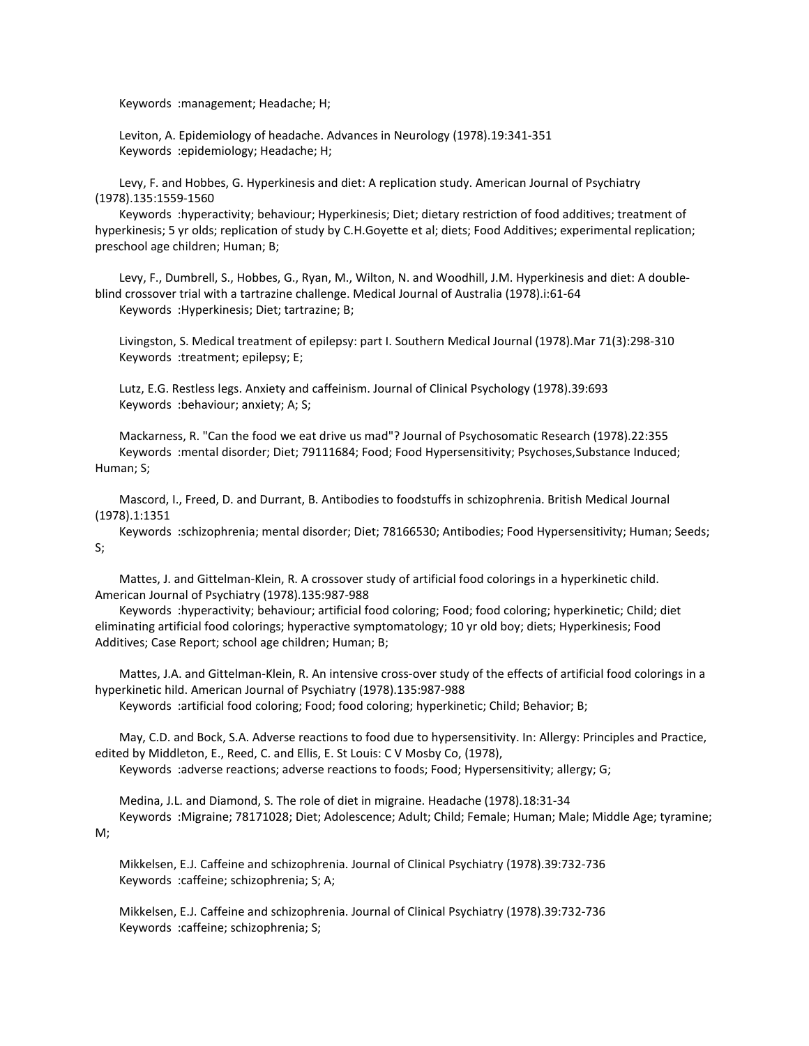Keywords :management; Headache; H;

Leviton, A. Epidemiology of headache. Advances in Neurology (1978).19:341-351
Keywords :epidemiology; Headache; H;

Levy, F. and Hobbes, G. Hyperkinesis and diet: A replication study. American Journal of Psychiatry (1978).135:1559-1560
Keywords :hyperactivity; behaviour; Hyperkinesis; Diet; dietary restriction of food additives; treatment of hyperkinesis; 5 yr olds; replication of study by C.H.Goyette et al; diets; Food Additives; experimental replication; preschool age children; Human; B;

Levy, F., Dumbrell, S., Hobbes, G., Ryan, M., Wilton, N. and Woodhill, J.M. Hyperkinesis and diet: A double-blind crossover trial with a tartrazine challenge. Medical Journal of Australia (1978).i:61-64
Keywords :Hyperkinesis; Diet; tartrazine; B;

Livingston, S. Medical treatment of epilepsy: part I. Southern Medical Journal (1978).Mar 71(3):298-310
Keywords :treatment; epilepsy; E;

Lutz, E.G. Restless legs. Anxiety and caffeinism. Journal of Clinical Psychology (1978).39:693
Keywords :behaviour; anxiety; A; S;

Mackarness, R. "Can the food we eat drive us mad"? Journal of Psychosomatic Research (1978).22:355
Keywords :mental disorder; Diet; 79111684; Food; Food Hypersensitivity; Psychoses,Substance Induced; Human; S;

Mascord, I., Freed, D. and Durrant, B. Antibodies to foodstuffs in schizophrenia. British Medical Journal (1978).1:1351
Keywords :schizophrenia; mental disorder; Diet; 78166530; Antibodies; Food Hypersensitivity; Human; Seeds; S;

Mattes, J. and Gittelman-Klein, R. A crossover study of artificial food colorings in a hyperkinetic child. American Journal of Psychiatry (1978).135:987-988
Keywords :hyperactivity; behaviour; artificial food coloring; Food; food coloring; hyperkinetic; Child; diet eliminating artificial food colorings; hyperactive symptomatology; 10 yr old boy; diets; Hyperkinesis; Food Additives; Case Report; school age children; Human; B;

Mattes, J.A. and Gittelman-Klein, R. An intensive cross-over study of the effects of artificial food colorings in a hyperkinetic hild. American Journal of Psychiatry (1978).135:987-988
Keywords :artificial food coloring; Food; food coloring; hyperkinetic; Child; Behavior; B;

May, C.D. and Bock, S.A. Adverse reactions to food due to hypersensitivity. In: Allergy: Principles and Practice, edited by Middleton, E., Reed, C. and Ellis, E. St Louis: C V Mosby Co, (1978),
Keywords :adverse reactions; adverse reactions to foods; Food; Hypersensitivity; allergy; G;

Medina, J.L. and Diamond, S. The role of diet in migraine. Headache (1978).18:31-34
Keywords :Migraine; 78171028; Diet; Adolescence; Adult; Child; Female; Human; Male; Middle Age; tyramine; M;

Mikkelsen, E.J. Caffeine and schizophrenia. Journal of Clinical Psychiatry (1978).39:732-736
Keywords :caffeine; schizophrenia; S; A;

Mikkelsen, E.J. Caffeine and schizophrenia. Journal of Clinical Psychiatry (1978).39:732-736
Keywords :caffeine; schizophrenia; S;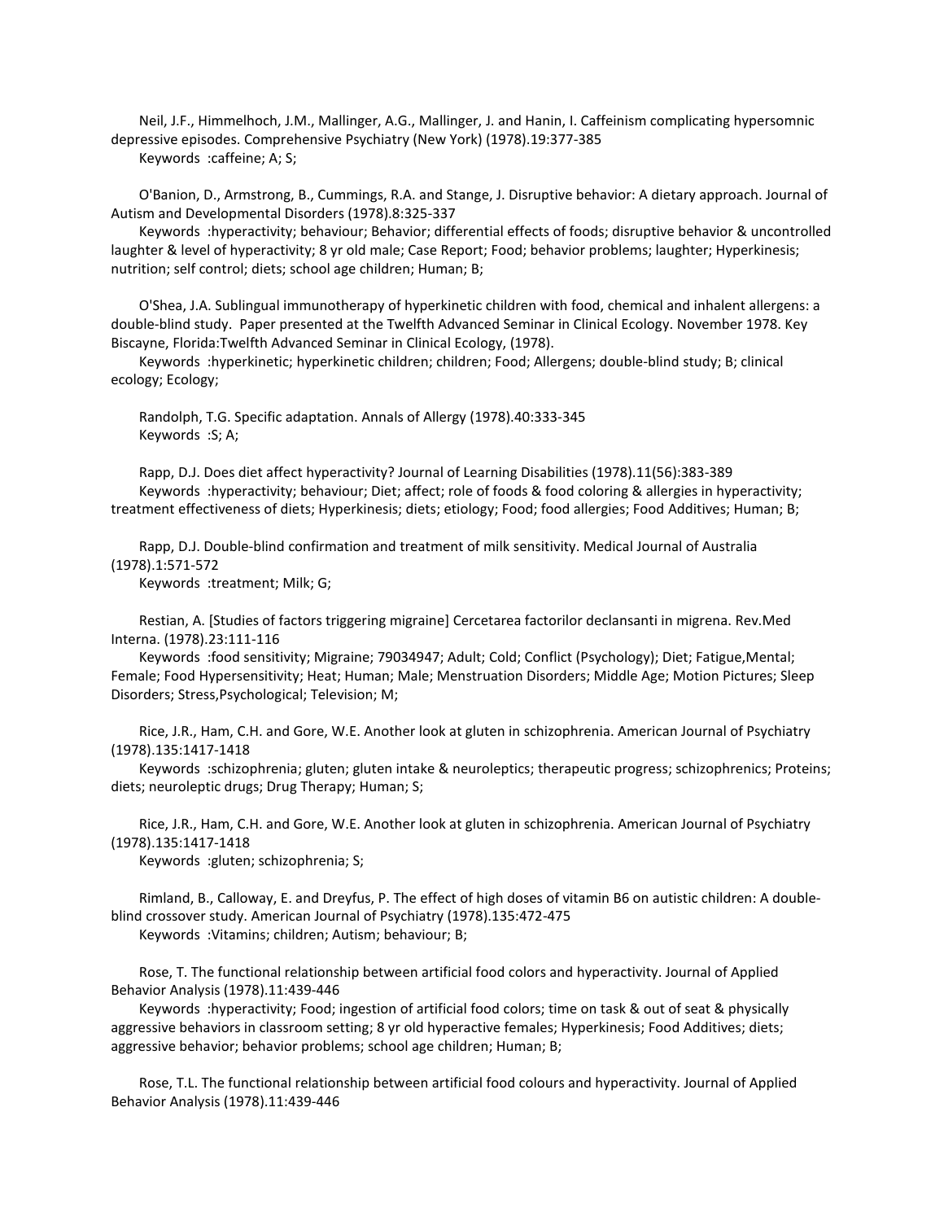Neil, J.F., Himmelhoch, J.M., Mallinger, A.G., Mallinger, J. and Hanin, I. Caffeinism complicating hypersomnic depressive episodes. Comprehensive Psychiatry (New York) (1978).19:377-385

Keywords :caffeine; A; S;

O'Banion, D., Armstrong, B., Cummings, R.A. and Stange, J. Disruptive behavior: A dietary approach. Journal of Autism and Developmental Disorders (1978).8:325-337

Keywords :hyperactivity; behaviour; Behavior; differential effects of foods; disruptive behavior & uncontrolled laughter & level of hyperactivity; 8 yr old male; Case Report; Food; behavior problems; laughter; Hyperkinesis; nutrition; self control; diets; school age children; Human; B;

O'Shea, J.A. Sublingual immunotherapy of hyperkinetic children with food, chemical and inhalent allergens: a double-blind study. Paper presented at the Twelfth Advanced Seminar in Clinical Ecology. November 1978. Key Biscayne, Florida:Twelfth Advanced Seminar in Clinical Ecology, (1978).

Keywords :hyperkinetic; hyperkinetic children; children; Food; Allergens; double-blind study; B; clinical ecology; Ecology;

Randolph, T.G. Specific adaptation. Annals of Allergy (1978).40:333-345

Keywords :S; A;

Rapp, D.J. Does diet affect hyperactivity? Journal of Learning Disabilities (1978).11(56):383-389

Keywords :hyperactivity; behaviour; Diet; affect; role of foods & food coloring & allergies in hyperactivity; treatment effectiveness of diets; Hyperkinesis; diets; etiology; Food; food allergies; Food Additives; Human; B;

Rapp, D.J. Double-blind confirmation and treatment of milk sensitivity. Medical Journal of Australia (1978).1:571-572

Keywords :treatment; Milk; G;

Restian, A. [Studies of factors triggering migraine] Cercetarea factorilor declansanti in migrena. Rev.Med Interna. (1978).23:111-116

Keywords :food sensitivity; Migraine; 79034947; Adult; Cold; Conflict (Psychology); Diet; Fatigue,Mental; Female; Food Hypersensitivity; Heat; Human; Male; Menstruation Disorders; Middle Age; Motion Pictures; Sleep Disorders; Stress,Psychological; Television; M;

Rice, J.R., Ham, C.H. and Gore, W.E. Another look at gluten in schizophrenia. American Journal of Psychiatry (1978).135:1417-1418

Keywords :schizophrenia; gluten; gluten intake & neuroleptics; therapeutic progress; schizophrenics; Proteins; diets; neuroleptic drugs; Drug Therapy; Human; S;

Rice, J.R., Ham, C.H. and Gore, W.E. Another look at gluten in schizophrenia. American Journal of Psychiatry (1978).135:1417-1418

Keywords :gluten; schizophrenia; S;

Rimland, B., Calloway, E. and Dreyfus, P. The effect of high doses of vitamin B6 on autistic children: A double-blind crossover study. American Journal of Psychiatry (1978).135:472-475

Keywords :Vitamins; children; Autism; behaviour; B;

Rose, T. The functional relationship between artificial food colors and hyperactivity. Journal of Applied Behavior Analysis (1978).11:439-446

Keywords :hyperactivity; Food; ingestion of artificial food colors; time on task & out of seat & physically aggressive behaviors in classroom setting; 8 yr old hyperactive females; Hyperkinesis; Food Additives; diets; aggressive behavior; behavior problems; school age children; Human; B;

Rose, T.L. The functional relationship between artificial food colours and hyperactivity. Journal of Applied Behavior Analysis (1978).11:439-446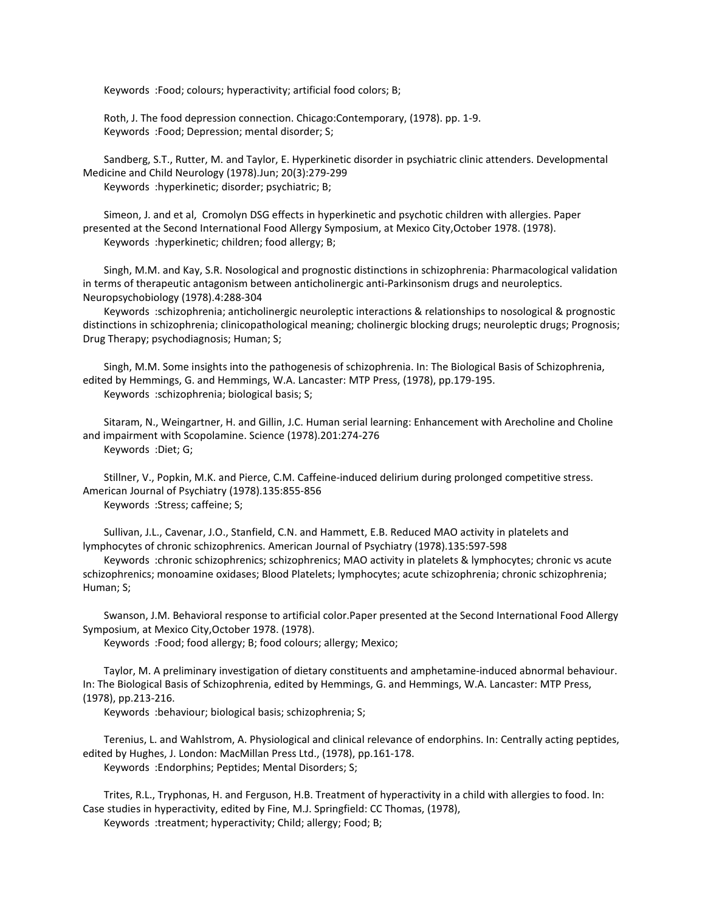Keywords :Food; colours; hyperactivity; artificial food colors; B;

Roth, J. The food depression connection. Chicago:Contemporary, (1978). pp. 1-9.
Keywords :Food; Depression; mental disorder; S;

Sandberg, S.T., Rutter, M. and Taylor, E. Hyperkinetic disorder in psychiatric clinic attenders. Developmental Medicine and Child Neurology (1978).Jun; 20(3):279-299
Keywords :hyperkinetic; disorder; psychiatric; B;

Simeon, J. and et al, Cromolyn DSG effects in hyperkinetic and psychotic children with allergies. Paper presented at the Second International Food Allergy Symposium, at Mexico City,October 1978. (1978).
Keywords :hyperkinetic; children; food allergy; B;

Singh, M.M. and Kay, S.R. Nosological and prognostic distinctions in schizophrenia: Pharmacological validation in terms of therapeutic antagonism between anticholinergic anti-Parkinsonism drugs and neuroleptics. Neuropsychobiology (1978).4:288-304
Keywords :schizophrenia; anticholinergic neuroleptic interactions & relationships to nosological & prognostic distinctions in schizophrenia; clinicopathological meaning; cholinergic blocking drugs; neuroleptic drugs; Prognosis; Drug Therapy; psychodiagnosis; Human; S;

Singh, M.M. Some insights into the pathogenesis of schizophrenia. In: The Biological Basis of Schizophrenia, edited by Hemmings, G. and Hemmings, W.A. Lancaster: MTP Press, (1978), pp.179-195.
Keywords :schizophrenia; biological basis; S;

Sitaram, N., Weingartner, H. and Gillin, J.C. Human serial learning: Enhancement with Arecholine and Choline and impairment with Scopolamine. Science (1978).201:274-276
Keywords :Diet; G;

Stillner, V., Popkin, M.K. and Pierce, C.M. Caffeine-induced delirium during prolonged competitive stress. American Journal of Psychiatry (1978).135:855-856
Keywords :Stress; caffeine; S;

Sullivan, J.L., Cavenar, J.O., Stanfield, C.N. and Hammett, E.B. Reduced MAO activity in platelets and lymphocytes of chronic schizophrenics. American Journal of Psychiatry (1978).135:597-598
Keywords :chronic schizophrenics; schizophrenics; MAO activity in platelets & lymphocytes; chronic vs acute schizophrenics; monoamine oxidases; Blood Platelets; lymphocytes; acute schizophrenia; chronic schizophrenia; Human; S;

Swanson, J.M. Behavioral response to artificial color.Paper presented at the Second International Food Allergy Symposium, at Mexico City,October 1978. (1978).
Keywords :Food; food allergy; B; food colours; allergy; Mexico;

Taylor, M. A preliminary investigation of dietary constituents and amphetamine-induced abnormal behaviour. In: The Biological Basis of Schizophrenia, edited by Hemmings, G. and Hemmings, W.A. Lancaster: MTP Press, (1978), pp.213-216.
Keywords :behaviour; biological basis; schizophrenia; S;

Terenius, L. and Wahlstrom, A. Physiological and clinical relevance of endorphins. In: Centrally acting peptides, edited by Hughes, J. London: MacMillan Press Ltd., (1978), pp.161-178.
Keywords :Endorphins; Peptides; Mental Disorders; S;

Trites, R.L., Tryphonas, H. and Ferguson, H.B. Treatment of hyperactivity in a child with allergies to food. In: Case studies in hyperactivity, edited by Fine, M.J. Springfield: CC Thomas, (1978),
Keywords :treatment; hyperactivity; Child; allergy; Food; B;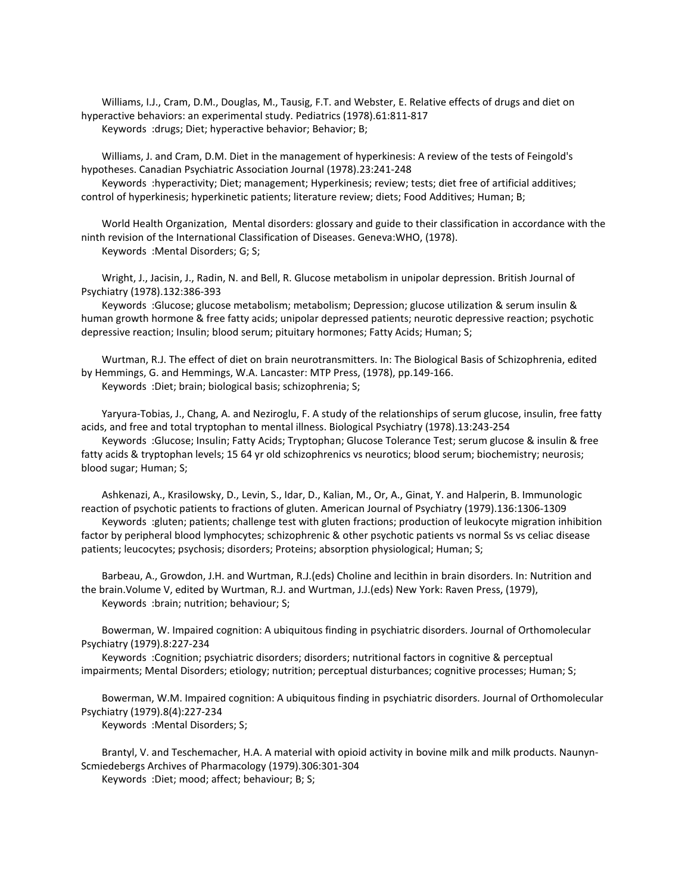Williams, I.J., Cram, D.M., Douglas, M., Tausig, F.T. and Webster, E. Relative effects of drugs and diet on hyperactive behaviors: an experimental study. Pediatrics (1978).61:811-817

Keywords :drugs; Diet; hyperactive behavior; Behavior; B;

Williams, J. and Cram, D.M. Diet in the management of hyperkinesis: A review of the tests of Feingold's hypotheses. Canadian Psychiatric Association Journal (1978).23:241-248

Keywords :hyperactivity; Diet; management; Hyperkinesis; review; tests; diet free of artificial additives; control of hyperkinesis; hyperkinetic patients; literature review; diets; Food Additives; Human; B;

World Health Organization, Mental disorders: glossary and guide to their classification in accordance with the ninth revision of the International Classification of Diseases. Geneva:WHO, (1978).

Keywords :Mental Disorders; G; S;

Wright, J., Jacisin, J., Radin, N. and Bell, R. Glucose metabolism in unipolar depression. British Journal of Psychiatry (1978).132:386-393

Keywords :Glucose; glucose metabolism; metabolism; Depression; glucose utilization & serum insulin & human growth hormone & free fatty acids; unipolar depressed patients; neurotic depressive reaction; psychotic depressive reaction; Insulin; blood serum; pituitary hormones; Fatty Acids; Human; S;

Wurtman, R.J. The effect of diet on brain neurotransmitters. In: The Biological Basis of Schizophrenia, edited by Hemmings, G. and Hemmings, W.A. Lancaster: MTP Press, (1978), pp.149-166.

Keywords :Diet; brain; biological basis; schizophrenia; S;

Yaryura-Tobias, J., Chang, A. and Neziroglu, F. A study of the relationships of serum glucose, insulin, free fatty acids, and free and total tryptophan to mental illness. Biological Psychiatry (1978).13:243-254

Keywords :Glucose; Insulin; Fatty Acids; Tryptophan; Glucose Tolerance Test; serum glucose & insulin & free fatty acids & tryptophan levels; 15 64 yr old schizophrenics vs neurotics; blood serum; biochemistry; neurosis; blood sugar; Human; S;

Ashkenazi, A., Krasilowsky, D., Levin, S., Idar, D., Kalian, M., Or, A., Ginat, Y. and Halperin, B. Immunologic reaction of psychotic patients to fractions of gluten. American Journal of Psychiatry (1979).136:1306-1309

Keywords :gluten; patients; challenge test with gluten fractions; production of leukocyte migration inhibition factor by peripheral blood lymphocytes; schizophrenic & other psychotic patients vs normal Ss vs celiac disease patients; leucocytes; psychosis; disorders; Proteins; absorption physiological; Human; S;

Barbeau, A., Growdon, J.H. and Wurtman, R.J.(eds) Choline and lecithin in brain disorders. In: Nutrition and the brain.Volume V, edited by Wurtman, R.J. and Wurtman, J.J.(eds) New York: Raven Press, (1979),

Keywords :brain; nutrition; behaviour; S;

Bowerman, W. Impaired cognition: A ubiquitous finding in psychiatric disorders. Journal of Orthomolecular Psychiatry (1979).8:227-234

Keywords :Cognition; psychiatric disorders; disorders; nutritional factors in cognitive & perceptual impairments; Mental Disorders; etiology; nutrition; perceptual disturbances; cognitive processes; Human; S;

Bowerman, W.M. Impaired cognition: A ubiquitous finding in psychiatric disorders. Journal of Orthomolecular Psychiatry (1979).8(4):227-234

Keywords :Mental Disorders; S;

Brantyl, V. and Teschemacher, H.A. A material with opioid activity in bovine milk and milk products. Naunyn-Scmiedebergs Archives of Pharmacology (1979).306:301-304

Keywords :Diet; mood; affect; behaviour; B; S;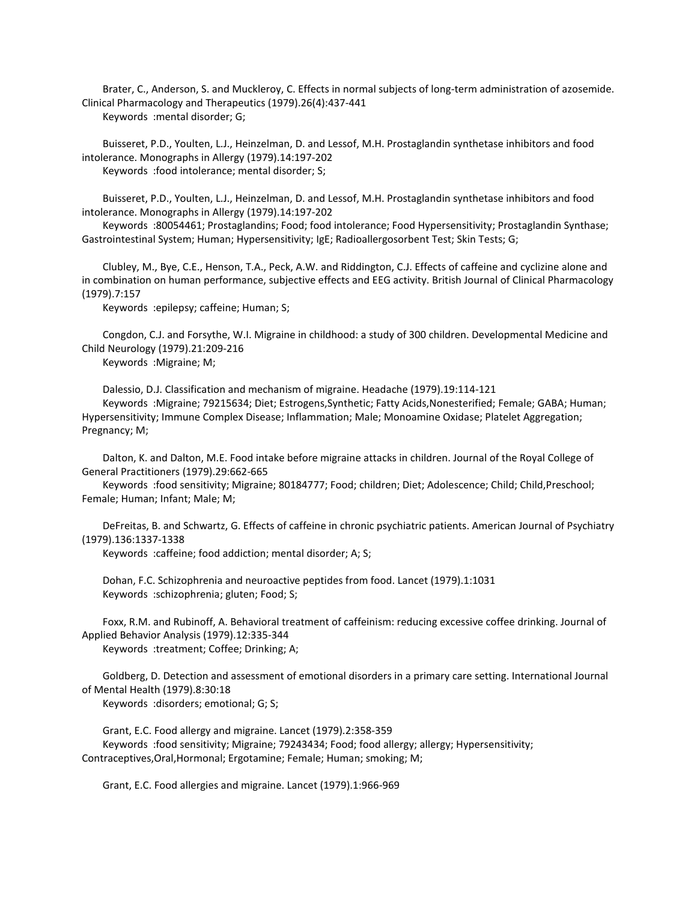Brater, C., Anderson, S. and Muckleroy, C. Effects in normal subjects of long-term administration of azosemide. Clinical Pharmacology and Therapeutics (1979).26(4):437-441

Keywords :mental disorder; G;

Buisseret, P.D., Youlten, L.J., Heinzelman, D. and Lessof, M.H. Prostaglandin synthetase inhibitors and food intolerance. Monographs in Allergy (1979).14:197-202

Keywords :food intolerance; mental disorder; S;

Buisseret, P.D., Youlten, L.J., Heinzelman, D. and Lessof, M.H. Prostaglandin synthetase inhibitors and food intolerance. Monographs in Allergy (1979).14:197-202

Keywords :80054461; Prostaglandins; Food; food intolerance; Food Hypersensitivity; Prostaglandin Synthase; Gastrointestinal System; Human; Hypersensitivity; IgE; Radioallergosorbent Test; Skin Tests; G;

Clubley, M., Bye, C.E., Henson, T.A., Peck, A.W. and Riddington, C.J. Effects of caffeine and cyclizine alone and in combination on human performance, subjective effects and EEG activity. British Journal of Clinical Pharmacology (1979).7:157

Keywords :epilepsy; caffeine; Human; S;

Congdon, C.J. and Forsythe, W.I. Migraine in childhood: a study of 300 children. Developmental Medicine and Child Neurology (1979).21:209-216

Keywords :Migraine; M;

Dalessio, D.J. Classification and mechanism of migraine. Headache (1979).19:114-121

Keywords :Migraine; 79215634; Diet; Estrogens,Synthetic; Fatty Acids,Nonesterified; Female; GABA; Human; Hypersensitivity; Immune Complex Disease; Inflammation; Male; Monoamine Oxidase; Platelet Aggregation; Pregnancy; M;

Dalton, K. and Dalton, M.E. Food intake before migraine attacks in children. Journal of the Royal College of General Practitioners (1979).29:662-665

Keywords :food sensitivity; Migraine; 80184777; Food; children; Diet; Adolescence; Child; Child,Preschool; Female; Human; Infant; Male; M;

DeFreitas, B. and Schwartz, G. Effects of caffeine in chronic psychiatric patients. American Journal of Psychiatry (1979).136:1337-1338

Keywords :caffeine; food addiction; mental disorder; A; S;

Dohan, F.C. Schizophrenia and neuroactive peptides from food. Lancet (1979).1:1031

Keywords :schizophrenia; gluten; Food; S;

Foxx, R.M. and Rubinoff, A. Behavioral treatment of caffeinism: reducing excessive coffee drinking. Journal of Applied Behavior Analysis (1979).12:335-344

Keywords :treatment; Coffee; Drinking; A;

Goldberg, D. Detection and assessment of emotional disorders in a primary care setting. International Journal of Mental Health (1979).8:30:18

Keywords :disorders; emotional; G; S;

Grant, E.C. Food allergy and migraine. Lancet (1979).2:358-359

Keywords :food sensitivity; Migraine; 79243434; Food; food allergy; allergy; Hypersensitivity; Contraceptives,Oral,Hormonal; Ergotamine; Female; Human; smoking; M;

Grant, E.C. Food allergies and migraine. Lancet (1979).1:966-969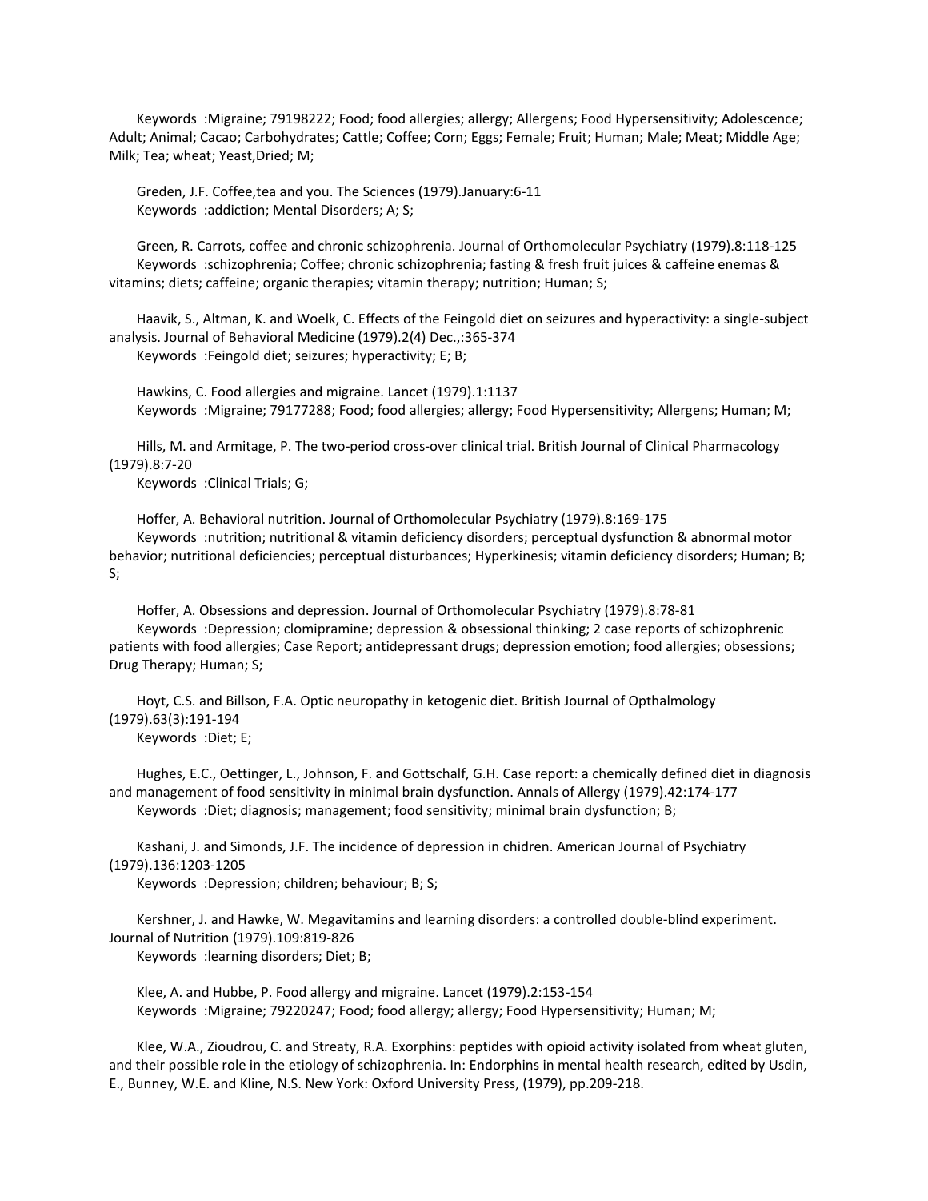Keywords :Migraine; 79198222; Food; food allergies; allergy; Allergens; Food Hypersensitivity; Adolescence; Adult; Animal; Cacao; Carbohydrates; Cattle; Coffee; Corn; Eggs; Female; Fruit; Human; Male; Meat; Middle Age; Milk; Tea; wheat; Yeast,Dried; M;

Greden, J.F. Coffee,tea and you. The Sciences (1979).January:6-11
Keywords :addiction; Mental Disorders; A; S;

Green, R. Carrots, coffee and chronic schizophrenia. Journal of Orthomolecular Psychiatry (1979).8:118-125
Keywords :schizophrenia; Coffee; chronic schizophrenia; fasting & fresh fruit juices & caffeine enemas & vitamins; diets; caffeine; organic therapies; vitamin therapy; nutrition; Human; S;

Haavik, S., Altman, K. and Woelk, C. Effects of the Feingold diet on seizures and hyperactivity: a single-subject analysis. Journal of Behavioral Medicine (1979).2(4) Dec.,:365-374
Keywords :Feingold diet; seizures; hyperactivity; E; B;

Hawkins, C. Food allergies and migraine. Lancet (1979).1:1137
Keywords :Migraine; 79177288; Food; food allergies; allergy; Food Hypersensitivity; Allergens; Human; M;

Hills, M. and Armitage, P. The two-period cross-over clinical trial. British Journal of Clinical Pharmacology (1979).8:7-20
Keywords :Clinical Trials; G;

Hoffer, A. Behavioral nutrition. Journal of Orthomolecular Psychiatry (1979).8:169-175
Keywords :nutrition; nutritional & vitamin deficiency disorders; perceptual dysfunction & abnormal motor behavior; nutritional deficiencies; perceptual disturbances; Hyperkinesis; vitamin deficiency disorders; Human; B; S;

Hoffer, A. Obsessions and depression. Journal of Orthomolecular Psychiatry (1979).8:78-81
Keywords :Depression; clomipramine; depression & obsessional thinking; 2 case reports of schizophrenic patients with food allergies; Case Report; antidepressant drugs; depression emotion; food allergies; obsessions; Drug Therapy; Human; S;

Hoyt, C.S. and Billson, F.A. Optic neuropathy in ketogenic diet. British Journal of Opthalmology (1979).63(3):191-194
Keywords :Diet; E;

Hughes, E.C., Oettinger, L., Johnson, F. and Gottschalf, G.H. Case report: a chemically defined diet in diagnosis and management of food sensitivity in minimal brain dysfunction. Annals of Allergy (1979).42:174-177
Keywords :Diet; diagnosis; management; food sensitivity; minimal brain dysfunction; B;

Kashani, J. and Simonds, J.F. The incidence of depression in chidren. American Journal of Psychiatry (1979).136:1203-1205
Keywords :Depression; children; behaviour; B; S;

Kershner, J. and Hawke, W. Megavitamins and learning disorders: a controlled double-blind experiment. Journal of Nutrition (1979).109:819-826
Keywords :learning disorders; Diet; B;

Klee, A. and Hubbe, P. Food allergy and migraine. Lancet (1979).2:153-154
Keywords :Migraine; 79220247; Food; food allergy; allergy; Food Hypersensitivity; Human; M;

Klee, W.A., Zioudrou, C. and Streaty, R.A. Exorphins: peptides with opioid activity isolated from wheat gluten, and their possible role in the etiology of schizophrenia. In: Endorphins in mental health research, edited by Usdin, E., Bunney, W.E. and Kline, N.S. New York: Oxford University Press, (1979), pp.209-218.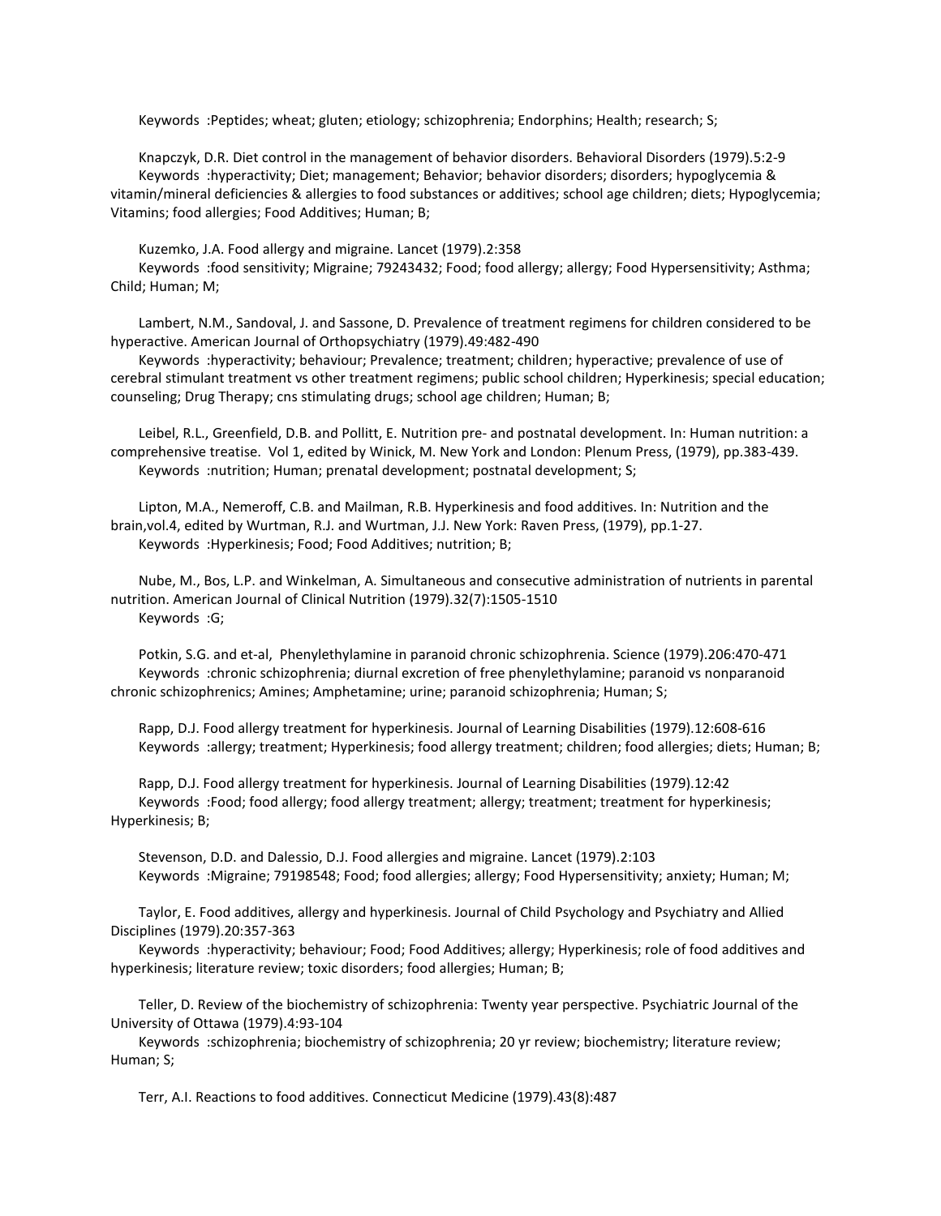Keywords :Peptides; wheat; gluten; etiology; schizophrenia; Endorphins; Health; research; S;

Knapczyk, D.R. Diet control in the management of behavior disorders. Behavioral Disorders (1979).5:2-9
Keywords :hyperactivity; Diet; management; Behavior; behavior disorders; disorders; hypoglycemia & vitamin/mineral deficiencies & allergies to food substances or additives; school age children; diets; Hypoglycemia; Vitamins; food allergies; Food Additives; Human; B;

Kuzemko, J.A. Food allergy and migraine. Lancet (1979).2:358
Keywords :food sensitivity; Migraine; 79243432; Food; food allergy; allergy; Food Hypersensitivity; Asthma; Child; Human; M;

Lambert, N.M., Sandoval, J. and Sassone, D. Prevalence of treatment regimens for children considered to be hyperactive. American Journal of Orthopsychiatry (1979).49:482-490
Keywords :hyperactivity; behaviour; Prevalence; treatment; children; hyperactive; prevalence of use of cerebral stimulant treatment vs other treatment regimens; public school children; Hyperkinesis; special education; counseling; Drug Therapy; cns stimulating drugs; school age children; Human; B;

Leibel, R.L., Greenfield, D.B. and Pollitt, E. Nutrition pre- and postnatal development. In: Human nutrition: a comprehensive treatise. Vol 1, edited by Winick, M. New York and London: Plenum Press, (1979), pp.383-439.
Keywords :nutrition; Human; prenatal development; postnatal development; S;

Lipton, M.A., Nemeroff, C.B. and Mailman, R.B. Hyperkinesis and food additives. In: Nutrition and the brain,vol.4, edited by Wurtman, R.J. and Wurtman, J.J. New York: Raven Press, (1979), pp.1-27.
Keywords :Hyperkinesis; Food; Food Additives; nutrition; B;

Nube, M., Bos, L.P. and Winkelman, A. Simultaneous and consecutive administration of nutrients in parental nutrition. American Journal of Clinical Nutrition (1979).32(7):1505-1510
Keywords :G;

Potkin, S.G. and et-al, Phenylethylamine in paranoid chronic schizophrenia. Science (1979).206:470-471
Keywords :chronic schizophrenia; diurnal excretion of free phenylethylamine; paranoid vs nonparanoid chronic schizophrenics; Amines; Amphetamine; urine; paranoid schizophrenia; Human; S;

Rapp, D.J. Food allergy treatment for hyperkinesis. Journal of Learning Disabilities (1979).12:608-616
Keywords :allergy; treatment; Hyperkinesis; food allergy treatment; children; food allergies; diets; Human; B;

Rapp, D.J. Food allergy treatment for hyperkinesis. Journal of Learning Disabilities (1979).12:42
Keywords :Food; food allergy; food allergy treatment; allergy; treatment; treatment for hyperkinesis; Hyperkinesis; B;

Stevenson, D.D. and Dalessio, D.J. Food allergies and migraine. Lancet (1979).2:103
Keywords :Migraine; 79198548; Food; food allergies; allergy; Food Hypersensitivity; anxiety; Human; M;

Taylor, E. Food additives, allergy and hyperkinesis. Journal of Child Psychology and Psychiatry and Allied Disciplines (1979).20:357-363
Keywords :hyperactivity; behaviour; Food; Food Additives; allergy; Hyperkinesis; role of food additives and hyperkinesis; literature review; toxic disorders; food allergies; Human; B;

Teller, D. Review of the biochemistry of schizophrenia: Twenty year perspective. Psychiatric Journal of the University of Ottawa (1979).4:93-104
Keywords :schizophrenia; biochemistry of schizophrenia; 20 yr review; biochemistry; literature review; Human; S;

Terr, A.I. Reactions to food additives. Connecticut Medicine (1979).43(8):487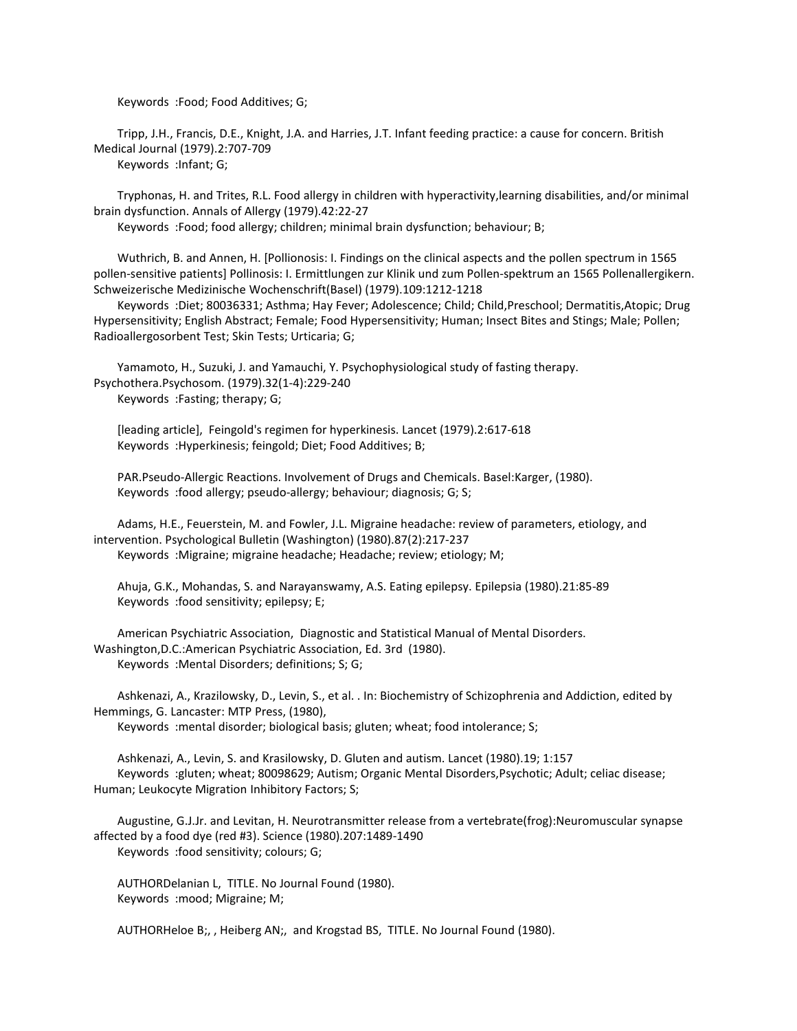Keywords :Food; Food Additives; G;

Tripp, J.H., Francis, D.E., Knight, J.A. and Harries, J.T. Infant feeding practice: a cause for concern. British Medical Journal (1979).2:707-709
Keywords :Infant; G;

Tryphonas, H. and Trites, R.L. Food allergy in children with hyperactivity,learning disabilities, and/or minimal brain dysfunction. Annals of Allergy (1979).42:22-27
Keywords :Food; food allergy; children; minimal brain dysfunction; behaviour; B;

Wuthrich, B. and Annen, H. [Pollionosis: I. Findings on the clinical aspects and the pollen spectrum in 1565 pollen-sensitive patients] Pollinosis: I. Ermittlungen zur Klinik und zum Pollen-spektrum an 1565 Pollenallergikern. Schweizerische Medizinische Wochenschrift(Basel) (1979).109:1212-1218
Keywords :Diet; 80036331; Asthma; Hay Fever; Adolescence; Child; Child,Preschool; Dermatitis,Atopic; Drug Hypersensitivity; English Abstract; Female; Food Hypersensitivity; Human; Insect Bites and Stings; Male; Pollen; Radioallergosorbent Test; Skin Tests; Urticaria; G;

Yamamoto, H., Suzuki, J. and Yamauchi, Y. Psychophysiological study of fasting therapy. Psychothera.Psychosom. (1979).32(1-4):229-240
Keywords :Fasting; therapy; G;

[leading article], Feingold's regimen for hyperkinesis. Lancet (1979).2:617-618
Keywords :Hyperkinesis; feingold; Diet; Food Additives; B;

PAR.Pseudo-Allergic Reactions. Involvement of Drugs and Chemicals. Basel:Karger, (1980).
Keywords :food allergy; pseudo-allergy; behaviour; diagnosis; G; S;

Adams, H.E., Feuerstein, M. and Fowler, J.L. Migraine headache: review of parameters, etiology, and intervention. Psychological Bulletin (Washington) (1980).87(2):217-237
Keywords :Migraine; migraine headache; Headache; review; etiology; M;

Ahuja, G.K., Mohandas, S. and Narayanswamy, A.S. Eating epilepsy. Epilepsia (1980).21:85-89
Keywords :food sensitivity; epilepsy; E;

American Psychiatric Association, Diagnostic and Statistical Manual of Mental Disorders. Washington,D.C.:American Psychiatric Association, Ed. 3rd (1980).
Keywords :Mental Disorders; definitions; S; G;

Ashkenazi, A., Krazilowsky, D., Levin, S., et al. . In: Biochemistry of Schizophrenia and Addiction, edited by Hemmings, G. Lancaster: MTP Press, (1980),
Keywords :mental disorder; biological basis; gluten; wheat; food intolerance; S;

Ashkenazi, A., Levin, S. and Krasilowsky, D. Gluten and autism. Lancet (1980).19; 1:157
Keywords :gluten; wheat; 80098629; Autism; Organic Mental Disorders,Psychotic; Adult; celiac disease; Human; Leukocyte Migration Inhibitory Factors; S;

Augustine, G.J.Jr. and Levitan, H. Neurotransmitter release from a vertebrate(frog):Neuromuscular synapse affected by a food dye (red #3). Science (1980).207:1489-1490
Keywords :food sensitivity; colours; G;

AUTHORDelanian L, TITLE. No Journal Found (1980).
Keywords :mood; Migraine; M;

AUTHORHeloe B;, , Heiberg AN;, and Krogstad BS, TITLE. No Journal Found (1980).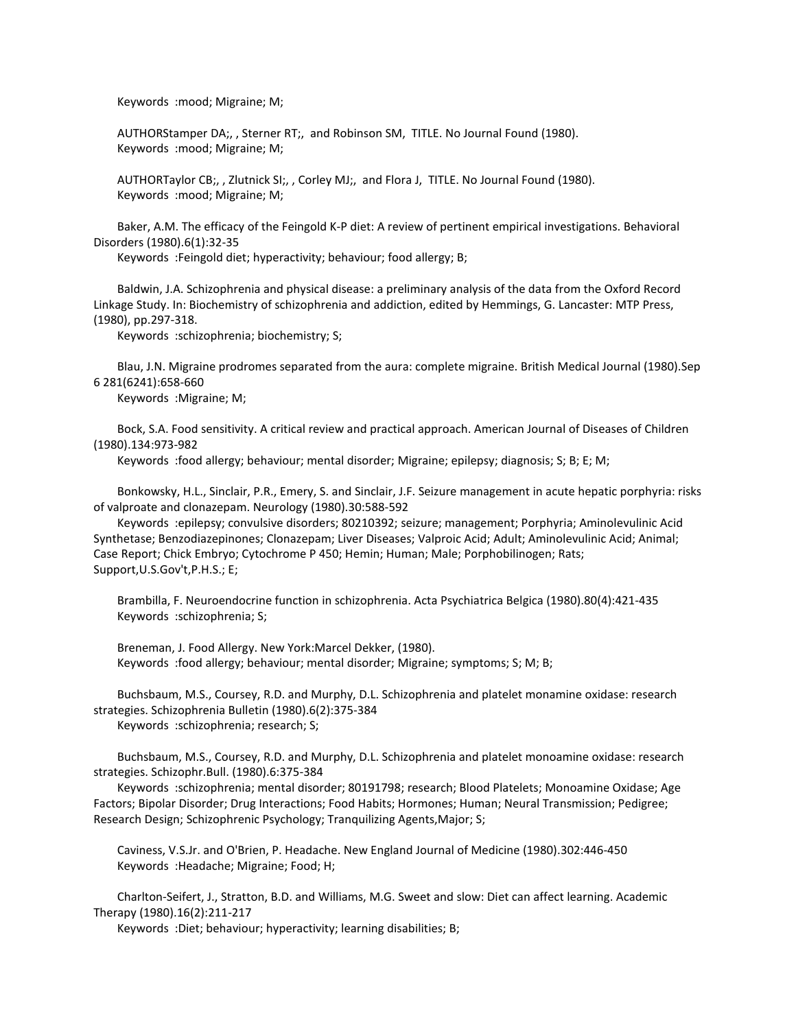Keywords :mood; Migraine; M;

AUTHORStamper DA;, , Sterner RT;, and Robinson SM, TITLE. No Journal Found (1980).
Keywords :mood; Migraine; M;

AUTHORTaylor CB;, , Zlutnick SI;, , Corley MJ;, and Flora J, TITLE. No Journal Found (1980).
Keywords :mood; Migraine; M;

Baker, A.M. The efficacy of the Feingold K-P diet: A review of pertinent empirical investigations. Behavioral Disorders (1980).6(1):32-35
Keywords :Feingold diet; hyperactivity; behaviour; food allergy; B;

Baldwin, J.A. Schizophrenia and physical disease: a preliminary analysis of the data from the Oxford Record Linkage Study. In: Biochemistry of schizophrenia and addiction, edited by Hemmings, G. Lancaster: MTP Press, (1980), pp.297-318.
Keywords :schizophrenia; biochemistry; S;

Blau, J.N. Migraine prodromes separated from the aura: complete migraine. British Medical Journal (1980).Sep 6 281(6241):658-660
Keywords :Migraine; M;

Bock, S.A. Food sensitivity. A critical review and practical approach. American Journal of Diseases of Children (1980).134:973-982
Keywords :food allergy; behaviour; mental disorder; Migraine; epilepsy; diagnosis; S; B; E; M;

Bonkowsky, H.L., Sinclair, P.R., Emery, S. and Sinclair, J.F. Seizure management in acute hepatic porphyria: risks of valproate and clonazepam. Neurology (1980).30:588-592
Keywords :epilepsy; convulsive disorders; 80210392; seizure; management; Porphyria; Aminolevulinic Acid Synthetase; Benzodiazepinones; Clonazepam; Liver Diseases; Valproic Acid; Adult; Aminolevulinic Acid; Animal; Case Report; Chick Embryo; Cytochrome P 450; Hemin; Human; Male; Porphobilinogen; Rats; Support,U.S.Gov't,P.H.S.; E;

Brambilla, F. Neuroendocrine function in schizophrenia. Acta Psychiatrica Belgica (1980).80(4):421-435
Keywords :schizophrenia; S;

Breneman, J. Food Allergy. New York:Marcel Dekker, (1980).
Keywords :food allergy; behaviour; mental disorder; Migraine; symptoms; S; M; B;

Buchsbaum, M.S., Coursey, R.D. and Murphy, D.L. Schizophrenia and platelet monamine oxidase: research strategies. Schizophrenia Bulletin (1980).6(2):375-384
Keywords :schizophrenia; research; S;

Buchsbaum, M.S., Coursey, R.D. and Murphy, D.L. Schizophrenia and platelet monoamine oxidase: research strategies. Schizophr.Bull. (1980).6:375-384
Keywords :schizophrenia; mental disorder; 80191798; research; Blood Platelets; Monoamine Oxidase; Age Factors; Bipolar Disorder; Drug Interactions; Food Habits; Hormones; Human; Neural Transmission; Pedigree; Research Design; Schizophrenic Psychology; Tranquilizing Agents,Major; S;

Caviness, V.S.Jr. and O'Brien, P. Headache. New England Journal of Medicine (1980).302:446-450
Keywords :Headache; Migraine; Food; H;

Charlton-Seifert, J., Stratton, B.D. and Williams, M.G. Sweet and slow: Diet can affect learning. Academic Therapy (1980).16(2):211-217
Keywords :Diet; behaviour; hyperactivity; learning disabilities; B;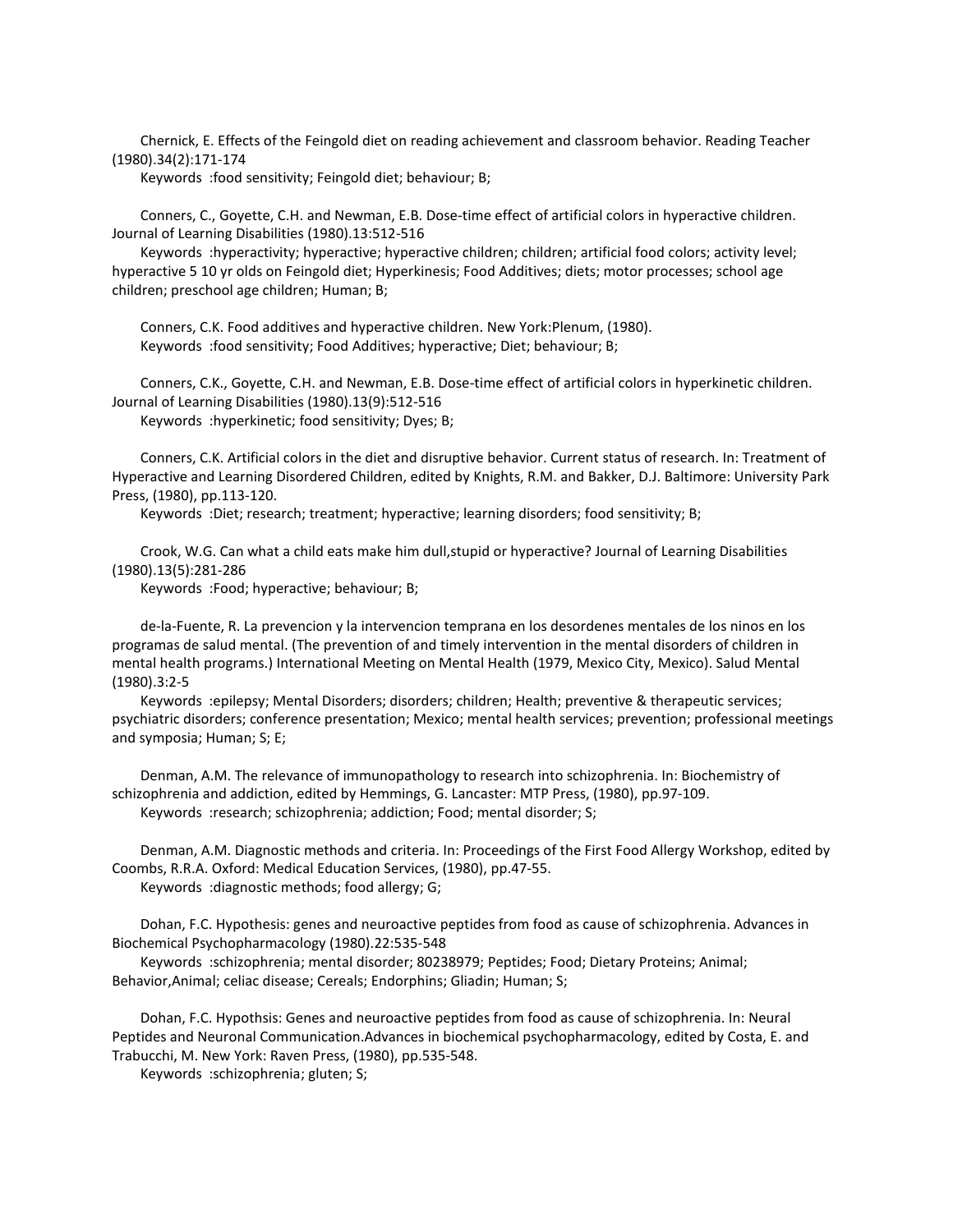Chernick, E. Effects of the Feingold diet on reading achievement and classroom behavior. Reading Teacher (1980).34(2):171-174

Keywords :food sensitivity; Feingold diet; behaviour; B;

Conners, C., Goyette, C.H. and Newman, E.B. Dose-time effect of artificial colors in hyperactive children. Journal of Learning Disabilities (1980).13:512-516

Keywords :hyperactivity; hyperactive; hyperactive children; children; artificial food colors; activity level; hyperactive 5 10 yr olds on Feingold diet; Hyperkinesis; Food Additives; diets; motor processes; school age children; preschool age children; Human; B;

Conners, C.K. Food additives and hyperactive children. New York:Plenum, (1980).

Keywords :food sensitivity; Food Additives; hyperactive; Diet; behaviour; B;

Conners, C.K., Goyette, C.H. and Newman, E.B. Dose-time effect of artificial colors in hyperkinetic children. Journal of Learning Disabilities (1980).13(9):512-516

Keywords :hyperkinetic; food sensitivity; Dyes; B;

Conners, C.K. Artificial colors in the diet and disruptive behavior. Current status of research. In: Treatment of Hyperactive and Learning Disordered Children, edited by Knights, R.M. and Bakker, D.J. Baltimore: University Park Press, (1980), pp.113-120.

Keywords :Diet; research; treatment; hyperactive; learning disorders; food sensitivity; B;

Crook, W.G. Can what a child eats make him dull,stupid or hyperactive? Journal of Learning Disabilities (1980).13(5):281-286

Keywords :Food; hyperactive; behaviour; B;

de-la-Fuente, R. La prevencion y la intervencion temprana en los desordenes mentales de los ninos en los programas de salud mental. (The prevention of and timely intervention in the mental disorders of children in mental health programs.) International Meeting on Mental Health (1979, Mexico City, Mexico). Salud Mental (1980).3:2-5

Keywords :epilepsy; Mental Disorders; disorders; children; Health; preventive & therapeutic services; psychiatric disorders; conference presentation; Mexico; mental health services; prevention; professional meetings and symposia; Human; S; E;

Denman, A.M. The relevance of immunopathology to research into schizophrenia. In: Biochemistry of schizophrenia and addiction, edited by Hemmings, G. Lancaster: MTP Press, (1980), pp.97-109.

Keywords :research; schizophrenia; addiction; Food; mental disorder; S;

Denman, A.M. Diagnostic methods and criteria. In: Proceedings of the First Food Allergy Workshop, edited by Coombs, R.R.A. Oxford: Medical Education Services, (1980), pp.47-55.

Keywords :diagnostic methods; food allergy; G;

Dohan, F.C. Hypothesis: genes and neuroactive peptides from food as cause of schizophrenia. Advances in Biochemical Psychopharmacology (1980).22:535-548

Keywords :schizophrenia; mental disorder; 80238979; Peptides; Food; Dietary Proteins; Animal; Behavior,Animal; celiac disease; Cereals; Endorphins; Gliadin; Human; S;

Dohan, F.C. Hypothsis: Genes and neuroactive peptides from food as cause of schizophrenia. In: Neural Peptides and Neuronal Communication.Advances in biochemical psychopharmacology, edited by Costa, E. and Trabucchi, M. New York: Raven Press, (1980), pp.535-548.

Keywords :schizophrenia; gluten; S;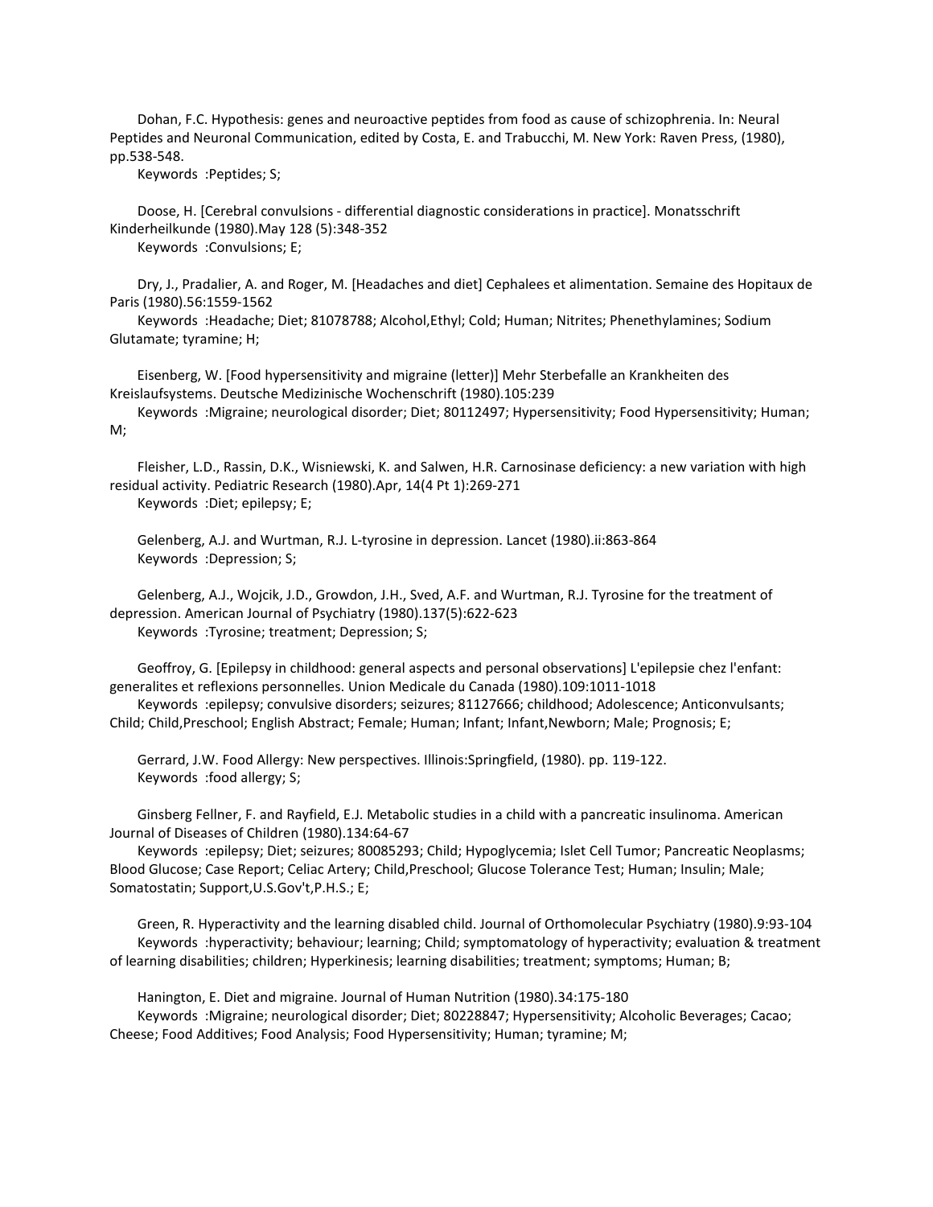Dohan, F.C. Hypothesis: genes and neuroactive peptides from food as cause of schizophrenia. In: Neural Peptides and Neuronal Communication, edited by Costa, E. and Trabucchi, M. New York: Raven Press, (1980), pp.538-548.
Keywords :Peptides; S;

Doose, H. [Cerebral convulsions - differential diagnostic considerations in practice]. Monatsschrift Kinderheilkunde (1980).May 128 (5):348-352
Keywords :Convulsions; E;

Dry, J., Pradalier, A. and Roger, M. [Headaches and diet] Cephalees et alimentation. Semaine des Hopitaux de Paris (1980).56:1559-1562
Keywords :Headache; Diet; 81078788; Alcohol,Ethyl; Cold; Human; Nitrites; Phenethylamines; Sodium Glutamate; tyramine; H;

Eisenberg, W. [Food hypersensitivity and migraine (letter)] Mehr Sterbefalle an Krankheiten des Kreislaufsystems. Deutsche Medizinische Wochenschrift (1980).105:239
Keywords :Migraine; neurological disorder; Diet; 80112497; Hypersensitivity; Food Hypersensitivity; Human; M;

Fleisher, L.D., Rassin, D.K., Wisniewski, K. and Salwen, H.R. Carnosinase deficiency: a new variation with high residual activity. Pediatric Research (1980).Apr, 14(4 Pt 1):269-271
Keywords :Diet; epilepsy; E;

Gelenberg, A.J. and Wurtman, R.J. L-tyrosine in depression. Lancet (1980).ii:863-864
Keywords :Depression; S;

Gelenberg, A.J., Wojcik, J.D., Growdon, J.H., Sved, A.F. and Wurtman, R.J. Tyrosine for the treatment of depression. American Journal of Psychiatry (1980).137(5):622-623
Keywords :Tyrosine; treatment; Depression; S;

Geoffroy, G. [Epilepsy in childhood: general aspects and personal observations] L'epilepsie chez l'enfant: generalites et reflexions personnelles. Union Medicale du Canada (1980).109:1011-1018
Keywords :epilepsy; convulsive disorders; seizures; 81127666; childhood; Adolescence; Anticonvulsants; Child; Child,Preschool; English Abstract; Female; Human; Infant; Infant,Newborn; Male; Prognosis; E;

Gerrard, J.W. Food Allergy: New perspectives. Illinois:Springfield, (1980). pp. 119-122.
Keywords :food allergy; S;

Ginsberg Fellner, F. and Rayfield, E.J. Metabolic studies in a child with a pancreatic insulinoma. American Journal of Diseases of Children (1980).134:64-67
Keywords :epilepsy; Diet; seizures; 80085293; Child; Hypoglycemia; Islet Cell Tumor; Pancreatic Neoplasms; Blood Glucose; Case Report; Celiac Artery; Child,Preschool; Glucose Tolerance Test; Human; Insulin; Male; Somatostatin; Support,U.S.Gov't,P.H.S.; E;

Green, R. Hyperactivity and the learning disabled child. Journal of Orthomolecular Psychiatry (1980).9:93-104
Keywords :hyperactivity; behaviour; learning; Child; symptomatology of hyperactivity; evaluation & treatment of learning disabilities; children; Hyperkinesis; learning disabilities; treatment; symptoms; Human; B;

Hanington, E. Diet and migraine. Journal of Human Nutrition (1980).34:175-180
Keywords :Migraine; neurological disorder; Diet; 80228847; Hypersensitivity; Alcoholic Beverages; Cacao; Cheese; Food Additives; Food Analysis; Food Hypersensitivity; Human; tyramine; M;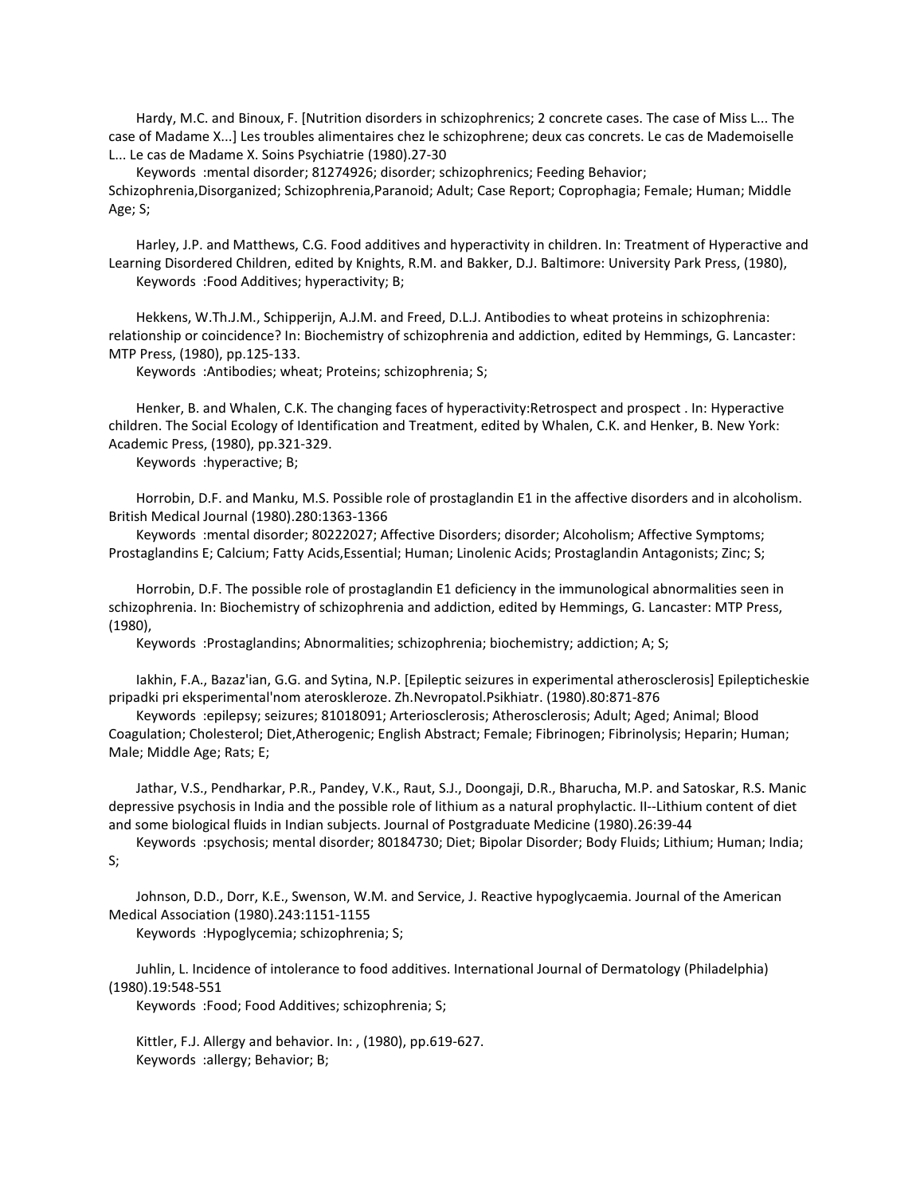Hardy, M.C. and Binoux, F. [Nutrition disorders in schizophrenics; 2 concrete cases. The case of Miss L... The case of Madame X...] Les troubles alimentaires chez le schizophrene; deux cas concrets. Le cas de Mademoiselle L... Le cas de Madame X. Soins Psychiatrie (1980).27-30

Keywords :mental disorder; 81274926; disorder; schizophrenics; Feeding Behavior; Schizophrenia,Disorganized; Schizophrenia,Paranoid; Adult; Case Report; Coprophagia; Female; Human; Middle Age; S;

Harley, J.P. and Matthews, C.G. Food additives and hyperactivity in children. In: Treatment of Hyperactive and Learning Disordered Children, edited by Knights, R.M. and Bakker, D.J. Baltimore: University Park Press, (1980),

Keywords :Food Additives; hyperactivity; B;

Hekkens, W.Th.J.M., Schipperijn, A.J.M. and Freed, D.L.J. Antibodies to wheat proteins in schizophrenia: relationship or coincidence? In: Biochemistry of schizophrenia and addiction, edited by Hemmings, G. Lancaster: MTP Press, (1980), pp.125-133.

Keywords :Antibodies; wheat; Proteins; schizophrenia; S;

Henker, B. and Whalen, C.K. The changing faces of hyperactivity:Retrospect and prospect . In: Hyperactive children. The Social Ecology of Identification and Treatment, edited by Whalen, C.K. and Henker, B. New York: Academic Press, (1980), pp.321-329.

Keywords :hyperactive; B;

Horrobin, D.F. and Manku, M.S. Possible role of prostaglandin E1 in the affective disorders and in alcoholism. British Medical Journal (1980).280:1363-1366

Keywords :mental disorder; 80222027; Affective Disorders; disorder; Alcoholism; Affective Symptoms; Prostaglandins E; Calcium; Fatty Acids,Essential; Human; Linolenic Acids; Prostaglandin Antagonists; Zinc; S;

Horrobin, D.F. The possible role of prostaglandin E1 deficiency in the immunological abnormalities seen in schizophrenia. In: Biochemistry of schizophrenia and addiction, edited by Hemmings, G. Lancaster: MTP Press, (1980),

Keywords :Prostaglandins; Abnormalities; schizophrenia; biochemistry; addiction; A; S;

Iakhin, F.A., Bazaz'ian, G.G. and Sytina, N.P. [Epileptic seizures in experimental atherosclerosis] Epilepticheskie pripadki pri eksperimental'nom ateroskleroze. Zh.Nevropatol.Psikhiatr. (1980).80:871-876

Keywords :epilepsy; seizures; 81018091; Arteriosclerosis; Atherosclerosis; Adult; Aged; Animal; Blood Coagulation; Cholesterol; Diet,Atherogenic; English Abstract; Female; Fibrinogen; Fibrinolysis; Heparin; Human; Male; Middle Age; Rats; E;

Jathar, V.S., Pendharkar, P.R., Pandey, V.K., Raut, S.J., Doongaji, D.R., Bharucha, M.P. and Satoskar, R.S. Manic depressive psychosis in India and the possible role of lithium as a natural prophylactic. II--Lithium content of diet and some biological fluids in Indian subjects. Journal of Postgraduate Medicine (1980).26:39-44

Keywords :psychosis; mental disorder; 80184730; Diet; Bipolar Disorder; Body Fluids; Lithium; Human; India; S;

Johnson, D.D., Dorr, K.E., Swenson, W.M. and Service, J. Reactive hypoglycaemia. Journal of the American Medical Association (1980).243:1151-1155

Keywords :Hypoglycemia; schizophrenia; S;

Juhlin, L. Incidence of intolerance to food additives. International Journal of Dermatology (Philadelphia) (1980).19:548-551

Keywords :Food; Food Additives; schizophrenia; S;

Kittler, F.J. Allergy and behavior. In: , (1980), pp.619-627.

Keywords :allergy; Behavior; B;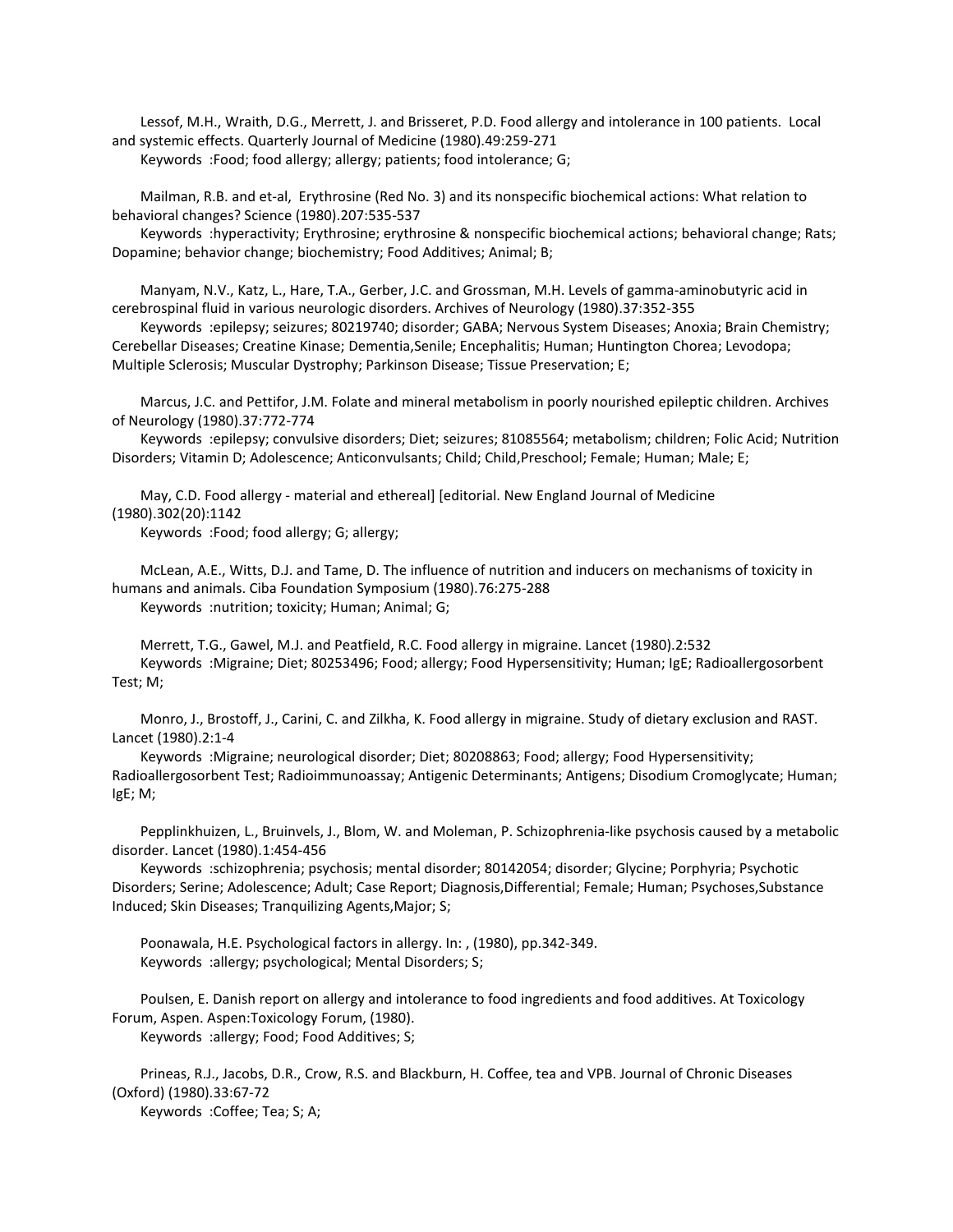Lessof, M.H., Wraith, D.G., Merrett, J. and Brisseret, P.D. Food allergy and intolerance in 100 patients. Local and systemic effects. Quarterly Journal of Medicine (1980).49:259-271

Keywords :Food; food allergy; allergy; patients; food intolerance; G;

Mailman, R.B. and et-al, Erythrosine (Red No. 3) and its nonspecific biochemical actions: What relation to behavioral changes? Science (1980).207:535-537

Keywords :hyperactivity; Erythrosine; erythrosine & nonspecific biochemical actions; behavioral change; Rats; Dopamine; behavior change; biochemistry; Food Additives; Animal; B;

Manyam, N.V., Katz, L., Hare, T.A., Gerber, J.C. and Grossman, M.H. Levels of gamma-aminobutyric acid in cerebrospinal fluid in various neurologic disorders. Archives of Neurology (1980).37:352-355

Keywords :epilepsy; seizures; 80219740; disorder; GABA; Nervous System Diseases; Anoxia; Brain Chemistry; Cerebellar Diseases; Creatine Kinase; Dementia,Senile; Encephalitis; Human; Huntington Chorea; Levodopa; Multiple Sclerosis; Muscular Dystrophy; Parkinson Disease; Tissue Preservation; E;

Marcus, J.C. and Pettifor, J.M. Folate and mineral metabolism in poorly nourished epileptic children. Archives of Neurology (1980).37:772-774

Keywords :epilepsy; convulsive disorders; Diet; seizures; 81085564; metabolism; children; Folic Acid; Nutrition Disorders; Vitamin D; Adolescence; Anticonvulsants; Child; Child,Preschool; Female; Human; Male; E;

May, C.D. Food allergy - material and ethereal] [editorial. New England Journal of Medicine (1980).302(20):1142

Keywords :Food; food allergy; G; allergy;

McLean, A.E., Witts, D.J. and Tame, D. The influence of nutrition and inducers on mechanisms of toxicity in humans and animals. Ciba Foundation Symposium (1980).76:275-288

Keywords :nutrition; toxicity; Human; Animal; G;

Merrett, T.G., Gawel, M.J. and Peatfield, R.C. Food allergy in migraine. Lancet (1980).2:532

Keywords :Migraine; Diet; 80253496; Food; allergy; Food Hypersensitivity; Human; IgE; Radioallergosorbent Test; M;

Monro, J., Brostoff, J., Carini, C. and Zilkha, K. Food allergy in migraine. Study of dietary exclusion and RAST. Lancet (1980).2:1-4

Keywords :Migraine; neurological disorder; Diet; 80208863; Food; allergy; Food Hypersensitivity; Radioallergosorbent Test; Radioimmunoassay; Antigenic Determinants; Antigens; Disodium Cromoglycate; Human; IgE; M;

Pepplinkhuizen, L., Bruinvels, J., Blom, W. and Moleman, P. Schizophrenia-like psychosis caused by a metabolic disorder. Lancet (1980).1:454-456

Keywords :schizophrenia; psychosis; mental disorder; 80142054; disorder; Glycine; Porphyria; Psychotic Disorders; Serine; Adolescence; Adult; Case Report; Diagnosis,Differential; Female; Human; Psychoses,Substance Induced; Skin Diseases; Tranquilizing Agents,Major; S;

Poonawala, H.E. Psychological factors in allergy. In: , (1980), pp.342-349.

Keywords :allergy; psychological; Mental Disorders; S;

Poulsen, E. Danish report on allergy and intolerance to food ingredients and food additives. At Toxicology Forum, Aspen. Aspen:Toxicology Forum, (1980).

Keywords :allergy; Food; Food Additives; S;

Prineas, R.J., Jacobs, D.R., Crow, R.S. and Blackburn, H. Coffee, tea and VPB. Journal of Chronic Diseases (Oxford) (1980).33:67-72

Keywords :Coffee; Tea; S; A;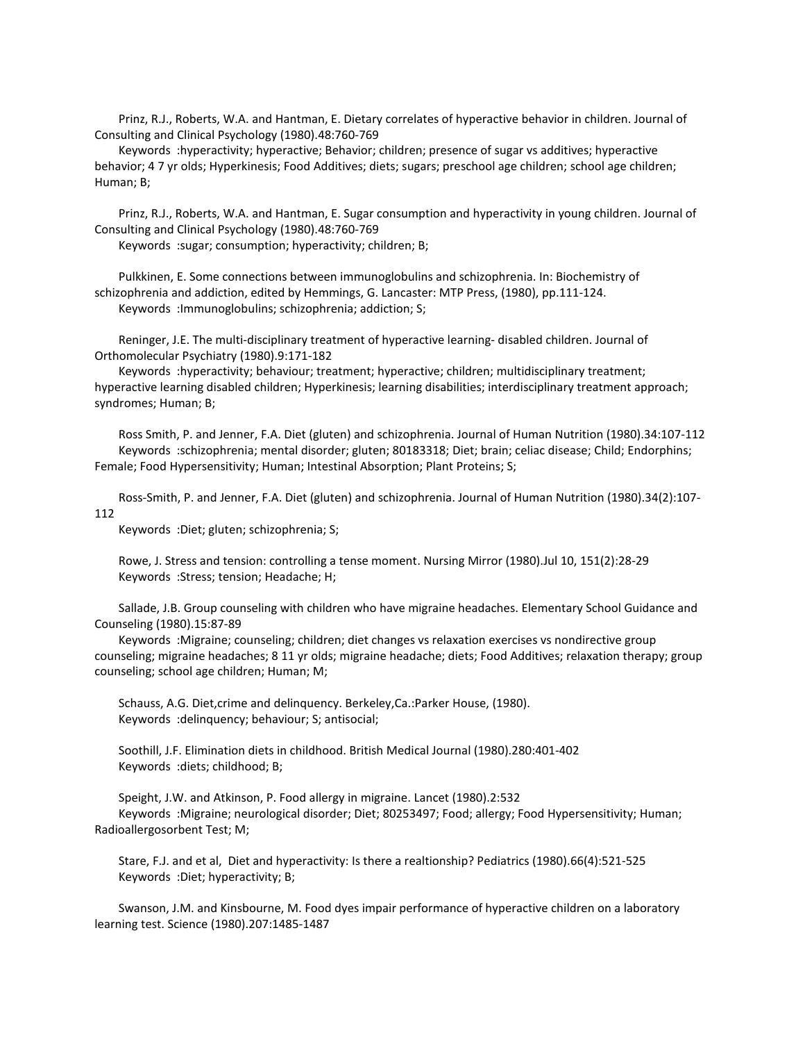Prinz, R.J., Roberts, W.A. and Hantman, E. Dietary correlates of hyperactive behavior in children. Journal of Consulting and Clinical Psychology (1980).48:760-769

Keywords :hyperactivity; hyperactive; Behavior; children; presence of sugar vs additives; hyperactive behavior; 4 7 yr olds; Hyperkinesis; Food Additives; diets; sugars; preschool age children; school age children; Human; B;

Prinz, R.J., Roberts, W.A. and Hantman, E. Sugar consumption and hyperactivity in young children. Journal of Consulting and Clinical Psychology (1980).48:760-769

Keywords :sugar; consumption; hyperactivity; children; B;

Pulkkinen, E. Some connections between immunoglobulins and schizophrenia. In: Biochemistry of schizophrenia and addiction, edited by Hemmings, G. Lancaster: MTP Press, (1980), pp.111-124.

Keywords :Immunoglobulins; schizophrenia; addiction; S;

Reninger, J.E. The multi-disciplinary treatment of hyperactive learning- disabled children. Journal of Orthomolecular Psychiatry (1980).9:171-182

Keywords :hyperactivity; behaviour; treatment; hyperactive; children; multidisciplinary treatment; hyperactive learning disabled children; Hyperkinesis; learning disabilities; interdisciplinary treatment approach; syndromes; Human; B;

Ross Smith, P. and Jenner, F.A. Diet (gluten) and schizophrenia. Journal of Human Nutrition (1980).34:107-112

Keywords :schizophrenia; mental disorder; gluten; 80183318; Diet; brain; celiac disease; Child; Endorphins; Female; Food Hypersensitivity; Human; Intestinal Absorption; Plant Proteins; S;

Ross-Smith, P. and Jenner, F.A. Diet (gluten) and schizophrenia. Journal of Human Nutrition (1980).34(2):107-112

Keywords :Diet; gluten; schizophrenia; S;

Rowe, J. Stress and tension: controlling a tense moment. Nursing Mirror (1980).Jul 10, 151(2):28-29

Keywords :Stress; tension; Headache; H;

Sallade, J.B. Group counseling with children who have migraine headaches. Elementary School Guidance and Counseling (1980).15:87-89

Keywords :Migraine; counseling; children; diet changes vs relaxation exercises vs nondirective group counseling; migraine headaches; 8 11 yr olds; migraine headache; diets; Food Additives; relaxation therapy; group counseling; school age children; Human; M;

Schauss, A.G. Diet,crime and delinquency. Berkeley,Ca.:Parker House, (1980).

Keywords :delinquency; behaviour; S; antisocial;

Soothill, J.F. Elimination diets in childhood. British Medical Journal (1980).280:401-402

Keywords :diets; childhood; B;

Speight, J.W. and Atkinson, P. Food allergy in migraine. Lancet (1980).2:532

Keywords :Migraine; neurological disorder; Diet; 80253497; Food; allergy; Food Hypersensitivity; Human; Radioallergosorbent Test; M;

Stare, F.J. and et al, Diet and hyperactivity: Is there a realtionship? Pediatrics (1980).66(4):521-525

Keywords :Diet; hyperactivity; B;

Swanson, J.M. and Kinsbourne, M. Food dyes impair performance of hyperactive children on a laboratory learning test. Science (1980).207:1485-1487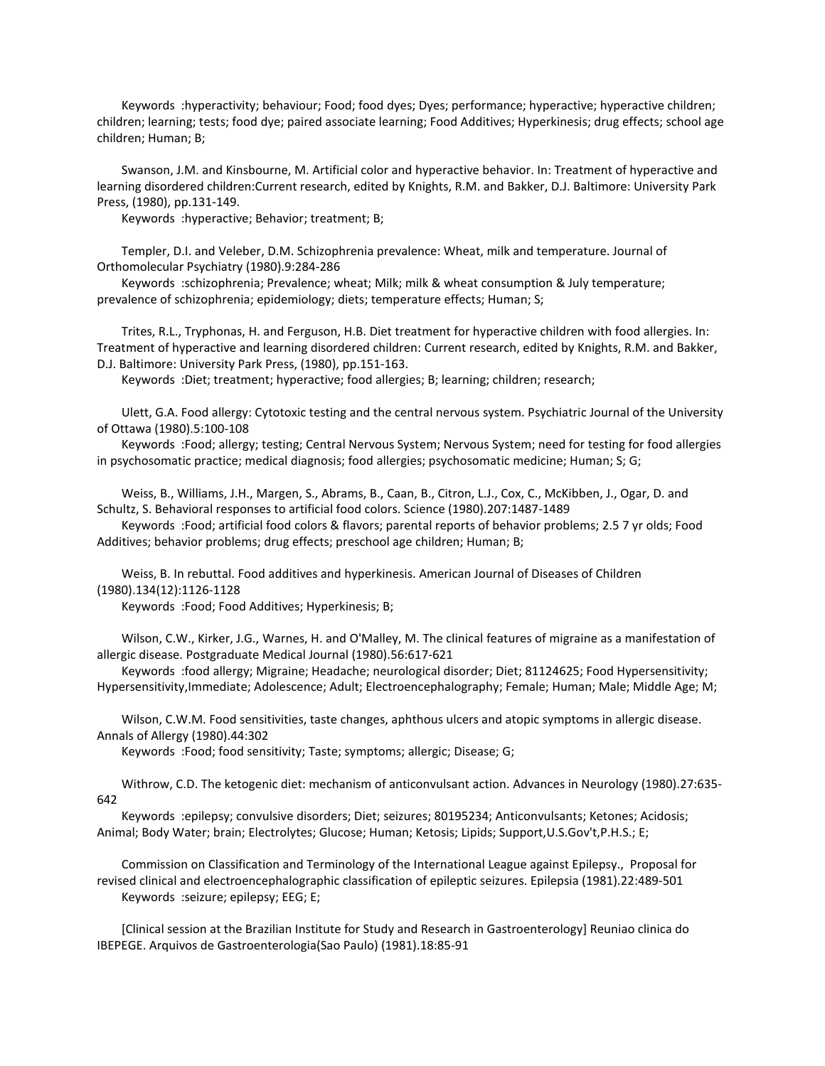Keywords :hyperactivity; behaviour; Food; food dyes; Dyes; performance; hyperactive; hyperactive children; children; learning; tests; food dye; paired associate learning; Food Additives; Hyperkinesis; drug effects; school age children; Human; B;

Swanson, J.M. and Kinsbourne, M. Artificial color and hyperactive behavior. In: Treatment of hyperactive and learning disordered children:Current research, edited by Knights, R.M. and Bakker, D.J. Baltimore: University Park Press, (1980), pp.131-149.

Keywords :hyperactive; Behavior; treatment; B;

Templer, D.I. and Veleber, D.M. Schizophrenia prevalence: Wheat, milk and temperature. Journal of Orthomolecular Psychiatry (1980).9:284-286

Keywords :schizophrenia; Prevalence; wheat; Milk; milk & wheat consumption & July temperature; prevalence of schizophrenia; epidemiology; diets; temperature effects; Human; S;

Trites, R.L., Tryphonas, H. and Ferguson, H.B. Diet treatment for hyperactive children with food allergies. In: Treatment of hyperactive and learning disordered children: Current research, edited by Knights, R.M. and Bakker, D.J. Baltimore: University Park Press, (1980), pp.151-163.

Keywords :Diet; treatment; hyperactive; food allergies; B; learning; children; research;

Ulett, G.A. Food allergy: Cytotoxic testing and the central nervous system. Psychiatric Journal of the University of Ottawa (1980).5:100-108

Keywords :Food; allergy; testing; Central Nervous System; Nervous System; need for testing for food allergies in psychosomatic practice; medical diagnosis; food allergies; psychosomatic medicine; Human; S; G;

Weiss, B., Williams, J.H., Margen, S., Abrams, B., Caan, B., Citron, L.J., Cox, C., McKibben, J., Ogar, D. and Schultz, S. Behavioral responses to artificial food colors. Science (1980).207:1487-1489

Keywords :Food; artificial food colors & flavors; parental reports of behavior problems; 2.5 7 yr olds; Food Additives; behavior problems; drug effects; preschool age children; Human; B;

Weiss, B. In rebuttal. Food additives and hyperkinesis. American Journal of Diseases of Children (1980).134(12):1126-1128

Keywords :Food; Food Additives; Hyperkinesis; B;

Wilson, C.W., Kirker, J.G., Warnes, H. and O'Malley, M. The clinical features of migraine as a manifestation of allergic disease. Postgraduate Medical Journal (1980).56:617-621

Keywords :food allergy; Migraine; Headache; neurological disorder; Diet; 81124625; Food Hypersensitivity; Hypersensitivity,Immediate; Adolescence; Adult; Electroencephalography; Female; Human; Male; Middle Age; M;

Wilson, C.W.M. Food sensitivities, taste changes, aphthous ulcers and atopic symptoms in allergic disease. Annals of Allergy (1980).44:302

Keywords :Food; food sensitivity; Taste; symptoms; allergic; Disease; G;

Withrow, C.D. The ketogenic diet: mechanism of anticonvulsant action. Advances in Neurology (1980).27:635-642

Keywords :epilepsy; convulsive disorders; Diet; seizures; 80195234; Anticonvulsants; Ketones; Acidosis; Animal; Body Water; brain; Electrolytes; Glucose; Human; Ketosis; Lipids; Support,U.S.Gov't,P.H.S.; E;

Commission on Classification and Terminology of the International League against Epilepsy., Proposal for revised clinical and electroencephalographic classification of epileptic seizures. Epilepsia (1981).22:489-501

Keywords :seizure; epilepsy; EEG; E;

[Clinical session at the Brazilian Institute for Study and Research in Gastroenterology] Reuniao clinica do IBEPEGE. Arquivos de Gastroenterologia(Sao Paulo) (1981).18:85-91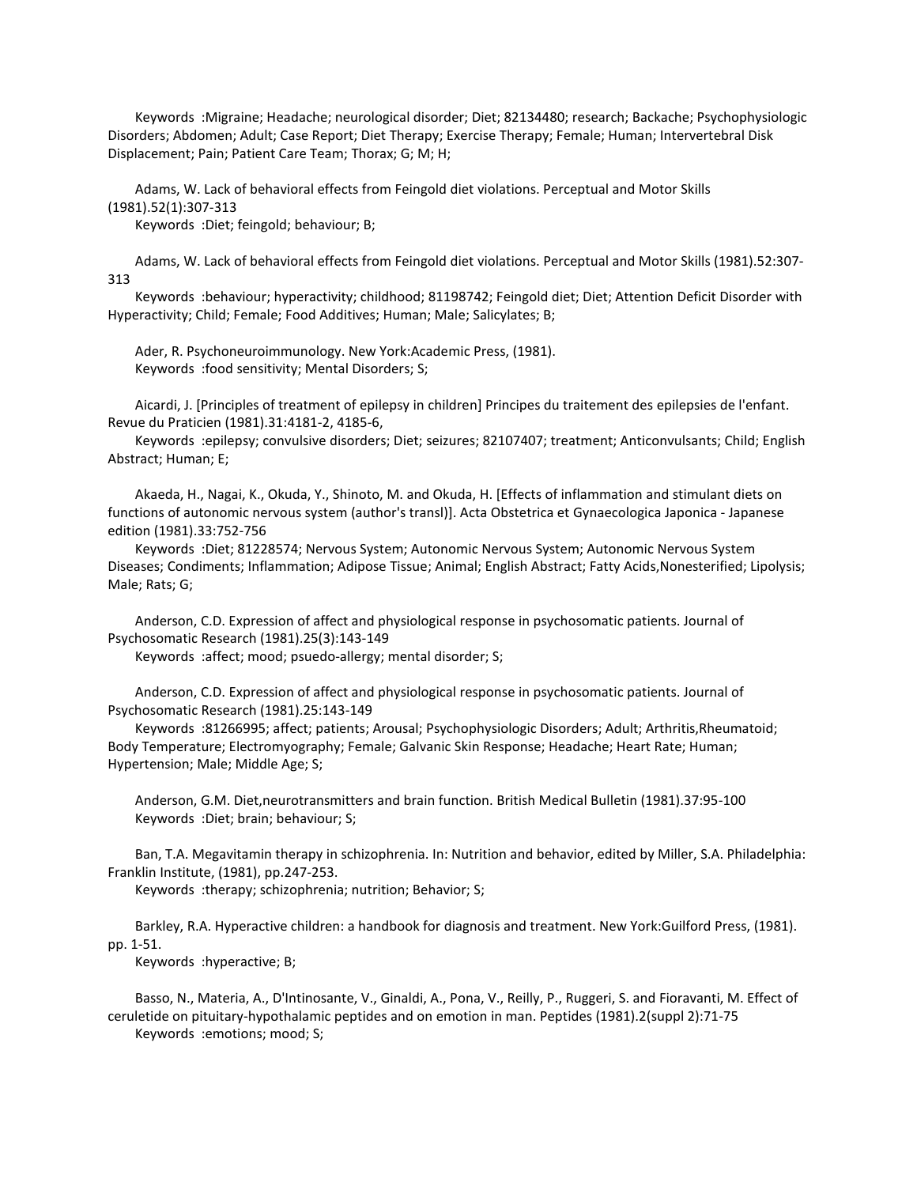Keywords :Migraine; Headache; neurological disorder; Diet; 82134480; research; Backache; Psychophysiologic Disorders; Abdomen; Adult; Case Report; Diet Therapy; Exercise Therapy; Female; Human; Intervertebral Disk Displacement; Pain; Patient Care Team; Thorax; G; M; H;

Adams, W. Lack of behavioral effects from Feingold diet violations. Perceptual and Motor Skills (1981).52(1):307-313

Keywords :Diet; feingold; behaviour; B;

Adams, W. Lack of behavioral effects from Feingold diet violations. Perceptual and Motor Skills (1981).52:307-313

Keywords :behaviour; hyperactivity; childhood; 81198742; Feingold diet; Diet; Attention Deficit Disorder with Hyperactivity; Child; Female; Food Additives; Human; Male; Salicylates; B;

Ader, R. Psychoneuroimmunology. New York:Academic Press, (1981).

Keywords :food sensitivity; Mental Disorders; S;

Aicardi, J. [Principles of treatment of epilepsy in children] Principes du traitement des epilepsies de l'enfant. Revue du Praticien (1981).31:4181-2, 4185-6,

Keywords :epilepsy; convulsive disorders; Diet; seizures; 82107407; treatment; Anticonvulsants; Child; English Abstract; Human; E;

Akaeda, H., Nagai, K., Okuda, Y., Shinoto, M. and Okuda, H. [Effects of inflammation and stimulant diets on functions of autonomic nervous system (author's transl)]. Acta Obstetrica et Gynaecologica Japonica - Japanese edition (1981).33:752-756

Keywords :Diet; 81228574; Nervous System; Autonomic Nervous System; Autonomic Nervous System Diseases; Condiments; Inflammation; Adipose Tissue; Animal; English Abstract; Fatty Acids,Nonesterified; Lipolysis; Male; Rats; G;

Anderson, C.D. Expression of affect and physiological response in psychosomatic patients. Journal of Psychosomatic Research (1981).25(3):143-149

Keywords :affect; mood; psuedo-allergy; mental disorder; S;

Anderson, C.D. Expression of affect and physiological response in psychosomatic patients. Journal of Psychosomatic Research (1981).25:143-149

Keywords :81266995; affect; patients; Arousal; Psychophysiologic Disorders; Adult; Arthritis,Rheumatoid; Body Temperature; Electromyography; Female; Galvanic Skin Response; Headache; Heart Rate; Human; Hypertension; Male; Middle Age; S;

Anderson, G.M. Diet,neurotransmitters and brain function. British Medical Bulletin (1981).37:95-100

Keywords :Diet; brain; behaviour; S;

Ban, T.A. Megavitamin therapy in schizophrenia. In: Nutrition and behavior, edited by Miller, S.A. Philadelphia: Franklin Institute, (1981), pp.247-253.

Keywords :therapy; schizophrenia; nutrition; Behavior; S;

Barkley, R.A. Hyperactive children: a handbook for diagnosis and treatment. New York:Guilford Press, (1981). pp. 1-51.

Keywords :hyperactive; B;

Basso, N., Materia, A., D'Intinosante, V., Ginaldi, A., Pona, V., Reilly, P., Ruggeri, S. and Fioravanti, M. Effect of ceruletide on pituitary-hypothalamic peptides and on emotion in man. Peptides (1981).2(suppl 2):71-75

Keywords :emotions; mood; S;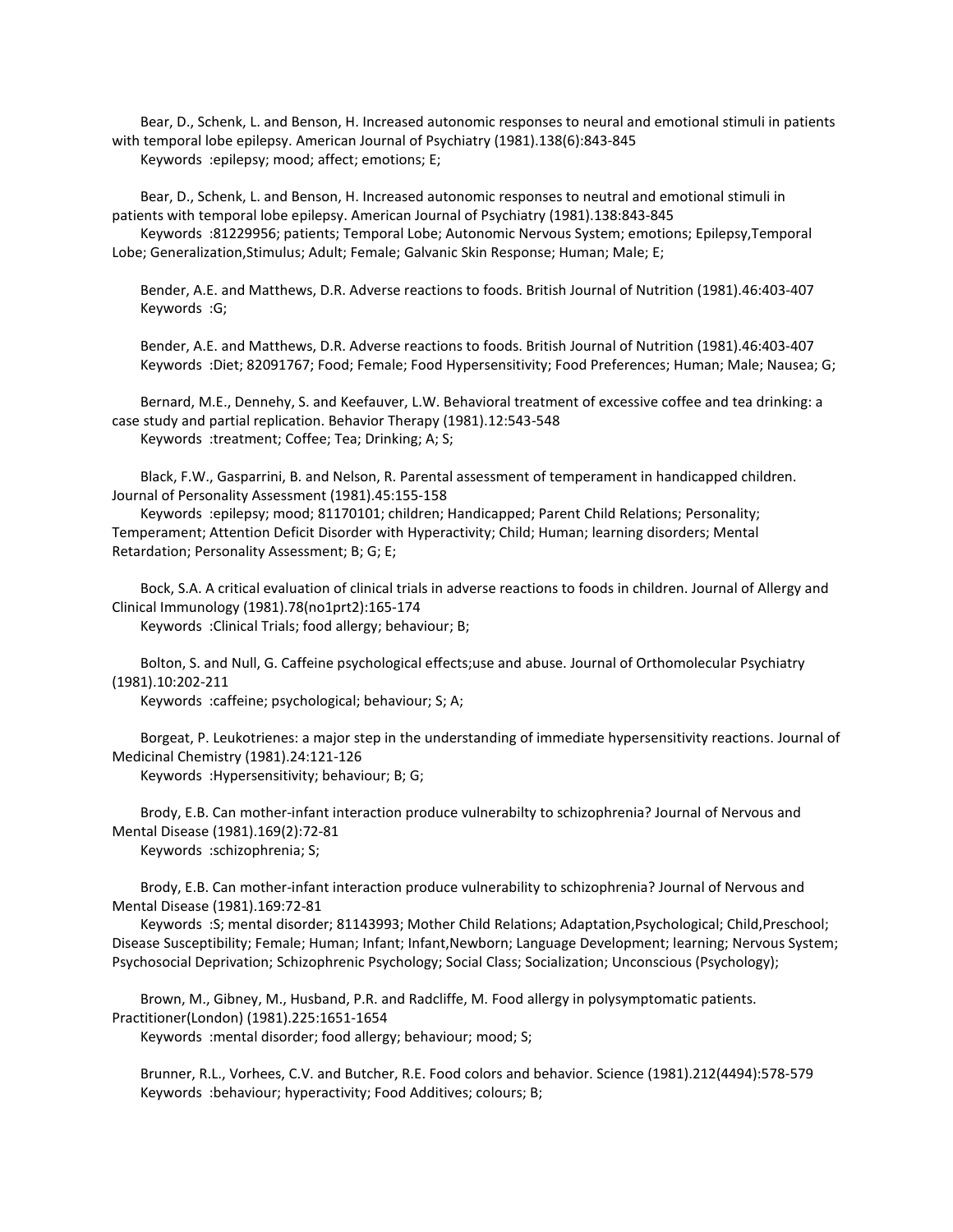Bear, D., Schenk, L. and Benson, H. Increased autonomic responses to neural and emotional stimuli in patients with temporal lobe epilepsy. American Journal of Psychiatry (1981).138(6):843-845
Keywords :epilepsy; mood; affect; emotions; E;

Bear, D., Schenk, L. and Benson, H. Increased autonomic responses to neutral and emotional stimuli in patients with temporal lobe epilepsy. American Journal of Psychiatry (1981).138:843-845
Keywords :81229956; patients; Temporal Lobe; Autonomic Nervous System; emotions; Epilepsy,Temporal Lobe; Generalization,Stimulus; Adult; Female; Galvanic Skin Response; Human; Male; E;

Bender, A.E. and Matthews, D.R. Adverse reactions to foods. British Journal of Nutrition (1981).46:403-407
Keywords :G;

Bender, A.E. and Matthews, D.R. Adverse reactions to foods. British Journal of Nutrition (1981).46:403-407
Keywords :Diet; 82091767; Food; Female; Food Hypersensitivity; Food Preferences; Human; Male; Nausea; G;

Bernard, M.E., Dennehy, S. and Keefauver, L.W. Behavioral treatment of excessive coffee and tea drinking: a case study and partial replication. Behavior Therapy (1981).12:543-548
Keywords :treatment; Coffee; Tea; Drinking; A; S;

Black, F.W., Gasparrini, B. and Nelson, R. Parental assessment of temperament in handicapped children. Journal of Personality Assessment (1981).45:155-158
Keywords :epilepsy; mood; 81170101; children; Handicapped; Parent Child Relations; Personality; Temperament; Attention Deficit Disorder with Hyperactivity; Child; Human; learning disorders; Mental Retardation; Personality Assessment; B; G; E;

Bock, S.A. A critical evaluation of clinical trials in adverse reactions to foods in children. Journal of Allergy and Clinical Immunology (1981).78(no1prt2):165-174
Keywords :Clinical Trials; food allergy; behaviour; B;

Bolton, S. and Null, G. Caffeine psychological effects;use and abuse. Journal of Orthomolecular Psychiatry (1981).10:202-211
Keywords :caffeine; psychological; behaviour; S; A;

Borgeat, P. Leukotrienes: a major step in the understanding of immediate hypersensitivity reactions. Journal of Medicinal Chemistry (1981).24:121-126
Keywords :Hypersensitivity; behaviour; B; G;

Brody, E.B. Can mother-infant interaction produce vulnerabilty to schizophrenia? Journal of Nervous and Mental Disease (1981).169(2):72-81
Keywords :schizophrenia; S;

Brody, E.B. Can mother-infant interaction produce vulnerability to schizophrenia? Journal of Nervous and Mental Disease (1981).169:72-81
Keywords :S; mental disorder; 81143993; Mother Child Relations; Adaptation,Psychological; Child,Preschool; Disease Susceptibility; Female; Human; Infant; Infant,Newborn; Language Development; learning; Nervous System; Psychosocial Deprivation; Schizophrenic Psychology; Social Class; Socialization; Unconscious (Psychology);

Brown, M., Gibney, M., Husband, P.R. and Radcliffe, M. Food allergy in polysymptomatic patients. Practitioner(London) (1981).225:1651-1654
Keywords :mental disorder; food allergy; behaviour; mood; S;

Brunner, R.L., Vorhees, C.V. and Butcher, R.E. Food colors and behavior. Science (1981).212(4494):578-579
Keywords :behaviour; hyperactivity; Food Additives; colours; B;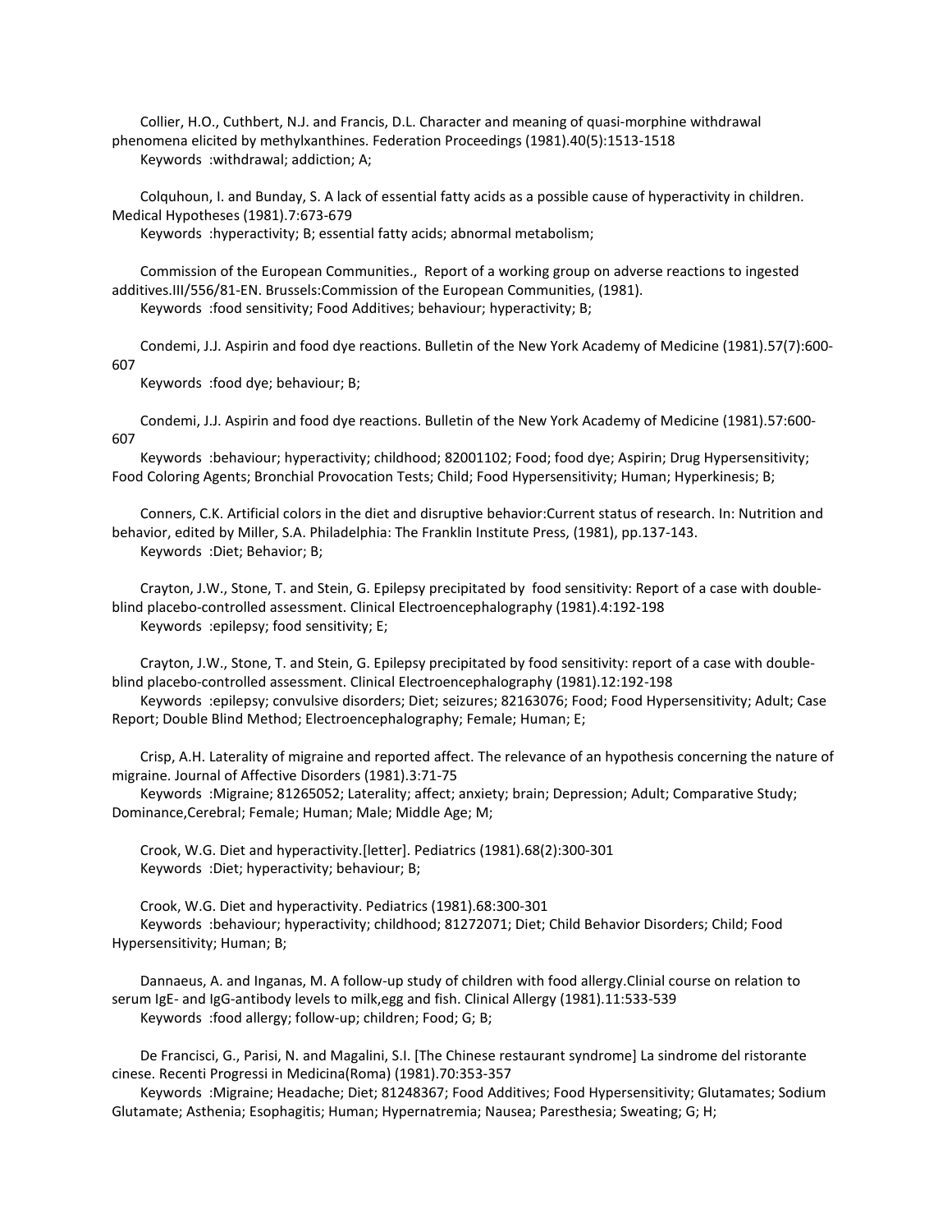Collier, H.O., Cuthbert, N.J. and Francis, D.L. Character and meaning of quasi-morphine withdrawal phenomena elicited by methylxanthines. Federation Proceedings (1981).40(5):1513-1518

Keywords :withdrawal; addiction; A;

Colquhoun, I. and Bunday, S. A lack of essential fatty acids as a possible cause of hyperactivity in children. Medical Hypotheses (1981).7:673-679

Keywords :hyperactivity; B; essential fatty acids; abnormal metabolism;

Commission of the European Communities., Report of a working group on adverse reactions to ingested additives.III/556/81-EN. Brussels:Commission of the European Communities, (1981).

Keywords :food sensitivity; Food Additives; behaviour; hyperactivity; B;

Condemi, J.J. Aspirin and food dye reactions. Bulletin of the New York Academy of Medicine (1981).57(7):600-607

Keywords :food dye; behaviour; B;

Condemi, J.J. Aspirin and food dye reactions. Bulletin of the New York Academy of Medicine (1981).57:600-607

Keywords :behaviour; hyperactivity; childhood; 82001102; Food; food dye; Aspirin; Drug Hypersensitivity; Food Coloring Agents; Bronchial Provocation Tests; Child; Food Hypersensitivity; Human; Hyperkinesis; B;

Conners, C.K. Artificial colors in the diet and disruptive behavior:Current status of research. In: Nutrition and behavior, edited by Miller, S.A. Philadelphia: The Franklin Institute Press, (1981), pp.137-143.

Keywords :Diet; Behavior; B;

Crayton, J.W., Stone, T. and Stein, G. Epilepsy precipitated by food sensitivity: Report of a case with double-blind placebo-controlled assessment. Clinical Electroencephalography (1981).4:192-198

Keywords :epilepsy; food sensitivity; E;

Crayton, J.W., Stone, T. and Stein, G. Epilepsy precipitated by food sensitivity: report of a case with double-blind placebo-controlled assessment. Clinical Electroencephalography (1981).12:192-198

Keywords :epilepsy; convulsive disorders; Diet; seizures; 82163076; Food; Food Hypersensitivity; Adult; Case Report; Double Blind Method; Electroencephalography; Female; Human; E;

Crisp, A.H. Laterality of migraine and reported affect. The relevance of an hypothesis concerning the nature of migraine. Journal of Affective Disorders (1981).3:71-75

Keywords :Migraine; 81265052; Laterality; affect; anxiety; brain; Depression; Adult; Comparative Study; Dominance,Cerebral; Female; Human; Male; Middle Age; M;

Crook, W.G. Diet and hyperactivity.[letter]. Pediatrics (1981).68(2):300-301

Keywords :Diet; hyperactivity; behaviour; B;

Crook, W.G. Diet and hyperactivity. Pediatrics (1981).68:300-301

Keywords :behaviour; hyperactivity; childhood; 81272071; Diet; Child Behavior Disorders; Child; Food Hypersensitivity; Human; B;

Dannaeus, A. and Inganas, M. A follow-up study of children with food allergy.Clinial course on relation to serum IgE- and IgG-antibody levels to milk,egg and fish. Clinical Allergy (1981).11:533-539

Keywords :food allergy; follow-up; children; Food; G; B;

De Francisci, G., Parisi, N. and Magalini, S.I. [The Chinese restaurant syndrome] La sindrome del ristorante cinese. Recenti Progressi in Medicina(Roma) (1981).70:353-357

Keywords :Migraine; Headache; Diet; 81248367; Food Additives; Food Hypersensitivity; Glutamates; Sodium Glutamate; Asthenia; Esophagitis; Human; Hypernatremia; Nausea; Paresthesia; Sweating; G; H;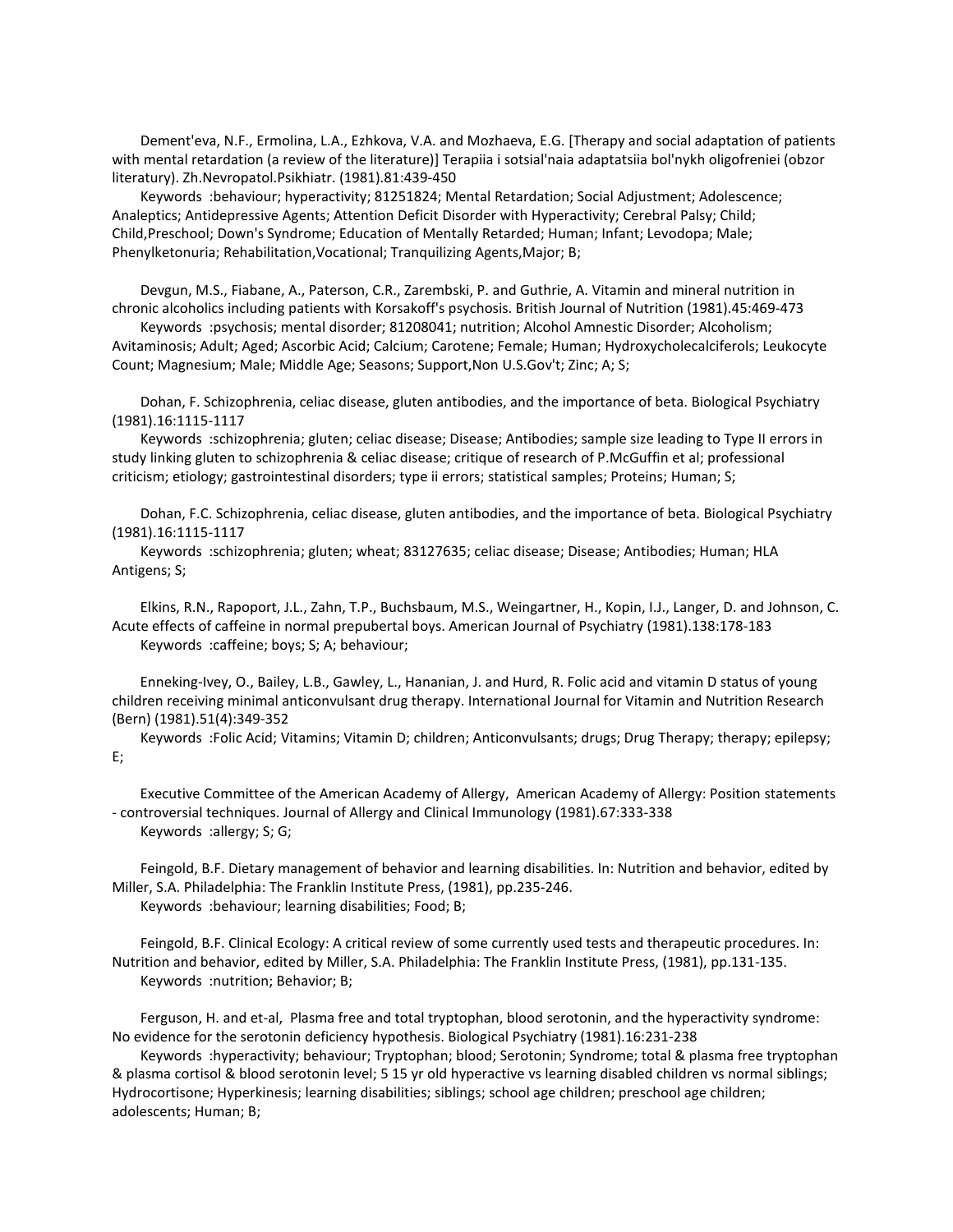Dement'eva, N.F., Ermolina, L.A., Ezhkova, V.A. and Mozhaeva, E.G. [Therapy and social adaptation of patients with mental retardation (a review of the literature)] Terapiia i sotsial'naia adaptatsiia bol'nykh oligofreniei (obzor literatury). Zh.Nevropatol.Psikhiatr. (1981).81:439-450

Keywords :behaviour; hyperactivity; 81251824; Mental Retardation; Social Adjustment; Adolescence; Analeptics; Antidepressive Agents; Attention Deficit Disorder with Hyperactivity; Cerebral Palsy; Child; Child,Preschool; Down's Syndrome; Education of Mentally Retarded; Human; Infant; Levodopa; Male; Phenylketonuria; Rehabilitation,Vocational; Tranquilizing Agents,Major; B;

Devgun, M.S., Fiabane, A., Paterson, C.R., Zarembski, P. and Guthrie, A. Vitamin and mineral nutrition in chronic alcoholics including patients with Korsakoff's psychosis. British Journal of Nutrition (1981).45:469-473

Keywords :psychosis; mental disorder; 81208041; nutrition; Alcohol Amnestic Disorder; Alcoholism; Avitaminosis; Adult; Aged; Ascorbic Acid; Calcium; Carotene; Female; Human; Hydroxycholecalciferols; Leukocyte Count; Magnesium; Male; Middle Age; Seasons; Support,Non U.S.Gov't; Zinc; A; S;

Dohan, F. Schizophrenia, celiac disease, gluten antibodies, and the importance of beta. Biological Psychiatry (1981).16:1115-1117

Keywords :schizophrenia; gluten; celiac disease; Disease; Antibodies; sample size leading to Type II errors in study linking gluten to schizophrenia & celiac disease; critique of research of P.McGuffin et al; professional criticism; etiology; gastrointestinal disorders; type ii errors; statistical samples; Proteins; Human; S;

Dohan, F.C. Schizophrenia, celiac disease, gluten antibodies, and the importance of beta. Biological Psychiatry (1981).16:1115-1117

Keywords :schizophrenia; gluten; wheat; 83127635; celiac disease; Disease; Antibodies; Human; HLA Antigens; S;

Elkins, R.N., Rapoport, J.L., Zahn, T.P., Buchsbaum, M.S., Weingartner, H., Kopin, I.J., Langer, D. and Johnson, C. Acute effects of caffeine in normal prepubertal boys. American Journal of Psychiatry (1981).138:178-183

Keywords :caffeine; boys; S; A; behaviour;

Enneking-Ivey, O., Bailey, L.B., Gawley, L., Hananian, J. and Hurd, R. Folic acid and vitamin D status of young children receiving minimal anticonvulsant drug therapy. International Journal for Vitamin and Nutrition Research (Bern) (1981).51(4):349-352

Keywords :Folic Acid; Vitamins; Vitamin D; children; Anticonvulsants; drugs; Drug Therapy; therapy; epilepsy; E;

Executive Committee of the American Academy of Allergy, American Academy of Allergy: Position statements - controversial techniques. Journal of Allergy and Clinical Immunology (1981).67:333-338

Keywords :allergy; S; G;

Feingold, B.F. Dietary management of behavior and learning disabilities. In: Nutrition and behavior, edited by Miller, S.A. Philadelphia: The Franklin Institute Press, (1981), pp.235-246.

Keywords :behaviour; learning disabilities; Food; B;

Feingold, B.F. Clinical Ecology: A critical review of some currently used tests and therapeutic procedures. In: Nutrition and behavior, edited by Miller, S.A. Philadelphia: The Franklin Institute Press, (1981), pp.131-135.

Keywords :nutrition; Behavior; B;

Ferguson, H. and et-al, Plasma free and total tryptophan, blood serotonin, and the hyperactivity syndrome: No evidence for the serotonin deficiency hypothesis. Biological Psychiatry (1981).16:231-238

Keywords :hyperactivity; behaviour; Tryptophan; blood; Serotonin; Syndrome; total & plasma free tryptophan & plasma cortisol & blood serotonin level; 5 15 yr old hyperactive vs learning disabled children vs normal siblings; Hydrocortisone; Hyperkinesis; learning disabilities; siblings; school age children; preschool age children; adolescents; Human; B;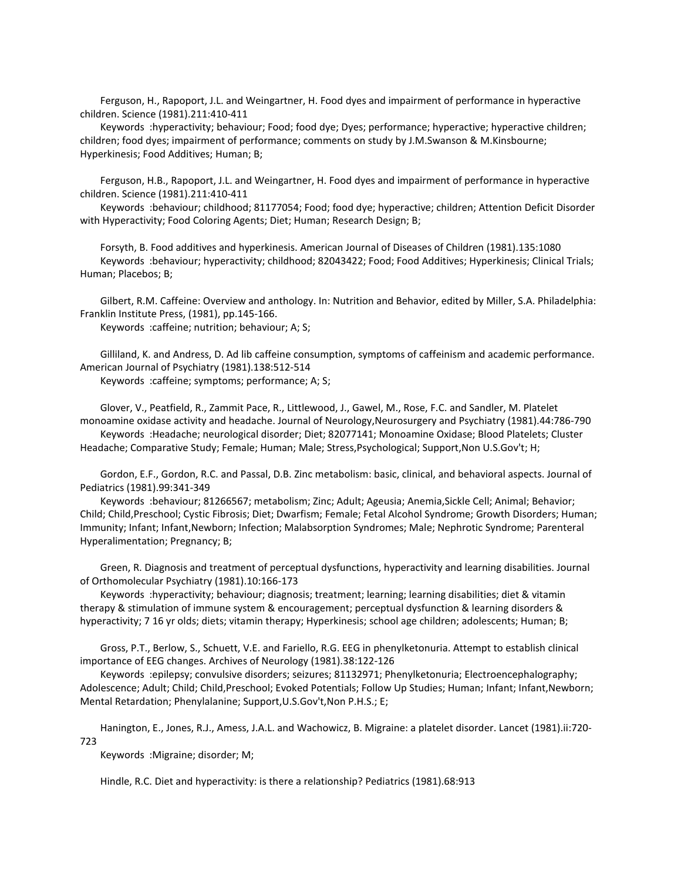Ferguson, H., Rapoport, J.L. and Weingartner, H. Food dyes and impairment of performance in hyperactive children. Science (1981).211:410-411

Keywords :hyperactivity; behaviour; Food; food dye; Dyes; performance; hyperactive; hyperactive children; children; food dyes; impairment of performance; comments on study by J.M.Swanson & M.Kinsbourne; Hyperkinesis; Food Additives; Human; B;

Ferguson, H.B., Rapoport, J.L. and Weingartner, H. Food dyes and impairment of performance in hyperactive children. Science (1981).211:410-411

Keywords :behaviour; childhood; 81177054; Food; food dye; hyperactive; children; Attention Deficit Disorder with Hyperactivity; Food Coloring Agents; Diet; Human; Research Design; B;

Forsyth, B. Food additives and hyperkinesis. American Journal of Diseases of Children (1981).135:1080

Keywords :behaviour; hyperactivity; childhood; 82043422; Food; Food Additives; Hyperkinesis; Clinical Trials; Human; Placebos; B;

Gilbert, R.M. Caffeine: Overview and anthology. In: Nutrition and Behavior, edited by Miller, S.A. Philadelphia: Franklin Institute Press, (1981), pp.145-166.

Keywords :caffeine; nutrition; behaviour; A; S;

Gilliland, K. and Andress, D. Ad lib caffeine consumption, symptoms of caffeinism and academic performance. American Journal of Psychiatry (1981).138:512-514

Keywords :caffeine; symptoms; performance; A; S;

Glover, V., Peatfield, R., Zammit Pace, R., Littlewood, J., Gawel, M., Rose, F.C. and Sandler, M. Platelet monoamine oxidase activity and headache. Journal of Neurology,Neurosurgery and Psychiatry (1981).44:786-790

Keywords :Headache; neurological disorder; Diet; 82077141; Monoamine Oxidase; Blood Platelets; Cluster Headache; Comparative Study; Female; Human; Male; Stress,Psychological; Support,Non U.S.Gov't; H;

Gordon, E.F., Gordon, R.C. and Passal, D.B. Zinc metabolism: basic, clinical, and behavioral aspects. Journal of Pediatrics (1981).99:341-349

Keywords :behaviour; 81266567; metabolism; Zinc; Adult; Ageusia; Anemia,Sickle Cell; Animal; Behavior; Child; Child,Preschool; Cystic Fibrosis; Diet; Dwarfism; Female; Fetal Alcohol Syndrome; Growth Disorders; Human; Immunity; Infant; Infant,Newborn; Infection; Malabsorption Syndromes; Male; Nephrotic Syndrome; Parenteral Hyperalimentation; Pregnancy; B;

Green, R. Diagnosis and treatment of perceptual dysfunctions, hyperactivity and learning disabilities. Journal of Orthomolecular Psychiatry (1981).10:166-173

Keywords :hyperactivity; behaviour; diagnosis; treatment; learning; learning disabilities; diet & vitamin therapy & stimulation of immune system & encouragement; perceptual dysfunction & learning disorders & hyperactivity; 7 16 yr olds; diets; vitamin therapy; Hyperkinesis; school age children; adolescents; Human; B;

Gross, P.T., Berlow, S., Schuett, V.E. and Fariello, R.G. EEG in phenylketonuria. Attempt to establish clinical importance of EEG changes. Archives of Neurology (1981).38:122-126

Keywords :epilepsy; convulsive disorders; seizures; 81132971; Phenylketonuria; Electroencephalography; Adolescence; Adult; Child; Child,Preschool; Evoked Potentials; Follow Up Studies; Human; Infant; Infant,Newborn; Mental Retardation; Phenylalanine; Support,U.S.Gov't,Non P.H.S.; E;

Hanington, E., Jones, R.J., Amess, J.A.L. and Wachowicz, B. Migraine: a platelet disorder. Lancet (1981).ii:720-723

Keywords :Migraine; disorder; M;

Hindle, R.C. Diet and hyperactivity: is there a relationship? Pediatrics (1981).68:913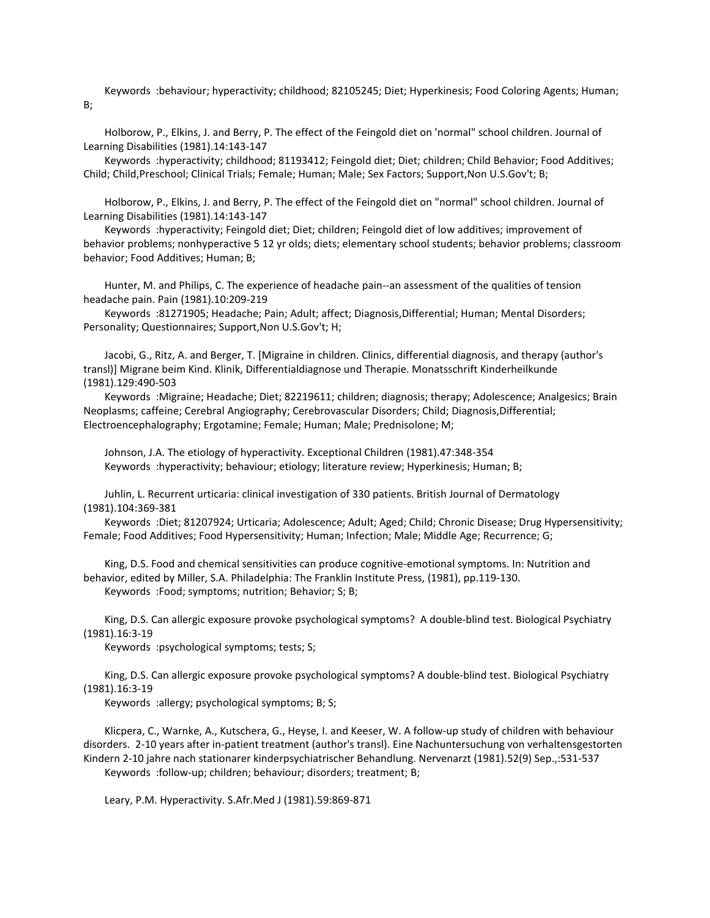Keywords :behaviour; hyperactivity; childhood; 82105245; Diet; Hyperkinesis; Food Coloring Agents; Human; B;

Holborow, P., Elkins, J. and Berry, P. The effect of the Feingold diet on 'normal' school children. Journal of Learning Disabilities (1981).14:143-147

Keywords :hyperactivity; childhood; 81193412; Feingold diet; Diet; children; Child Behavior; Food Additives; Child; Child,Preschool; Clinical Trials; Female; Human; Male; Sex Factors; Support,Non U.S.Gov't; B;

Holborow, P., Elkins, J. and Berry, P. The effect of the Feingold diet on "normal" school children. Journal of Learning Disabilities (1981).14:143-147

Keywords :hyperactivity; Feingold diet; Diet; children; Feingold diet of low additives; improvement of behavior problems; nonhyperactive 5 12 yr olds; diets; elementary school students; behavior problems; classroom behavior; Food Additives; Human; B;

Hunter, M. and Philips, C. The experience of headache pain--an assessment of the qualities of tension headache pain. Pain (1981).10:209-219

Keywords :81271905; Headache; Pain; Adult; affect; Diagnosis,Differential; Human; Mental Disorders; Personality; Questionnaires; Support,Non U.S.Gov't; H;

Jacobi, G., Ritz, A. and Berger, T. [Migraine in children. Clinics, differential diagnosis, and therapy (author's transl)] Migrane beim Kind. Klinik, Differentialdiagnose und Therapie. Monatsschrift Kinderheilkunde (1981).129:490-503

Keywords :Migraine; Headache; Diet; 82219611; children; diagnosis; therapy; Adolescence; Analgesics; Brain Neoplasms; caffeine; Cerebral Angiography; Cerebrovascular Disorders; Child; Diagnosis,Differential; Electroencephalography; Ergotamine; Female; Human; Male; Prednisolone; M;

Johnson, J.A. The etiology of hyperactivity. Exceptional Children (1981).47:348-354

Keywords :hyperactivity; behaviour; etiology; literature review; Hyperkinesis; Human; B;

Juhlin, L. Recurrent urticaria: clinical investigation of 330 patients. British Journal of Dermatology (1981).104:369-381

Keywords :Diet; 81207924; Urticaria; Adolescence; Adult; Aged; Child; Chronic Disease; Drug Hypersensitivity; Female; Food Additives; Food Hypersensitivity; Human; Infection; Male; Middle Age; Recurrence; G;

King, D.S. Food and chemical sensitivities can produce cognitive-emotional symptoms. In: Nutrition and behavior, edited by Miller, S.A. Philadelphia: The Franklin Institute Press, (1981), pp.119-130.

Keywords :Food; symptoms; nutrition; Behavior; S; B;

King, D.S. Can allergic exposure provoke psychological symptoms? A double-blind test. Biological Psychiatry (1981).16:3-19

Keywords :psychological symptoms; tests; S;

King, D.S. Can allergic exposure provoke psychological symptoms? A double-blind test. Biological Psychiatry (1981).16:3-19

Keywords :allergy; psychological symptoms; B; S;

Klicpera, C., Warnke, A., Kutschera, G., Heyse, I. and Keeser, W. A follow-up study of children with behaviour disorders. 2-10 years after in-patient treatment (author's transl). Eine Nachuntersuchung von verhaltensgestorten Kindern 2-10 jahre nach stationarer kinderpsychiatrischer Behandlung. Nervenarzt (1981).52(9) Sep.,:531-537

Keywords :follow-up; children; behaviour; disorders; treatment; B;

Leary, P.M. Hyperactivity. S.Afr.Med J (1981).59:869-871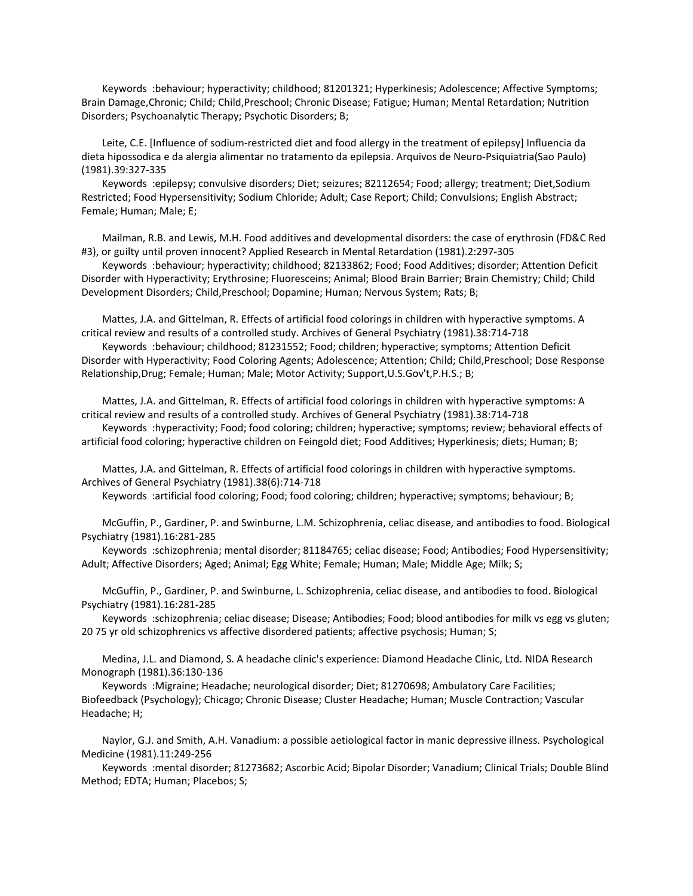Keywords :behaviour; hyperactivity; childhood; 81201321; Hyperkinesis; Adolescence; Affective Symptoms; Brain Damage,Chronic; Child; Child,Preschool; Chronic Disease; Fatigue; Human; Mental Retardation; Nutrition Disorders; Psychoanalytic Therapy; Psychotic Disorders; B;

Leite, C.E. [Influence of sodium-restricted diet and food allergy in the treatment of epilepsy] Influencia da dieta hipossodica e da alergia alimentar no tratamento da epilepsia. Arquivos de Neuro-Psiquiatria(Sao Paulo) (1981).39:327-335

Keywords :epilepsy; convulsive disorders; Diet; seizures; 82112654; Food; allergy; treatment; Diet,Sodium Restricted; Food Hypersensitivity; Sodium Chloride; Adult; Case Report; Child; Convulsions; English Abstract; Female; Human; Male; E;

Mailman, R.B. and Lewis, M.H. Food additives and developmental disorders: the case of erythrosin (FD&C Red #3), or guilty until proven innocent? Applied Research in Mental Retardation (1981).2:297-305

Keywords :behaviour; hyperactivity; childhood; 82133862; Food; Food Additives; disorder; Attention Deficit Disorder with Hyperactivity; Erythrosine; Fluoresceins; Animal; Blood Brain Barrier; Brain Chemistry; Child; Child Development Disorders; Child,Preschool; Dopamine; Human; Nervous System; Rats; B;

Mattes, J.A. and Gittelman, R. Effects of artificial food colorings in children with hyperactive symptoms. A critical review and results of a controlled study. Archives of General Psychiatry (1981).38:714-718

Keywords :behaviour; childhood; 81231552; Food; children; hyperactive; symptoms; Attention Deficit Disorder with Hyperactivity; Food Coloring Agents; Adolescence; Attention; Child; Child,Preschool; Dose Response Relationship,Drug; Female; Human; Male; Motor Activity; Support,U.S.Gov't,P.H.S.; B;

Mattes, J.A. and Gittelman, R. Effects of artificial food colorings in children with hyperactive symptoms: A critical review and results of a controlled study. Archives of General Psychiatry (1981).38:714-718

Keywords :hyperactivity; Food; food coloring; children; hyperactive; symptoms; review; behavioral effects of artificial food coloring; hyperactive children on Feingold diet; Food Additives; Hyperkinesis; diets; Human; B;

Mattes, J.A. and Gittelman, R. Effects of artificial food colorings in children with hyperactive symptoms. Archives of General Psychiatry (1981).38(6):714-718

Keywords :artificial food coloring; Food; food coloring; children; hyperactive; symptoms; behaviour; B;

McGuffin, P., Gardiner, P. and Swinburne, L.M. Schizophrenia, celiac disease, and antibodies to food. Biological Psychiatry (1981).16:281-285

Keywords :schizophrenia; mental disorder; 81184765; celiac disease; Food; Antibodies; Food Hypersensitivity; Adult; Affective Disorders; Aged; Animal; Egg White; Female; Human; Male; Middle Age; Milk; S;

McGuffin, P., Gardiner, P. and Swinburne, L. Schizophrenia, celiac disease, and antibodies to food. Biological Psychiatry (1981).16:281-285

Keywords :schizophrenia; celiac disease; Disease; Antibodies; Food; blood antibodies for milk vs egg vs gluten; 20 75 yr old schizophrenics vs affective disordered patients; affective psychosis; Human; S;

Medina, J.L. and Diamond, S. A headache clinic's experience: Diamond Headache Clinic, Ltd. NIDA Research Monograph (1981).36:130-136

Keywords :Migraine; Headache; neurological disorder; Diet; 81270698; Ambulatory Care Facilities; Biofeedback (Psychology); Chicago; Chronic Disease; Cluster Headache; Human; Muscle Contraction; Vascular Headache; H;

Naylor, G.J. and Smith, A.H. Vanadium: a possible aetiological factor in manic depressive illness. Psychological Medicine (1981).11:249-256

Keywords :mental disorder; 81273682; Ascorbic Acid; Bipolar Disorder; Vanadium; Clinical Trials; Double Blind Method; EDTA; Human; Placebos; S;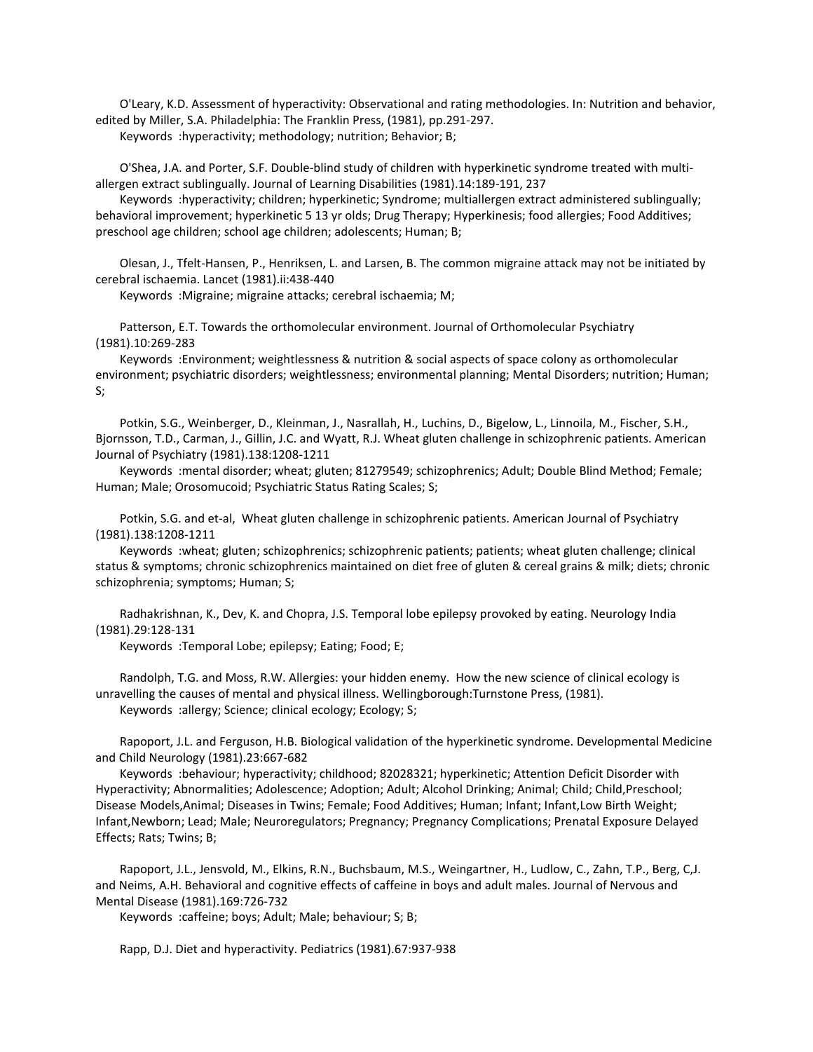O'Leary, K.D. Assessment of hyperactivity: Observational and rating methodologies. In: Nutrition and behavior, edited by Miller, S.A. Philadelphia: The Franklin Press, (1981), pp.291-297.

Keywords :hyperactivity; methodology; nutrition; Behavior; B;

O'Shea, J.A. and Porter, S.F. Double-blind study of children with hyperkinetic syndrome treated with multi-allergen extract sublingually. Journal of Learning Disabilities (1981).14:189-191, 237

Keywords :hyperactivity; children; hyperkinetic; Syndrome; multiallergen extract administered sublingually; behavioral improvement; hyperkinetic 5 13 yr olds; Drug Therapy; Hyperkinesis; food allergies; Food Additives; preschool age children; school age children; adolescents; Human; B;

Olesan, J., Tfelt-Hansen, P., Henriksen, L. and Larsen, B. The common migraine attack may not be initiated by cerebral ischaemia. Lancet (1981).ii:438-440

Keywords :Migraine; migraine attacks; cerebral ischaemia; M;

Patterson, E.T. Towards the orthomolecular environment. Journal of Orthomolecular Psychiatry (1981).10:269-283

Keywords :Environment; weightlessness & nutrition & social aspects of space colony as orthomolecular environment; psychiatric disorders; weightlessness; environmental planning; Mental Disorders; nutrition; Human; S;

Potkin, S.G., Weinberger, D., Kleinman, J., Nasrallah, H., Luchins, D., Bigelow, L., Linnoila, M., Fischer, S.H., Bjornsson, T.D., Carman, J., Gillin, J.C. and Wyatt, R.J. Wheat gluten challenge in schizophrenic patients. American Journal of Psychiatry (1981).138:1208-1211

Keywords :mental disorder; wheat; gluten; 81279549; schizophrenics; Adult; Double Blind Method; Female; Human; Male; Orosomucoid; Psychiatric Status Rating Scales; S;

Potkin, S.G. and et-al, Wheat gluten challenge in schizophrenic patients. American Journal of Psychiatry (1981).138:1208-1211

Keywords :wheat; gluten; schizophrenics; schizophrenic patients; patients; wheat gluten challenge; clinical status & symptoms; chronic schizophrenics maintained on diet free of gluten & cereal grains & milk; diets; chronic schizophrenia; symptoms; Human; S;

Radhakrishnan, K., Dev, K. and Chopra, J.S. Temporal lobe epilepsy provoked by eating. Neurology India (1981).29:128-131

Keywords :Temporal Lobe; epilepsy; Eating; Food; E;

Randolph, T.G. and Moss, R.W. Allergies: your hidden enemy. How the new science of clinical ecology is unravelling the causes of mental and physical illness. Wellingborough:Turnstone Press, (1981).

Keywords :allergy; Science; clinical ecology; Ecology; S;

Rapoport, J.L. and Ferguson, H.B. Biological validation of the hyperkinetic syndrome. Developmental Medicine and Child Neurology (1981).23:667-682

Keywords :behaviour; hyperactivity; childhood; 82028321; hyperkinetic; Attention Deficit Disorder with Hyperactivity; Abnormalities; Adolescence; Adoption; Adult; Alcohol Drinking; Animal; Child; Child,Preschool; Disease Models,Animal; Diseases in Twins; Female; Food Additives; Human; Infant; Infant,Low Birth Weight; Infant,Newborn; Lead; Male; Neuroregulators; Pregnancy; Pregnancy Complications; Prenatal Exposure Delayed Effects; Rats; Twins; B;

Rapoport, J.L., Jensvold, M., Elkins, R.N., Buchsbaum, M.S., Weingartner, H., Ludlow, C., Zahn, T.P., Berg, C,J. and Neims, A.H. Behavioral and cognitive effects of caffeine in boys and adult males. Journal of Nervous and Mental Disease (1981).169:726-732

Keywords :caffeine; boys; Adult; Male; behaviour; S; B;

Rapp, D.J. Diet and hyperactivity. Pediatrics (1981).67:937-938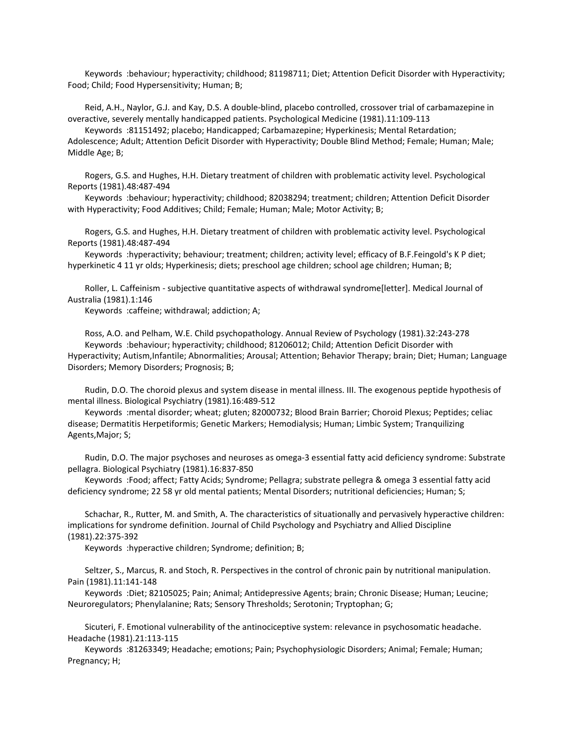Keywords :behaviour; hyperactivity; childhood; 81198711; Diet; Attention Deficit Disorder with Hyperactivity; Food; Child; Food Hypersensitivity; Human; B;

Reid, A.H., Naylor, G.J. and Kay, D.S. A double-blind, placebo controlled, crossover trial of carbamazepine in overactive, severely mentally handicapped patients. Psychological Medicine (1981).11:109-113

Keywords :81151492; placebo; Handicapped; Carbamazepine; Hyperkinesis; Mental Retardation; Adolescence; Adult; Attention Deficit Disorder with Hyperactivity; Double Blind Method; Female; Human; Male; Middle Age; B;

Rogers, G.S. and Hughes, H.H. Dietary treatment of children with problematic activity level. Psychological Reports (1981).48:487-494

Keywords :behaviour; hyperactivity; childhood; 82038294; treatment; children; Attention Deficit Disorder with Hyperactivity; Food Additives; Child; Female; Human; Male; Motor Activity; B;

Rogers, G.S. and Hughes, H.H. Dietary treatment of children with problematic activity level. Psychological Reports (1981).48:487-494

Keywords :hyperactivity; behaviour; treatment; children; activity level; efficacy of B.F.Feingold's K P diet; hyperkinetic 4 11 yr olds; Hyperkinesis; diets; preschool age children; school age children; Human; B;

Roller, L. Caffeinism - subjective quantitative aspects of withdrawal syndrome[letter]. Medical Journal of Australia (1981).1:146

Keywords :caffeine; withdrawal; addiction; A;

Ross, A.O. and Pelham, W.E. Child psychopathology. Annual Review of Psychology (1981).32:243-278

Keywords :behaviour; hyperactivity; childhood; 81206012; Child; Attention Deficit Disorder with Hyperactivity; Autism,Infantile; Abnormalities; Arousal; Attention; Behavior Therapy; brain; Diet; Human; Language Disorders; Memory Disorders; Prognosis; B;

Rudin, D.O. The choroid plexus and system disease in mental illness. III. The exogenous peptide hypothesis of mental illness. Biological Psychiatry (1981).16:489-512

Keywords :mental disorder; wheat; gluten; 82000732; Blood Brain Barrier; Choroid Plexus; Peptides; celiac disease; Dermatitis Herpetiformis; Genetic Markers; Hemodialysis; Human; Limbic System; Tranquilizing Agents,Major; S;

Rudin, D.O. The major psychoses and neuroses as omega-3 essential fatty acid deficiency syndrome: Substrate pellagra. Biological Psychiatry (1981).16:837-850

Keywords :Food; affect; Fatty Acids; Syndrome; Pellagra; substrate pellagra & omega 3 essential fatty acid deficiency syndrome; 22 58 yr old mental patients; Mental Disorders; nutritional deficiencies; Human; S;

Schachar, R., Rutter, M. and Smith, A. The characteristics of situationally and pervasively hyperactive children: implications for syndrome definition. Journal of Child Psychology and Psychiatry and Allied Discipline (1981).22:375-392

Keywords :hyperactive children; Syndrome; definition; B;

Seltzer, S., Marcus, R. and Stoch, R. Perspectives in the control of chronic pain by nutritional manipulation. Pain (1981).11:141-148

Keywords :Diet; 82105025; Pain; Animal; Antidepressive Agents; brain; Chronic Disease; Human; Leucine; Neuroregulators; Phenylalanine; Rats; Sensory Thresholds; Serotonin; Tryptophan; G;

Sicuteri, F. Emotional vulnerability of the antinociceptive system: relevance in psychosomatic headache. Headache (1981).21:113-115

Keywords :81263349; Headache; emotions; Pain; Psychophysiologic Disorders; Animal; Female; Human; Pregnancy; H;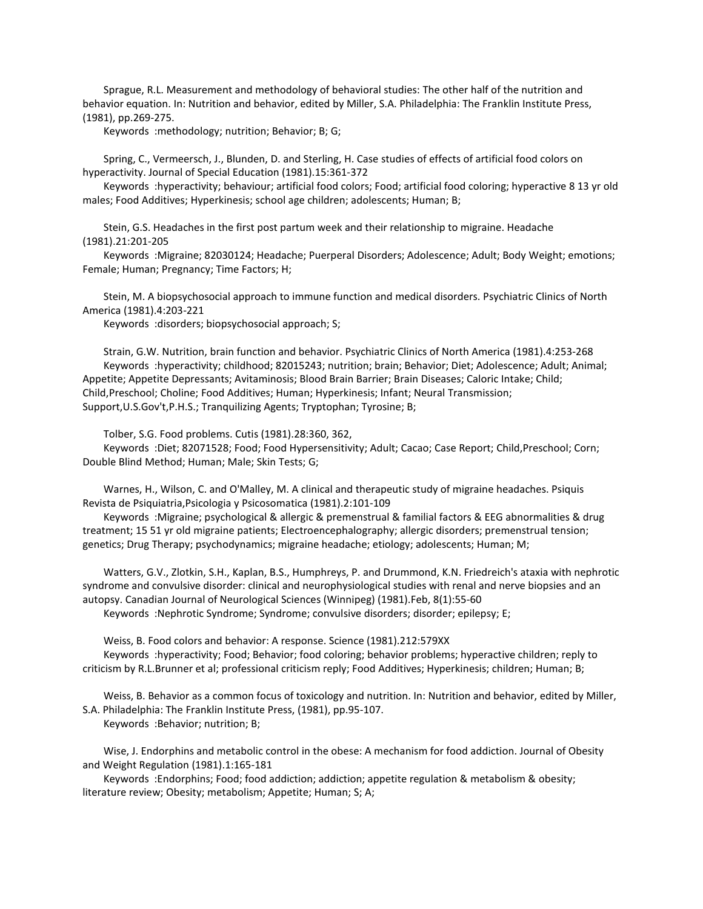Sprague, R.L. Measurement and methodology of behavioral studies: The other half of the nutrition and behavior equation. In: Nutrition and behavior, edited by Miller, S.A. Philadelphia: The Franklin Institute Press, (1981), pp.269-275.

Keywords :methodology; nutrition; Behavior; B; G;

Spring, C., Vermeersch, J., Blunden, D. and Sterling, H. Case studies of effects of artificial food colors on hyperactivity. Journal of Special Education (1981).15:361-372

Keywords :hyperactivity; behaviour; artificial food colors; Food; artificial food coloring; hyperactive 8 13 yr old males; Food Additives; Hyperkinesis; school age children; adolescents; Human; B;

Stein, G.S. Headaches in the first post partum week and their relationship to migraine. Headache (1981).21:201-205

Keywords :Migraine; 82030124; Headache; Puerperal Disorders; Adolescence; Adult; Body Weight; emotions; Female; Human; Pregnancy; Time Factors; H;

Stein, M. A biopsychosocial approach to immune function and medical disorders. Psychiatric Clinics of North America (1981).4:203-221

Keywords :disorders; biopsychosocial approach; S;

Strain, G.W. Nutrition, brain function and behavior. Psychiatric Clinics of North America (1981).4:253-268

Keywords :hyperactivity; childhood; 82015243; nutrition; brain; Behavior; Diet; Adolescence; Adult; Animal; Appetite; Appetite Depressants; Avitaminosis; Blood Brain Barrier; Brain Diseases; Caloric Intake; Child; Child,Preschool; Choline; Food Additives; Human; Hyperkinesis; Infant; Neural Transmission; Support,U.S.Gov't,P.H.S.; Tranquilizing Agents; Tryptophan; Tyrosine; B;

Tolber, S.G. Food problems. Cutis (1981).28:360, 362,

Keywords :Diet; 82071528; Food; Food Hypersensitivity; Adult; Cacao; Case Report; Child,Preschool; Corn; Double Blind Method; Human; Male; Skin Tests; G;

Warnes, H., Wilson, C. and O'Malley, M. A clinical and therapeutic study of migraine headaches. Psiquis Revista de Psiquiatria,Psicologia y Psicosomatica (1981).2:101-109

Keywords :Migraine; psychological & allergic & premenstrual & familial factors & EEG abnormalities & drug treatment; 15 51 yr old migraine patients; Electroencephalography; allergic disorders; premenstrual tension; genetics; Drug Therapy; psychodynamics; migraine headache; etiology; adolescents; Human; M;

Watters, G.V., Zlotkin, S.H., Kaplan, B.S., Humphreys, P. and Drummond, K.N. Friedreich's ataxia with nephrotic syndrome and convulsive disorder: clinical and neurophysiological studies with renal and nerve biopsies and an autopsy. Canadian Journal of Neurological Sciences (Winnipeg) (1981).Feb, 8(1):55-60

Keywords :Nephrotic Syndrome; Syndrome; convulsive disorders; disorder; epilepsy; E;

Weiss, B. Food colors and behavior: A response. Science (1981).212:579XX

Keywords :hyperactivity; Food; Behavior; food coloring; behavior problems; hyperactive children; reply to criticism by R.L.Brunner et al; professional criticism reply; Food Additives; Hyperkinesis; children; Human; B;

Weiss, B. Behavior as a common focus of toxicology and nutrition. In: Nutrition and behavior, edited by Miller, S.A. Philadelphia: The Franklin Institute Press, (1981), pp.95-107.

Keywords :Behavior; nutrition; B;

Wise, J. Endorphins and metabolic control in the obese: A mechanism for food addiction. Journal of Obesity and Weight Regulation (1981).1:165-181

Keywords :Endorphins; Food; food addiction; addiction; appetite regulation & metabolism & obesity; literature review; Obesity; metabolism; Appetite; Human; S; A;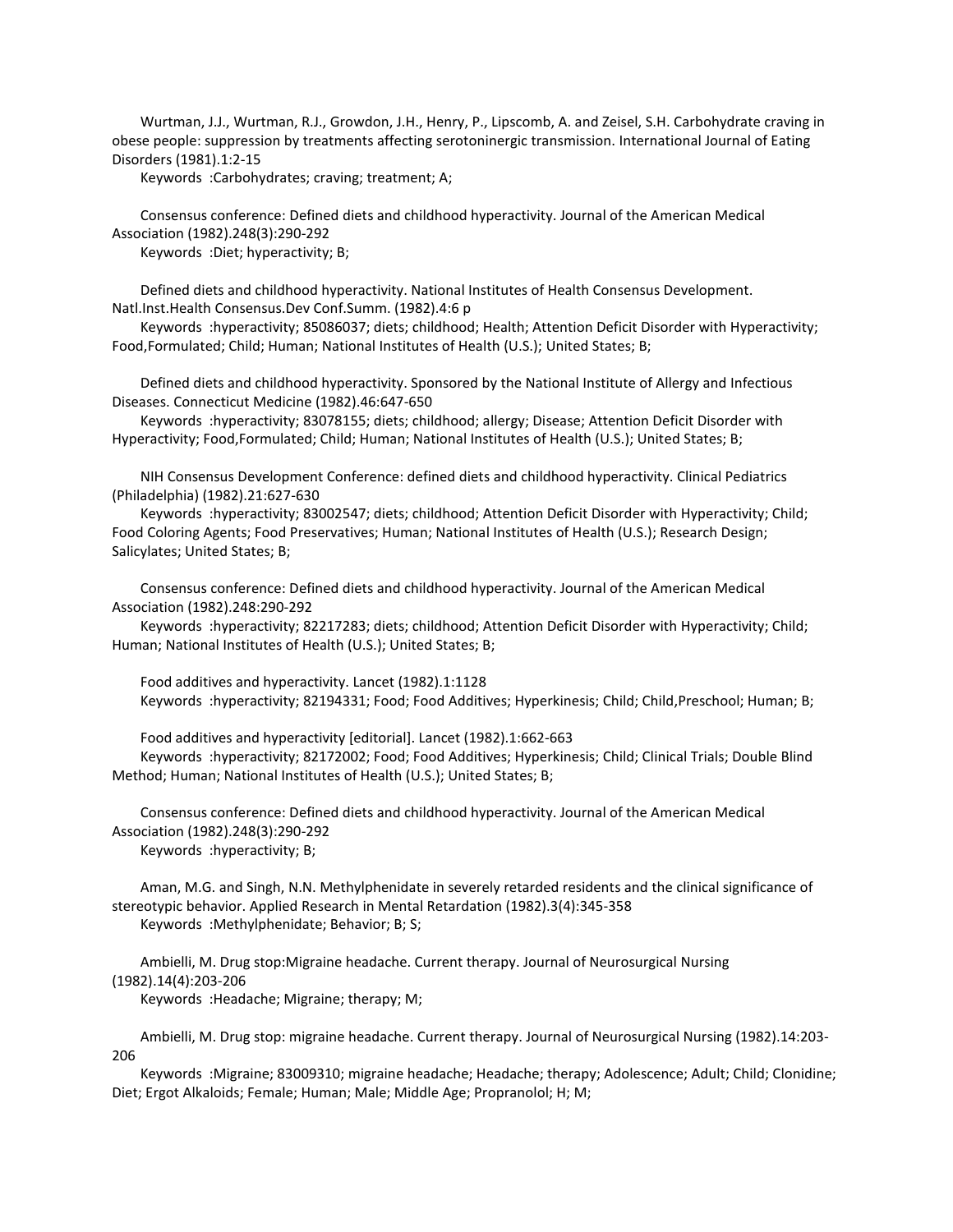Wurtman, J.J., Wurtman, R.J., Growdon, J.H., Henry, P., Lipscomb, A. and Zeisel, S.H. Carbohydrate craving in obese people: suppression by treatments affecting serotoninergic transmission. International Journal of Eating Disorders (1981).1:2-15

Keywords :Carbohydrates; craving; treatment; A;

Consensus conference: Defined diets and childhood hyperactivity. Journal of the American Medical Association (1982).248(3):290-292

Keywords :Diet; hyperactivity; B;

Defined diets and childhood hyperactivity. National Institutes of Health Consensus Development. Natl.Inst.Health Consensus.Dev Conf.Summ. (1982).4:6 p

Keywords :hyperactivity; 85086037; diets; childhood; Health; Attention Deficit Disorder with Hyperactivity; Food,Formulated; Child; Human; National Institutes of Health (U.S.); United States; B;

Defined diets and childhood hyperactivity. Sponsored by the National Institute of Allergy and Infectious Diseases. Connecticut Medicine (1982).46:647-650

Keywords :hyperactivity; 83078155; diets; childhood; allergy; Disease; Attention Deficit Disorder with Hyperactivity; Food,Formulated; Child; Human; National Institutes of Health (U.S.); United States; B;

NIH Consensus Development Conference: defined diets and childhood hyperactivity. Clinical Pediatrics (Philadelphia) (1982).21:627-630

Keywords :hyperactivity; 83002547; diets; childhood; Attention Deficit Disorder with Hyperactivity; Child; Food Coloring Agents; Food Preservatives; Human; National Institutes of Health (U.S.); Research Design; Salicylates; United States; B;

Consensus conference: Defined diets and childhood hyperactivity. Journal of the American Medical Association (1982).248:290-292

Keywords :hyperactivity; 82217283; diets; childhood; Attention Deficit Disorder with Hyperactivity; Child; Human; National Institutes of Health (U.S.); United States; B;

Food additives and hyperactivity. Lancet (1982).1:1128

Keywords :hyperactivity; 82194331; Food; Food Additives; Hyperkinesis; Child; Child,Preschool; Human; B;

Food additives and hyperactivity [editorial]. Lancet (1982).1:662-663

Keywords :hyperactivity; 82172002; Food; Food Additives; Hyperkinesis; Child; Clinical Trials; Double Blind Method; Human; National Institutes of Health (U.S.); United States; B;

Consensus conference: Defined diets and childhood hyperactivity. Journal of the American Medical Association (1982).248(3):290-292

Keywords :hyperactivity; B;

Aman, M.G. and Singh, N.N. Methylphenidate in severely retarded residents and the clinical significance of stereotypic behavior. Applied Research in Mental Retardation (1982).3(4):345-358

Keywords :Methylphenidate; Behavior; B; S;

Ambielli, M. Drug stop:Migraine headache. Current therapy. Journal of Neurosurgical Nursing (1982).14(4):203-206

Keywords :Headache; Migraine; therapy; M;

Ambielli, M. Drug stop: migraine headache. Current therapy. Journal of Neurosurgical Nursing (1982).14:203-206

Keywords :Migraine; 83009310; migraine headache; Headache; therapy; Adolescence; Adult; Child; Clonidine; Diet; Ergot Alkaloids; Female; Human; Male; Middle Age; Propranolol; H; M;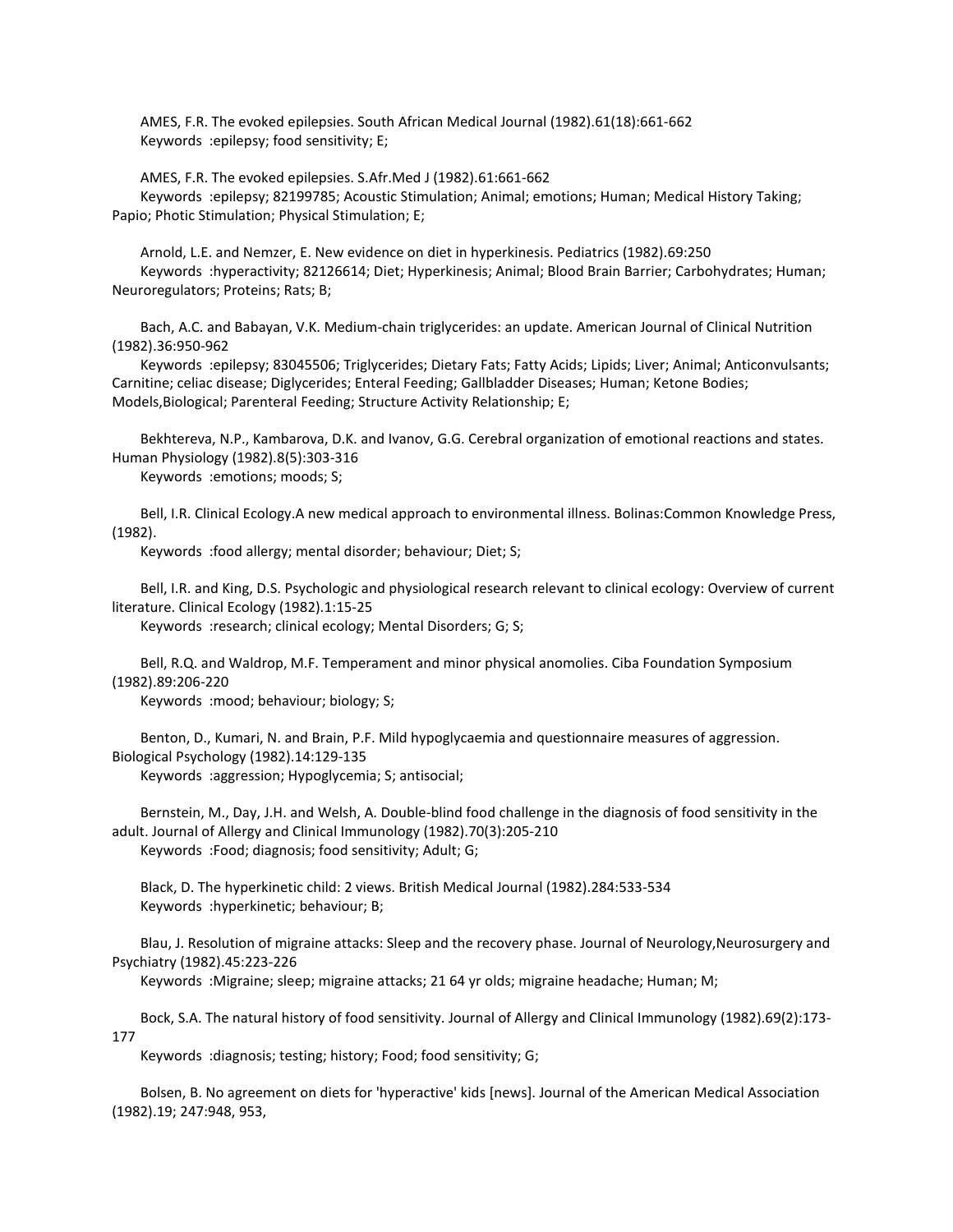AMES, F.R. The evoked epilepsies. South African Medical Journal (1982).61(18):661-662
Keywords :epilepsy; food sensitivity; E;

AMES, F.R. The evoked epilepsies. S.Afr.Med J (1982).61:661-662
Keywords :epilepsy; 82199785; Acoustic Stimulation; Animal; emotions; Human; Medical History Taking; Papio; Photic Stimulation; Physical Stimulation; E;

Arnold, L.E. and Nemzer, E. New evidence on diet in hyperkinesis. Pediatrics (1982).69:250
Keywords :hyperactivity; 82126614; Diet; Hyperkinesis; Animal; Blood Brain Barrier; Carbohydrates; Human; Neuroregulators; Proteins; Rats; B;

Bach, A.C. and Babayan, V.K. Medium-chain triglycerides: an update. American Journal of Clinical Nutrition (1982).36:950-962
Keywords :epilepsy; 83045506; Triglycerides; Dietary Fats; Fatty Acids; Lipids; Liver; Animal; Anticonvulsants; Carnitine; celiac disease; Diglycerides; Enteral Feeding; Gallbladder Diseases; Human; Ketone Bodies; Models,Biological; Parenteral Feeding; Structure Activity Relationship; E;

Bekhtereva, N.P., Kambarova, D.K. and Ivanov, G.G. Cerebral organization of emotional reactions and states. Human Physiology (1982).8(5):303-316
Keywords :emotions; moods; S;

Bell, I.R. Clinical Ecology.A new medical approach to environmental illness. Bolinas:Common Knowledge Press, (1982).
Keywords :food allergy; mental disorder; behaviour; Diet; S;

Bell, I.R. and King, D.S. Psychologic and physiological research relevant to clinical ecology: Overview of current literature. Clinical Ecology (1982).1:15-25
Keywords :research; clinical ecology; Mental Disorders; G; S;

Bell, R.Q. and Waldrop, M.F. Temperament and minor physical anomolies. Ciba Foundation Symposium (1982).89:206-220
Keywords :mood; behaviour; biology; S;

Benton, D., Kumari, N. and Brain, P.F. Mild hypoglycaemia and questionnaire measures of aggression. Biological Psychology (1982).14:129-135
Keywords :aggression; Hypoglycemia; S; antisocial;

Bernstein, M., Day, J.H. and Welsh, A. Double-blind food challenge in the diagnosis of food sensitivity in the adult. Journal of Allergy and Clinical Immunology (1982).70(3):205-210
Keywords :Food; diagnosis; food sensitivity; Adult; G;

Black, D. The hyperkinetic child: 2 views. British Medical Journal (1982).284:533-534
Keywords :hyperkinetic; behaviour; B;

Blau, J. Resolution of migraine attacks: Sleep and the recovery phase. Journal of Neurology,Neurosurgery and Psychiatry (1982).45:223-226
Keywords :Migraine; sleep; migraine attacks; 21 64 yr olds; migraine headache; Human; M;

Bock, S.A. The natural history of food sensitivity. Journal of Allergy and Clinical Immunology (1982).69(2):173-177
Keywords :diagnosis; testing; history; Food; food sensitivity; G;

Bolsen, B. No agreement on diets for 'hyperactive' kids [news]. Journal of the American Medical Association (1982).19; 247:948, 953,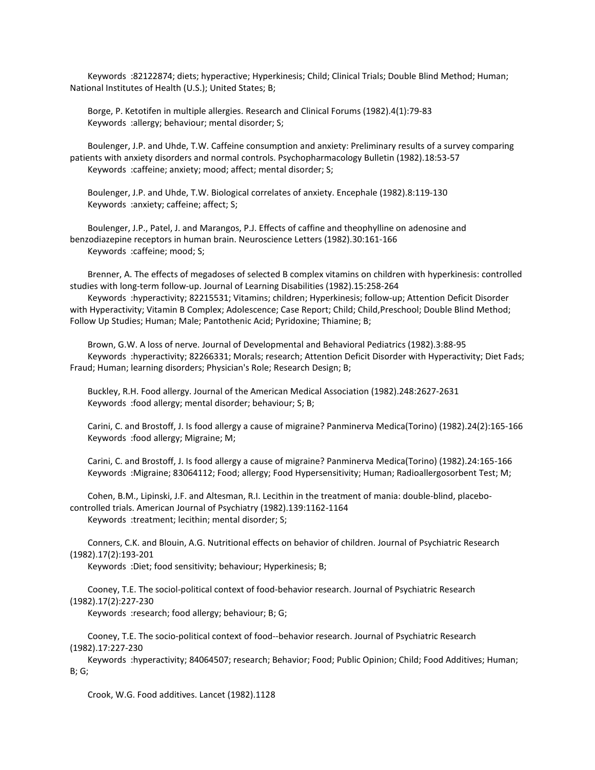Keywords :82122874; diets; hyperactive; Hyperkinesis; Child; Clinical Trials; Double Blind Method; Human; National Institutes of Health (U.S.); United States; B;

Borge, P. Ketotifen in multiple allergies. Research and Clinical Forums (1982).4(1):79-83
Keywords :allergy; behaviour; mental disorder; S;

Boulenger, J.P. and Uhde, T.W. Caffeine consumption and anxiety: Preliminary results of a survey comparing patients with anxiety disorders and normal controls. Psychopharmacology Bulletin (1982).18:53-57
Keywords :caffeine; anxiety; mood; affect; mental disorder; S;

Boulenger, J.P. and Uhde, T.W. Biological correlates of anxiety. Encephale (1982).8:119-130
Keywords :anxiety; caffeine; affect; S;

Boulenger, J.P., Patel, J. and Marangos, P.J. Effects of caffine and theophylline on adenosine and benzodiazepine receptors in human brain. Neuroscience Letters (1982).30:161-166
Keywords :caffeine; mood; S;

Brenner, A. The effects of megadoses of selected B complex vitamins on children with hyperkinesis: controlled studies with long-term follow-up. Journal of Learning Disabilities (1982).15:258-264
Keywords :hyperactivity; 82215531; Vitamins; children; Hyperkinesis; follow-up; Attention Deficit Disorder with Hyperactivity; Vitamin B Complex; Adolescence; Case Report; Child; Child,Preschool; Double Blind Method; Follow Up Studies; Human; Male; Pantothenic Acid; Pyridoxine; Thiamine; B;

Brown, G.W. A loss of nerve. Journal of Developmental and Behavioral Pediatrics (1982).3:88-95
Keywords :hyperactivity; 82266331; Morals; research; Attention Deficit Disorder with Hyperactivity; Diet Fads; Fraud; Human; learning disorders; Physician's Role; Research Design; B;

Buckley, R.H. Food allergy. Journal of the American Medical Association (1982).248:2627-2631
Keywords :food allergy; mental disorder; behaviour; S; B;

Carini, C. and Brostoff, J. Is food allergy a cause of migraine? Panminerva Medica(Torino) (1982).24(2):165-166
Keywords :food allergy; Migraine; M;

Carini, C. and Brostoff, J. Is food allergy a cause of migraine? Panminerva Medica(Torino) (1982).24:165-166
Keywords :Migraine; 83064112; Food; allergy; Food Hypersensitivity; Human; Radioallergosorbent Test; M;

Cohen, B.M., Lipinski, J.F. and Altesman, R.I. Lecithin in the treatment of mania: double-blind, placebo-controlled trials. American Journal of Psychiatry (1982).139:1162-1164
Keywords :treatment; lecithin; mental disorder; S;

Conners, C.K. and Blouin, A.G. Nutritional effects on behavior of children. Journal of Psychiatric Research (1982).17(2):193-201
Keywords :Diet; food sensitivity; behaviour; Hyperkinesis; B;

Cooney, T.E. The sociol-political context of food-behavior research. Journal of Psychiatric Research (1982).17(2):227-230
Keywords :research; food allergy; behaviour; B; G;

Cooney, T.E. The socio-political context of food--behavior research. Journal of Psychiatric Research (1982).17:227-230
Keywords :hyperactivity; 84064507; research; Behavior; Food; Public Opinion; Child; Food Additives; Human; B; G;

Crook, W.G. Food additives. Lancet (1982).1128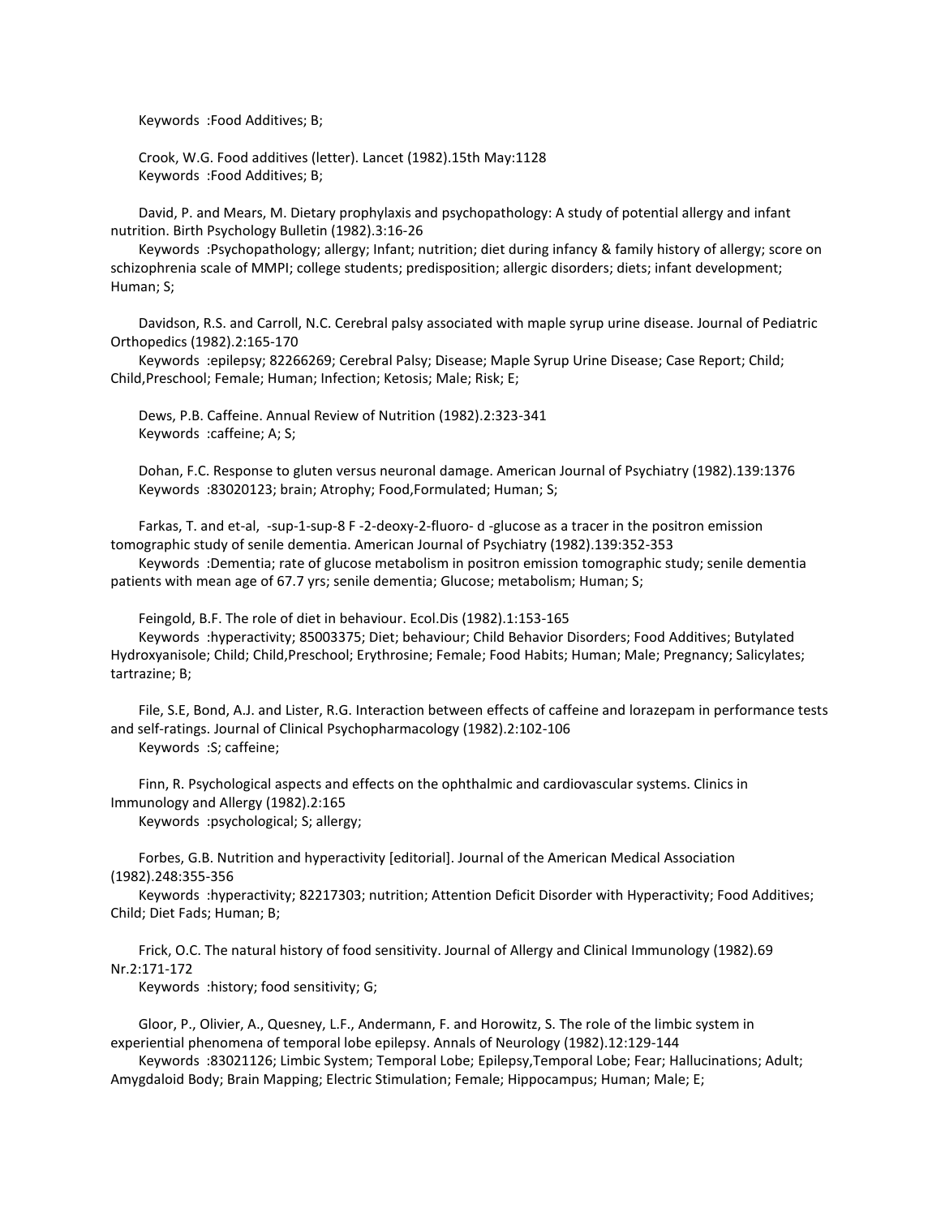Keywords :Food Additives; B;

Crook, W.G. Food additives (letter). Lancet (1982).15th May:1128
Keywords :Food Additives; B;

David, P. and Mears, M. Dietary prophylaxis and psychopathology: A study of potential allergy and infant nutrition. Birth Psychology Bulletin (1982).3:16-26
Keywords :Psychopathology; allergy; Infant; nutrition; diet during infancy & family history of allergy; score on schizophrenia scale of MMPI; college students; predisposition; allergic disorders; diets; infant development; Human; S;

Davidson, R.S. and Carroll, N.C. Cerebral palsy associated with maple syrup urine disease. Journal of Pediatric Orthopedics (1982).2:165-170
Keywords :epilepsy; 82266269; Cerebral Palsy; Disease; Maple Syrup Urine Disease; Case Report; Child; Child,Preschool; Female; Human; Infection; Ketosis; Male; Risk; E;

Dews, P.B. Caffeine. Annual Review of Nutrition (1982).2:323-341
Keywords :caffeine; A; S;

Dohan, F.C. Response to gluten versus neuronal damage. American Journal of Psychiatry (1982).139:1376
Keywords :83020123; brain; Atrophy; Food,Formulated; Human; S;

Farkas, T. and et-al, -sup-1-sup-8 F -2-deoxy-2-fluoro- d -glucose as a tracer in the positron emission tomographic study of senile dementia. American Journal of Psychiatry (1982).139:352-353
Keywords :Dementia; rate of glucose metabolism in positron emission tomographic study; senile dementia patients with mean age of 67.7 yrs; senile dementia; Glucose; metabolism; Human; S;

Feingold, B.F. The role of diet in behaviour. Ecol.Dis (1982).1:153-165
Keywords :hyperactivity; 85003375; Diet; behaviour; Child Behavior Disorders; Food Additives; Butylated Hydroxyanisole; Child; Child,Preschool; Erythrosine; Female; Food Habits; Human; Male; Pregnancy; Salicylates; tartrazine; B;

File, S.E, Bond, A.J. and Lister, R.G. Interaction between effects of caffeine and lorazepam in performance tests and self-ratings. Journal of Clinical Psychopharmacology (1982).2:102-106
Keywords :S; caffeine;

Finn, R. Psychological aspects and effects on the ophthalmic and cardiovascular systems. Clinics in Immunology and Allergy (1982).2:165
Keywords :psychological; S; allergy;

Forbes, G.B. Nutrition and hyperactivity [editorial]. Journal of the American Medical Association (1982).248:355-356
Keywords :hyperactivity; 82217303; nutrition; Attention Deficit Disorder with Hyperactivity; Food Additives; Child; Diet Fads; Human; B;

Frick, O.C. The natural history of food sensitivity. Journal of Allergy and Clinical Immunology (1982).69 Nr.2:171-172
Keywords :history; food sensitivity; G;

Gloor, P., Olivier, A., Quesney, L.F., Andermann, F. and Horowitz, S. The role of the limbic system in experiential phenomena of temporal lobe epilepsy. Annals of Neurology (1982).12:129-144
Keywords :83021126; Limbic System; Temporal Lobe; Epilepsy,Temporal Lobe; Fear; Hallucinations; Adult; Amygdaloid Body; Brain Mapping; Electric Stimulation; Female; Hippocampus; Human; Male; E;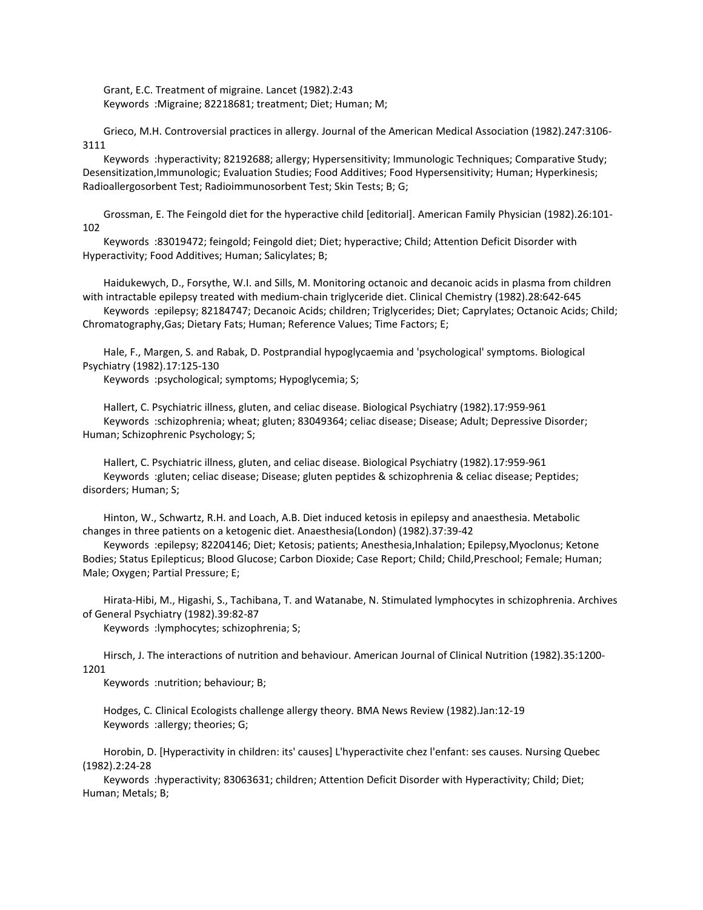Grant, E.C. Treatment of migraine. Lancet (1982).2:43
Keywords :Migraine; 82218681; treatment; Diet; Human; M;

Grieco, M.H. Controversial practices in allergy. Journal of the American Medical Association (1982).247:3106-3111
Keywords :hyperactivity; 82192688; allergy; Hypersensitivity; Immunologic Techniques; Comparative Study; Desensitization,Immunologic; Evaluation Studies; Food Additives; Food Hypersensitivity; Human; Hyperkinesis; Radioallergosorbent Test; Radioimmunosorbent Test; Skin Tests; B; G;

Grossman, E. The Feingold diet for the hyperactive child [editorial]. American Family Physician (1982).26:101-102
Keywords :83019472; feingold; Feingold diet; Diet; hyperactive; Child; Attention Deficit Disorder with Hyperactivity; Food Additives; Human; Salicylates; B;

Haidukewych, D., Forsythe, W.I. and Sills, M. Monitoring octanoic and decanoic acids in plasma from children with intractable epilepsy treated with medium-chain triglyceride diet. Clinical Chemistry (1982).28:642-645
Keywords :epilepsy; 82184747; Decanoic Acids; children; Triglycerides; Diet; Caprylates; Octanoic Acids; Child; Chromatography,Gas; Dietary Fats; Human; Reference Values; Time Factors; E;

Hale, F., Margen, S. and Rabak, D. Postprandial hypoglycaemia and 'psychological' symptoms. Biological Psychiatry (1982).17:125-130
Keywords :psychological; symptoms; Hypoglycemia; S;

Hallert, C. Psychiatric illness, gluten, and celiac disease. Biological Psychiatry (1982).17:959-961
Keywords :schizophrenia; wheat; gluten; 83049364; celiac disease; Disease; Adult; Depressive Disorder; Human; Schizophrenic Psychology; S;

Hallert, C. Psychiatric illness, gluten, and celiac disease. Biological Psychiatry (1982).17:959-961
Keywords :gluten; celiac disease; Disease; gluten peptides & schizophrenia & celiac disease; Peptides; disorders; Human; S;

Hinton, W., Schwartz, R.H. and Loach, A.B. Diet induced ketosis in epilepsy and anaesthesia. Metabolic changes in three patients on a ketogenic diet. Anaesthesia(London) (1982).37:39-42
Keywords :epilepsy; 82204146; Diet; Ketosis; patients; Anesthesia,Inhalation; Epilepsy,Myoclonus; Ketone Bodies; Status Epilepticus; Blood Glucose; Carbon Dioxide; Case Report; Child; Child,Preschool; Female; Human; Male; Oxygen; Partial Pressure; E;

Hirata-Hibi, M., Higashi, S., Tachibana, T. and Watanabe, N. Stimulated lymphocytes in schizophrenia. Archives of General Psychiatry (1982).39:82-87
Keywords :lymphocytes; schizophrenia; S;

Hirsch, J. The interactions of nutrition and behaviour. American Journal of Clinical Nutrition (1982).35:1200-1201
Keywords :nutrition; behaviour; B;

Hodges, C. Clinical Ecologists challenge allergy theory. BMA News Review (1982).Jan:12-19
Keywords :allergy; theories; G;

Horobin, D. [Hyperactivity in children: its' causes] L'hyperactivite chez l'enfant: ses causes. Nursing Quebec (1982).2:24-28
Keywords :hyperactivity; 83063631; children; Attention Deficit Disorder with Hyperactivity; Child; Diet; Human; Metals; B;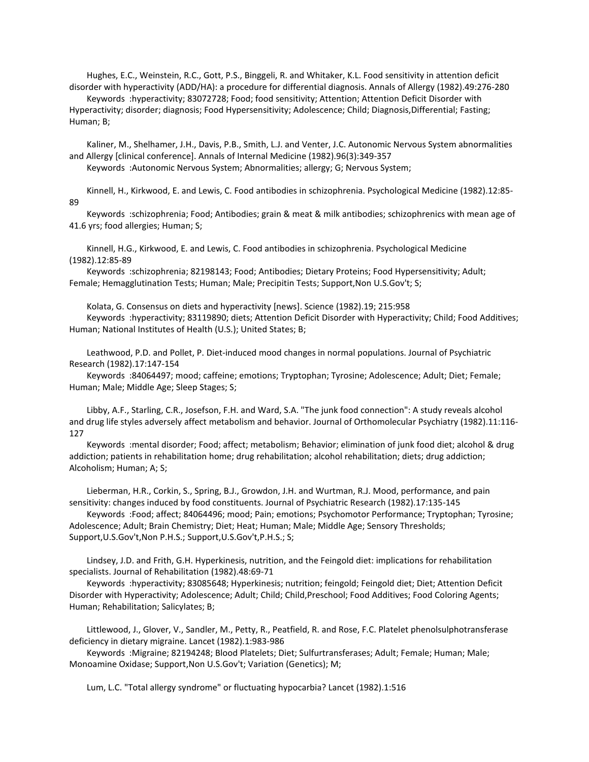Hughes, E.C., Weinstein, R.C., Gott, P.S., Binggeli, R. and Whitaker, K.L. Food sensitivity in attention deficit disorder with hyperactivity (ADD/HA): a procedure for differential diagnosis. Annals of Allergy (1982).49:276-280
Keywords :hyperactivity; 83072728; Food; food sensitivity; Attention; Attention Deficit Disorder with Hyperactivity; disorder; diagnosis; Food Hypersensitivity; Adolescence; Child; Diagnosis,Differential; Fasting; Human; B;

Kaliner, M., Shelhamer, J.H., Davis, P.B., Smith, L.J. and Venter, J.C. Autonomic Nervous System abnormalities and Allergy [clinical conference]. Annals of Internal Medicine (1982).96(3):349-357
Keywords :Autonomic Nervous System; Abnormalities; allergy; G; Nervous System;

Kinnell, H., Kirkwood, E. and Lewis, C. Food antibodies in schizophrenia. Psychological Medicine (1982).12:85-89
Keywords :schizophrenia; Food; Antibodies; grain & meat & milk antibodies; schizophrenics with mean age of 41.6 yrs; food allergies; Human; S;

Kinnell, H.G., Kirkwood, E. and Lewis, C. Food antibodies in schizophrenia. Psychological Medicine (1982).12:85-89
Keywords :schizophrenia; 82198143; Food; Antibodies; Dietary Proteins; Food Hypersensitivity; Adult; Female; Hemagglutination Tests; Human; Male; Precipitin Tests; Support,Non U.S.Gov't; S;

Kolata, G. Consensus on diets and hyperactivity [news]. Science (1982).19; 215:958
Keywords :hyperactivity; 83119890; diets; Attention Deficit Disorder with Hyperactivity; Child; Food Additives; Human; National Institutes of Health (U.S.); United States; B;

Leathwood, P.D. and Pollet, P. Diet-induced mood changes in normal populations. Journal of Psychiatric Research (1982).17:147-154
Keywords :84064497; mood; caffeine; emotions; Tryptophan; Tyrosine; Adolescence; Adult; Diet; Female; Human; Male; Middle Age; Sleep Stages; S;

Libby, A.F., Starling, C.R., Josefson, F.H. and Ward, S.A. "The junk food connection": A study reveals alcohol and drug life styles adversely affect metabolism and behavior. Journal of Orthomolecular Psychiatry (1982).11:116-127
Keywords :mental disorder; Food; affect; metabolism; Behavior; elimination of junk food diet; alcohol & drug addiction; patients in rehabilitation home; drug rehabilitation; alcohol rehabilitation; diets; drug addiction; Alcoholism; Human; A; S;

Lieberman, H.R., Corkin, S., Spring, B.J., Growdon, J.H. and Wurtman, R.J. Mood, performance, and pain sensitivity: changes induced by food constituents. Journal of Psychiatric Research (1982).17:135-145
Keywords :Food; affect; 84064496; mood; Pain; emotions; Psychomotor Performance; Tryptophan; Tyrosine; Adolescence; Adult; Brain Chemistry; Diet; Heat; Human; Male; Middle Age; Sensory Thresholds; Support,U.S.Gov't,Non P.H.S.; Support,U.S.Gov't,P.H.S.; S;

Lindsey, J.D. and Frith, G.H. Hyperkinesis, nutrition, and the Feingold diet: implications for rehabilitation specialists. Journal of Rehabilitation (1982).48:69-71
Keywords :hyperactivity; 83085648; Hyperkinesis; nutrition; feingold; Feingold diet; Diet; Attention Deficit Disorder with Hyperactivity; Adolescence; Adult; Child; Child,Preschool; Food Additives; Food Coloring Agents; Human; Rehabilitation; Salicylates; B;

Littlewood, J., Glover, V., Sandler, M., Petty, R., Peatfield, R. and Rose, F.C. Platelet phenolsulphotransferase deficiency in dietary migraine. Lancet (1982).1:983-986
Keywords :Migraine; 82194248; Blood Platelets; Diet; Sulfurtransferases; Adult; Female; Human; Male; Monoamine Oxidase; Support,Non U.S.Gov't; Variation (Genetics); M;

Lum, L.C. "Total allergy syndrome" or fluctuating hypocarbia? Lancet (1982).1:516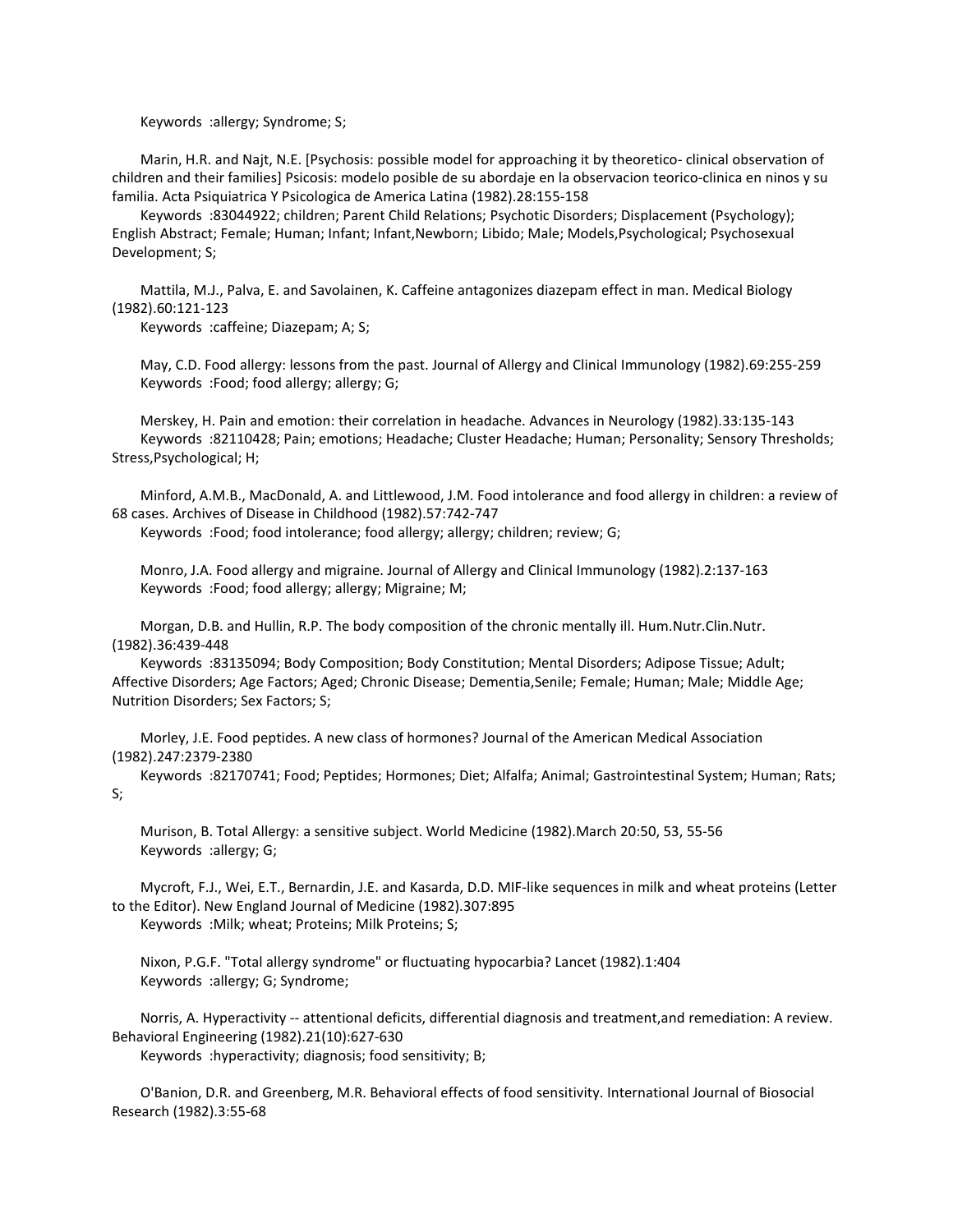Keywords :allergy; Syndrome; S;

Marin, H.R. and Najt, N.E. [Psychosis: possible model for approaching it by theoretico- clinical observation of children and their families] Psicosis: modelo posible de su abordaje en la observacion teorico-clinica en ninos y su familia. Acta Psiquiatrica Y Psicologica de America Latina (1982).28:155-158

Keywords :83044922; children; Parent Child Relations; Psychotic Disorders; Displacement (Psychology); English Abstract; Female; Human; Infant; Infant,Newborn; Libido; Male; Models,Psychological; Psychosexual Development; S;

Mattila, M.J., Palva, E. and Savolainen, K. Caffeine antagonizes diazepam effect in man. Medical Biology (1982).60:121-123

Keywords :caffeine; Diazepam; A; S;

May, C.D. Food allergy: lessons from the past. Journal of Allergy and Clinical Immunology (1982).69:255-259

Keywords :Food; food allergy; allergy; G;

Merskey, H. Pain and emotion: their correlation in headache. Advances in Neurology (1982).33:135-143

Keywords :82110428; Pain; emotions; Headache; Cluster Headache; Human; Personality; Sensory Thresholds; Stress,Psychological; H;

Minford, A.M.B., MacDonald, A. and Littlewood, J.M. Food intolerance and food allergy in children: a review of 68 cases. Archives of Disease in Childhood (1982).57:742-747

Keywords :Food; food intolerance; food allergy; allergy; children; review; G;

Monro, J.A. Food allergy and migraine. Journal of Allergy and Clinical Immunology (1982).2:137-163

Keywords :Food; food allergy; allergy; Migraine; M;

Morgan, D.B. and Hullin, R.P. The body composition of the chronic mentally ill. Hum.Nutr.Clin.Nutr. (1982).36:439-448

Keywords :83135094; Body Composition; Body Constitution; Mental Disorders; Adipose Tissue; Adult; Affective Disorders; Age Factors; Aged; Chronic Disease; Dementia,Senile; Female; Human; Male; Middle Age; Nutrition Disorders; Sex Factors; S;

Morley, J.E. Food peptides. A new class of hormones? Journal of the American Medical Association (1982).247:2379-2380

Keywords :82170741; Food; Peptides; Hormones; Diet; Alfalfa; Animal; Gastrointestinal System; Human; Rats; S;

Murison, B. Total Allergy: a sensitive subject. World Medicine (1982).March 20:50, 53, 55-56

Keywords :allergy; G;

Mycroft, F.J., Wei, E.T., Bernardin, J.E. and Kasarda, D.D. MIF-like sequences in milk and wheat proteins (Letter to the Editor). New England Journal of Medicine (1982).307:895

Keywords :Milk; wheat; Proteins; Milk Proteins; S;

Nixon, P.G.F. "Total allergy syndrome" or fluctuating hypocarbia? Lancet (1982).1:404

Keywords :allergy; G; Syndrome;

Norris, A. Hyperactivity -- attentional deficits, differential diagnosis and treatment,and remediation: A review. Behavioral Engineering (1982).21(10):627-630

Keywords :hyperactivity; diagnosis; food sensitivity; B;

O'Banion, D.R. and Greenberg, M.R. Behavioral effects of food sensitivity. International Journal of Biosocial Research (1982).3:55-68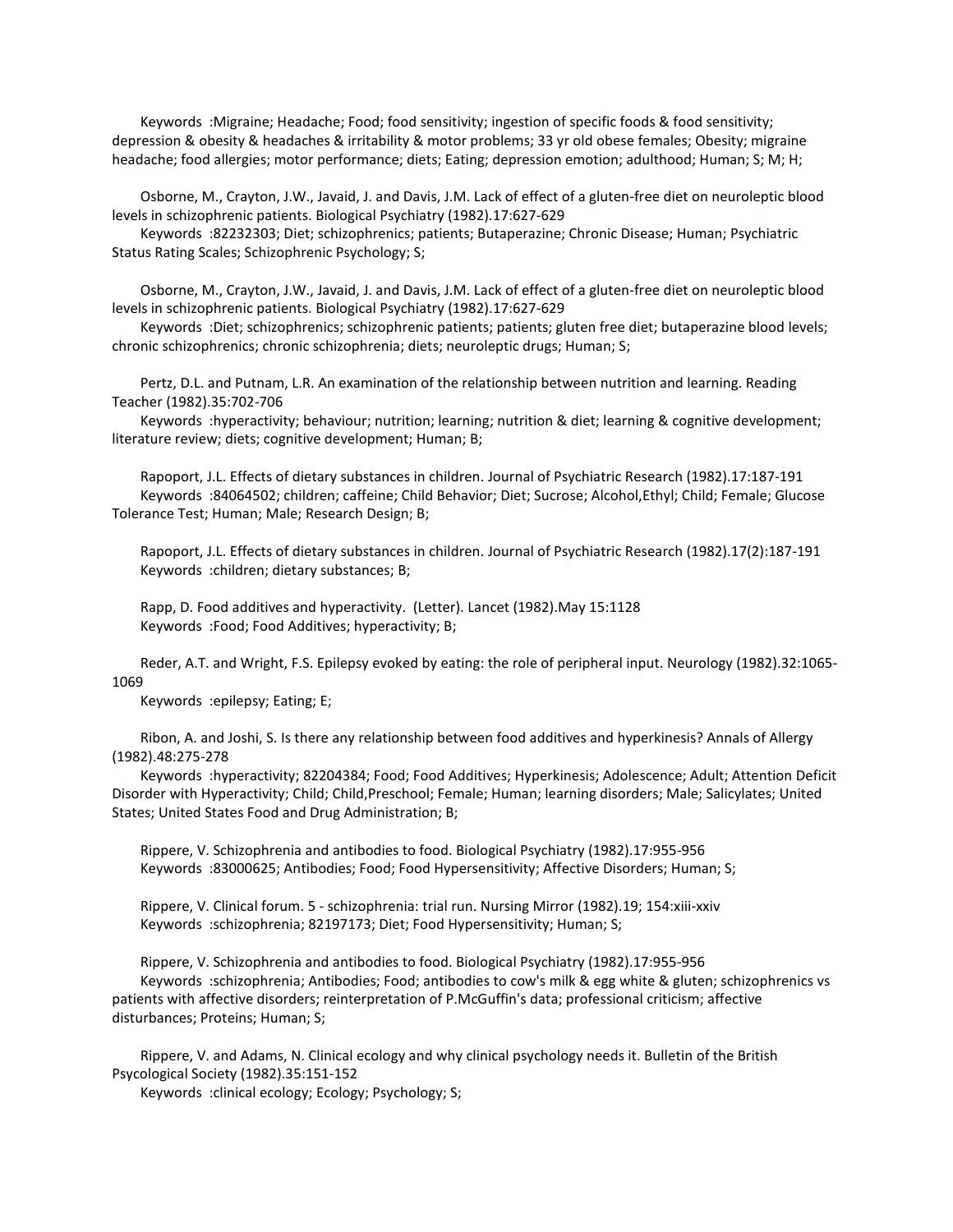Keywords :Migraine; Headache; Food; food sensitivity; ingestion of specific foods & food sensitivity; depression & obesity & headaches & irritability & motor problems; 33 yr old obese females; Obesity; migraine headache; food allergies; motor performance; diets; Eating; depression emotion; adulthood; Human; S; M; H;

Osborne, M., Crayton, J.W., Javaid, J. and Davis, J.M. Lack of effect of a gluten-free diet on neuroleptic blood levels in schizophrenic patients. Biological Psychiatry (1982).17:627-629
Keywords :82232303; Diet; schizophrenics; patients; Butaperazine; Chronic Disease; Human; Psychiatric Status Rating Scales; Schizophrenic Psychology; S;

Osborne, M., Crayton, J.W., Javaid, J. and Davis, J.M. Lack of effect of a gluten-free diet on neuroleptic blood levels in schizophrenic patients. Biological Psychiatry (1982).17:627-629
Keywords :Diet; schizophrenics; schizophrenic patients; patients; gluten free diet; butaperazine blood levels; chronic schizophrenics; chronic schizophrenia; diets; neuroleptic drugs; Human; S;

Pertz, D.L. and Putnam, L.R. An examination of the relationship between nutrition and learning. Reading Teacher (1982).35:702-706
Keywords :hyperactivity; behaviour; nutrition; learning; nutrition & diet; learning & cognitive development; literature review; diets; cognitive development; Human; B;

Rapoport, J.L. Effects of dietary substances in children. Journal of Psychiatric Research (1982).17:187-191
Keywords :84064502; children; caffeine; Child Behavior; Diet; Sucrose; Alcohol,Ethyl; Child; Female; Glucose Tolerance Test; Human; Male; Research Design; B;

Rapoport, J.L. Effects of dietary substances in children. Journal of Psychiatric Research (1982).17(2):187-191
Keywords :children; dietary substances; B;

Rapp, D. Food additives and hyperactivity. (Letter). Lancet (1982).May 15:1128
Keywords :Food; Food Additives; hyperactivity; B;

Reder, A.T. and Wright, F.S. Epilepsy evoked by eating: the role of peripheral input. Neurology (1982).32:1065-1069
Keywords :epilepsy; Eating; E;

Ribon, A. and Joshi, S. Is there any relationship between food additives and hyperkinesis? Annals of Allergy (1982).48:275-278
Keywords :hyperactivity; 82204384; Food; Food Additives; Hyperkinesis; Adolescence; Adult; Attention Deficit Disorder with Hyperactivity; Child; Child,Preschool; Female; Human; learning disorders; Male; Salicylates; United States; United States Food and Drug Administration; B;

Rippere, V. Schizophrenia and antibodies to food. Biological Psychiatry (1982).17:955-956
Keywords :83000625; Antibodies; Food; Food Hypersensitivity; Affective Disorders; Human; S;

Rippere, V. Clinical forum. 5 - schizophrenia: trial run. Nursing Mirror (1982).19; 154:xiii-xxiv
Keywords :schizophrenia; 82197173; Diet; Food Hypersensitivity; Human; S;

Rippere, V. Schizophrenia and antibodies to food. Biological Psychiatry (1982).17:955-956
Keywords :schizophrenia; Antibodies; Food; antibodies to cow's milk & egg white & gluten; schizophrenics vs patients with affective disorders; reinterpretation of P.McGuffin's data; professional criticism; affective disturbances; Proteins; Human; S;

Rippere, V. and Adams, N. Clinical ecology and why clinical psychology needs it. Bulletin of the British Psycological Society (1982).35:151-152
Keywords :clinical ecology; Ecology; Psychology; S;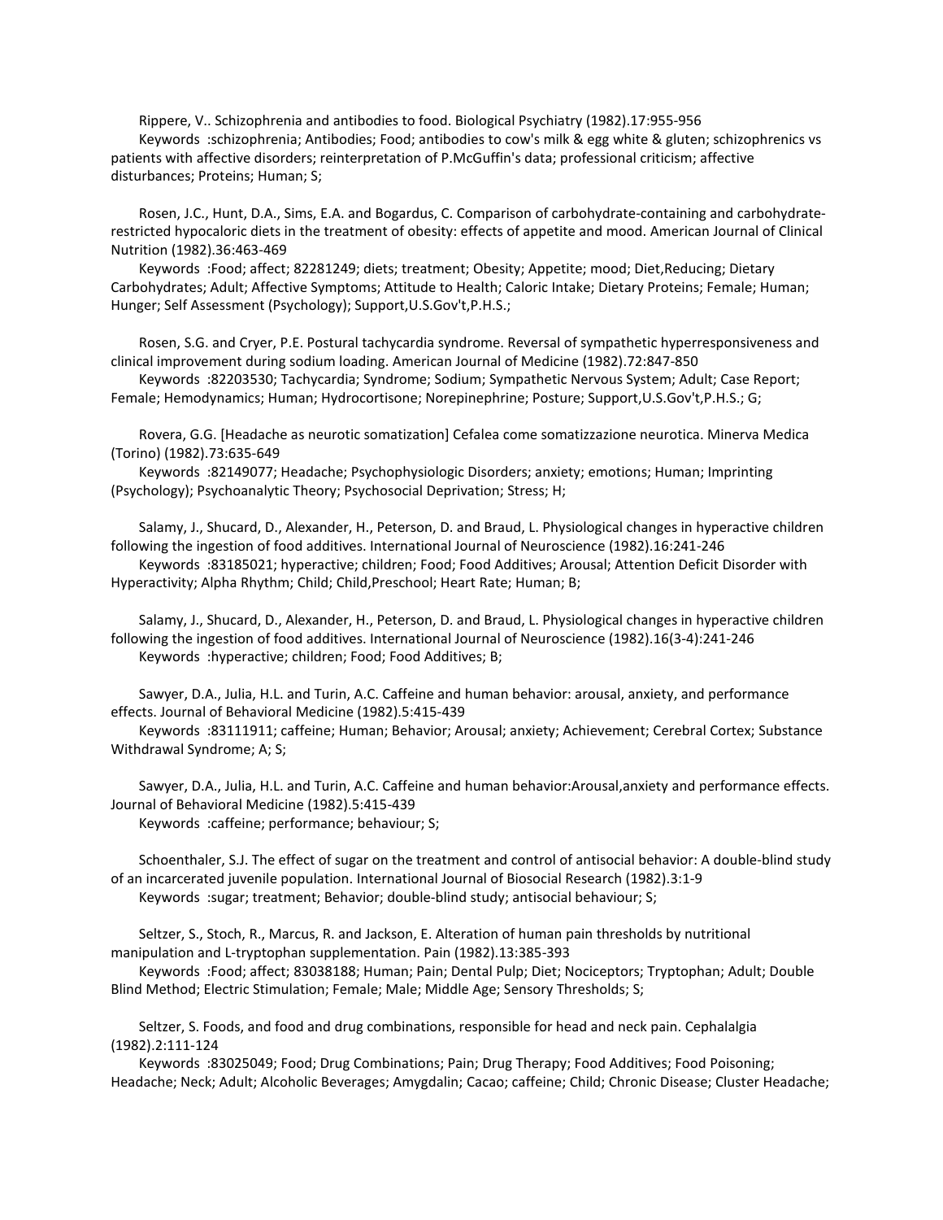Rippere, V.. Schizophrenia and antibodies to food. Biological Psychiatry (1982).17:955-956
Keywords :schizophrenia; Antibodies; Food; antibodies to cow's milk & egg white & gluten; schizophrenics vs patients with affective disorders; reinterpretation of P.McGuffin's data; professional criticism; affective disturbances; Proteins; Human; S;

Rosen, J.C., Hunt, D.A., Sims, E.A. and Bogardus, C. Comparison of carbohydrate-containing and carbohydrate-restricted hypocaloric diets in the treatment of obesity: effects of appetite and mood. American Journal of Clinical Nutrition (1982).36:463-469
Keywords :Food; affect; 82281249; diets; treatment; Obesity; Appetite; mood; Diet,Reducing; Dietary Carbohydrates; Adult; Affective Symptoms; Attitude to Health; Caloric Intake; Dietary Proteins; Female; Human; Hunger; Self Assessment (Psychology); Support,U.S.Gov't,P.H.S.;

Rosen, S.G. and Cryer, P.E. Postural tachycardia syndrome. Reversal of sympathetic hyperresponsiveness and clinical improvement during sodium loading. American Journal of Medicine (1982).72:847-850
Keywords :82203530; Tachycardia; Syndrome; Sodium; Sympathetic Nervous System; Adult; Case Report; Female; Hemodynamics; Human; Hydrocortisone; Norepinephrine; Posture; Support,U.S.Gov't,P.H.S.; G;

Rovera, G.G. [Headache as neurotic somatization] Cefalea come somatizzazione neurotica. Minerva Medica (Torino) (1982).73:635-649
Keywords :82149077; Headache; Psychophysiologic Disorders; anxiety; emotions; Human; Imprinting (Psychology); Psychoanalytic Theory; Psychosocial Deprivation; Stress; H;

Salamy, J., Shucard, D., Alexander, H., Peterson, D. and Braud, L. Physiological changes in hyperactive children following the ingestion of food additives. International Journal of Neuroscience (1982).16:241-246
Keywords :83185021; hyperactive; children; Food; Food Additives; Arousal; Attention Deficit Disorder with Hyperactivity; Alpha Rhythm; Child; Child,Preschool; Heart Rate; Human; B;

Salamy, J., Shucard, D., Alexander, H., Peterson, D. and Braud, L. Physiological changes in hyperactive children following the ingestion of food additives. International Journal of Neuroscience (1982).16(3-4):241-246
Keywords :hyperactive; children; Food; Food Additives; B;

Sawyer, D.A., Julia, H.L. and Turin, A.C. Caffeine and human behavior: arousal, anxiety, and performance effects. Journal of Behavioral Medicine (1982).5:415-439
Keywords :83111911; caffeine; Human; Behavior; Arousal; anxiety; Achievement; Cerebral Cortex; Substance Withdrawal Syndrome; A; S;

Sawyer, D.A., Julia, H.L. and Turin, A.C. Caffeine and human behavior:Arousal,anxiety and performance effects. Journal of Behavioral Medicine (1982).5:415-439
Keywords :caffeine; performance; behaviour; S;

Schoenthaler, S.J. The effect of sugar on the treatment and control of antisocial behavior: A double-blind study of an incarcerated juvenile population. International Journal of Biosocial Research (1982).3:1-9
Keywords :sugar; treatment; Behavior; double-blind study; antisocial behaviour; S;

Seltzer, S., Stoch, R., Marcus, R. and Jackson, E. Alteration of human pain thresholds by nutritional manipulation and L-tryptophan supplementation. Pain (1982).13:385-393
Keywords :Food; affect; 83038188; Human; Pain; Dental Pulp; Diet; Nociceptors; Tryptophan; Adult; Double Blind Method; Electric Stimulation; Female; Male; Middle Age; Sensory Thresholds; S;

Seltzer, S. Foods, and food and drug combinations, responsible for head and neck pain. Cephalalgia (1982).2:111-124
Keywords :83025049; Food; Drug Combinations; Pain; Drug Therapy; Food Additives; Food Poisoning; Headache; Neck; Adult; Alcoholic Beverages; Amygdalin; Cacao; caffeine; Child; Chronic Disease; Cluster Headache;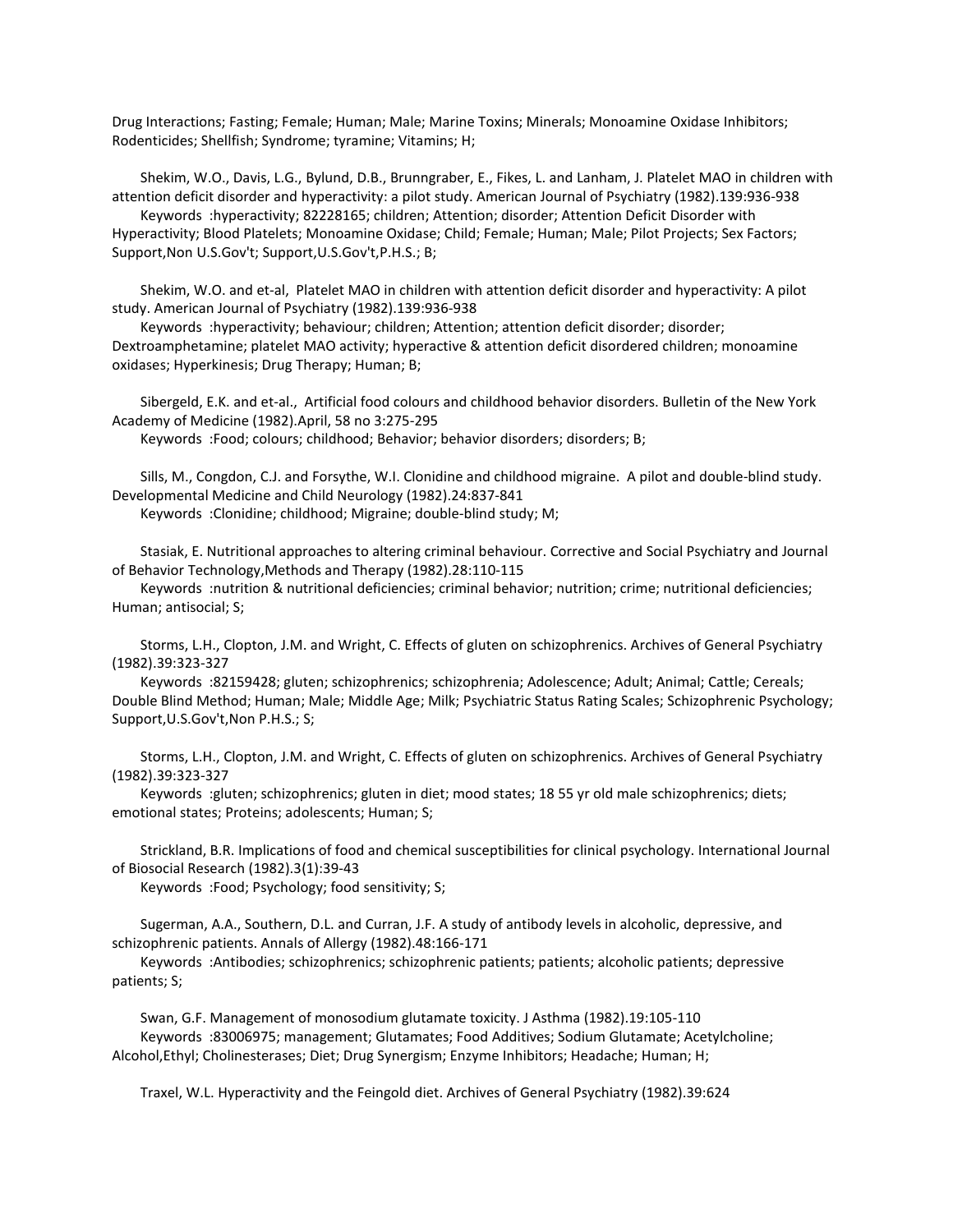Drug Interactions; Fasting; Female; Human; Male; Marine Toxins; Minerals; Monoamine Oxidase Inhibitors; Rodenticides; Shellfish; Syndrome; tyramine; Vitamins; H;

Shekim, W.O., Davis, L.G., Bylund, D.B., Brunngraber, E., Fikes, L. and Lanham, J. Platelet MAO in children with attention deficit disorder and hyperactivity: a pilot study. American Journal of Psychiatry (1982).139:936-938
Keywords :hyperactivity; 82228165; children; Attention; disorder; Attention Deficit Disorder with Hyperactivity; Blood Platelets; Monoamine Oxidase; Child; Female; Human; Male; Pilot Projects; Sex Factors; Support,Non U.S.Gov't; Support,U.S.Gov't,P.H.S.; B;

Shekim, W.O. and et-al, Platelet MAO in children with attention deficit disorder and hyperactivity: A pilot study. American Journal of Psychiatry (1982).139:936-938
Keywords :hyperactivity; behaviour; children; Attention; attention deficit disorder; disorder; Dextroamphetamine; platelet MAO activity; hyperactive & attention deficit disordered children; monoamine oxidases; Hyperkinesis; Drug Therapy; Human; B;

Sibergeld, E.K. and et-al., Artificial food colours and childhood behavior disorders. Bulletin of the New York Academy of Medicine (1982).April, 58 no 3:275-295
Keywords :Food; colours; childhood; Behavior; behavior disorders; disorders; B;

Sills, M., Congdon, C.J. and Forsythe, W.I. Clonidine and childhood migraine. A pilot and double-blind study. Developmental Medicine and Child Neurology (1982).24:837-841
Keywords :Clonidine; childhood; Migraine; double-blind study; M;

Stasiak, E. Nutritional approaches to altering criminal behaviour. Corrective and Social Psychiatry and Journal of Behavior Technology,Methods and Therapy (1982).28:110-115
Keywords :nutrition & nutritional deficiencies; criminal behavior; nutrition; crime; nutritional deficiencies; Human; antisocial; S;

Storms, L.H., Clopton, J.M. and Wright, C. Effects of gluten on schizophrenics. Archives of General Psychiatry (1982).39:323-327
Keywords :82159428; gluten; schizophrenics; schizophrenia; Adolescence; Adult; Animal; Cattle; Cereals; Double Blind Method; Human; Male; Middle Age; Milk; Psychiatric Status Rating Scales; Schizophrenic Psychology; Support,U.S.Gov't,Non P.H.S.; S;

Storms, L.H., Clopton, J.M. and Wright, C. Effects of gluten on schizophrenics. Archives of General Psychiatry (1982).39:323-327
Keywords :gluten; schizophrenics; gluten in diet; mood states; 18 55 yr old male schizophrenics; diets; emotional states; Proteins; adolescents; Human; S;

Strickland, B.R. Implications of food and chemical susceptibilities for clinical psychology. International Journal of Biosocial Research (1982).3(1):39-43
Keywords :Food; Psychology; food sensitivity; S;

Sugerman, A.A., Southern, D.L. and Curran, J.F. A study of antibody levels in alcoholic, depressive, and schizophrenic patients. Annals of Allergy (1982).48:166-171
Keywords :Antibodies; schizophrenics; schizophrenic patients; patients; alcoholic patients; depressive patients; S;

Swan, G.F. Management of monosodium glutamate toxicity. J Asthma (1982).19:105-110
Keywords :83006975; management; Glutamates; Food Additives; Sodium Glutamate; Acetylcholine; Alcohol,Ethyl; Cholinesterases; Diet; Drug Synergism; Enzyme Inhibitors; Headache; Human; H;

Traxel, W.L. Hyperactivity and the Feingold diet. Archives of General Psychiatry (1982).39:624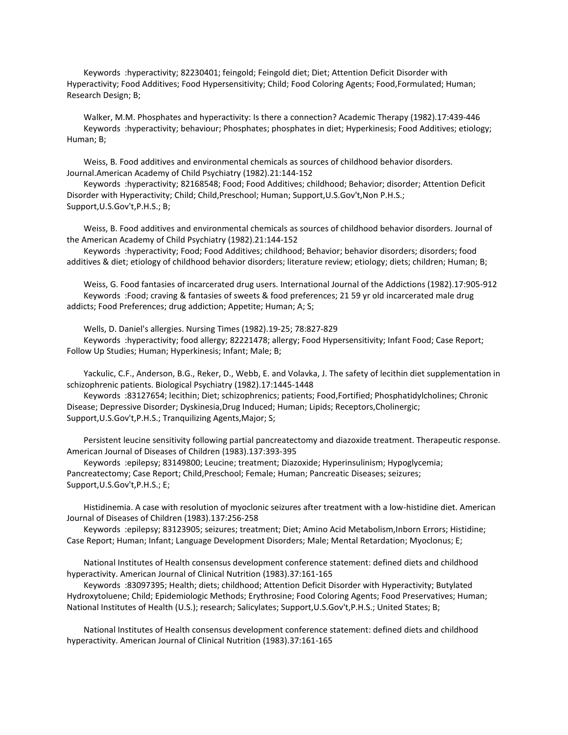Keywords :hyperactivity; 82230401; feingold; Feingold diet; Diet; Attention Deficit Disorder with Hyperactivity; Food Additives; Food Hypersensitivity; Child; Food Coloring Agents; Food,Formulated; Human; Research Design; B;

Walker, M.M. Phosphates and hyperactivity: Is there a connection? Academic Therapy (1982).17:439-446
Keywords :hyperactivity; behaviour; Phosphates; phosphates in diet; Hyperkinesis; Food Additives; etiology; Human; B;

Weiss, B. Food additives and environmental chemicals as sources of childhood behavior disorders. Journal.American Academy of Child Psychiatry (1982).21:144-152
Keywords :hyperactivity; 82168548; Food; Food Additives; childhood; Behavior; disorder; Attention Deficit Disorder with Hyperactivity; Child; Child,Preschool; Human; Support,U.S.Gov't,Non P.H.S.; Support,U.S.Gov't,P.H.S.; B;

Weiss, B. Food additives and environmental chemicals as sources of childhood behavior disorders. Journal of the American Academy of Child Psychiatry (1982).21:144-152
Keywords :hyperactivity; Food; Food Additives; childhood; Behavior; behavior disorders; disorders; food additives & diet; etiology of childhood behavior disorders; literature review; etiology; diets; children; Human; B;

Weiss, G. Food fantasies of incarcerated drug users. International Journal of the Addictions (1982).17:905-912
Keywords :Food; craving & fantasies of sweets & food preferences; 21 59 yr old incarcerated male drug addicts; Food Preferences; drug addiction; Appetite; Human; A; S;

Wells, D. Daniel's allergies. Nursing Times (1982).19-25; 78:827-829
Keywords :hyperactivity; food allergy; 82221478; allergy; Food Hypersensitivity; Infant Food; Case Report; Follow Up Studies; Human; Hyperkinesis; Infant; Male; B;

Yackulic, C.F., Anderson, B.G., Reker, D., Webb, E. and Volavka, J. The safety of lecithin diet supplementation in schizophrenic patients. Biological Psychiatry (1982).17:1445-1448
Keywords :83127654; lecithin; Diet; schizophrenics; patients; Food,Fortified; Phosphatidylcholines; Chronic Disease; Depressive Disorder; Dyskinesia,Drug Induced; Human; Lipids; Receptors,Cholinergic; Support,U.S.Gov't,P.H.S.; Tranquilizing Agents,Major; S;

Persistent leucine sensitivity following partial pancreatectomy and diazoxide treatment. Therapeutic response. American Journal of Diseases of Children (1983).137:393-395
Keywords :epilepsy; 83149800; Leucine; treatment; Diazoxide; Hyperinsulinism; Hypoglycemia; Pancreatectomy; Case Report; Child,Preschool; Female; Human; Pancreatic Diseases; seizures; Support,U.S.Gov't,P.H.S.; E;

Histidinemia. A case with resolution of myoclonic seizures after treatment with a low-histidine diet. American Journal of Diseases of Children (1983).137:256-258
Keywords :epilepsy; 83123905; seizures; treatment; Diet; Amino Acid Metabolism,Inborn Errors; Histidine; Case Report; Human; Infant; Language Development Disorders; Male; Mental Retardation; Myoclonus; E;

National Institutes of Health consensus development conference statement: defined diets and childhood hyperactivity. American Journal of Clinical Nutrition (1983).37:161-165
Keywords :83097395; Health; diets; childhood; Attention Deficit Disorder with Hyperactivity; Butylated Hydroxytoluene; Child; Epidemiologic Methods; Erythrosine; Food Coloring Agents; Food Preservatives; Human; National Institutes of Health (U.S.); research; Salicylates; Support,U.S.Gov't,P.H.S.; United States; B;

National Institutes of Health consensus development conference statement: defined diets and childhood hyperactivity. American Journal of Clinical Nutrition (1983).37:161-165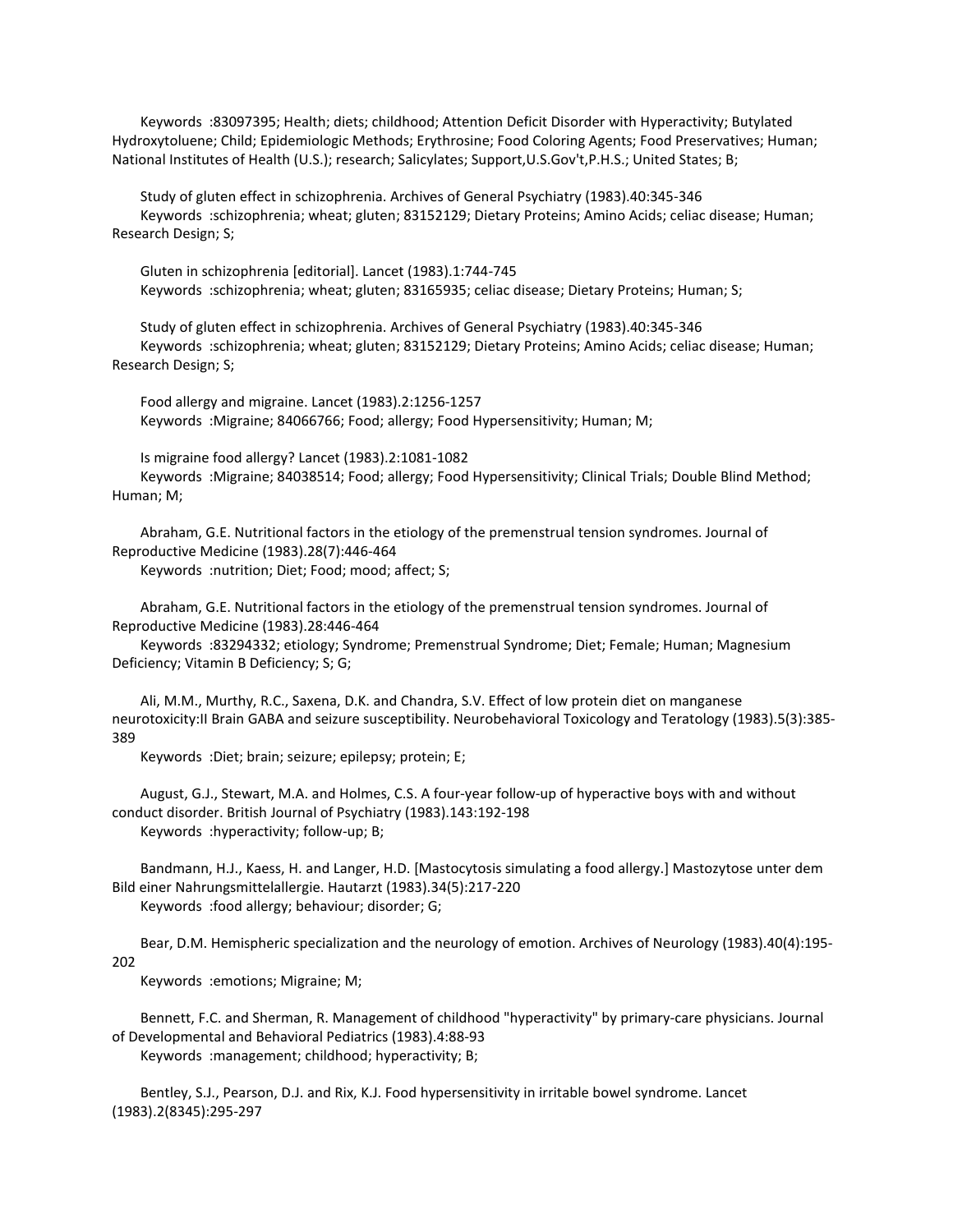Keywords :83097395; Health; diets; childhood; Attention Deficit Disorder with Hyperactivity; Butylated Hydroxytoluene; Child; Epidemiologic Methods; Erythrosine; Food Coloring Agents; Food Preservatives; Human; National Institutes of Health (U.S.); research; Salicylates; Support,U.S.Gov't,P.H.S.; United States; B;

Study of gluten effect in schizophrenia. Archives of General Psychiatry (1983).40:345-346
Keywords :schizophrenia; wheat; gluten; 83152129; Dietary Proteins; Amino Acids; celiac disease; Human; Research Design; S;

Gluten in schizophrenia [editorial]. Lancet (1983).1:744-745
Keywords :schizophrenia; wheat; gluten; 83165935; celiac disease; Dietary Proteins; Human; S;

Study of gluten effect in schizophrenia. Archives of General Psychiatry (1983).40:345-346
Keywords :schizophrenia; wheat; gluten; 83152129; Dietary Proteins; Amino Acids; celiac disease; Human; Research Design; S;

Food allergy and migraine. Lancet (1983).2:1256-1257
Keywords :Migraine; 84066766; Food; allergy; Food Hypersensitivity; Human; M;

Is migraine food allergy? Lancet (1983).2:1081-1082
Keywords :Migraine; 84038514; Food; allergy; Food Hypersensitivity; Clinical Trials; Double Blind Method; Human; M;

Abraham, G.E. Nutritional factors in the etiology of the premenstrual tension syndromes. Journal of Reproductive Medicine (1983).28(7):446-464
Keywords :nutrition; Diet; Food; mood; affect; S;

Abraham, G.E. Nutritional factors in the etiology of the premenstrual tension syndromes. Journal of Reproductive Medicine (1983).28:446-464
Keywords :83294332; etiology; Syndrome; Premenstrual Syndrome; Diet; Female; Human; Magnesium Deficiency; Vitamin B Deficiency; S; G;

Ali, M.M., Murthy, R.C., Saxena, D.K. and Chandra, S.V. Effect of low protein diet on manganese neurotoxicity:II Brain GABA and seizure susceptibility. Neurobehavioral Toxicology and Teratology (1983).5(3):385-389
Keywords :Diet; brain; seizure; epilepsy; protein; E;

August, G.J., Stewart, M.A. and Holmes, C.S. A four-year follow-up of hyperactive boys with and without conduct disorder. British Journal of Psychiatry (1983).143:192-198
Keywords :hyperactivity; follow-up; B;

Bandmann, H.J., Kaess, H. and Langer, H.D. [Mastocytosis simulating a food allergy.] Mastozytose unter dem Bild einer Nahrungsmittelallergie. Hautarzt (1983).34(5):217-220
Keywords :food allergy; behaviour; disorder; G;

Bear, D.M. Hemispheric specialization and the neurology of emotion. Archives of Neurology (1983).40(4):195-202
Keywords :emotions; Migraine; M;

Bennett, F.C. and Sherman, R. Management of childhood "hyperactivity" by primary-care physicians. Journal of Developmental and Behavioral Pediatrics (1983).4:88-93
Keywords :management; childhood; hyperactivity; B;

Bentley, S.J., Pearson, D.J. and Rix, K.J. Food hypersensitivity in irritable bowel syndrome. Lancet (1983).2(8345):295-297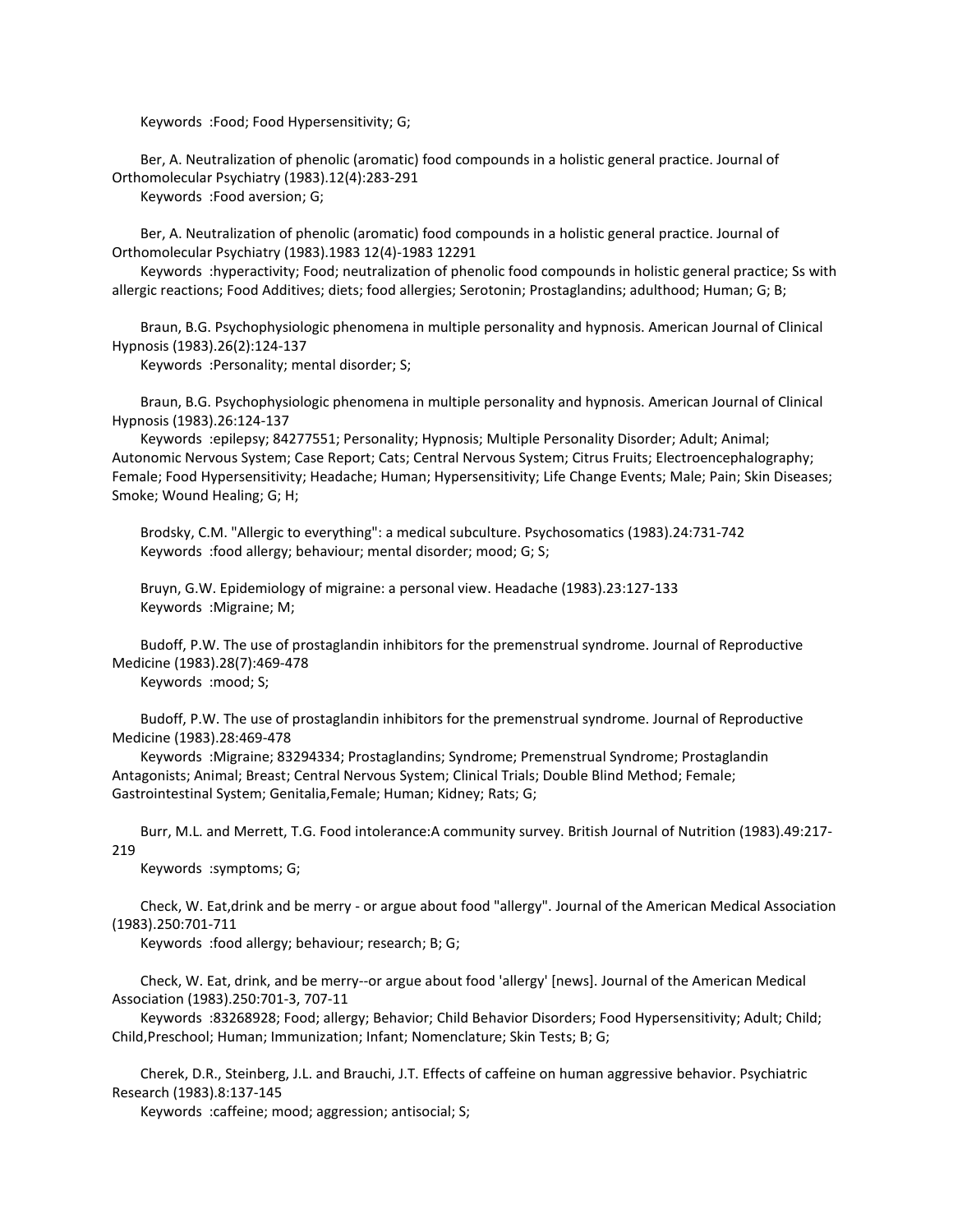Keywords :Food; Food Hypersensitivity; G;

Ber, A. Neutralization of phenolic (aromatic) food compounds in a holistic general practice. Journal of Orthomolecular Psychiatry (1983).12(4):283-291

Keywords :Food aversion; G;

Ber, A. Neutralization of phenolic (aromatic) food compounds in a holistic general practice. Journal of Orthomolecular Psychiatry (1983).1983 12(4)-1983 12291

Keywords :hyperactivity; Food; neutralization of phenolic food compounds in holistic general practice; Ss with allergic reactions; Food Additives; diets; food allergies; Serotonin; Prostaglandins; adulthood; Human; G; B;

Braun, B.G. Psychophysiologic phenomena in multiple personality and hypnosis. American Journal of Clinical Hypnosis (1983).26(2):124-137

Keywords :Personality; mental disorder; S;

Braun, B.G. Psychophysiologic phenomena in multiple personality and hypnosis. American Journal of Clinical Hypnosis (1983).26:124-137

Keywords :epilepsy; 84277551; Personality; Hypnosis; Multiple Personality Disorder; Adult; Animal; Autonomic Nervous System; Case Report; Cats; Central Nervous System; Citrus Fruits; Electroencephalography; Female; Food Hypersensitivity; Headache; Human; Hypersensitivity; Life Change Events; Male; Pain; Skin Diseases; Smoke; Wound Healing; G; H;

Brodsky, C.M. "Allergic to everything": a medical subculture. Psychosomatics (1983).24:731-742

Keywords :food allergy; behaviour; mental disorder; mood; G; S;

Bruyn, G.W. Epidemiology of migraine: a personal view. Headache (1983).23:127-133

Keywords :Migraine; M;

Budoff, P.W. The use of prostaglandin inhibitors for the premenstrual syndrome. Journal of Reproductive Medicine (1983).28(7):469-478

Keywords :mood; S;

Budoff, P.W. The use of prostaglandin inhibitors for the premenstrual syndrome. Journal of Reproductive Medicine (1983).28:469-478

Keywords :Migraine; 83294334; Prostaglandins; Syndrome; Premenstrual Syndrome; Prostaglandin Antagonists; Animal; Breast; Central Nervous System; Clinical Trials; Double Blind Method; Female; Gastrointestinal System; Genitalia,Female; Human; Kidney; Rats; G;

Burr, M.L. and Merrett, T.G. Food intolerance:A community survey. British Journal of Nutrition (1983).49:217-219

Keywords :symptoms; G;

Check, W. Eat,drink and be merry - or argue about food "allergy". Journal of the American Medical Association (1983).250:701-711

Keywords :food allergy; behaviour; research; B; G;

Check, W. Eat, drink, and be merry--or argue about food 'allergy' [news]. Journal of the American Medical Association (1983).250:701-3, 707-11

Keywords :83268928; Food; allergy; Behavior; Child Behavior Disorders; Food Hypersensitivity; Adult; Child; Child,Preschool; Human; Immunization; Infant; Nomenclature; Skin Tests; B; G;

Cherek, D.R., Steinberg, J.L. and Brauchi, J.T. Effects of caffeine on human aggressive behavior. Psychiatric Research (1983).8:137-145

Keywords :caffeine; mood; aggression; antisocial; S;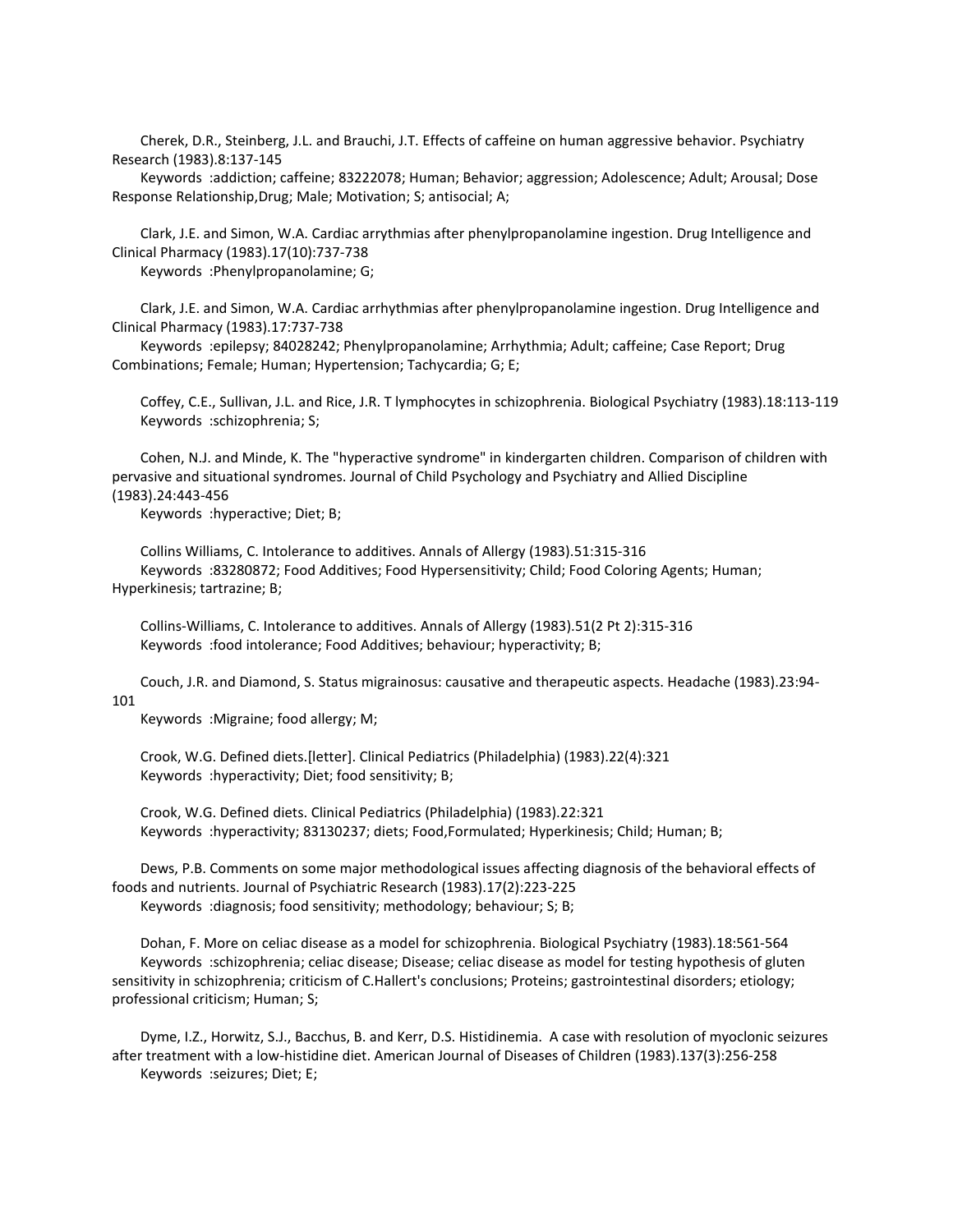Cherek, D.R., Steinberg, J.L. and Brauchi, J.T. Effects of caffeine on human aggressive behavior. Psychiatry Research (1983).8:137-145
Keywords :addiction; caffeine; 83222078; Human; Behavior; aggression; Adolescence; Adult; Arousal; Dose Response Relationship,Drug; Male; Motivation; S; antisocial; A;

Clark, J.E. and Simon, W.A. Cardiac arrythmias after phenylpropanolamine ingestion. Drug Intelligence and Clinical Pharmacy (1983).17(10):737-738
Keywords :Phenylpropanolamine; G;

Clark, J.E. and Simon, W.A. Cardiac arrhythmias after phenylpropanolamine ingestion. Drug Intelligence and Clinical Pharmacy (1983).17:737-738
Keywords :epilepsy; 84028242; Phenylpropanolamine; Arrhythmia; Adult; caffeine; Case Report; Drug Combinations; Female; Human; Hypertension; Tachycardia; G; E;

Coffey, C.E., Sullivan, J.L. and Rice, J.R. T lymphocytes in schizophrenia. Biological Psychiatry (1983).18:113-119
Keywords :schizophrenia; S;

Cohen, N.J. and Minde, K. The "hyperactive syndrome" in kindergarten children. Comparison of children with pervasive and situational syndromes. Journal of Child Psychology and Psychiatry and Allied Discipline (1983).24:443-456
Keywords :hyperactive; Diet; B;

Collins Williams, C. Intolerance to additives. Annals of Allergy (1983).51:315-316
Keywords :83280872; Food Additives; Food Hypersensitivity; Child; Food Coloring Agents; Human; Hyperkinesis; tartrazine; B;

Collins-Williams, C. Intolerance to additives. Annals of Allergy (1983).51(2 Pt 2):315-316
Keywords :food intolerance; Food Additives; behaviour; hyperactivity; B;

Couch, J.R. and Diamond, S. Status migrainosus: causative and therapeutic aspects. Headache (1983).23:94-101
Keywords :Migraine; food allergy; M;

Crook, W.G. Defined diets.[letter]. Clinical Pediatrics (Philadelphia) (1983).22(4):321
Keywords :hyperactivity; Diet; food sensitivity; B;

Crook, W.G. Defined diets. Clinical Pediatrics (Philadelphia) (1983).22:321
Keywords :hyperactivity; 83130237; diets; Food,Formulated; Hyperkinesis; Child; Human; B;

Dews, P.B. Comments on some major methodological issues affecting diagnosis of the behavioral effects of foods and nutrients. Journal of Psychiatric Research (1983).17(2):223-225
Keywords :diagnosis; food sensitivity; methodology; behaviour; S; B;

Dohan, F. More on celiac disease as a model for schizophrenia. Biological Psychiatry (1983).18:561-564
Keywords :schizophrenia; celiac disease; Disease; celiac disease as model for testing hypothesis of gluten sensitivity in schizophrenia; criticism of C.Hallert's conclusions; Proteins; gastrointestinal disorders; etiology; professional criticism; Human; S;

Dyme, I.Z., Horwitz, S.J., Bacchus, B. and Kerr, D.S. Histidinemia. A case with resolution of myoclonic seizures after treatment with a low-histidine diet. American Journal of Diseases of Children (1983).137(3):256-258
Keywords :seizures; Diet; E;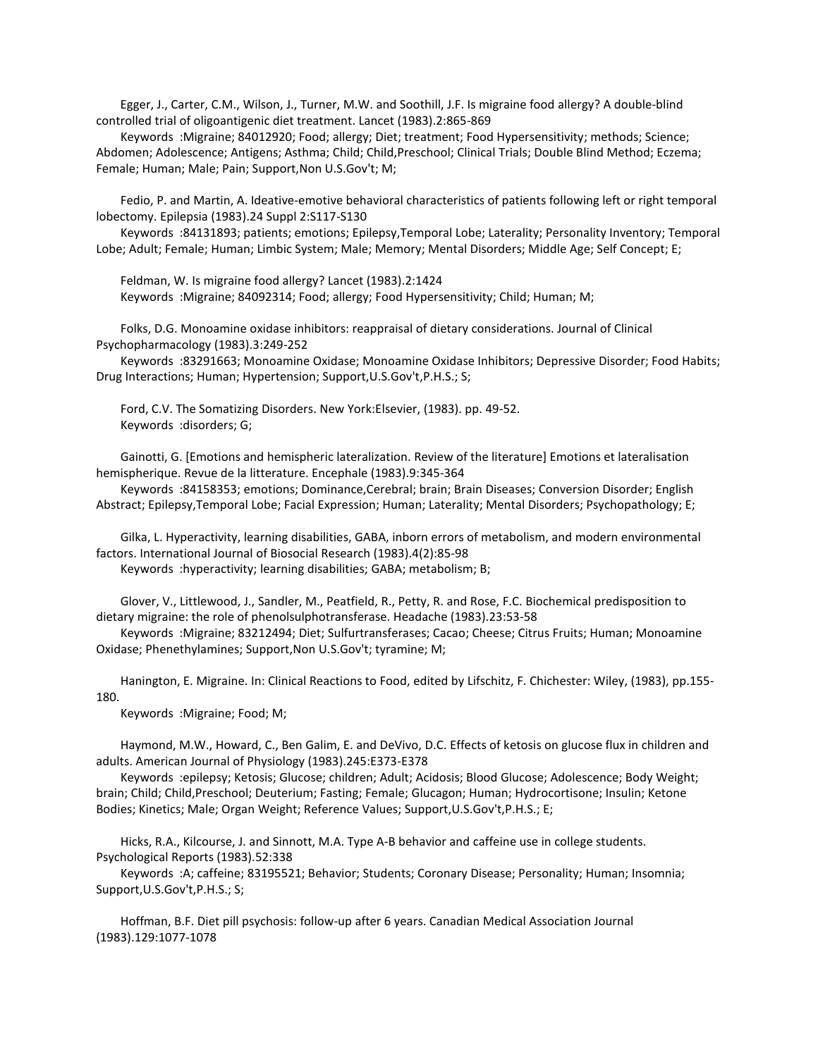Egger, J., Carter, C.M., Wilson, J., Turner, M.W. and Soothill, J.F. Is migraine food allergy? A double-blind controlled trial of oligoantigenic diet treatment. Lancet (1983).2:865-869

Keywords :Migraine; 84012920; Food; allergy; Diet; treatment; Food Hypersensitivity; methods; Science; Abdomen; Adolescence; Antigens; Asthma; Child; Child,Preschool; Clinical Trials; Double Blind Method; Eczema; Female; Human; Male; Pain; Support,Non U.S.Gov't; M;

Fedio, P. and Martin, A. Ideative-emotive behavioral characteristics of patients following left or right temporal lobectomy. Epilepsia (1983).24 Suppl 2:S117-S130

Keywords :84131893; patients; emotions; Epilepsy,Temporal Lobe; Laterality; Personality Inventory; Temporal Lobe; Adult; Female; Human; Limbic System; Male; Memory; Mental Disorders; Middle Age; Self Concept; E;

Feldman, W. Is migraine food allergy? Lancet (1983).2:1424

Keywords :Migraine; 84092314; Food; allergy; Food Hypersensitivity; Child; Human; M;

Folks, D.G. Monoamine oxidase inhibitors: reappraisal of dietary considerations. Journal of Clinical Psychopharmacology (1983).3:249-252

Keywords :83291663; Monoamine Oxidase; Monoamine Oxidase Inhibitors; Depressive Disorder; Food Habits; Drug Interactions; Human; Hypertension; Support,U.S.Gov't,P.H.S.; S;

Ford, C.V. The Somatizing Disorders. New York:Elsevier, (1983). pp. 49-52.

Keywords :disorders; G;

Gainotti, G. [Emotions and hemispheric lateralization. Review of the literature] Emotions et lateralisation hemispherique. Revue de la litterature. Encephale (1983).9:345-364

Keywords :84158353; emotions; Dominance,Cerebral; brain; Brain Diseases; Conversion Disorder; English Abstract; Epilepsy,Temporal Lobe; Facial Expression; Human; Laterality; Mental Disorders; Psychopathology; E;

Gilka, L. Hyperactivity, learning disabilities, GABA, inborn errors of metabolism, and modern environmental factors. International Journal of Biosocial Research (1983).4(2):85-98

Keywords :hyperactivity; learning disabilities; GABA; metabolism; B;

Glover, V., Littlewood, J., Sandler, M., Peatfield, R., Petty, R. and Rose, F.C. Biochemical predisposition to dietary migraine: the role of phenolsulphotransferase. Headache (1983).23:53-58

Keywords :Migraine; 83212494; Diet; Sulfurtransferases; Cacao; Cheese; Citrus Fruits; Human; Monoamine Oxidase; Phenethylamines; Support,Non U.S.Gov't; tyramine; M;

Hanington, E. Migraine. In: Clinical Reactions to Food, edited by Lifschitz, F. Chichester: Wiley, (1983), pp.155-180.

Keywords :Migraine; Food; M;

Haymond, M.W., Howard, C., Ben Galim, E. and DeVivo, D.C. Effects of ketosis on glucose flux in children and adults. American Journal of Physiology (1983).245:E373-E378

Keywords :epilepsy; Ketosis; Glucose; children; Adult; Acidosis; Blood Glucose; Adolescence; Body Weight; brain; Child; Child,Preschool; Deuterium; Fasting; Female; Glucagon; Human; Hydrocortisone; Insulin; Ketone Bodies; Kinetics; Male; Organ Weight; Reference Values; Support,U.S.Gov't,P.H.S.; E;

Hicks, R.A., Kilcourse, J. and Sinnott, M.A. Type A-B behavior and caffeine use in college students. Psychological Reports (1983).52:338

Keywords :A; caffeine; 83195521; Behavior; Students; Coronary Disease; Personality; Human; Insomnia; Support,U.S.Gov't,P.H.S.; S;

Hoffman, B.F. Diet pill psychosis: follow-up after 6 years. Canadian Medical Association Journal (1983).129:1077-1078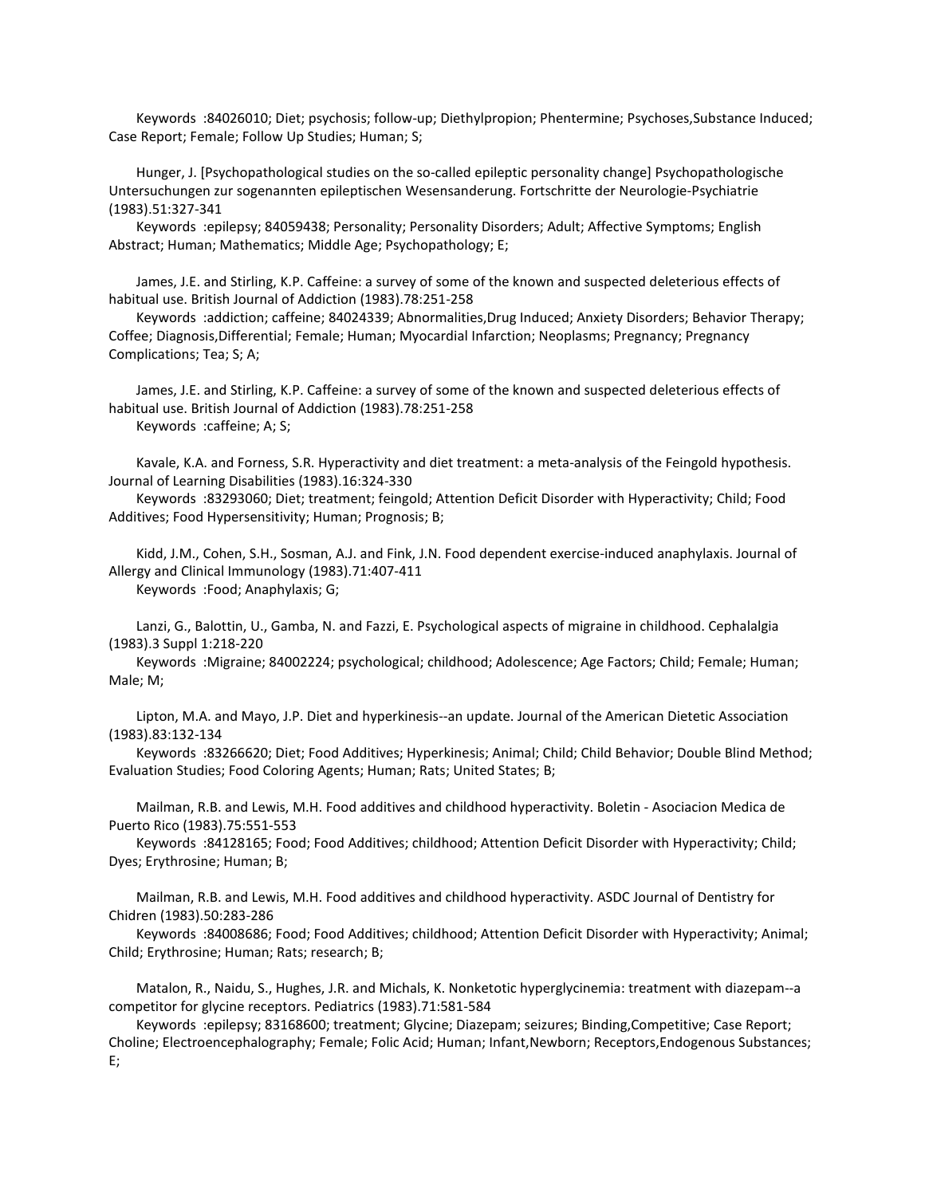Keywords :84026010; Diet; psychosis; follow-up; Diethylpropion; Phentermine; Psychoses,Substance Induced; Case Report; Female; Follow Up Studies; Human; S;

Hunger, J. [Psychopathological studies on the so-called epileptic personality change] Psychopathologische Untersuchungen zur sogenannten epileptischen Wesensanderung. Fortschritte der Neurologie-Psychiatrie (1983).51:327-341

Keywords :epilepsy; 84059438; Personality; Personality Disorders; Adult; Affective Symptoms; English Abstract; Human; Mathematics; Middle Age; Psychopathology; E;

James, J.E. and Stirling, K.P. Caffeine: a survey of some of the known and suspected deleterious effects of habitual use. British Journal of Addiction (1983).78:251-258

Keywords :addiction; caffeine; 84024339; Abnormalities,Drug Induced; Anxiety Disorders; Behavior Therapy; Coffee; Diagnosis,Differential; Female; Human; Myocardial Infarction; Neoplasms; Pregnancy; Pregnancy Complications; Tea; S; A;

James, J.E. and Stirling, K.P. Caffeine: a survey of some of the known and suspected deleterious effects of habitual use. British Journal of Addiction (1983).78:251-258

Keywords :caffeine; A; S;

Kavale, K.A. and Forness, S.R. Hyperactivity and diet treatment: a meta-analysis of the Feingold hypothesis. Journal of Learning Disabilities (1983).16:324-330

Keywords :83293060; Diet; treatment; feingold; Attention Deficit Disorder with Hyperactivity; Child; Food Additives; Food Hypersensitivity; Human; Prognosis; B;

Kidd, J.M., Cohen, S.H., Sosman, A.J. and Fink, J.N. Food dependent exercise-induced anaphylaxis. Journal of Allergy and Clinical Immunology (1983).71:407-411

Keywords :Food; Anaphylaxis; G;

Lanzi, G., Balottin, U., Gamba, N. and Fazzi, E. Psychological aspects of migraine in childhood. Cephalalgia (1983).3 Suppl 1:218-220

Keywords :Migraine; 84002224; psychological; childhood; Adolescence; Age Factors; Child; Female; Human; Male; M;

Lipton, M.A. and Mayo, J.P. Diet and hyperkinesis--an update. Journal of the American Dietetic Association (1983).83:132-134

Keywords :83266620; Diet; Food Additives; Hyperkinesis; Animal; Child; Child Behavior; Double Blind Method; Evaluation Studies; Food Coloring Agents; Human; Rats; United States; B;

Mailman, R.B. and Lewis, M.H. Food additives and childhood hyperactivity. Boletin - Asociacion Medica de Puerto Rico (1983).75:551-553

Keywords :84128165; Food; Food Additives; childhood; Attention Deficit Disorder with Hyperactivity; Child; Dyes; Erythrosine; Human; B;

Mailman, R.B. and Lewis, M.H. Food additives and childhood hyperactivity. ASDC Journal of Dentistry for Chidren (1983).50:283-286

Keywords :84008686; Food; Food Additives; childhood; Attention Deficit Disorder with Hyperactivity; Animal; Child; Erythrosine; Human; Rats; research; B;

Matalon, R., Naidu, S., Hughes, J.R. and Michals, K. Nonketotic hyperglycinemia: treatment with diazepam--a competitor for glycine receptors. Pediatrics (1983).71:581-584

Keywords :epilepsy; 83168600; treatment; Glycine; Diazepam; seizures; Binding,Competitive; Case Report; Choline; Electroencephalography; Female; Folic Acid; Human; Infant,Newborn; Receptors,Endogenous Substances; E;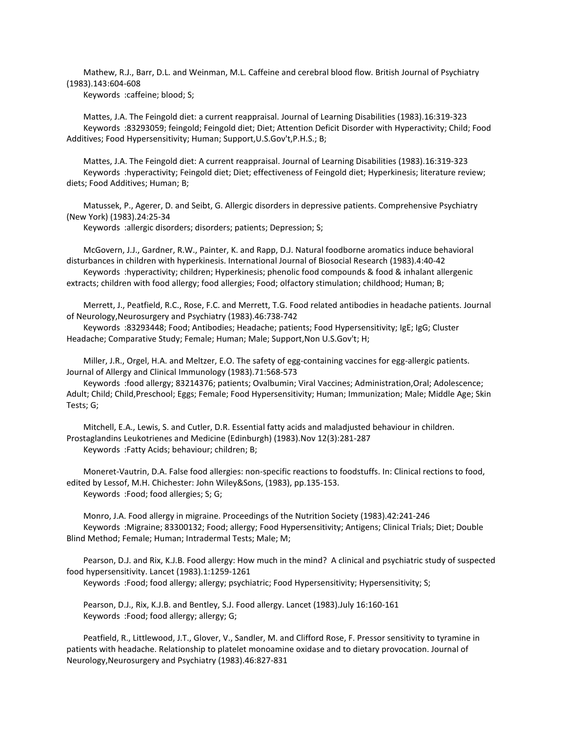Mathew, R.J., Barr, D.L. and Weinman, M.L. Caffeine and cerebral blood flow. British Journal of Psychiatry (1983).143:604-608

Keywords :caffeine; blood; S;

Mattes, J.A. The Feingold diet: a current reappraisal. Journal of Learning Disabilities (1983).16:319-323

Keywords :83293059; feingold; Feingold diet; Diet; Attention Deficit Disorder with Hyperactivity; Child; Food Additives; Food Hypersensitivity; Human; Support,U.S.Gov't,P.H.S.; B;

Mattes, J.A. The Feingold diet: A current reappraisal. Journal of Learning Disabilities (1983).16:319-323

Keywords :hyperactivity; Feingold diet; Diet; effectiveness of Feingold diet; Hyperkinesis; literature review; diets; Food Additives; Human; B;

Matussek, P., Agerer, D. and Seibt, G. Allergic disorders in depressive patients. Comprehensive Psychiatry (New York) (1983).24:25-34

Keywords :allergic disorders; disorders; patients; Depression; S;

McGovern, J.J., Gardner, R.W., Painter, K. and Rapp, D.J. Natural foodborne aromatics induce behavioral disturbances in children with hyperkinesis. International Journal of Biosocial Research (1983).4:40-42

Keywords :hyperactivity; children; Hyperkinesis; phenolic food compounds & food & inhalant allergenic extracts; children with food allergy; food allergies; Food; olfactory stimulation; childhood; Human; B;

Merrett, J., Peatfield, R.C., Rose, F.C. and Merrett, T.G. Food related antibodies in headache patients. Journal of Neurology,Neurosurgery and Psychiatry (1983).46:738-742

Keywords :83293448; Food; Antibodies; Headache; patients; Food Hypersensitivity; IgE; IgG; Cluster Headache; Comparative Study; Female; Human; Male; Support,Non U.S.Gov't; H;

Miller, J.R., Orgel, H.A. and Meltzer, E.O. The safety of egg-containing vaccines for egg-allergic patients. Journal of Allergy and Clinical Immunology (1983).71:568-573

Keywords :food allergy; 83214376; patients; Ovalbumin; Viral Vaccines; Administration,Oral; Adolescence; Adult; Child; Child,Preschool; Eggs; Female; Food Hypersensitivity; Human; Immunization; Male; Middle Age; Skin Tests; G;

Mitchell, E.A., Lewis, S. and Cutler, D.R. Essential fatty acids and maladjusted behaviour in children. Prostaglandins Leukotrienes and Medicine (Edinburgh) (1983).Nov 12(3):281-287

Keywords :Fatty Acids; behaviour; children; B;

Moneret-Vautrin, D.A. False food allergies: non-specific reactions to foodstuffs. In: Clinical rections to food, edited by Lessof, M.H. Chichester: John Wiley&Sons, (1983), pp.135-153.

Keywords :Food; food allergies; S; G;

Monro, J.A. Food allergy in migraine. Proceedings of the Nutrition Society (1983).42:241-246

Keywords :Migraine; 83300132; Food; allergy; Food Hypersensitivity; Antigens; Clinical Trials; Diet; Double Blind Method; Female; Human; Intradermal Tests; Male; M;

Pearson, D.J. and Rix, K.J.B. Food allergy: How much in the mind? A clinical and psychiatric study of suspected food hypersensitivity. Lancet (1983).1:1259-1261

Keywords :Food; food allergy; allergy; psychiatric; Food Hypersensitivity; Hypersensitivity; S;

Pearson, D.J., Rix, K.J.B. and Bentley, S.J. Food allergy. Lancet (1983).July 16:160-161

Keywords :Food; food allergy; allergy; G;

Peatfield, R., Littlewood, J.T., Glover, V., Sandler, M. and Clifford Rose, F. Pressor sensitivity to tyramine in patients with headache. Relationship to platelet monoamine oxidase and to dietary provocation. Journal of Neurology,Neurosurgery and Psychiatry (1983).46:827-831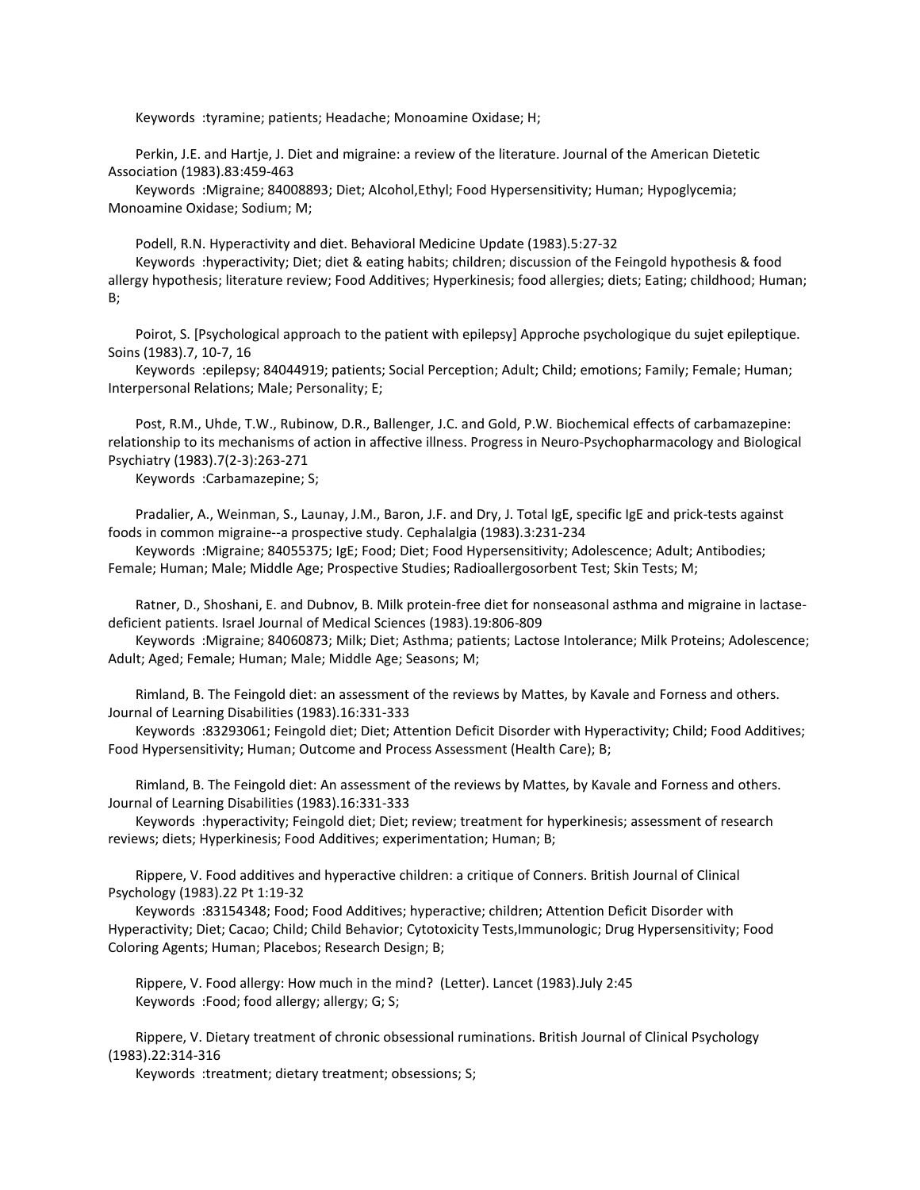Keywords :tyramine; patients; Headache; Monoamine Oxidase; H;

Perkin, J.E. and Hartje, J. Diet and migraine: a review of the literature. Journal of the American Dietetic Association (1983).83:459-463

Keywords :Migraine; 84008893; Diet; Alcohol,Ethyl; Food Hypersensitivity; Human; Hypoglycemia; Monoamine Oxidase; Sodium; M;

Podell, R.N. Hyperactivity and diet. Behavioral Medicine Update (1983).5:27-32

Keywords :hyperactivity; Diet; diet & eating habits; children; discussion of the Feingold hypothesis & food allergy hypothesis; literature review; Food Additives; Hyperkinesis; food allergies; diets; Eating; childhood; Human; B;

Poirot, S. [Psychological approach to the patient with epilepsy] Approche psychologique du sujet epileptique. Soins (1983).7, 10-7, 16

Keywords :epilepsy; 84044919; patients; Social Perception; Adult; Child; emotions; Family; Female; Human; Interpersonal Relations; Male; Personality; E;

Post, R.M., Uhde, T.W., Rubinow, D.R., Ballenger, J.C. and Gold, P.W. Biochemical effects of carbamazepine: relationship to its mechanisms of action in affective illness. Progress in Neuro-Psychopharmacology and Biological Psychiatry (1983).7(2-3):263-271

Keywords :Carbamazepine; S;

Pradalier, A., Weinman, S., Launay, J.M., Baron, J.F. and Dry, J. Total IgE, specific IgE and prick-tests against foods in common migraine--a prospective study. Cephalalgia (1983).3:231-234

Keywords :Migraine; 84055375; IgE; Food; Diet; Food Hypersensitivity; Adolescence; Adult; Antibodies; Female; Human; Male; Middle Age; Prospective Studies; Radioallergosorbent Test; Skin Tests; M;

Ratner, D., Shoshani, E. and Dubnov, B. Milk protein-free diet for nonseasonal asthma and migraine in lactase-deficient patients. Israel Journal of Medical Sciences (1983).19:806-809

Keywords :Migraine; 84060873; Milk; Diet; Asthma; patients; Lactose Intolerance; Milk Proteins; Adolescence; Adult; Aged; Female; Human; Male; Middle Age; Seasons; M;

Rimland, B. The Feingold diet: an assessment of the reviews by Mattes, by Kavale and Forness and others. Journal of Learning Disabilities (1983).16:331-333

Keywords :83293061; Feingold diet; Diet; Attention Deficit Disorder with Hyperactivity; Child; Food Additives; Food Hypersensitivity; Human; Outcome and Process Assessment (Health Care); B;

Rimland, B. The Feingold diet: An assessment of the reviews by Mattes, by Kavale and Forness and others. Journal of Learning Disabilities (1983).16:331-333

Keywords :hyperactivity; Feingold diet; Diet; review; treatment for hyperkinesis; assessment of research reviews; diets; Hyperkinesis; Food Additives; experimentation; Human; B;

Rippere, V. Food additives and hyperactive children: a critique of Conners. British Journal of Clinical Psychology (1983).22 Pt 1:19-32

Keywords :83154348; Food; Food Additives; hyperactive; children; Attention Deficit Disorder with Hyperactivity; Diet; Cacao; Child; Child Behavior; Cytotoxicity Tests,Immunologic; Drug Hypersensitivity; Food Coloring Agents; Human; Placebos; Research Design; B;

Rippere, V. Food allergy: How much in the mind? (Letter). Lancet (1983).July 2:45

Keywords :Food; food allergy; allergy; G; S;

Rippere, V. Dietary treatment of chronic obsessional ruminations. British Journal of Clinical Psychology (1983).22:314-316

Keywords :treatment; dietary treatment; obsessions; S;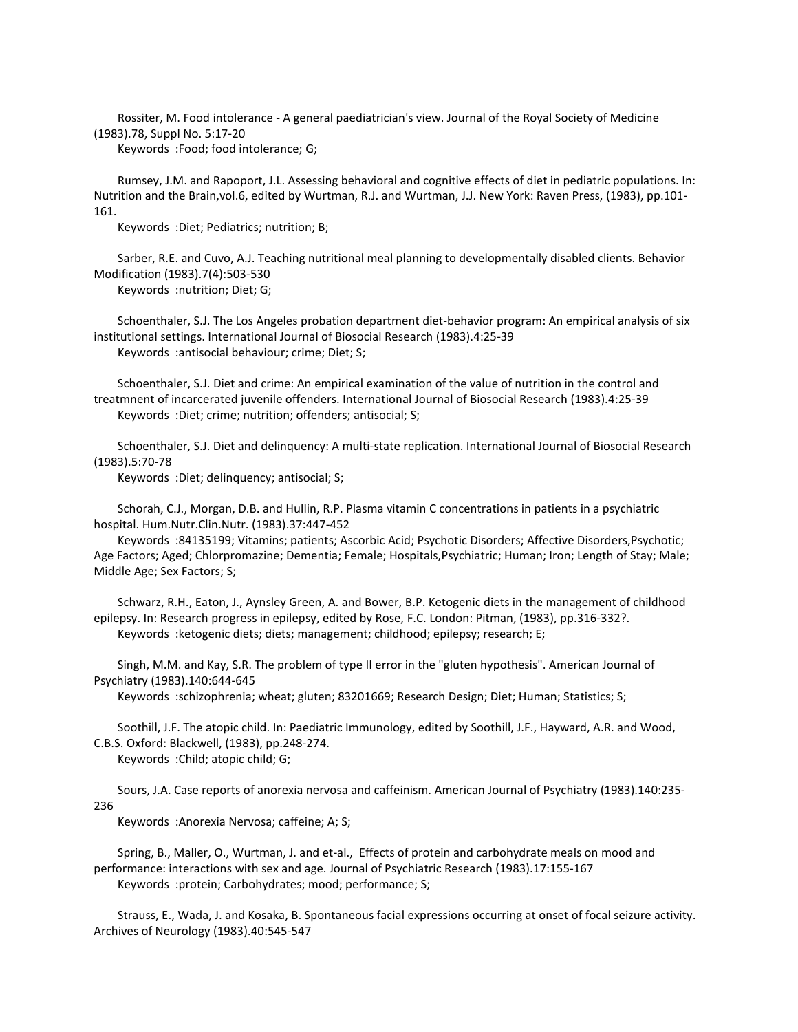Rossiter, M. Food intolerance - A general paediatrician's view. Journal of the Royal Society of Medicine (1983).78, Suppl No. 5:17-20
Keywords :Food; food intolerance; G;

Rumsey, J.M. and Rapoport, J.L. Assessing behavioral and cognitive effects of diet in pediatric populations. In: Nutrition and the Brain,vol.6, edited by Wurtman, R.J. and Wurtman, J.J. New York: Raven Press, (1983), pp.101-161.
Keywords :Diet; Pediatrics; nutrition; B;

Sarber, R.E. and Cuvo, A.J. Teaching nutritional meal planning to developmentally disabled clients. Behavior Modification (1983).7(4):503-530
Keywords :nutrition; Diet; G;

Schoenthaler, S.J. The Los Angeles probation department diet-behavior program: An empirical analysis of six institutional settings. International Journal of Biosocial Research (1983).4:25-39
Keywords :antisocial behaviour; crime; Diet; S;

Schoenthaler, S.J. Diet and crime: An empirical examination of the value of nutrition in the control and treatmnent of incarcerated juvenile offenders. International Journal of Biosocial Research (1983).4:25-39
Keywords :Diet; crime; nutrition; offenders; antisocial; S;

Schoenthaler, S.J. Diet and delinquency: A multi-state replication. International Journal of Biosocial Research (1983).5:70-78
Keywords :Diet; delinquency; antisocial; S;

Schorah, C.J., Morgan, D.B. and Hullin, R.P. Plasma vitamin C concentrations in patients in a psychiatric hospital. Hum.Nutr.Clin.Nutr. (1983).37:447-452
Keywords :84135199; Vitamins; patients; Ascorbic Acid; Psychotic Disorders; Affective Disorders,Psychotic; Age Factors; Aged; Chlorpromazine; Dementia; Female; Hospitals,Psychiatric; Human; Iron; Length of Stay; Male; Middle Age; Sex Factors; S;

Schwarz, R.H., Eaton, J., Aynsley Green, A. and Bower, B.P. Ketogenic diets in the management of childhood epilepsy. In: Research progress in epilepsy, edited by Rose, F.C. London: Pitman, (1983), pp.316-332?.
Keywords :ketogenic diets; diets; management; childhood; epilepsy; research; E;

Singh, M.M. and Kay, S.R. The problem of type II error in the "gluten hypothesis". American Journal of Psychiatry (1983).140:644-645
Keywords :schizophrenia; wheat; gluten; 83201669; Research Design; Diet; Human; Statistics; S;

Soothill, J.F. The atopic child. In: Paediatric Immunology, edited by Soothill, J.F., Hayward, A.R. and Wood, C.B.S. Oxford: Blackwell, (1983), pp.248-274.
Keywords :Child; atopic child; G;

Sours, J.A. Case reports of anorexia nervosa and caffeinism. American Journal of Psychiatry (1983).140:235-236
Keywords :Anorexia Nervosa; caffeine; A; S;

Spring, B., Maller, O., Wurtman, J. and et-al., Effects of protein and carbohydrate meals on mood and performance: interactions with sex and age. Journal of Psychiatric Research (1983).17:155-167
Keywords :protein; Carbohydrates; mood; performance; S;

Strauss, E., Wada, J. and Kosaka, B. Spontaneous facial expressions occurring at onset of focal seizure activity. Archives of Neurology (1983).40:545-547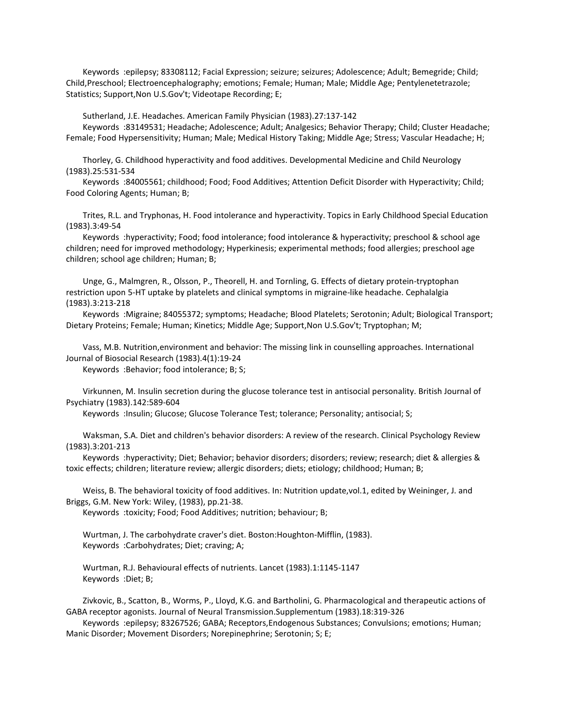Keywords :epilepsy; 83308112; Facial Expression; seizure; seizures; Adolescence; Adult; Bemegride; Child; Child,Preschool; Electroencephalography; emotions; Female; Human; Male; Middle Age; Pentylenetetrazole; Statistics; Support,Non U.S.Gov't; Videotape Recording; E;

Sutherland, J.E. Headaches. American Family Physician (1983).27:137-142
Keywords :83149531; Headache; Adolescence; Adult; Analgesics; Behavior Therapy; Child; Cluster Headache; Female; Food Hypersensitivity; Human; Male; Medical History Taking; Middle Age; Stress; Vascular Headache; H;

Thorley, G. Childhood hyperactivity and food additives. Developmental Medicine and Child Neurology (1983).25:531-534
Keywords :84005561; childhood; Food; Food Additives; Attention Deficit Disorder with Hyperactivity; Child; Food Coloring Agents; Human; B;

Trites, R.L. and Tryphonas, H. Food intolerance and hyperactivity. Topics in Early Childhood Special Education (1983).3:49-54
Keywords :hyperactivity; Food; food intolerance; food intolerance & hyperactivity; preschool & school age children; need for improved methodology; Hyperkinesis; experimental methods; food allergies; preschool age children; school age children; Human; B;

Unge, G., Malmgren, R., Olsson, P., Theorell, H. and Tornling, G. Effects of dietary protein-tryptophan restriction upon 5-HT uptake by platelets and clinical symptoms in migraine-like headache. Cephalalgia (1983).3:213-218
Keywords :Migraine; 84055372; symptoms; Headache; Blood Platelets; Serotonin; Adult; Biological Transport; Dietary Proteins; Female; Human; Kinetics; Middle Age; Support,Non U.S.Gov't; Tryptophan; M;

Vass, M.B. Nutrition,environment and behavior: The missing link in counselling approaches. International Journal of Biosocial Research (1983).4(1):19-24
Keywords :Behavior; food intolerance; B; S;

Virkunnen, M. Insulin secretion during the glucose tolerance test in antisocial personality. British Journal of Psychiatry (1983).142:589-604
Keywords :Insulin; Glucose; Glucose Tolerance Test; tolerance; Personality; antisocial; S;

Waksman, S.A. Diet and children's behavior disorders: A review of the research. Clinical Psychology Review (1983).3:201-213
Keywords :hyperactivity; Diet; Behavior; behavior disorders; disorders; review; research; diet & allergies & toxic effects; children; literature review; allergic disorders; diets; etiology; childhood; Human; B;

Weiss, B. The behavioral toxicity of food additives. In: Nutrition update,vol.1, edited by Weininger, J. and Briggs, G.M. New York: Wiley, (1983), pp.21-38.
Keywords :toxicity; Food; Food Additives; nutrition; behaviour; B;

Wurtman, J. The carbohydrate craver's diet. Boston:Houghton-Mifflin, (1983).
Keywords :Carbohydrates; Diet; craving; A;

Wurtman, R.J. Behavioural effects of nutrients. Lancet (1983).1:1145-1147
Keywords :Diet; B;

Zivkovic, B., Scatton, B., Worms, P., Lloyd, K.G. and Bartholini, G. Pharmacological and therapeutic actions of GABA receptor agonists. Journal of Neural Transmission.Supplementum (1983).18:319-326
Keywords :epilepsy; 83267526; GABA; Receptors,Endogenous Substances; Convulsions; emotions; Human; Manic Disorder; Movement Disorders; Norepinephrine; Serotonin; S; E;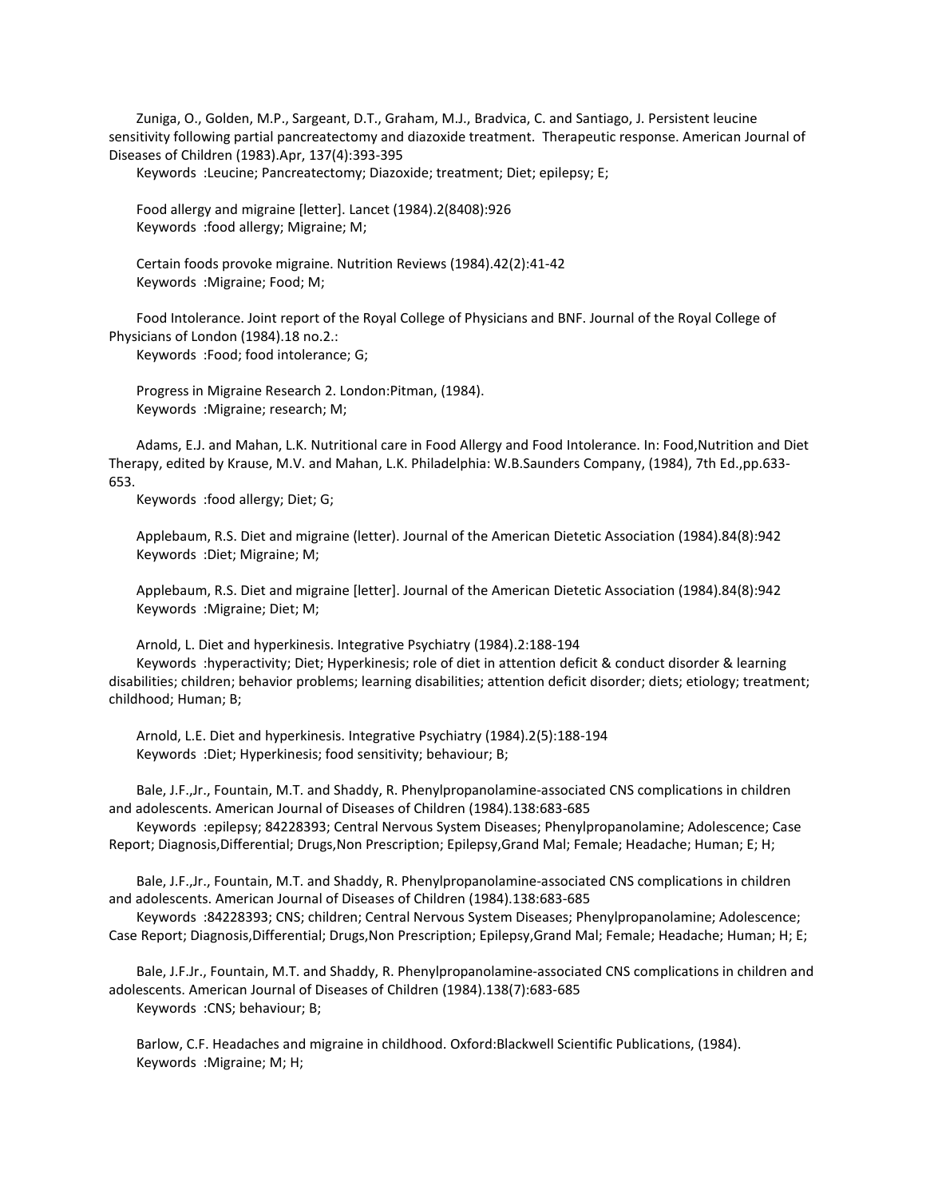Zuniga, O., Golden, M.P., Sargeant, D.T., Graham, M.J., Bradvica, C. and Santiago, J. Persistent leucine sensitivity following partial pancreatectomy and diazoxide treatment. Therapeutic response. American Journal of Diseases of Children (1983).Apr, 137(4):393-395

Keywords :Leucine; Pancreatectomy; Diazoxide; treatment; Diet; epilepsy; E;

Food allergy and migraine [letter]. Lancet (1984).2(8408):926

Keywords :food allergy; Migraine; M;

Certain foods provoke migraine. Nutrition Reviews (1984).42(2):41-42

Keywords :Migraine; Food; M;

Food Intolerance. Joint report of the Royal College of Physicians and BNF. Journal of the Royal College of Physicians of London (1984).18 no.2.:

Keywords :Food; food intolerance; G;

Progress in Migraine Research 2. London:Pitman, (1984).

Keywords :Migraine; research; M;

Adams, E.J. and Mahan, L.K. Nutritional care in Food Allergy and Food Intolerance. In: Food,Nutrition and Diet Therapy, edited by Krause, M.V. and Mahan, L.K. Philadelphia: W.B.Saunders Company, (1984), 7th Ed.,pp.633-653.

Keywords :food allergy; Diet; G;

Applebaum, R.S. Diet and migraine (letter). Journal of the American Dietetic Association (1984).84(8):942

Keywords :Diet; Migraine; M;

Applebaum, R.S. Diet and migraine [letter]. Journal of the American Dietetic Association (1984).84(8):942

Keywords :Migraine; Diet; M;

Arnold, L. Diet and hyperkinesis. Integrative Psychiatry (1984).2:188-194

Keywords :hyperactivity; Diet; Hyperkinesis; role of diet in attention deficit & conduct disorder & learning disabilities; children; behavior problems; learning disabilities; attention deficit disorder; diets; etiology; treatment; childhood; Human; B;

Arnold, L.E. Diet and hyperkinesis. Integrative Psychiatry (1984).2(5):188-194

Keywords :Diet; Hyperkinesis; food sensitivity; behaviour; B;

Bale, J.F.,Jr., Fountain, M.T. and Shaddy, R. Phenylpropanolamine-associated CNS complications in children and adolescents. American Journal of Diseases of Children (1984).138:683-685

Keywords :epilepsy; 84228393; Central Nervous System Diseases; Phenylpropanolamine; Adolescence; Case Report; Diagnosis,Differential; Drugs,Non Prescription; Epilepsy,Grand Mal; Female; Headache; Human; E; H;

Bale, J.F.,Jr., Fountain, M.T. and Shaddy, R. Phenylpropanolamine-associated CNS complications in children and adolescents. American Journal of Diseases of Children (1984).138:683-685

Keywords :84228393; CNS; children; Central Nervous System Diseases; Phenylpropanolamine; Adolescence; Case Report; Diagnosis,Differential; Drugs,Non Prescription; Epilepsy,Grand Mal; Female; Headache; Human; H; E;

Bale, J.F.Jr., Fountain, M.T. and Shaddy, R. Phenylpropanolamine-associated CNS complications in children and adolescents. American Journal of Diseases of Children (1984).138(7):683-685

Keywords :CNS; behaviour; B;

Barlow, C.F. Headaches and migraine in childhood. Oxford:Blackwell Scientific Publications, (1984).

Keywords :Migraine; M; H;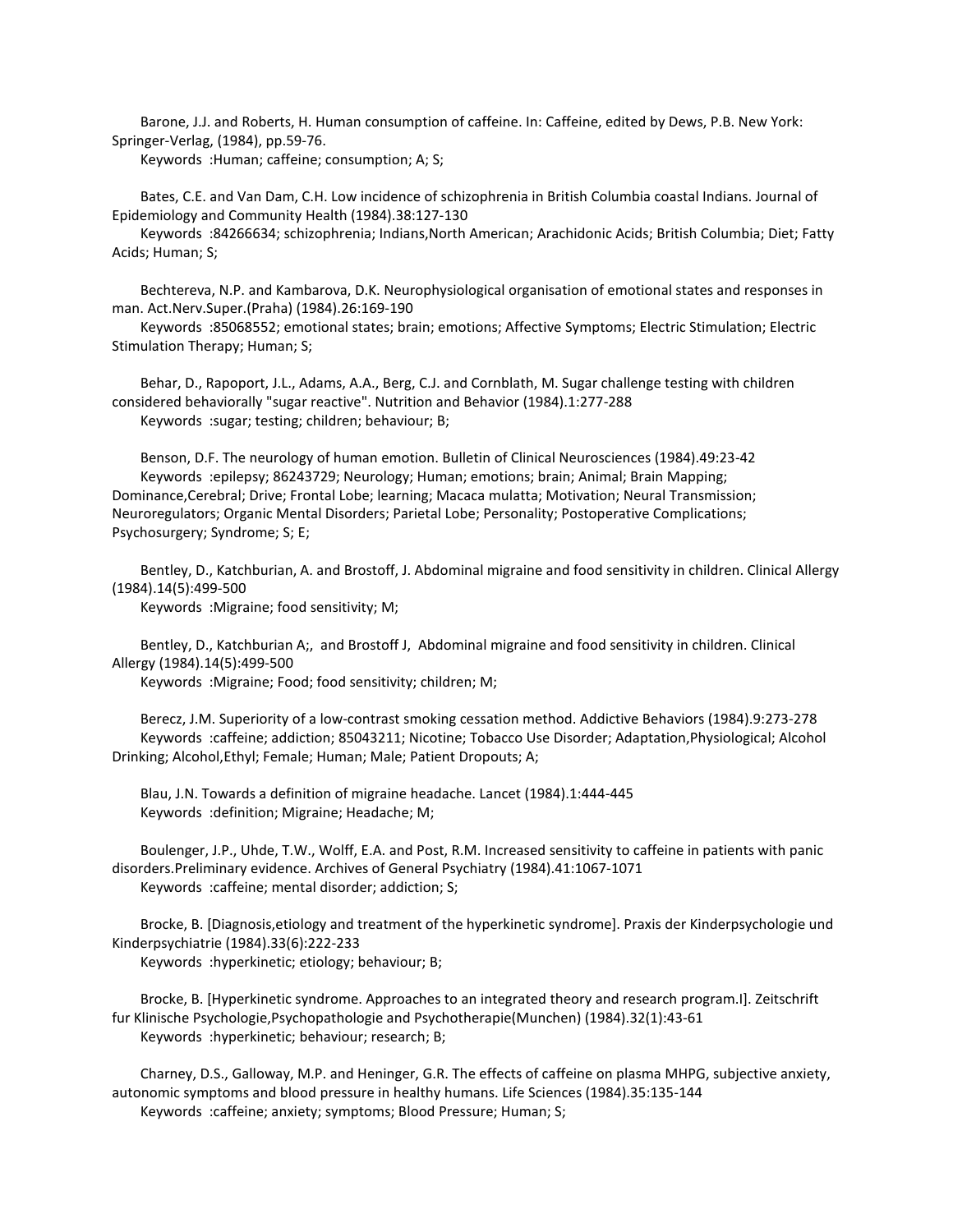Barone, J.J. and Roberts, H. Human consumption of caffeine. In: Caffeine, edited by Dews, P.B. New York: Springer-Verlag, (1984), pp.59-76.
Keywords :Human; caffeine; consumption; A; S;

Bates, C.E. and Van Dam, C.H. Low incidence of schizophrenia in British Columbia coastal Indians. Journal of Epidemiology and Community Health (1984).38:127-130
Keywords :84266634; schizophrenia; Indians,North American; Arachidonic Acids; British Columbia; Diet; Fatty Acids; Human; S;

Bechtereva, N.P. and Kambarova, D.K. Neurophysiological organisation of emotional states and responses in man. Act.Nerv.Super.(Praha) (1984).26:169-190
Keywords :85068552; emotional states; brain; emotions; Affective Symptoms; Electric Stimulation; Electric Stimulation Therapy; Human; S;

Behar, D., Rapoport, J.L., Adams, A.A., Berg, C.J. and Cornblath, M. Sugar challenge testing with children considered behaviorally "sugar reactive". Nutrition and Behavior (1984).1:277-288
Keywords :sugar; testing; children; behaviour; B;

Benson, D.F. The neurology of human emotion. Bulletin of Clinical Neurosciences (1984).49:23-42
Keywords :epilepsy; 86243729; Neurology; Human; emotions; brain; Animal; Brain Mapping; Dominance,Cerebral; Drive; Frontal Lobe; learning; Macaca mulatta; Motivation; Neural Transmission; Neuroregulators; Organic Mental Disorders; Parietal Lobe; Personality; Postoperative Complications; Psychosurgery; Syndrome; S; E;

Bentley, D., Katchburian, A. and Brostoff, J. Abdominal migraine and food sensitivity in children. Clinical Allergy (1984).14(5):499-500
Keywords :Migraine; food sensitivity; M;

Bentley, D., Katchburian A;, and Brostoff J, Abdominal migraine and food sensitivity in children. Clinical Allergy (1984).14(5):499-500
Keywords :Migraine; Food; food sensitivity; children; M;

Berecz, J.M. Superiority of a low-contrast smoking cessation method. Addictive Behaviors (1984).9:273-278
Keywords :caffeine; addiction; 85043211; Nicotine; Tobacco Use Disorder; Adaptation,Physiological; Alcohol Drinking; Alcohol,Ethyl; Female; Human; Male; Patient Dropouts; A;

Blau, J.N. Towards a definition of migraine headache. Lancet (1984).1:444-445
Keywords :definition; Migraine; Headache; M;

Boulenger, J.P., Uhde, T.W., Wolff, E.A. and Post, R.M. Increased sensitivity to caffeine in patients with panic disorders.Preliminary evidence. Archives of General Psychiatry (1984).41:1067-1071
Keywords :caffeine; mental disorder; addiction; S;

Brocke, B. [Diagnosis,etiology and treatment of the hyperkinetic syndrome]. Praxis der Kinderpsychologie und Kinderpsychiatrie (1984).33(6):222-233
Keywords :hyperkinetic; etiology; behaviour; B;

Brocke, B. [Hyperkinetic syndrome. Approaches to an integrated theory and research program.I]. Zeitschrift fur Klinische Psychologie,Psychopathologie and Psychotherapie(Munchen) (1984).32(1):43-61
Keywords :hyperkinetic; behaviour; research; B;

Charney, D.S., Galloway, M.P. and Heninger, G.R. The effects of caffeine on plasma MHPG, subjective anxiety, autonomic symptoms and blood pressure in healthy humans. Life Sciences (1984).35:135-144
Keywords :caffeine; anxiety; symptoms; Blood Pressure; Human; S;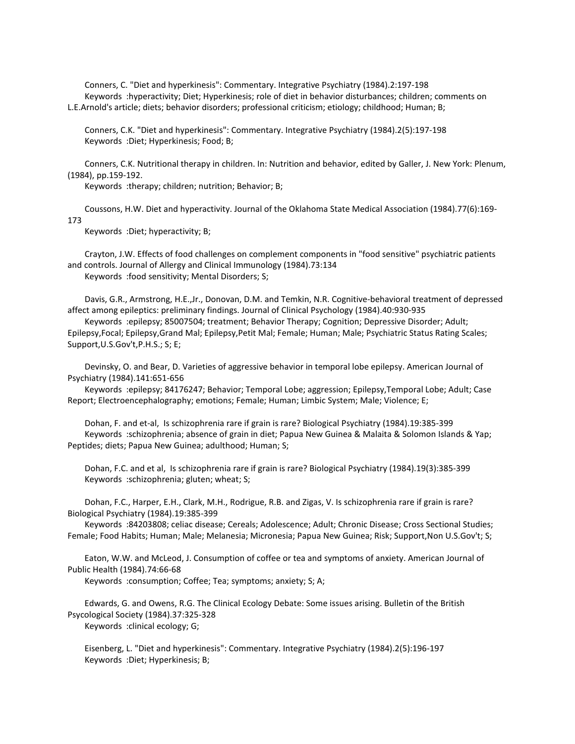Conners, C. "Diet and hyperkinesis": Commentary. Integrative Psychiatry (1984).2:197-198
Keywords :hyperactivity; Diet; Hyperkinesis; role of diet in behavior disturbances; children; comments on L.E.Arnold's article; diets; behavior disorders; professional criticism; etiology; childhood; Human; B;

Conners, C.K. "Diet and hyperkinesis": Commentary. Integrative Psychiatry (1984).2(5):197-198
Keywords :Diet; Hyperkinesis; Food; B;

Conners, C.K. Nutritional therapy in children. In: Nutrition and behavior, edited by Galler, J. New York: Plenum, (1984), pp.159-192.
Keywords :therapy; children; nutrition; Behavior; B;

Coussons, H.W. Diet and hyperactivity. Journal of the Oklahoma State Medical Association (1984).77(6):169-173
Keywords :Diet; hyperactivity; B;

Crayton, J.W. Effects of food challenges on complement components in "food sensitive" psychiatric patients and controls. Journal of Allergy and Clinical Immunology (1984).73:134
Keywords :food sensitivity; Mental Disorders; S;

Davis, G.R., Armstrong, H.E.,Jr., Donovan, D.M. and Temkin, N.R. Cognitive-behavioral treatment of depressed affect among epileptics: preliminary findings. Journal of Clinical Psychology (1984).40:930-935
Keywords :epilepsy; 85007504; treatment; Behavior Therapy; Cognition; Depressive Disorder; Adult; Epilepsy,Focal; Epilepsy,Grand Mal; Epilepsy,Petit Mal; Female; Human; Male; Psychiatric Status Rating Scales; Support,U.S.Gov't,P.H.S.; S; E;

Devinsky, O. and Bear, D. Varieties of aggressive behavior in temporal lobe epilepsy. American Journal of Psychiatry (1984).141:651-656
Keywords :epilepsy; 84176247; Behavior; Temporal Lobe; aggression; Epilepsy,Temporal Lobe; Adult; Case Report; Electroencephalography; emotions; Female; Human; Limbic System; Male; Violence; E;

Dohan, F. and et-al, Is schizophrenia rare if grain is rare? Biological Psychiatry (1984).19:385-399
Keywords :schizophrenia; absence of grain in diet; Papua New Guinea & Malaita & Solomon Islands & Yap; Peptides; diets; Papua New Guinea; adulthood; Human; S;

Dohan, F.C. and et al, Is schizophrenia rare if grain is rare? Biological Psychiatry (1984).19(3):385-399
Keywords :schizophrenia; gluten; wheat; S;

Dohan, F.C., Harper, E.H., Clark, M.H., Rodrigue, R.B. and Zigas, V. Is schizophrenia rare if grain is rare? Biological Psychiatry (1984).19:385-399
Keywords :84203808; celiac disease; Cereals; Adolescence; Adult; Chronic Disease; Cross Sectional Studies; Female; Food Habits; Human; Male; Melanesia; Micronesia; Papua New Guinea; Risk; Support,Non U.S.Gov't; S;

Eaton, W.W. and McLeod, J. Consumption of coffee or tea and symptoms of anxiety. American Journal of Public Health (1984).74:66-68
Keywords :consumption; Coffee; Tea; symptoms; anxiety; S; A;

Edwards, G. and Owens, R.G. The Clinical Ecology Debate: Some issues arising. Bulletin of the British Psycological Society (1984).37:325-328
Keywords :clinical ecology; G;

Eisenberg, L. "Diet and hyperkinesis": Commentary. Integrative Psychiatry (1984).2(5):196-197
Keywords :Diet; Hyperkinesis; B;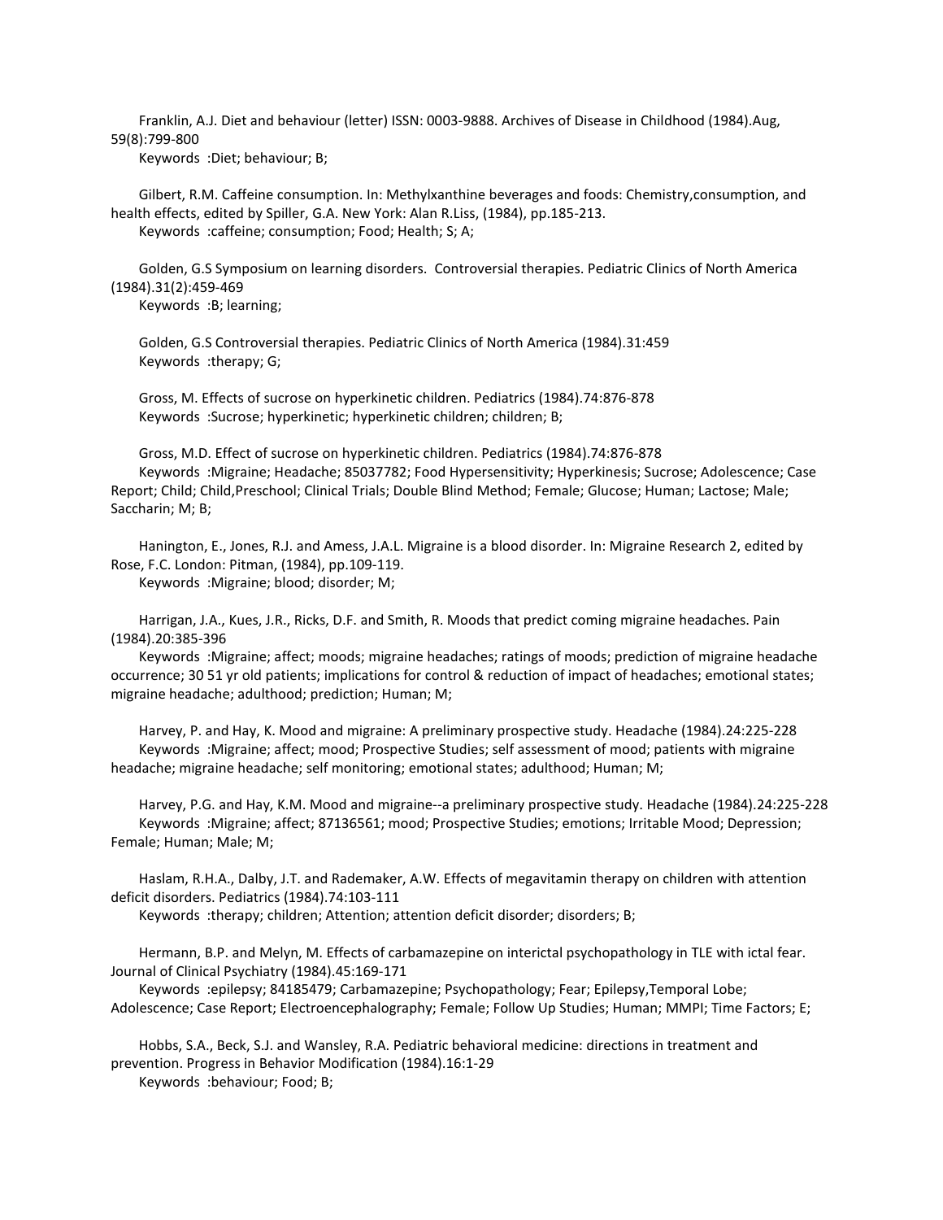Franklin, A.J. Diet and behaviour (letter) ISSN: 0003-9888. Archives of Disease in Childhood (1984).Aug, 59(8):799-800

Keywords :Diet; behaviour; B;

Gilbert, R.M. Caffeine consumption. In: Methylxanthine beverages and foods: Chemistry,consumption, and health effects, edited by Spiller, G.A. New York: Alan R.Liss, (1984), pp.185-213.

Keywords :caffeine; consumption; Food; Health; S; A;

Golden, G.S Symposium on learning disorders. Controversial therapies. Pediatric Clinics of North America (1984).31(2):459-469

Keywords :B; learning;

Golden, G.S Controversial therapies. Pediatric Clinics of North America (1984).31:459

Keywords :therapy; G;

Gross, M. Effects of sucrose on hyperkinetic children. Pediatrics (1984).74:876-878

Keywords :Sucrose; hyperkinetic; hyperkinetic children; children; B;

Gross, M.D. Effect of sucrose on hyperkinetic children. Pediatrics (1984).74:876-878

Keywords :Migraine; Headache; 85037782; Food Hypersensitivity; Hyperkinesis; Sucrose; Adolescence; Case Report; Child; Child,Preschool; Clinical Trials; Double Blind Method; Female; Glucose; Human; Lactose; Male; Saccharin; M; B;

Hanington, E., Jones, R.J. and Amess, J.A.L. Migraine is a blood disorder. In: Migraine Research 2, edited by Rose, F.C. London: Pitman, (1984), pp.109-119.

Keywords :Migraine; blood; disorder; M;

Harrigan, J.A., Kues, J.R., Ricks, D.F. and Smith, R. Moods that predict coming migraine headaches. Pain (1984).20:385-396

Keywords :Migraine; affect; moods; migraine headaches; ratings of moods; prediction of migraine headache occurrence; 30 51 yr old patients; implications for control & reduction of impact of headaches; emotional states; migraine headache; adulthood; prediction; Human; M;

Harvey, P. and Hay, K. Mood and migraine: A preliminary prospective study. Headache (1984).24:225-228

Keywords :Migraine; affect; mood; Prospective Studies; self assessment of mood; patients with migraine headache; migraine headache; self monitoring; emotional states; adulthood; Human; M;

Harvey, P.G. and Hay, K.M. Mood and migraine--a preliminary prospective study. Headache (1984).24:225-228

Keywords :Migraine; affect; 87136561; mood; Prospective Studies; emotions; Irritable Mood; Depression; Female; Human; Male; M;

Haslam, R.H.A., Dalby, J.T. and Rademaker, A.W. Effects of megavitamin therapy on children with attention deficit disorders. Pediatrics (1984).74:103-111

Keywords :therapy; children; Attention; attention deficit disorder; disorders; B;

Hermann, B.P. and Melyn, M. Effects of carbamazepine on interictal psychopathology in TLE with ictal fear. Journal of Clinical Psychiatry (1984).45:169-171

Keywords :epilepsy; 84185479; Carbamazepine; Psychopathology; Fear; Epilepsy,Temporal Lobe; Adolescence; Case Report; Electroencephalography; Female; Follow Up Studies; Human; MMPI; Time Factors; E;

Hobbs, S.A., Beck, S.J. and Wansley, R.A. Pediatric behavioral medicine: directions in treatment and prevention. Progress in Behavior Modification (1984).16:1-29

Keywords :behaviour; Food; B;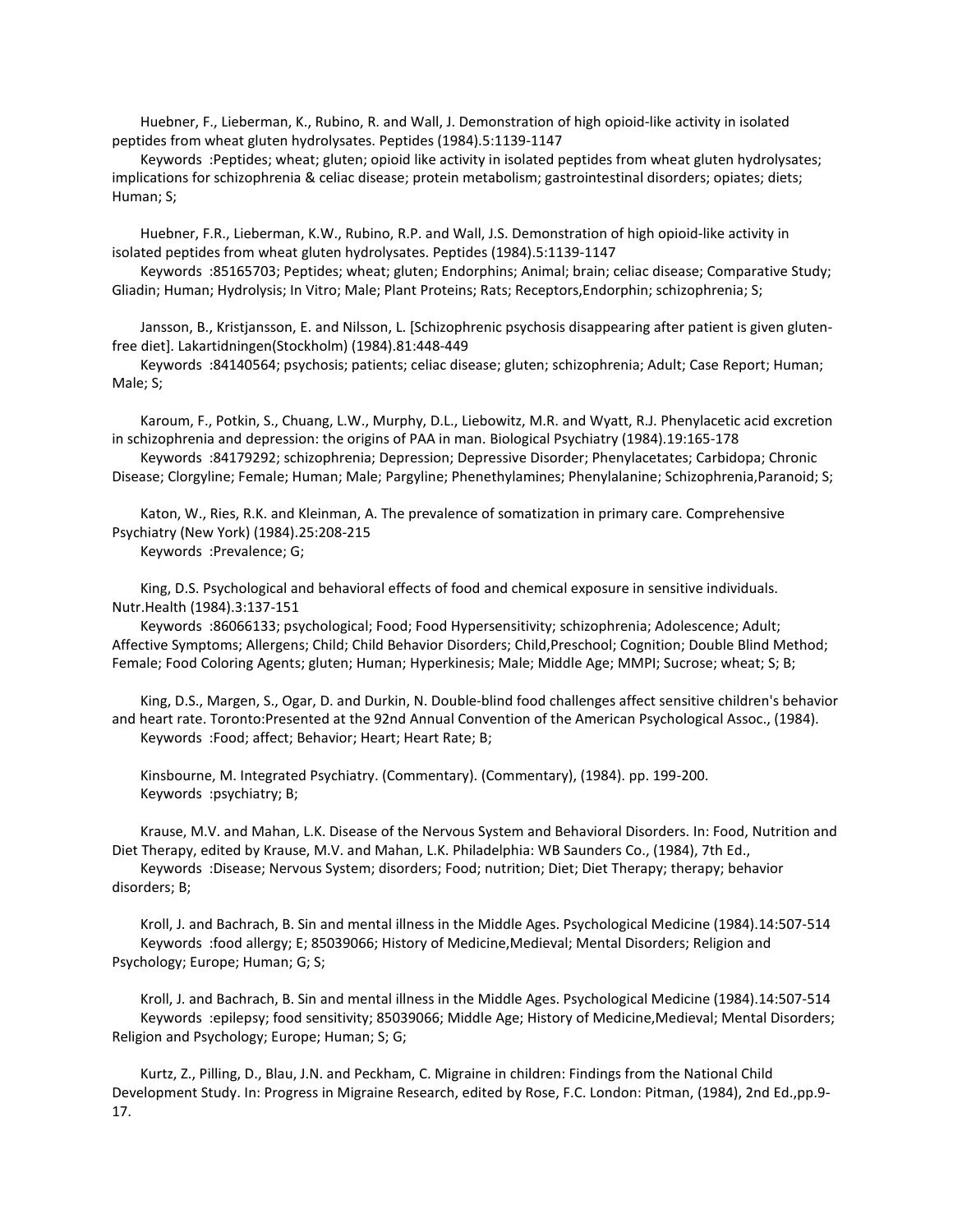Huebner, F., Lieberman, K., Rubino, R. and Wall, J. Demonstration of high opioid-like activity in isolated peptides from wheat gluten hydrolysates. Peptides (1984).5:1139-1147

Keywords :Peptides; wheat; gluten; opioid like activity in isolated peptides from wheat gluten hydrolysates; implications for schizophrenia & celiac disease; protein metabolism; gastrointestinal disorders; opiates; diets; Human; S;

Huebner, F.R., Lieberman, K.W., Rubino, R.P. and Wall, J.S. Demonstration of high opioid-like activity in isolated peptides from wheat gluten hydrolysates. Peptides (1984).5:1139-1147

Keywords :85165703; Peptides; wheat; gluten; Endorphins; Animal; brain; celiac disease; Comparative Study; Gliadin; Human; Hydrolysis; In Vitro; Male; Plant Proteins; Rats; Receptors,Endorphin; schizophrenia; S;

Jansson, B., Kristjansson, E. and Nilsson, L. [Schizophrenic psychosis disappearing after patient is given gluten-free diet]. Lakartidningen(Stockholm) (1984).81:448-449

Keywords :84140564; psychosis; patients; celiac disease; gluten; schizophrenia; Adult; Case Report; Human; Male; S;

Karoum, F., Potkin, S., Chuang, L.W., Murphy, D.L., Liebowitz, M.R. and Wyatt, R.J. Phenylacetic acid excretion in schizophrenia and depression: the origins of PAA in man. Biological Psychiatry (1984).19:165-178

Keywords :84179292; schizophrenia; Depression; Depressive Disorder; Phenylacetates; Carbidopa; Chronic Disease; Clorgyline; Female; Human; Male; Pargyline; Phenethylamines; Phenylalanine; Schizophrenia,Paranoid; S;

Katon, W., Ries, R.K. and Kleinman, A. The prevalence of somatization in primary care. Comprehensive Psychiatry (New York) (1984).25:208-215

Keywords :Prevalence; G;

King, D.S. Psychological and behavioral effects of food and chemical exposure in sensitive individuals. Nutr.Health (1984).3:137-151

Keywords :86066133; psychological; Food; Food Hypersensitivity; schizophrenia; Adolescence; Adult; Affective Symptoms; Allergens; Child; Child Behavior Disorders; Child,Preschool; Cognition; Double Blind Method; Female; Food Coloring Agents; gluten; Human; Hyperkinesis; Male; Middle Age; MMPI; Sucrose; wheat; S; B;

King, D.S., Margen, S., Ogar, D. and Durkin, N. Double-blind food challenges affect sensitive children's behavior and heart rate. Toronto:Presented at the 92nd Annual Convention of the American Psychological Assoc., (1984).

Keywords :Food; affect; Behavior; Heart; Heart Rate; B;

Kinsbourne, M. Integrated Psychiatry. (Commentary). (Commentary), (1984). pp. 199-200.

Keywords :psychiatry; B;

Krause, M.V. and Mahan, L.K. Disease of the Nervous System and Behavioral Disorders. In: Food, Nutrition and Diet Therapy, edited by Krause, M.V. and Mahan, L.K. Philadelphia: WB Saunders Co., (1984), 7th Ed.,

Keywords :Disease; Nervous System; disorders; Food; nutrition; Diet; Diet Therapy; therapy; behavior disorders; B;

Kroll, J. and Bachrach, B. Sin and mental illness in the Middle Ages. Psychological Medicine (1984).14:507-514

Keywords :food allergy; E; 85039066; History of Medicine,Medieval; Mental Disorders; Religion and Psychology; Europe; Human; G; S;

Kroll, J. and Bachrach, B. Sin and mental illness in the Middle Ages. Psychological Medicine (1984).14:507-514

Keywords :epilepsy; food sensitivity; 85039066; Middle Age; History of Medicine,Medieval; Mental Disorders; Religion and Psychology; Europe; Human; S; G;

Kurtz, Z., Pilling, D., Blau, J.N. and Peckham, C. Migraine in children: Findings from the National Child Development Study. In: Progress in Migraine Research, edited by Rose, F.C. London: Pitman, (1984), 2nd Ed.,pp.9-17.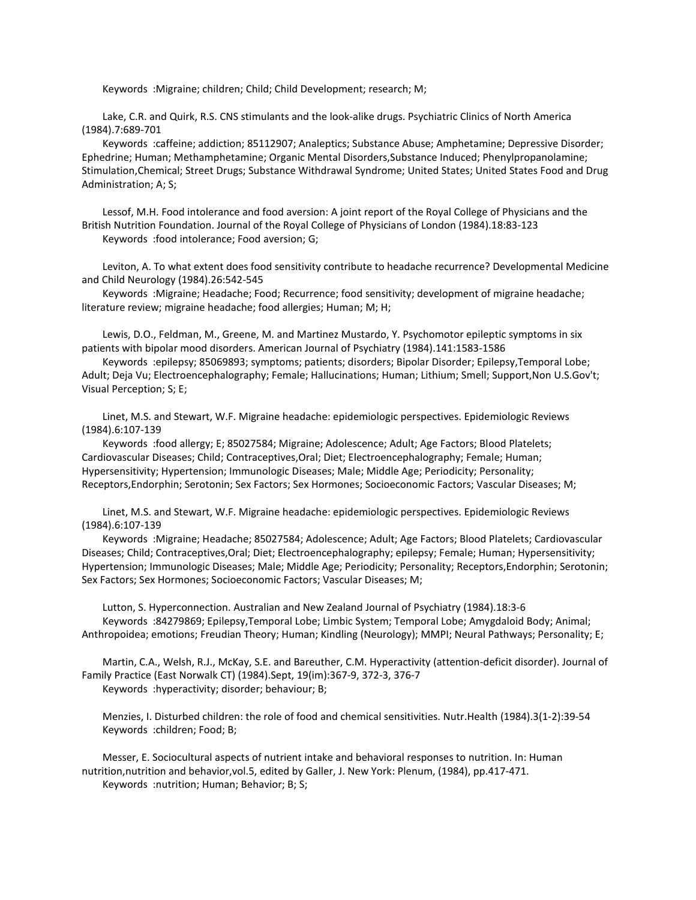Keywords :Migraine; children; Child; Child Development; research; M;

Lake, C.R. and Quirk, R.S. CNS stimulants and the look-alike drugs. Psychiatric Clinics of North America (1984).7:689-701

Keywords :caffeine; addiction; 85112907; Analeptics; Substance Abuse; Amphetamine; Depressive Disorder; Ephedrine; Human; Methamphetamine; Organic Mental Disorders,Substance Induced; Phenylpropanolamine; Stimulation,Chemical; Street Drugs; Substance Withdrawal Syndrome; United States; United States Food and Drug Administration; A; S;

Lessof, M.H. Food intolerance and food aversion: A joint report of the Royal College of Physicians and the British Nutrition Foundation. Journal of the Royal College of Physicians of London (1984).18:83-123

Keywords :food intolerance; Food aversion; G;

Leviton, A. To what extent does food sensitivity contribute to headache recurrence? Developmental Medicine and Child Neurology (1984).26:542-545

Keywords :Migraine; Headache; Food; Recurrence; food sensitivity; development of migraine headache; literature review; migraine headache; food allergies; Human; M; H;

Lewis, D.O., Feldman, M., Greene, M. and Martinez Mustardo, Y. Psychomotor epileptic symptoms in six patients with bipolar mood disorders. American Journal of Psychiatry (1984).141:1583-1586

Keywords :epilepsy; 85069893; symptoms; patients; disorders; Bipolar Disorder; Epilepsy,Temporal Lobe; Adult; Deja Vu; Electroencephalography; Female; Hallucinations; Human; Lithium; Smell; Support,Non U.S.Gov't; Visual Perception; S; E;

Linet, M.S. and Stewart, W.F. Migraine headache: epidemiologic perspectives. Epidemiologic Reviews (1984).6:107-139

Keywords :food allergy; E; 85027584; Migraine; Adolescence; Adult; Age Factors; Blood Platelets; Cardiovascular Diseases; Child; Contraceptives,Oral; Diet; Electroencephalography; Female; Human; Hypersensitivity; Hypertension; Immunologic Diseases; Male; Middle Age; Periodicity; Personality; Receptors,Endorphin; Serotonin; Sex Factors; Sex Hormones; Socioeconomic Factors; Vascular Diseases; M;

Linet, M.S. and Stewart, W.F. Migraine headache: epidemiologic perspectives. Epidemiologic Reviews (1984).6:107-139

Keywords :Migraine; Headache; 85027584; Adolescence; Adult; Age Factors; Blood Platelets; Cardiovascular Diseases; Child; Contraceptives,Oral; Diet; Electroencephalography; epilepsy; Female; Human; Hypersensitivity; Hypertension; Immunologic Diseases; Male; Middle Age; Periodicity; Personality; Receptors,Endorphin; Serotonin; Sex Factors; Sex Hormones; Socioeconomic Factors; Vascular Diseases; M;

Lutton, S. Hyperconnection. Australian and New Zealand Journal of Psychiatry (1984).18:3-6

Keywords :84279869; Epilepsy,Temporal Lobe; Limbic System; Temporal Lobe; Amygdaloid Body; Animal; Anthropoidea; emotions; Freudian Theory; Human; Kindling (Neurology); MMPI; Neural Pathways; Personality; E;

Martin, C.A., Welsh, R.J., McKay, S.E. and Bareuther, C.M. Hyperactivity (attention-deficit disorder). Journal of Family Practice (East Norwalk CT) (1984).Sept, 19(im):367-9, 372-3, 376-7

Keywords :hyperactivity; disorder; behaviour; B;

Menzies, I. Disturbed children: the role of food and chemical sensitivities. Nutr.Health (1984).3(1-2):39-54

Keywords :children; Food; B;

Messer, E. Sociocultural aspects of nutrient intake and behavioral responses to nutrition. In: Human nutrition,nutrition and behavior,vol.5, edited by Galler, J. New York: Plenum, (1984), pp.417-471.

Keywords :nutrition; Human; Behavior; B; S;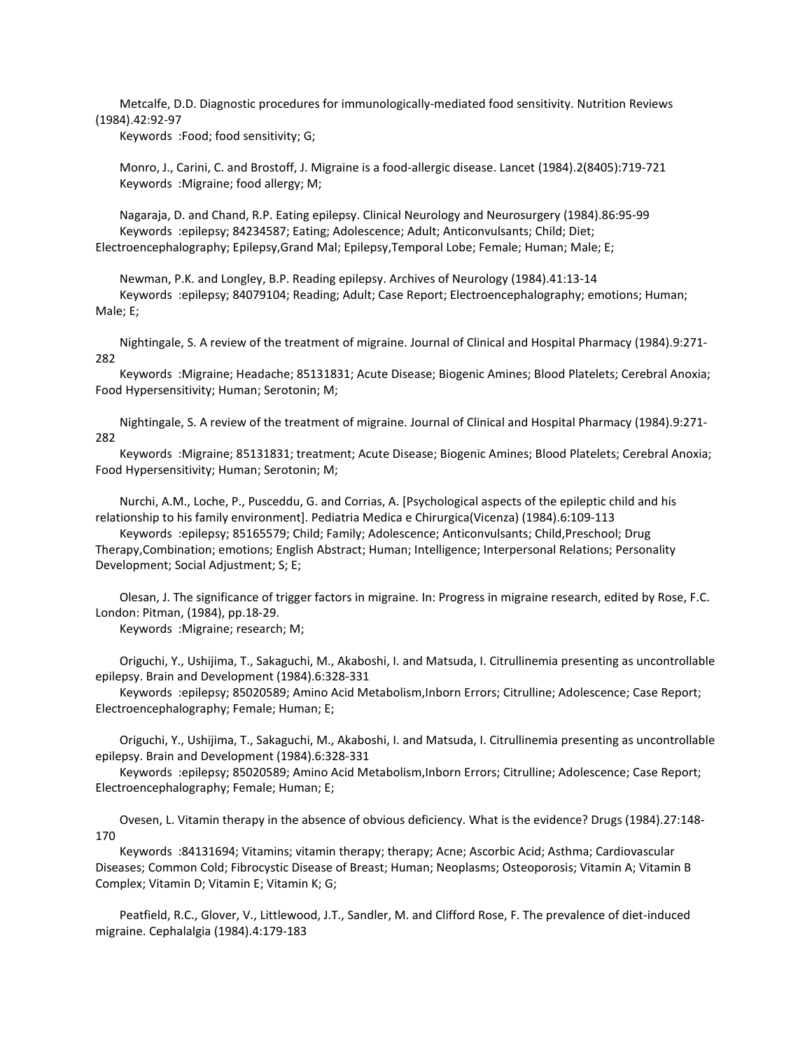Metcalfe, D.D. Diagnostic procedures for immunologically-mediated food sensitivity. Nutrition Reviews (1984).42:92-97

Keywords :Food; food sensitivity; G;

Monro, J., Carini, C. and Brostoff, J. Migraine is a food-allergic disease. Lancet (1984).2(8405):719-721

Keywords :Migraine; food allergy; M;

Nagaraja, D. and Chand, R.P. Eating epilepsy. Clinical Neurology and Neurosurgery (1984).86:95-99

Keywords :epilepsy; 84234587; Eating; Adolescence; Adult; Anticonvulsants; Child; Diet; Electroencephalography; Epilepsy,Grand Mal; Epilepsy,Temporal Lobe; Female; Human; Male; E;

Newman, P.K. and Longley, B.P. Reading epilepsy. Archives of Neurology (1984).41:13-14

Keywords :epilepsy; 84079104; Reading; Adult; Case Report; Electroencephalography; emotions; Human; Male; E;

Nightingale, S. A review of the treatment of migraine. Journal of Clinical and Hospital Pharmacy (1984).9:271-282

Keywords :Migraine; Headache; 85131831; Acute Disease; Biogenic Amines; Blood Platelets; Cerebral Anoxia; Food Hypersensitivity; Human; Serotonin; M;

Nightingale, S. A review of the treatment of migraine. Journal of Clinical and Hospital Pharmacy (1984).9:271-282

Keywords :Migraine; 85131831; treatment; Acute Disease; Biogenic Amines; Blood Platelets; Cerebral Anoxia; Food Hypersensitivity; Human; Serotonin; M;

Nurchi, A.M., Loche, P., Pusceddu, G. and Corrias, A. [Psychological aspects of the epileptic child and his relationship to his family environment]. Pediatria Medica e Chirurgica(Vicenza) (1984).6:109-113

Keywords :epilepsy; 85165579; Child; Family; Adolescence; Anticonvulsants; Child,Preschool; Drug Therapy,Combination; emotions; English Abstract; Human; Intelligence; Interpersonal Relations; Personality Development; Social Adjustment; S; E;

Olesan, J. The significance of trigger factors in migraine. In: Progress in migraine research, edited by Rose, F.C. London: Pitman, (1984), pp.18-29.

Keywords :Migraine; research; M;

Origuchi, Y., Ushijima, T., Sakaguchi, M., Akaboshi, I. and Matsuda, I. Citrullinemia presenting as uncontrollable epilepsy. Brain and Development (1984).6:328-331

Keywords :epilepsy; 85020589; Amino Acid Metabolism,Inborn Errors; Citrulline; Adolescence; Case Report; Electroencephalography; Female; Human; E;

Origuchi, Y., Ushijima, T., Sakaguchi, M., Akaboshi, I. and Matsuda, I. Citrullinemia presenting as uncontrollable epilepsy. Brain and Development (1984).6:328-331

Keywords :epilepsy; 85020589; Amino Acid Metabolism,Inborn Errors; Citrulline; Adolescence; Case Report; Electroencephalography; Female; Human; E;

Ovesen, L. Vitamin therapy in the absence of obvious deficiency. What is the evidence? Drugs (1984).27:148-170

Keywords :84131694; Vitamins; vitamin therapy; therapy; Acne; Ascorbic Acid; Asthma; Cardiovascular Diseases; Common Cold; Fibrocystic Disease of Breast; Human; Neoplasms; Osteoporosis; Vitamin A; Vitamin B Complex; Vitamin D; Vitamin E; Vitamin K; G;

Peatfield, R.C., Glover, V., Littlewood, J.T., Sandler, M. and Clifford Rose, F. The prevalence of diet-induced migraine. Cephalalgia (1984).4:179-183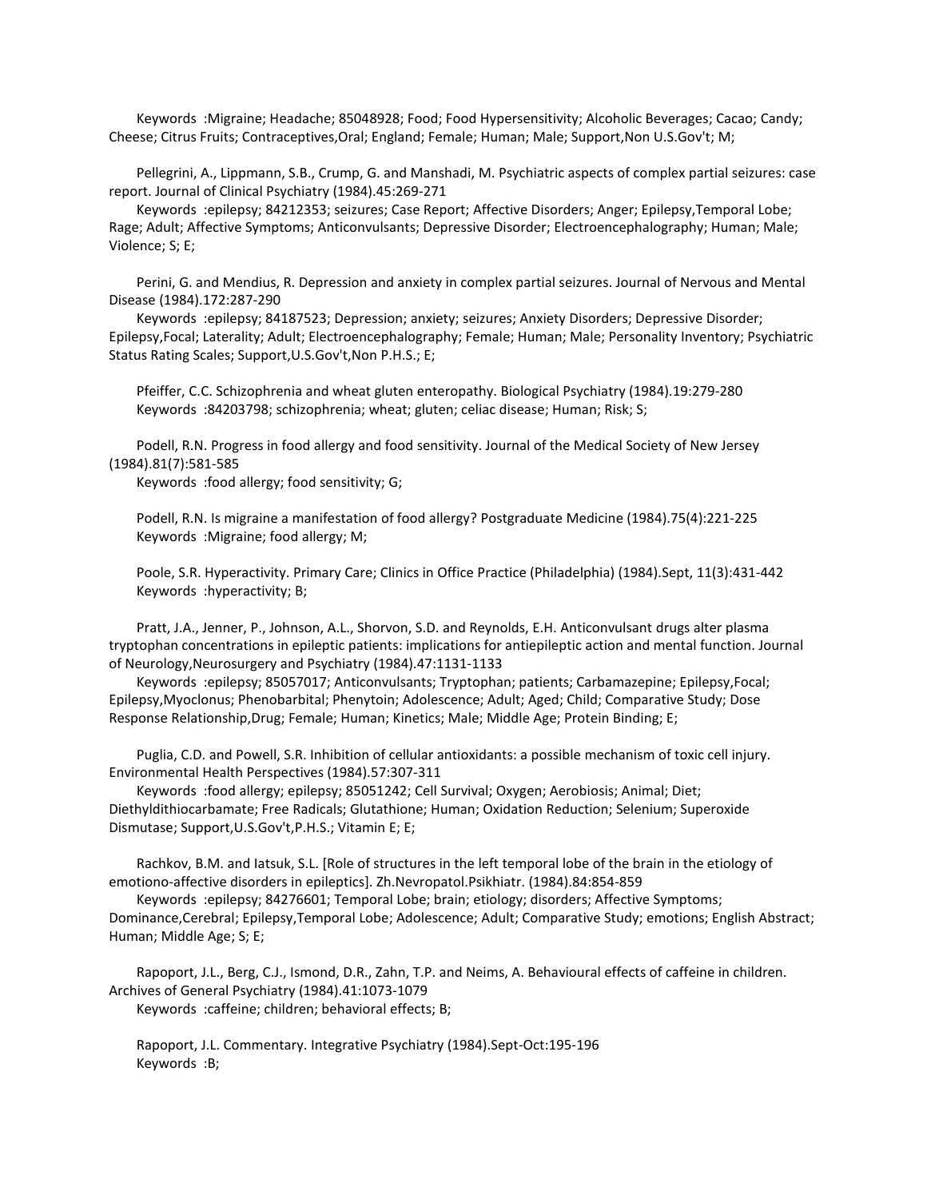Keywords :Migraine; Headache; 85048928; Food; Food Hypersensitivity; Alcoholic Beverages; Cacao; Candy; Cheese; Citrus Fruits; Contraceptives,Oral; England; Female; Human; Male; Support,Non U.S.Gov't; M;

Pellegrini, A., Lippmann, S.B., Crump, G. and Manshadi, M. Psychiatric aspects of complex partial seizures: case report. Journal of Clinical Psychiatry (1984).45:269-271

Keywords :epilepsy; 84212353; seizures; Case Report; Affective Disorders; Anger; Epilepsy,Temporal Lobe; Rage; Adult; Affective Symptoms; Anticonvulsants; Depressive Disorder; Electroencephalography; Human; Male; Violence; S; E;

Perini, G. and Mendius, R. Depression and anxiety in complex partial seizures. Journal of Nervous and Mental Disease (1984).172:287-290

Keywords :epilepsy; 84187523; Depression; anxiety; seizures; Anxiety Disorders; Depressive Disorder; Epilepsy,Focal; Laterality; Adult; Electroencephalography; Female; Human; Male; Personality Inventory; Psychiatric Status Rating Scales; Support,U.S.Gov't,Non P.H.S.; E;

Pfeiffer, C.C. Schizophrenia and wheat gluten enteropathy. Biological Psychiatry (1984).19:279-280

Keywords :84203798; schizophrenia; wheat; gluten; celiac disease; Human; Risk; S;

Podell, R.N. Progress in food allergy and food sensitivity. Journal of the Medical Society of New Jersey (1984).81(7):581-585

Keywords :food allergy; food sensitivity; G;

Podell, R.N. Is migraine a manifestation of food allergy? Postgraduate Medicine (1984).75(4):221-225

Keywords :Migraine; food allergy; M;

Poole, S.R. Hyperactivity. Primary Care; Clinics in Office Practice (Philadelphia) (1984).Sept, 11(3):431-442

Keywords :hyperactivity; B;

Pratt, J.A., Jenner, P., Johnson, A.L., Shorvon, S.D. and Reynolds, E.H. Anticonvulsant drugs alter plasma tryptophan concentrations in epileptic patients: implications for antiepileptic action and mental function. Journal of Neurology,Neurosurgery and Psychiatry (1984).47:1131-1133

Keywords :epilepsy; 85057017; Anticonvulsants; Tryptophan; patients; Carbamazepine; Epilepsy,Focal; Epilepsy,Myoclonus; Phenobarbital; Phenytoin; Adolescence; Adult; Aged; Child; Comparative Study; Dose Response Relationship,Drug; Female; Human; Kinetics; Male; Middle Age; Protein Binding; E;

Puglia, C.D. and Powell, S.R. Inhibition of cellular antioxidants: a possible mechanism of toxic cell injury. Environmental Health Perspectives (1984).57:307-311

Keywords :food allergy; epilepsy; 85051242; Cell Survival; Oxygen; Aerobiosis; Animal; Diet; Diethyldithiocarbamate; Free Radicals; Glutathione; Human; Oxidation Reduction; Selenium; Superoxide Dismutase; Support,U.S.Gov't,P.H.S.; Vitamin E; E;

Rachkov, B.M. and Iatsuk, S.L. [Role of structures in the left temporal lobe of the brain in the etiology of emotiono-affective disorders in epileptics]. Zh.Nevropatol.Psikhiatr. (1984).84:854-859

Keywords :epilepsy; 84276601; Temporal Lobe; brain; etiology; disorders; Affective Symptoms; Dominance,Cerebral; Epilepsy,Temporal Lobe; Adolescence; Adult; Comparative Study; emotions; English Abstract; Human; Middle Age; S; E;

Rapoport, J.L., Berg, C.J., Ismond, D.R., Zahn, T.P. and Neims, A. Behavioural effects of caffeine in children. Archives of General Psychiatry (1984).41:1073-1079

Keywords :caffeine; children; behavioral effects; B;

Rapoport, J.L. Commentary. Integrative Psychiatry (1984).Sept-Oct:195-196

Keywords :B;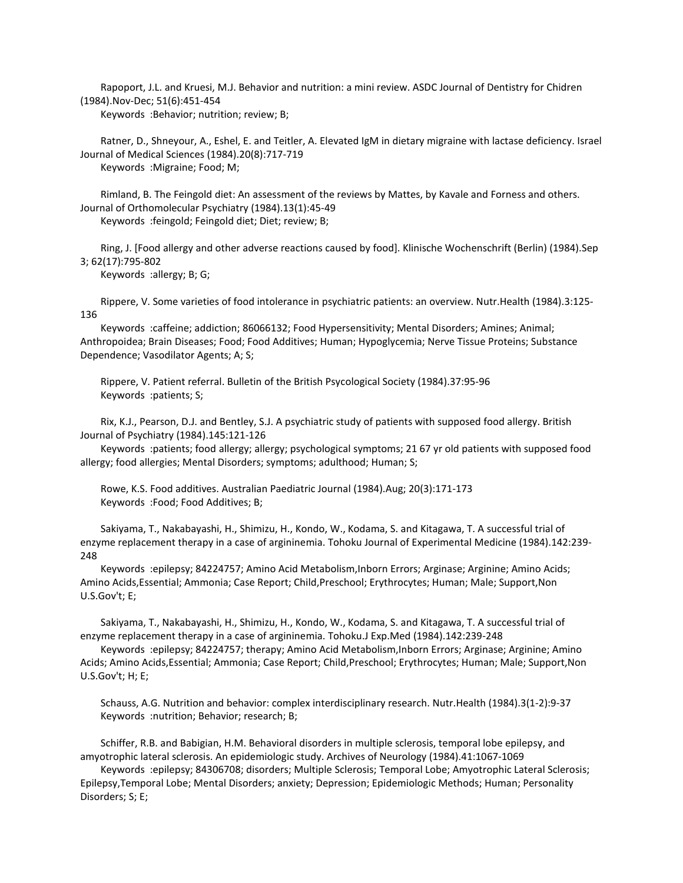Rapoport, J.L. and Kruesi, M.J. Behavior and nutrition: a mini review. ASDC Journal of Dentistry for Chidren (1984).Nov-Dec; 51(6):451-454

Keywords :Behavior; nutrition; review; B;

Ratner, D., Shneyour, A., Eshel, E. and Teitler, A. Elevated IgM in dietary migraine with lactase deficiency. Israel Journal of Medical Sciences (1984).20(8):717-719

Keywords :Migraine; Food; M;

Rimland, B. The Feingold diet: An assessment of the reviews by Mattes, by Kavale and Forness and others. Journal of Orthomolecular Psychiatry (1984).13(1):45-49

Keywords :feingold; Feingold diet; Diet; review; B;

Ring, J. [Food allergy and other adverse reactions caused by food]. Klinische Wochenschrift (Berlin) (1984).Sep 3; 62(17):795-802

Keywords :allergy; B; G;

Rippere, V. Some varieties of food intolerance in psychiatric patients: an overview. Nutr.Health (1984).3:125-136

Keywords :caffeine; addiction; 86066132; Food Hypersensitivity; Mental Disorders; Amines; Animal; Anthropoidea; Brain Diseases; Food; Food Additives; Human; Hypoglycemia; Nerve Tissue Proteins; Substance Dependence; Vasodilator Agents; A; S;

Rippere, V. Patient referral. Bulletin of the British Psycological Society (1984).37:95-96

Keywords :patients; S;

Rix, K.J., Pearson, D.J. and Bentley, S.J. A psychiatric study of patients with supposed food allergy. British Journal of Psychiatry (1984).145:121-126

Keywords :patients; food allergy; allergy; psychological symptoms; 21 67 yr old patients with supposed food allergy; food allergies; Mental Disorders; symptoms; adulthood; Human; S;

Rowe, K.S. Food additives. Australian Paediatric Journal (1984).Aug; 20(3):171-173

Keywords :Food; Food Additives; B;

Sakiyama, T., Nakabayashi, H., Shimizu, H., Kondo, W., Kodama, S. and Kitagawa, T. A successful trial of enzyme replacement therapy in a case of argininemia. Tohoku Journal of Experimental Medicine (1984).142:239-248

Keywords :epilepsy; 84224757; Amino Acid Metabolism,Inborn Errors; Arginase; Arginine; Amino Acids; Amino Acids,Essential; Ammonia; Case Report; Child,Preschool; Erythrocytes; Human; Male; Support,Non U.S.Gov't; E;

Sakiyama, T., Nakabayashi, H., Shimizu, H., Kondo, W., Kodama, S. and Kitagawa, T. A successful trial of enzyme replacement therapy in a case of argininemia. Tohoku.J Exp.Med (1984).142:239-248

Keywords :epilepsy; 84224757; therapy; Amino Acid Metabolism,Inborn Errors; Arginase; Arginine; Amino Acids; Amino Acids,Essential; Ammonia; Case Report; Child,Preschool; Erythrocytes; Human; Male; Support,Non U.S.Gov't; H; E;

Schauss, A.G. Nutrition and behavior: complex interdisciplinary research. Nutr.Health (1984).3(1-2):9-37

Keywords :nutrition; Behavior; research; B;

Schiffer, R.B. and Babigian, H.M. Behavioral disorders in multiple sclerosis, temporal lobe epilepsy, and amyotrophic lateral sclerosis. An epidemiologic study. Archives of Neurology (1984).41:1067-1069

Keywords :epilepsy; 84306708; disorders; Multiple Sclerosis; Temporal Lobe; Amyotrophic Lateral Sclerosis; Epilepsy,Temporal Lobe; Mental Disorders; anxiety; Depression; Epidemiologic Methods; Human; Personality Disorders; S; E;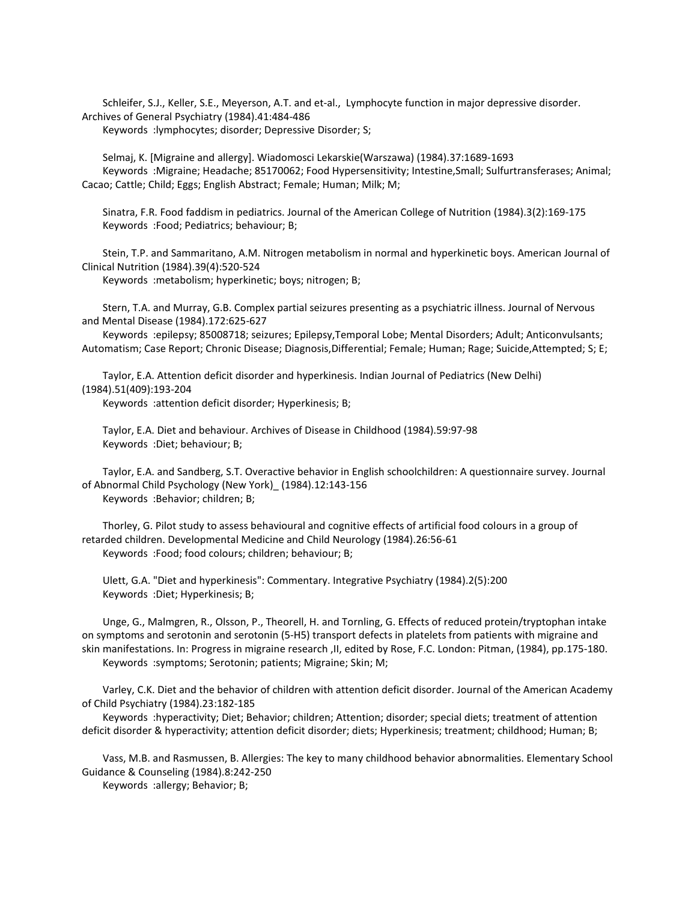Schleifer, S.J., Keller, S.E., Meyerson, A.T. and et-al., Lymphocyte function in major depressive disorder. Archives of General Psychiatry (1984).41:484-486
Keywords :lymphocytes; disorder; Depressive Disorder; S;

Selmaj, K. [Migraine and allergy]. Wiadomosci Lekarskie(Warszawa) (1984).37:1689-1693
Keywords :Migraine; Headache; 85170062; Food Hypersensitivity; Intestine,Small; Sulfurtransferases; Animal; Cacao; Cattle; Child; Eggs; English Abstract; Female; Human; Milk; M;

Sinatra, F.R. Food faddism in pediatrics. Journal of the American College of Nutrition (1984).3(2):169-175
Keywords :Food; Pediatrics; behaviour; B;

Stein, T.P. and Sammaritano, A.M. Nitrogen metabolism in normal and hyperkinetic boys. American Journal of Clinical Nutrition (1984).39(4):520-524
Keywords :metabolism; hyperkinetic; boys; nitrogen; B;

Stern, T.A. and Murray, G.B. Complex partial seizures presenting as a psychiatric illness. Journal of Nervous and Mental Disease (1984).172:625-627
Keywords :epilepsy; 85008718; seizures; Epilepsy,Temporal Lobe; Mental Disorders; Adult; Anticonvulsants; Automatism; Case Report; Chronic Disease; Diagnosis,Differential; Female; Human; Rage; Suicide,Attempted; S; E;

Taylor, E.A. Attention deficit disorder and hyperkinesis. Indian Journal of Pediatrics (New Delhi) (1984).51(409):193-204
Keywords :attention deficit disorder; Hyperkinesis; B;

Taylor, E.A. Diet and behaviour. Archives of Disease in Childhood (1984).59:97-98
Keywords :Diet; behaviour; B;

Taylor, E.A. and Sandberg, S.T. Overactive behavior in English schoolchildren: A questionnaire survey. Journal of Abnormal Child Psychology (New York)_ (1984).12:143-156
Keywords :Behavior; children; B;

Thorley, G. Pilot study to assess behavioural and cognitive effects of artificial food colours in a group of retarded children. Developmental Medicine and Child Neurology (1984).26:56-61
Keywords :Food; food colours; children; behaviour; B;

Ulett, G.A. "Diet and hyperkinesis": Commentary. Integrative Psychiatry (1984).2(5):200
Keywords :Diet; Hyperkinesis; B;

Unge, G., Malmgren, R., Olsson, P., Theorell, H. and Tornling, G. Effects of reduced protein/tryptophan intake on symptoms and serotonin and serotonin (5-H5) transport defects in platelets from patients with migraine and skin manifestations. In: Progress in migraine research ,II, edited by Rose, F.C. London: Pitman, (1984), pp.175-180.
Keywords :symptoms; Serotonin; patients; Migraine; Skin; M;

Varley, C.K. Diet and the behavior of children with attention deficit disorder. Journal of the American Academy of Child Psychiatry (1984).23:182-185
Keywords :hyperactivity; Diet; Behavior; children; Attention; disorder; special diets; treatment of attention deficit disorder & hyperactivity; attention deficit disorder; diets; Hyperkinesis; treatment; childhood; Human; B;

Vass, M.B. and Rasmussen, B. Allergies: The key to many childhood behavior abnormalities. Elementary School Guidance & Counseling (1984).8:242-250
Keywords :allergy; Behavior; B;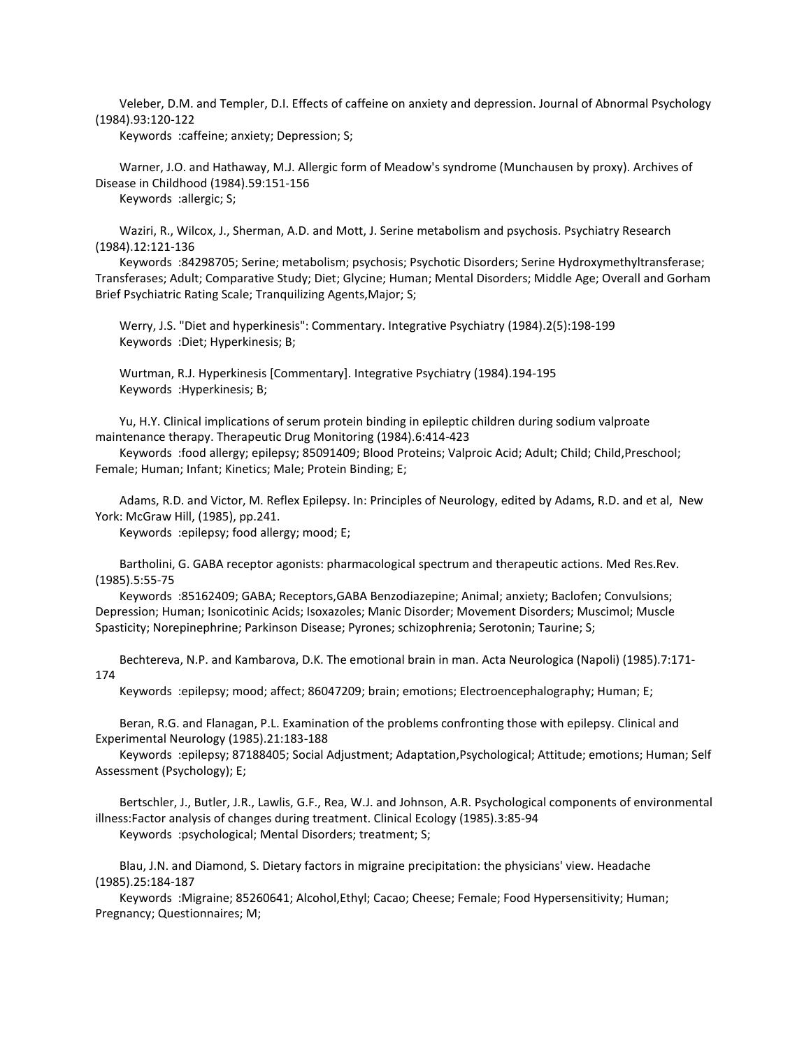Veleber, D.M. and Templer, D.I. Effects of caffeine on anxiety and depression. Journal of Abnormal Psychology (1984).93:120-122

Keywords :caffeine; anxiety; Depression; S;

Warner, J.O. and Hathaway, M.J. Allergic form of Meadow's syndrome (Munchausen by proxy). Archives of Disease in Childhood (1984).59:151-156

Keywords :allergic; S;

Waziri, R., Wilcox, J., Sherman, A.D. and Mott, J. Serine metabolism and psychosis. Psychiatry Research (1984).12:121-136

Keywords :84298705; Serine; metabolism; psychosis; Psychotic Disorders; Serine Hydroxymethyltransferase; Transferases; Adult; Comparative Study; Diet; Glycine; Human; Mental Disorders; Middle Age; Overall and Gorham Brief Psychiatric Rating Scale; Tranquilizing Agents,Major; S;

Werry, J.S. "Diet and hyperkinesis": Commentary. Integrative Psychiatry (1984).2(5):198-199

Keywords :Diet; Hyperkinesis; B;

Wurtman, R.J. Hyperkinesis [Commentary]. Integrative Psychiatry (1984).194-195

Keywords :Hyperkinesis; B;

Yu, H.Y. Clinical implications of serum protein binding in epileptic children during sodium valproate maintenance therapy. Therapeutic Drug Monitoring (1984).6:414-423

Keywords :food allergy; epilepsy; 85091409; Blood Proteins; Valproic Acid; Adult; Child; Child,Preschool; Female; Human; Infant; Kinetics; Male; Protein Binding; E;

Adams, R.D. and Victor, M. Reflex Epilepsy. In: Principles of Neurology, edited by Adams, R.D. and et al, New York: McGraw Hill, (1985), pp.241.

Keywords :epilepsy; food allergy; mood; E;

Bartholini, G. GABA receptor agonists: pharmacological spectrum and therapeutic actions. Med Res.Rev. (1985).5:55-75

Keywords :85162409; GABA; Receptors,GABA Benzodiazepine; Animal; anxiety; Baclofen; Convulsions; Depression; Human; Isonicotinic Acids; Isoxazoles; Manic Disorder; Movement Disorders; Muscimol; Muscle Spasticity; Norepinephrine; Parkinson Disease; Pyrones; schizophrenia; Serotonin; Taurine; S;

Bechtereva, N.P. and Kambarova, D.K. The emotional brain in man. Acta Neurologica (Napoli) (1985).7:171-174

Keywords :epilepsy; mood; affect; 86047209; brain; emotions; Electroencephalography; Human; E;

Beran, R.G. and Flanagan, P.L. Examination of the problems confronting those with epilepsy. Clinical and Experimental Neurology (1985).21:183-188

Keywords :epilepsy; 87188405; Social Adjustment; Adaptation,Psychological; Attitude; emotions; Human; Self Assessment (Psychology); E;

Bertschler, J., Butler, J.R., Lawlis, G.F., Rea, W.J. and Johnson, A.R. Psychological components of environmental illness:Factor analysis of changes during treatment. Clinical Ecology (1985).3:85-94

Keywords :psychological; Mental Disorders; treatment; S;

Blau, J.N. and Diamond, S. Dietary factors in migraine precipitation: the physicians' view. Headache (1985).25:184-187

Keywords :Migraine; 85260641; Alcohol,Ethyl; Cacao; Cheese; Female; Food Hypersensitivity; Human; Pregnancy; Questionnaires; M;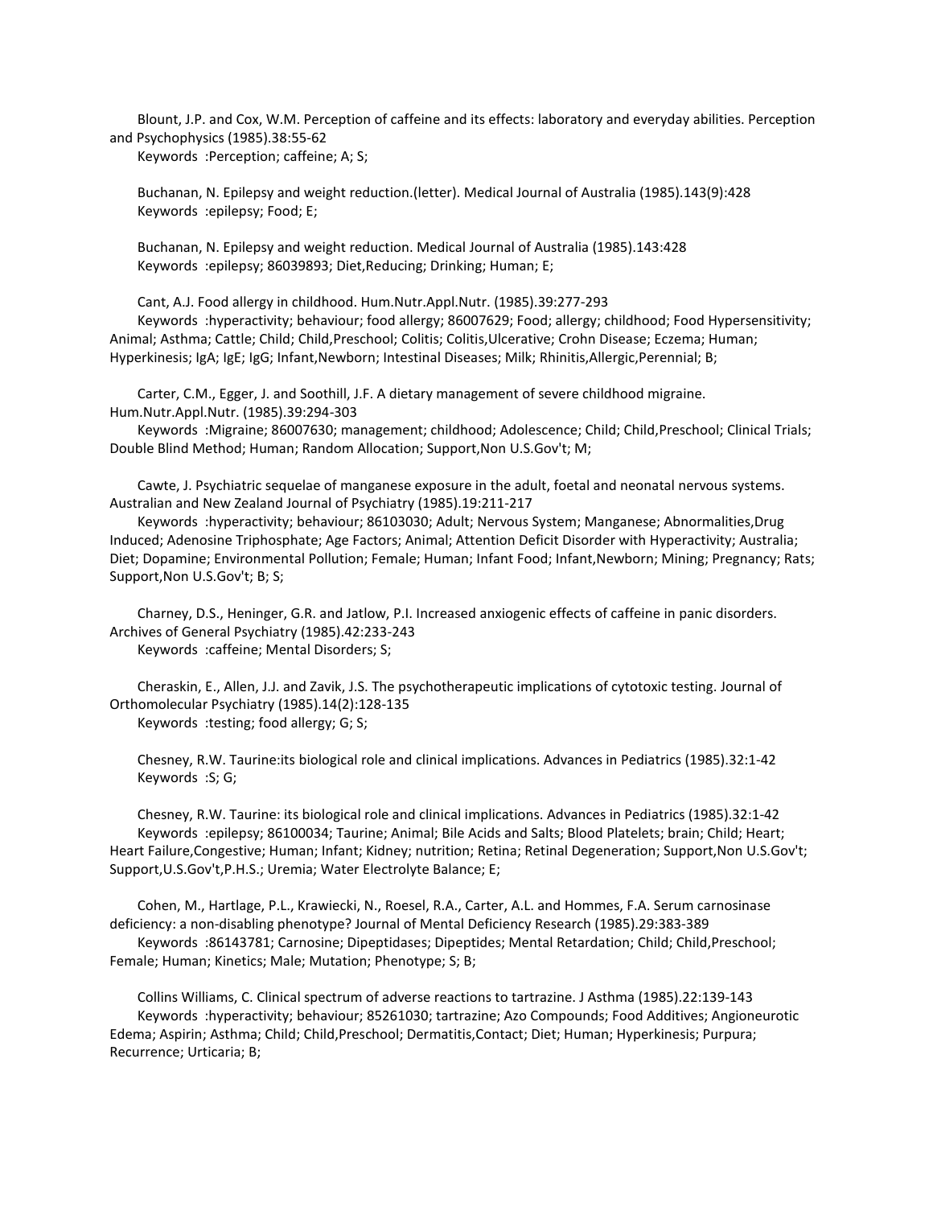Blount, J.P. and Cox, W.M. Perception of caffeine and its effects: laboratory and everyday abilities. Perception and Psychophysics (1985).38:55-62

Keywords :Perception; caffeine; A; S;

Buchanan, N. Epilepsy and weight reduction.(letter). Medical Journal of Australia (1985).143(9):428

Keywords :epilepsy; Food; E;

Buchanan, N. Epilepsy and weight reduction. Medical Journal of Australia (1985).143:428

Keywords :epilepsy; 86039893; Diet,Reducing; Drinking; Human; E;

Cant, A.J. Food allergy in childhood. Hum.Nutr.Appl.Nutr. (1985).39:277-293

Keywords :hyperactivity; behaviour; food allergy; 86007629; Food; allergy; childhood; Food Hypersensitivity; Animal; Asthma; Cattle; Child; Child,Preschool; Colitis; Colitis,Ulcerative; Crohn Disease; Eczema; Human; Hyperkinesis; IgA; IgE; IgG; Infant,Newborn; Intestinal Diseases; Milk; Rhinitis,Allergic,Perennial; B;

Carter, C.M., Egger, J. and Soothill, J.F. A dietary management of severe childhood migraine. Hum.Nutr.Appl.Nutr. (1985).39:294-303

Keywords :Migraine; 86007630; management; childhood; Adolescence; Child; Child,Preschool; Clinical Trials; Double Blind Method; Human; Random Allocation; Support,Non U.S.Gov't; M;

Cawte, J. Psychiatric sequelae of manganese exposure in the adult, foetal and neonatal nervous systems. Australian and New Zealand Journal of Psychiatry (1985).19:211-217

Keywords :hyperactivity; behaviour; 86103030; Adult; Nervous System; Manganese; Abnormalities,Drug Induced; Adenosine Triphosphate; Age Factors; Animal; Attention Deficit Disorder with Hyperactivity; Australia; Diet; Dopamine; Environmental Pollution; Female; Human; Infant Food; Infant,Newborn; Mining; Pregnancy; Rats; Support,Non U.S.Gov't; B; S;

Charney, D.S., Heninger, G.R. and Jatlow, P.I. Increased anxiogenic effects of caffeine in panic disorders. Archives of General Psychiatry (1985).42:233-243

Keywords :caffeine; Mental Disorders; S;

Cheraskin, E., Allen, J.J. and Zavik, J.S. The psychotherapeutic implications of cytotoxic testing. Journal of Orthomolecular Psychiatry (1985).14(2):128-135

Keywords :testing; food allergy; G; S;

Chesney, R.W. Taurine:its biological role and clinical implications. Advances in Pediatrics (1985).32:1-42

Keywords :S; G;

Chesney, R.W. Taurine: its biological role and clinical implications. Advances in Pediatrics (1985).32:1-42

Keywords :epilepsy; 86100034; Taurine; Animal; Bile Acids and Salts; Blood Platelets; brain; Child; Heart; Heart Failure,Congestive; Human; Infant; Kidney; nutrition; Retina; Retinal Degeneration; Support,Non U.S.Gov't; Support,U.S.Gov't,P.H.S.; Uremia; Water Electrolyte Balance; E;

Cohen, M., Hartlage, P.L., Krawiecki, N., Roesel, R.A., Carter, A.L. and Hommes, F.A. Serum carnosinase deficiency: a non-disabling phenotype? Journal of Mental Deficiency Research (1985).29:383-389

Keywords :86143781; Carnosine; Dipeptidases; Dipeptides; Mental Retardation; Child; Child,Preschool; Female; Human; Kinetics; Male; Mutation; Phenotype; S; B;

Collins Williams, C. Clinical spectrum of adverse reactions to tartrazine. J Asthma (1985).22:139-143

Keywords :hyperactivity; behaviour; 85261030; tartrazine; Azo Compounds; Food Additives; Angioneurotic Edema; Aspirin; Asthma; Child; Child,Preschool; Dermatitis,Contact; Diet; Human; Hyperkinesis; Purpura; Recurrence; Urticaria; B;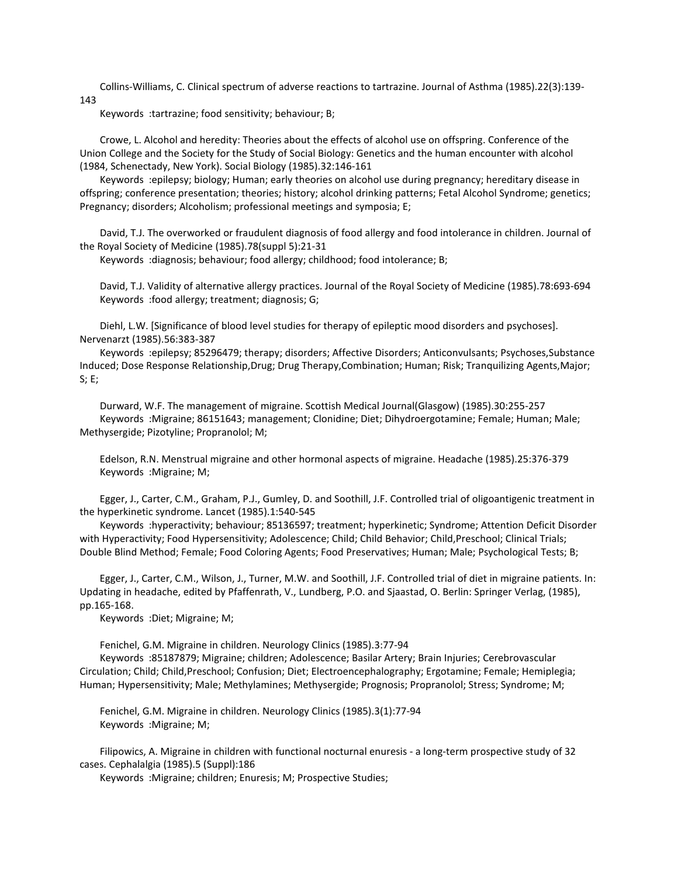Collins-Williams, C. Clinical spectrum of adverse reactions to tartrazine. Journal of Asthma (1985).22(3):139-143

Keywords :tartrazine; food sensitivity; behaviour; B;

Crowe, L. Alcohol and heredity: Theories about the effects of alcohol use on offspring. Conference of the Union College and the Society for the Study of Social Biology: Genetics and the human encounter with alcohol (1984, Schenectady, New York). Social Biology (1985).32:146-161

Keywords :epilepsy; biology; Human; early theories on alcohol use during pregnancy; hereditary disease in offspring; conference presentation; theories; history; alcohol drinking patterns; Fetal Alcohol Syndrome; genetics; Pregnancy; disorders; Alcoholism; professional meetings and symposia; E;

David, T.J. The overworked or fraudulent diagnosis of food allergy and food intolerance in children. Journal of the Royal Society of Medicine (1985).78(suppl 5):21-31

Keywords :diagnosis; behaviour; food allergy; childhood; food intolerance; B;

David, T.J. Validity of alternative allergy practices. Journal of the Royal Society of Medicine (1985).78:693-694

Keywords :food allergy; treatment; diagnosis; G;

Diehl, L.W. [Significance of blood level studies for therapy of epileptic mood disorders and psychoses]. Nervenarzt (1985).56:383-387

Keywords :epilepsy; 85296479; therapy; disorders; Affective Disorders; Anticonvulsants; Psychoses,Substance Induced; Dose Response Relationship,Drug; Drug Therapy,Combination; Human; Risk; Tranquilizing Agents,Major; S; E;

Durward, W.F. The management of migraine. Scottish Medical Journal(Glasgow) (1985).30:255-257

Keywords :Migraine; 86151643; management; Clonidine; Diet; Dihydroergotamine; Female; Human; Male; Methysergide; Pizotyline; Propranolol; M;

Edelson, R.N. Menstrual migraine and other hormonal aspects of migraine. Headache (1985).25:376-379

Keywords :Migraine; M;

Egger, J., Carter, C.M., Graham, P.J., Gumley, D. and Soothill, J.F. Controlled trial of oligoantigenic treatment in the hyperkinetic syndrome. Lancet (1985).1:540-545

Keywords :hyperactivity; behaviour; 85136597; treatment; hyperkinetic; Syndrome; Attention Deficit Disorder with Hyperactivity; Food Hypersensitivity; Adolescence; Child; Child Behavior; Child,Preschool; Clinical Trials; Double Blind Method; Female; Food Coloring Agents; Food Preservatives; Human; Male; Psychological Tests; B;

Egger, J., Carter, C.M., Wilson, J., Turner, M.W. and Soothill, J.F. Controlled trial of diet in migraine patients. In: Updating in headache, edited by Pfaffenrath, V., Lundberg, P.O. and Sjaastad, O. Berlin: Springer Verlag, (1985), pp.165-168.

Keywords :Diet; Migraine; M;

Fenichel, G.M. Migraine in children. Neurology Clinics (1985).3:77-94

Keywords :85187879; Migraine; children; Adolescence; Basilar Artery; Brain Injuries; Cerebrovascular Circulation; Child; Child,Preschool; Confusion; Diet; Electroencephalography; Ergotamine; Female; Hemiplegia; Human; Hypersensitivity; Male; Methylamines; Methysergide; Prognosis; Propranolol; Stress; Syndrome; M;

Fenichel, G.M. Migraine in children. Neurology Clinics (1985).3(1):77-94

Keywords :Migraine; M;

Filipowics, A. Migraine in children with functional nocturnal enuresis - a long-term prospective study of 32 cases. Cephalalgia (1985).5 (Suppl):186

Keywords :Migraine; children; Enuresis; M; Prospective Studies;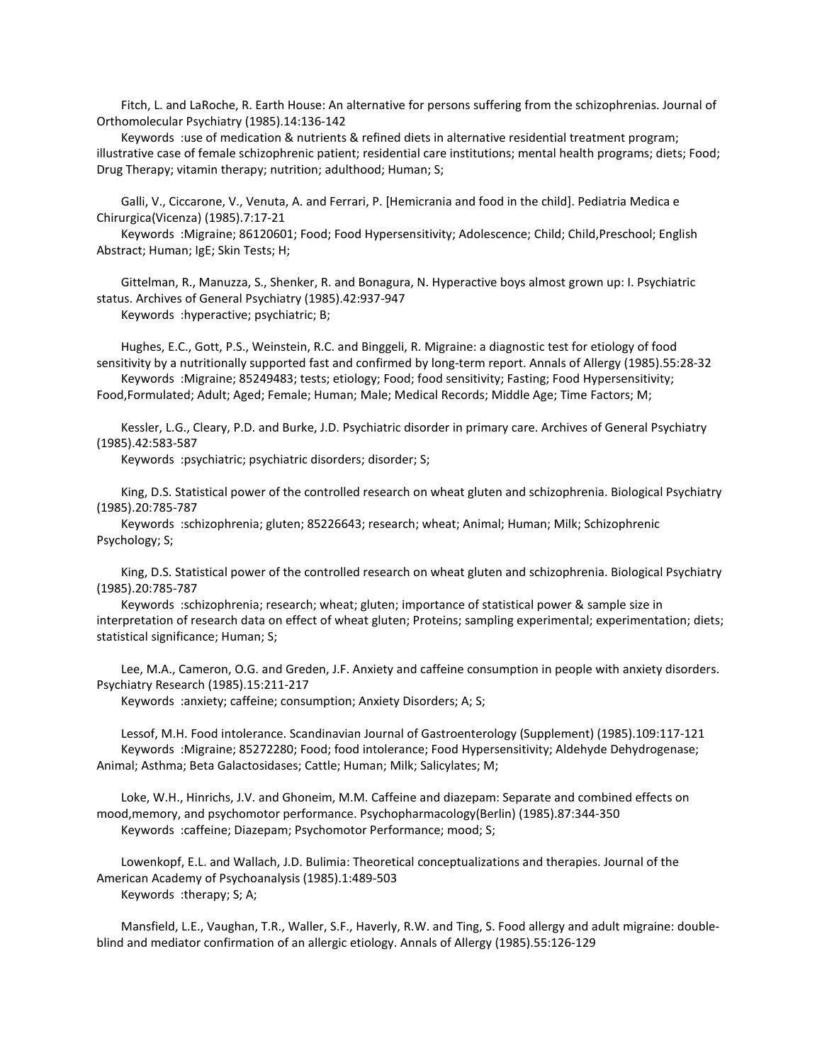Fitch, L. and LaRoche, R. Earth House: An alternative for persons suffering from the schizophrenias. Journal of Orthomolecular Psychiatry (1985).14:136-142

Keywords :use of medication & nutrients & refined diets in alternative residential treatment program; illustrative case of female schizophrenic patient; residential care institutions; mental health programs; diets; Food; Drug Therapy; vitamin therapy; nutrition; adulthood; Human; S;

Galli, V., Ciccarone, V., Venuta, A. and Ferrari, P. [Hemicrania and food in the child]. Pediatria Medica e Chirurgica(Vicenza) (1985).7:17-21

Keywords :Migraine; 86120601; Food; Food Hypersensitivity; Adolescence; Child; Child,Preschool; English Abstract; Human; IgE; Skin Tests; H;

Gittelman, R., Manuzza, S., Shenker, R. and Bonagura, N. Hyperactive boys almost grown up: I. Psychiatric status. Archives of General Psychiatry (1985).42:937-947

Keywords :hyperactive; psychiatric; B;

Hughes, E.C., Gott, P.S., Weinstein, R.C. and Binggeli, R. Migraine: a diagnostic test for etiology of food sensitivity by a nutritionally supported fast and confirmed by long-term report. Annals of Allergy (1985).55:28-32

Keywords :Migraine; 85249483; tests; etiology; Food; food sensitivity; Fasting; Food Hypersensitivity; Food,Formulated; Adult; Aged; Female; Human; Male; Medical Records; Middle Age; Time Factors; M;

Kessler, L.G., Cleary, P.D. and Burke, J.D. Psychiatric disorder in primary care. Archives of General Psychiatry (1985).42:583-587

Keywords :psychiatric; psychiatric disorders; disorder; S;

King, D.S. Statistical power of the controlled research on wheat gluten and schizophrenia. Biological Psychiatry (1985).20:785-787

Keywords :schizophrenia; gluten; 85226643; research; wheat; Animal; Human; Milk; Schizophrenic Psychology; S;

King, D.S. Statistical power of the controlled research on wheat gluten and schizophrenia. Biological Psychiatry (1985).20:785-787

Keywords :schizophrenia; research; wheat; gluten; importance of statistical power & sample size in interpretation of research data on effect of wheat gluten; Proteins; sampling experimental; experimentation; diets; statistical significance; Human; S;

Lee, M.A., Cameron, O.G. and Greden, J.F. Anxiety and caffeine consumption in people with anxiety disorders. Psychiatry Research (1985).15:211-217

Keywords :anxiety; caffeine; consumption; Anxiety Disorders; A; S;

Lessof, M.H. Food intolerance. Scandinavian Journal of Gastroenterology (Supplement) (1985).109:117-121

Keywords :Migraine; 85272280; Food; food intolerance; Food Hypersensitivity; Aldehyde Dehydrogenase; Animal; Asthma; Beta Galactosidases; Cattle; Human; Milk; Salicylates; M;

Loke, W.H., Hinrichs, J.V. and Ghoneim, M.M. Caffeine and diazepam: Separate and combined effects on mood,memory, and psychomotor performance. Psychopharmacology(Berlin) (1985).87:344-350

Keywords :caffeine; Diazepam; Psychomotor Performance; mood; S;

Lowenkopf, E.L. and Wallach, J.D. Bulimia: Theoretical conceptualizations and therapies. Journal of the American Academy of Psychoanalysis (1985).1:489-503

Keywords :therapy; S; A;

Mansfield, L.E., Vaughan, T.R., Waller, S.F., Haverly, R.W. and Ting, S. Food allergy and adult migraine: double-blind and mediator confirmation of an allergic etiology. Annals of Allergy (1985).55:126-129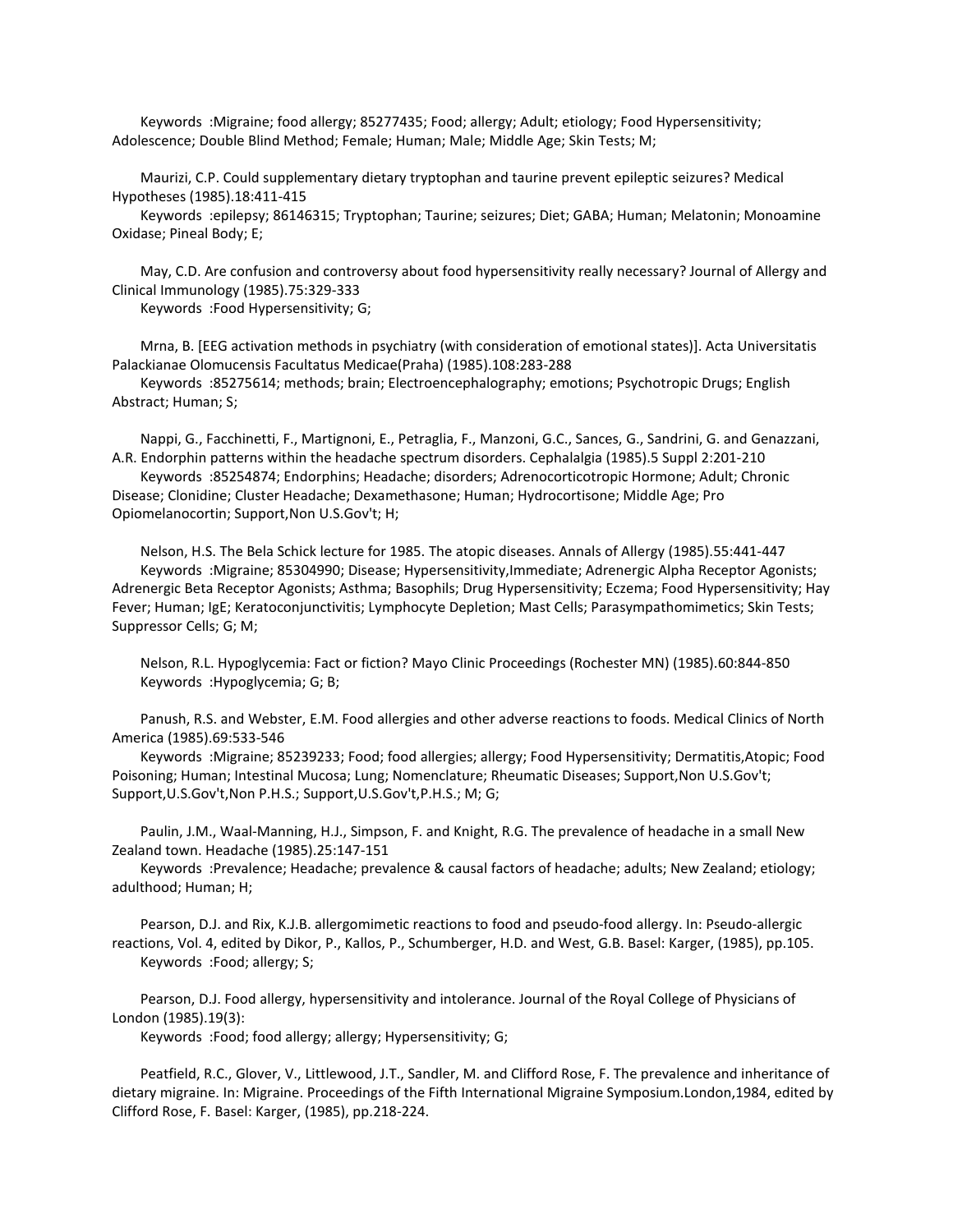Keywords :Migraine; food allergy; 85277435; Food; allergy; Adult; etiology; Food Hypersensitivity; Adolescence; Double Blind Method; Female; Human; Male; Middle Age; Skin Tests; M;

Maurizi, C.P. Could supplementary dietary tryptophan and taurine prevent epileptic seizures? Medical Hypotheses (1985).18:411-415

Keywords :epilepsy; 86146315; Tryptophan; Taurine; seizures; Diet; GABA; Human; Melatonin; Monoamine Oxidase; Pineal Body; E;

May, C.D. Are confusion and controversy about food hypersensitivity really necessary? Journal of Allergy and Clinical Immunology (1985).75:329-333

Keywords :Food Hypersensitivity; G;

Mrna, B. [EEG activation methods in psychiatry (with consideration of emotional states)]. Acta Universitatis Palackianae Olomucensis Facultatus Medicae(Praha) (1985).108:283-288

Keywords :85275614; methods; brain; Electroencephalography; emotions; Psychotropic Drugs; English Abstract; Human; S;

Nappi, G., Facchinetti, F., Martignoni, E., Petraglia, F., Manzoni, G.C., Sances, G., Sandrini, G. and Genazzani, A.R. Endorphin patterns within the headache spectrum disorders. Cephalalgia (1985).5 Suppl 2:201-210

Keywords :85254874; Endorphins; Headache; disorders; Adrenocorticotropic Hormone; Adult; Chronic Disease; Clonidine; Cluster Headache; Dexamethasone; Human; Hydrocortisone; Middle Age; Pro Opiomelanocortin; Support,Non U.S.Gov't; H;

Nelson, H.S. The Bela Schick lecture for 1985. The atopic diseases. Annals of Allergy (1985).55:441-447

Keywords :Migraine; 85304990; Disease; Hypersensitivity,Immediate; Adrenergic Alpha Receptor Agonists; Adrenergic Beta Receptor Agonists; Asthma; Basophils; Drug Hypersensitivity; Eczema; Food Hypersensitivity; Hay Fever; Human; IgE; Keratoconjunctivitis; Lymphocyte Depletion; Mast Cells; Parasympathomimetics; Skin Tests; Suppressor Cells; G; M;

Nelson, R.L. Hypoglycemia: Fact or fiction? Mayo Clinic Proceedings (Rochester MN) (1985).60:844-850

Keywords :Hypoglycemia; G; B;

Panush, R.S. and Webster, E.M. Food allergies and other adverse reactions to foods. Medical Clinics of North America (1985).69:533-546

Keywords :Migraine; 85239233; Food; food allergies; allergy; Food Hypersensitivity; Dermatitis,Atopic; Food Poisoning; Human; Intestinal Mucosa; Lung; Nomenclature; Rheumatic Diseases; Support,Non U.S.Gov't; Support,U.S.Gov't,Non P.H.S.; Support,U.S.Gov't,P.H.S.; M; G;

Paulin, J.M., Waal-Manning, H.J., Simpson, F. and Knight, R.G. The prevalence of headache in a small New Zealand town. Headache (1985).25:147-151

Keywords :Prevalence; Headache; prevalence & causal factors of headache; adults; New Zealand; etiology; adulthood; Human; H;

Pearson, D.J. and Rix, K.J.B. allergomimetic reactions to food and pseudo-food allergy. In: Pseudo-allergic reactions, Vol. 4, edited by Dikor, P., Kallos, P., Schumberger, H.D. and West, G.B. Basel: Karger, (1985), pp.105.

Keywords :Food; allergy; S;

Pearson, D.J. Food allergy, hypersensitivity and intolerance. Journal of the Royal College of Physicians of London (1985).19(3):

Keywords :Food; food allergy; allergy; Hypersensitivity; G;

Peatfield, R.C., Glover, V., Littlewood, J.T., Sandler, M. and Clifford Rose, F. The prevalence and inheritance of dietary migraine. In: Migraine. Proceedings of the Fifth International Migraine Symposium.London,1984, edited by Clifford Rose, F. Basel: Karger, (1985), pp.218-224.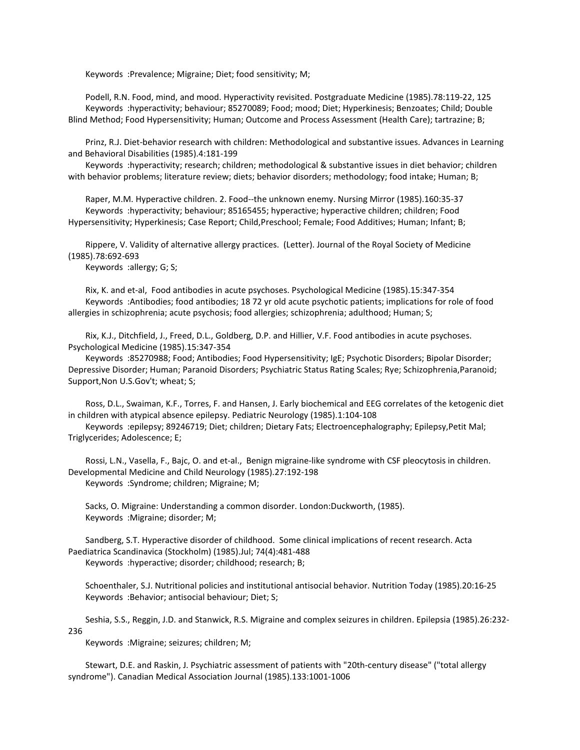Keywords :Prevalence; Migraine; Diet; food sensitivity; M;

Podell, R.N. Food, mind, and mood. Hyperactivity revisited. Postgraduate Medicine (1985).78:119-22, 125
Keywords :hyperactivity; behaviour; 85270089; Food; mood; Diet; Hyperkinesis; Benzoates; Child; Double Blind Method; Food Hypersensitivity; Human; Outcome and Process Assessment (Health Care); tartrazine; B;

Prinz, R.J. Diet-behavior research with children: Methodological and substantive issues. Advances in Learning and Behavioral Disabilities (1985).4:181-199
Keywords :hyperactivity; research; children; methodological & substantive issues in diet behavior; children with behavior problems; literature review; diets; behavior disorders; methodology; food intake; Human; B;

Raper, M.M. Hyperactive children. 2. Food--the unknown enemy. Nursing Mirror (1985).160:35-37
Keywords :hyperactivity; behaviour; 85165455; hyperactive; hyperactive children; children; Food Hypersensitivity; Hyperkinesis; Case Report; Child,Preschool; Female; Food Additives; Human; Infant; B;

Rippere, V. Validity of alternative allergy practices. (Letter). Journal of the Royal Society of Medicine (1985).78:692-693
Keywords :allergy; G; S;

Rix, K. and et-al, Food antibodies in acute psychoses. Psychological Medicine (1985).15:347-354
Keywords :Antibodies; food antibodies; 18 72 yr old acute psychotic patients; implications for role of food allergies in schizophrenia; acute psychosis; food allergies; schizophrenia; adulthood; Human; S;

Rix, K.J., Ditchfield, J., Freed, D.L., Goldberg, D.P. and Hillier, V.F. Food antibodies in acute psychoses. Psychological Medicine (1985).15:347-354
Keywords :85270988; Food; Antibodies; Food Hypersensitivity; IgE; Psychotic Disorders; Bipolar Disorder; Depressive Disorder; Human; Paranoid Disorders; Psychiatric Status Rating Scales; Rye; Schizophrenia,Paranoid; Support,Non U.S.Gov't; wheat; S;

Ross, D.L., Swaiman, K.F., Torres, F. and Hansen, J. Early biochemical and EEG correlates of the ketogenic diet in children with atypical absence epilepsy. Pediatric Neurology (1985).1:104-108
Keywords :epilepsy; 89246719; Diet; children; Dietary Fats; Electroencephalography; Epilepsy,Petit Mal; Triglycerides; Adolescence; E;

Rossi, L.N., Vasella, F., Bajc, O. and et-al., Benign migraine-like syndrome with CSF pleocytosis in children. Developmental Medicine and Child Neurology (1985).27:192-198
Keywords :Syndrome; children; Migraine; M;

Sacks, O. Migraine: Understanding a common disorder. London:Duckworth, (1985).
Keywords :Migraine; disorder; M;

Sandberg, S.T. Hyperactive disorder of childhood. Some clinical implications of recent research. Acta Paediatrica Scandinavica (Stockholm) (1985).Jul; 74(4):481-488
Keywords :hyperactive; disorder; childhood; research; B;

Schoenthaler, S.J. Nutritional policies and institutional antisocial behavior. Nutrition Today (1985).20:16-25
Keywords :Behavior; antisocial behaviour; Diet; S;

Seshia, S.S., Reggin, J.D. and Stanwick, R.S. Migraine and complex seizures in children. Epilepsia (1985).26:232-236
Keywords :Migraine; seizures; children; M;

Stewart, D.E. and Raskin, J. Psychiatric assessment of patients with "20th-century disease" ("total allergy syndrome"). Canadian Medical Association Journal (1985).133:1001-1006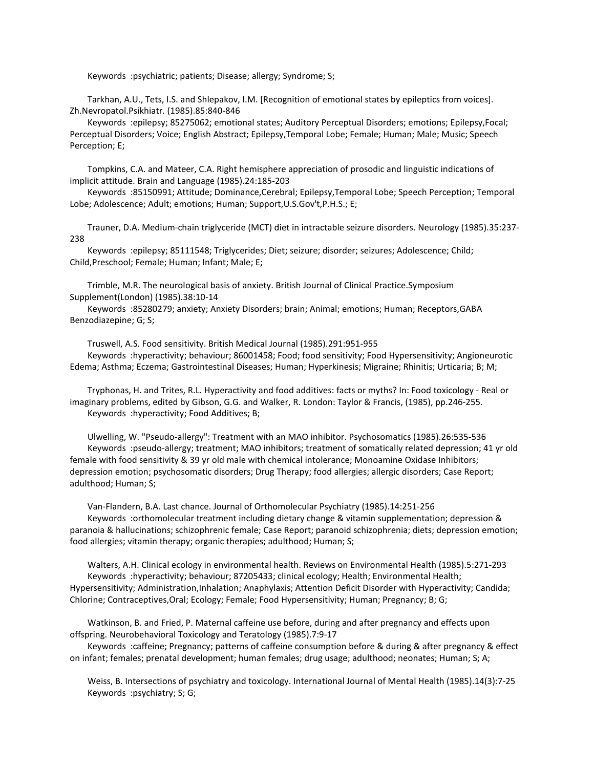Keywords :psychiatric; patients; Disease; allergy; Syndrome; S;

Tarkhan, A.U., Tets, I.S. and Shlepakov, I.M. [Recognition of emotional states by epileptics from voices]. Zh.Nevropatol.Psikhiatr. (1985).85:840-846

Keywords :epilepsy; 85275062; emotional states; Auditory Perceptual Disorders; emotions; Epilepsy,Focal; Perceptual Disorders; Voice; English Abstract; Epilepsy,Temporal Lobe; Female; Human; Male; Music; Speech Perception; E;

Tompkins, C.A. and Mateer, C.A. Right hemisphere appreciation of prosodic and linguistic indications of implicit attitude. Brain and Language (1985).24:185-203

Keywords :85150991; Attitude; Dominance,Cerebral; Epilepsy,Temporal Lobe; Speech Perception; Temporal Lobe; Adolescence; Adult; emotions; Human; Support,U.S.Gov't,P.H.S.; E;

Trauner, D.A. Medium-chain triglyceride (MCT) diet in intractable seizure disorders. Neurology (1985).35:237-238

Keywords :epilepsy; 85111548; Triglycerides; Diet; seizure; disorder; seizures; Adolescence; Child; Child,Preschool; Female; Human; Infant; Male; E;

Trimble, M.R. The neurological basis of anxiety. British Journal of Clinical Practice.Symposium Supplement(London) (1985).38:10-14

Keywords :85280279; anxiety; Anxiety Disorders; brain; Animal; emotions; Human; Receptors,GABA Benzodiazepine; G; S;

Truswell, A.S. Food sensitivity. British Medical Journal (1985).291:951-955

Keywords :hyperactivity; behaviour; 86001458; Food; food sensitivity; Food Hypersensitivity; Angioneurotic Edema; Asthma; Eczema; Gastrointestinal Diseases; Human; Hyperkinesis; Migraine; Rhinitis; Urticaria; B; M;

Tryphonas, H. and Trites, R.L. Hyperactivity and food additives: facts or myths? In: Food toxicology - Real or imaginary problems, edited by Gibson, G.G. and Walker, R. London: Taylor & Francis, (1985), pp.246-255.

Keywords :hyperactivity; Food Additives; B;

Ulwelling, W. "Pseudo-allergy": Treatment with an MAO inhibitor. Psychosomatics (1985).26:535-536

Keywords :pseudo-allergy; treatment; MAO inhibitors; treatment of somatically related depression; 41 yr old female with food sensitivity & 39 yr old male with chemical intolerance; Monoamine Oxidase Inhibitors; depression emotion; psychosomatic disorders; Drug Therapy; food allergies; allergic disorders; Case Report; adulthood; Human; S;

Van-Flandern, B.A. Last chance. Journal of Orthomolecular Psychiatry (1985).14:251-256

Keywords :orthomolecular treatment including dietary change & vitamin supplementation; depression & paranoia & hallucinations; schizophrenic female; Case Report; paranoid schizophrenia; diets; depression emotion; food allergies; vitamin therapy; organic therapies; adulthood; Human; S;

Walters, A.H. Clinical ecology in environmental health. Reviews on Environmental Health (1985).5:271-293

Keywords :hyperactivity; behaviour; 87205433; clinical ecology; Health; Environmental Health; Hypersensitivity; Administration,Inhalation; Anaphylaxis; Attention Deficit Disorder with Hyperactivity; Candida; Chlorine; Contraceptives,Oral; Ecology; Female; Food Hypersensitivity; Human; Pregnancy; B; G;

Watkinson, B. and Fried, P. Maternal caffeine use before, during and after pregnancy and effects upon offspring. Neurobehavioral Toxicology and Teratology (1985).7:9-17

Keywords :caffeine; Pregnancy; patterns of caffeine consumption before & during & after pregnancy & effect on infant; females; prenatal development; human females; drug usage; adulthood; neonates; Human; S; A;

Weiss, B. Intersections of psychiatry and toxicology. International Journal of Mental Health (1985).14(3):7-25

Keywords :psychiatry; S; G;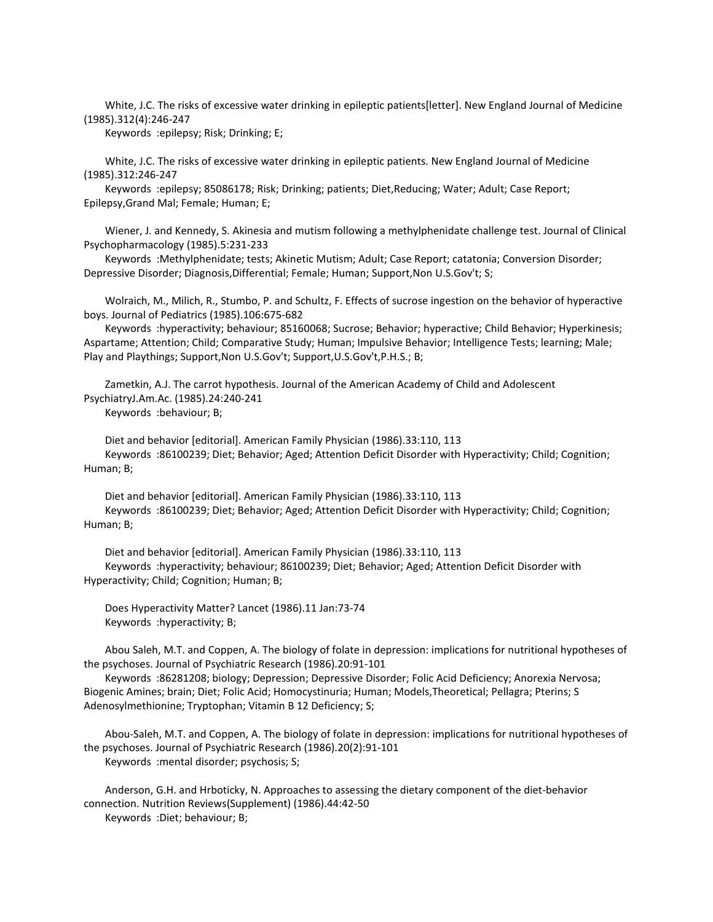White, J.C. The risks of excessive water drinking in epileptic patients[letter]. New England Journal of Medicine (1985).312(4):246-247

Keywords :epilepsy; Risk; Drinking; E;

White, J.C. The risks of excessive water drinking in epileptic patients. New England Journal of Medicine (1985).312:246-247

Keywords :epilepsy; 85086178; Risk; Drinking; patients; Diet,Reducing; Water; Adult; Case Report; Epilepsy,Grand Mal; Female; Human; E;

Wiener, J. and Kennedy, S. Akinesia and mutism following a methylphenidate challenge test. Journal of Clinical Psychopharmacology (1985).5:231-233

Keywords :Methylphenidate; tests; Akinetic Mutism; Adult; Case Report; catatonia; Conversion Disorder; Depressive Disorder; Diagnosis,Differential; Female; Human; Support,Non U.S.Gov't; S;

Wolraich, M., Milich, R., Stumbo, P. and Schultz, F. Effects of sucrose ingestion on the behavior of hyperactive boys. Journal of Pediatrics (1985).106:675-682

Keywords :hyperactivity; behaviour; 85160068; Sucrose; Behavior; hyperactive; Child Behavior; Hyperkinesis; Aspartame; Attention; Child; Comparative Study; Human; Impulsive Behavior; Intelligence Tests; learning; Male; Play and Playthings; Support,Non U.S.Gov't; Support,U.S.Gov't,P.H.S.; B;

Zametkin, A.J. The carrot hypothesis. Journal of the American Academy of Child and Adolescent PsychiatryJ.Am.Ac. (1985).24:240-241

Keywords :behaviour; B;

Diet and behavior [editorial]. American Family Physician (1986).33:110, 113

Keywords :86100239; Diet; Behavior; Aged; Attention Deficit Disorder with Hyperactivity; Child; Cognition; Human; B;

Diet and behavior [editorial]. American Family Physician (1986).33:110, 113

Keywords :86100239; Diet; Behavior; Aged; Attention Deficit Disorder with Hyperactivity; Child; Cognition; Human; B;

Diet and behavior [editorial]. American Family Physician (1986).33:110, 113

Keywords :hyperactivity; behaviour; 86100239; Diet; Behavior; Aged; Attention Deficit Disorder with Hyperactivity; Child; Cognition; Human; B;

Does Hyperactivity Matter? Lancet (1986).11 Jan:73-74

Keywords :hyperactivity; B;

Abou Saleh, M.T. and Coppen, A. The biology of folate in depression: implications for nutritional hypotheses of the psychoses. Journal of Psychiatric Research (1986).20:91-101

Keywords :86281208; biology; Depression; Depressive Disorder; Folic Acid Deficiency; Anorexia Nervosa; Biogenic Amines; brain; Diet; Folic Acid; Homocystinuria; Human; Models,Theoretical; Pellagra; Pterins; S Adenosylmethionine; Tryptophan; Vitamin B 12 Deficiency; S;

Abou-Saleh, M.T. and Coppen, A. The biology of folate in depression: implications for nutritional hypotheses of the psychoses. Journal of Psychiatric Research (1986).20(2):91-101

Keywords :mental disorder; psychosis; S;

Anderson, G.H. and Hrboticky, N. Approaches to assessing the dietary component of the diet-behavior connection. Nutrition Reviews(Supplement) (1986).44:42-50

Keywords :Diet; behaviour; B;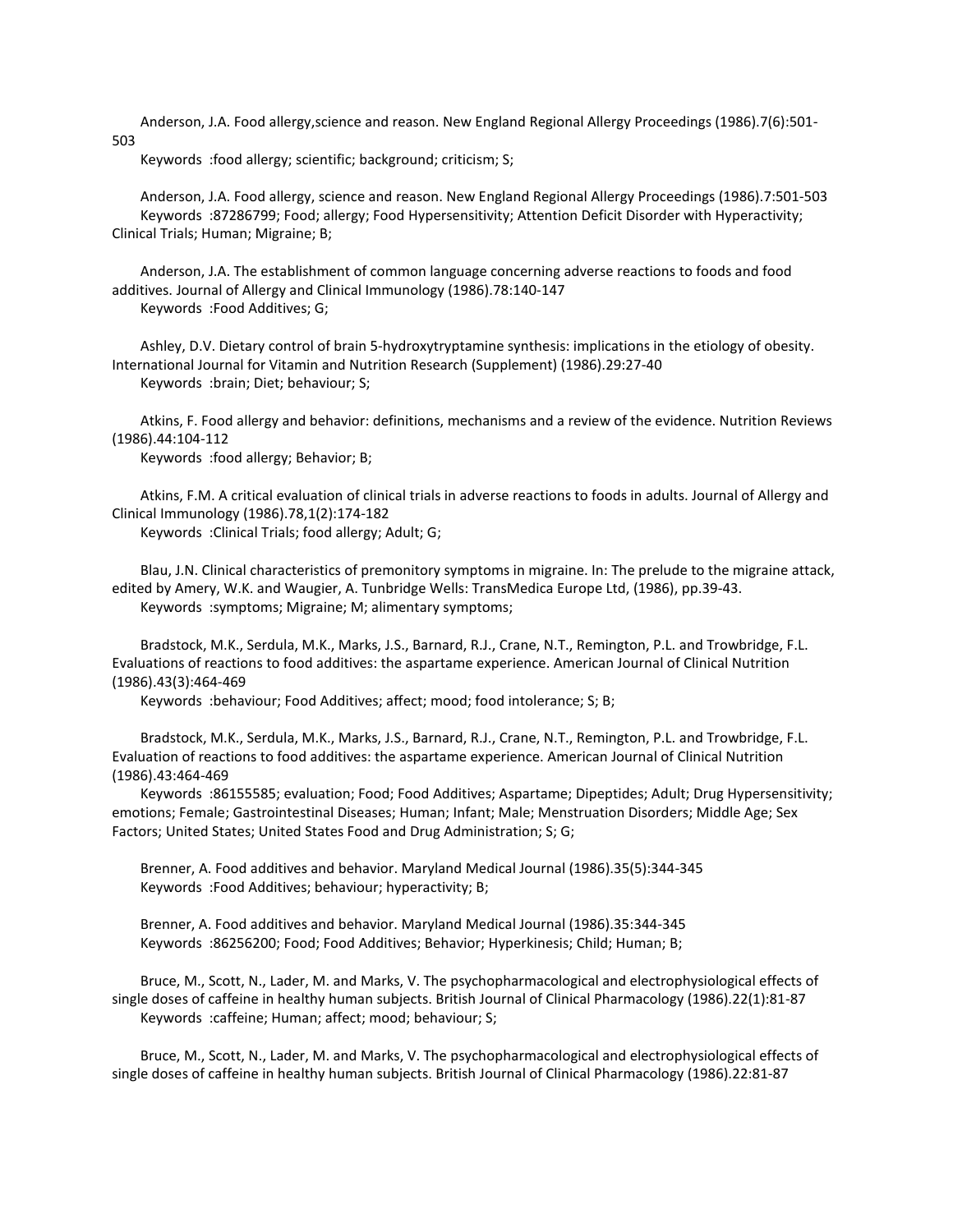Anderson, J.A. Food allergy,science and reason. New England Regional Allergy Proceedings (1986).7(6):501-503

Keywords :food allergy; scientific; background; criticism; S;

Anderson, J.A. Food allergy, science and reason. New England Regional Allergy Proceedings (1986).7:501-503

Keywords :87286799; Food; allergy; Food Hypersensitivity; Attention Deficit Disorder with Hyperactivity; Clinical Trials; Human; Migraine; B;

Anderson, J.A. The establishment of common language concerning adverse reactions to foods and food additives. Journal of Allergy and Clinical Immunology (1986).78:140-147

Keywords :Food Additives; G;

Ashley, D.V. Dietary control of brain 5-hydroxytryptamine synthesis: implications in the etiology of obesity. International Journal for Vitamin and Nutrition Research (Supplement) (1986).29:27-40

Keywords :brain; Diet; behaviour; S;

Atkins, F. Food allergy and behavior: definitions, mechanisms and a review of the evidence. Nutrition Reviews (1986).44:104-112

Keywords :food allergy; Behavior; B;

Atkins, F.M. A critical evaluation of clinical trials in adverse reactions to foods in adults. Journal of Allergy and Clinical Immunology (1986).78,1(2):174-182

Keywords :Clinical Trials; food allergy; Adult; G;

Blau, J.N. Clinical characteristics of premonitory symptoms in migraine. In: The prelude to the migraine attack, edited by Amery, W.K. and Waugier, A. Tunbridge Wells: TransMedica Europe Ltd, (1986), pp.39-43.

Keywords :symptoms; Migraine; M; alimentary symptoms;

Bradstock, M.K., Serdula, M.K., Marks, J.S., Barnard, R.J., Crane, N.T., Remington, P.L. and Trowbridge, F.L. Evaluations of reactions to food additives: the aspartame experience. American Journal of Clinical Nutrition (1986).43(3):464-469

Keywords :behaviour; Food Additives; affect; mood; food intolerance; S; B;

Bradstock, M.K., Serdula, M.K., Marks, J.S., Barnard, R.J., Crane, N.T., Remington, P.L. and Trowbridge, F.L. Evaluation of reactions to food additives: the aspartame experience. American Journal of Clinical Nutrition (1986).43:464-469

Keywords :86155585; evaluation; Food; Food Additives; Aspartame; Dipeptides; Adult; Drug Hypersensitivity; emotions; Female; Gastrointestinal Diseases; Human; Infant; Male; Menstruation Disorders; Middle Age; Sex Factors; United States; United States Food and Drug Administration; S; G;

Brenner, A. Food additives and behavior. Maryland Medical Journal (1986).35(5):344-345

Keywords :Food Additives; behaviour; hyperactivity; B;

Brenner, A. Food additives and behavior. Maryland Medical Journal (1986).35:344-345

Keywords :86256200; Food; Food Additives; Behavior; Hyperkinesis; Child; Human; B;

Bruce, M., Scott, N., Lader, M. and Marks, V. The psychopharmacological and electrophysiological effects of single doses of caffeine in healthy human subjects. British Journal of Clinical Pharmacology (1986).22(1):81-87

Keywords :caffeine; Human; affect; mood; behaviour; S;

Bruce, M., Scott, N., Lader, M. and Marks, V. The psychopharmacological and electrophysiological effects of single doses of caffeine in healthy human subjects. British Journal of Clinical Pharmacology (1986).22:81-87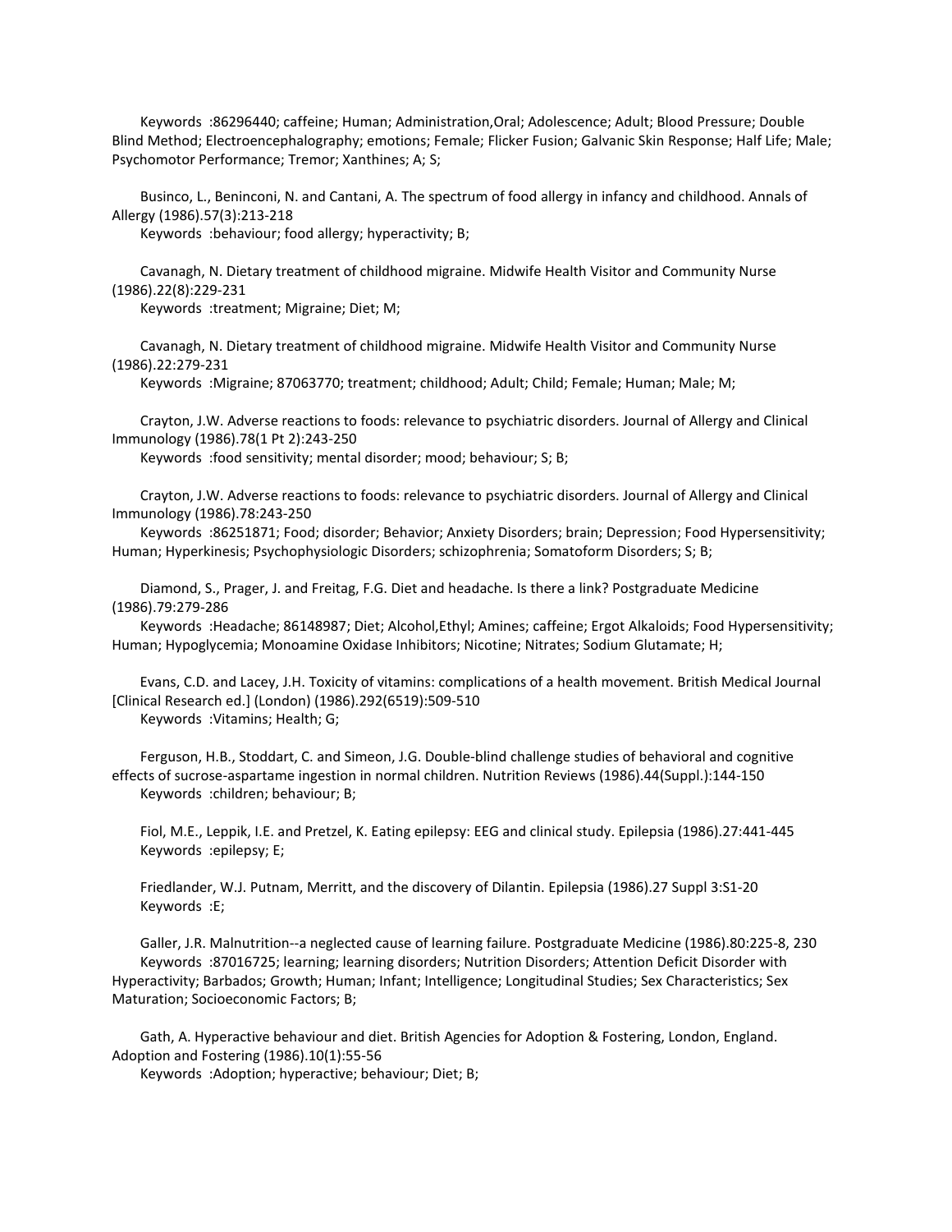Keywords :86296440; caffeine; Human; Administration,Oral; Adolescence; Adult; Blood Pressure; Double Blind Method; Electroencephalography; emotions; Female; Flicker Fusion; Galvanic Skin Response; Half Life; Male; Psychomotor Performance; Tremor; Xanthines; A; S;

Businco, L., Beninconi, N. and Cantani, A. The spectrum of food allergy in infancy and childhood. Annals of Allergy (1986).57(3):213-218
Keywords :behaviour; food allergy; hyperactivity; B;

Cavanagh, N. Dietary treatment of childhood migraine. Midwife Health Visitor and Community Nurse (1986).22(8):229-231
Keywords :treatment; Migraine; Diet; M;

Cavanagh, N. Dietary treatment of childhood migraine. Midwife Health Visitor and Community Nurse (1986).22:279-231
Keywords :Migraine; 87063770; treatment; childhood; Adult; Child; Female; Human; Male; M;

Crayton, J.W. Adverse reactions to foods: relevance to psychiatric disorders. Journal of Allergy and Clinical Immunology (1986).78(1 Pt 2):243-250
Keywords :food sensitivity; mental disorder; mood; behaviour; S; B;

Crayton, J.W. Adverse reactions to foods: relevance to psychiatric disorders. Journal of Allergy and Clinical Immunology (1986).78:243-250
Keywords :86251871; Food; disorder; Behavior; Anxiety Disorders; brain; Depression; Food Hypersensitivity; Human; Hyperkinesis; Psychophysiologic Disorders; schizophrenia; Somatoform Disorders; S; B;

Diamond, S., Prager, J. and Freitag, F.G. Diet and headache. Is there a link? Postgraduate Medicine (1986).79:279-286
Keywords :Headache; 86148987; Diet; Alcohol,Ethyl; Amines; caffeine; Ergot Alkaloids; Food Hypersensitivity; Human; Hypoglycemia; Monoamine Oxidase Inhibitors; Nicotine; Nitrates; Sodium Glutamate; H;

Evans, C.D. and Lacey, J.H. Toxicity of vitamins: complications of a health movement. British Medical Journal [Clinical Research ed.] (London) (1986).292(6519):509-510
Keywords :Vitamins; Health; G;

Ferguson, H.B., Stoddart, C. and Simeon, J.G. Double-blind challenge studies of behavioral and cognitive effects of sucrose-aspartame ingestion in normal children. Nutrition Reviews (1986).44(Suppl.):144-150
Keywords :children; behaviour; B;

Fiol, M.E., Leppik, I.E. and Pretzel, K. Eating epilepsy: EEG and clinical study. Epilepsia (1986).27:441-445
Keywords :epilepsy; E;

Friedlander, W.J. Putnam, Merritt, and the discovery of Dilantin. Epilepsia (1986).27 Suppl 3:S1-20
Keywords :E;

Galler, J.R. Malnutrition--a neglected cause of learning failure. Postgraduate Medicine (1986).80:225-8, 230
Keywords :87016725; learning; learning disorders; Nutrition Disorders; Attention Deficit Disorder with Hyperactivity; Barbados; Growth; Human; Infant; Intelligence; Longitudinal Studies; Sex Characteristics; Sex Maturation; Socioeconomic Factors; B;

Gath, A. Hyperactive behaviour and diet. British Agencies for Adoption & Fostering, London, England. Adoption and Fostering (1986).10(1):55-56
Keywords :Adoption; hyperactive; behaviour; Diet; B;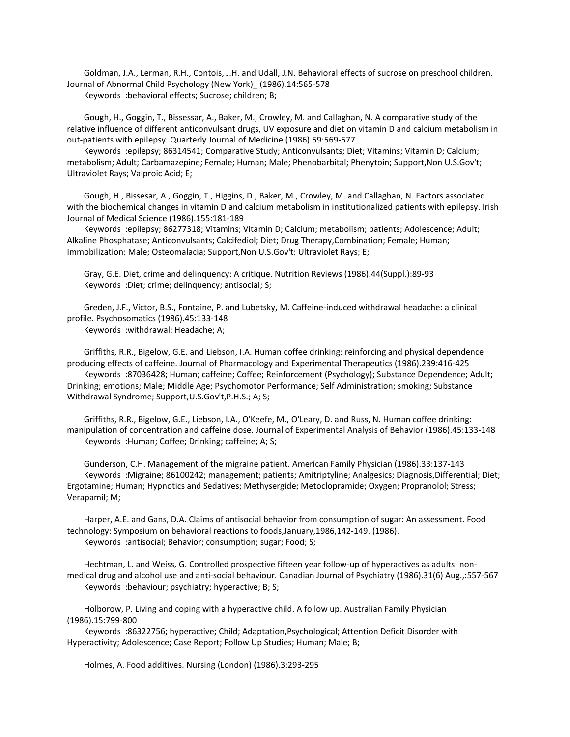Goldman, J.A., Lerman, R.H., Contois, J.H. and Udall, J.N. Behavioral effects of sucrose on preschool children. Journal of Abnormal Child Psychology (New York)_ (1986).14:565-578

Keywords :behavioral effects; Sucrose; children; B;

Gough, H., Goggin, T., Bissessar, A., Baker, M., Crowley, M. and Callaghan, N. A comparative study of the relative influence of different anticonvulsant drugs, UV exposure and diet on vitamin D and calcium metabolism in out-patients with epilepsy. Quarterly Journal of Medicine (1986).59:569-577

Keywords :epilepsy; 86314541; Comparative Study; Anticonvulsants; Diet; Vitamins; Vitamin D; Calcium; metabolism; Adult; Carbamazepine; Female; Human; Male; Phenobarbital; Phenytoin; Support,Non U.S.Gov't; Ultraviolet Rays; Valproic Acid; E;

Gough, H., Bissesar, A., Goggin, T., Higgins, D., Baker, M., Crowley, M. and Callaghan, N. Factors associated with the biochemical changes in vitamin D and calcium metabolism in institutionalized patients with epilepsy. Irish Journal of Medical Science (1986).155:181-189

Keywords :epilepsy; 86277318; Vitamins; Vitamin D; Calcium; metabolism; patients; Adolescence; Adult; Alkaline Phosphatase; Anticonvulsants; Calcifediol; Diet; Drug Therapy,Combination; Female; Human; Immobilization; Male; Osteomalacia; Support,Non U.S.Gov't; Ultraviolet Rays; E;

Gray, G.E. Diet, crime and delinquency: A critique. Nutrition Reviews (1986).44(Suppl.):89-93

Keywords :Diet; crime; delinquency; antisocial; S;

Greden, J.F., Victor, B.S., Fontaine, P. and Lubetsky, M. Caffeine-induced withdrawal headache: a clinical profile. Psychosomatics (1986).45:133-148

Keywords :withdrawal; Headache; A;

Griffiths, R.R., Bigelow, G.E. and Liebson, I.A. Human coffee drinking: reinforcing and physical dependence producing effects of caffeine. Journal of Pharmacology and Experimental Therapeutics (1986).239:416-425

Keywords :87036428; Human; caffeine; Coffee; Reinforcement (Psychology); Substance Dependence; Adult; Drinking; emotions; Male; Middle Age; Psychomotor Performance; Self Administration; smoking; Substance Withdrawal Syndrome; Support,U.S.Gov't,P.H.S.; A; S;

Griffiths, R.R., Bigelow, G.E., Liebson, I.A., O'Keefe, M., O'Leary, D. and Russ, N. Human coffee drinking: manipulation of concentration and caffeine dose. Journal of Experimental Analysis of Behavior (1986).45:133-148

Keywords :Human; Coffee; Drinking; caffeine; A; S;

Gunderson, C.H. Management of the migraine patient. American Family Physician (1986).33:137-143

Keywords :Migraine; 86100242; management; patients; Amitriptyline; Analgesics; Diagnosis,Differential; Diet; Ergotamine; Human; Hypnotics and Sedatives; Methysergide; Metoclopramide; Oxygen; Propranolol; Stress; Verapamil; M;

Harper, A.E. and Gans, D.A. Claims of antisocial behavior from consumption of sugar: An assessment. Food technology: Symposium on behavioral reactions to foods,January,1986,142-149. (1986).

Keywords :antisocial; Behavior; consumption; sugar; Food; S;

Hechtman, L. and Weiss, G. Controlled prospective fifteen year follow-up of hyperactives as adults: non-medical drug and alcohol use and anti-social behaviour. Canadian Journal of Psychiatry (1986).31(6) Aug.,:557-567

Keywords :behaviour; psychiatry; hyperactive; B; S;

Holborow, P. Living and coping with a hyperactive child. A follow up. Australian Family Physician (1986).15:799-800

Keywords :86322756; hyperactive; Child; Adaptation,Psychological; Attention Deficit Disorder with Hyperactivity; Adolescence; Case Report; Follow Up Studies; Human; Male; B;

Holmes, A. Food additives. Nursing (London) (1986).3:293-295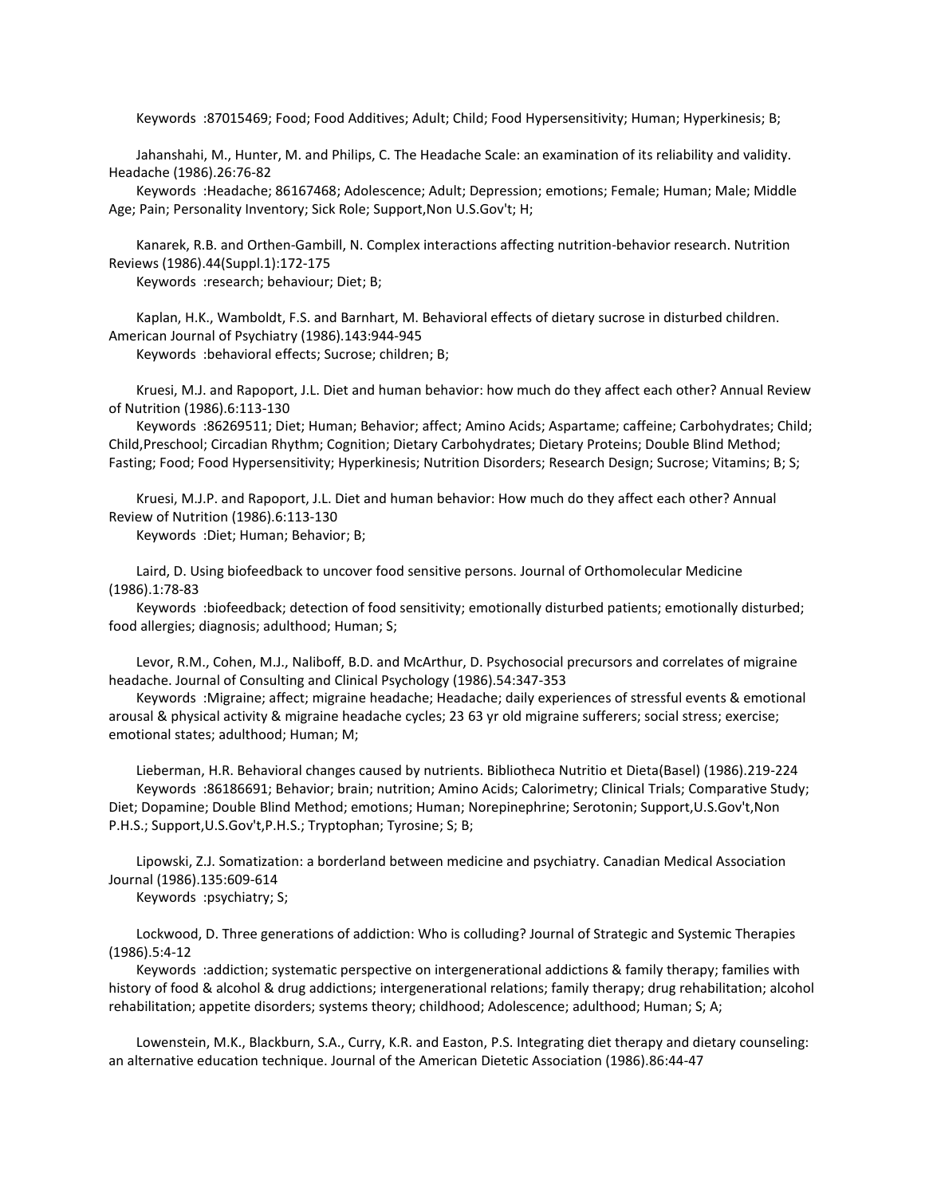Keywords :87015469; Food; Food Additives; Adult; Child; Food Hypersensitivity; Human; Hyperkinesis; B;

Jahanshahi, M., Hunter, M. and Philips, C. The Headache Scale: an examination of its reliability and validity. Headache (1986).26:76-82

Keywords :Headache; 86167468; Adolescence; Adult; Depression; emotions; Female; Human; Male; Middle Age; Pain; Personality Inventory; Sick Role; Support,Non U.S.Gov't; H;

Kanarek, R.B. and Orthen-Gambill, N. Complex interactions affecting nutrition-behavior research. Nutrition Reviews (1986).44(Suppl.1):172-175

Keywords :research; behaviour; Diet; B;

Kaplan, H.K., Wamboldt, F.S. and Barnhart, M. Behavioral effects of dietary sucrose in disturbed children. American Journal of Psychiatry (1986).143:944-945

Keywords :behavioral effects; Sucrose; children; B;

Kruesi, M.J. and Rapoport, J.L. Diet and human behavior: how much do they affect each other? Annual Review of Nutrition (1986).6:113-130

Keywords :86269511; Diet; Human; Behavior; affect; Amino Acids; Aspartame; caffeine; Carbohydrates; Child; Child,Preschool; Circadian Rhythm; Cognition; Dietary Carbohydrates; Dietary Proteins; Double Blind Method; Fasting; Food; Food Hypersensitivity; Hyperkinesis; Nutrition Disorders; Research Design; Sucrose; Vitamins; B; S;

Kruesi, M.J.P. and Rapoport, J.L. Diet and human behavior: How much do they affect each other? Annual Review of Nutrition (1986).6:113-130

Keywords :Diet; Human; Behavior; B;

Laird, D. Using biofeedback to uncover food sensitive persons. Journal of Orthomolecular Medicine (1986).1:78-83

Keywords :biofeedback; detection of food sensitivity; emotionally disturbed patients; emotionally disturbed; food allergies; diagnosis; adulthood; Human; S;

Levor, R.M., Cohen, M.J., Naliboff, B.D. and McArthur, D. Psychosocial precursors and correlates of migraine headache. Journal of Consulting and Clinical Psychology (1986).54:347-353

Keywords :Migraine; affect; migraine headache; Headache; daily experiences of stressful events & emotional arousal & physical activity & migraine headache cycles; 23 63 yr old migraine sufferers; social stress; exercise; emotional states; adulthood; Human; M;

Lieberman, H.R. Behavioral changes caused by nutrients. Bibliotheca Nutritio et Dieta(Basel) (1986).219-224

Keywords :86186691; Behavior; brain; nutrition; Amino Acids; Calorimetry; Clinical Trials; Comparative Study; Diet; Dopamine; Double Blind Method; emotions; Human; Norepinephrine; Serotonin; Support,U.S.Gov't,Non P.H.S.; Support,U.S.Gov't,P.H.S.; Tryptophan; Tyrosine; S; B;

Lipowski, Z.J. Somatization: a borderland between medicine and psychiatry. Canadian Medical Association Journal (1986).135:609-614

Keywords :psychiatry; S;

Lockwood, D. Three generations of addiction: Who is colluding? Journal of Strategic and Systemic Therapies (1986).5:4-12

Keywords :addiction; systematic perspective on intergenerational addictions & family therapy; families with history of food & alcohol & drug addictions; intergenerational relations; family therapy; drug rehabilitation; alcohol rehabilitation; appetite disorders; systems theory; childhood; Adolescence; adulthood; Human; S; A;

Lowenstein, M.K., Blackburn, S.A., Curry, K.R. and Easton, P.S. Integrating diet therapy and dietary counseling: an alternative education technique. Journal of the American Dietetic Association (1986).86:44-47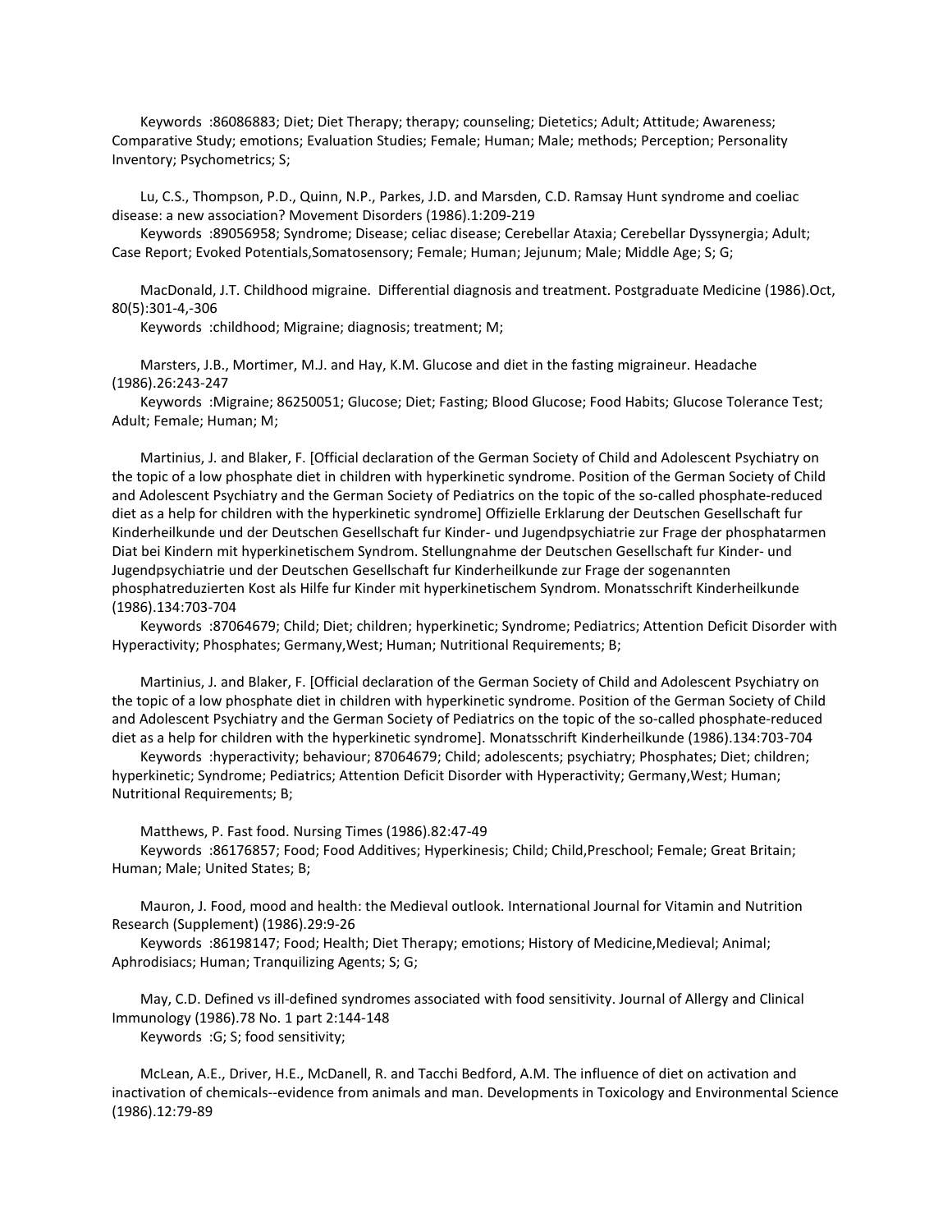Keywords :86086883; Diet; Diet Therapy; therapy; counseling; Dietetics; Adult; Attitude; Awareness; Comparative Study; emotions; Evaluation Studies; Female; Human; Male; methods; Perception; Personality Inventory; Psychometrics; S;

Lu, C.S., Thompson, P.D., Quinn, N.P., Parkes, J.D. and Marsden, C.D. Ramsay Hunt syndrome and coeliac disease: a new association? Movement Disorders (1986).1:209-219

Keywords :89056958; Syndrome; Disease; celiac disease; Cerebellar Ataxia; Cerebellar Dyssynergia; Adult; Case Report; Evoked Potentials,Somatosensory; Female; Human; Jejunum; Male; Middle Age; S; G;

MacDonald, J.T. Childhood migraine. Differential diagnosis and treatment. Postgraduate Medicine (1986).Oct, 80(5):301-4,-306

Keywords :childhood; Migraine; diagnosis; treatment; M;

Marsters, J.B., Mortimer, M.J. and Hay, K.M. Glucose and diet in the fasting migraineur. Headache (1986).26:243-247

Keywords :Migraine; 86250051; Glucose; Diet; Fasting; Blood Glucose; Food Habits; Glucose Tolerance Test; Adult; Female; Human; M;

Martinius, J. and Blaker, F. [Official declaration of the German Society of Child and Adolescent Psychiatry on the topic of a low phosphate diet in children with hyperkinetic syndrome. Position of the German Society of Child and Adolescent Psychiatry and the German Society of Pediatrics on the topic of the so-called phosphate-reduced diet as a help for children with the hyperkinetic syndrome] Offizielle Erklarung der Deutschen Gesellschaft fur Kinderheilkunde und der Deutschen Gesellschaft fur Kinder- und Jugendpsychiatrie zur Frage der phosphatarmen Diat bei Kindern mit hyperkinetischem Syndrom. Stellungnahme der Deutschen Gesellschaft fur Kinder- und Jugendpsychiatrie und der Deutschen Gesellschaft fur Kinderheilkunde zur Frage der sogenannten phosphatreduzierten Kost als Hilfe fur Kinder mit hyperkinetischem Syndrom. Monatsschrift Kinderheilkunde (1986).134:703-704

Keywords :87064679; Child; Diet; children; hyperkinetic; Syndrome; Pediatrics; Attention Deficit Disorder with Hyperactivity; Phosphates; Germany,West; Human; Nutritional Requirements; B;

Martinius, J. and Blaker, F. [Official declaration of the German Society of Child and Adolescent Psychiatry on the topic of a low phosphate diet in children with hyperkinetic syndrome. Position of the German Society of Child and Adolescent Psychiatry and the German Society of Pediatrics on the topic of the so-called phosphate-reduced diet as a help for children with the hyperkinetic syndrome]. Monatsschrift Kinderheilkunde (1986).134:703-704

Keywords :hyperactivity; behaviour; 87064679; Child; adolescents; psychiatry; Phosphates; Diet; children; hyperkinetic; Syndrome; Pediatrics; Attention Deficit Disorder with Hyperactivity; Germany,West; Human; Nutritional Requirements; B;

Matthews, P. Fast food. Nursing Times (1986).82:47-49

Keywords :86176857; Food; Food Additives; Hyperkinesis; Child; Child,Preschool; Female; Great Britain; Human; Male; United States; B;

Mauron, J. Food, mood and health: the Medieval outlook. International Journal for Vitamin and Nutrition Research (Supplement) (1986).29:9-26

Keywords :86198147; Food; Health; Diet Therapy; emotions; History of Medicine,Medieval; Animal; Aphrodisiacs; Human; Tranquilizing Agents; S; G;

May, C.D. Defined vs ill-defined syndromes associated with food sensitivity. Journal of Allergy and Clinical Immunology (1986).78 No. 1 part 2:144-148

Keywords :G; S; food sensitivity;

McLean, A.E., Driver, H.E., McDanell, R. and Tacchi Bedford, A.M. The influence of diet on activation and inactivation of chemicals--evidence from animals and man. Developments in Toxicology and Environmental Science (1986).12:79-89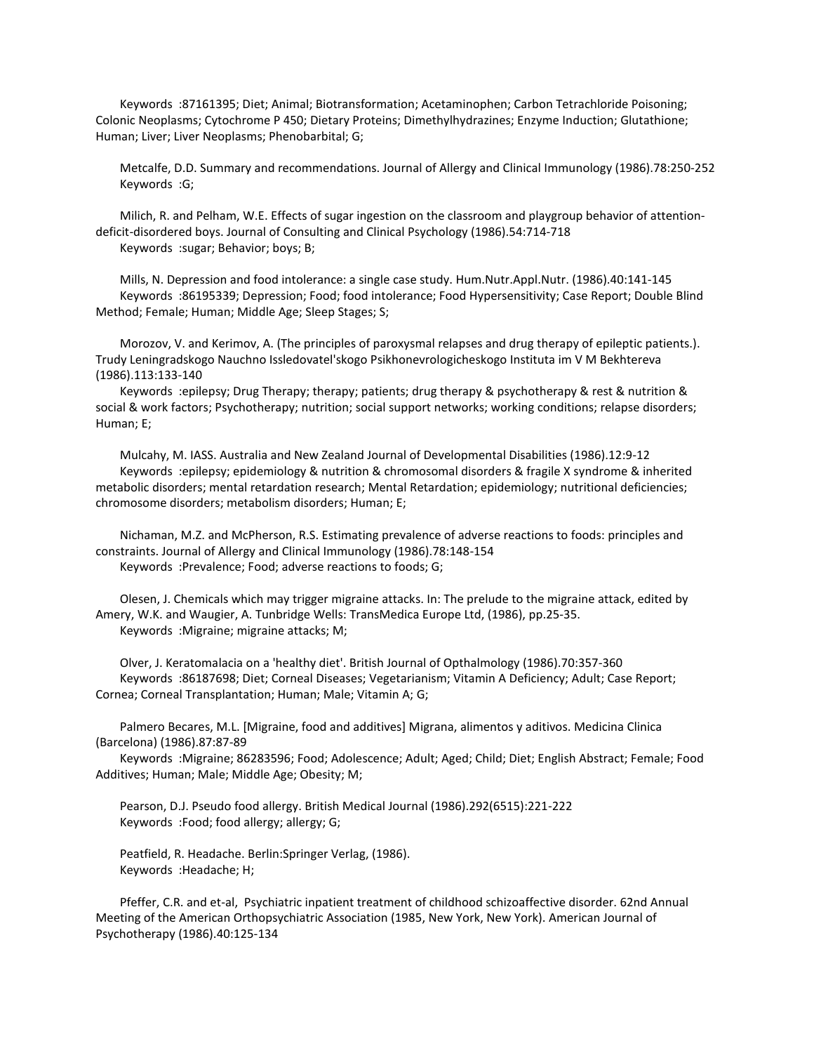Keywords :87161395; Diet; Animal; Biotransformation; Acetaminophen; Carbon Tetrachloride Poisoning; Colonic Neoplasms; Cytochrome P 450; Dietary Proteins; Dimethylhydrazines; Enzyme Induction; Glutathione; Human; Liver; Liver Neoplasms; Phenobarbital; G;

Metcalfe, D.D. Summary and recommendations. Journal of Allergy and Clinical Immunology (1986).78:250-252
Keywords :G;

Milich, R. and Pelham, W.E. Effects of sugar ingestion on the classroom and playgroup behavior of attention-deficit-disordered boys. Journal of Consulting and Clinical Psychology (1986).54:714-718
Keywords :sugar; Behavior; boys; B;

Mills, N. Depression and food intolerance: a single case study. Hum.Nutr.Appl.Nutr. (1986).40:141-145
Keywords :86195339; Depression; Food; food intolerance; Food Hypersensitivity; Case Report; Double Blind Method; Female; Human; Middle Age; Sleep Stages; S;

Morozov, V. and Kerimov, A. (The principles of paroxysmal relapses and drug therapy of epileptic patients.). Trudy Leningradskogo Nauchno Issledovatel'skogo Psikhonevrologicheskogo Instituta im V M Bekhtereva (1986).113:133-140
Keywords :epilepsy; Drug Therapy; therapy; patients; drug therapy & psychotherapy & rest & nutrition & social & work factors; Psychotherapy; nutrition; social support networks; working conditions; relapse disorders; Human; E;

Mulcahy, M. IASS. Australia and New Zealand Journal of Developmental Disabilities (1986).12:9-12
Keywords :epilepsy; epidemiology & nutrition & chromosomal disorders & fragile X syndrome & inherited metabolic disorders; mental retardation research; Mental Retardation; epidemiology; nutritional deficiencies; chromosome disorders; metabolism disorders; Human; E;

Nichaman, M.Z. and McPherson, R.S. Estimating prevalence of adverse reactions to foods: principles and constraints. Journal of Allergy and Clinical Immunology (1986).78:148-154
Keywords :Prevalence; Food; adverse reactions to foods; G;

Olesen, J. Chemicals which may trigger migraine attacks. In: The prelude to the migraine attack, edited by Amery, W.K. and Waugier, A. Tunbridge Wells: TransMedica Europe Ltd, (1986), pp.25-35.
Keywords :Migraine; migraine attacks; M;

Olver, J. Keratomalacia on a 'healthy diet'. British Journal of Opthalmology (1986).70:357-360
Keywords :86187698; Diet; Corneal Diseases; Vegetarianism; Vitamin A Deficiency; Adult; Case Report; Cornea; Corneal Transplantation; Human; Male; Vitamin A; G;

Palmero Becares, M.L. [Migraine, food and additives] Migrana, alimentos y aditivos. Medicina Clinica (Barcelona) (1986).87:87-89
Keywords :Migraine; 86283596; Food; Adolescence; Adult; Aged; Child; Diet; English Abstract; Female; Food Additives; Human; Male; Middle Age; Obesity; M;

Pearson, D.J. Pseudo food allergy. British Medical Journal (1986).292(6515):221-222
Keywords :Food; food allergy; allergy; G;

Peatfield, R. Headache. Berlin:Springer Verlag, (1986).
Keywords :Headache; H;

Pfeffer, C.R. and et-al, Psychiatric inpatient treatment of childhood schizoaffective disorder. 62nd Annual Meeting of the American Orthopsychiatric Association (1985, New York, New York). American Journal of Psychotherapy (1986).40:125-134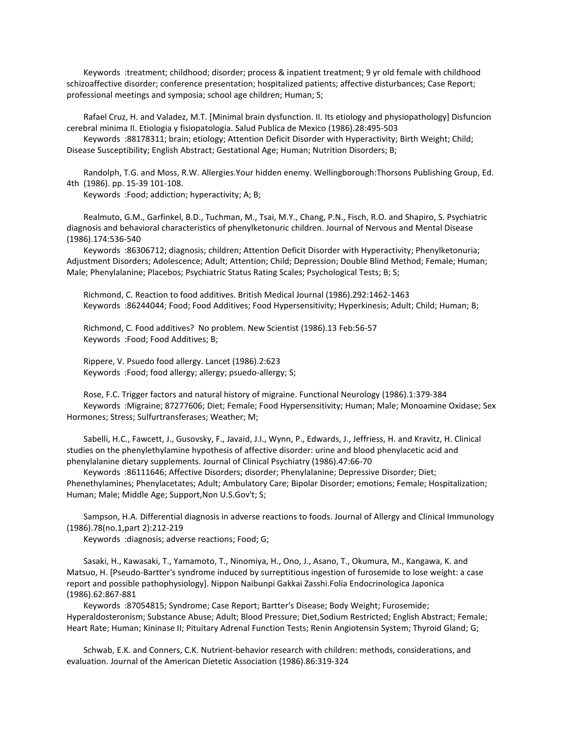Keywords :treatment; childhood; disorder; process & inpatient treatment; 9 yr old female with childhood schizoaffective disorder; conference presentation; hospitalized patients; affective disturbances; Case Report; professional meetings and symposia; school age children; Human; S;

Rafael Cruz, H. and Valadez, M.T. [Minimal brain dysfunction. II. Its etiology and physiopathology] Disfuncion cerebral minima II. Etiologia y fisiopatologia. Salud Publica de Mexico (1986).28:495-503
Keywords :88178311; brain; etiology; Attention Deficit Disorder with Hyperactivity; Birth Weight; Child; Disease Susceptibility; English Abstract; Gestational Age; Human; Nutrition Disorders; B;

Randolph, T.G. and Moss, R.W. Allergies.Your hidden enemy. Wellingborough:Thorsons Publishing Group, Ed. 4th (1986). pp. 15-39 101-108.
Keywords :Food; addiction; hyperactivity; A; B;

Realmuto, G.M., Garfinkel, B.D., Tuchman, M., Tsai, M.Y., Chang, P.N., Fisch, R.O. and Shapiro, S. Psychiatric diagnosis and behavioral characteristics of phenylketonuric children. Journal of Nervous and Mental Disease (1986).174:536-540
Keywords :86306712; diagnosis; children; Attention Deficit Disorder with Hyperactivity; Phenylketonuria; Adjustment Disorders; Adolescence; Adult; Attention; Child; Depression; Double Blind Method; Female; Human; Male; Phenylalanine; Placebos; Psychiatric Status Rating Scales; Psychological Tests; B; S;

Richmond, C. Reaction to food additives. British Medical Journal (1986).292:1462-1463
Keywords :86244044; Food; Food Additives; Food Hypersensitivity; Hyperkinesis; Adult; Child; Human; B;

Richmond, C. Food additives? No problem. New Scientist (1986).13 Feb:56-57
Keywords :Food; Food Additives; B;

Rippere, V. Psuedo food allergy. Lancet (1986).2:623
Keywords :Food; food allergy; allergy; psuedo-allergy; S;

Rose, F.C. Trigger factors and natural history of migraine. Functional Neurology (1986).1:379-384
Keywords :Migraine; 87277606; Diet; Female; Food Hypersensitivity; Human; Male; Monoamine Oxidase; Sex Hormones; Stress; Sulfurtransferases; Weather; M;

Sabelli, H.C., Fawcett, J., Gusovsky, F., Javaid, J.I., Wynn, P., Edwards, J., Jeffriess, H. and Kravitz, H. Clinical studies on the phenylethylamine hypothesis of affective disorder: urine and blood phenylacetic acid and phenylalanine dietary supplements. Journal of Clinical Psychiatry (1986).47:66-70
Keywords :86111646; Affective Disorders; disorder; Phenylalanine; Depressive Disorder; Diet; Phenethylamines; Phenylacetates; Adult; Ambulatory Care; Bipolar Disorder; emotions; Female; Hospitalization; Human; Male; Middle Age; Support,Non U.S.Gov't; S;

Sampson, H.A. Differential diagnosis in adverse reactions to foods. Journal of Allergy and Clinical Immunology (1986).78(no.1,part 2):212-219
Keywords :diagnosis; adverse reactions; Food; G;

Sasaki, H., Kawasaki, T., Yamamoto, T., Ninomiya, H., Ono, J., Asano, T., Okumura, M., Kangawa, K. and Matsuo, H. [Pseudo-Bartter's syndrome induced by surreptitious ingestion of furosemide to lose weight: a case report and possible pathophysiology]. Nippon Naibunpi Gakkai Zasshi.Folia Endocrinologica Japonica (1986).62:867-881
Keywords :87054815; Syndrome; Case Report; Bartter's Disease; Body Weight; Furosemide; Hyperaldosteronism; Substance Abuse; Adult; Blood Pressure; Diet,Sodium Restricted; English Abstract; Female; Heart Rate; Human; Kininase II; Pituitary Adrenal Function Tests; Renin Angiotensin System; Thyroid Gland; G;

Schwab, E.K. and Conners, C.K. Nutrient-behavior research with children: methods, considerations, and evaluation. Journal of the American Dietetic Association (1986).86:319-324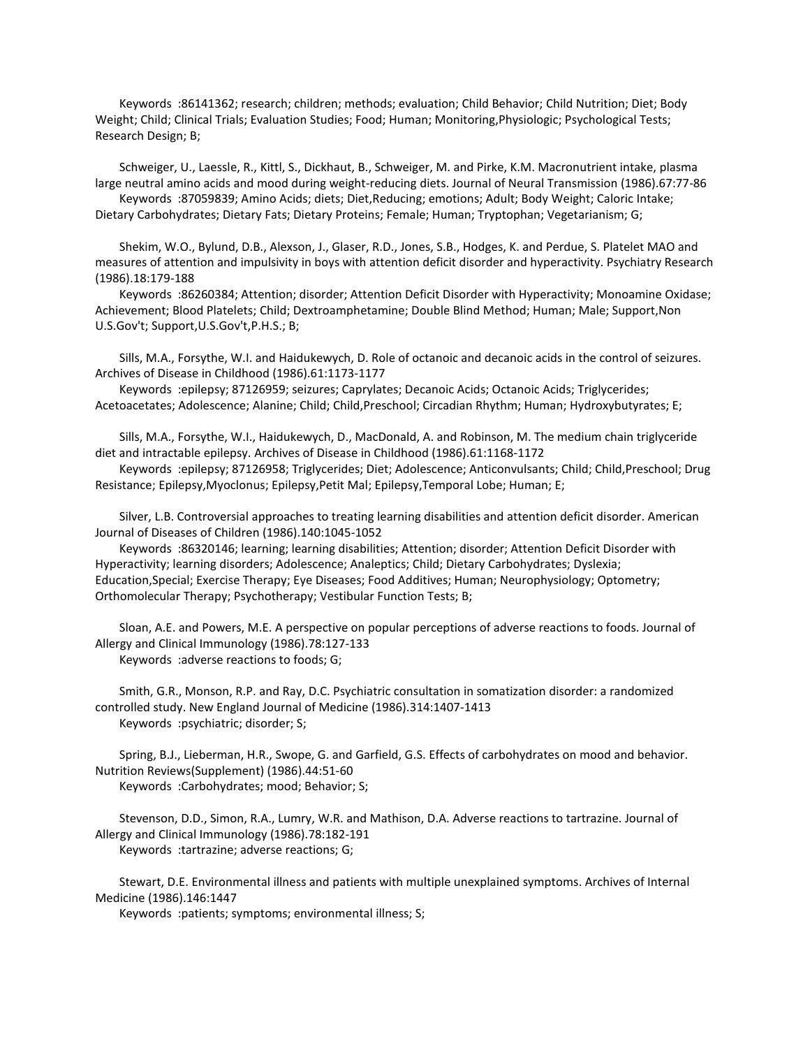Keywords :86141362; research; children; methods; evaluation; Child Behavior; Child Nutrition; Diet; Body Weight; Child; Clinical Trials; Evaluation Studies; Food; Human; Monitoring,Physiologic; Psychological Tests; Research Design; B;

Schweiger, U., Laessle, R., Kittl, S., Dickhaut, B., Schweiger, M. and Pirke, K.M. Macronutrient intake, plasma large neutral amino acids and mood during weight-reducing diets. Journal of Neural Transmission (1986).67:77-86

Keywords :87059839; Amino Acids; diets; Diet,Reducing; emotions; Adult; Body Weight; Caloric Intake; Dietary Carbohydrates; Dietary Fats; Dietary Proteins; Female; Human; Tryptophan; Vegetarianism; G;

Shekim, W.O., Bylund, D.B., Alexson, J., Glaser, R.D., Jones, S.B., Hodges, K. and Perdue, S. Platelet MAO and measures of attention and impulsivity in boys with attention deficit disorder and hyperactivity. Psychiatry Research (1986).18:179-188

Keywords :86260384; Attention; disorder; Attention Deficit Disorder with Hyperactivity; Monoamine Oxidase; Achievement; Blood Platelets; Child; Dextroamphetamine; Double Blind Method; Human; Male; Support,Non U.S.Gov't; Support,U.S.Gov't,P.H.S.; B;

Sills, M.A., Forsythe, W.I. and Haidukewych, D. Role of octanoic and decanoic acids in the control of seizures. Archives of Disease in Childhood (1986).61:1173-1177

Keywords :epilepsy; 87126959; seizures; Caprylates; Decanoic Acids; Octanoic Acids; Triglycerides; Acetoacetates; Adolescence; Alanine; Child; Child,Preschool; Circadian Rhythm; Human; Hydroxybutyrates; E;

Sills, M.A., Forsythe, W.I., Haidukewych, D., MacDonald, A. and Robinson, M. The medium chain triglyceride diet and intractable epilepsy. Archives of Disease in Childhood (1986).61:1168-1172

Keywords :epilepsy; 87126958; Triglycerides; Diet; Adolescence; Anticonvulsants; Child; Child,Preschool; Drug Resistance; Epilepsy,Myoclonus; Epilepsy,Petit Mal; Epilepsy,Temporal Lobe; Human; E;

Silver, L.B. Controversial approaches to treating learning disabilities and attention deficit disorder. American Journal of Diseases of Children (1986).140:1045-1052

Keywords :86320146; learning; learning disabilities; Attention; disorder; Attention Deficit Disorder with Hyperactivity; learning disorders; Adolescence; Analeptics; Child; Dietary Carbohydrates; Dyslexia; Education,Special; Exercise Therapy; Eye Diseases; Food Additives; Human; Neurophysiology; Optometry; Orthomolecular Therapy; Psychotherapy; Vestibular Function Tests; B;

Sloan, A.E. and Powers, M.E. A perspective on popular perceptions of adverse reactions to foods. Journal of Allergy and Clinical Immunology (1986).78:127-133

Keywords :adverse reactions to foods; G;

Smith, G.R., Monson, R.P. and Ray, D.C. Psychiatric consultation in somatization disorder: a randomized controlled study. New England Journal of Medicine (1986).314:1407-1413

Keywords :psychiatric; disorder; S;

Spring, B.J., Lieberman, H.R., Swope, G. and Garfield, G.S. Effects of carbohydrates on mood and behavior. Nutrition Reviews(Supplement) (1986).44:51-60

Keywords :Carbohydrates; mood; Behavior; S;

Stevenson, D.D., Simon, R.A., Lumry, W.R. and Mathison, D.A. Adverse reactions to tartrazine. Journal of Allergy and Clinical Immunology (1986).78:182-191

Keywords :tartrazine; adverse reactions; G;

Stewart, D.E. Environmental illness and patients with multiple unexplained symptoms. Archives of Internal Medicine (1986).146:1447

Keywords :patients; symptoms; environmental illness; S;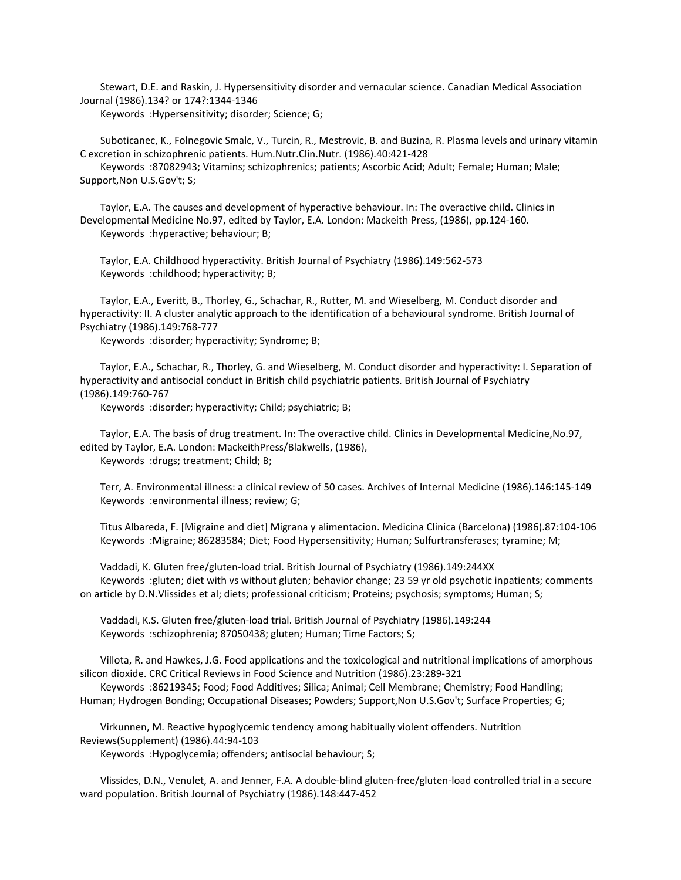Stewart, D.E. and Raskin, J. Hypersensitivity disorder and vernacular science. Canadian Medical Association Journal (1986).134? or 174?:1344-1346

Keywords :Hypersensitivity; disorder; Science; G;

Suboticanec, K., Folnegovic Smalc, V., Turcin, R., Mestrovic, B. and Buzina, R. Plasma levels and urinary vitamin C excretion in schizophrenic patients. Hum.Nutr.Clin.Nutr. (1986).40:421-428

Keywords :87082943; Vitamins; schizophrenics; patients; Ascorbic Acid; Adult; Female; Human; Male; Support,Non U.S.Gov't; S;

Taylor, E.A. The causes and development of hyperactive behaviour. In: The overactive child. Clinics in Developmental Medicine No.97, edited by Taylor, E.A. London: Mackeith Press, (1986), pp.124-160.

Keywords :hyperactive; behaviour; B;

Taylor, E.A. Childhood hyperactivity. British Journal of Psychiatry (1986).149:562-573

Keywords :childhood; hyperactivity; B;

Taylor, E.A., Everitt, B., Thorley, G., Schachar, R., Rutter, M. and Wieselberg, M. Conduct disorder and hyperactivity: II. A cluster analytic approach to the identification of a behavioural syndrome. British Journal of Psychiatry (1986).149:768-777

Keywords :disorder; hyperactivity; Syndrome; B;

Taylor, E.A., Schachar, R., Thorley, G. and Wieselberg, M. Conduct disorder and hyperactivity: I. Separation of hyperactivity and antisocial conduct in British child psychiatric patients. British Journal of Psychiatry (1986).149:760-767

Keywords :disorder; hyperactivity; Child; psychiatric; B;

Taylor, E.A. The basis of drug treatment. In: The overactive child. Clinics in Developmental Medicine,No.97, edited by Taylor, E.A. London: MackeithPress/Blakwells, (1986),

Keywords :drugs; treatment; Child; B;

Terr, A. Environmental illness: a clinical review of 50 cases. Archives of Internal Medicine (1986).146:145-149

Keywords :environmental illness; review; G;

Titus Albareda, F. [Migraine and diet] Migrana y alimentacion. Medicina Clinica (Barcelona) (1986).87:104-106

Keywords :Migraine; 86283584; Diet; Food Hypersensitivity; Human; Sulfurtransferases; tyramine; M;

Vaddadi, K. Gluten free/gluten-load trial. British Journal of Psychiatry (1986).149:244XX

Keywords :gluten; diet with vs without gluten; behavior change; 23 59 yr old psychotic inpatients; comments on article by D.N.Vlissides et al; diets; professional criticism; Proteins; psychosis; symptoms; Human; S;

Vaddadi, K.S. Gluten free/gluten-load trial. British Journal of Psychiatry (1986).149:244

Keywords :schizophrenia; 87050438; gluten; Human; Time Factors; S;

Villota, R. and Hawkes, J.G. Food applications and the toxicological and nutritional implications of amorphous silicon dioxide. CRC Critical Reviews in Food Science and Nutrition (1986).23:289-321

Keywords :86219345; Food; Food Additives; Silica; Animal; Cell Membrane; Chemistry; Food Handling; Human; Hydrogen Bonding; Occupational Diseases; Powders; Support,Non U.S.Gov't; Surface Properties; G;

Virkunnen, M. Reactive hypoglycemic tendency among habitually violent offenders. Nutrition Reviews(Supplement) (1986).44:94-103

Keywords :Hypoglycemia; offenders; antisocial behaviour; S;

Vlissides, D.N., Venulet, A. and Jenner, F.A. A double-blind gluten-free/gluten-load controlled trial in a secure ward population. British Journal of Psychiatry (1986).148:447-452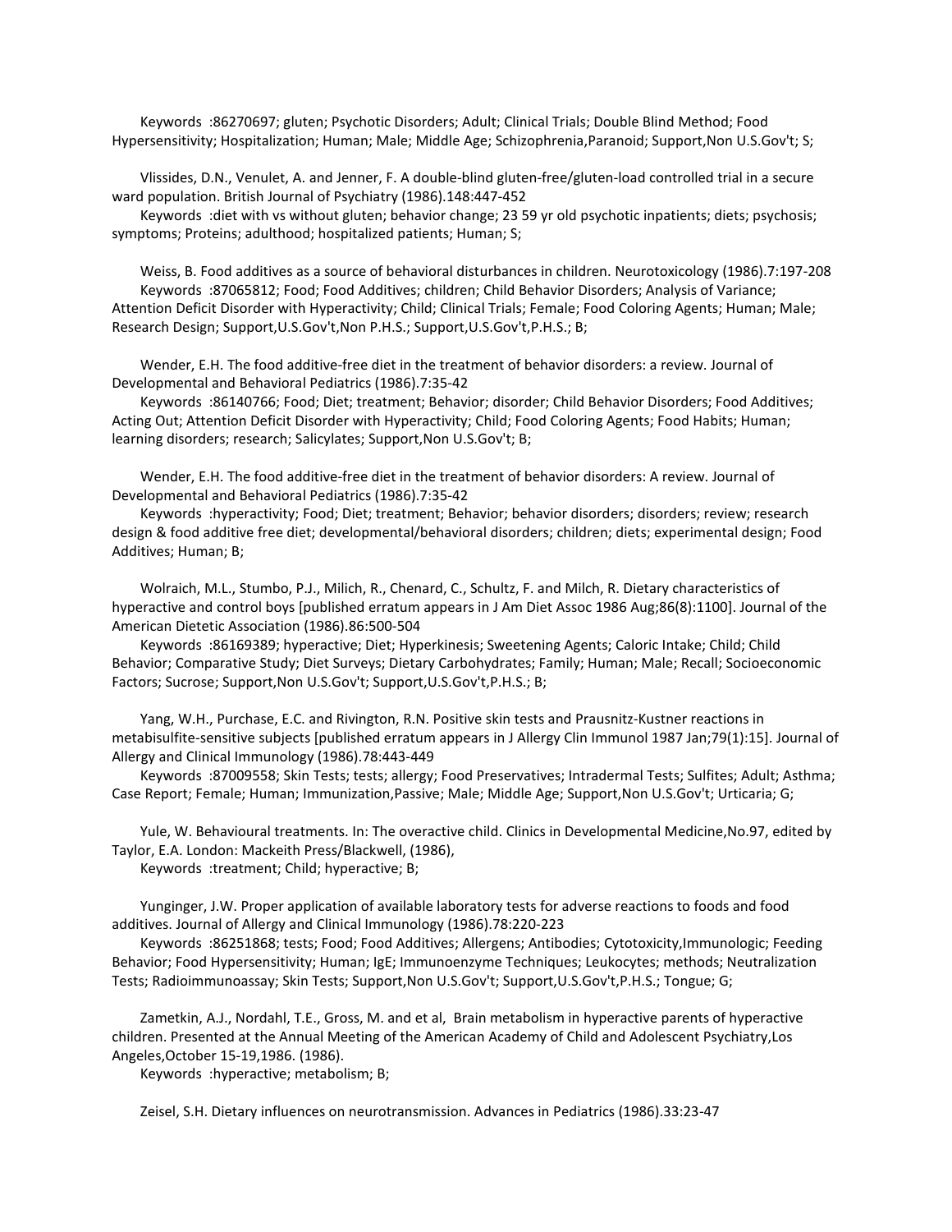Keywords :86270697; gluten; Psychotic Disorders; Adult; Clinical Trials; Double Blind Method; Food Hypersensitivity; Hospitalization; Human; Male; Middle Age; Schizophrenia,Paranoid; Support,Non U.S.Gov't; S;

Vlissides, D.N., Venulet, A. and Jenner, F. A double-blind gluten-free/gluten-load controlled trial in a secure ward population. British Journal of Psychiatry (1986).148:447-452

Keywords :diet with vs without gluten; behavior change; 23 59 yr old psychotic inpatients; diets; psychosis; symptoms; Proteins; adulthood; hospitalized patients; Human; S;

Weiss, B. Food additives as a source of behavioral disturbances in children. Neurotoxicology (1986).7:197-208

Keywords :87065812; Food; Food Additives; children; Child Behavior Disorders; Analysis of Variance; Attention Deficit Disorder with Hyperactivity; Child; Clinical Trials; Female; Food Coloring Agents; Human; Male; Research Design; Support,U.S.Gov't,Non P.H.S.; Support,U.S.Gov't,P.H.S.; B;

Wender, E.H. The food additive-free diet in the treatment of behavior disorders: a review. Journal of Developmental and Behavioral Pediatrics (1986).7:35-42

Keywords :86140766; Food; Diet; treatment; Behavior; disorder; Child Behavior Disorders; Food Additives; Acting Out; Attention Deficit Disorder with Hyperactivity; Child; Food Coloring Agents; Food Habits; Human; learning disorders; research; Salicylates; Support,Non U.S.Gov't; B;

Wender, E.H. The food additive-free diet in the treatment of behavior disorders: A review. Journal of Developmental and Behavioral Pediatrics (1986).7:35-42

Keywords :hyperactivity; Food; Diet; treatment; Behavior; behavior disorders; disorders; review; research design & food additive free diet; developmental/behavioral disorders; children; diets; experimental design; Food Additives; Human; B;

Wolraich, M.L., Stumbo, P.J., Milich, R., Chenard, C., Schultz, F. and Milch, R. Dietary characteristics of hyperactive and control boys [published erratum appears in J Am Diet Assoc 1986 Aug;86(8):1100]. Journal of the American Dietetic Association (1986).86:500-504

Keywords :86169389; hyperactive; Diet; Hyperkinesis; Sweetening Agents; Caloric Intake; Child; Child Behavior; Comparative Study; Diet Surveys; Dietary Carbohydrates; Family; Human; Male; Recall; Socioeconomic Factors; Sucrose; Support,Non U.S.Gov't; Support,U.S.Gov't,P.H.S.; B;

Yang, W.H., Purchase, E.C. and Rivington, R.N. Positive skin tests and Prausnitz-Kustner reactions in metabisulfite-sensitive subjects [published erratum appears in J Allergy Clin Immunol 1987 Jan;79(1):15]. Journal of Allergy and Clinical Immunology (1986).78:443-449

Keywords :87009558; Skin Tests; tests; allergy; Food Preservatives; Intradermal Tests; Sulfites; Adult; Asthma; Case Report; Female; Human; Immunization,Passive; Male; Middle Age; Support,Non U.S.Gov't; Urticaria; G;

Yule, W. Behavioural treatments. In: The overactive child. Clinics in Developmental Medicine,No.97, edited by Taylor, E.A. London: Mackeith Press/Blackwell, (1986),

Keywords :treatment; Child; hyperactive; B;

Yunginger, J.W. Proper application of available laboratory tests for adverse reactions to foods and food additives. Journal of Allergy and Clinical Immunology (1986).78:220-223

Keywords :86251868; tests; Food; Food Additives; Allergens; Antibodies; Cytotoxicity,Immunologic; Feeding Behavior; Food Hypersensitivity; Human; IgE; Immunoenzyme Techniques; Leukocytes; methods; Neutralization Tests; Radioimmunoassay; Skin Tests; Support,Non U.S.Gov't; Support,U.S.Gov't,P.H.S.; Tongue; G;

Zametkin, A.J., Nordahl, T.E., Gross, M. and et al, Brain metabolism in hyperactive parents of hyperactive children. Presented at the Annual Meeting of the American Academy of Child and Adolescent Psychiatry,Los Angeles,October 15-19,1986. (1986).

Keywords :hyperactive; metabolism; B;

Zeisel, S.H. Dietary influences on neurotransmission. Advances in Pediatrics (1986).33:23-47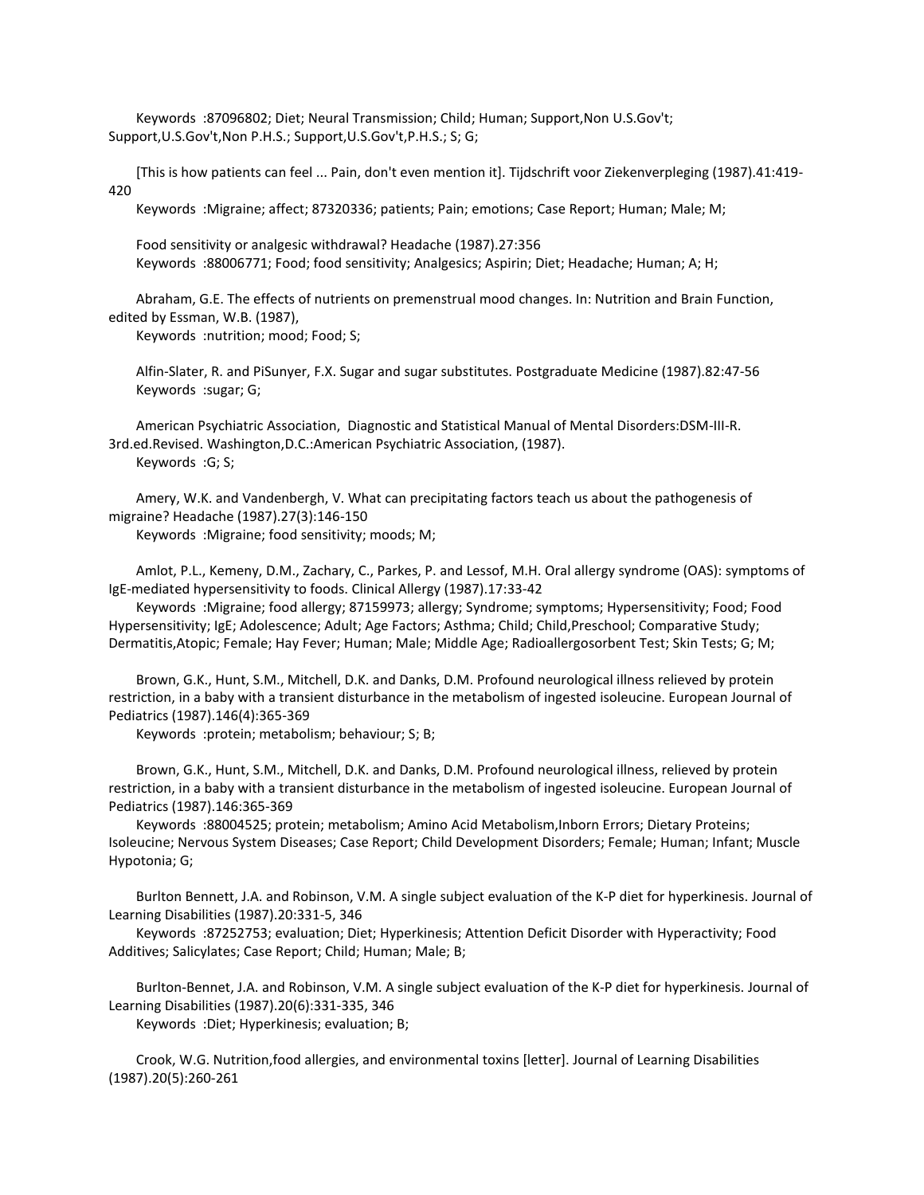Keywords :87096802; Diet; Neural Transmission; Child; Human; Support,Non U.S.Gov't; Support,U.S.Gov't,Non P.H.S.; Support,U.S.Gov't,P.H.S.; S; G;

[This is how patients can feel ... Pain, don't even mention it]. Tijdschrift voor Ziekenverpleging (1987).41:419-420

Keywords :Migraine; affect; 87320336; patients; Pain; emotions; Case Report; Human; Male; M;

Food sensitivity or analgesic withdrawal? Headache (1987).27:356

Keywords :88006771; Food; food sensitivity; Analgesics; Aspirin; Diet; Headache; Human; A; H;

Abraham, G.E. The effects of nutrients on premenstrual mood changes. In: Nutrition and Brain Function, edited by Essman, W.B. (1987),

Keywords :nutrition; mood; Food; S;

Alfin-Slater, R. and PiSunyer, F.X. Sugar and sugar substitutes. Postgraduate Medicine (1987).82:47-56

Keywords :sugar; G;

American Psychiatric Association, Diagnostic and Statistical Manual of Mental Disorders:DSM-III-R. 3rd.ed.Revised. Washington,D.C.:American Psychiatric Association, (1987).

Keywords :G; S;

Amery, W.K. and Vandenbergh, V. What can precipitating factors teach us about the pathogenesis of migraine? Headache (1987).27(3):146-150

Keywords :Migraine; food sensitivity; moods; M;

Amlot, P.L., Kemeny, D.M., Zachary, C., Parkes, P. and Lessof, M.H. Oral allergy syndrome (OAS): symptoms of IgE-mediated hypersensitivity to foods. Clinical Allergy (1987).17:33-42

Keywords :Migraine; food allergy; 87159973; allergy; Syndrome; symptoms; Hypersensitivity; Food; Food Hypersensitivity; IgE; Adolescence; Adult; Age Factors; Asthma; Child; Child,Preschool; Comparative Study; Dermatitis,Atopic; Female; Hay Fever; Human; Male; Middle Age; Radioallergosorbent Test; Skin Tests; G; M;

Brown, G.K., Hunt, S.M., Mitchell, D.K. and Danks, D.M. Profound neurological illness relieved by protein restriction, in a baby with a transient disturbance in the metabolism of ingested isoleucine. European Journal of Pediatrics (1987).146(4):365-369

Keywords :protein; metabolism; behaviour; S; B;

Brown, G.K., Hunt, S.M., Mitchell, D.K. and Danks, D.M. Profound neurological illness, relieved by protein restriction, in a baby with a transient disturbance in the metabolism of ingested isoleucine. European Journal of Pediatrics (1987).146:365-369

Keywords :88004525; protein; metabolism; Amino Acid Metabolism,Inborn Errors; Dietary Proteins; Isoleucine; Nervous System Diseases; Case Report; Child Development Disorders; Female; Human; Infant; Muscle Hypotonia; G;

Burlton Bennett, J.A. and Robinson, V.M. A single subject evaluation of the K-P diet for hyperkinesis. Journal of Learning Disabilities (1987).20:331-5, 346

Keywords :87252753; evaluation; Diet; Hyperkinesis; Attention Deficit Disorder with Hyperactivity; Food Additives; Salicylates; Case Report; Child; Human; Male; B;

Burlton-Bennet, J.A. and Robinson, V.M. A single subject evaluation of the K-P diet for hyperkinesis. Journal of Learning Disabilities (1987).20(6):331-335, 346

Keywords :Diet; Hyperkinesis; evaluation; B;

Crook, W.G. Nutrition,food allergies, and environmental toxins [letter]. Journal of Learning Disabilities (1987).20(5):260-261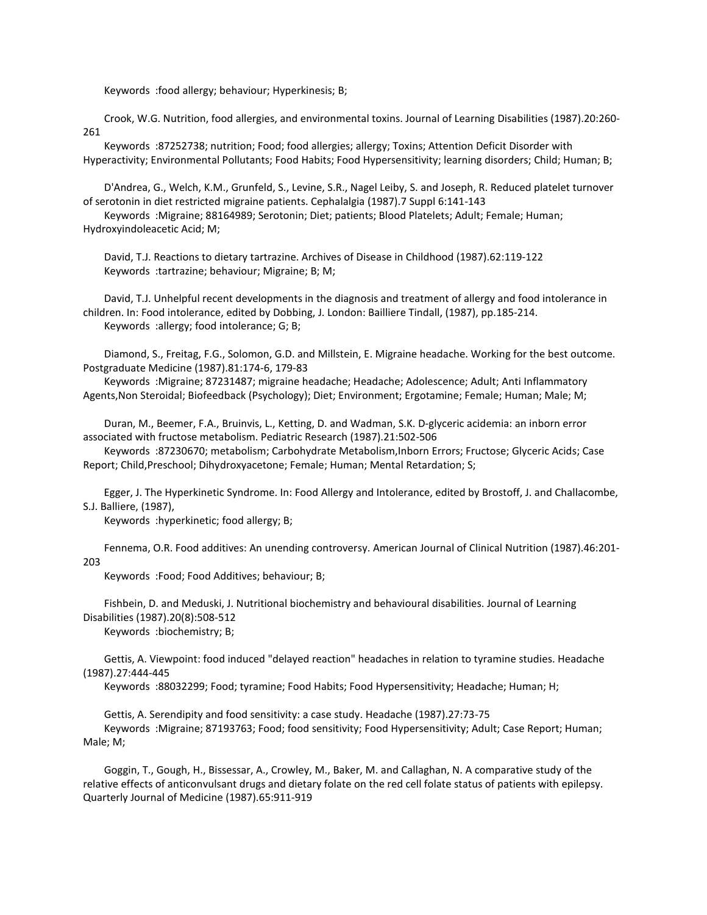Keywords :food allergy; behaviour; Hyperkinesis; B;

Crook, W.G. Nutrition, food allergies, and environmental toxins. Journal of Learning Disabilities (1987).20:260-261

Keywords :87252738; nutrition; Food; food allergies; allergy; Toxins; Attention Deficit Disorder with Hyperactivity; Environmental Pollutants; Food Habits; Food Hypersensitivity; learning disorders; Child; Human; B;

D'Andrea, G., Welch, K.M., Grunfeld, S., Levine, S.R., Nagel Leiby, S. and Joseph, R. Reduced platelet turnover of serotonin in diet restricted migraine patients. Cephalalgia (1987).7 Suppl 6:141-143

Keywords :Migraine; 88164989; Serotonin; Diet; patients; Blood Platelets; Adult; Female; Human; Hydroxyindoleacetic Acid; M;

David, T.J. Reactions to dietary tartrazine. Archives of Disease in Childhood (1987).62:119-122

Keywords :tartrazine; behaviour; Migraine; B; M;

David, T.J. Unhelpful recent developments in the diagnosis and treatment of allergy and food intolerance in children. In: Food intolerance, edited by Dobbing, J. London: Bailliere Tindall, (1987), pp.185-214.

Keywords :allergy; food intolerance; G; B;

Diamond, S., Freitag, F.G., Solomon, G.D. and Millstein, E. Migraine headache. Working for the best outcome. Postgraduate Medicine (1987).81:174-6, 179-83

Keywords :Migraine; 87231487; migraine headache; Headache; Adolescence; Adult; Anti Inflammatory Agents,Non Steroidal; Biofeedback (Psychology); Diet; Environment; Ergotamine; Female; Human; Male; M;

Duran, M., Beemer, F.A., Bruinvis, L., Ketting, D. and Wadman, S.K. D-glyceric acidemia: an inborn error associated with fructose metabolism. Pediatric Research (1987).21:502-506

Keywords :87230670; metabolism; Carbohydrate Metabolism,Inborn Errors; Fructose; Glyceric Acids; Case Report; Child,Preschool; Dihydroxyacetone; Female; Human; Mental Retardation; S;

Egger, J. The Hyperkinetic Syndrome. In: Food Allergy and Intolerance, edited by Brostoff, J. and Challacombe, S.J. Balliere, (1987),

Keywords :hyperkinetic; food allergy; B;

Fennema, O.R. Food additives: An unending controversy. American Journal of Clinical Nutrition (1987).46:201-203

Keywords :Food; Food Additives; behaviour; B;

Fishbein, D. and Meduski, J. Nutritional biochemistry and behavioural disabilities. Journal of Learning Disabilities (1987).20(8):508-512

Keywords :biochemistry; B;

Gettis, A. Viewpoint: food induced "delayed reaction" headaches in relation to tyramine studies. Headache (1987).27:444-445

Keywords :88032299; Food; tyramine; Food Habits; Food Hypersensitivity; Headache; Human; H;

Gettis, A. Serendipity and food sensitivity: a case study. Headache (1987).27:73-75

Keywords :Migraine; 87193763; Food; food sensitivity; Food Hypersensitivity; Adult; Case Report; Human; Male; M;

Goggin, T., Gough, H., Bissessar, A., Crowley, M., Baker, M. and Callaghan, N. A comparative study of the relative effects of anticonvulsant drugs and dietary folate on the red cell folate status of patients with epilepsy. Quarterly Journal of Medicine (1987).65:911-919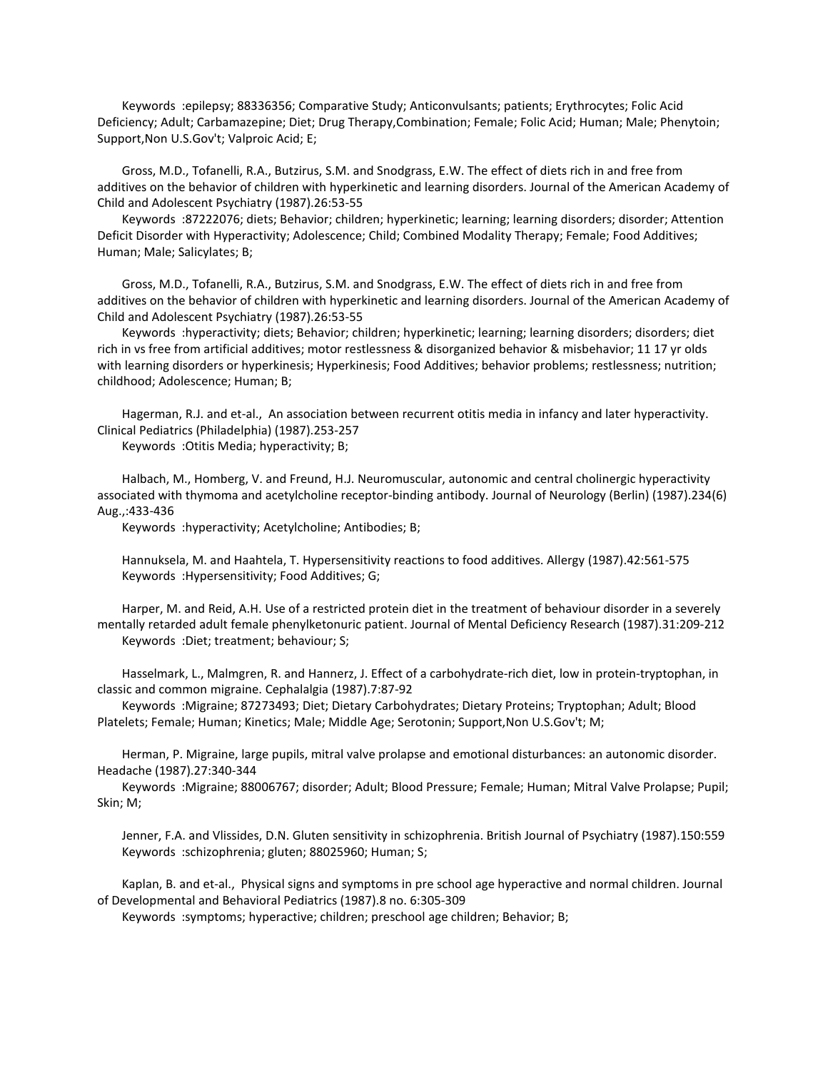Keywords :epilepsy; 88336356; Comparative Study; Anticonvulsants; patients; Erythrocytes; Folic Acid Deficiency; Adult; Carbamazepine; Diet; Drug Therapy,Combination; Female; Folic Acid; Human; Male; Phenytoin; Support,Non U.S.Gov't; Valproic Acid; E;

Gross, M.D., Tofanelli, R.A., Butzirus, S.M. and Snodgrass, E.W. The effect of diets rich in and free from additives on the behavior of children with hyperkinetic and learning disorders. Journal of the American Academy of Child and Adolescent Psychiatry (1987).26:53-55

Keywords :87222076; diets; Behavior; children; hyperkinetic; learning; learning disorders; disorder; Attention Deficit Disorder with Hyperactivity; Adolescence; Child; Combined Modality Therapy; Female; Food Additives; Human; Male; Salicylates; B;

Gross, M.D., Tofanelli, R.A., Butzirus, S.M. and Snodgrass, E.W. The effect of diets rich in and free from additives on the behavior of children with hyperkinetic and learning disorders. Journal of the American Academy of Child and Adolescent Psychiatry (1987).26:53-55

Keywords :hyperactivity; diets; Behavior; children; hyperkinetic; learning; learning disorders; disorders; diet rich in vs free from artificial additives; motor restlessness & disorganized behavior & misbehavior; 11 17 yr olds with learning disorders or hyperkinesis; Hyperkinesis; Food Additives; behavior problems; restlessness; nutrition; childhood; Adolescence; Human; B;

Hagerman, R.J. and et-al., An association between recurrent otitis media in infancy and later hyperactivity. Clinical Pediatrics (Philadelphia) (1987).253-257

Keywords :Otitis Media; hyperactivity; B;

Halbach, M., Homberg, V. and Freund, H.J. Neuromuscular, autonomic and central cholinergic hyperactivity associated with thymoma and acetylcholine receptor-binding antibody. Journal of Neurology (Berlin) (1987).234(6) Aug.,:433-436

Keywords :hyperactivity; Acetylcholine; Antibodies; B;

Hannuksela, M. and Haahtela, T. Hypersensitivity reactions to food additives. Allergy (1987).42:561-575

Keywords :Hypersensitivity; Food Additives; G;

Harper, M. and Reid, A.H. Use of a restricted protein diet in the treatment of behaviour disorder in a severely mentally retarded adult female phenylketonuric patient. Journal of Mental Deficiency Research (1987).31:209-212

Keywords :Diet; treatment; behaviour; S;

Hasselmark, L., Malmgren, R. and Hannerz, J. Effect of a carbohydrate-rich diet, low in protein-tryptophan, in classic and common migraine. Cephalalgia (1987).7:87-92

Keywords :Migraine; 87273493; Diet; Dietary Carbohydrates; Dietary Proteins; Tryptophan; Adult; Blood Platelets; Female; Human; Kinetics; Male; Middle Age; Serotonin; Support,Non U.S.Gov't; M;

Herman, P. Migraine, large pupils, mitral valve prolapse and emotional disturbances: an autonomic disorder. Headache (1987).27:340-344

Keywords :Migraine; 88006767; disorder; Adult; Blood Pressure; Female; Human; Mitral Valve Prolapse; Pupil; Skin; M;

Jenner, F.A. and Vlissides, D.N. Gluten sensitivity in schizophrenia. British Journal of Psychiatry (1987).150:559

Keywords :schizophrenia; gluten; 88025960; Human; S;

Kaplan, B. and et-al., Physical signs and symptoms in pre school age hyperactive and normal children. Journal of Developmental and Behavioral Pediatrics (1987).8 no. 6:305-309

Keywords :symptoms; hyperactive; children; preschool age children; Behavior; B;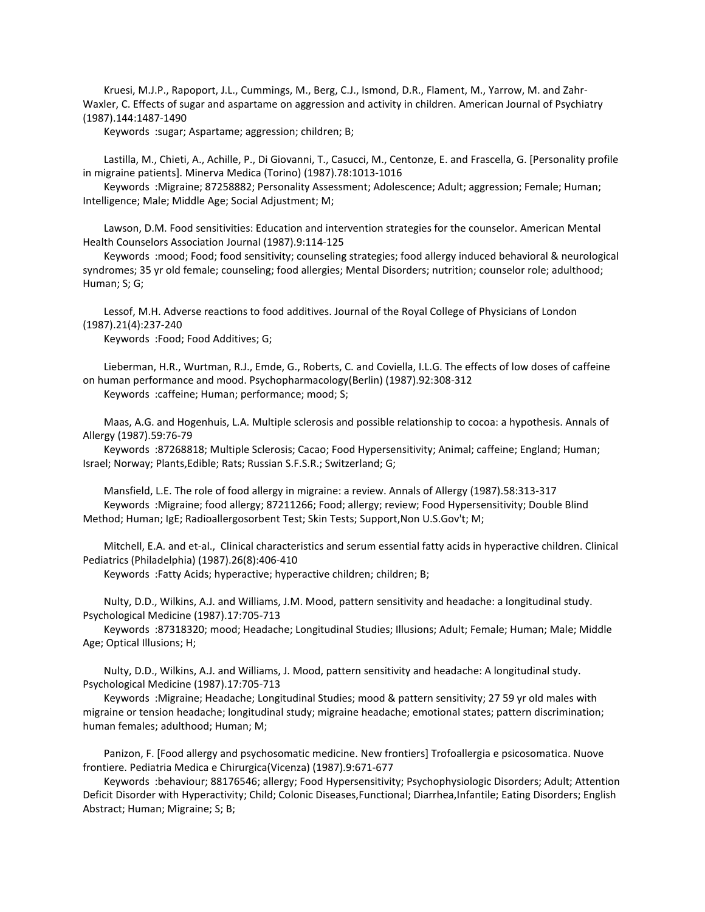Kruesi, M.J.P., Rapoport, J.L., Cummings, M., Berg, C.J., Ismond, D.R., Flament, M., Yarrow, M. and Zahr-Waxler, C. Effects of sugar and aspartame on aggression and activity in children. American Journal of Psychiatry (1987).144:1487-1490

Keywords :sugar; Aspartame; aggression; children; B;

Lastilla, M., Chieti, A., Achille, P., Di Giovanni, T., Casucci, M., Centonze, E. and Frascella, G. [Personality profile in migraine patients]. Minerva Medica (Torino) (1987).78:1013-1016

Keywords :Migraine; 87258882; Personality Assessment; Adolescence; Adult; aggression; Female; Human; Intelligence; Male; Middle Age; Social Adjustment; M;

Lawson, D.M. Food sensitivities: Education and intervention strategies for the counselor. American Mental Health Counselors Association Journal (1987).9:114-125

Keywords :mood; Food; food sensitivity; counseling strategies; food allergy induced behavioral & neurological syndromes; 35 yr old female; counseling; food allergies; Mental Disorders; nutrition; counselor role; adulthood; Human; S; G;

Lessof, M.H. Adverse reactions to food additives. Journal of the Royal College of Physicians of London (1987).21(4):237-240

Keywords :Food; Food Additives; G;

Lieberman, H.R., Wurtman, R.J., Emde, G., Roberts, C. and Coviella, I.L.G. The effects of low doses of caffeine on human performance and mood. Psychopharmacology(Berlin) (1987).92:308-312

Keywords :caffeine; Human; performance; mood; S;

Maas, A.G. and Hogenhuis, L.A. Multiple sclerosis and possible relationship to cocoa: a hypothesis. Annals of Allergy (1987).59:76-79

Keywords :87268818; Multiple Sclerosis; Cacao; Food Hypersensitivity; Animal; caffeine; England; Human; Israel; Norway; Plants,Edible; Rats; Russian S.F.S.R.; Switzerland; G;

Mansfield, L.E. The role of food allergy in migraine: a review. Annals of Allergy (1987).58:313-317

Keywords :Migraine; food allergy; 87211266; Food; allergy; review; Food Hypersensitivity; Double Blind Method; Human; IgE; Radioallergosorbent Test; Skin Tests; Support,Non U.S.Gov't; M;

Mitchell, E.A. and et-al., Clinical characteristics and serum essential fatty acids in hyperactive children. Clinical Pediatrics (Philadelphia) (1987).26(8):406-410

Keywords :Fatty Acids; hyperactive; hyperactive children; children; B;

Nulty, D.D., Wilkins, A.J. and Williams, J.M. Mood, pattern sensitivity and headache: a longitudinal study. Psychological Medicine (1987).17:705-713

Keywords :87318320; mood; Headache; Longitudinal Studies; Illusions; Adult; Female; Human; Male; Middle Age; Optical Illusions; H;

Nulty, D.D., Wilkins, A.J. and Williams, J. Mood, pattern sensitivity and headache: A longitudinal study. Psychological Medicine (1987).17:705-713

Keywords :Migraine; Headache; Longitudinal Studies; mood & pattern sensitivity; 27 59 yr old males with migraine or tension headache; longitudinal study; migraine headache; emotional states; pattern discrimination; human females; adulthood; Human; M;

Panizon, F. [Food allergy and psychosomatic medicine. New frontiers] Trofoallergia e psicosomatica. Nuove frontiere. Pediatria Medica e Chirurgica(Vicenza) (1987).9:671-677

Keywords :behaviour; 88176546; allergy; Food Hypersensitivity; Psychophysiologic Disorders; Adult; Attention Deficit Disorder with Hyperactivity; Child; Colonic Diseases,Functional; Diarrhea,Infantile; Eating Disorders; English Abstract; Human; Migraine; S; B;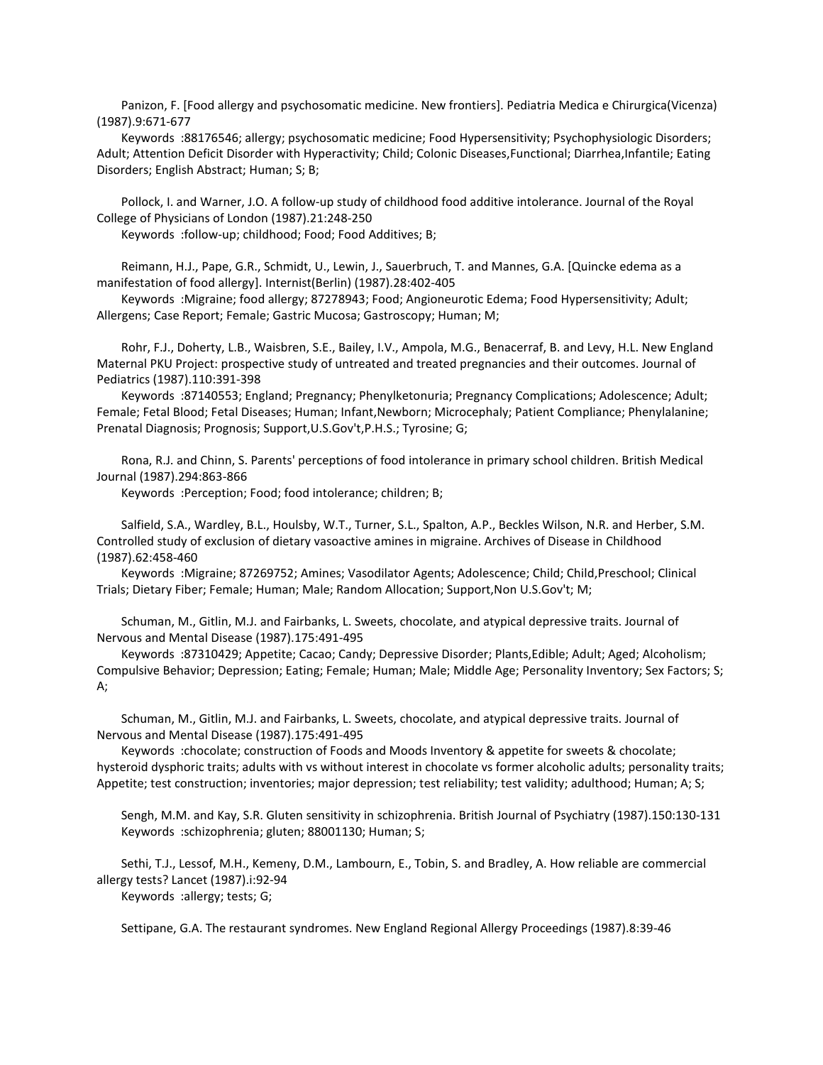Panizon, F. [Food allergy and psychosomatic medicine. New frontiers]. Pediatria Medica e Chirurgica(Vicenza) (1987).9:671-677

Keywords :88176546; allergy; psychosomatic medicine; Food Hypersensitivity; Psychophysiologic Disorders; Adult; Attention Deficit Disorder with Hyperactivity; Child; Colonic Diseases,Functional; Diarrhea,Infantile; Eating Disorders; English Abstract; Human; S; B;

Pollock, I. and Warner, J.O. A follow-up study of childhood food additive intolerance. Journal of the Royal College of Physicians of London (1987).21:248-250

Keywords :follow-up; childhood; Food; Food Additives; B;

Reimann, H.J., Pape, G.R., Schmidt, U., Lewin, J., Sauerbruch, T. and Mannes, G.A. [Quincke edema as a manifestation of food allergy]. Internist(Berlin) (1987).28:402-405

Keywords :Migraine; food allergy; 87278943; Food; Angioneurotic Edema; Food Hypersensitivity; Adult; Allergens; Case Report; Female; Gastric Mucosa; Gastroscopy; Human; M;

Rohr, F.J., Doherty, L.B., Waisbren, S.E., Bailey, I.V., Ampola, M.G., Benacerraf, B. and Levy, H.L. New England Maternal PKU Project: prospective study of untreated and treated pregnancies and their outcomes. Journal of Pediatrics (1987).110:391-398

Keywords :87140553; England; Pregnancy; Phenylketonuria; Pregnancy Complications; Adolescence; Adult; Female; Fetal Blood; Fetal Diseases; Human; Infant,Newborn; Microcephaly; Patient Compliance; Phenylalanine; Prenatal Diagnosis; Prognosis; Support,U.S.Gov't,P.H.S.; Tyrosine; G;

Rona, R.J. and Chinn, S. Parents' perceptions of food intolerance in primary school children. British Medical Journal (1987).294:863-866

Keywords :Perception; Food; food intolerance; children; B;

Salfield, S.A., Wardley, B.L., Houlsby, W.T., Turner, S.L., Spalton, A.P., Beckles Wilson, N.R. and Herber, S.M. Controlled study of exclusion of dietary vasoactive amines in migraine. Archives of Disease in Childhood (1987).62:458-460

Keywords :Migraine; 87269752; Amines; Vasodilator Agents; Adolescence; Child; Child,Preschool; Clinical Trials; Dietary Fiber; Female; Human; Male; Random Allocation; Support,Non U.S.Gov't; M;

Schuman, M., Gitlin, M.J. and Fairbanks, L. Sweets, chocolate, and atypical depressive traits. Journal of Nervous and Mental Disease (1987).175:491-495

Keywords :87310429; Appetite; Cacao; Candy; Depressive Disorder; Plants,Edible; Adult; Aged; Alcoholism; Compulsive Behavior; Depression; Eating; Female; Human; Male; Middle Age; Personality Inventory; Sex Factors; S; A;

Schuman, M., Gitlin, M.J. and Fairbanks, L. Sweets, chocolate, and atypical depressive traits. Journal of Nervous and Mental Disease (1987).175:491-495

Keywords :chocolate; construction of Foods and Moods Inventory & appetite for sweets & chocolate; hysteroid dysphoric traits; adults with vs without interest in chocolate vs former alcoholic adults; personality traits; Appetite; test construction; inventories; major depression; test reliability; test validity; adulthood; Human; A; S;

Sengh, M.M. and Kay, S.R. Gluten sensitivity in schizophrenia. British Journal of Psychiatry (1987).150:130-131

Keywords :schizophrenia; gluten; 88001130; Human; S;

Sethi, T.J., Lessof, M.H., Kemeny, D.M., Lambourn, E., Tobin, S. and Bradley, A. How reliable are commercial allergy tests? Lancet (1987).i:92-94

Keywords :allergy; tests; G;

Settipane, G.A. The restaurant syndromes. New England Regional Allergy Proceedings (1987).8:39-46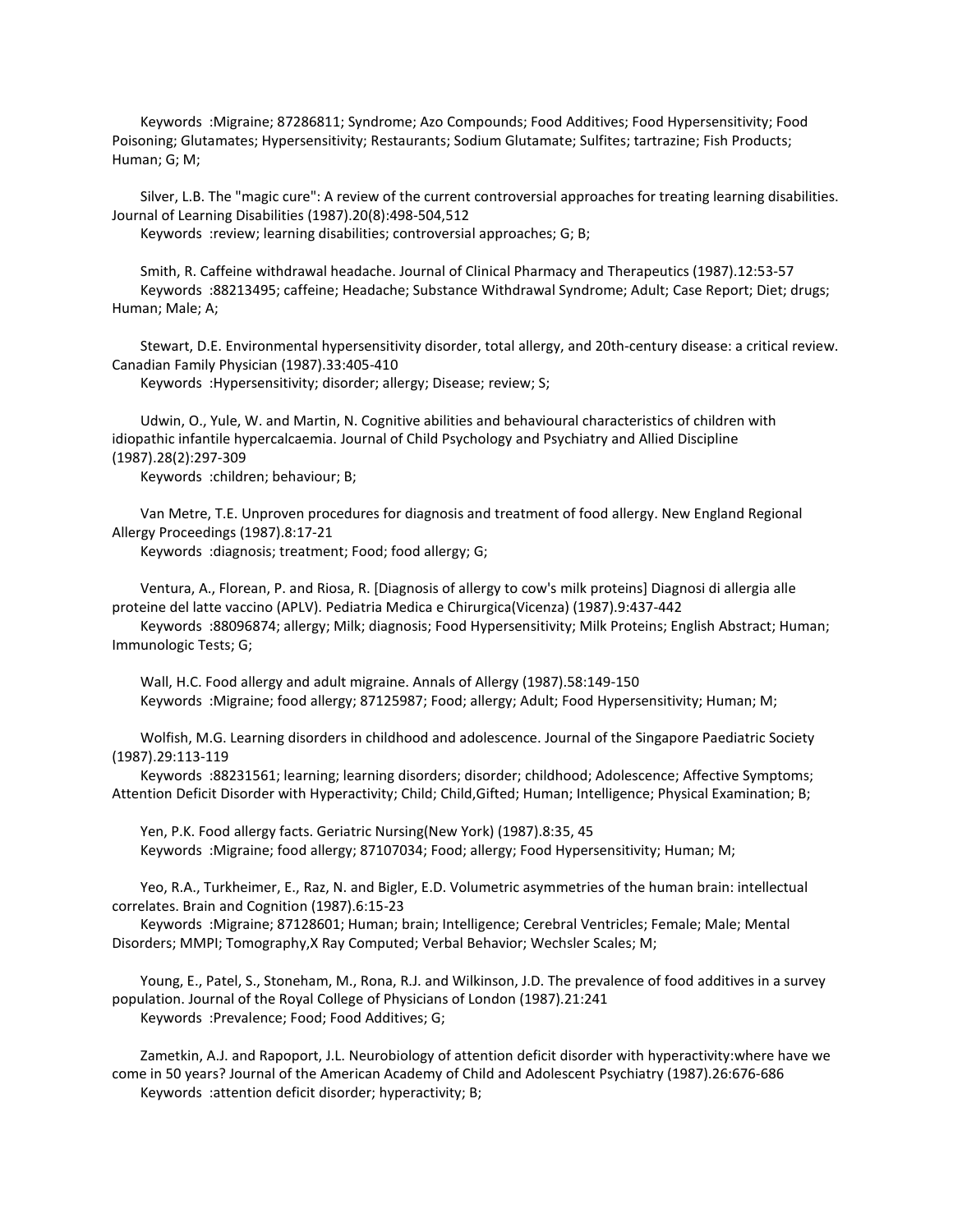Keywords :Migraine; 87286811; Syndrome; Azo Compounds; Food Additives; Food Hypersensitivity; Food Poisoning; Glutamates; Hypersensitivity; Restaurants; Sodium Glutamate; Sulfites; tartrazine; Fish Products; Human; G; M;

Silver, L.B. The "magic cure": A review of the current controversial approaches for treating learning disabilities. Journal of Learning Disabilities (1987).20(8):498-504,512

Keywords :review; learning disabilities; controversial approaches; G; B;

Smith, R. Caffeine withdrawal headache. Journal of Clinical Pharmacy and Therapeutics (1987).12:53-57

Keywords :88213495; caffeine; Headache; Substance Withdrawal Syndrome; Adult; Case Report; Diet; drugs; Human; Male; A;

Stewart, D.E. Environmental hypersensitivity disorder, total allergy, and 20th-century disease: a critical review. Canadian Family Physician (1987).33:405-410

Keywords :Hypersensitivity; disorder; allergy; Disease; review; S;

Udwin, O., Yule, W. and Martin, N. Cognitive abilities and behavioural characteristics of children with idiopathic infantile hypercalcaemia. Journal of Child Psychology and Psychiatry and Allied Discipline (1987).28(2):297-309

Keywords :children; behaviour; B;

Van Metre, T.E. Unproven procedures for diagnosis and treatment of food allergy. New England Regional Allergy Proceedings (1987).8:17-21

Keywords :diagnosis; treatment; Food; food allergy; G;

Ventura, A., Florean, P. and Riosa, R. [Diagnosis of allergy to cow's milk proteins] Diagnosi di allergia alle proteine del latte vaccino (APLV). Pediatria Medica e Chirurgica(Vicenza) (1987).9:437-442

Keywords :88096874; allergy; Milk; diagnosis; Food Hypersensitivity; Milk Proteins; English Abstract; Human; Immunologic Tests; G;

Wall, H.C. Food allergy and adult migraine. Annals of Allergy (1987).58:149-150

Keywords :Migraine; food allergy; 87125987; Food; allergy; Adult; Food Hypersensitivity; Human; M;

Wolfish, M.G. Learning disorders in childhood and adolescence. Journal of the Singapore Paediatric Society (1987).29:113-119

Keywords :88231561; learning; learning disorders; disorder; childhood; Adolescence; Affective Symptoms; Attention Deficit Disorder with Hyperactivity; Child; Child,Gifted; Human; Intelligence; Physical Examination; B;

Yen, P.K. Food allergy facts. Geriatric Nursing(New York) (1987).8:35, 45

Keywords :Migraine; food allergy; 87107034; Food; allergy; Food Hypersensitivity; Human; M;

Yeo, R.A., Turkheimer, E., Raz, N. and Bigler, E.D. Volumetric asymmetries of the human brain: intellectual correlates. Brain and Cognition (1987).6:15-23

Keywords :Migraine; 87128601; Human; brain; Intelligence; Cerebral Ventricles; Female; Male; Mental Disorders; MMPI; Tomography,X Ray Computed; Verbal Behavior; Wechsler Scales; M;

Young, E., Patel, S., Stoneham, M., Rona, R.J. and Wilkinson, J.D. The prevalence of food additives in a survey population. Journal of the Royal College of Physicians of London (1987).21:241

Keywords :Prevalence; Food; Food Additives; G;

Zametkin, A.J. and Rapoport, J.L. Neurobiology of attention deficit disorder with hyperactivity:where have we come in 50 years? Journal of the American Academy of Child and Adolescent Psychiatry (1987).26:676-686

Keywords :attention deficit disorder; hyperactivity; B;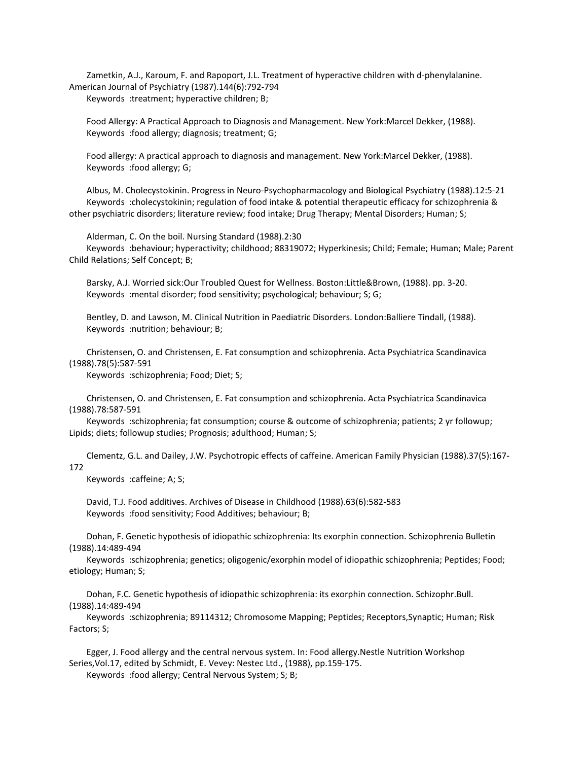Zametkin, A.J., Karoum, F. and Rapoport, J.L. Treatment of hyperactive children with d-phenylalanine. American Journal of Psychiatry (1987).144(6):792-794
Keywords :treatment; hyperactive children; B;

Food Allergy: A Practical Approach to Diagnosis and Management. New York:Marcel Dekker, (1988).
Keywords :food allergy; diagnosis; treatment; G;

Food allergy: A practical approach to diagnosis and management. New York:Marcel Dekker, (1988).
Keywords :food allergy; G;

Albus, M. Cholecystokinin. Progress in Neuro-Psychopharmacology and Biological Psychiatry (1988).12:5-21
Keywords :cholecystokinin; regulation of food intake & potential therapeutic efficacy for schizophrenia & other psychiatric disorders; literature review; food intake; Drug Therapy; Mental Disorders; Human; S;

Alderman, C. On the boil. Nursing Standard (1988).2:30
Keywords :behaviour; hyperactivity; childhood; 88319072; Hyperkinesis; Child; Female; Human; Male; Parent Child Relations; Self Concept; B;

Barsky, A.J. Worried sick:Our Troubled Quest for Wellness. Boston:Little&Brown, (1988). pp. 3-20.
Keywords :mental disorder; food sensitivity; psychological; behaviour; S; G;

Bentley, D. and Lawson, M. Clinical Nutrition in Paediatric Disorders. London:Balliere Tindall, (1988).
Keywords :nutrition; behaviour; B;

Christensen, O. and Christensen, E. Fat consumption and schizophrenia. Acta Psychiatrica Scandinavica (1988).78(5):587-591
Keywords :schizophrenia; Food; Diet; S;

Christensen, O. and Christensen, E. Fat consumption and schizophrenia. Acta Psychiatrica Scandinavica (1988).78:587-591
Keywords :schizophrenia; fat consumption; course & outcome of schizophrenia; patients; 2 yr followup; Lipids; diets; followup studies; Prognosis; adulthood; Human; S;

Clementz, G.L. and Dailey, J.W. Psychotropic effects of caffeine. American Family Physician (1988).37(5):167-172
Keywords :caffeine; A; S;

David, T.J. Food additives. Archives of Disease in Childhood (1988).63(6):582-583
Keywords :food sensitivity; Food Additives; behaviour; B;

Dohan, F. Genetic hypothesis of idiopathic schizophrenia: Its exorphin connection. Schizophrenia Bulletin (1988).14:489-494
Keywords :schizophrenia; genetics; oligogenic/exorphin model of idiopathic schizophrenia; Peptides; Food; etiology; Human; S;

Dohan, F.C. Genetic hypothesis of idiopathic schizophrenia: its exorphin connection. Schizophr.Bull. (1988).14:489-494
Keywords :schizophrenia; 89114312; Chromosome Mapping; Peptides; Receptors,Synaptic; Human; Risk Factors; S;

Egger, J. Food allergy and the central nervous system. In: Food allergy.Nestle Nutrition Workshop Series,Vol.17, edited by Schmidt, E. Vevey: Nestec Ltd., (1988), pp.159-175.
Keywords :food allergy; Central Nervous System; S; B;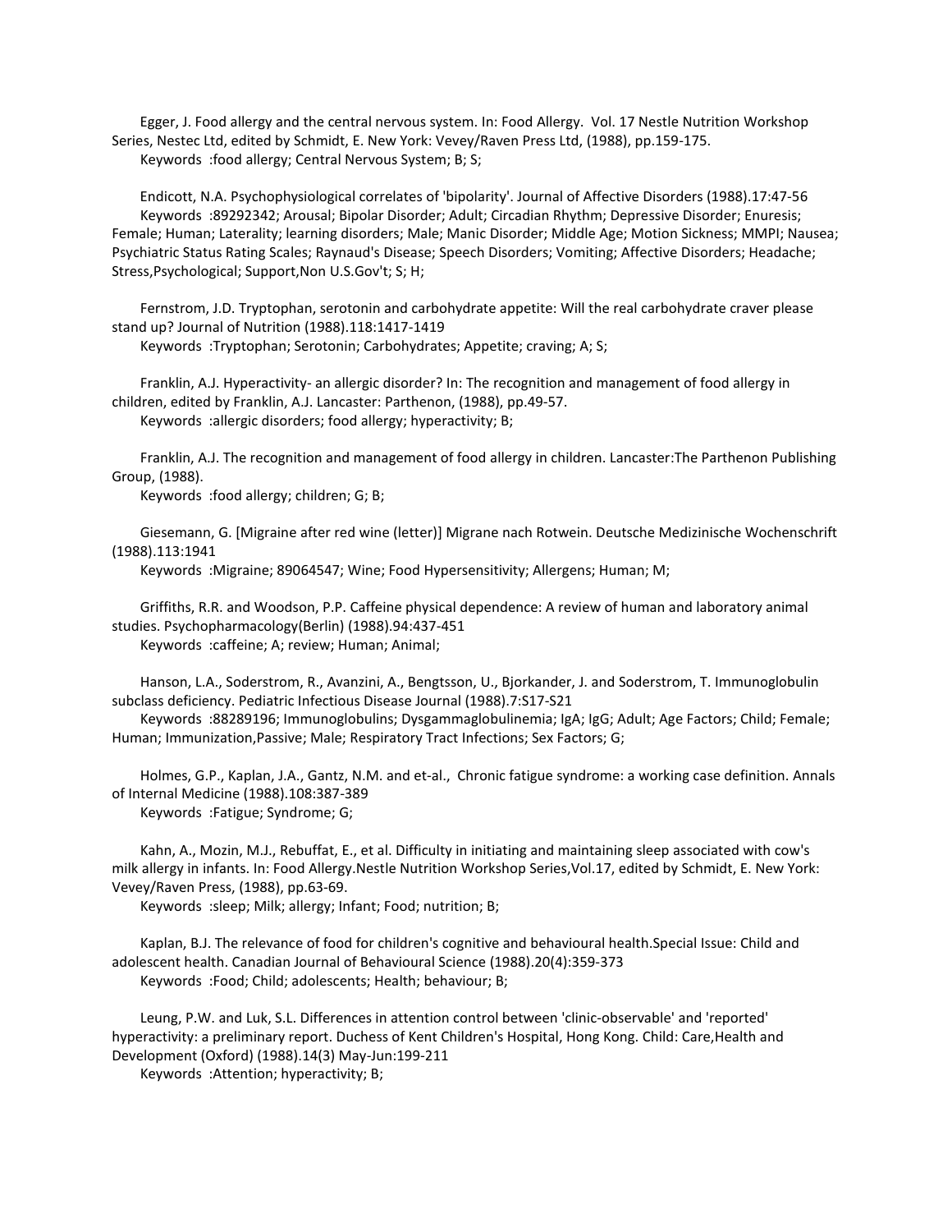Egger, J. Food allergy and the central nervous system. In: Food Allergy. Vol. 17 Nestle Nutrition Workshop Series, Nestec Ltd, edited by Schmidt, E. New York: Vevey/Raven Press Ltd, (1988), pp.159-175.
Keywords :food allergy; Central Nervous System; B; S;

Endicott, N.A. Psychophysiological correlates of 'bipolarity'. Journal of Affective Disorders (1988).17:47-56
Keywords :89292342; Arousal; Bipolar Disorder; Adult; Circadian Rhythm; Depressive Disorder; Enuresis; Female; Human; Laterality; learning disorders; Male; Manic Disorder; Middle Age; Motion Sickness; MMPI; Nausea; Psychiatric Status Rating Scales; Raynaud's Disease; Speech Disorders; Vomiting; Affective Disorders; Headache; Stress,Psychological; Support,Non U.S.Gov't; S; H;

Fernstrom, J.D. Tryptophan, serotonin and carbohydrate appetite: Will the real carbohydrate craver please stand up? Journal of Nutrition (1988).118:1417-1419
Keywords :Tryptophan; Serotonin; Carbohydrates; Appetite; craving; A; S;

Franklin, A.J. Hyperactivity- an allergic disorder? In: The recognition and management of food allergy in children, edited by Franklin, A.J. Lancaster: Parthenon, (1988), pp.49-57.
Keywords :allergic disorders; food allergy; hyperactivity; B;

Franklin, A.J. The recognition and management of food allergy in children. Lancaster:The Parthenon Publishing Group, (1988).
Keywords :food allergy; children; G; B;

Giesemann, G. [Migraine after red wine (letter)] Migrane nach Rotwein. Deutsche Medizinische Wochenschrift (1988).113:1941
Keywords :Migraine; 89064547; Wine; Food Hypersensitivity; Allergens; Human; M;

Griffiths, R.R. and Woodson, P.P. Caffeine physical dependence: A review of human and laboratory animal studies. Psychopharmacology(Berlin) (1988).94:437-451
Keywords :caffeine; A; review; Human; Animal;

Hanson, L.A., Soderstrom, R., Avanzini, A., Bengtsson, U., Bjorkander, J. and Soderstrom, T. Immunoglobulin subclass deficiency. Pediatric Infectious Disease Journal (1988).7:S17-S21
Keywords :88289196; Immunoglobulins; Dysgammaglobulinemia; IgA; IgG; Adult; Age Factors; Child; Female; Human; Immunization,Passive; Male; Respiratory Tract Infections; Sex Factors; G;

Holmes, G.P., Kaplan, J.A., Gantz, N.M. and et-al., Chronic fatigue syndrome: a working case definition. Annals of Internal Medicine (1988).108:387-389
Keywords :Fatigue; Syndrome; G;

Kahn, A., Mozin, M.J., Rebuffat, E., et al. Difficulty in initiating and maintaining sleep associated with cow's milk allergy in infants. In: Food Allergy.Nestle Nutrition Workshop Series,Vol.17, edited by Schmidt, E. New York: Vevey/Raven Press, (1988), pp.63-69.
Keywords :sleep; Milk; allergy; Infant; Food; nutrition; B;

Kaplan, B.J. The relevance of food for children's cognitive and behavioural health.Special Issue: Child and adolescent health. Canadian Journal of Behavioural Science (1988).20(4):359-373
Keywords :Food; Child; adolescents; Health; behaviour; B;

Leung, P.W. and Luk, S.L. Differences in attention control between 'clinic-observable' and 'reported' hyperactivity: a preliminary report. Duchess of Kent Children's Hospital, Hong Kong. Child: Care,Health and Development (Oxford) (1988).14(3) May-Jun:199-211
Keywords :Attention; hyperactivity; B;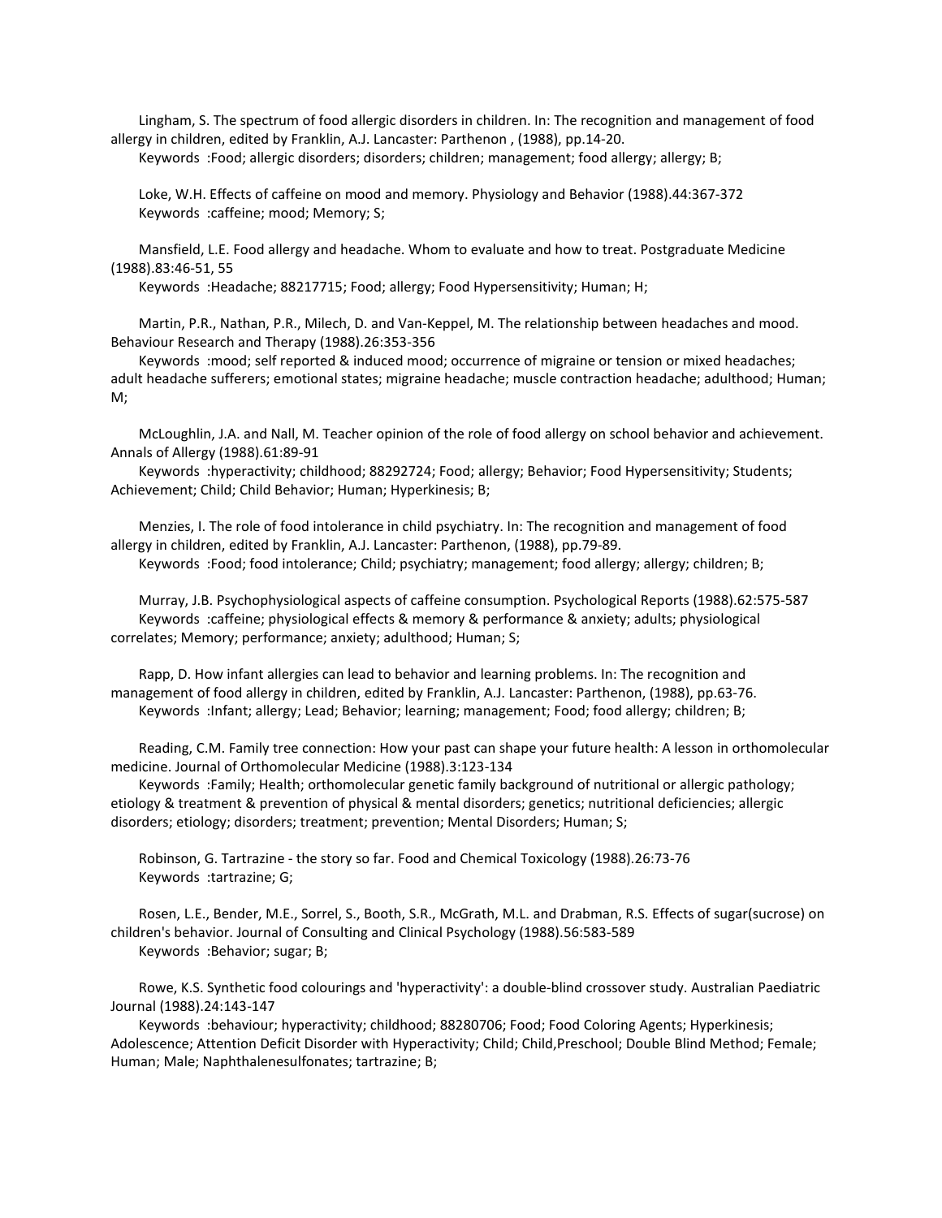Lingham, S. The spectrum of food allergic disorders in children. In: The recognition and management of food allergy in children, edited by Franklin, A.J. Lancaster: Parthenon , (1988), pp.14-20.
Keywords :Food; allergic disorders; disorders; children; management; food allergy; allergy; B;

Loke, W.H. Effects of caffeine on mood and memory. Physiology and Behavior (1988).44:367-372
Keywords :caffeine; mood; Memory; S;

Mansfield, L.E. Food allergy and headache. Whom to evaluate and how to treat. Postgraduate Medicine (1988).83:46-51, 55
Keywords :Headache; 88217715; Food; allergy; Food Hypersensitivity; Human; H;

Martin, P.R., Nathan, P.R., Milech, D. and Van-Keppel, M. The relationship between headaches and mood. Behaviour Research and Therapy (1988).26:353-356
Keywords :mood; self reported & induced mood; occurrence of migraine or tension or mixed headaches; adult headache sufferers; emotional states; migraine headache; muscle contraction headache; adulthood; Human; M;

McLoughlin, J.A. and Nall, M. Teacher opinion of the role of food allergy on school behavior and achievement. Annals of Allergy (1988).61:89-91
Keywords :hyperactivity; childhood; 88292724; Food; allergy; Behavior; Food Hypersensitivity; Students; Achievement; Child; Child Behavior; Human; Hyperkinesis; B;

Menzies, I. The role of food intolerance in child psychiatry. In: The recognition and management of food allergy in children, edited by Franklin, A.J. Lancaster: Parthenon, (1988), pp.79-89.
Keywords :Food; food intolerance; Child; psychiatry; management; food allergy; allergy; children; B;

Murray, J.B. Psychophysiological aspects of caffeine consumption. Psychological Reports (1988).62:575-587
Keywords :caffeine; physiological effects & memory & performance & anxiety; adults; physiological correlates; Memory; performance; anxiety; adulthood; Human; S;

Rapp, D. How infant allergies can lead to behavior and learning problems. In: The recognition and management of food allergy in children, edited by Franklin, A.J. Lancaster: Parthenon, (1988), pp.63-76.
Keywords :Infant; allergy; Lead; Behavior; learning; management; Food; food allergy; children; B;

Reading, C.M. Family tree connection: How your past can shape your future health: A lesson in orthomolecular medicine. Journal of Orthomolecular Medicine (1988).3:123-134
Keywords :Family; Health; orthomolecular genetic family background of nutritional or allergic pathology; etiology & treatment & prevention of physical & mental disorders; genetics; nutritional deficiencies; allergic disorders; etiology; disorders; treatment; prevention; Mental Disorders; Human; S;

Robinson, G. Tartrazine - the story so far. Food and Chemical Toxicology (1988).26:73-76
Keywords :tartrazine; G;

Rosen, L.E., Bender, M.E., Sorrel, S., Booth, S.R., McGrath, M.L. and Drabman, R.S. Effects of sugar(sucrose) on children's behavior. Journal of Consulting and Clinical Psychology (1988).56:583-589
Keywords :Behavior; sugar; B;

Rowe, K.S. Synthetic food colourings and 'hyperactivity': a double-blind crossover study. Australian Paediatric Journal (1988).24:143-147
Keywords :behaviour; hyperactivity; childhood; 88280706; Food; Food Coloring Agents; Hyperkinesis; Adolescence; Attention Deficit Disorder with Hyperactivity; Child; Child,Preschool; Double Blind Method; Female; Human; Male; Naphthalenesulfonates; tartrazine; B;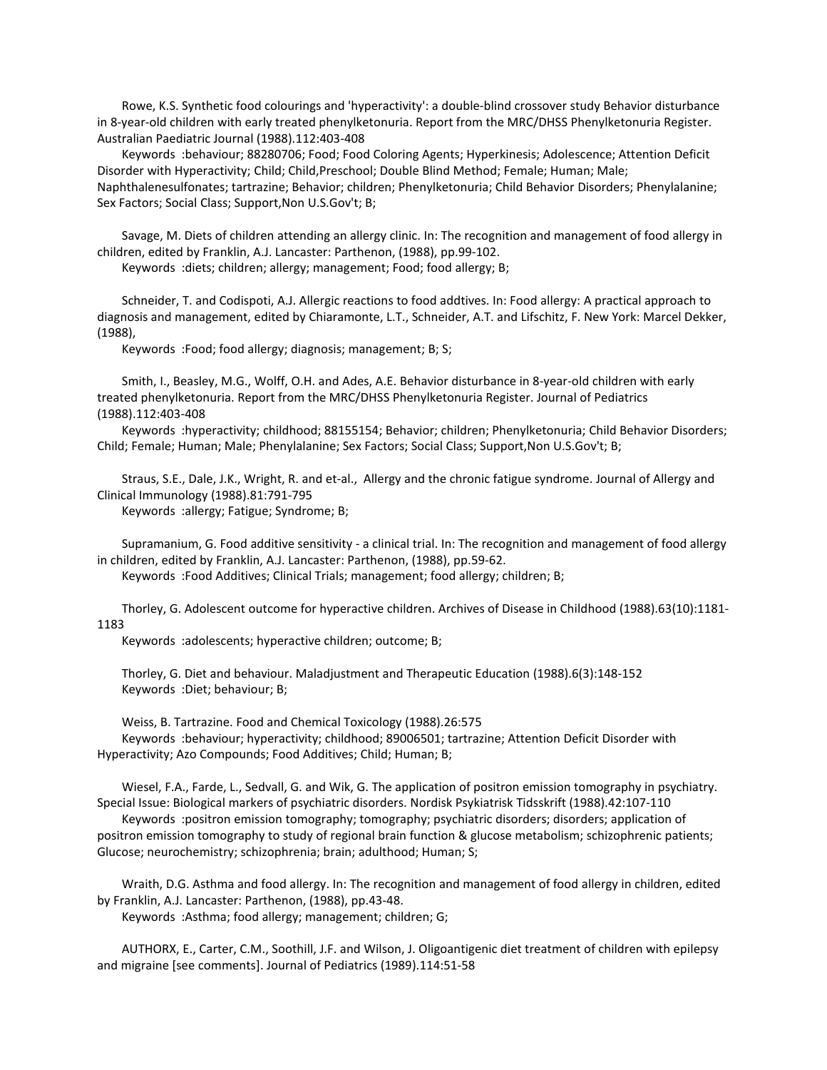Rowe, K.S. Synthetic food colourings and 'hyperactivity': a double-blind crossover study Behavior disturbance in 8-year-old children with early treated phenylketonuria. Report from the MRC/DHSS Phenylketonuria Register. Australian Paediatric Journal (1988).112:403-408

Keywords :behaviour; 88280706; Food; Food Coloring Agents; Hyperkinesis; Adolescence; Attention Deficit Disorder with Hyperactivity; Child; Child,Preschool; Double Blind Method; Female; Human; Male; Naphthalenesulfonates; tartrazine; Behavior; children; Phenylketonuria; Child Behavior Disorders; Phenylalanine; Sex Factors; Social Class; Support,Non U.S.Gov't; B;

Savage, M. Diets of children attending an allergy clinic. In: The recognition and management of food allergy in children, edited by Franklin, A.J. Lancaster: Parthenon, (1988), pp.99-102.

Keywords :diets; children; allergy; management; Food; food allergy; B;

Schneider, T. and Codispoti, A.J. Allergic reactions to food addtives. In: Food allergy: A practical approach to diagnosis and management, edited by Chiaramonte, L.T., Schneider, A.T. and Lifschitz, F. New York: Marcel Dekker, (1988),

Keywords :Food; food allergy; diagnosis; management; B; S;

Smith, I., Beasley, M.G., Wolff, O.H. and Ades, A.E. Behavior disturbance in 8-year-old children with early treated phenylketonuria. Report from the MRC/DHSS Phenylketonuria Register. Journal of Pediatrics (1988).112:403-408

Keywords :hyperactivity; childhood; 88155154; Behavior; children; Phenylketonuria; Child Behavior Disorders; Child; Female; Human; Male; Phenylalanine; Sex Factors; Social Class; Support,Non U.S.Gov't; B;

Straus, S.E., Dale, J.K., Wright, R. and et-al., Allergy and the chronic fatigue syndrome. Journal of Allergy and Clinical Immunology (1988).81:791-795

Keywords :allergy; Fatigue; Syndrome; B;

Supramanium, G. Food additive sensitivity - a clinical trial. In: The recognition and management of food allergy in children, edited by Franklin, A.J. Lancaster: Parthenon, (1988), pp.59-62.

Keywords :Food Additives; Clinical Trials; management; food allergy; children; B;

Thorley, G. Adolescent outcome for hyperactive children. Archives of Disease in Childhood (1988).63(10):1181-1183

Keywords :adolescents; hyperactive children; outcome; B;

Thorley, G. Diet and behaviour. Maladjustment and Therapeutic Education (1988).6(3):148-152

Keywords :Diet; behaviour; B;

Weiss, B. Tartrazine. Food and Chemical Toxicology (1988).26:575

Keywords :behaviour; hyperactivity; childhood; 89006501; tartrazine; Attention Deficit Disorder with Hyperactivity; Azo Compounds; Food Additives; Child; Human; B;

Wiesel, F.A., Farde, L., Sedvall, G. and Wik, G. The application of positron emission tomography in psychiatry. Special Issue: Biological markers of psychiatric disorders. Nordisk Psykiatrisk Tidsskrift (1988).42:107-110

Keywords :positron emission tomography; tomography; psychiatric disorders; disorders; application of positron emission tomography to study of regional brain function & glucose metabolism; schizophrenic patients; Glucose; neurochemistry; schizophrenia; brain; adulthood; Human; S;

Wraith, D.G. Asthma and food allergy. In: The recognition and management of food allergy in children, edited by Franklin, A.J. Lancaster: Parthenon, (1988), pp.43-48.

Keywords :Asthma; food allergy; management; children; G;

AUTHORX, E., Carter, C.M., Soothill, J.F. and Wilson, J. Oligoantigenic diet treatment of children with epilepsy and migraine [see comments]. Journal of Pediatrics (1989).114:51-58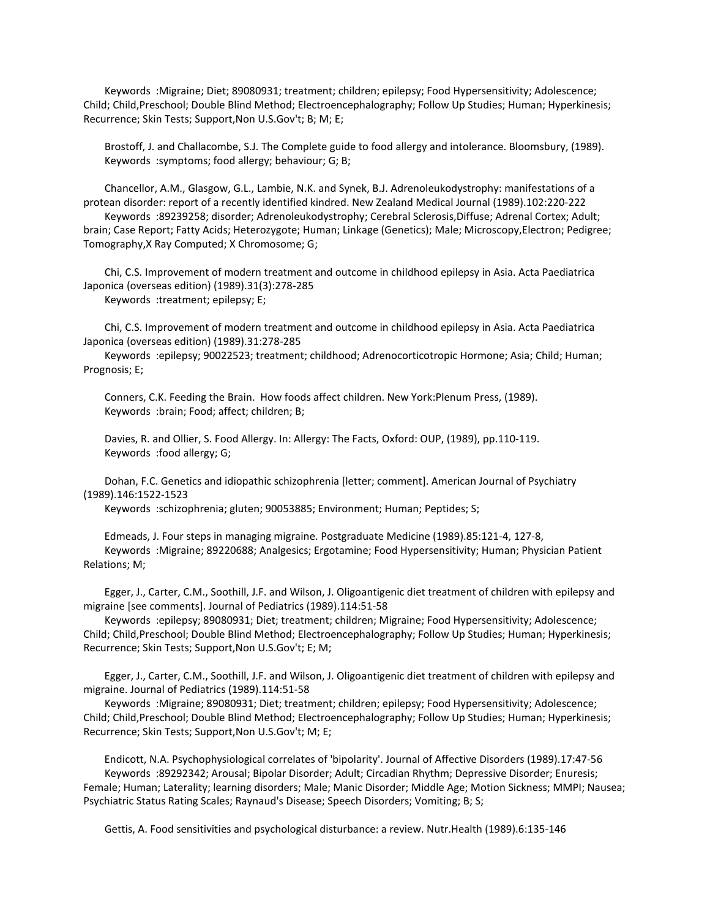Keywords :Migraine; Diet; 89080931; treatment; children; epilepsy; Food Hypersensitivity; Adolescence; Child; Child,Preschool; Double Blind Method; Electroencephalography; Follow Up Studies; Human; Hyperkinesis; Recurrence; Skin Tests; Support,Non U.S.Gov't; B; M; E;

Brostoff, J. and Challacombe, S.J. The Complete guide to food allergy and intolerance. Bloomsbury, (1989).
Keywords :symptoms; food allergy; behaviour; G; B;

Chancellor, A.M., Glasgow, G.L., Lambie, N.K. and Synek, B.J. Adrenoleukodystrophy: manifestations of a protean disorder: report of a recently identified kindred. New Zealand Medical Journal (1989).102:220-222
Keywords :89239258; disorder; Adrenoleukodystrophy; Cerebral Sclerosis,Diffuse; Adrenal Cortex; Adult; brain; Case Report; Fatty Acids; Heterozygote; Human; Linkage (Genetics); Male; Microscopy,Electron; Pedigree; Tomography,X Ray Computed; X Chromosome; G;

Chi, C.S. Improvement of modern treatment and outcome in childhood epilepsy in Asia. Acta Paediatrica Japonica (overseas edition) (1989).31(3):278-285
Keywords :treatment; epilepsy; E;

Chi, C.S. Improvement of modern treatment and outcome in childhood epilepsy in Asia. Acta Paediatrica Japonica (overseas edition) (1989).31:278-285
Keywords :epilepsy; 90022523; treatment; childhood; Adrenocorticotropic Hormone; Asia; Child; Human; Prognosis; E;

Conners, C.K. Feeding the Brain. How foods affect children. New York:Plenum Press, (1989).
Keywords :brain; Food; affect; children; B;

Davies, R. and Ollier, S. Food Allergy. In: Allergy: The Facts, Oxford: OUP, (1989), pp.110-119.
Keywords :food allergy; G;

Dohan, F.C. Genetics and idiopathic schizophrenia [letter; comment]. American Journal of Psychiatry (1989).146:1522-1523
Keywords :schizophrenia; gluten; 90053885; Environment; Human; Peptides; S;

Edmeads, J. Four steps in managing migraine. Postgraduate Medicine (1989).85:121-4, 127-8,
Keywords :Migraine; 89220688; Analgesics; Ergotamine; Food Hypersensitivity; Human; Physician Patient Relations; M;

Egger, J., Carter, C.M., Soothill, J.F. and Wilson, J. Oligoantigenic diet treatment of children with epilepsy and migraine [see comments]. Journal of Pediatrics (1989).114:51-58
Keywords :epilepsy; 89080931; Diet; treatment; children; Migraine; Food Hypersensitivity; Adolescence; Child; Child,Preschool; Double Blind Method; Electroencephalography; Follow Up Studies; Human; Hyperkinesis; Recurrence; Skin Tests; Support,Non U.S.Gov't; E; M;

Egger, J., Carter, C.M., Soothill, J.F. and Wilson, J. Oligoantigenic diet treatment of children with epilepsy and migraine. Journal of Pediatrics (1989).114:51-58
Keywords :Migraine; 89080931; Diet; treatment; children; epilepsy; Food Hypersensitivity; Adolescence; Child; Child,Preschool; Double Blind Method; Electroencephalography; Follow Up Studies; Human; Hyperkinesis; Recurrence; Skin Tests; Support,Non U.S.Gov't; M; E;

Endicott, N.A. Psychophysiological correlates of 'bipolarity'. Journal of Affective Disorders (1989).17:47-56
Keywords :89292342; Arousal; Bipolar Disorder; Adult; Circadian Rhythm; Depressive Disorder; Enuresis; Female; Human; Laterality; learning disorders; Male; Manic Disorder; Middle Age; Motion Sickness; MMPI; Nausea; Psychiatric Status Rating Scales; Raynaud's Disease; Speech Disorders; Vomiting; B; S;

Gettis, A. Food sensitivities and psychological disturbance: a review. Nutr.Health (1989).6:135-146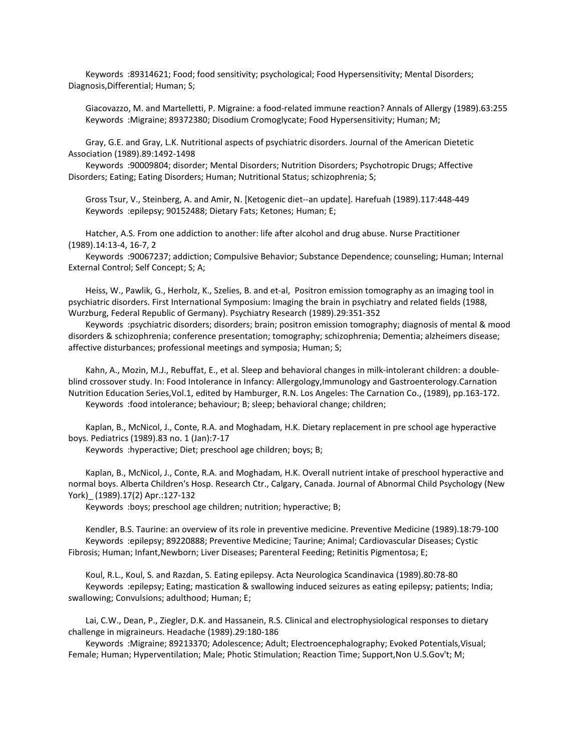Keywords :89314621; Food; food sensitivity; psychological; Food Hypersensitivity; Mental Disorders; Diagnosis,Differential; Human; S;

Giacovazzo, M. and Martelletti, P. Migraine: a food-related immune reaction? Annals of Allergy (1989).63:255
Keywords :Migraine; 89372380; Disodium Cromoglycate; Food Hypersensitivity; Human; M;

Gray, G.E. and Gray, L.K. Nutritional aspects of psychiatric disorders. Journal of the American Dietetic Association (1989).89:1492-1498
Keywords :90009804; disorder; Mental Disorders; Nutrition Disorders; Psychotropic Drugs; Affective Disorders; Eating; Eating Disorders; Human; Nutritional Status; schizophrenia; S;

Gross Tsur, V., Steinberg, A. and Amir, N. [Ketogenic diet--an update]. Harefuah (1989).117:448-449
Keywords :epilepsy; 90152488; Dietary Fats; Ketones; Human; E;

Hatcher, A.S. From one addiction to another: life after alcohol and drug abuse. Nurse Practitioner (1989).14:13-4, 16-7, 2
Keywords :90067237; addiction; Compulsive Behavior; Substance Dependence; counseling; Human; Internal External Control; Self Concept; S; A;

Heiss, W., Pawlik, G., Herholz, K., Szelies, B. and et-al, Positron emission tomography as an imaging tool in psychiatric disorders. First International Symposium: Imaging the brain in psychiatry and related fields (1988, Wurzburg, Federal Republic of Germany). Psychiatry Research (1989).29:351-352
Keywords :psychiatric disorders; disorders; brain; positron emission tomography; diagnosis of mental & mood disorders & schizophrenia; conference presentation; tomography; schizophrenia; Dementia; alzheimers disease; affective disturbances; professional meetings and symposia; Human; S;

Kahn, A., Mozin, M.J., Rebuffat, E., et al. Sleep and behavioral changes in milk-intolerant children: a double-blind crossover study. In: Food Intolerance in Infancy: Allergology,Immunology and Gastroenterology.Carnation Nutrition Education Series,Vol.1, edited by Hamburger, R.N. Los Angeles: The Carnation Co., (1989), pp.163-172.
Keywords :food intolerance; behaviour; B; sleep; behavioral change; children;

Kaplan, B., McNicol, J., Conte, R.A. and Moghadam, H.K. Dietary replacement in pre school age hyperactive boys. Pediatrics (1989).83 no. 1 (Jan):7-17
Keywords :hyperactive; Diet; preschool age children; boys; B;

Kaplan, B., McNicol, J., Conte, R.A. and Moghadam, H.K. Overall nutrient intake of preschool hyperactive and normal boys. Alberta Children's Hosp. Research Ctr., Calgary, Canada. Journal of Abnormal Child Psychology (New York)_ (1989).17(2) Apr.:127-132
Keywords :boys; preschool age children; nutrition; hyperactive; B;

Kendler, B.S. Taurine: an overview of its role in preventive medicine. Preventive Medicine (1989).18:79-100
Keywords :epilepsy; 89220888; Preventive Medicine; Taurine; Animal; Cardiovascular Diseases; Cystic Fibrosis; Human; Infant,Newborn; Liver Diseases; Parenteral Feeding; Retinitis Pigmentosa; E;

Koul, R.L., Koul, S. and Razdan, S. Eating epilepsy. Acta Neurologica Scandinavica (1989).80:78-80
Keywords :epilepsy; Eating; mastication & swallowing induced seizures as eating epilepsy; patients; India; swallowing; Convulsions; adulthood; Human; E;

Lai, C.W., Dean, P., Ziegler, D.K. and Hassanein, R.S. Clinical and electrophysiological responses to dietary challenge in migraineurs. Headache (1989).29:180-186
Keywords :Migraine; 89213370; Adolescence; Adult; Electroencephalography; Evoked Potentials,Visual; Female; Human; Hyperventilation; Male; Photic Stimulation; Reaction Time; Support,Non U.S.Gov't; M;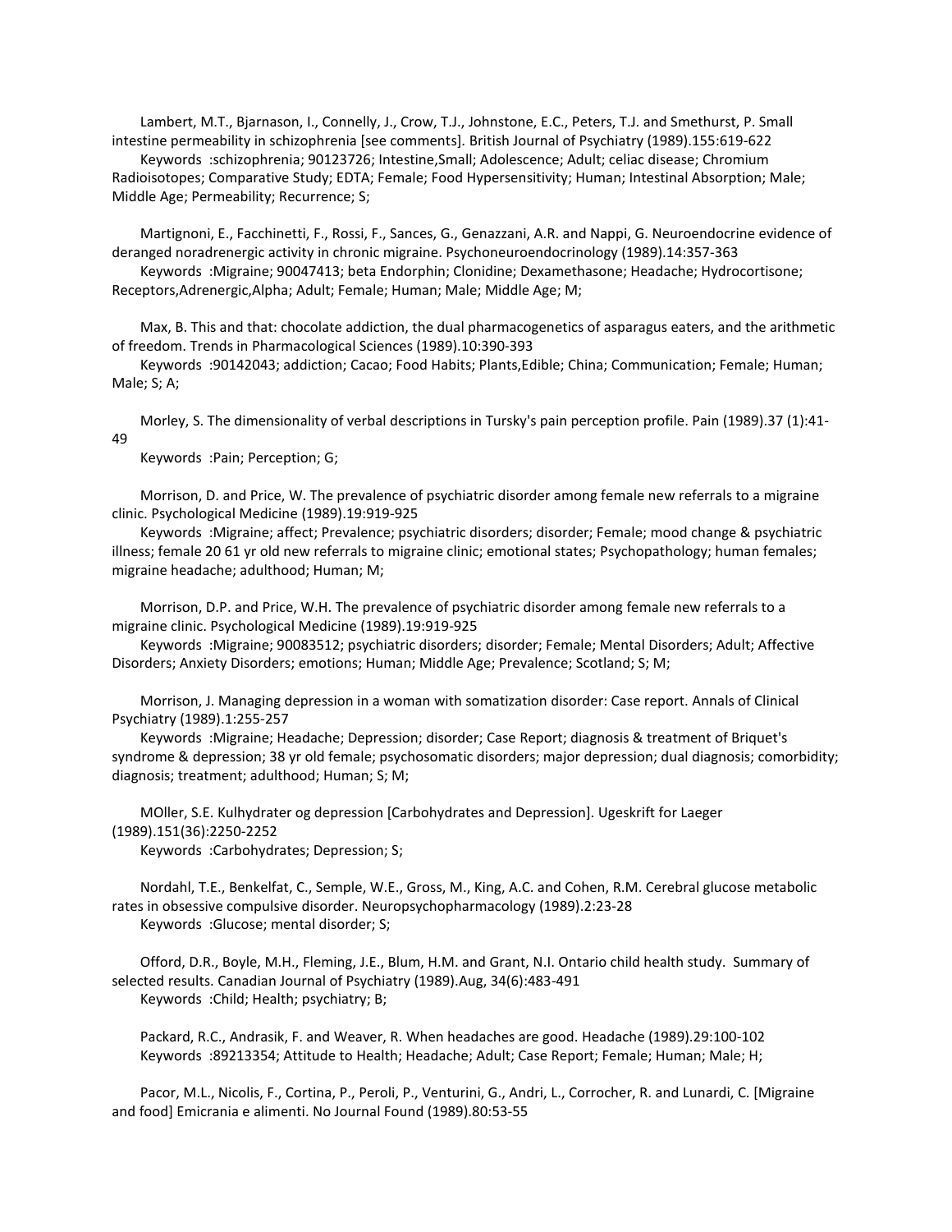Lambert, M.T., Bjarnason, I., Connelly, J., Crow, T.J., Johnstone, E.C., Peters, T.J. and Smethurst, P. Small intestine permeability in schizophrenia [see comments]. British Journal of Psychiatry (1989).155:619-622

Keywords :schizophrenia; 90123726; Intestine,Small; Adolescence; Adult; celiac disease; Chromium Radioisotopes; Comparative Study; EDTA; Female; Food Hypersensitivity; Human; Intestinal Absorption; Male; Middle Age; Permeability; Recurrence; S;

Martignoni, E., Facchinetti, F., Rossi, F., Sances, G., Genazzani, A.R. and Nappi, G. Neuroendocrine evidence of deranged noradrenergic activity in chronic migraine. Psychoneuroendocrinology (1989).14:357-363

Keywords :Migraine; 90047413; beta Endorphin; Clonidine; Dexamethasone; Headache; Hydrocortisone; Receptors,Adrenergic,Alpha; Adult; Female; Human; Male; Middle Age; M;

Max, B. This and that: chocolate addiction, the dual pharmacogenetics of asparagus eaters, and the arithmetic of freedom. Trends in Pharmacological Sciences (1989).10:390-393

Keywords :90142043; addiction; Cacao; Food Habits; Plants,Edible; China; Communication; Female; Human; Male; S; A;

Morley, S. The dimensionality of verbal descriptions in Tursky's pain perception profile. Pain (1989).37 (1):41-49

Keywords :Pain; Perception; G;

Morrison, D. and Price, W. The prevalence of psychiatric disorder among female new referrals to a migraine clinic. Psychological Medicine (1989).19:919-925

Keywords :Migraine; affect; Prevalence; psychiatric disorders; disorder; Female; mood change & psychiatric illness; female 20 61 yr old new referrals to migraine clinic; emotional states; Psychopathology; human females; migraine headache; adulthood; Human; M;

Morrison, D.P. and Price, W.H. The prevalence of psychiatric disorder among female new referrals to a migraine clinic. Psychological Medicine (1989).19:919-925

Keywords :Migraine; 90083512; psychiatric disorders; disorder; Female; Mental Disorders; Adult; Affective Disorders; Anxiety Disorders; emotions; Human; Middle Age; Prevalence; Scotland; S; M;

Morrison, J. Managing depression in a woman with somatization disorder: Case report. Annals of Clinical Psychiatry (1989).1:255-257

Keywords :Migraine; Headache; Depression; disorder; Case Report; diagnosis & treatment of Briquet's syndrome & depression; 38 yr old female; psychosomatic disorders; major depression; dual diagnosis; comorbidity; diagnosis; treatment; adulthood; Human; S; M;

MOller, S.E. Kulhydrater og depression [Carbohydrates and Depression]. Ugeskrift for Laeger (1989).151(36):2250-2252

Keywords :Carbohydrates; Depression; S;

Nordahl, T.E., Benkelfat, C., Semple, W.E., Gross, M., King, A.C. and Cohen, R.M. Cerebral glucose metabolic rates in obsessive compulsive disorder. Neuropsychopharmacology (1989).2:23-28

Keywords :Glucose; mental disorder; S;

Offord, D.R., Boyle, M.H., Fleming, J.E., Blum, H.M. and Grant, N.I. Ontario child health study. Summary of selected results. Canadian Journal of Psychiatry (1989).Aug, 34(6):483-491

Keywords :Child; Health; psychiatry; B;

Packard, R.C., Andrasik, F. and Weaver, R. When headaches are good. Headache (1989).29:100-102

Keywords :89213354; Attitude to Health; Headache; Adult; Case Report; Female; Human; Male; H;

Pacor, M.L., Nicolis, F., Cortina, P., Peroli, P., Venturini, G., Andri, L., Corrocher, R. and Lunardi, C. [Migraine and food] Emicrania e alimenti. No Journal Found (1989).80:53-55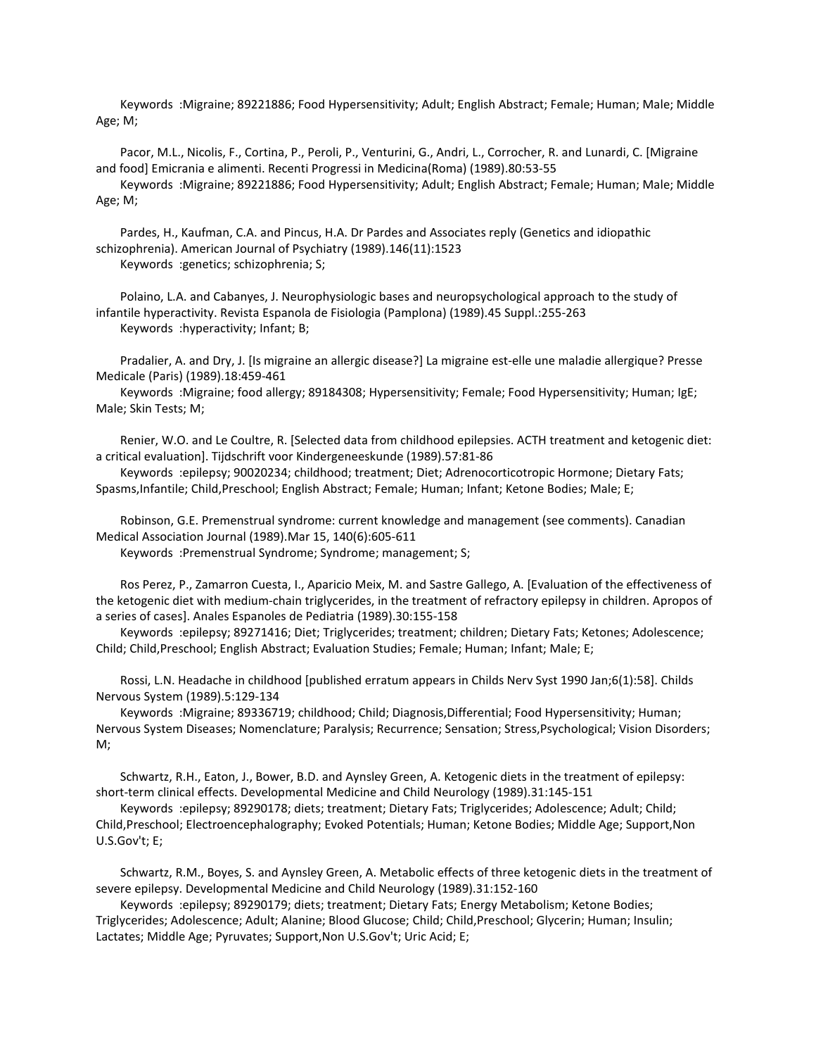Keywords :Migraine; 89221886; Food Hypersensitivity; Adult; English Abstract; Female; Human; Male; Middle Age; M;

Pacor, M.L., Nicolis, F., Cortina, P., Peroli, P., Venturini, G., Andri, L., Corrocher, R. and Lunardi, C. [Migraine and food] Emicrania e alimenti. Recenti Progressi in Medicina(Roma) (1989).80:53-55
Keywords :Migraine; 89221886; Food Hypersensitivity; Adult; English Abstract; Female; Human; Male; Middle Age; M;

Pardes, H., Kaufman, C.A. and Pincus, H.A. Dr Pardes and Associates reply (Genetics and idiopathic schizophrenia). American Journal of Psychiatry (1989).146(11):1523
Keywords :genetics; schizophrenia; S;

Polaino, L.A. and Cabanyes, J. Neurophysiologic bases and neuropsychological approach to the study of infantile hyperactivity. Revista Espanola de Fisiologia (Pamplona) (1989).45 Suppl.:255-263
Keywords :hyperactivity; Infant; B;

Pradalier, A. and Dry, J. [Is migraine an allergic disease?] La migraine est-elle une maladie allergique? Presse Medicale (Paris) (1989).18:459-461
Keywords :Migraine; food allergy; 89184308; Hypersensitivity; Female; Food Hypersensitivity; Human; IgE; Male; Skin Tests; M;

Renier, W.O. and Le Coultre, R. [Selected data from childhood epilepsies. ACTH treatment and ketogenic diet: a critical evaluation]. Tijdschrift voor Kindergeneeskunde (1989).57:81-86
Keywords :epilepsy; 90020234; childhood; treatment; Diet; Adrenocorticotropic Hormone; Dietary Fats; Spasms,Infantile; Child,Preschool; English Abstract; Female; Human; Infant; Ketone Bodies; Male; E;

Robinson, G.E. Premenstrual syndrome: current knowledge and management (see comments). Canadian Medical Association Journal (1989).Mar 15, 140(6):605-611
Keywords :Premenstrual Syndrome; Syndrome; management; S;

Ros Perez, P., Zamarron Cuesta, I., Aparicio Meix, M. and Sastre Gallego, A. [Evaluation of the effectiveness of the ketogenic diet with medium-chain triglycerides, in the treatment of refractory epilepsy in children. Apropos of a series of cases]. Anales Espanoles de Pediatria (1989).30:155-158
Keywords :epilepsy; 89271416; Diet; Triglycerides; treatment; children; Dietary Fats; Ketones; Adolescence; Child; Child,Preschool; English Abstract; Evaluation Studies; Female; Human; Infant; Male; E;

Rossi, L.N. Headache in childhood [published erratum appears in Childs Nerv Syst 1990 Jan;6(1):58]. Childs Nervous System (1989).5:129-134
Keywords :Migraine; 89336719; childhood; Child; Diagnosis,Differential; Food Hypersensitivity; Human; Nervous System Diseases; Nomenclature; Paralysis; Recurrence; Sensation; Stress,Psychological; Vision Disorders; M;

Schwartz, R.H., Eaton, J., Bower, B.D. and Aynsley Green, A. Ketogenic diets in the treatment of epilepsy: short-term clinical effects. Developmental Medicine and Child Neurology (1989).31:145-151
Keywords :epilepsy; 89290178; diets; treatment; Dietary Fats; Triglycerides; Adolescence; Adult; Child; Child,Preschool; Electroencephalography; Evoked Potentials; Human; Ketone Bodies; Middle Age; Support,Non U.S.Gov't; E;

Schwartz, R.M., Boyes, S. and Aynsley Green, A. Metabolic effects of three ketogenic diets in the treatment of severe epilepsy. Developmental Medicine and Child Neurology (1989).31:152-160
Keywords :epilepsy; 89290179; diets; treatment; Dietary Fats; Energy Metabolism; Ketone Bodies; Triglycerides; Adolescence; Adult; Alanine; Blood Glucose; Child; Child,Preschool; Glycerin; Human; Insulin; Lactates; Middle Age; Pyruvates; Support,Non U.S.Gov't; Uric Acid; E;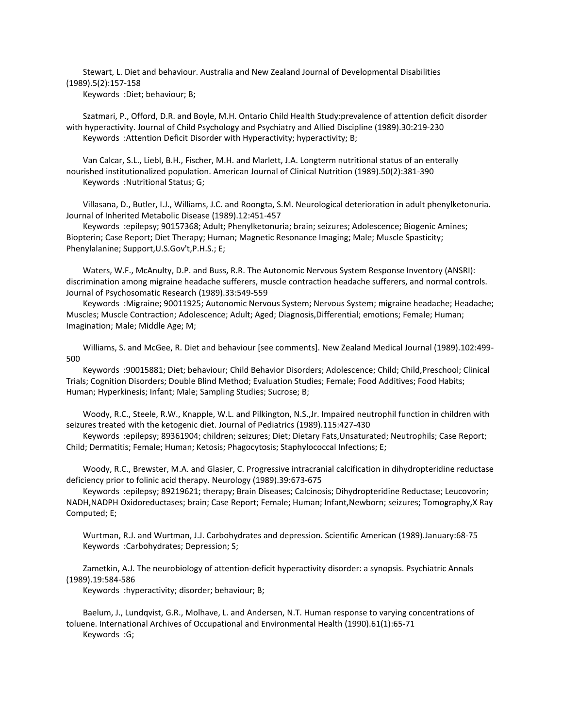Stewart, L. Diet and behaviour. Australia and New Zealand Journal of Developmental Disabilities (1989).5(2):157-158
Keywords :Diet; behaviour; B;

Szatmari, P., Offord, D.R. and Boyle, M.H. Ontario Child Health Study:prevalence of attention deficit disorder with hyperactivity. Journal of Child Psychology and Psychiatry and Allied Discipline (1989).30:219-230
Keywords :Attention Deficit Disorder with Hyperactivity; hyperactivity; B;

Van Calcar, S.L., Liebl, B.H., Fischer, M.H. and Marlett, J.A. Longterm nutritional status of an enterally nourished institutionalized population. American Journal of Clinical Nutrition (1989).50(2):381-390
Keywords :Nutritional Status; G;

Villasana, D., Butler, I.J., Williams, J.C. and Roongta, S.M. Neurological deterioration in adult phenylketonuria. Journal of Inherited Metabolic Disease (1989).12:451-457
Keywords :epilepsy; 90157368; Adult; Phenylketonuria; brain; seizures; Adolescence; Biogenic Amines; Biopterin; Case Report; Diet Therapy; Human; Magnetic Resonance Imaging; Male; Muscle Spasticity; Phenylalanine; Support,U.S.Gov't,P.H.S.; E;

Waters, W.F., McAnulty, D.P. and Buss, R.R. The Autonomic Nervous System Response Inventory (ANSRI): discrimination among migraine headache sufferers, muscle contraction headache sufferers, and normal controls. Journal of Psychosomatic Research (1989).33:549-559
Keywords :Migraine; 90011925; Autonomic Nervous System; Nervous System; migraine headache; Headache; Muscles; Muscle Contraction; Adolescence; Adult; Aged; Diagnosis,Differential; emotions; Female; Human; Imagination; Male; Middle Age; M;

Williams, S. and McGee, R. Diet and behaviour [see comments]. New Zealand Medical Journal (1989).102:499-500
Keywords :90015881; Diet; behaviour; Child Behavior Disorders; Adolescence; Child; Child,Preschool; Clinical Trials; Cognition Disorders; Double Blind Method; Evaluation Studies; Female; Food Additives; Food Habits; Human; Hyperkinesis; Infant; Male; Sampling Studies; Sucrose; B;

Woody, R.C., Steele, R.W., Knapple, W.L. and Pilkington, N.S.,Jr. Impaired neutrophil function in children with seizures treated with the ketogenic diet. Journal of Pediatrics (1989).115:427-430
Keywords :epilepsy; 89361904; children; seizures; Diet; Dietary Fats,Unsaturated; Neutrophils; Case Report; Child; Dermatitis; Female; Human; Ketosis; Phagocytosis; Staphylococcal Infections; E;

Woody, R.C., Brewster, M.A. and Glasier, C. Progressive intracranial calcification in dihydropteridine reductase deficiency prior to folinic acid therapy. Neurology (1989).39:673-675
Keywords :epilepsy; 89219621; therapy; Brain Diseases; Calcinosis; Dihydropteridine Reductase; Leucovorin; NADH,NADPH Oxidoreductases; brain; Case Report; Female; Human; Infant,Newborn; seizures; Tomography,X Ray Computed; E;

Wurtman, R.J. and Wurtman, J.J. Carbohydrates and depression. Scientific American (1989).January:68-75
Keywords :Carbohydrates; Depression; S;

Zametkin, A.J. The neurobiology of attention-deficit hyperactivity disorder: a synopsis. Psychiatric Annals (1989).19:584-586
Keywords :hyperactivity; disorder; behaviour; B;

Baelum, J., Lundqvist, G.R., Molhave, L. and Andersen, N.T. Human response to varying concentrations of toluene. International Archives of Occupational and Environmental Health (1990).61(1):65-71
Keywords :G;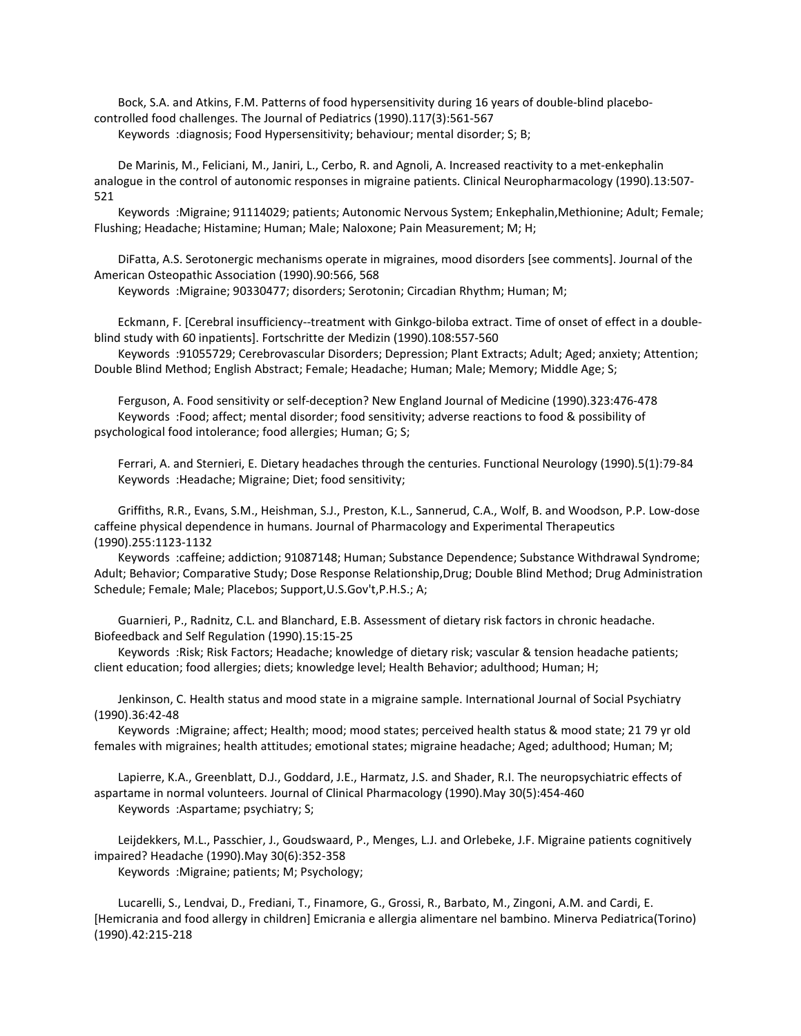Bock, S.A. and Atkins, F.M. Patterns of food hypersensitivity during 16 years of double-blind placebo-controlled food challenges. The Journal of Pediatrics (1990).117(3):561-567

Keywords :diagnosis; Food Hypersensitivity; behaviour; mental disorder; S; B;

De Marinis, M., Feliciani, M., Janiri, L., Cerbo, R. and Agnoli, A. Increased reactivity to a met-enkephalin analogue in the control of autonomic responses in migraine patients. Clinical Neuropharmacology (1990).13:507-521

Keywords :Migraine; 91114029; patients; Autonomic Nervous System; Enkephalin,Methionine; Adult; Female; Flushing; Headache; Histamine; Human; Male; Naloxone; Pain Measurement; M; H;

DiFatta, A.S. Serotonergic mechanisms operate in migraines, mood disorders [see comments]. Journal of the American Osteopathic Association (1990).90:566, 568

Keywords :Migraine; 90330477; disorders; Serotonin; Circadian Rhythm; Human; M;

Eckmann, F. [Cerebral insufficiency--treatment with Ginkgo-biloba extract. Time of onset of effect in a double-blind study with 60 inpatients]. Fortschritte der Medizin (1990).108:557-560

Keywords :91055729; Cerebrovascular Disorders; Depression; Plant Extracts; Adult; Aged; anxiety; Attention; Double Blind Method; English Abstract; Female; Headache; Human; Male; Memory; Middle Age; S;

Ferguson, A. Food sensitivity or self-deception? New England Journal of Medicine (1990).323:476-478

Keywords :Food; affect; mental disorder; food sensitivity; adverse reactions to food & possibility of psychological food intolerance; food allergies; Human; G; S;

Ferrari, A. and Sternieri, E. Dietary headaches through the centuries. Functional Neurology (1990).5(1):79-84

Keywords :Headache; Migraine; Diet; food sensitivity;

Griffiths, R.R., Evans, S.M., Heishman, S.J., Preston, K.L., Sannerud, C.A., Wolf, B. and Woodson, P.P. Low-dose caffeine physical dependence in humans. Journal of Pharmacology and Experimental Therapeutics (1990).255:1123-1132

Keywords :caffeine; addiction; 91087148; Human; Substance Dependence; Substance Withdrawal Syndrome; Adult; Behavior; Comparative Study; Dose Response Relationship,Drug; Double Blind Method; Drug Administration Schedule; Female; Male; Placebos; Support,U.S.Gov't,P.H.S.; A;

Guarnieri, P., Radnitz, C.L. and Blanchard, E.B. Assessment of dietary risk factors in chronic headache. Biofeedback and Self Regulation (1990).15:15-25

Keywords :Risk; Risk Factors; Headache; knowledge of dietary risk; vascular & tension headache patients; client education; food allergies; diets; knowledge level; Health Behavior; adulthood; Human; H;

Jenkinson, C. Health status and mood state in a migraine sample. International Journal of Social Psychiatry (1990).36:42-48

Keywords :Migraine; affect; Health; mood; mood states; perceived health status & mood state; 21 79 yr old females with migraines; health attitudes; emotional states; migraine headache; Aged; adulthood; Human; M;

Lapierre, K.A., Greenblatt, D.J., Goddard, J.E., Harmatz, J.S. and Shader, R.I. The neuropsychiatric effects of aspartame in normal volunteers. Journal of Clinical Pharmacology (1990).May 30(5):454-460

Keywords :Aspartame; psychiatry; S;

Leijdekkers, M.L., Passchier, J., Goudswaard, P., Menges, L.J. and Orlebeke, J.F. Migraine patients cognitively impaired? Headache (1990).May 30(6):352-358

Keywords :Migraine; patients; M; Psychology;

Lucarelli, S., Lendvai, D., Frediani, T., Finamore, G., Grossi, R., Barbato, M., Zingoni, A.M. and Cardi, E. [Hemicrania and food allergy in children] Emicrania e allergia alimentare nel bambino. Minerva Pediatrica(Torino) (1990).42:215-218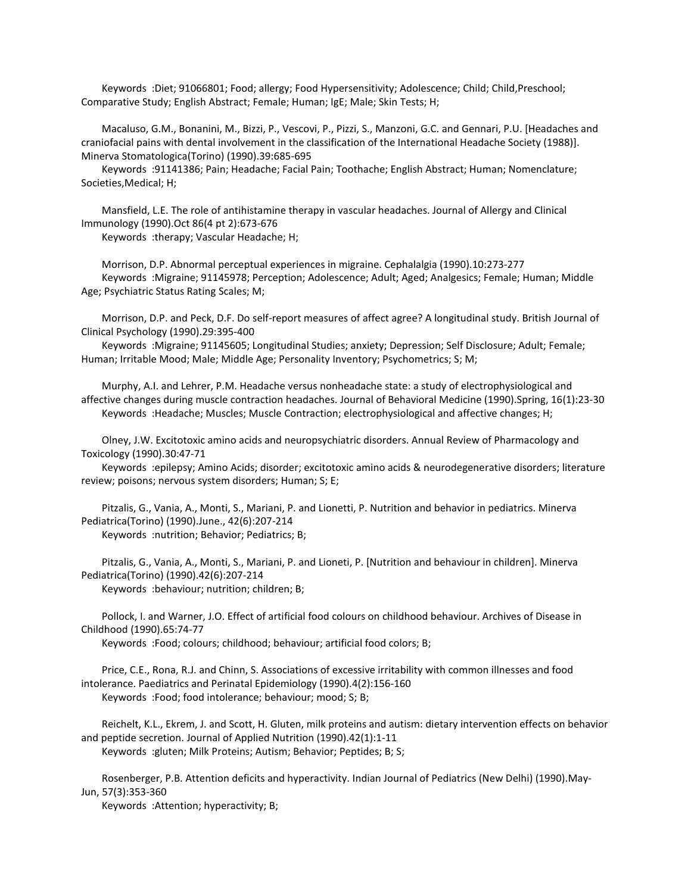Keywords :Diet; 91066801; Food; allergy; Food Hypersensitivity; Adolescence; Child; Child,Preschool; Comparative Study; English Abstract; Female; Human; IgE; Male; Skin Tests; H;

Macaluso, G.M., Bonanini, M., Bizzi, P., Vescovi, P., Pizzi, S., Manzoni, G.C. and Gennari, P.U. [Headaches and craniofacial pains with dental involvement in the classification of the International Headache Society (1988)]. Minerva Stomatologica(Torino) (1990).39:685-695

Keywords :91141386; Pain; Headache; Facial Pain; Toothache; English Abstract; Human; Nomenclature; Societies,Medical; H;

Mansfield, L.E. The role of antihistamine therapy in vascular headaches. Journal of Allergy and Clinical Immunology (1990).Oct 86(4 pt 2):673-676

Keywords :therapy; Vascular Headache; H;

Morrison, D.P. Abnormal perceptual experiences in migraine. Cephalalgia (1990).10:273-277

Keywords :Migraine; 91145978; Perception; Adolescence; Adult; Aged; Analgesics; Female; Human; Middle Age; Psychiatric Status Rating Scales; M;

Morrison, D.P. and Peck, D.F. Do self-report measures of affect agree? A longitudinal study. British Journal of Clinical Psychology (1990).29:395-400

Keywords :Migraine; 91145605; Longitudinal Studies; anxiety; Depression; Self Disclosure; Adult; Female; Human; Irritable Mood; Male; Middle Age; Personality Inventory; Psychometrics; S; M;

Murphy, A.I. and Lehrer, P.M. Headache versus nonheadache state: a study of electrophysiological and affective changes during muscle contraction headaches. Journal of Behavioral Medicine (1990).Spring, 16(1):23-30

Keywords :Headache; Muscles; Muscle Contraction; electrophysiological and affective changes; H;

Olney, J.W. Excitotoxic amino acids and neuropsychiatric disorders. Annual Review of Pharmacology and Toxicology (1990).30:47-71

Keywords :epilepsy; Amino Acids; disorder; excitotoxic amino acids & neurodegenerative disorders; literature review; poisons; nervous system disorders; Human; S; E;

Pitzalis, G., Vania, A., Monti, S., Mariani, P. and Lionetti, P. Nutrition and behavior in pediatrics. Minerva Pediatrica(Torino) (1990).June., 42(6):207-214

Keywords :nutrition; Behavior; Pediatrics; B;

Pitzalis, G., Vania, A., Monti, S., Mariani, P. and Lioneti, P. [Nutrition and behaviour in children]. Minerva Pediatrica(Torino) (1990).42(6):207-214

Keywords :behaviour; nutrition; children; B;

Pollock, I. and Warner, J.O. Effect of artificial food colours on childhood behaviour. Archives of Disease in Childhood (1990).65:74-77

Keywords :Food; colours; childhood; behaviour; artificial food colors; B;

Price, C.E., Rona, R.J. and Chinn, S. Associations of excessive irritability with common illnesses and food intolerance. Paediatrics and Perinatal Epidemiology (1990).4(2):156-160

Keywords :Food; food intolerance; behaviour; mood; S; B;

Reichelt, K.L., Ekrem, J. and Scott, H. Gluten, milk proteins and autism: dietary intervention effects on behavior and peptide secretion. Journal of Applied Nutrition (1990).42(1):1-11

Keywords :gluten; Milk Proteins; Autism; Behavior; Peptides; B; S;

Rosenberger, P.B. Attention deficits and hyperactivity. Indian Journal of Pediatrics (New Delhi) (1990).May-Jun, 57(3):353-360

Keywords :Attention; hyperactivity; B;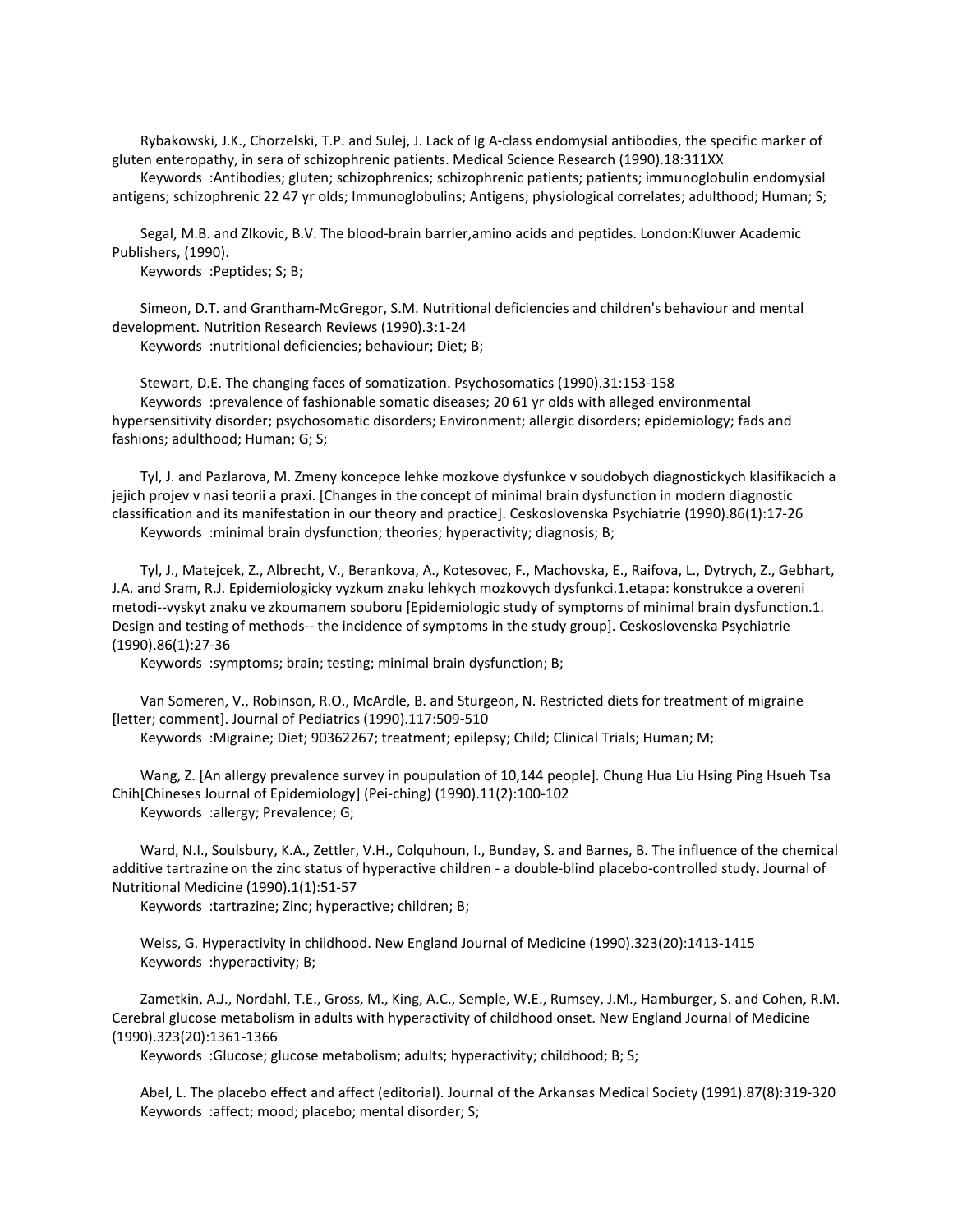Rybakowski, J.K., Chorzelski, T.P. and Sulej, J. Lack of Ig A-class endomysial antibodies, the specific marker of gluten enteropathy, in sera of schizophrenic patients. Medical Science Research (1990).18:311XX

Keywords :Antibodies; gluten; schizophrenics; schizophrenic patients; patients; immunoglobulin endomysial antigens; schizophrenic 22 47 yr olds; Immunoglobulins; Antigens; physiological correlates; adulthood; Human; S;

Segal, M.B. and Zlkovic, B.V. The blood-brain barrier,amino acids and peptides. London:Kluwer Academic Publishers, (1990).

Keywords :Peptides; S; B;

Simeon, D.T. and Grantham-McGregor, S.M. Nutritional deficiencies and children's behaviour and mental development. Nutrition Research Reviews (1990).3:1-24

Keywords :nutritional deficiencies; behaviour; Diet; B;

Stewart, D.E. The changing faces of somatization. Psychosomatics (1990).31:153-158

Keywords :prevalence of fashionable somatic diseases; 20 61 yr olds with alleged environmental hypersensitivity disorder; psychosomatic disorders; Environment; allergic disorders; epidemiology; fads and fashions; adulthood; Human; G; S;

Tyl, J. and Pazlarova, M. Zmeny koncepce lehke mozkove dysfunkce v soudobych diagnostickych klasifikacich a jejich projev v nasi teorii a praxi. [Changes in the concept of minimal brain dysfunction in modern diagnostic classification and its manifestation in our theory and practice]. Ceskoslovenska Psychiatrie (1990).86(1):17-26

Keywords :minimal brain dysfunction; theories; hyperactivity; diagnosis; B;

Tyl, J., Matejcek, Z., Albrecht, V., Berankova, A., Kotesovec, F., Machovska, E., Raifova, L., Dytrych, Z., Gebhart, J.A. and Sram, R.J. Epidemiologicky vyzkum znaku lehkych mozkovych dysfunkci.1.etapa: konstrukce a overeni metodi--vyskyt znaku ve zkoumanem souboru [Epidemiologic study of symptoms of minimal brain dysfunction.1. Design and testing of methods-- the incidence of symptoms in the study group]. Ceskoslovenska Psychiatrie (1990).86(1):27-36

Keywords :symptoms; brain; testing; minimal brain dysfunction; B;

Van Someren, V., Robinson, R.O., McArdle, B. and Sturgeon, N. Restricted diets for treatment of migraine [letter; comment]. Journal of Pediatrics (1990).117:509-510

Keywords :Migraine; Diet; 90362267; treatment; epilepsy; Child; Clinical Trials; Human; M;

Wang, Z. [An allergy prevalence survey in poupulation of 10,144 people]. Chung Hua Liu Hsing Ping Hsueh Tsa Chih[Chineses Journal of Epidemiology] (Pei-ching) (1990).11(2):100-102

Keywords :allergy; Prevalence; G;

Ward, N.I., Soulsbury, K.A., Zettler, V.H., Colquhoun, I., Bunday, S. and Barnes, B. The influence of the chemical additive tartrazine on the zinc status of hyperactive children - a double-blind placebo-controlled study. Journal of Nutritional Medicine (1990).1(1):51-57

Keywords :tartrazine; Zinc; hyperactive; children; B;

Weiss, G. Hyperactivity in childhood. New England Journal of Medicine (1990).323(20):1413-1415

Keywords :hyperactivity; B;

Zametkin, A.J., Nordahl, T.E., Gross, M., King, A.C., Semple, W.E., Rumsey, J.M., Hamburger, S. and Cohen, R.M. Cerebral glucose metabolism in adults with hyperactivity of childhood onset. New England Journal of Medicine (1990).323(20):1361-1366

Keywords :Glucose; glucose metabolism; adults; hyperactivity; childhood; B; S;

Abel, L. The placebo effect and affect (editorial). Journal of the Arkansas Medical Society (1991).87(8):319-320

Keywords :affect; mood; placebo; mental disorder; S;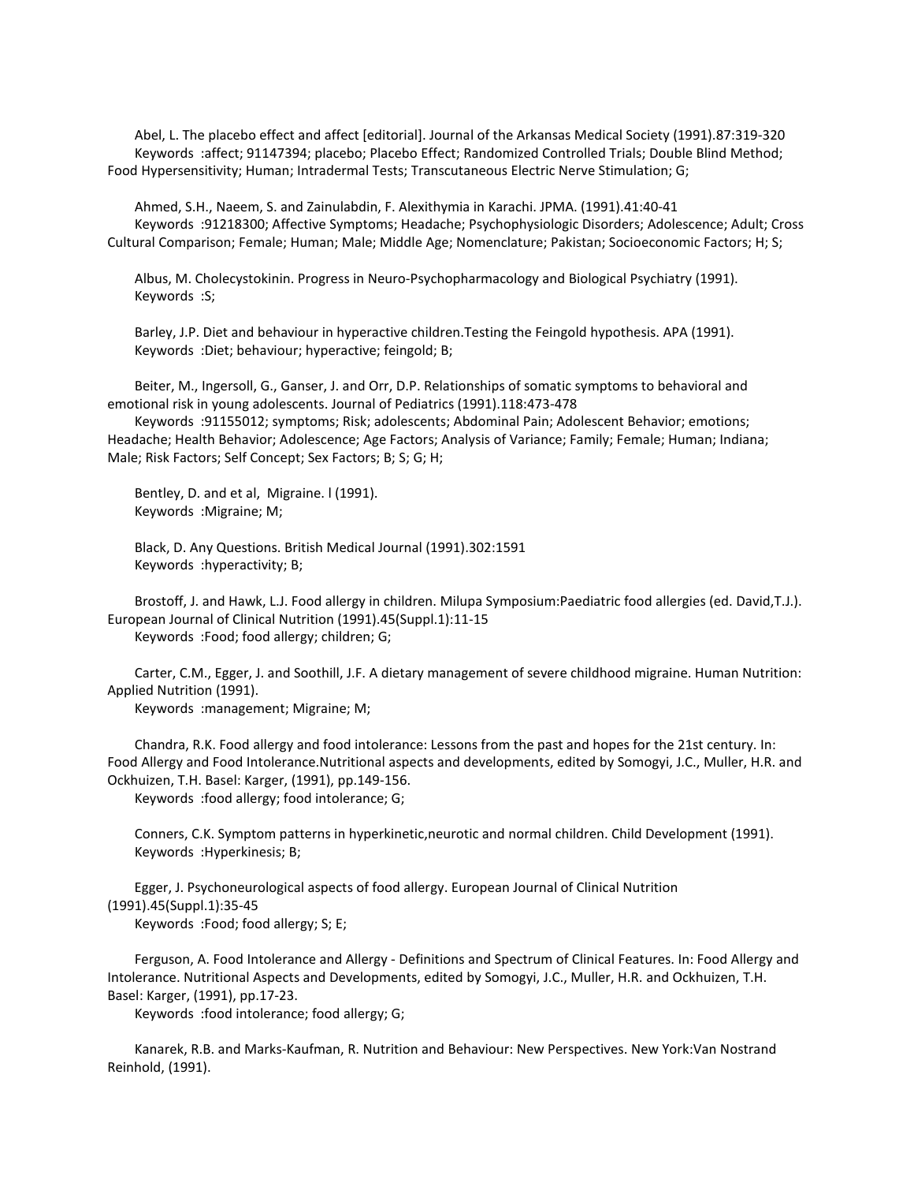Abel, L. The placebo effect and affect [editorial]. Journal of the Arkansas Medical Society (1991).87:319-320
Keywords :affect; 91147394; placebo; Placebo Effect; Randomized Controlled Trials; Double Blind Method; Food Hypersensitivity; Human; Intradermal Tests; Transcutaneous Electric Nerve Stimulation; G;

Ahmed, S.H., Naeem, S. and Zainulabdin, F. Alexithymia in Karachi. JPMA. (1991).41:40-41
Keywords :91218300; Affective Symptoms; Headache; Psychophysiologic Disorders; Adolescence; Adult; Cross Cultural Comparison; Female; Human; Male; Middle Age; Nomenclature; Pakistan; Socioeconomic Factors; H; S;

Albus, M. Cholecystokinin. Progress in Neuro-Psychopharmacology and Biological Psychiatry (1991).
Keywords :S;

Barley, J.P. Diet and behaviour in hyperactive children.Testing the Feingold hypothesis. APA (1991).
Keywords :Diet; behaviour; hyperactive; feingold; B;

Beiter, M., Ingersoll, G., Ganser, J. and Orr, D.P. Relationships of somatic symptoms to behavioral and emotional risk in young adolescents. Journal of Pediatrics (1991).118:473-478
Keywords :91155012; symptoms; Risk; adolescents; Abdominal Pain; Adolescent Behavior; emotions; Headache; Health Behavior; Adolescence; Age Factors; Analysis of Variance; Family; Female; Human; Indiana; Male; Risk Factors; Self Concept; Sex Factors; B; S; G; H;

Bentley, D. and et al, Migraine. l (1991).
Keywords :Migraine; M;

Black, D. Any Questions. British Medical Journal (1991).302:1591
Keywords :hyperactivity; B;

Brostoff, J. and Hawk, L.J. Food allergy in children. Milupa Symposium:Paediatric food allergies (ed. David,T.J.). European Journal of Clinical Nutrition (1991).45(Suppl.1):11-15
Keywords :Food; food allergy; children; G;

Carter, C.M., Egger, J. and Soothill, J.F. A dietary management of severe childhood migraine. Human Nutrition: Applied Nutrition (1991).
Keywords :management; Migraine; M;

Chandra, R.K. Food allergy and food intolerance: Lessons from the past and hopes for the 21st century. In: Food Allergy and Food Intolerance.Nutritional aspects and developments, edited by Somogyi, J.C., Muller, H.R. and Ockhuizen, T.H. Basel: Karger, (1991), pp.149-156.
Keywords :food allergy; food intolerance; G;

Conners, C.K. Symptom patterns in hyperkinetic,neurotic and normal children. Child Development (1991).
Keywords :Hyperkinesis; B;

Egger, J. Psychoneurological aspects of food allergy. European Journal of Clinical Nutrition (1991).45(Suppl.1):35-45
Keywords :Food; food allergy; S; E;

Ferguson, A. Food Intolerance and Allergy - Definitions and Spectrum of Clinical Features. In: Food Allergy and Intolerance. Nutritional Aspects and Developments, edited by Somogyi, J.C., Muller, H.R. and Ockhuizen, T.H. Basel: Karger, (1991), pp.17-23.
Keywords :food intolerance; food allergy; G;

Kanarek, R.B. and Marks-Kaufman, R. Nutrition and Behaviour: New Perspectives. New York:Van Nostrand Reinhold, (1991).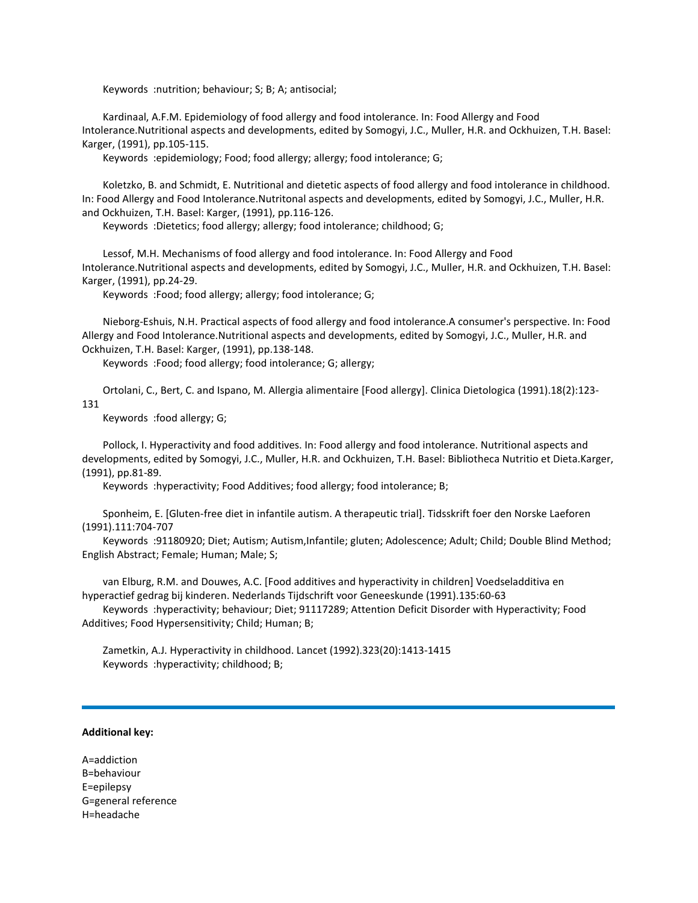Keywords :nutrition; behaviour; S; B; A; antisocial;

Kardinaal, A.F.M. Epidemiology of food allergy and food intolerance. In: Food Allergy and Food Intolerance.Nutritional aspects and developments, edited by Somogyi, J.C., Muller, H.R. and Ockhuizen, T.H. Basel: Karger, (1991), pp.105-115.

Keywords :epidemiology; Food; food allergy; allergy; food intolerance; G;

Koletzko, B. and Schmidt, E. Nutritional and dietetic aspects of food allergy and food intolerance in childhood. In: Food Allergy and Food Intolerance.Nutritonal aspects and developments, edited by Somogyi, J.C., Muller, H.R. and Ockhuizen, T.H. Basel: Karger, (1991), pp.116-126.

Keywords :Dietetics; food allergy; allergy; food intolerance; childhood; G;

Lessof, M.H. Mechanisms of food allergy and food intolerance. In: Food Allergy and Food Intolerance.Nutritional aspects and developments, edited by Somogyi, J.C., Muller, H.R. and Ockhuizen, T.H. Basel: Karger, (1991), pp.24-29.

Keywords :Food; food allergy; allergy; food intolerance; G;

Nieborg-Eshuis, N.H. Practical aspects of food allergy and food intolerance.A consumer's perspective. In: Food Allergy and Food Intolerance.Nutritional aspects and developments, edited by Somogyi, J.C., Muller, H.R. and Ockhuizen, T.H. Basel: Karger, (1991), pp.138-148.

Keywords :Food; food allergy; food intolerance; G; allergy;

Ortolani, C., Bert, C. and Ispano, M. Allergia alimentaire [Food allergy]. Clinica Dietologica (1991).18(2):123-131

Keywords :food allergy; G;

Pollock, I. Hyperactivity and food additives. In: Food allergy and food intolerance. Nutritional aspects and developments, edited by Somogyi, J.C., Muller, H.R. and Ockhuizen, T.H. Basel: Bibliotheca Nutritio et Dieta.Karger, (1991), pp.81-89.

Keywords :hyperactivity; Food Additives; food allergy; food intolerance; B;

Sponheim, E. [Gluten-free diet in infantile autism. A therapeutic trial]. Tidsskrift foer den Norske Laeforen (1991).111:704-707

Keywords :91180920; Diet; Autism; Autism,Infantile; gluten; Adolescence; Adult; Child; Double Blind Method; English Abstract; Female; Human; Male; S;

van Elburg, R.M. and Douwes, A.C. [Food additives and hyperactivity in children] Voedseladditiva en hyperactief gedrag bij kinderen. Nederlands Tijdschrift voor Geneeskunde (1991).135:60-63

Keywords :hyperactivity; behaviour; Diet; 91117289; Attention Deficit Disorder with Hyperactivity; Food Additives; Food Hypersensitivity; Child; Human; B;

Zametkin, A.J. Hyperactivity in childhood. Lancet (1992).323(20):1413-1415

Keywords :hyperactivity; childhood; B;

---

**Additional key:**

A=addiction
B=behaviour
E=epilepsy
G=general reference
H=headache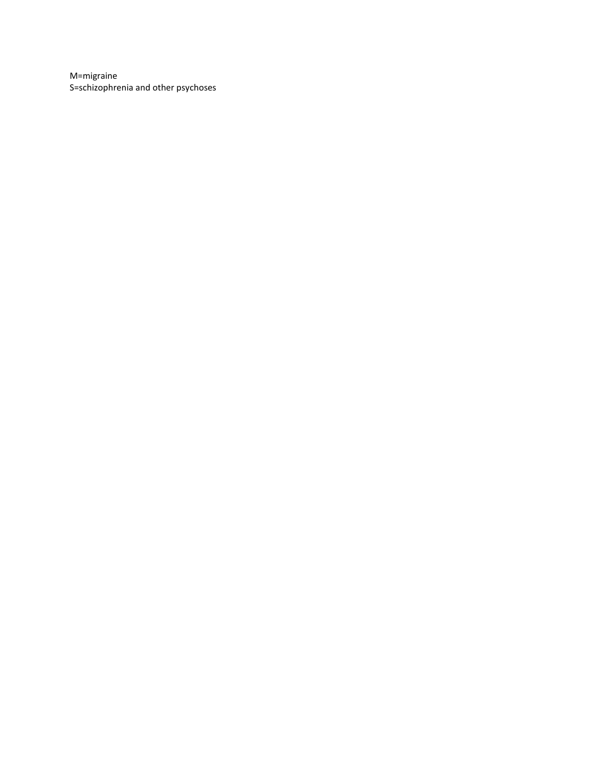M=migraine
S=schizophrenia and other psychoses